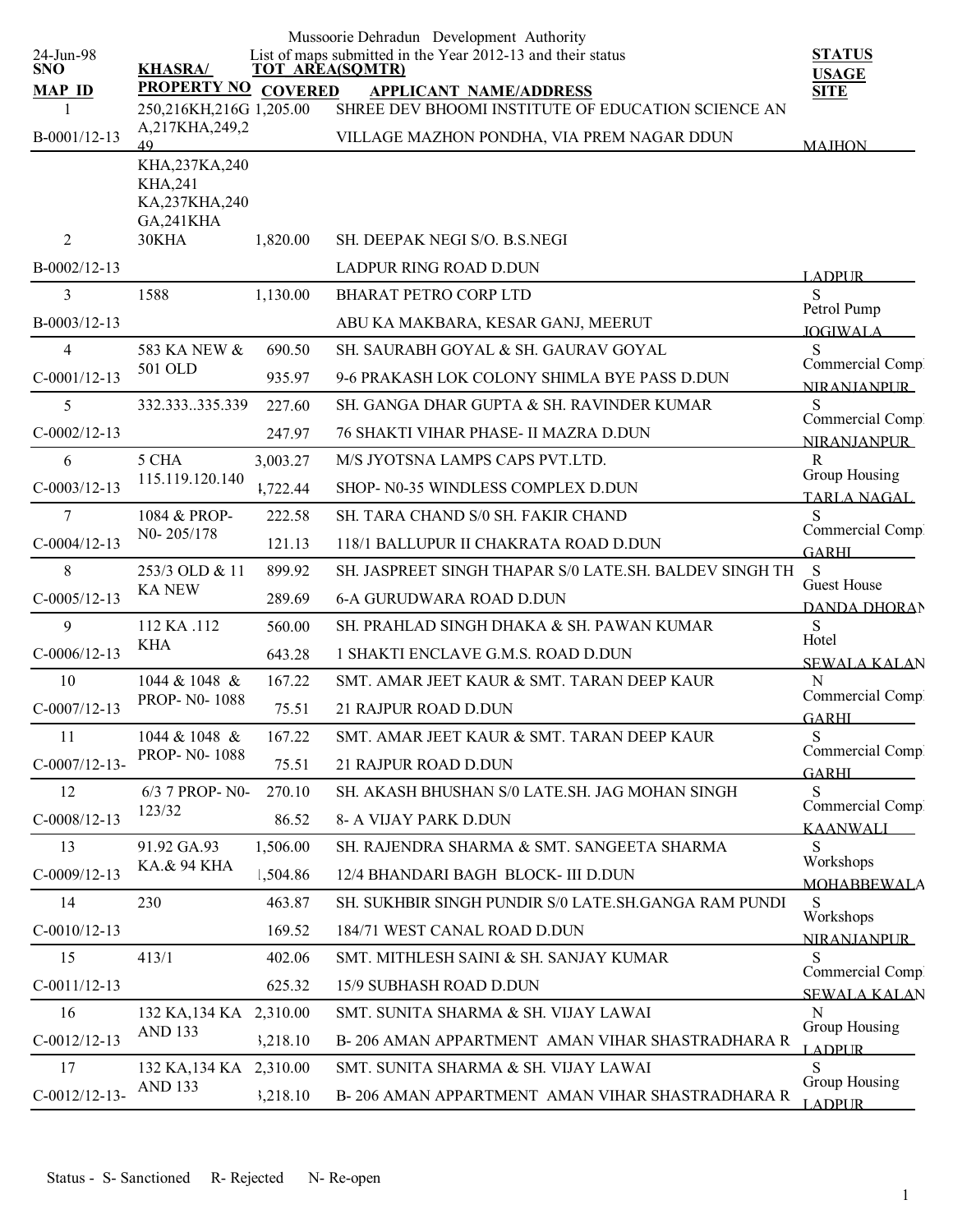Mussoorie Dehradun Development Authority

List of maps submitted in the Year 2012-13 and their status

24-Jun-98

| SNO / MAP_ID | KHASRA/ PROPERTY NO | TOT AREA(SQMTR) / COVERED | APPLICANT NAME/ADDRESS | STATUS / USAGE / SITE |
|---|---|---|---|---|
| 1 / B-0001/12-13 | 250,216KH,216G A,217KHA,249,249 KHA,237KA,240 KHA,241 KA,237KHA,240 GA,241KHA | 1,205.00 | SHREE DEV BHOOMI INSTITUTE OF EDUCATION SCIENCE AN / VILLAGE MAZHON PONDHA, VIA PREM NAGAR DDUN | MAJHON |
| 2 / B-0002/12-13 | 30KHA | 1,820.00 | SH. DEEPAK NEGI S/O. B.S.NEGI / LADPUR RING ROAD D.DUN | LADPUR |
| 3 / B-0003/12-13 | 1588 | 1,130.00 | BHARAT PETRO CORP LTD / ABU KA MAKBARA, KESAR GANJ, MEERUT | S / Petrol Pump / JOGIWALA |
| 4 / C-0001/12-13 | 583 KA NEW & 501 OLD | 690.50 / 935.97 | SH. SAURABH GOYAL & SH. GAURAV GOYAL / 9-6 PRAKASH LOK COLONY SHIMLA BYE PASS D.DUN | S / Commercial Comp / NIRANJANPUR |
| 5 / C-0002/12-13 | 332.333..335.339 | 227.60 / 247.97 | SH. GANGA DHAR GUPTA & SH. RAVINDER KUMAR / 76 SHAKTI VIHAR PHASE- II MAZRA D.DUN | S / Commercial Comp / NIRANJANPUR |
| 6 / C-0003/12-13 | 5 CHA 115.119.120.140 | 3,003.27 / 4,722.44 | M/S JYOTSNA LAMPS CAPS PVT.LTD. / SHOP- N0-35 WINDLESS COMPLEX D.DUN | R / Group Housing / TARLA NAGAL |
| 7 / C-0004/12-13 | 1084 & PROP- N0- 205/178 | 222.58 / 121.13 | SH. TARA CHAND S/0 SH. FAKIR CHAND / 118/1 BALLUPUR II CHAKRATA ROAD D.DUN | S / Commercial Comp / GARHI |
| 8 / C-0005/12-13 | 253/3 OLD & 11 KA NEW | 899.92 / 289.69 | SH. JASPREET SINGH THAPAR S/0 LATE.SH. BALDEV SINGH TH / 6-A GURUDWARA ROAD D.DUN | S / Guest House / DANDA DHORAN |
| 9 / C-0006/12-13 | 112 KA .112 KHA | 560.00 / 643.28 | SH. PRAHLAD SINGH DHAKA & SH. PAWAN KUMAR / 1 SHAKTI ENCLAVE G.M.S. ROAD D.DUN | S / Hotel / SEWALA KALAN |
| 10 / C-0007/12-13 | 1044 & 1048 & PROP- N0- 1088 | 167.22 / 75.51 | SMT. AMAR JEET KAUR & SMT. TARAN DEEP KAUR / 21 RAJPUR ROAD D.DUN | N / Commercial Comp / GARHI |
| 11 / C-0007/12-13- | 1044 & 1048 & PROP- N0- 1088 | 167.22 / 75.51 | SMT. AMAR JEET KAUR & SMT. TARAN DEEP KAUR / 21 RAJPUR ROAD D.DUN | S / Commercial Comp / GARHI |
| 12 / C-0008/12-13 | 6/3 7 PROP- N0- 123/32 | 270.10 / 86.52 | SH. AKASH BHUSHAN S/0 LATE.SH. JAG MOHAN SINGH / 8- A VIJAY PARK D.DUN | S / Commercial Comp / KAANWALI |
| 13 / C-0009/12-13 | 91.92 GA.93 KA.& 94 KHA | 1,506.00 / 1,504.86 | SH. RAJENDRA SHARMA & SMT. SANGEETA SHARMA / 12/4 BHANDARI BAGH BLOCK- III D.DUN | S / Workshops / MOHABBEWALA |
| 14 / C-0010/12-13 | 230 | 463.87 / 169.52 | SH. SUKHBIR SINGH PUNDIR S/0 LATE.SH.GANGA RAM PUNDI / 184/71 WEST CANAL ROAD D.DUN | S / Workshops / NIRANJANPUR |
| 15 / C-0011/12-13 | 413/1 | 402.06 / 625.32 | SMT. MITHLESH SAINI & SH. SANJAY KUMAR / 15/9 SUBHASH ROAD D.DUN | S / Commercial Comp / SEWALA KALAN |
| 16 / C-0012/12-13 | 132 KA,134 KA AND 133 | 2,310.00 / 3,218.10 | SMT. SUNITA SHARMA & SH. VIJAY LAWAI / B- 206 AMAN APPARTMENT AMAN VIHAR SHASTRADHARA R | N / Group Housing / LADPUR |
| 17 / C-0012/12-13- | 132 KA,134 KA AND 133 | 2,310.00 / 3,218.10 | SMT. SUNITA SHARMA & SH. VIJAY LAWAI / B- 206 AMAN APPARTMENT AMAN VIHAR SHASTRADHARA R | S / Group Housing / LADPUR |

Status - S- Sanctioned R- Rejected N- Re-open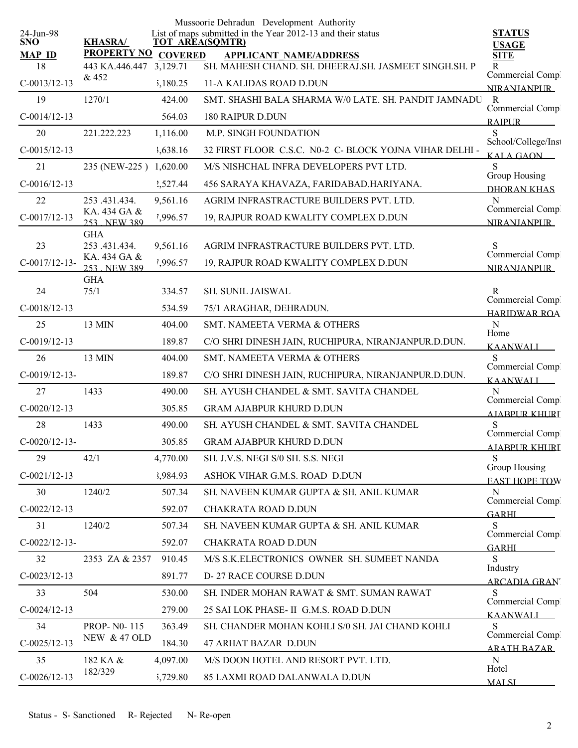Mussoorie Dehradun Development Authority

24-Jun-98

List of maps submitted in the Year 2012-13 and their status

| SNO / MAP_ID | KHASRA/ PROPERTY NO | TOT_AREA(SQMTR) / COVERED | APPLICANT_NAME/ADDRESS | STATUS / USAGE / SITE |
|---|---|---|---|---|
| 18 | 443 KA.446.447 & 452 | 3,129.71 | SH. MAHESH CHAND. SH. DHEERAJ.SH. JASMEET SINGH.SH. P | R |
| C-0013/12-13 | | ,180.25 | 11-A KALIDAS ROAD D.DUN | Commercial Comp NIRANJANPUR |
| 19 | 1270/1 | 424.00 | SMT. SHASHI BALA SHARMA W/0 LATE. SH. PANDIT JAMNADU | R |
| C-0014/12-13 | | 564.03 | 180 RAIPUR D.DUN | Commercial Comp RAIPUR |
| 20 | 221.222.223 | 1,116.00 | M.P. SINGH FOUNDATION | S |
| C-0015/12-13 | | ,638.16 | 32 FIRST FLOOR C.S.C. N0-2 C- BLOCK YOJNA VIHAR DELHI - | School/College/Inst KALA GAON |
| 21 | 235 (NEW-225 ) | 1,620.00 | M/S NISHCHAL INFRA DEVELOPERS PVT LTD. | S |
| C-0016/12-13 | | ,527.44 | 456 SARAYA KHAVAZA, FARIDABAD.HARIYANA. | Group Housing DHORAN KHAS |
| 22 | 253 .431.434. KA. 434 GA & 253 , NEW 389 GHA | 9,561.16 | AGRIM INFRASTRACTURE BUILDERS PVT. LTD. | N |
| C-0017/12-13 | | ,996.57 | 19, RAJPUR ROAD KWALITY COMPLEX D.DUN | Commercial Comp NIRANJANPUR |
| 23 | 253 .431.434. KA. 434 GA & 253 , NEW 389 GHA | 9,561.16 | AGRIM INFRASTRACTURE BUILDERS PVT. LTD. | S |
| C-0017/12-13- | | ,996.57 | 19, RAJPUR ROAD KWALITY COMPLEX D.DUN | Commercial Comp NIRANJANPUR |
| 24 | 75/1 | 334.57 | SH. SUNIL JAISWAL | R |
| C-0018/12-13 | | 534.59 | 75/1 ARAGHAR, DEHRADUN. | Commercial Comp HARIDWAR ROA |
| 25 | 13 MIN | 404.00 | SMT. NAMEETA VERMA & OTHERS | N |
| C-0019/12-13 | | 189.87 | C/O SHRI DINESH JAIN, RUCHIPURA, NIRANJANPUR.D.DUN. | Home KAANWALI |
| 26 | 13 MIN | 404.00 | SMT. NAMEETA VERMA & OTHERS | S |
| C-0019/12-13- | | 189.87 | C/O SHRI DINESH JAIN, RUCHIPURA, NIRANJANPUR.D.DUN. | Commercial Comp KAANWALI |
| 27 | 1433 | 490.00 | SH. AYUSH CHANDEL & SMT. SAVITA CHANDEL | N |
| C-0020/12-13 | | 305.85 | GRAM AJABPUR KHURD D.DUN | Commercial Comp AJABPUR KHURD |
| 28 | 1433 | 490.00 | SH. AYUSH CHANDEL & SMT. SAVITA CHANDEL | S |
| C-0020/12-13- | | 305.85 | GRAM AJABPUR KHURD D.DUN | Commercial Comp AJABPUR KHURD |
| 29 | 42/1 | 4,770.00 | SH. J.V.S. NEGI S/0 SH. S.S. NEGI | S |
| C-0021/12-13 | | ,984.93 | ASHOK VIHAR G.M.S. ROAD D.DUN | Group Housing EAST HOPE TOW |
| 30 | 1240/2 | 507.34 | SH. NAVEEN KUMAR GUPTA & SH. ANIL KUMAR | N |
| C-0022/12-13 | | 592.07 | CHAKRATA ROAD D.DUN | Commercial Comp GARHI |
| 31 | 1240/2 | 507.34 | SH. NAVEEN KUMAR GUPTA & SH. ANIL KUMAR | S |
| C-0022/12-13- | | 592.07 | CHAKRATA ROAD D.DUN | Commercial Comp GARHI |
| 32 | 2353 ZA & 2357 | 910.45 | M/S S.K.ELECTRONICS OWNER SH. SUMEET NANDA | S |
| C-0023/12-13 | | 891.77 | D- 27 RACE COURSE D.DUN | Industry ARCADIA GRANT |
| 33 | 504 | 530.00 | SH. INDER MOHAN RAWAT & SMT. SUMAN RAWAT | S |
| C-0024/12-13 | | 279.00 | 25 SAI LOK PHASE- II G.M.S. ROAD D.DUN | Commercial Comp KAANWALI |
| 34 | PROP- N0- 115 NEW & 47 OLD | 363.49 | SH. CHANDER MOHAN KOHLI S/0 SH. JAI CHAND KOHLI | S |
| C-0025/12-13 | | 184.30 | 47 ARHAT BAZAR D.DUN | Commercial Comp ARATH BAZAR |
| 35 | 182 KA & 182/329 | 4,097.00 | M/S DOON HOTEL AND RESORT PVT. LTD. | N |
| C-0026/12-13 | | ,729.80 | 85 LAXMI ROAD DALANWALA D.DUN | Hotel MALSI |

Status - S- Sanctioned R- Rejected N- Re-open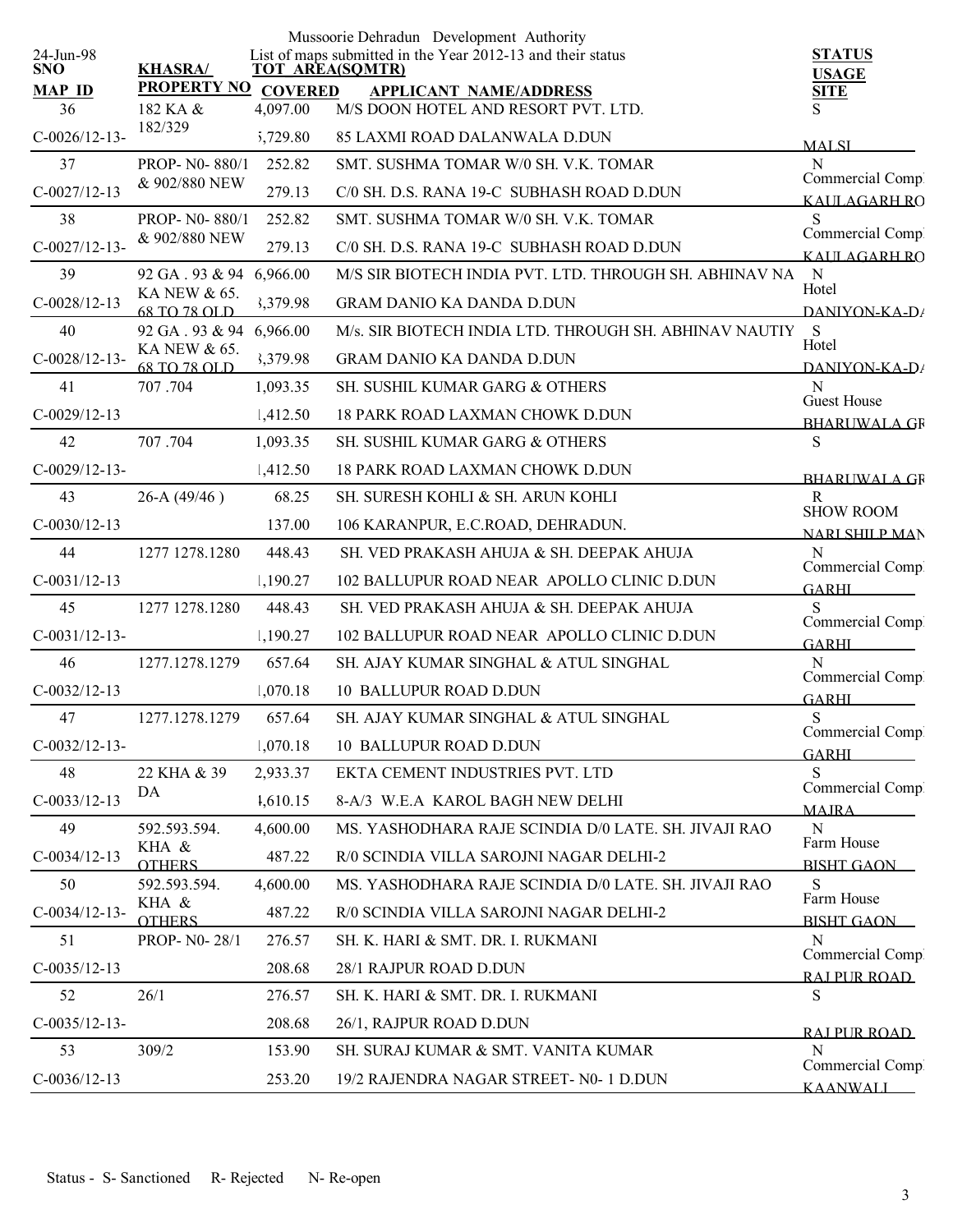Mussoorie Dehradun Development Authority

List of maps submitted in the Year 2012-13 and their status

24-Jun-98

| SNO / MAP ID | KHASRA/ PROPERTY NO | TOT AREA(SQMTR) / COVERED | APPLICANT NAME/ADDRESS | STATUS / USAGE / SITE |
|---|---|---|---|---|
| 36 / C-0026/12-13- | 182 KA & 182/329 | 4,097.00 / 5,729.80 | M/S DOON HOTEL AND RESORT PVT. LTD. / 85 LAXMI ROAD DALANWALA D.DUN | S / / MALSI |
| 37 / C-0027/12-13 | PROP- N0- 880/1 & 902/880 NEW | 252.82 / 279.13 | SMT. SUSHMA TOMAR W/0 SH. V.K. TOMAR / C/0 SH. D.S. RANA 19-C SUBHASH ROAD D.DUN | N / Commercial Comp / KAULAGARH RO |
| 38 / C-0027/12-13- | PROP- N0- 880/1 & 902/880 NEW | 252.82 / 279.13 | SMT. SUSHMA TOMAR W/0 SH. V.K. TOMAR / C/0 SH. D.S. RANA 19-C SUBHASH ROAD D.DUN | S / Commercial Comp / KAULAGARH RO |
| 39 / C-0028/12-13 | 92 GA . 93 & 94 KA NEW & 65. 68 TO 78 OLD | 6,966.00 / 3,379.98 | M/S SIR BIOTECH INDIA PVT. LTD. THROUGH SH. ABHINAV NA / GRAM DANIO KA DANDA D.DUN | N / Hotel / DANIYON-KA-DA |
| 40 / C-0028/12-13- | 92 GA . 93 & 94 KA NEW & 65. 68 TO 78 OLD | 6,966.00 / 3,379.98 | M/s. SIR BIOTECH INDIA LTD. THROUGH SH. ABHINAV NAUTIY / GRAM DANIO KA DANDA D.DUN | S / Hotel / DANIYON-KA-DA |
| 41 / C-0029/12-13 | 707 .704 | 1,093.35 / 1,412.50 | SH. SUSHIL KUMAR GARG & OTHERS / 18 PARK ROAD LAXMAN CHOWK D.DUN | N / Guest House / BHARUWALA GR |
| 42 / C-0029/12-13- | 707 .704 | 1,093.35 / 1,412.50 | SH. SUSHIL KUMAR GARG & OTHERS / 18 PARK ROAD LAXMAN CHOWK D.DUN | S / / BHARUWALA GR |
| 43 / C-0030/12-13 | 26-A (49/46 ) | 68.25 / 137.00 | SH. SURESH KOHLI & SH. ARUN KOHLI / 106 KARANPUR, E.C.ROAD, DEHRADUN. | R / SHOW ROOM / NARI SHILP MAN |
| 44 / C-0031/12-13 | 1277 1278.1280 | 448.43 / 1,190.27 | SH. VED PRAKASH AHUJA & SH. DEEPAK AHUJA / 102 BALLUPUR ROAD NEAR APOLLO CLINIC D.DUN | N / Commercial Comp / GARHI |
| 45 / C-0031/12-13- | 1277 1278.1280 | 448.43 / 1,190.27 | SH. VED PRAKASH AHUJA & SH. DEEPAK AHUJA / 102 BALLUPUR ROAD NEAR APOLLO CLINIC D.DUN | S / Commercial Comp / GARHI |
| 46 / C-0032/12-13 | 1277.1278.1279 | 657.64 / 1,070.18 | SH. AJAY KUMAR SINGHAL & ATUL SINGHAL / 10 BALLUPUR ROAD D.DUN | N / Commercial Comp / GARHI |
| 47 / C-0032/12-13- | 1277.1278.1279 | 657.64 / 1,070.18 | SH. AJAY KUMAR SINGHAL & ATUL SINGHAL / 10 BALLUPUR ROAD D.DUN | S / Commercial Comp / GARHI |
| 48 / C-0033/12-13 | 22 KHA & 39 DA | 2,933.37 / 4,610.15 | EKTA CEMENT INDUSTRIES PVT. LTD / 8-A/3 W.E.A KAROL BAGH NEW DELHI | S / Commercial Comp / MAJRA |
| 49 / C-0034/12-13 | 592.593.594. KHA & OTHERS | 4,600.00 / 487.22 | MS. YASHODHARA RAJE SCINDIA D/0 LATE. SH. JIVAJI RAO / R/0 SCINDIA VILLA SAROJNI NAGAR DELHI-2 | N / Farm House / BISHT GAON |
| 50 / C-0034/12-13- | 592.593.594. KHA & OTHERS | 4,600.00 / 487.22 | MS. YASHODHARA RAJE SCINDIA D/0 LATE. SH. JIVAJI RAO / R/0 SCINDIA VILLA SAROJNI NAGAR DELHI-2 | S / Farm House / BISHT GAON |
| 51 / C-0035/12-13 | PROP- N0- 28/1 | 276.57 / 208.68 | SH. K. HARI & SMT. DR. I. RUKMANI / 28/1 RAJPUR ROAD D.DUN | N / Commercial Comp / RAJ PUR ROAD |
| 52 / C-0035/12-13- | 26/1 | 276.57 / 208.68 | SH. K. HARI & SMT. DR. I. RUKMANI / 26/1, RAJPUR ROAD D.DUN | S / / RAJ PUR ROAD |
| 53 / C-0036/12-13 | 309/2 | 153.90 / 253.20 | SH. SURAJ KUMAR & SMT. VANITA KUMAR / 19/2 RAJENDRA NAGAR STREET- N0- 1 D.DUN | N / Commercial Comp / KAANWALI |

Status - S- Sanctioned R- Rejected N- Re-open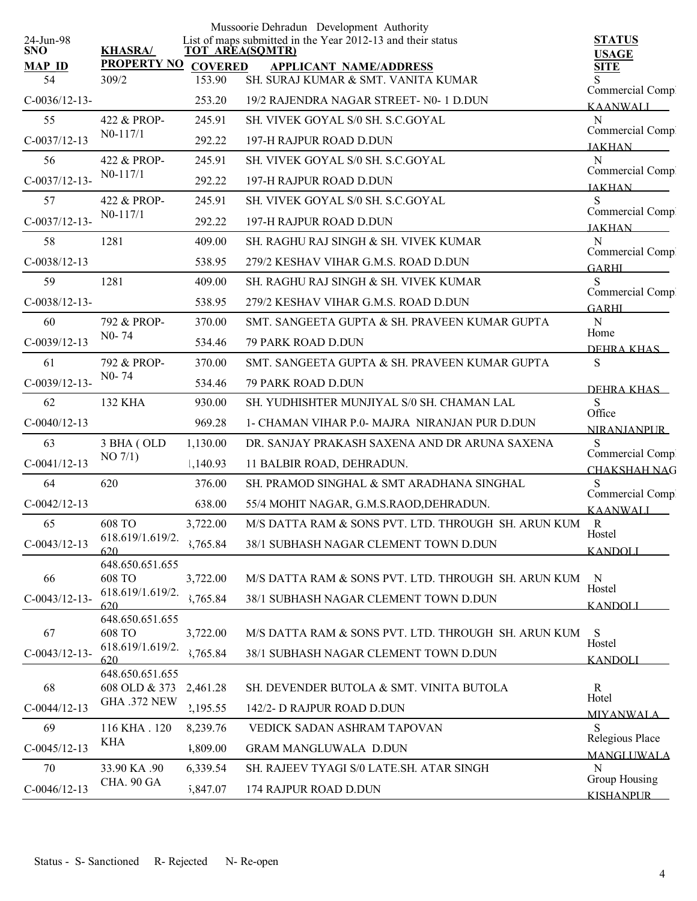Mussoorie Dehradun Development Authority

24-Jun-98

List of maps submitted in the Year 2012-13 and their status

| SNO / MAP ID | KHASRA/ PROPERTY NO | TOT AREA(SQMTR) COVERED | APPLICANT NAME/ADDRESS | STATUS / USAGE / SITE |
|---|---|---|---|---|
| 54 / C-0036/12-13- | 309/2 | 153.90 / 253.20 | SH. SURAJ KUMAR & SMT. VANITA KUMAR / 19/2 RAJENDRA NAGAR STREET- N0- 1 D.DUN | S / Commercial Comp / KAANWALI |
| 55 / C-0037/12-13 | 422 & PROP-N0-117/1 | 245.91 / 292.22 | SH. VIVEK GOYAL S/0 SH. S.C.GOYAL / 197-H RAJPUR ROAD D.DUN | N / Commercial Comp / JAKHAN |
| 56 / C-0037/12-13- | 422 & PROP-N0-117/1 | 245.91 / 292.22 | SH. VIVEK GOYAL S/0 SH. S.C.GOYAL / 197-H RAJPUR ROAD D.DUN | N / Commercial Comp / JAKHAN |
| 57 / C-0037/12-13- | 422 & PROP-N0-117/1 | 245.91 / 292.22 | SH. VIVEK GOYAL S/0 SH. S.C.GOYAL / 197-H RAJPUR ROAD D.DUN | S / Commercial Comp / JAKHAN |
| 58 / C-0038/12-13 | 1281 | 409.00 / 538.95 | SH. RAGHU RAJ SINGH & SH. VIVEK KUMAR / 279/2 KESHAV VIHAR G.M.S. ROAD D.DUN | N / Commercial Comp / GARHI |
| 59 / C-0038/12-13- | 1281 | 409.00 / 538.95 | SH. RAGHU RAJ SINGH & SH. VIVEK KUMAR / 279/2 KESHAV VIHAR G.M.S. ROAD D.DUN | S / Commercial Comp / GARHI |
| 60 / C-0039/12-13 | 792 & PROP-N0- 74 | 370.00 / 534.46 | SMT. SANGEETA GUPTA & SH. PRAVEEN KUMAR GUPTA / 79 PARK ROAD D.DUN | N / Home / DEHRA KHAS |
| 61 / C-0039/12-13- | 792 & PROP-N0- 74 | 370.00 / 534.46 | SMT. SANGEETA GUPTA & SH. PRAVEEN KUMAR GUPTA / 79 PARK ROAD D.DUN | S / DEHRA KHAS |
| 62 / C-0040/12-13 | 132 KHA | 930.00 / 969.28 | SH. YUDHISHTER MUNJIYAL S/0 SH. CHAMAN LAL / 1- CHAMAN VIHAR P.0- MAJRA NIRANJAN PUR D.DUN | S / Office / NIRANJANPUR |
| 63 / C-0041/12-13 | 3 BHA ( OLD NO 7/1) | 1,130.00 / 1,140.93 | DR. SANJAY PRAKASH SAXENA AND DR ARUNA SAXENA / 11 BALBIR ROAD, DEHRADUN. | S / Commercial Comp / CHAKSHAH NAG |
| 64 / C-0042/12-13 | 620 | 376.00 / 638.00 | SH. PRAMOD SINGHAL & SMT ARADHANA SINGHAL / 55/4 MOHIT NAGAR, G.M.S.RAOD,DEHRADUN. | S / Commercial Comp / KAANWALI |
| 65 / C-0043/12-13 | 608 TO 618.619/1.619/2.620 648.650.651.655 | 3,722.00 / 3,765.84 | M/S DATTA RAM & SONS PVT. LTD. THROUGH SH. ARUN KUM / 38/1 SUBHASH NAGAR CLEMENT TOWN D.DUN | R / Hostel / KANDOLI |
| 66 / C-0043/12-13- | 608 TO 618.619/1.619/2.620 648.650.651.655 | 3,722.00 / 3,765.84 | M/S DATTA RAM & SONS PVT. LTD. THROUGH SH. ARUN KUM / 38/1 SUBHASH NAGAR CLEMENT TOWN D.DUN | N / Hostel / KANDOLI |
| 67 / C-0043/12-13- | 608 TO 618.619/1.619/2.620 648.650.651.655 | 3,722.00 / 3,765.84 | M/S DATTA RAM & SONS PVT. LTD. THROUGH SH. ARUN KUM / 38/1 SUBHASH NAGAR CLEMENT TOWN D.DUN | S / Hostel / KANDOLI |
| 68 / C-0044/12-13 | 608 OLD & 373 GHA .372 NEW | 2,461.28 / 2,195.55 | SH. DEVENDER BUTOLA & SMT. VINITA BUTOLA / 142/2- D RAJPUR ROAD D.DUN | R / Hotel / MIYANWALA |
| 69 / C-0045/12-13 | 116 KHA . 120 KHA | 8,239.76 / 4,809.00 | VEDICK SADAN ASHRAM TAPOVAN / GRAM MANGLUWALA D.DUN | S / Relegious Place / MANGLUWALA |
| 70 / C-0046/12-13 | 33.90 KA .90 CHA. 90 GA | 6,339.54 / 5,847.07 | SH. RAJEEV TYAGI S/0 LATE.SH. ATAR SINGH / 174 RAJPUR ROAD D.DUN | N / Group Housing / KISHANPUR |

Status - S- Sanctioned R- Rejected N- Re-open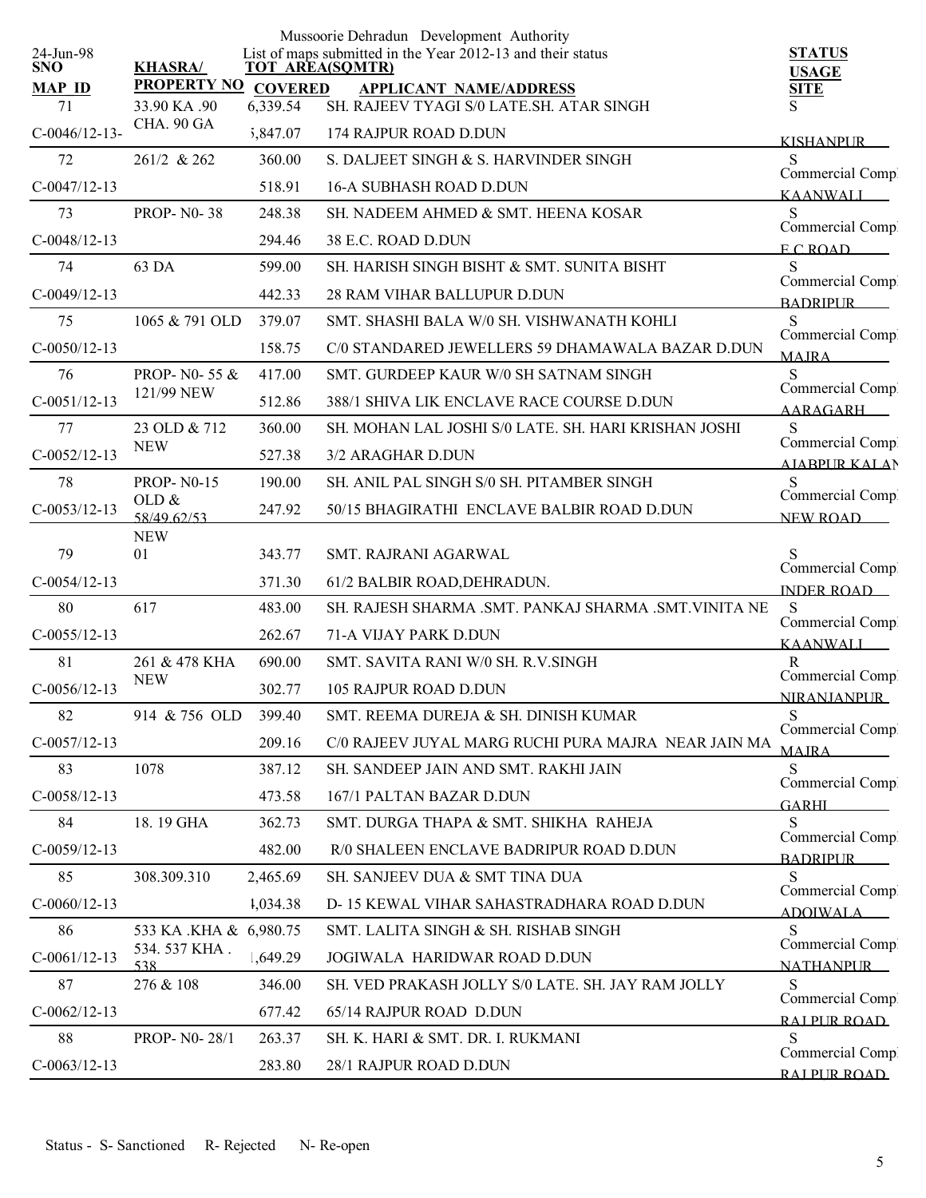Mussoorie Dehradun Development Authority

List of maps submitted in the Year 2012-13 and their status

24-Jun-98

| SNO / MAP_ID | KHASRA/ PROPERTY NO | TOT AREA(SQMTR) / COVERED | APPLICANT NAME/ADDRESS | STATUS / USAGE / SITE |
|---|---|---|---|---|
| 71 | 33.90 KA .90 CHA. 90 GA | 6,339.54 | SH. RAJEEV TYAGI S/0 LATE.SH. ATAR SINGH | S |
| C-0046/12-13- | | 5,847.07 | 174 RAJPUR ROAD D.DUN | KISHANPUR |
| 72 | 261/2 & 262 | 360.00 | S. DALJEET SINGH & S. HARVINDER SINGH | S Commercial Comp |
| C-0047/12-13 | | 518.91 | 16-A SUBHASH ROAD D.DUN | KAANWALI |
| 73 | PROP- N0- 38 | 248.38 | SH. NADEEM AHMED & SMT. HEENA KOSAR | S Commercial Comp |
| C-0048/12-13 | | 294.46 | 38 E.C. ROAD D.DUN | E C ROAD |
| 74 | 63 DA | 599.00 | SH. HARISH SINGH BISHT & SMT. SUNITA BISHT | S Commercial Comp |
| C-0049/12-13 | | 442.33 | 28 RAM VIHAR BALLUPUR D.DUN | BADRIPUR |
| 75 | 1065 & 791 OLD | 379.07 | SMT. SHASHI BALA W/0 SH. VISHWANATH KOHLI | S Commercial Comp |
| C-0050/12-13 | | 158.75 | C/0 STANDARED JEWELLERS 59 DHAMAWALA BAZAR D.DUN | MAJRA |
| 76 | PROP- N0- 55 & 121/99 NEW | 417.00 | SMT. GURDEEP KAUR W/0 SH SATNAM SINGH | S Commercial Comp |
| C-0051/12-13 | | 512.86 | 388/1 SHIVA LIK ENCLAVE RACE COURSE D.DUN | AARAGARH |
| 77 | 23 OLD & 712 NEW | 360.00 | SH. MOHAN LAL JOSHI S/0 LATE. SH. HARI KRISHAN JOSHI | S Commercial Comp |
| C-0052/12-13 | | 527.38 | 3/2 ARAGHAR D.DUN | AJABPUR KALAN |
| 78 | PROP- N0-15 OLD & 58/49.62/53 NEW | 190.00 | SH. ANIL PAL SINGH S/0 SH. PITAMBER SINGH | S Commercial Comp |
| C-0053/12-13 | | 247.92 | 50/15 BHAGIRATHI ENCLAVE BALBIR ROAD D.DUN | NEW ROAD |
| 79 | 01 | 343.77 | SMT. RAJRANI AGARWAL | S Commercial Comp |
| C-0054/12-13 | | 371.30 | 61/2 BALBIR ROAD,DEHRADUN. | INDER ROAD |
| 80 | 617 | 483.00 | SH. RAJESH SHARMA .SMT. PANKAJ SHARMA .SMT.VINITA NE | S Commercial Comp |
| C-0055/12-13 | | 262.67 | 71-A VIJAY PARK D.DUN | KAANWALI |
| 81 | 261 & 478 KHA NEW | 690.00 | SMT. SAVITA RANI W/0 SH. R.V.SINGH | R Commercial Comp |
| C-0056/12-13 | | 302.77 | 105 RAJPUR ROAD D.DUN | NIRANJANPUR |
| 82 | 914 & 756 OLD | 399.40 | SMT. REEMA DUREJA & SH. DINISH KUMAR | S Commercial Comp |
| C-0057/12-13 | | 209.16 | C/0 RAJEEV JUYAL MARG RUCHI PURA MAJRA NEAR JAIN MA | MAJRA |
| 83 | 1078 | 387.12 | SH. SANDEEP JAIN AND SMT. RAKHI JAIN | S Commercial Comp |
| C-0058/12-13 | | 473.58 | 167/1 PALTAN BAZAR D.DUN | GARHI |
| 84 | 18. 19 GHA | 362.73 | SMT. DURGA THAPA & SMT. SHIKHA RAHEJA | S Commercial Comp |
| C-0059/12-13 | | 482.00 | R/0 SHALEEN ENCLAVE BADRIPUR ROAD D.DUN | BADRIPUR |
| 85 | 308.309.310 | 2,465.69 | SH. SANJEEV DUA & SMT TINA DUA | S Commercial Comp |
| C-0060/12-13 | | 4,034.38 | D- 15 KEWAL VIHAR SAHASTRADHARA ROAD D.DUN | ADOIWALA |
| 86 | 533 KA .KHA & 534. 537 KHA . 538 | 6,980.75 | SMT. LALITA SINGH & SH. RISHAB SINGH | S Commercial Comp |
| C-0061/12-13 | | 1,649.29 | JOGIWALA HARIDWAR ROAD D.DUN | NATHANPUR |
| 87 | 276 & 108 | 346.00 | SH. VED PRAKASH JOLLY S/0 LATE. SH. JAY RAM JOLLY | S Commercial Comp |
| C-0062/12-13 | | 677.42 | 65/14 RAJPUR ROAD D.DUN | RAJPUR ROAD |
| 88 | PROP- N0- 28/1 | 263.37 | SH. K. HARI & SMT. DR. I. RUKMANI | S Commercial Comp |
| C-0063/12-13 | | 283.80 | 28/1 RAJPUR ROAD D.DUN | RAJPUR ROAD |

Status - S- Sanctioned R- Rejected N- Re-open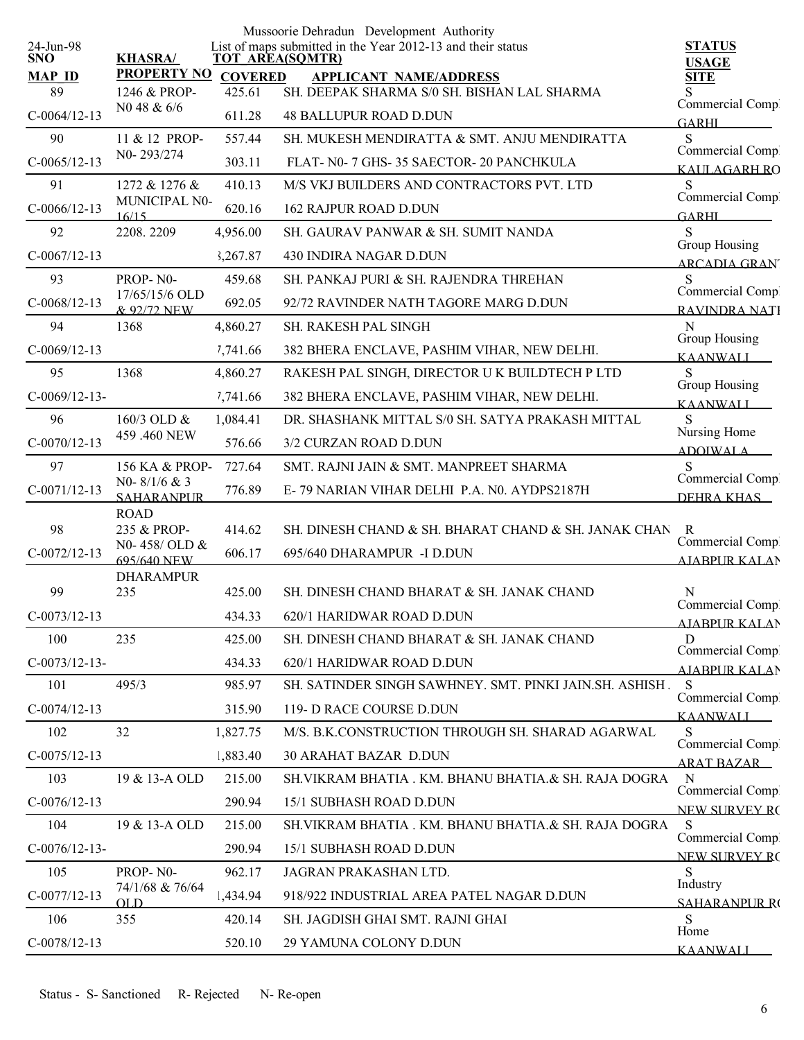Mussoorie Dehradun Development Authority

List of maps submitted in the Year 2012-13 and their status

24-Jun-98

| SNO / MAP ID | KHASRA/ PROPERTY NO | TOT AREA(SQMTR) / COVERED | APPLICANT NAME/ADDRESS | STATUS / USAGE / SITE |
|---|---|---|---|---|
| 89 | 1246 & PROP- | 425.61 | SH. DEEPAK SHARMA S/0 SH. BISHAN LAL SHARMA | S |
| C-0064/12-13 | N0 48 & 6/6 | 611.28 | 48 BALLUPUR ROAD D.DUN | Commercial Comp GARHI |
| 90 | 11 & 12 PROP- | 557.44 | SH. MUKESH MENDIRATTA & SMT. ANJU MENDIRATTA | S |
| C-0065/12-13 | N0- 293/274 | 303.11 | FLAT- N0- 7 GHS- 35 SAECTOR- 20 PANCHKULA | Commercial Comp KAULAGARH RO |
| 91 | 1272 & 1276 & | 410.13 | M/S VKJ BUILDERS AND CONTRACTORS PVT. LTD | S |
| C-0066/12-13 | MUNICIPAL N0- 16/15 | 620.16 | 162 RAJPUR ROAD D.DUN | Commercial Comp GARHI |
| 92 | 2208. 2209 | 4,956.00 | SH. GAURAV PANWAR & SH. SUMIT NANDA | S |
| C-0067/12-13 | | 3,267.87 | 430 INDIRA NAGAR D.DUN | Group Housing ARCADIA GRAN |
| 93 | PROP- N0- | 459.68 | SH. PANKAJ PURI & SH. RAJENDRA THREHAN | S |
| C-0068/12-13 | 17/65/15/6 OLD & 92/72 NEW | 692.05 | 92/72 RAVINDER NATH TAGORE MARG D.DUN | Commercial Comp RAVINDRA NATI |
| 94 | 1368 | 4,860.27 | SH. RAKESH PAL SINGH | N |
| C-0069/12-13 | | 7,741.66 | 382 BHERA ENCLAVE, PASHIM VIHAR, NEW DELHI. | Group Housing KAANWALI |
| 95 | 1368 | 4,860.27 | RAKESH PAL SINGH, DIRECTOR U K BUILDTECH P LTD | S |
| C-0069/12-13- | | 7,741.66 | 382 BHERA ENCLAVE, PASHIM VIHAR, NEW DELHI. | Group Housing KAANWALI |
| 96 | 160/3 OLD & | 1,084.41 | DR. SHASHANK MITTAL S/0 SH. SATYA PRAKASH MITTAL | S |
| C-0070/12-13 | 459 .460 NEW | 576.66 | 3/2 CURZAN ROAD D.DUN | Nursing Home ADOIWALA |
| 97 | 156 KA & PROP- | 727.64 | SMT. RAJNI JAIN & SMT. MANPREET SHARMA | S |
| C-0071/12-13 | N0- 8/1/6 & 3 SAHARANPUR ROAD | 776.89 | E- 79 NARIAN VIHAR DELHI P.A. N0. AYDPS2187H | Commercial Comp DEHRA KHAS |
| 98 | 235 & PROP- | 414.62 | SH. DINESH CHAND & SH. BHARAT CHAND & SH. JANAK CHAN | R |
| C-0072/12-13 | N0- 458/ OLD & 695/640 NEW DHARAMPUR | 606.17 | 695/640 DHARAMPUR -I D.DUN | Commercial Comp AJABPUR KALAN |
| 99 | 235 | 425.00 | SH. DINESH CHAND BHARAT & SH. JANAK CHAND | N |
| C-0073/12-13 | | 434.33 | 620/1 HARIDWAR ROAD D.DUN | Commercial Comp AJABPUR KALAN |
| 100 | 235 | 425.00 | SH. DINESH CHAND BHARAT & SH. JANAK CHAND | D |
| C-0073/12-13- | | 434.33 | 620/1 HARIDWAR ROAD D.DUN | Commercial Comp AJABPUR KALAN |
| 101 | 495/3 | 985.97 | SH. SATINDER SINGH SAWHNEY. SMT. PINKI JAIN.SH. ASHISH . | S |
| C-0074/12-13 | | 315.90 | 119- D RACE COURSE D.DUN | Commercial Comp KAANWALI |
| 102 | 32 | 1,827.75 | M/S. B.K.CONSTRUCTION THROUGH SH. SHARAD AGARWAL | S |
| C-0075/12-13 | | 1,883.40 | 30 ARAHAT BAZAR D.DUN | Commercial Comp ARAT BAZAR |
| 103 | 19 & 13-A OLD | 215.00 | SH.VIKRAM BHATIA . KM. BHANU BHATIA.& SH. RAJA DOGRA | N |
| C-0076/12-13 | | 290.94 | 15/1 SUBHASH ROAD D.DUN | Commercial Comp NEW SURVEY RO |
| 104 | 19 & 13-A OLD | 215.00 | SH.VIKRAM BHATIA . KM. BHANU BHATIA.& SH. RAJA DOGRA | S |
| C-0076/12-13- | | 290.94 | 15/1 SUBHASH ROAD D.DUN | Commercial Comp NEW SURVEY RO |
| 105 | PROP- N0- | 962.17 | JAGRAN PRAKASHAN LTD. | S |
| C-0077/12-13 | 74/1/68 & 76/64 OLD | 1,434.94 | 918/922 INDUSTRIAL AREA PATEL NAGAR D.DUN | Industry SAHARANPUR RO |
| 106 | 355 | 420.14 | SH. JAGDISH GHAI SMT. RAJNI GHAI | S |
| C-0078/12-13 | | 520.10 | 29 YAMUNA COLONY D.DUN | Home KAANWALI |

Status - S- Sanctioned R- Rejected N- Re-open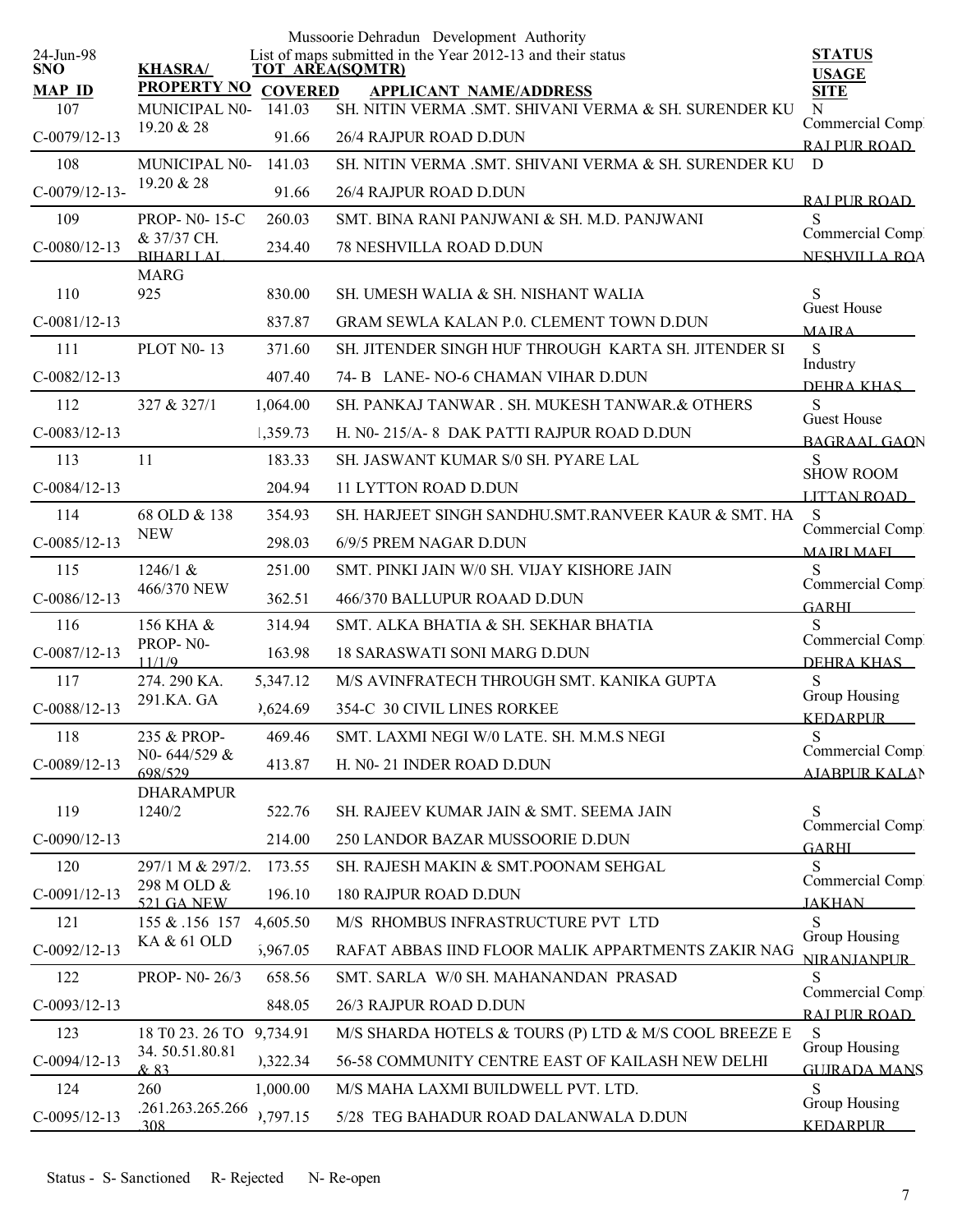Mussoorie Dehradun Development Authority

24-Jun-98

List of maps submitted in the Year 2012-13 and their status

| SNO / MAP_ID | KHASRA/ PROPERTY NO | TOT AREA(SQMTR) / COVERED | APPLICANT NAME/ADDRESS | STATUS / USAGE / SITE |
|---|---|---|---|---|
| 107 | MUNICIPAL N0- 19.20 & 28 | 141.03 | SH. NITIN VERMA .SMT. SHIVANI VERMA & SH. SURENDER KU | N |
| C-0079/12-13 | | 91.66 | 26/4 RAJPUR ROAD D.DUN | Commercial Comp RAJ PUR ROAD |
| 108 | MUNICIPAL N0- 19.20 & 28 | 141.03 | SH. NITIN VERMA .SMT. SHIVANI VERMA & SH. SURENDER KU | D |
| C-0079/12-13- | | 91.66 | 26/4 RAJPUR ROAD D.DUN | RAJ PUR ROAD |
| 109 | PROP- N0- 15-C & 37/37 CH. BIHARI LAL MARG | 260.03 | SMT. BINA RANI PANJWANI & SH. M.D. PANJWANI | S |
| C-0080/12-13 | | 234.40 | 78 NESHVILLA ROAD D.DUN | Commercial Comp NESHVILLA ROA |
| 110 | 925 | 830.00 | SH. UMESH WALIA & SH. NISHANT WALIA | S |
| C-0081/12-13 | | 837.87 | GRAM SEWLA KALAN P.0. CLEMENT TOWN D.DUN | Guest House MAJRA |
| 111 | PLOT N0- 13 | 371.60 | SH. JITENDER SINGH HUF THROUGH KARTA SH. JITENDER SI | S |
| C-0082/12-13 | | 407.40 | 74- B LANE- NO-6 CHAMAN VIHAR D.DUN | Industry DEHRA KHAS |
| 112 | 327 & 327/1 | 1,064.00 | SH. PANKAJ TANWAR . SH. MUKESH TANWAR.& OTHERS | S |
| C-0083/12-13 | | 1,359.73 | H. N0- 215/A- 8 DAK PATTI RAJPUR ROAD D.DUN | Guest House BAGRAAL GAON |
| 113 | 11 | 183.33 | SH. JASWANT KUMAR S/0 SH. PYARE LAL | S |
| C-0084/12-13 | | 204.94 | 11 LYTTON ROAD D.DUN | SHOW ROOM LITTAN ROAD |
| 114 | 68 OLD & 138 NEW | 354.93 | SH. HARJEET SINGH SANDHU.SMT.RANVEER KAUR & SMT. HA | S |
| C-0085/12-13 | | 298.03 | 6/9/5 PREM NAGAR D.DUN | Commercial Comp MAJRI MAFI |
| 115 | 1246/1 & 466/370 NEW | 251.00 | SMT. PINKI JAIN W/0 SH. VIJAY KISHORE JAIN | S |
| C-0086/12-13 | | 362.51 | 466/370 BALLUPUR ROAAD D.DUN | Commercial Comp GARHI |
| 116 | 156 KHA & PROP- N0- 11/1/9 | 314.94 | SMT. ALKA BHATIA & SH. SEKHAR BHATIA | S |
| C-0087/12-13 | | 163.98 | 18 SARASWATI SONI MARG D.DUN | Commercial Comp DEHRA KHAS |
| 117 | 274. 290 KA. 291.KA. GA | 5,347.12 | M/S AVINFRATECH THROUGH SMT. KANIKA GUPTA | S |
| C-0088/12-13 | | ),624.69 | 354-C 30 CIVIL LINES RORKEE | Group Housing KEDARPUR |
| 118 | 235 & PROP- N0- 644/529 & 698/529 DHARAMPUR | 469.46 | SMT. LAXMI NEGI W/0 LATE. SH. M.M.S NEGI | S |
| C-0089/12-13 | | 413.87 | H. N0- 21 INDER ROAD D.DUN | Commercial Comp AJABPUR KALAN |
| 119 | 1240/2 | 522.76 | SH. RAJEEV KUMAR JAIN & SMT. SEEMA JAIN | S |
| C-0090/12-13 | | 214.00 | 250 LANDOR BAZAR MUSSOORIE D.DUN | Commercial Comp GARHI |
| 120 | 297/1 M & 297/2. 298 M OLD & 521 GA NEW | 173.55 | SH. RAJESH MAKIN & SMT.POONAM SEHGAL | S |
| C-0091/12-13 | | 196.10 | 180 RAJPUR ROAD D.DUN | Commercial Comp JAKHAN |
| 121 | 155 & .156 157 KA & 61 OLD | 4,605.50 | M/S RHOMBUS INFRASTRUCTURE PVT LTD | S |
| C-0092/12-13 | | 5,967.05 | RAFAT ABBAS IIND FLOOR MALIK APPARTMENTS ZAKIR NAG | Group Housing NIRANJANPUR |
| 122 | PROP- N0- 26/3 | 658.56 | SMT. SARLA W/0 SH. MAHANANDAN PRASAD | S |
| C-0093/12-13 | | 848.05 | 26/3 RAJPUR ROAD D.DUN | Commercial Comp RAJ PUR ROAD |
| 123 | 18 T0 23. 26 TO 34. 50.51.80.81 & 83 | 9,734.91 | M/S SHARDA HOTELS & TOURS (P) LTD & M/S COOL BREEZE E | S |
| C-0094/12-13 | | ),322.34 | 56-58 COMMUNITY CENTRE EAST OF KAILASH NEW DELHI | Group Housing GUJRADA MANS |
| 124 | 260 .261.263.265.266 .308 | 1,000.00 | M/S MAHA LAXMI BUILDWELL PVT. LTD. | S |
| C-0095/12-13 | | ),797.15 | 5/28 TEG BAHADUR ROAD DALANWALA D.DUN | Group Housing KEDARPUR |

Status - S- Sanctioned R- Rejected N- Re-open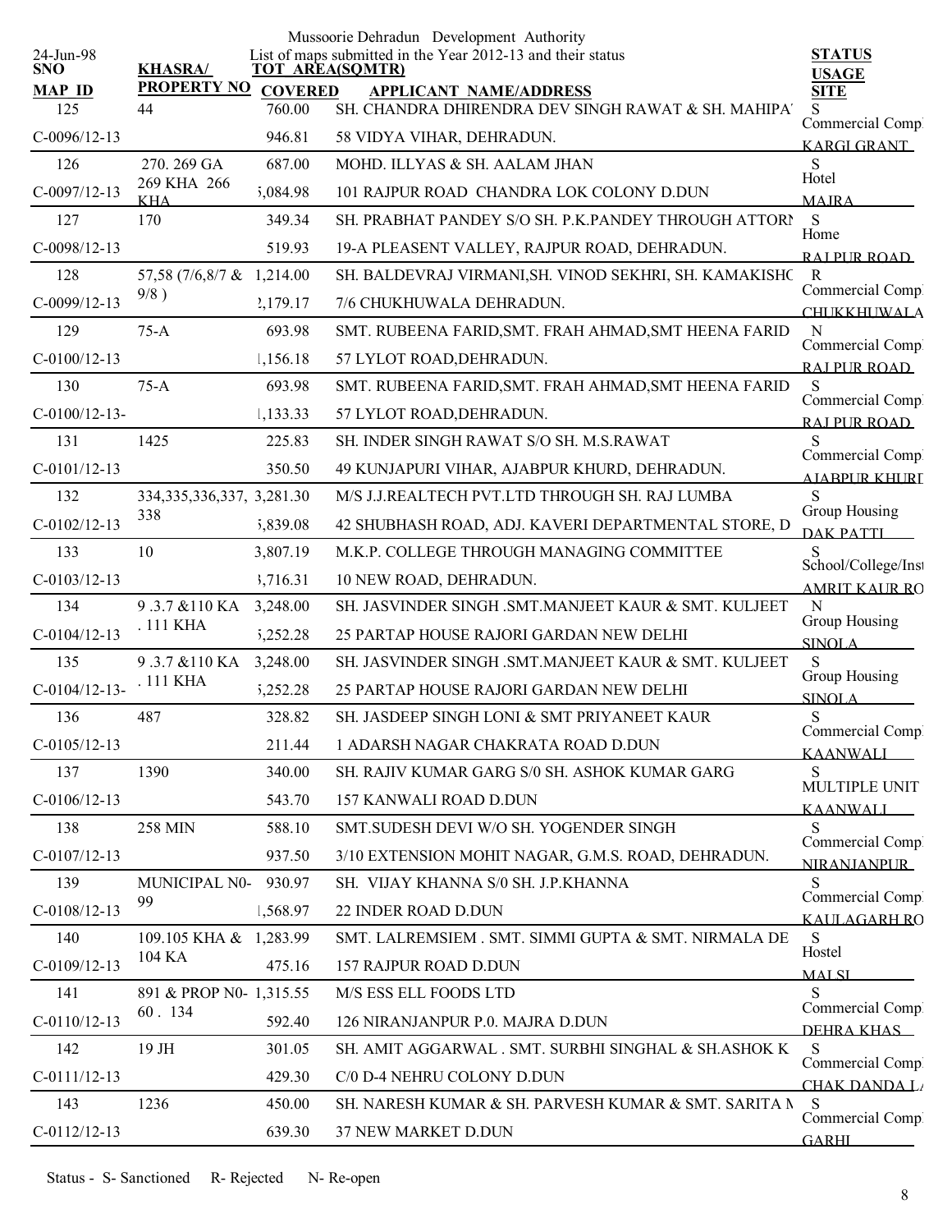Mussoorie Dehradun Development Authority

List of maps submitted in the Year 2012-13 and their status

24-Jun-98

| SNO / MAP_ID | KHASRA/ PROPERTY NO | TOT AREA(SQMTR) / COVERED | APPLICANT NAME/ADDRESS | STATUS / USAGE / SITE |
|---|---|---|---|---|
| 125 / C-0096/12-13 | 44 | 760.00 / 946.81 | SH. CHANDRA DHIRENDRA DEV SINGH RAWAT & SH. MAHIPA' / 58 VIDYA VIHAR, DEHRADUN. | S / Commercial Comp / KARGI GRANT |
| 126 / C-0097/12-13 | 270. 269 GA 269 KHA 266 KHA | 687.00 / ,084.98 | MOHD. ILLYAS & SH. AALAM JHAN / 101 RAJPUR ROAD CHANDRA LOK COLONY D.DUN | S / Hotel / MAJRA |
| 127 / C-0098/12-13 | 170 | 349.34 / 519.93 | SH. PRABHAT PANDEY S/O SH. P.K.PANDEY THROUGH ATTORN / 19-A PLEASENT VALLEY, RAJPUR ROAD, DEHRADUN. | S / Home / RAJ PUR ROAD |
| 128 / C-0099/12-13 | 57,58 (7/6,8/7 & 9/8 ) | 1,214.00 / 2,179.17 | SH. BALDEVRAJ VIRMANI,SH. VINOD SEKHRI, SH. KAMAKISHC / 7/6 CHUKHUWALA DEHRADUN. | R / Commercial Comp / CHUKKHUWALA |
| 129 / C-0100/12-13 | 75-A | 693.98 / 1,156.18 | SMT. RUBEENA FARID,SMT. FRAH AHMAD,SMT HEENA FARID / 57 LYLOT ROAD,DEHRADUN. | N / Commercial Comp / RAJ PUR ROAD |
| 130 / C-0100/12-13- | 75-A | 693.98 / 1,133.33 | SMT. RUBEENA FARID,SMT. FRAH AHMAD,SMT HEENA FARID / 57 LYLOT ROAD,DEHRADUN. | S / Commercial Comp / RAJ PUR ROAD |
| 131 / C-0101/12-13 | 1425 | 225.83 / 350.50 | SH. INDER SINGH RAWAT S/O SH. M.S.RAWAT / 49 KUNJAPURI VIHAR, AJABPUR KHURD, DEHRADUN. | S / Commercial Comp / AJABPUR KHURI |
| 132 / C-0102/12-13 | 334,335,336,337, 338 | 3,281.30 / ,839.08 | M/S J.J.REALTECH PVT.LTD THROUGH SH. RAJ LUMBA / 42 SHUBHASH ROAD, ADJ. KAVERI DEPARTMENTAL STORE, D | S / Group Housing / DAK PATTI |
| 133 / C-0103/12-13 | 10 | 3,807.19 / 3,716.31 | M.K.P. COLLEGE THROUGH MANAGING COMMITTEE / 10 NEW ROAD, DEHRADUN. | S / School/College/Inst / AMRIT KAUR RO |
| 134 / C-0104/12-13 | 9 .3.7 &110 KA . 111 KHA | 3,248.00 / 5,252.28 | SH. JASVINDER SINGH .SMT.MANJEET KAUR & SMT. KULJEET / 25 PARTAP HOUSE RAJORI GARDAN NEW DELHI | N / Group Housing / SINOLA |
| 135 / C-0104/12-13- | 9 .3.7 &110 KA . 111 KHA | 3,248.00 / 5,252.28 | SH. JASVINDER SINGH .SMT.MANJEET KAUR & SMT. KULJEET / 25 PARTAP HOUSE RAJORI GARDAN NEW DELHI | S / Group Housing / SINOLA |
| 136 / C-0105/12-13 | 487 | 328.82 / 211.44 | SH. JASDEEP SINGH LONI & SMT PRIYANEET KAUR / 1 ADARSH NAGAR CHAKRATA ROAD D.DUN | S / Commercial Comp / KAANWALI |
| 137 / C-0106/12-13 | 1390 | 340.00 / 543.70 | SH. RAJIV KUMAR GARG S/0 SH. ASHOK KUMAR GARG / 157 KANWALI ROAD D.DUN | S / MULTIPLE UNIT / KAANWALI |
| 138 / C-0107/12-13 | 258 MIN | 588.10 / 937.50 | SMT.SUDESH DEVI W/O SH. YOGENDER SINGH / 3/10 EXTENSION MOHIT NAGAR, G.M.S. ROAD, DEHRADUN. | S / Commercial Comp / NIRANJANPUR |
| 139 / C-0108/12-13 | MUNICIPAL N0- 99 | 930.97 / 1,568.97 | SH. VIJAY KHANNA S/0 SH. J.P.KHANNA / 22 INDER ROAD D.DUN | S / Commercial Comp / KAULAGARH RO |
| 140 / C-0109/12-13 | 109.105 KHA & 104 KA | 1,283.99 / 475.16 | SMT. LALREMSIEM . SMT. SIMMI GUPTA & SMT. NIRMALA DE / 157 RAJPUR ROAD D.DUN | S / Hostel / MALSI |
| 141 / C-0110/12-13 | 891 & PROP N0- 60 . 134 | 1,315.55 / 592.40 | M/S ESS ELL FOODS LTD / 126 NIRANJANPUR P.0. MAJRA D.DUN | S / Commercial Comp / DEHRA KHAS |
| 142 / C-0111/12-13 | 19 JH | 301.05 / 429.30 | SH. AMIT AGGARWAL . SMT. SURBHI SINGHAL & SH.ASHOK K / C/0 D-4 NEHRU COLONY D.DUN | S / Commercial Comp / CHAK DANDA L |
| 143 / C-0112/12-13 | 1236 | 450.00 / 639.30 | SH. NARESH KUMAR & SH. PARVESH KUMAR & SMT. SARITA M / 37 NEW MARKET D.DUN | S / Commercial Comp / GARHI |

Status - S- Sanctioned R- Rejected N- Re-open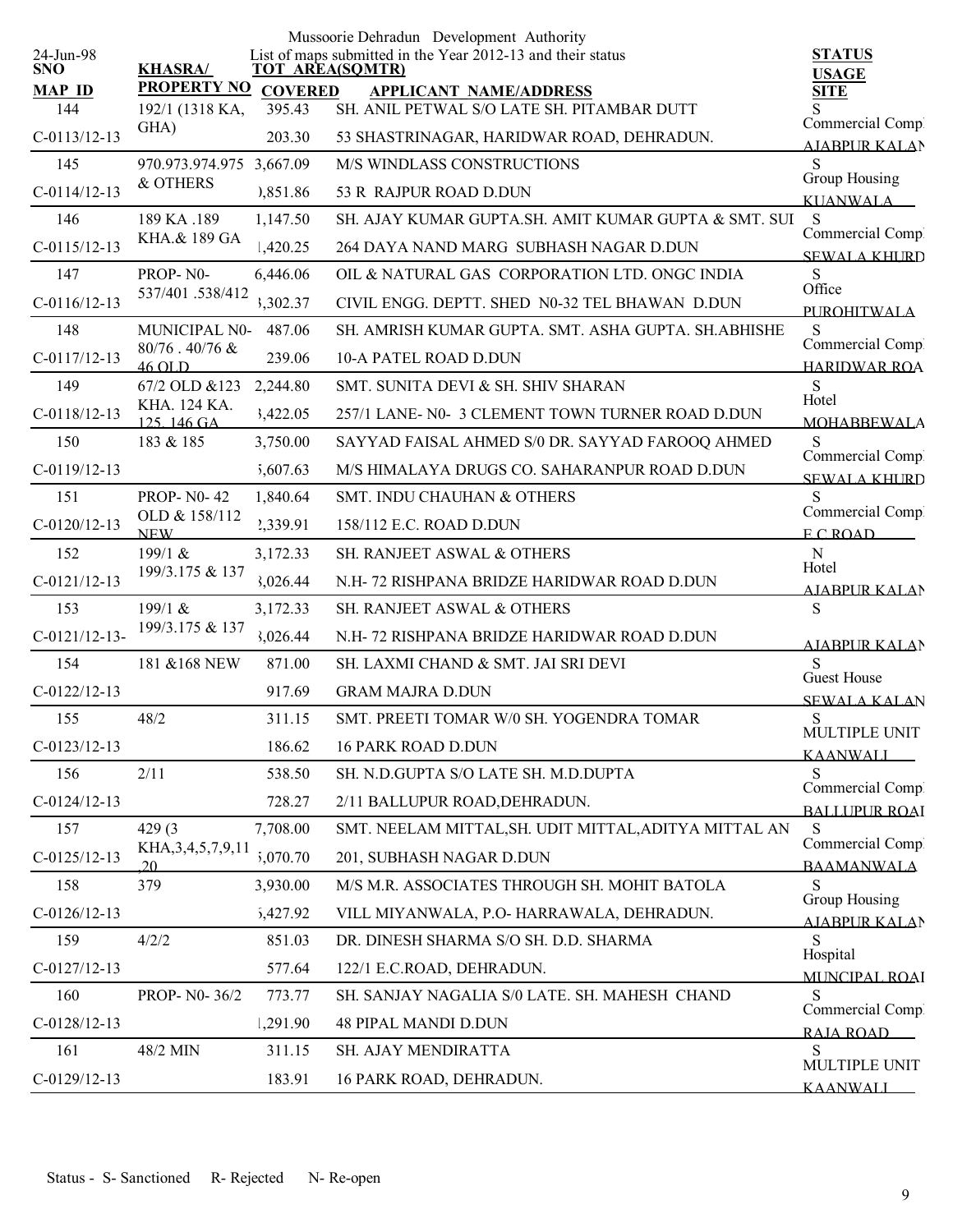Mussoorie Dehradun Development Authority

List of maps submitted in the Year 2012-13 and their status

24-Jun-98

| SNO / MAP ID | KHASRA/ PROPERTY NO | TOT AREA(SQMTR) / COVERED | APPLICANT NAME/ADDRESS | STATUS / USAGE / SITE |
|---|---|---|---|---|
| 144 | 192/1 (1318 KA, | 395.43 | SH. ANIL PETWAL S/O LATE SH. PITAMBAR DUTT | S |
| C-0113/12-13 | GHA) | 203.30 | 53 SHASTRINAGAR, HARIDWAR ROAD, DEHRADUN. | Commercial Comp AJABPUR KALAN |
| 145 | 970.973.974.975 | 3,667.09 | M/S WINDLASS CONSTRUCTIONS | S |
| C-0114/12-13 | & OTHERS | ),851.86 | 53 R RAJPUR ROAD D.DUN | Group Housing KUANWALA |
| 146 | 189 KA .189 | 1,147.50 | SH. AJAY KUMAR GUPTA.SH. AMIT KUMAR GUPTA & SMT. SUI | S |
| C-0115/12-13 | KHA.& 189 GA | 1,420.25 | 264 DAYA NAND MARG SUBHASH NAGAR D.DUN | Commercial Comp SEWALA KHURD |
| 147 | PROP- N0- | 6,446.06 | OIL & NATURAL GAS CORPORATION LTD. ONGC INDIA | S |
| C-0116/12-13 | 537/401 .538/412 | 3,302.37 | CIVIL ENGG. DEPTT. SHED N0-32 TEL BHAWAN D.DUN | Office PUROHITWALA |
| 148 | MUNICIPAL N0- | 487.06 | SH. AMRISH KUMAR GUPTA. SMT. ASHA GUPTA. SH.ABHISHE | S |
| C-0117/12-13 | 80/76 . 40/76 & 46 OLD | 239.06 | 10-A PATEL ROAD D.DUN | Commercial Comp HARIDWAR ROA |
| 149 | 67/2 OLD &123 | 2,244.80 | SMT. SUNITA DEVI & SH. SHIV SHARAN | S |
| C-0118/12-13 | KHA. 124 KA. 125. 146 GA | 3,422.05 | 257/1 LANE- N0- 3 CLEMENT TOWN TURNER ROAD D.DUN | Hotel MOHABBEWALA |
| 150 | 183 & 185 | 3,750.00 | SAYYAD FAISAL AHMED S/0 DR. SAYYAD FAROOQ AHMED | S |
| C-0119/12-13 | | 5,607.63 | M/S HIMALAYA DRUGS CO. SAHARANPUR ROAD D.DUN | Commercial Comp SEWALA KHURD |
| 151 | PROP- N0- 42 | 1,840.64 | SMT. INDU CHAUHAN & OTHERS | S |
| C-0120/12-13 | OLD & 158/112 NEW | 2,339.91 | 158/112 E.C. ROAD D.DUN | Commercial Comp E.C.ROAD |
| 152 | 199/1 & | 3,172.33 | SH. RANJEET ASWAL & OTHERS | N |
| C-0121/12-13 | 199/3.175 & 137 | 3,026.44 | N.H- 72 RISHPANA BRIDZE HARIDWAR ROAD D.DUN | Hotel AJABPUR KALAN |
| 153 | 199/1 & | 3,172.33 | SH. RANJEET ASWAL & OTHERS | S |
| C-0121/12-13- | 199/3.175 & 137 | 3,026.44 | N.H- 72 RISHPANA BRIDZE HARIDWAR ROAD D.DUN | AJABPUR KALAN |
| 154 | 181 &168 NEW | 871.00 | SH. LAXMI CHAND & SMT. JAI SRI DEVI | S |
| C-0122/12-13 | | 917.69 | GRAM MAJRA D.DUN | Guest House SEWALA KALAN |
| 155 | 48/2 | 311.15 | SMT. PREETI TOMAR W/0 SH. YOGENDRA TOMAR | S |
| C-0123/12-13 | | 186.62 | 16 PARK ROAD D.DUN | MULTIPLE UNIT KAANWALI |
| 156 | 2/11 | 538.50 | SH. N.D.GUPTA S/O LATE SH. M.D.DUPTA | S |
| C-0124/12-13 | | 728.27 | 2/11 BALLUPUR ROAD,DEHRADUN. | Commercial Comp BALLUPUR ROAI |
| 157 | 429 (3 | 7,708.00 | SMT. NEELAM MITTAL,SH. UDIT MITTAL,ADITYA MITTAL AN | S |
| C-0125/12-13 | KHA,3,4,5,7,9,11 ,20 | 5,070.70 | 201, SUBHASH NAGAR D.DUN | Commercial Comp BAAMANWALA |
| 158 | 379 | 3,930.00 | M/S M.R. ASSOCIATES THROUGH SH. MOHIT BATOLA | S |
| C-0126/12-13 | | 5,427.92 | VILL MIYANWALA, P.O- HARRAWALA, DEHRADUN. | Group Housing AJABPUR KALAN |
| 159 | 4/2/2 | 851.03 | DR. DINESH SHARMA S/O SH. D.D. SHARMA | S |
| C-0127/12-13 | | 577.64 | 122/1 E.C.ROAD, DEHRADUN. | Hospital MUNCIPAL ROAI |
| 160 | PROP- N0- 36/2 | 773.77 | SH. SANJAY NAGALIA S/0 LATE. SH. MAHESH CHAND | S |
| C-0128/12-13 | | 1,291.90 | 48 PIPAL MANDI D.DUN | Commercial Comp RAJA ROAD |
| 161 | 48/2 MIN | 311.15 | SH. AJAY MENDIRATTA | S |
| C-0129/12-13 | | 183.91 | 16 PARK ROAD, DEHRADUN. | MULTIPLE UNIT KAANWALI |

Status - S- Sanctioned R- Rejected N- Re-open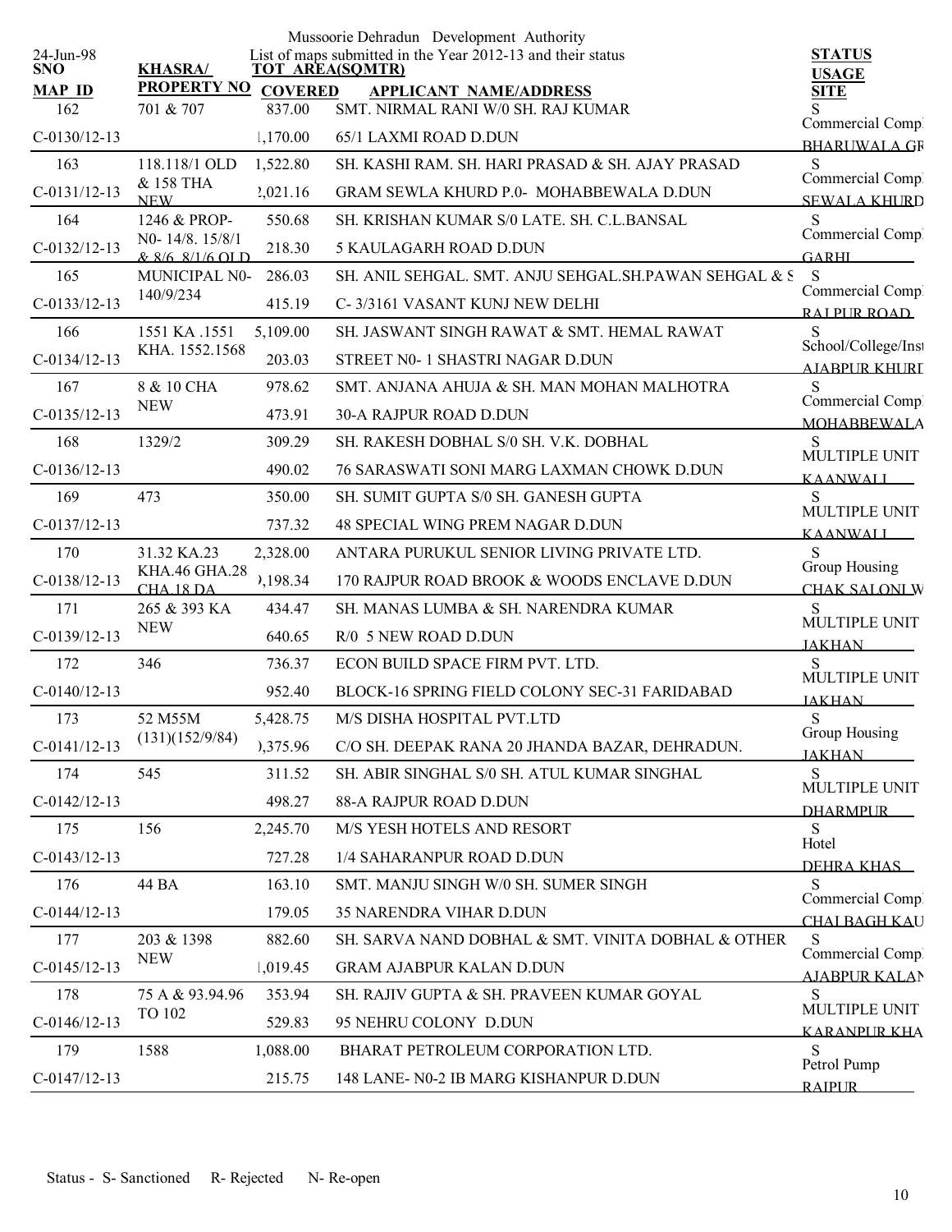Mussoorie Dehradun Development Authority

List of maps submitted in the Year 2012-13 and their status

24-Jun-98

| SNO / MAP_ID | KHASRA/ PROPERTY NO | TOT AREA(SQMTR) / COVERED | APPLICANT NAME/ADDRESS | STATUS / USAGE / SITE |
|---|---|---|---|---|
| 162 | 701 & 707 | 837.00 | SMT. NIRMAL RANI W/0 SH. RAJ KUMAR | S |
| C-0130/12-13 | | 1,170.00 | 65/1 LAXMI ROAD D.DUN | Commercial Comp / BHARUWALA GR |
| 163 | 118.118/1 OLD & 158 THA NEW | 1,522.80 | SH. KASHI RAM. SH. HARI PRASAD & SH. AJAY PRASAD | S |
| C-0131/12-13 | | 2,021.16 | GRAM SEWLA KHURD P.0- MOHABBEWALA D.DUN | Commercial Comp / SEWALA KHURD |
| 164 | 1246 & PROP- N0- 14/8. 15/8/1 & 8/6. 8/1/6 OLD | 550.68 | SH. KRISHAN KUMAR S/0 LATE. SH. C.L.BANSAL | S |
| C-0132/12-13 | | 218.30 | 5 KAULAGARH ROAD D.DUN | Commercial Comp / GARHI |
| 165 | MUNICIPAL N0- 140/9/234 | 286.03 | SH. ANIL SEHGAL. SMT. ANJU SEHGAL.SH.PAWAN SEHGAL & S | S |
| C-0133/12-13 | | 415.19 | C- 3/3161 VASANT KUNJ NEW DELHI | Commercial Comp / RAJPUR ROAD |
| 166 | 1551 KA .1551 KHA. 1552.1568 | 5,109.00 | SH. JASWANT SINGH RAWAT & SMT. HEMAL RAWAT | S |
| C-0134/12-13 | | 203.03 | STREET N0- 1 SHASTRI NAGAR D.DUN | School/College/Inst / AJABPUR KHURD |
| 167 | 8 & 10 CHA NEW | 978.62 | SMT. ANJANA AHUJA & SH. MAN MOHAN MALHOTRA | S |
| C-0135/12-13 | | 473.91 | 30-A RAJPUR ROAD D.DUN | Commercial Comp / MOHABBEWALA |
| 168 | 1329/2 | 309.29 | SH. RAKESH DOBHAL S/0 SH. V.K. DOBHAL | S |
| C-0136/12-13 | | 490.02 | 76 SARASWATI SONI MARG LAXMAN CHOWK D.DUN | MULTIPLE UNIT / KAANWALI |
| 169 | 473 | 350.00 | SH. SUMIT GUPTA S/0 SH. GANESH GUPTA | S |
| C-0137/12-13 | | 737.32 | 48 SPECIAL WING PREM NAGAR D.DUN | MULTIPLE UNIT / KAANWALI |
| 170 | 31.32 KA.23 KHA.46 GHA.28 CHA.18 DA | 2,328.00 | ANTARA PURUKUL SENIOR LIVING PRIVATE LTD. | S |
| C-0138/12-13 | | ),198.34 | 170 RAJPUR ROAD BROOK & WOODS ENCLAVE D.DUN | Group Housing / CHAK SALONI W |
| 171 | 265 & 393 KA NEW | 434.47 | SH. MANAS LUMBA & SH. NARENDRA KUMAR | S |
| C-0139/12-13 | | 640.65 | R/0 5 NEW ROAD D.DUN | MULTIPLE UNIT / JAKHAN |
| 172 | 346 | 736.37 | ECON BUILD SPACE FIRM PVT. LTD. | S |
| C-0140/12-13 | | 952.40 | BLOCK-16 SPRING FIELD COLONY SEC-31 FARIDABAD | MULTIPLE UNIT / JAKHAN |
| 173 | 52 M55M (131)(152/9/84) | 5,428.75 | M/S DISHA HOSPITAL PVT.LTD | S |
| C-0141/12-13 | | ),375.96 | C/O SH. DEEPAK RANA 20 JHANDA BAZAR, DEHRADUN. | Group Housing / JAKHAN |
| 174 | 545 | 311.52 | SH. ABIR SINGHAL S/0 SH. ATUL KUMAR SINGHAL | S |
| C-0142/12-13 | | 498.27 | 88-A RAJPUR ROAD D.DUN | MULTIPLE UNIT / DHARMPUR |
| 175 | 156 | 2,245.70 | M/S YESH HOTELS AND RESORT | S |
| C-0143/12-13 | | 727.28 | 1/4 SAHARANPUR ROAD D.DUN | Hotel / DEHRA KHAS |
| 176 | 44 BA | 163.10 | SMT. MANJU SINGH W/0 SH. SUMER SINGH | S |
| C-0144/12-13 | | 179.05 | 35 NARENDRA VIHAR D.DUN | Commercial Comp / CHAI BAGH KAU |
| 177 | 203 & 1398 NEW | 882.60 | SH. SARVA NAND DOBHAL & SMT. VINITA DOBHAL & OTHER | S |
| C-0145/12-13 | | 1,019.45 | GRAM AJABPUR KALAN D.DUN | Commercial Comp / AJABPUR KALAN |
| 178 | 75 A & 93.94.96 TO 102 | 353.94 | SH. RAJIV GUPTA & SH. PRAVEEN KUMAR GOYAL | S |
| C-0146/12-13 | | 529.83 | 95 NEHRU COLONY D.DUN | MULTIPLE UNIT / KARANPUR KHA |
| 179 | 1588 | 1,088.00 | BHARAT PETROLEUM CORPORATION LTD. | S |
| C-0147/12-13 | | 215.75 | 148 LANE- N0-2 IB MARG KISHANPUR D.DUN | Petrol Pump / RAJPUR |

Status - S- Sanctioned R- Rejected N- Re-open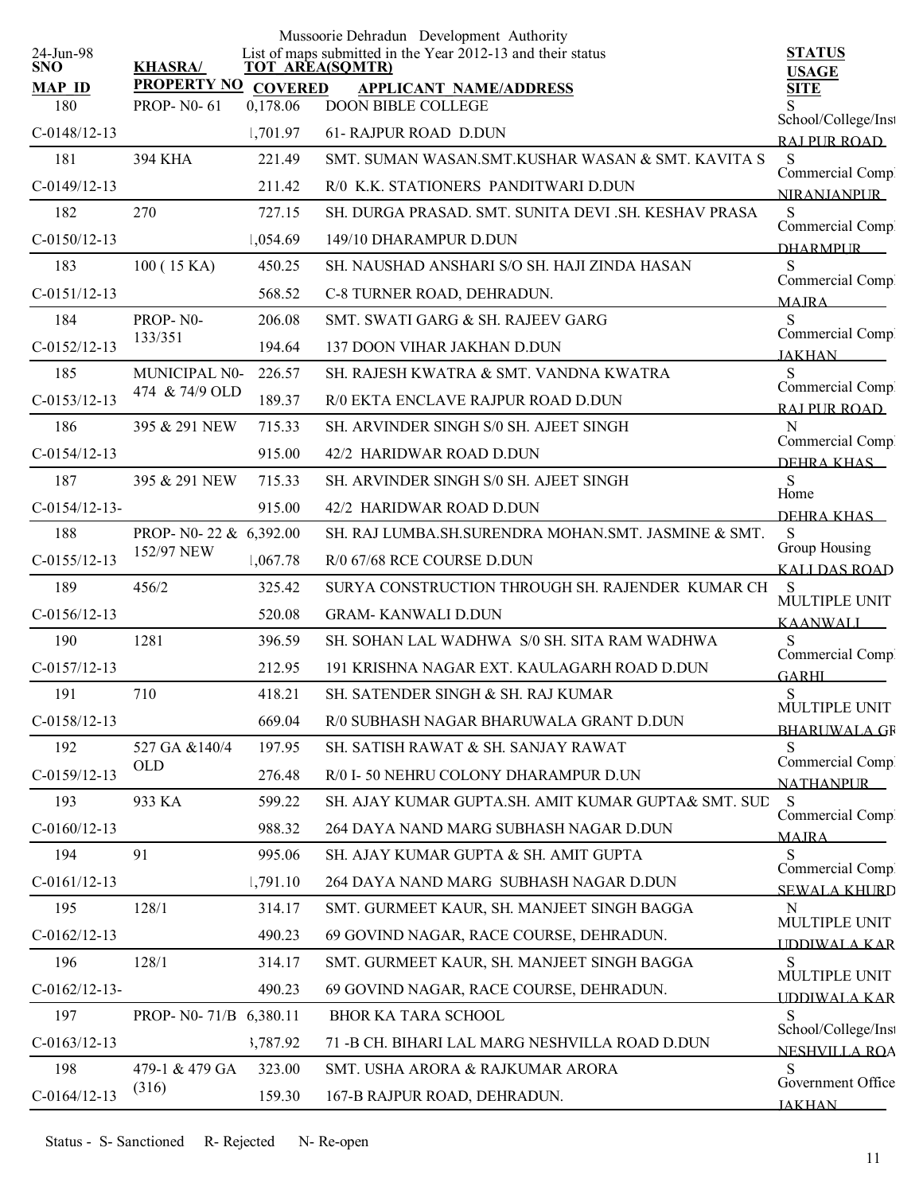Mussoorie Dehradun Development Authority

24-Jun-98

List of maps submitted in the Year 2012-13 and their status

| SNO / MAP ID | KHASRA/ PROPERTY NO | TOT AREA(SQMTR) / COVERED | APPLICANT NAME/ADDRESS | STATUS / USAGE / SITE |
|---|---|---|---|---|
| 180 | PROP- N0- 61 | 0,178.06 | DOON BIBLE COLLEGE | S<br>School/College/Inst |
| C-0148/12-13 | | 1,701.97 | 61- RAJPUR ROAD D.DUN | RAJ PUR ROAD |
| 181 | 394 KHA | 221.49 | SMT. SUMAN WASAN.SMT.KUSHAR WASAN & SMT. KAVITA S | S<br>Commercial Comp |
| C-0149/12-13 | | 211.42 | R/0 K.K. STATIONERS PANDITWARI D.DUN | NIRANJANPUR |
| 182 | 270 | 727.15 | SH. DURGA PRASAD. SMT. SUNITA DEVI .SH. KESHAV PRASA | S<br>Commercial Comp |
| C-0150/12-13 | | 1,054.69 | 149/10 DHARAMPUR D.DUN | DHARMPUR |
| 183 | 100 ( 15 KA) | 450.25 | SH. NAUSHAD ANSHARI S/O SH. HAJI ZINDA HASAN | S<br>Commercial Comp |
| C-0151/12-13 | | 568.52 | C-8 TURNER ROAD, DEHRADUN. | MAJRA |
| 184 | PROP- N0- 133/351 | 206.08 | SMT. SWATI GARG & SH. RAJEEV GARG | S<br>Commercial Comp |
| C-0152/12-13 | | 194.64 | 137 DOON VIHAR JAKHAN D.DUN | JAKHAN |
| 185 | MUNICIPAL N0- 474 & 74/9 OLD | 226.57 | SH. RAJESH KWATRA & SMT. VANDNA KWATRA | S<br>Commercial Comp |
| C-0153/12-13 | | 189.37 | R/0 EKTA ENCLAVE RAJPUR ROAD D.DUN | RAJ PUR ROAD |
| 186 | 395 & 291 NEW | 715.33 | SH. ARVINDER SINGH S/0 SH. AJEET SINGH | N<br>Commercial Comp |
| C-0154/12-13 | | 915.00 | 42/2 HARIDWAR ROAD D.DUN | DEHRA KHAS |
| 187 | 395 & 291 NEW | 715.33 | SH. ARVINDER SINGH S/0 SH. AJEET SINGH | S<br>Home |
| C-0154/12-13- | | 915.00 | 42/2 HARIDWAR ROAD D.DUN | DEHRA KHAS |
| 188 | PROP- N0- 22 & 152/97 NEW | 6,392.00 | SH. RAJ LUMBA.SH.SURENDRA MOHAN.SMT. JASMINE & SMT. | S<br>Group Housing |
| C-0155/12-13 | | 1,067.78 | R/0 67/68 RCE COURSE D.DUN | KALI DAS ROAD |
| 189 | 456/2 | 325.42 | SURYA CONSTRUCTION THROUGH SH. RAJENDER KUMAR CH | S<br>MULTIPLE UNIT |
| C-0156/12-13 | | 520.08 | GRAM- KANWALI D.DUN | KAANWALI |
| 190 | 1281 | 396.59 | SH. SOHAN LAL WADHWA S/0 SH. SITA RAM WADHWA | S<br>Commercial Comp |
| C-0157/12-13 | | 212.95 | 191 KRISHNA NAGAR EXT. KAULAGARH ROAD D.DUN | GARHI |
| 191 | 710 | 418.21 | SH. SATENDER SINGH & SH. RAJ KUMAR | S<br>MULTIPLE UNIT |
| C-0158/12-13 | | 669.04 | R/0 SUBHASH NAGAR BHARUWALA GRANT D.DUN | BHARUWALA GR |
| 192 | 527 GA &140/4 OLD | 197.95 | SH. SATISH RAWAT & SH. SANJAY RAWAT | S<br>Commercial Comp |
| C-0159/12-13 | | 276.48 | R/0 I- 50 NEHRU COLONY DHARAMPUR D.UN | NATHANPUR |
| 193 | 933 KA | 599.22 | SH. AJAY KUMAR GUPTA.SH. AMIT KUMAR GUPTA& SMT. SUD | S<br>Commercial Comp |
| C-0160/12-13 | | 988.32 | 264 DAYA NAND MARG SUBHASH NAGAR D.DUN | MAJRA |
| 194 | 91 | 995.06 | SH. AJAY KUMAR GUPTA & SH. AMIT GUPTA | S<br>Commercial Comp |
| C-0161/12-13 | | 1,791.10 | 264 DAYA NAND MARG SUBHASH NAGAR D.DUN | SEWALA KHURD |
| 195 | 128/1 | 314.17 | SMT. GURMEET KAUR, SH. MANJEET SINGH BAGGA | N<br>MULTIPLE UNIT |
| C-0162/12-13 | | 490.23 | 69 GOVIND NAGAR, RACE COURSE, DEHRADUN. | UDDIWALA KAR |
| 196 | 128/1 | 314.17 | SMT. GURMEET KAUR, SH. MANJEET SINGH BAGGA | S<br>MULTIPLE UNIT |
| C-0162/12-13- | | 490.23 | 69 GOVIND NAGAR, RACE COURSE, DEHRADUN. | UDDIWALA KAR |
| 197 | PROP- N0- 71/B | 6,380.11 | BHOR KA TARA SCHOOL | S<br>School/College/Inst |
| C-0163/12-13 | | 3,787.92 | 71 -B CH. BIHARI LAL MARG NESHVILLA ROAD D.DUN | NESHVILLA ROA |
| 198 | 479-1 & 479 GA (316) | 323.00 | SMT. USHA ARORA & RAJKUMAR ARORA | S<br>Government Office |
| C-0164/12-13 | | 159.30 | 167-B RAJPUR ROAD, DEHRADUN. | JAKHAN |

Status - S- Sanctioned R- Rejected N- Re-open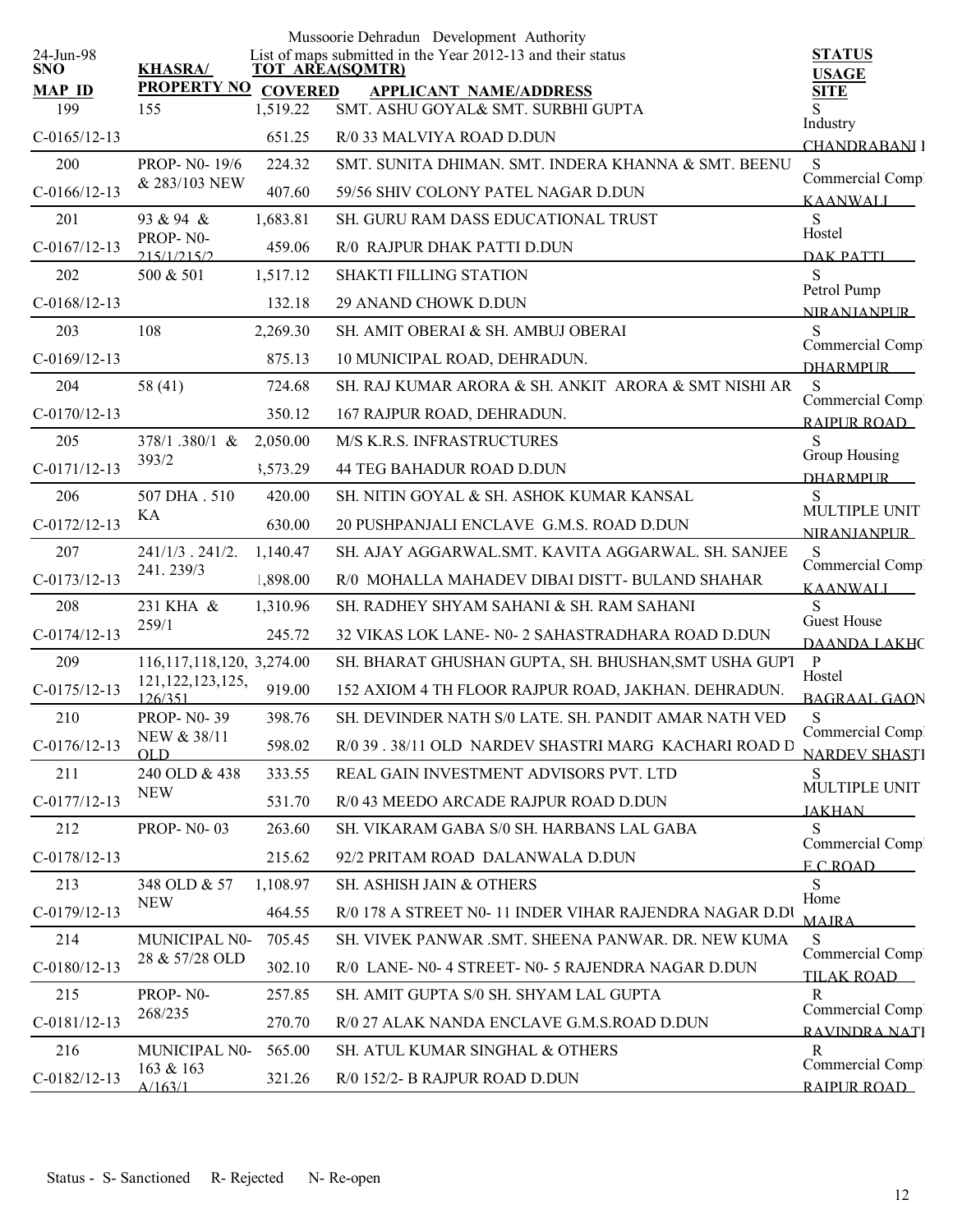Mussoorie Dehradun Development Authority

List of maps submitted in the Year 2012-13 and their status

24-Jun-98

| SNO / MAP ID | KHASRA/ PROPERTY NO | TOT AREA(SQMTR) / COVERED | APPLICANT NAME/ADDRESS | STATUS / USAGE / SITE |
|---|---|---|---|---|
| 199<br>C-0165/12-13 | 155 | 1,519.22<br>651.25 | SMT. ASHU GOYAL& SMT. SURBHI GUPTA<br>R/0 33 MALVIYA ROAD D.DUN | S<br>Industry<br>CHANDRABANI I |
| 200<br>C-0166/12-13 | PROP- N0- 19/6 & 283/103 NEW | 224.32<br>407.60 | SMT. SUNITA DHIMAN. SMT. INDERA KHANNA & SMT. BEENU<br>59/56 SHIV COLONY PATEL NAGAR D.DUN | S<br>Commercial Comp<br>KAANWALI |
| 201<br>C-0167/12-13 | 93 & 94 & PROP- N0- 215/1/215/2 | 1,683.81<br>459.06 | SH. GURU RAM DASS EDUCATIONAL TRUST<br>R/0 RAJPUR DHAK PATTI D.DUN | S<br>Hostel<br>DAK PATTI |
| 202<br>C-0168/12-13 | 500 & 501 | 1,517.12<br>132.18 | SHAKTI FILLING STATION<br>29 ANAND CHOWK D.DUN | S<br>Petrol Pump<br>NIRANJANPUR |
| 203<br>C-0169/12-13 | 108 | 2,269.30<br>875.13 | SH. AMIT OBERAI & SH. AMBUJ OBERAI<br>10 MUNICIPAL ROAD, DEHRADUN. | S<br>Commercial Comp<br>DHARMPUR |
| 204<br>C-0170/12-13 | 58 (41) | 724.68<br>350.12 | SH. RAJ KUMAR ARORA & SH. ANKIT ARORA & SMT NISHI AR<br>167 RAJPUR ROAD, DEHRADUN. | S<br>Commercial Comp<br>RAJPUR ROAD |
| 205<br>C-0171/12-13 | 378/1 .380/1 & 393/2 | 2,050.00<br>3,573.29 | M/S K.R.S. INFRASTRUCTURES<br>44 TEG BAHADUR ROAD D.DUN | S<br>Group Housing<br>DHARMPUR |
| 206<br>C-0172/12-13 | 507 DHA . 510 KA | 420.00<br>630.00 | SH. NITIN GOYAL & SH. ASHOK KUMAR KANSAL<br>20 PUSHPANJALI ENCLAVE G.M.S. ROAD D.DUN | S<br>MULTIPLE UNIT<br>NIRANJANPUR |
| 207<br>C-0173/12-13 | 241/1/3 . 241/2. 241. 239/3 | 1,140.47<br>1,898.00 | SH. AJAY AGGARWAL.SMT. KAVITA AGGARWAL. SH. SANJEE<br>R/0 MOHALLA MAHADEV DIBAI DISTT- BULAND SHAHAR | S<br>Commercial Comp<br>KAANWALI |
| 208<br>C-0174/12-13 | 231 KHA & 259/1 | 1,310.96<br>245.72 | SH. RADHEY SHYAM SAHANI & SH. RAM SAHANI<br>32 VIKAS LOK LANE- N0- 2 SAHASTRADHARA ROAD D.DUN | S<br>Guest House<br>DAANDA LAKHO |
| 209<br>C-0175/12-13 | 116,117,118,120, 121,122,123,125, 126/351 | 3,274.00<br>919.00 | SH. BHARAT GHUSHAN GUPTA, SH. BHUSHAN,SMT USHA GUPT<br>152 AXIOM 4 TH FLOOR RAJPUR ROAD, JAKHAN. DEHRADUN. | P<br>Hostel<br>BAGRAAL GAON |
| 210<br>C-0176/12-13 | PROP- N0- 39 NEW & 38/11 OLD | 398.76<br>598.02 | SH. DEVINDER NATH S/0 LATE. SH. PANDIT AMAR NATH VED<br>R/0 39 . 38/11 OLD NARDEV SHASTRI MARG KACHARI ROAD D | S<br>Commercial Comp<br>NARDEV SHASTI |
| 211<br>C-0177/12-13 | 240 OLD & 438 NEW | 333.55<br>531.70 | REAL GAIN INVESTMENT ADVISORS PVT. LTD<br>R/0 43 MEEDO ARCADE RAJPUR ROAD D.DUN | S<br>MULTIPLE UNIT<br>JAKHAN |
| 212<br>C-0178/12-13 | PROP- N0- 03 | 263.60<br>215.62 | SH. VIKARAM GABA S/0 SH. HARBANS LAL GABA<br>92/2 PRITAM ROAD DALANWALA D.DUN | S<br>Commercial Comp<br>E.C.ROAD |
| 213<br>C-0179/12-13 | 348 OLD & 57 NEW | 1,108.97<br>464.55 | SH. ASHISH JAIN & OTHERS<br>R/0 178 A STREET N0- 11 INDER VIHAR RAJENDRA NAGAR D.DU | S<br>Home<br>MAJRA |
| 214<br>C-0180/12-13 | MUNICIPAL N0- 28 & 57/28 OLD | 705.45<br>302.10 | SH. VIVEK PANWAR .SMT. SHEENA PANWAR. DR. NEW KUMA<br>R/0 LANE- N0- 4 STREET- N0- 5 RAJENDRA NAGAR D.DUN | S<br>Commercial Comp<br>TILAK ROAD |
| 215<br>C-0181/12-13 | PROP- N0- 268/235 | 257.85<br>270.70 | SH. AMIT GUPTA S/0 SH. SHYAM LAL GUPTA<br>R/0 27 ALAK NANDA ENCLAVE G.M.S.ROAD D.DUN | R<br>Commercial Comp<br>RAVINDRA NATI |
| 216<br>C-0182/12-13 | MUNICIPAL N0- 163 & 163 A/163/1 | 565.00<br>321.26 | SH. ATUL KUMAR SINGHAL & OTHERS<br>R/0 152/2- B RAJPUR ROAD D.DUN | R<br>Commercial Comp<br>RAIPUR ROAD |

Status - S- Sanctioned R- Rejected N- Re-open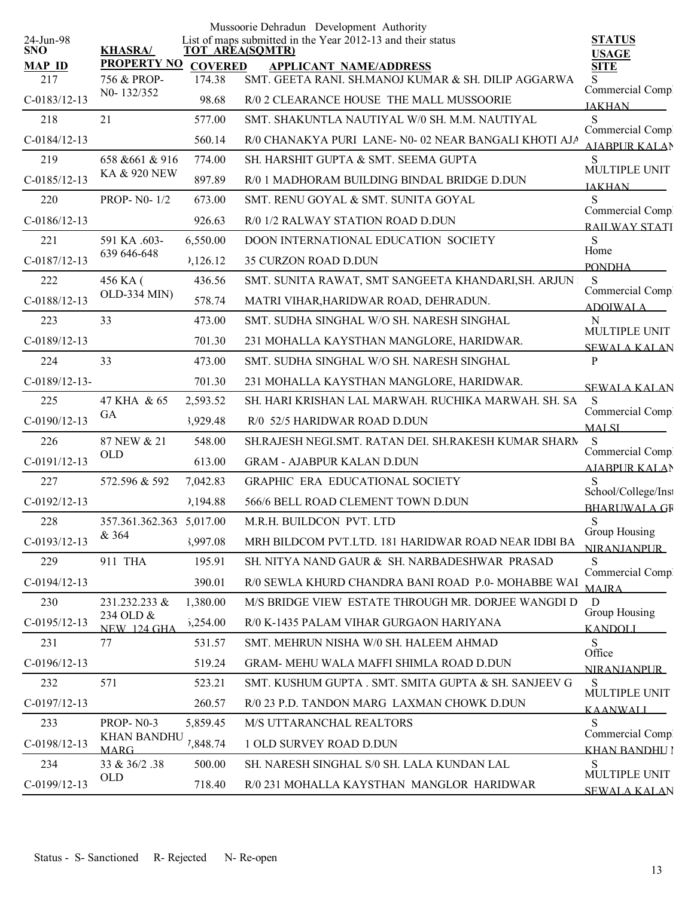Mussoorie Dehradun Development Authority

List of maps submitted in the Year 2012-13 and their status

24-Jun-98

| SNO / MAP ID | KHASRA/ PROPERTY NO | TOT AREA(SQMTR) / COVERED | APPLICANT NAME/ADDRESS | STATUS / USAGE / SITE |
|---|---|---|---|---|
| 217 | 756 & PROP-N0- 132/352 | 174.38 | SMT. GEETA RANI. SH.MANOJ KUMAR & SH. DILIP AGGARWA | S |
| C-0183/12-13 | | 98.68 | R/0 2 CLEARANCE HOUSE THE MALL MUSSOORIE | Commercial Comp JAKHAN |
| 218 | 21 | 577.00 | SMT. SHAKUNTLA NAUTIYAL W/0 SH. M.M. NAUTIYAL | S |
| C-0184/12-13 | | 560.14 | R/0 CHANAKYA PURI LANE- N0- 02 NEAR BANGALI KHOTI AJA | Commercial Comp AJABPUR KALAN |
| 219 | 658 &661 & 916 KA & 920 NEW | 774.00 | SH. HARSHIT GUPTA & SMT. SEEMA GUPTA | S |
| C-0185/12-13 | | 897.89 | R/0 1 MADHORAM BUILDING BINDAL BRIDGE D.DUN | MULTIPLE UNIT JAKHAN |
| 220 | PROP- N0- 1/2 | 673.00 | SMT. RENU GOYAL & SMT. SUNITA GOYAL | S |
| C-0186/12-13 | | 926.63 | R/0 1/2 RALWAY STATION ROAD D.DUN | Commercial Comp RAILWAY STATI |
| 221 | 591 KA .603-639 646-648 | 6,550.00 | DOON INTERNATIONAL EDUCATION SOCIETY | S |
| C-0187/12-13 | | ),126.12 | 35 CURZON ROAD D.DUN | Home PONDHA |
| 222 | 456 KA ( OLD-334 MIN) | 436.56 | SMT. SUNITA RAWAT, SMT SANGEETA KHANDARI,SH. ARJUN | S |
| C-0188/12-13 | | 578.74 | MATRI VIHAR,HARIDWAR ROAD, DEHRADUN. | Commercial Comp ADOIWALA |
| 223 | 33 | 473.00 | SMT. SUDHA SINGHAL W/O SH. NARESH SINGHAL | N |
| C-0189/12-13 | | 701.30 | 231 MOHALLA KAYSTHAN MANGLORE, HARIDWAR. | MULTIPLE UNIT SEWALA KALAN |
| 224 | 33 | 473.00 | SMT. SUDHA SINGHAL W/O SH. NARESH SINGHAL | P |
| C-0189/12-13- | | 701.30 | 231 MOHALLA KAYSTHAN MANGLORE, HARIDWAR. | SEWALA KALAN |
| 225 | 47 KHA & 65 GA | 2,593.52 | SH. HARI KRISHAN LAL MARWAH. RUCHIKA MARWAH. SH. SA | S |
| C-0190/12-13 | | 3,929.48 | R/0 52/5 HARIDWAR ROAD D.DUN | Commercial Comp MALSI |
| 226 | 87 NEW & 21 OLD | 548.00 | SH.RAJESH NEGI.SMT. RATAN DEI. SH.RAKESH KUMAR SHARM | S |
| C-0191/12-13 | | 613.00 | GRAM - AJABPUR KALAN D.DUN | Commercial Comp AJABPUR KALAN |
| 227 | 572.596 & 592 | 7,042.83 | GRAPHIC ERA EDUCATIONAL SOCIETY | S |
| C-0192/12-13 | | ),194.88 | 566/6 BELL ROAD CLEMENT TOWN D.DUN | School/College/Inst BHARUWALA GR |
| 228 | 357.361.362.363 & 364 | 5,017.00 | M.R.H. BUILDCON PVT. LTD | S |
| C-0193/12-13 | | 3,997.08 | MRH BILDCOM PVT.LTD. 181 HARIDWAR ROAD NEAR IDBI BA | Group Housing NIRANJANPUR |
| 229 | 911 THA | 195.91 | SH. NITYA NAND GAUR & SH. NARBADESHWAR PRASAD | S |
| C-0194/12-13 | | 390.01 | R/0 SEWLA KHURD CHANDRA BANI ROAD P.0- MOHABBE WAI | Commercial Comp MAJRA |
| 230 | 231.232.233 & 234 OLD & NEW 124 GHA | 1,380.00 | M/S BRIDGE VIEW ESTATE THROUGH MR. DORJEE WANGDI D | D |
| C-0195/12-13 | | 5,254.00 | R/0 K-1435 PALAM VIHAR GURGAON HARIYANA | Group Housing KANDOLI |
| 231 | 77 | 531.57 | SMT. MEHRUN NISHA W/0 SH. HALEEM AHMAD | S |
| C-0196/12-13 | | 519.24 | GRAM- MEHU WALA MAFFI SHIMLA ROAD D.DUN | Office NIRANJANPUR |
| 232 | 571 | 523.21 | SMT. KUSHUM GUPTA . SMT. SMITA GUPTA & SH. SANJEEV G | S |
| C-0197/12-13 | | 260.57 | R/0 23 P.D. TANDON MARG LAXMAN CHOWK D.DUN | MULTIPLE UNIT KAANWALI |
| 233 | PROP- N0-3 KHAN BANDHU MARG | 5,859.45 | M/S UTTARANCHAL REALTORS | S |
| C-0198/12-13 | | 7,848.74 | 1 OLD SURVEY ROAD D.DUN | Commercial Comp KHAN BANDHU |
| 234 | 33 & 36/2 .38 OLD | 500.00 | SH. NARESH SINGHAL S/0 SH. LALA KUNDAN LAL | S |
| C-0199/12-13 | | 718.40 | R/0 231 MOHALLA KAYSTHAN MANGLOR HARIDWAR | MULTIPLE UNIT SEWALA KALAN |

Status - S- Sanctioned R- Rejected N- Re-open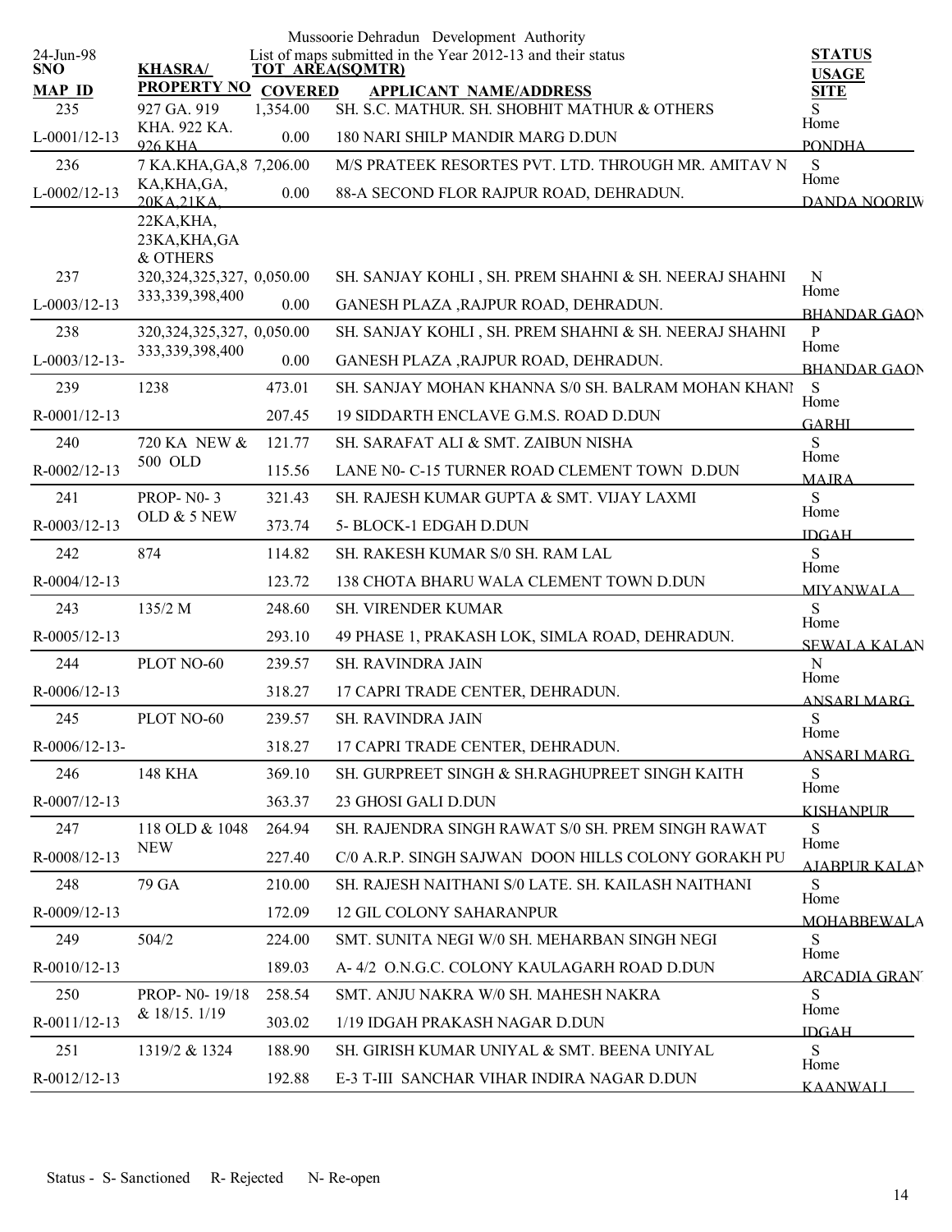Mussoorie Dehradun Development Authority

List of maps submitted in the Year 2012-13 and their status

24-Jun-98

| SNO / MAP ID | KHASRA/ PROPERTY NO | TOT AREA(SQMTR) / COVERED | APPLICANT NAME/ADDRESS | STATUS / USAGE / SITE |
|---|---|---|---|---|
| 235 | 927 GA. 919 | 1,354.00 | SH. S.C. MATHUR. SH. SHOBHIT MATHUR & OTHERS | S |
| L-0001/12-13 | KHA. 922 KA. 926 KHA | 0.00 | 180 NARI SHILP MANDIR MARG D.DUN | Home PONDHA |
| 236 | 7 KA.KHA,GA,8 KA,KHA,GA, 20KA,21KA, 22KA,KHA, 23KA,KHA,GA & OTHERS | 7,206.00 | M/S PRATEEK RESORTES PVT. LTD. THROUGH MR. AMITAV N | S |
| L-0002/12-13 | | 0.00 | 88-A SECOND FLOR RAJPUR ROAD, DEHRADUN. | Home DANDA NOORIW |
| 237 | 320,324,325,327, 333,339,398,400 | 0,050.00 | SH. SANJAY KOHLI , SH. PREM SHAHNI & SH. NEERAJ SHAHNI | N |
| L-0003/12-13 | | 0.00 | GANESH PLAZA ,RAJPUR ROAD, DEHRADUN. | Home BHANDAR GAON |
| 238 | 320,324,325,327, 333,339,398,400 | 0,050.00 | SH. SANJAY KOHLI , SH. PREM SHAHNI & SH. NEERAJ SHAHNI | P |
| L-0003/12-13- | | 0.00 | GANESH PLAZA ,RAJPUR ROAD, DEHRADUN. | Home BHANDAR GAON |
| 239 | 1238 | 473.01 | SH. SANJAY MOHAN KHANNA S/0 SH. BALRAM MOHAN KHANI | S |
| R-0001/12-13 | | 207.45 | 19 SIDDARTH ENCLAVE G.M.S. ROAD D.DUN | Home GARHI |
| 240 | 720 KA NEW & 500 OLD | 121.77 | SH. SARAFAT ALI & SMT. ZAIBUN NISHA | S |
| R-0002/12-13 | | 115.56 | LANE N0- C-15 TURNER ROAD CLEMENT TOWN D.DUN | Home MAJRA |
| 241 | PROP- N0- 3 OLD & 5 NEW | 321.43 | SH. RAJESH KUMAR GUPTA & SMT. VIJAY LAXMI | S |
| R-0003/12-13 | | 373.74 | 5- BLOCK-1 EDGAH D.DUN | Home IDGAH |
| 242 | 874 | 114.82 | SH. RAKESH KUMAR S/0 SH. RAM LAL | S |
| R-0004/12-13 | | 123.72 | 138 CHOTA BHARU WALA CLEMENT TOWN D.DUN | Home MIYANWALA |
| 243 | 135/2 M | 248.60 | SH. VIRENDER KUMAR | S |
| R-0005/12-13 | | 293.10 | 49 PHASE 1, PRAKASH LOK, SIMLA ROAD, DEHRADUN. | Home SEWALA KALAN |
| 244 | PLOT NO-60 | 239.57 | SH. RAVINDRA JAIN | N |
| R-0006/12-13 | | 318.27 | 17 CAPRI TRADE CENTER, DEHRADUN. | Home ANSARI MARG |
| 245 | PLOT NO-60 | 239.57 | SH. RAVINDRA JAIN | S |
| R-0006/12-13- | | 318.27 | 17 CAPRI TRADE CENTER, DEHRADUN. | Home ANSARI MARG |
| 246 | 148 KHA | 369.10 | SH. GURPREET SINGH & SH.RAGHUPREET SINGH KAITH | S |
| R-0007/12-13 | | 363.37 | 23 GHOSI GALI D.DUN | Home KISHANPUR |
| 247 | 118 OLD & 1048 NEW | 264.94 | SH. RAJENDRA SINGH RAWAT S/0 SH. PREM SINGH RAWAT | S |
| R-0008/12-13 | | 227.40 | C/0 A.R.P. SINGH SAJWAN DOON HILLS COLONY GORAKH PU | Home AJABPUR KALAN |
| 248 | 79 GA | 210.00 | SH. RAJESH NAITHANI S/0 LATE. SH. KAILASH NAITHANI | S |
| R-0009/12-13 | | 172.09 | 12 GIL COLONY SAHARANPUR | Home MOHABBEWALA |
| 249 | 504/2 | 224.00 | SMT. SUNITA NEGI W/0 SH. MEHARBAN SINGH NEGI | S |
| R-0010/12-13 | | 189.03 | A- 4/2 O.N.G.C. COLONY KAULAGARH ROAD D.DUN | Home ARCADIA GRANT |
| 250 | PROP- N0- 19/18 & 18/15. 1/19 | 258.54 | SMT. ANJU NAKRA W/0 SH. MAHESH NAKRA | S |
| R-0011/12-13 | | 303.02 | 1/19 IDGAH PRAKASH NAGAR D.DUN | Home IDGAH |
| 251 | 1319/2 & 1324 | 188.90 | SH. GIRISH KUMAR UNIYAL & SMT. BEENA UNIYAL | S |
| R-0012/12-13 | | 192.88 | E-3 T-III SANCHAR VIHAR INDIRA NAGAR D.DUN | Home KAANWALI |

Status - S- Sanctioned R- Rejected N- Re-open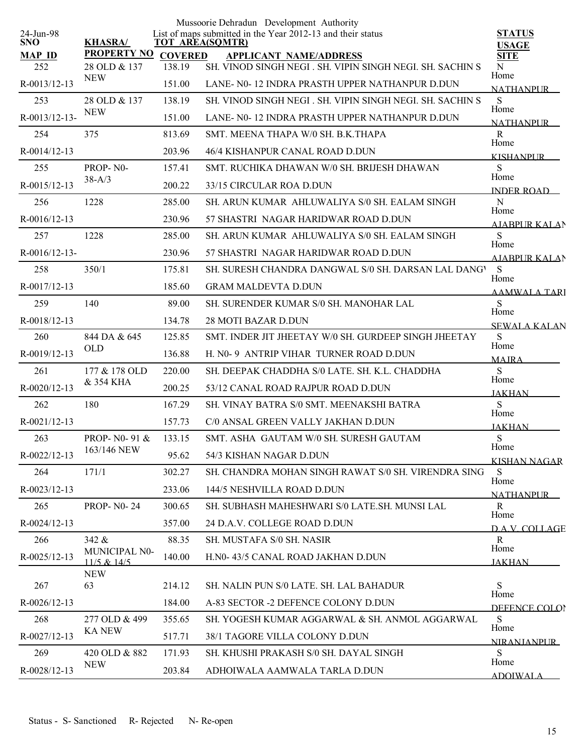Mussoorie Dehradun Development Authority

List of maps submitted in the Year 2012-13 and their status

24-Jun-98

| SNO / MAP ID | KHASRA/ PROPERTY NO | TOT AREA(SQMTR) / COVERED | APPLICANT NAME/ADDRESS | STATUS / USAGE / SITE |
|---|---|---|---|---|
| 252 | 28 OLD & 137 NEW | 138.19 | SH. VINOD SINGH NEGI . SH. VIPIN SINGH NEGI. SH. SACHIN S | N |
| R-0013/12-13 | | 151.00 | LANE- N0- 12 INDRA PRASTH UPPER NATHANPUR D.DUN | Home NATHANPUR |
| 253 | 28 OLD & 137 NEW | 138.19 | SH. VINOD SINGH NEGI . SH. VIPIN SINGH NEGI. SH. SACHIN S | S |
| R-0013/12-13- | | 151.00 | LANE- N0- 12 INDRA PRASTH UPPER NATHANPUR D.DUN | Home NATHANPUR |
| 254 | 375 | 813.69 | SMT. MEENA THAPA W/0 SH. B.K.THAPA | R |
| R-0014/12-13 | | 203.96 | 46/4 KISHANPUR CANAL ROAD D.DUN | Home KISHANPUR |
| 255 | PROP- N0- 38-A/3 | 157.41 | SMT. RUCHIKA DHAWAN W/0 SH. BRIJESH DHAWAN | S |
| R-0015/12-13 | | 200.22 | 33/15 CIRCULAR ROA D.DUN | Home INDER ROAD |
| 256 | 1228 | 285.00 | SH. ARUN KUMAR AHLUWALIYA S/0 SH. EALAM SINGH | N |
| R-0016/12-13 | | 230.96 | 57 SHASTRI NAGAR HARIDWAR ROAD D.DUN | Home AJABPUR KALAN |
| 257 | 1228 | 285.00 | SH. ARUN KUMAR AHLUWALIYA S/0 SH. EALAM SINGH | S |
| R-0016/12-13- | | 230.96 | 57 SHASTRI NAGAR HARIDWAR ROAD D.DUN | Home AJABPUR KALAN |
| 258 | 350/1 | 175.81 | SH. SURESH CHANDRA DANGWAL S/0 SH. DARSAN LAL DANGW | S |
| R-0017/12-13 | | 185.60 | GRAM MALDEVTA D.DUN | Home AAMWALA TARL |
| 259 | 140 | 89.00 | SH. SURENDER KUMAR S/0 SH. MANOHAR LAL | S |
| R-0018/12-13 | | 134.78 | 28 MOTI BAZAR D.DUN | Home SEWALA KALAN |
| 260 | 844 DA & 645 OLD | 125.85 | SMT. INDER JIT JHEETAY W/0 SH. GURDEEP SINGH JHEETAY | S |
| R-0019/12-13 | | 136.88 | H. N0- 9 ANTRIP VIHAR TURNER ROAD D.DUN | Home MAJRA |
| 261 | 177 & 178 OLD & 354 KHA | 220.00 | SH. DEEPAK CHADDHA S/0 LATE. SH. K.L. CHADDHA | S |
| R-0020/12-13 | | 200.25 | 53/12 CANAL ROAD RAJPUR ROAD D.DUN | Home JAKHAN |
| 262 | 180 | 167.29 | SH. VINAY BATRA S/0 SMT. MEENAKSHI BATRA | S |
| R-0021/12-13 | | 157.73 | C/0 ANSAL GREEN VALLY JAKHAN D.DUN | Home JAKHAN |
| 263 | PROP- N0- 91 & 163/146 NEW | 133.15 | SMT. ASHA GAUTAM W/0 SH. SURESH GAUTAM | S |
| R-0022/12-13 | | 95.62 | 54/3 KISHAN NAGAR D.DUN | Home KISHAN NAGAR |
| 264 | 171/1 | 302.27 | SH. CHANDRA MOHAN SINGH RAWAT S/0 SH. VIRENDRA SING | S |
| R-0023/12-13 | | 233.06 | 144/5 NESHVILLA ROAD D.DUN | Home NATHANPUR |
| 265 | PROP- N0- 24 | 300.65 | SH. SUBHASH MAHESHWARI S/0 LATE.SH. MUNSI LAL | R |
| R-0024/12-13 | | 357.00 | 24 D.A.V. COLLEGE ROAD D.DUN | Home D.A.V. COLLAGE |
| 266 | 342 & MUNICIPAL N0- 11/5 & 14/5 NEW | 88.35 | SH. MUSTAFA S/0 SH. NASIR | R |
| R-0025/12-13 | | 140.00 | H.N0- 43/5 CANAL ROAD JAKHAN D.DUN | Home JAKHAN |
| 267 | 63 | 214.12 | SH. NALIN PUN S/0 LATE. SH. LAL BAHADUR | S |
| R-0026/12-13 | | 184.00 | A-83 SECTOR -2 DEFENCE COLONY D.DUN | Home DEFENCE COLON |
| 268 | 277 OLD & 499 KA NEW | 355.65 | SH. YOGESH KUMAR AGGARWAL & SH. ANMOL AGGARWAL | S |
| R-0027/12-13 | | 517.71 | 38/1 TAGORE VILLA COLONY D.DUN | Home NIRANJANPUR |
| 269 | 420 OLD & 882 NEW | 171.93 | SH. KHUSHI PRAKASH S/0 SH. DAYAL SINGH | S |
| R-0028/12-13 | | 203.84 | ADHOIWALA AAMWALA TARLA D.DUN | Home ADOIWALA |

Status - S- Sanctioned R- Rejected N- Re-open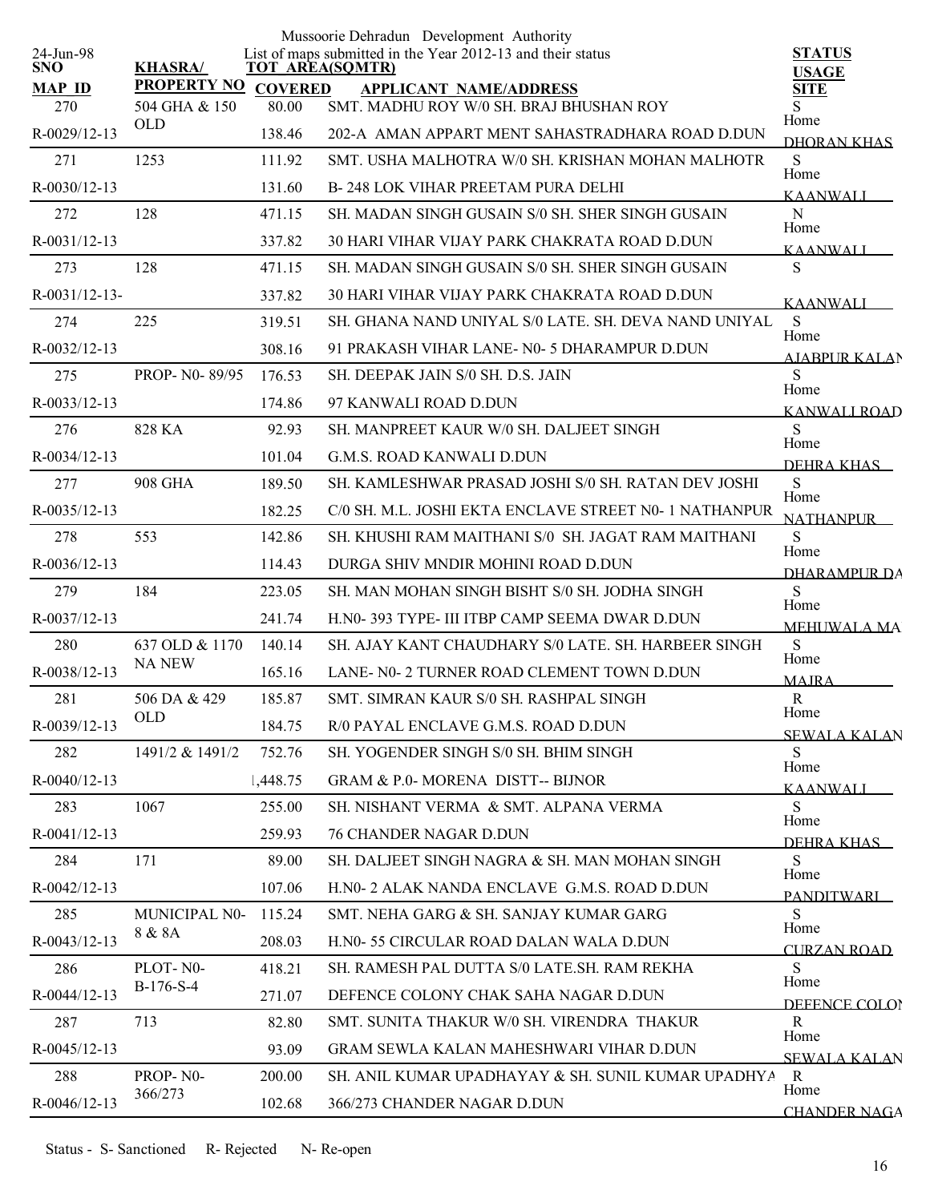Mussoorie Dehradun Development Authority

List of maps submitted in the Year 2012-13 and their status

24-Jun-98

| SNO | KHASRA/ PROPERTY NO | TOT AREA(SQMTR) | | APPLICANT NAME/ADDRESS | STATUS |
|---|---|---|---|---|---|
| MAP ID | | COVERED | | | USAGE / SITE |
| 270 | 504 GHA & 150 OLD | 80.00 | 138.46 | SMT. MADHU ROY W/0 SH. BRAJ BHUSHAN ROY / 202-A AMAN APPART MENT SAHASTRADHARA ROAD D.DUN | S / Home / DHORAN KHAS |
| R-0029/12-13 | | | | | |
| 271 | 1253 | 111.92 | 131.60 | SMT. USHA MALHOTRA W/0 SH. KRISHAN MOHAN MALHOTR / B- 248 LOK VIHAR PREETAM PURA DELHI | S / Home / KAANWALI |
| R-0030/12-13 | | | | | |
| 272 | 128 | 471.15 | 337.82 | SH. MADAN SINGH GUSAIN S/0 SH. SHER SINGH GUSAIN / 30 HARI VIHAR VIJAY PARK CHAKRATA ROAD D.DUN | N / Home / KAANWALI |
| R-0031/12-13 | | | | | |
| 273 | 128 | 471.15 | 337.82 | SH. MADAN SINGH GUSAIN S/0 SH. SHER SINGH GUSAIN / 30 HARI VIHAR VIJAY PARK CHAKRATA ROAD D.DUN | S / KAANWALI |
| R-0031/12-13- | | | | | |
| 274 | 225 | 319.51 | 308.16 | SH. GHANA NAND UNIYAL S/0 LATE. SH. DEVA NAND UNIYAL / 91 PRAKASH VIHAR LANE- N0- 5 DHARAMPUR D.DUN | S / Home / AJABPUR KALAN |
| R-0032/12-13 | | | | | |
| 275 | PROP- N0- 89/95 | 176.53 | 174.86 | SH. DEEPAK JAIN S/0 SH. D.S. JAIN / 97 KANWALI ROAD D.DUN | S / Home / KANWALI ROAD |
| R-0033/12-13 | | | | | |
| 276 | 828 KA | 92.93 | 101.04 | SH. MANPREET KAUR W/0 SH. DALJEET SINGH / G.M.S. ROAD KANWALI D.DUN | S / Home / DEHRA KHAS |
| R-0034/12-13 | | | | | |
| 277 | 908 GHA | 189.50 | 182.25 | SH. KAMLESHWAR PRASAD JOSHI S/0 SH. RATAN DEV JOSHI / C/0 SH. M.L. JOSHI EKTA ENCLAVE STREET N0- 1 NATHANPUR | S / Home / NATHANPUR |
| R-0035/12-13 | | | | | |
| 278 | 553 | 142.86 | 114.43 | SH. KHUSHI RAM MAITHANI S/0 SH. JAGAT RAM MAITHANI / DURGA SHIV MNDIR MOHINI ROAD D.DUN | S / Home / DHARAMPUR DA |
| R-0036/12-13 | | | | | |
| 279 | 184 | 223.05 | 241.74 | SH. MAN MOHAN SINGH BISHT S/0 SH. JODHA SINGH / H.N0- 393 TYPE- III ITBP CAMP SEEMA DWAR D.DUN | S / Home / MEHUWALA MA |
| R-0037/12-13 | | | | | |
| 280 | 637 OLD & 1170 NA NEW | 140.14 | 165.16 | SH. AJAY KANT CHAUDHARY S/0 LATE. SH. HARBEER SINGH / LANE- N0- 2 TURNER ROAD CLEMENT TOWN D.DUN | S / Home / MAJRA |
| R-0038/12-13 | | | | | |
| 281 | 506 DA & 429 OLD | 185.87 | 184.75 | SMT. SIMRAN KAUR S/0 SH. RASHPAL SINGH / R/0 PAYAL ENCLAVE G.M.S. ROAD D.DUN | R / Home / SEWALA KALAN |
| R-0039/12-13 | | | | | |
| 282 | 1491/2 & 1491/2 | 752.76 | 1,448.75 | SH. YOGENDER SINGH S/0 SH. BHIM SINGH / GRAM & P.0- MORENA DISTT-- BIJNOR | S / Home / KAANWALI |
| R-0040/12-13 | | | | | |
| 283 | 1067 | 255.00 | 259.93 | SH. NISHANT VERMA & SMT. ALPANA VERMA / 76 CHANDER NAGAR D.DUN | S / Home / DEHRA KHAS |
| R-0041/12-13 | | | | | |
| 284 | 171 | 89.00 | 107.06 | SH. DALJEET SINGH NAGRA & SH. MAN MOHAN SINGH / H.N0- 2 ALAK NANDA ENCLAVE G.M.S. ROAD D.DUN | S / Home / PANDITWARI |
| R-0042/12-13 | | | | | |
| 285 | MUNICIPAL N0- 8 & 8A | 115.24 | 208.03 | SMT. NEHA GARG & SH. SANJAY KUMAR GARG / H.N0- 55 CIRCULAR ROAD DALAN WALA D.DUN | S / Home / CURZAN ROAD |
| R-0043/12-13 | | | | | |
| 286 | PLOT- N0- B-176-S-4 | 418.21 | 271.07 | SH. RAMESH PAL DUTTA S/0 LATE.SH. RAM REKHA / DEFENCE COLONY CHAK SAHA NAGAR D.DUN | S / Home / DEFENCE COLON |
| R-0044/12-13 | | | | | |
| 287 | 713 | 82.80 | 93.09 | SMT. SUNITA THAKUR W/0 SH. VIRENDRA THAKUR / GRAM SEWLA KALAN MAHESHWARI VIHAR D.DUN | R / Home / SEWALA KALAN |
| R-0045/12-13 | | | | | |
| 288 | PROP- N0- 366/273 | 200.00 | 102.68 | SH. ANIL KUMAR UPADHAYAY & SH. SUNIL KUMAR UPADHYA / 366/273 CHANDER NAGAR D.DUN | R / Home / CHANDER NAGA |
| R-0046/12-13 | | | | | |

Status - S- Sanctioned R- Rejected N- Re-open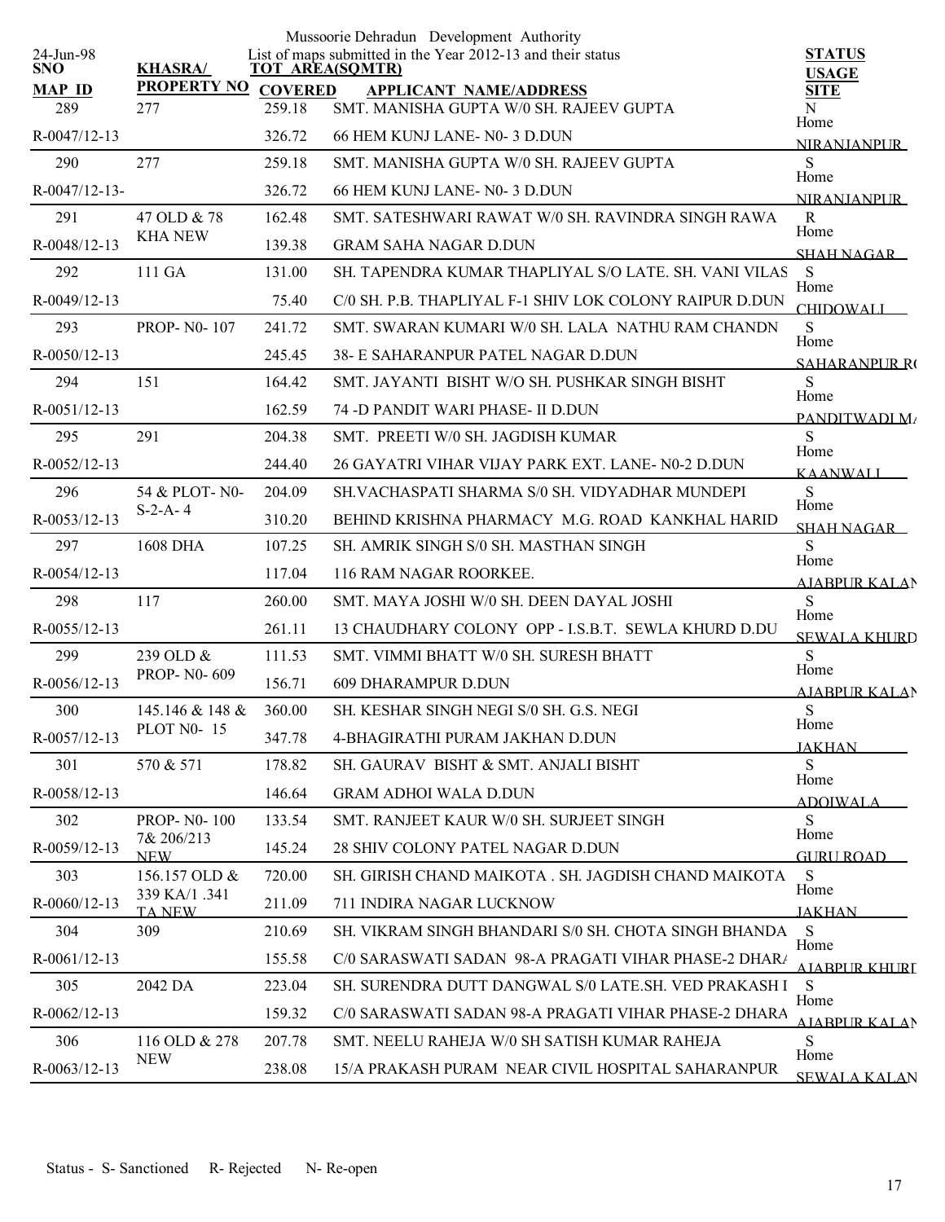Mussoorie Dehradun Development Authority

List of maps submitted in the Year 2012-13 and their status

24-Jun-98

| SNO / MAP_ID | KHASRA/ PROPERTY NO | TOT AREA(SQMTR) / COVERED | APPLICANT NAME/ADDRESS | STATUS / USAGE / SITE |
|---|---|---|---|---|
| 289 | 277 | 259.18 | SMT. MANISHA GUPTA W/0 SH. RAJEEV GUPTA | N |
| R-0047/12-13 | | 326.72 | 66 HEM KUNJ LANE- N0- 3 D.DUN | Home NIRANJANPUR |
| 290 | 277 | 259.18 | SMT. MANISHA GUPTA W/0 SH. RAJEEV GUPTA | S |
| R-0047/12-13- | | 326.72 | 66 HEM KUNJ LANE- N0- 3 D.DUN | Home NIRANJANPUR |
| 291 | 47 OLD & 78 KHA NEW | 162.48 | SMT. SATESHWARI RAWAT W/0 SH. RAVINDRA SINGH RAWA | R |
| R-0048/12-13 | | 139.38 | GRAM SAHA NAGAR D.DUN | Home SHAH NAGAR |
| 292 | 111 GA | 131.00 | SH. TAPENDRA KUMAR THAPLIYAL S/O LATE. SH. VANI VILAS | S |
| R-0049/12-13 | | 75.40 | C/0 SH. P.B. THAPLIYAL F-1 SHIV LOK COLONY RAIPUR D.DUN | Home CHIDOWALI |
| 293 | PROP- N0- 107 | 241.72 | SMT. SWARAN KUMARI W/0 SH. LALA NATHU RAM CHANDN | S |
| R-0050/12-13 | | 245.45 | 38- E SAHARANPUR PATEL NAGAR D.DUN | Home SAHARANPUR R( |
| 294 | 151 | 164.42 | SMT. JAYANTI BISHT W/O SH. PUSHKAR SINGH BISHT | S |
| R-0051/12-13 | | 162.59 | 74 -D PANDIT WARI PHASE- II D.DUN | Home PANDITWADI M/ |
| 295 | 291 | 204.38 | SMT. PREETI W/0 SH. JAGDISH KUMAR | S |
| R-0052/12-13 | | 244.40 | 26 GAYATRI VIHAR VIJAY PARK EXT. LANE- N0-2 D.DUN | Home KAANWALI |
| 296 | 54 & PLOT- N0- S-2-A- 4 | 204.09 | SH.VACHASPATI SHARMA S/0 SH. VIDYADHAR MUNDEPI | S |
| R-0053/12-13 | | 310.20 | BEHIND KRISHNA PHARMACY M.G. ROAD KANKHAL HARID | Home SHAH NAGAR |
| 297 | 1608 DHA | 107.25 | SH. AMRIK SINGH S/0 SH. MASTHAN SINGH | S |
| R-0054/12-13 | | 117.04 | 116 RAM NAGAR ROORKEE. | Home AJABPUR KALAN |
| 298 | 117 | 260.00 | SMT. MAYA JOSHI W/0 SH. DEEN DAYAL JOSHI | S |
| R-0055/12-13 | | 261.11 | 13 CHAUDHARY COLONY OPP - I.S.B.T. SEWLA KHURD D.DU | Home SEWALA KHURD |
| 299 | 239 OLD & PROP- N0- 609 | 111.53 | SMT. VIMMI BHATT W/0 SH. SURESH BHATT | S |
| R-0056/12-13 | | 156.71 | 609 DHARAMPUR D.DUN | Home AJABPUR KALAN |
| 300 | 145.146 & 148 & PLOT N0- 15 | 360.00 | SH. KESHAR SINGH NEGI S/0 SH. G.S. NEGI | S |
| R-0057/12-13 | | 347.78 | 4-BHAGIRATHI PURAM JAKHAN D.DUN | Home JAKHAN |
| 301 | 570 & 571 | 178.82 | SH. GAURAV BISHT & SMT. ANJALI BISHT | S |
| R-0058/12-13 | | 146.64 | GRAM ADHOI WALA D.DUN | Home ADOIWALA |
| 302 | PROP- N0- 100 7& 206/213 NEW | 133.54 | SMT. RANJEET KAUR W/0 SH. SURJEET SINGH | S |
| R-0059/12-13 | | 145.24 | 28 SHIV COLONY PATEL NAGAR D.DUN | Home GURU ROAD |
| 303 | 156.157 OLD & 339 KA/1 .341 TA NEW | 720.00 | SH. GIRISH CHAND MAIKOTA . SH. JAGDISH CHAND MAIKOTA | S |
| R-0060/12-13 | | 211.09 | 711 INDIRA NAGAR LUCKNOW | Home JAKHAN |
| 304 | 309 | 210.69 | SH. VIKRAM SINGH BHANDARI S/0 SH. CHOTA SINGH BHANDA | S |
| R-0061/12-13 | | 155.58 | C/0 SARASWATI SADAN 98-A PRAGATI VIHAR PHASE-2 DHAR/ | Home AJABPUR KHURD |
| 305 | 2042 DA | 223.04 | SH. SURENDRA DUTT DANGWAL S/0 LATE.SH. VED PRAKASH I | S |
| R-0062/12-13 | | 159.32 | C/0 SARASWATI SADAN 98-A PRAGATI VIHAR PHASE-2 DHARA | Home AJABPUR KALAN |
| 306 | 116 OLD & 278 NEW | 207.78 | SMT. NEELU RAHEJA W/0 SH SATISH KUMAR RAHEJA | S |
| R-0063/12-13 | | 238.08 | 15/A PRAKASH PURAM NEAR CIVIL HOSPITAL SAHARANPUR | Home SEWALA KALAN |

Status - S- Sanctioned R- Rejected N- Re-open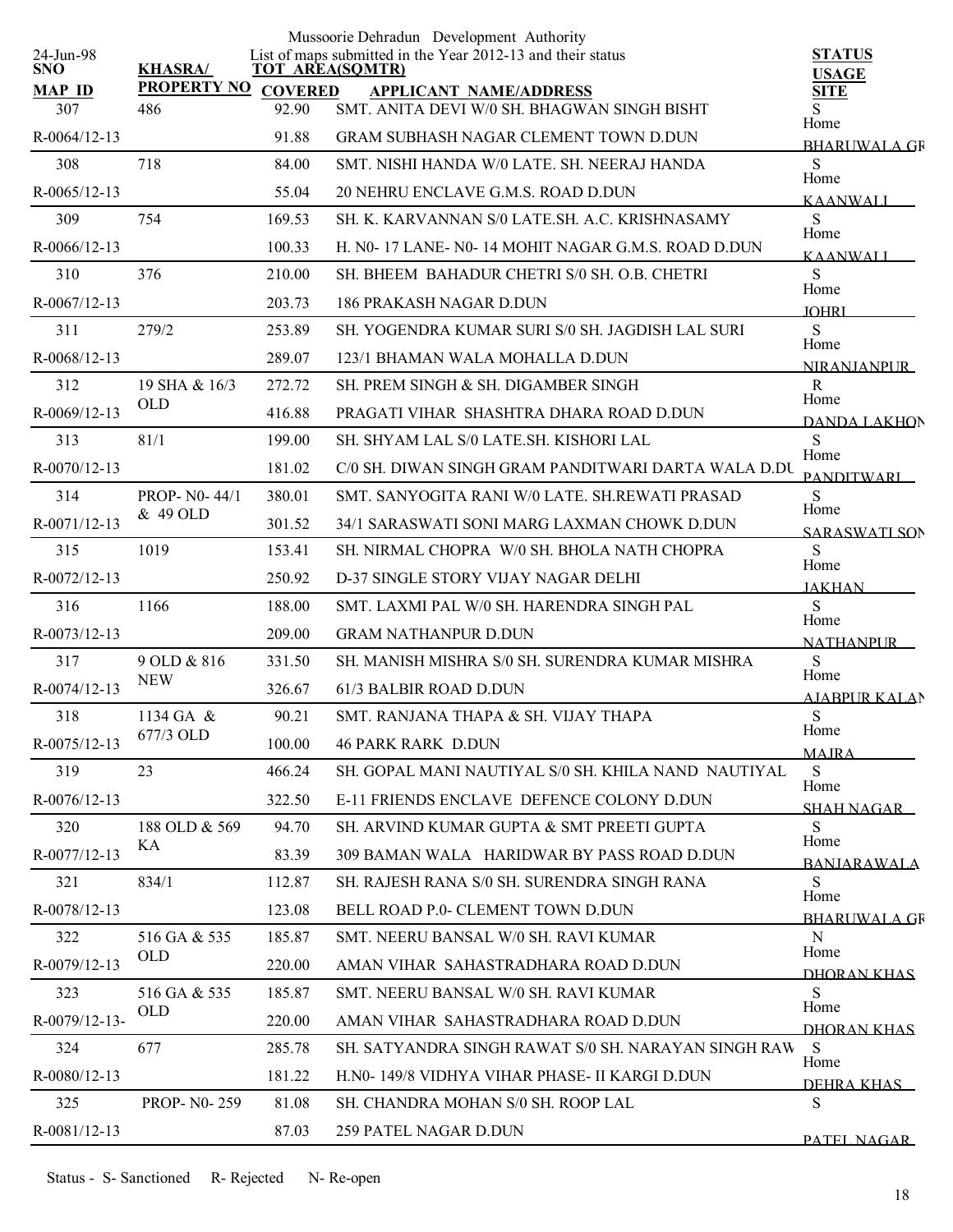Mussoorie Dehradun Development Authority

List of maps submitted in the Year 2012-13 and their status

24-Jun-98

| SNO / MAP ID | KHASRA/ PROPERTY NO | TOT AREA(SQMTR) / COVERED | APPLICANT NAME/ADDRESS | STATUS / USAGE / SITE |
|---|---|---|---|---|
| 307 | 486 | 92.90 | SMT. ANITA DEVI W/0 SH. BHAGWAN SINGH BISHT | S |
| R-0064/12-13 | | 91.88 | GRAM SUBHASH NAGAR CLEMENT TOWN D.DUN | Home BHARUWALA GR |
| 308 | 718 | 84.00 | SMT. NISHI HANDA W/0 LATE. SH. NEERAJ HANDA | S |
| R-0065/12-13 | | 55.04 | 20 NEHRU ENCLAVE G.M.S. ROAD D.DUN | Home KAANWALI |
| 309 | 754 | 169.53 | SH. K. KARVANNAN S/0 LATE.SH. A.C. KRISHNASAMY | S |
| R-0066/12-13 | | 100.33 | H. N0- 17 LANE- N0- 14 MOHIT NAGAR G.M.S. ROAD D.DUN | Home KAANWALI |
| 310 | 376 | 210.00 | SH. BHEEM BAHADUR CHETRI S/0 SH. O.B. CHETRI | S |
| R-0067/12-13 | | 203.73 | 186 PRAKASH NAGAR D.DUN | Home JOHRI |
| 311 | 279/2 | 253.89 | SH. YOGENDRA KUMAR SURI S/0 SH. JAGDISH LAL SURI | S |
| R-0068/12-13 | | 289.07 | 123/1 BHAMAN WALA MOHALLA D.DUN | Home NIRANJANPUR |
| 312 | 19 SHA & 16/3 OLD | 272.72 | SH. PREM SINGH & SH. DIGAMBER SINGH | R |
| R-0069/12-13 | | 416.88 | PRAGATI VIHAR SHASHTRA DHARA ROAD D.DUN | Home DANDA LAKHON |
| 313 | 81/1 | 199.00 | SH. SHYAM LAL S/0 LATE.SH. KISHORI LAL | S |
| R-0070/12-13 | | 181.02 | C/0 SH. DIWAN SINGH GRAM PANDITWARI DARTA WALA D.DU | Home PANDITWARI |
| 314 | PROP- N0- 44/1 & 49 OLD | 380.01 | SMT. SANYOGITA RANI W/0 LATE. SH.REWATI PRASAD | S |
| R-0071/12-13 | | 301.52 | 34/1 SARASWATI SONI MARG LAXMAN CHOWK D.DUN | Home SARASWATI SON |
| 315 | 1019 | 153.41 | SH. NIRMAL CHOPRA W/0 SH. BHOLA NATH CHOPRA | S |
| R-0072/12-13 | | 250.92 | D-37 SINGLE STORY VIJAY NAGAR DELHI | Home JAKHAN |
| 316 | 1166 | 188.00 | SMT. LAXMI PAL W/0 SH. HARENDRA SINGH PAL | S |
| R-0073/12-13 | | 209.00 | GRAM NATHANPUR D.DUN | Home NATHANPUR |
| 317 | 9 OLD & 816 NEW | 331.50 | SH. MANISH MISHRA S/0 SH. SURENDRA KUMAR MISHRA | S |
| R-0074/12-13 | | 326.67 | 61/3 BALBIR ROAD D.DUN | Home AJABPUR KALAN |
| 318 | 1134 GA & 677/3 OLD | 90.21 | SMT. RANJANA THAPA & SH. VIJAY THAPA | S |
| R-0075/12-13 | | 100.00 | 46 PARK RARK D.DUN | Home MAJRA |
| 319 | 23 | 466.24 | SH. GOPAL MANI NAUTIYAL S/0 SH. KHILA NAND NAUTIYAL | S |
| R-0076/12-13 | | 322.50 | E-11 FRIENDS ENCLAVE DEFENCE COLONY D.DUN | Home SHAH NAGAR |
| 320 | 188 OLD & 569 KA | 94.70 | SH. ARVIND KUMAR GUPTA & SMT PREETI GUPTA | S |
| R-0077/12-13 | | 83.39 | 309 BAMAN WALA HARIDWAR BY PASS ROAD D.DUN | Home BANJARAWALA |
| 321 | 834/1 | 112.87 | SH. RAJESH RANA S/0 SH. SURENDRA SINGH RANA | S |
| R-0078/12-13 | | 123.08 | BELL ROAD P.0- CLEMENT TOWN D.DUN | Home BHARUWALA GR |
| 322 | 516 GA & 535 OLD | 185.87 | SMT. NEERU BANSAL W/0 SH. RAVI KUMAR | N |
| R-0079/12-13 | | 220.00 | AMAN VIHAR SAHASTRADHARA ROAD D.DUN | Home DHORAN KHAS |
| 323 | 516 GA & 535 OLD | 185.87 | SMT. NEERU BANSAL W/0 SH. RAVI KUMAR | S |
| R-0079/12-13- | | 220.00 | AMAN VIHAR SAHASTRADHARA ROAD D.DUN | Home DHORAN KHAS |
| 324 | 677 | 285.78 | SH. SATYANDRA SINGH RAWAT S/0 SH. NARAYAN SINGH RAW | S |
| R-0080/12-13 | | 181.22 | H.N0- 149/8 VIDHYA VIHAR PHASE- II KARGI D.DUN | Home DEHRA KHAS |
| 325 | PROP- N0- 259 | 81.08 | SH. CHANDRA MOHAN S/0 SH. ROOP LAL | S |
| R-0081/12-13 | | 87.03 | 259 PATEL NAGAR D.DUN | PATEL NAGAR |

Status - S- Sanctioned R- Rejected N- Re-open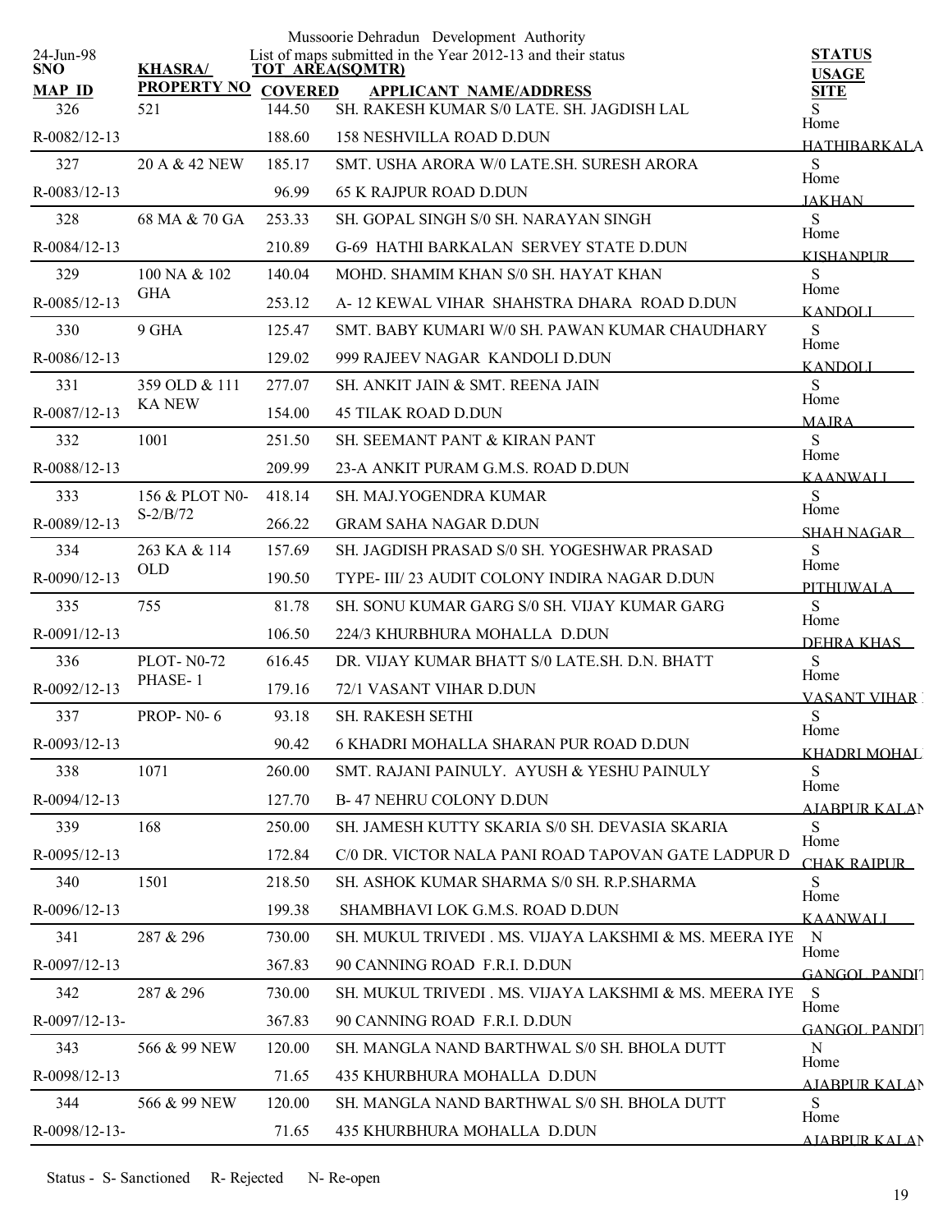Mussoorie Dehradun Development Authority

24-Jun-98

List of maps submitted in the Year 2012-13 and their status

| SNO / MAP_ID | KHASRA/ PROPERTY NO | TOT AREA(SQMTR) / COVERED | APPLICANT NAME/ADDRESS | STATUS / USAGE / SITE |
|---|---|---|---|---|
| 326 | 521 | 144.50 | SH. RAKESH KUMAR S/0 LATE. SH. JAGDISH LAL | S |
| R-0082/12-13 | | 188.60 | 158 NESHVILLA ROAD D.DUN | Home HATHIBARKALA |
| 327 | 20 A & 42 NEW | 185.17 | SMT. USHA ARORA W/0 LATE.SH. SURESH ARORA | S |
| R-0083/12-13 | | 96.99 | 65 K RAJPUR ROAD D.DUN | Home JAKHAN |
| 328 | 68 MA & 70 GA | 253.33 | SH. GOPAL SINGH S/0 SH. NARAYAN SINGH | S |
| R-0084/12-13 | | 210.89 | G-69 HATHI BARKALAN SERVEY STATE D.DUN | Home KISHANPUR |
| 329 | 100 NA & 102 GHA | 140.04 | MOHD. SHAMIM KHAN S/0 SH. HAYAT KHAN | S |
| R-0085/12-13 | | 253.12 | A- 12 KEWAL VIHAR SHAHSTRA DHARA ROAD D.DUN | Home KANDOLI |
| 330 | 9 GHA | 125.47 | SMT. BABY KUMARI W/0 SH. PAWAN KUMAR CHAUDHARY | S |
| R-0086/12-13 | | 129.02 | 999 RAJEEV NAGAR KANDOLI D.DUN | Home KANDOLI |
| 331 | 359 OLD & 111 KA NEW | 277.07 | SH. ANKIT JAIN & SMT. REENA JAIN | S |
| R-0087/12-13 | | 154.00 | 45 TILAK ROAD D.DUN | Home MAJRA |
| 332 | 1001 | 251.50 | SH. SEEMANT PANT & KIRAN PANT | S |
| R-0088/12-13 | | 209.99 | 23-A ANKIT PURAM G.M.S. ROAD D.DUN | Home KAANWALI |
| 333 | 156 & PLOT N0- S-2/B/72 | 418.14 | SH. MAJ.YOGENDRA KUMAR | S |
| R-0089/12-13 | | 266.22 | GRAM SAHA NAGAR D.DUN | Home SHAH NAGAR |
| 334 | 263 KA & 114 OLD | 157.69 | SH. JAGDISH PRASAD S/0 SH. YOGESHWAR PRASAD | S |
| R-0090/12-13 | | 190.50 | TYPE- III/ 23 AUDIT COLONY INDIRA NAGAR D.DUN | Home PITHUWALA |
| 335 | 755 | 81.78 | SH. SONU KUMAR GARG S/0 SH. VIJAY KUMAR GARG | S |
| R-0091/12-13 | | 106.50 | 224/3 KHURBHURA MOHALLA D.DUN | Home DEHRA KHAS |
| 336 | PLOT- N0-72 PHASE- 1 | 616.45 | DR. VIJAY KUMAR BHATT S/0 LATE.SH. D.N. BHATT | S |
| R-0092/12-13 | | 179.16 | 72/1 VASANT VIHAR D.DUN | Home VASANT VIHAR |
| 337 | PROP- N0- 6 | 93.18 | SH. RAKESH SETHI | S |
| R-0093/12-13 | | 90.42 | 6 KHADRI MOHALLA SHARAN PUR ROAD D.DUN | Home KHADRI MOHAL |
| 338 | 1071 | 260.00 | SMT. RAJANI PAINULY. AYUSH & YESHU PAINULY | S |
| R-0094/12-13 | | 127.70 | B- 47 NEHRU COLONY D.DUN | Home AJABPUR KALAN |
| 339 | 168 | 250.00 | SH. JAMESH KUTTY SKARIA S/0 SH. DEVASIA SKARIA | S |
| R-0095/12-13 | | 172.84 | C/0 DR. VICTOR NALA PANI ROAD TAPOVAN GATE LADPUR D | Home CHAK RAIPUR |
| 340 | 1501 | 218.50 | SH. ASHOK KUMAR SHARMA S/0 SH. R.P.SHARMA | S |
| R-0096/12-13 | | 199.38 | SHAMBHAVI LOK G.M.S. ROAD D.DUN | Home KAANWALI |
| 341 | 287 & 296 | 730.00 | SH. MUKUL TRIVEDI . MS. VIJAYA LAKSHMI & MS. MEERA IYE | N |
| R-0097/12-13 | | 367.83 | 90 CANNING ROAD F.R.I. D.DUN | Home GANGOL PANDIT |
| 342 | 287 & 296 | 730.00 | SH. MUKUL TRIVEDI . MS. VIJAYA LAKSHMI & MS. MEERA IYE | S |
| R-0097/12-13- | | 367.83 | 90 CANNING ROAD F.R.I. D.DUN | Home GANGOL PANDIT |
| 343 | 566 & 99 NEW | 120.00 | SH. MANGLA NAND BARTHWAL S/0 SH. BHOLA DUTT | N |
| R-0098/12-13 | | 71.65 | 435 KHURBHURA MOHALLA D.DUN | Home AJABPUR KALAN |
| 344 | 566 & 99 NEW | 120.00 | SH. MANGLA NAND BARTHWAL S/0 SH. BHOLA DUTT | S |
| R-0098/12-13- | | 71.65 | 435 KHURBHURA MOHALLA D.DUN | Home AJABPUR KALAN |

Status - S- Sanctioned R- Rejected N- Re-open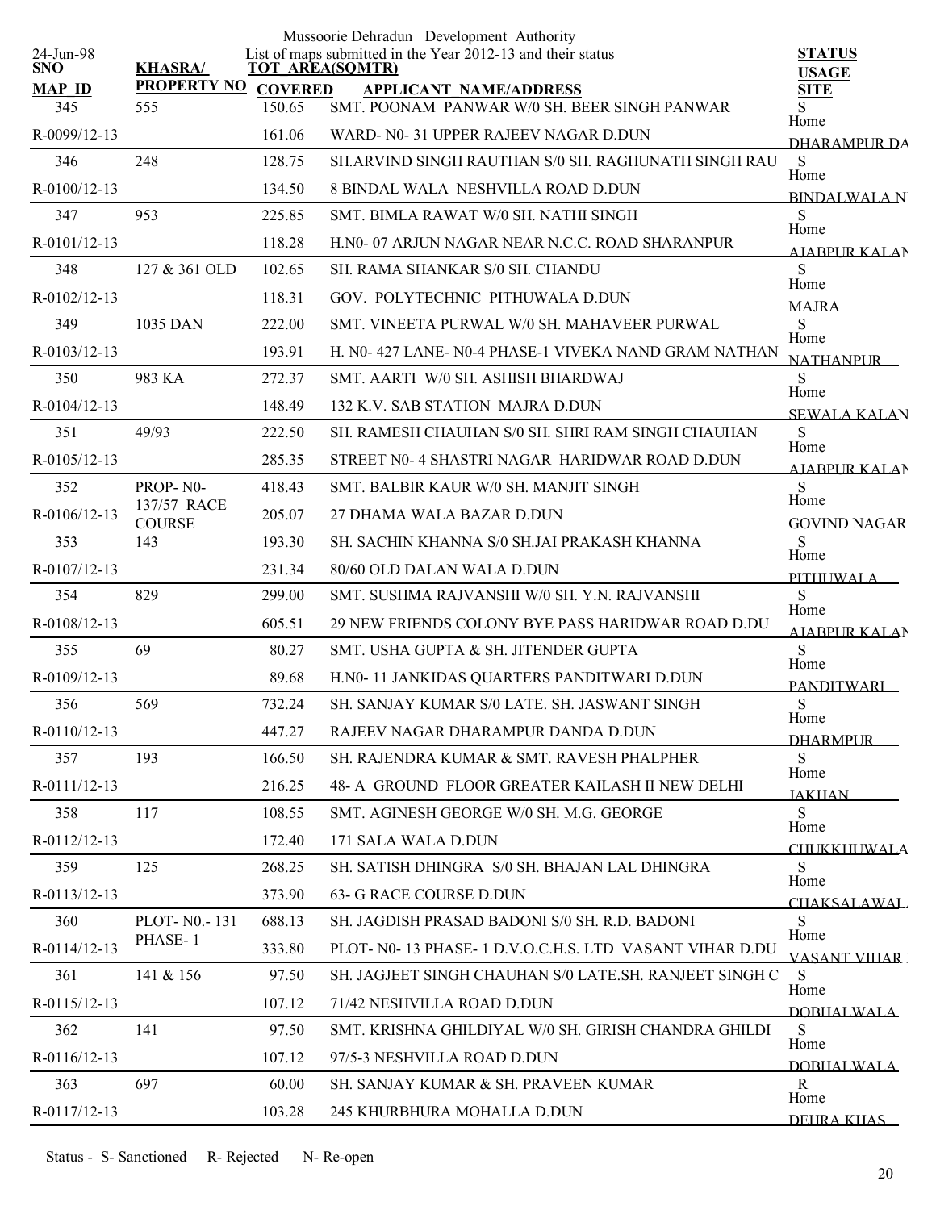Mussoorie Dehradun Development Authority

List of maps submitted in the Year 2012-13 and their status

24-Jun-98

| SNO / MAP ID | KHASRA/ PROPERTY NO | TOT AREA(SQMTR) COVERED | APPLICANT NAME/ADDRESS | STATUS / USAGE / SITE |
|---|---|---|---|---|
| 345 | 555 | 150.65 | SMT. POONAM PANWAR W/0 SH. BEER SINGH PANWAR | S |
| R-0099/12-13 | | 161.06 | WARD- N0- 31 UPPER RAJEEV NAGAR D.DUN | Home DHARAMPUR DA |
| 346 | 248 | 128.75 | SH.ARVIND SINGH RAUTHAN S/0 SH. RAGHUNATH SINGH RAU | S |
| R-0100/12-13 | | 134.50 | 8 BINDAL WALA NESHVILLA ROAD D.DUN | Home BINDALWALA N |
| 347 | 953 | 225.85 | SMT. BIMLA RAWAT W/0 SH. NATHI SINGH | S |
| R-0101/12-13 | | 118.28 | H.N0- 07 ARJUN NAGAR NEAR N.C.C. ROAD SHARANPUR | Home AJABPUR KALAN |
| 348 | 127 & 361 OLD | 102.65 | SH. RAMA SHANKAR S/0 SH. CHANDU | S |
| R-0102/12-13 | | 118.31 | GOV. POLYTECHNIC PITHUWALA D.DUN | Home MAJRA |
| 349 | 1035 DAN | 222.00 | SMT. VINEETA PURWAL W/0 SH. MAHAVEER PURWAL | S |
| R-0103/12-13 | | 193.91 | H. N0- 427 LANE- N0-4 PHASE-1 VIVEKA NAND GRAM NATHAN | Home NATHANPUR |
| 350 | 983 KA | 272.37 | SMT. AARTI W/0 SH. ASHISH BHARDWAJ | S |
| R-0104/12-13 | | 148.49 | 132 K.V. SAB STATION MAJRA D.DUN | Home SEWALA KALAN |
| 351 | 49/93 | 222.50 | SH. RAMESH CHAUHAN S/0 SH. SHRI RAM SINGH CHAUHAN | S |
| R-0105/12-13 | | 285.35 | STREET N0- 4 SHASTRI NAGAR HARIDWAR ROAD D.DUN | Home AJABPUR KALAN |
| 352 | PROP- N0- 137/57 RACE COURSE | 418.43 | SMT. BALBIR KAUR W/0 SH. MANJIT SINGH | S |
| R-0106/12-13 | | 205.07 | 27 DHAMA WALA BAZAR D.DUN | Home GOVIND NAGAR |
| 353 | 143 | 193.30 | SH. SACHIN KHANNA S/0 SH.JAI PRAKASH KHANNA | S |
| R-0107/12-13 | | 231.34 | 80/60 OLD DALAN WALA D.DUN | Home PITHUWALA |
| 354 | 829 | 299.00 | SMT. SUSHMA RAJVANSHI W/0 SH. Y.N. RAJVANSHI | S |
| R-0108/12-13 | | 605.51 | 29 NEW FRIENDS COLONY BYE PASS HARIDWAR ROAD D.DU | Home AJABPUR KALAN |
| 355 | 69 | 80.27 | SMT. USHA GUPTA & SH. JITENDER GUPTA | S |
| R-0109/12-13 | | 89.68 | H.N0- 11 JANKIDAS QUARTERS PANDITWARI D.DUN | Home PANDITWARI |
| 356 | 569 | 732.24 | SH. SANJAY KUMAR S/0 LATE. SH. JASWANT SINGH | S |
| R-0110/12-13 | | 447.27 | RAJEEV NAGAR DHARAMPUR DANDA D.DUN | Home DHARMPUR |
| 357 | 193 | 166.50 | SH. RAJENDRA KUMAR & SMT. RAVESH PHALPHER | S |
| R-0111/12-13 | | 216.25 | 48- A GROUND FLOOR GREATER KAILASH II NEW DELHI | Home JAKHAN |
| 358 | 117 | 108.55 | SMT. AGINESH GEORGE W/0 SH. M.G. GEORGE | S |
| R-0112/12-13 | | 172.40 | 171 SALA WALA D.DUN | Home CHUKKHUWALA |
| 359 | 125 | 268.25 | SH. SATISH DHINGRA S/0 SH. BHAJAN LAL DHINGRA | S |
| R-0113/12-13 | | 373.90 | 63- G RACE COURSE D.DUN | Home CHAKSALAWAL |
| 360 | PLOT- N0.- 131 PHASE- 1 | 688.13 | SH. JAGDISH PRASAD BADONI S/0 SH. R.D. BADONI | S |
| R-0114/12-13 | | 333.80 | PLOT- N0- 13 PHASE- 1 D.V.O.C.H.S. LTD VASANT VIHAR D.DU | Home VASANT VIHAR |
| 361 | 141 & 156 | 97.50 | SH. JAGJEET SINGH CHAUHAN S/0 LATE.SH. RANJEET SINGH C | S |
| R-0115/12-13 | | 107.12 | 71/42 NESHVILLA ROAD D.DUN | Home DOBHALWALA |
| 362 | 141 | 97.50 | SMT. KRISHNA GHILDIYAL W/0 SH. GIRISH CHANDRA GHILDI | S |
| R-0116/12-13 | | 107.12 | 97/5-3 NESHVILLA ROAD D.DUN | Home DOBHALWALA |
| 363 | 697 | 60.00 | SH. SANJAY KUMAR & SH. PRAVEEN KUMAR | R |
| R-0117/12-13 | | 103.28 | 245 KHURBHURA MOHALLA D.DUN | Home DEHRA KHAS |

Status - S- Sanctioned R- Rejected N- Re-open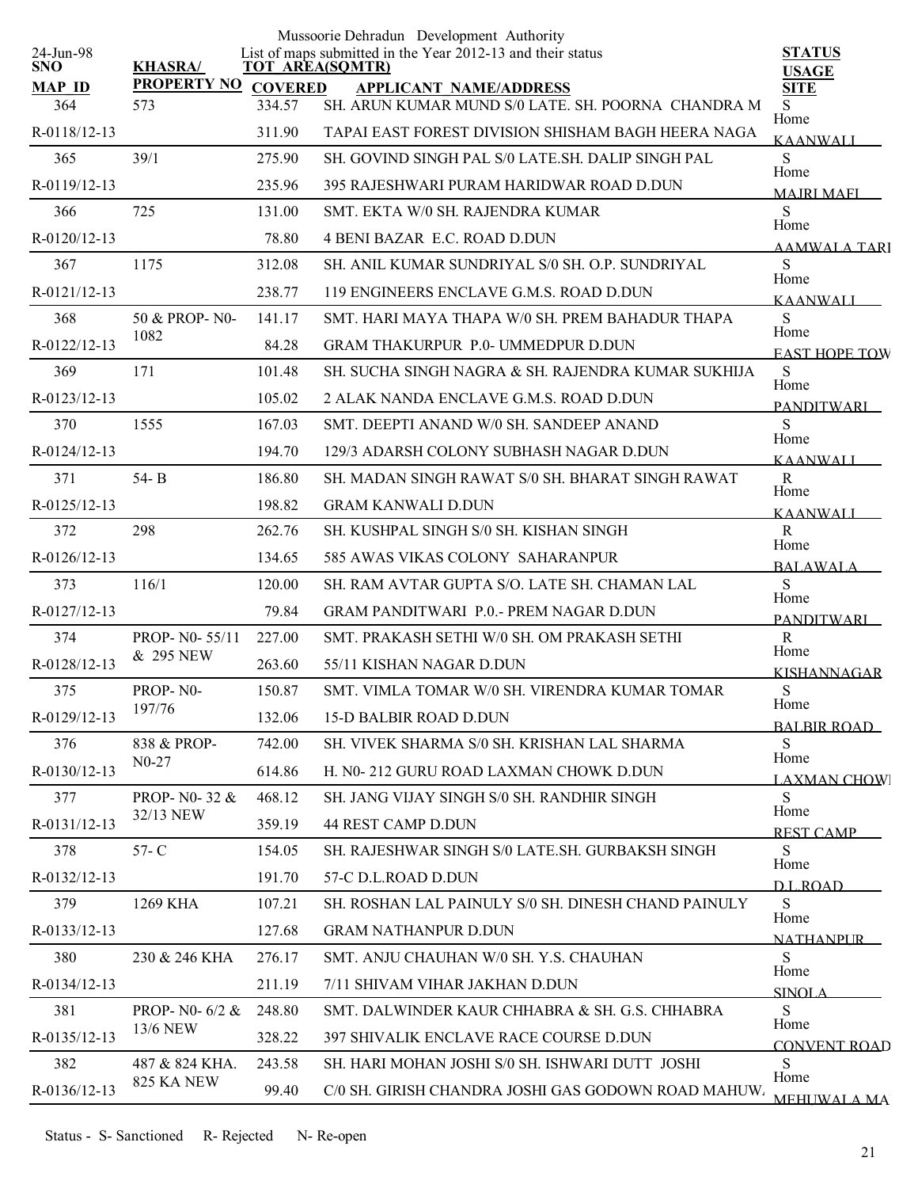Mussoorie Dehradun Development Authority

24-Jun-98 List of maps submitted in the Year 2012-13 and their status

| SNO / MAP_ID | KHASRA/ PROPERTY NO | TOT AREA(SQMTR) / COVERED | APPLICANT NAME/ADDRESS | STATUS / USAGE / SITE |
|---|---|---|---|---|
| 364 | 573 | 334.57 | SH. ARUN KUMAR MUND S/0 LATE. SH. POORNA CHANDRA M | S |
| R-0118/12-13 | | 311.90 | TAPAI EAST FOREST DIVISION SHISHAM BAGH HEERA NAGA | Home KAANWALI |
| 365 | 39/1 | 275.90 | SH. GOVIND SINGH PAL S/0 LATE.SH. DALIP SINGH PAL | S |
| R-0119/12-13 | | 235.96 | 395 RAJESHWARI PURAM HARIDWAR ROAD D.DUN | Home MAJRI MAFI |
| 366 | 725 | 131.00 | SMT. EKTA W/0 SH. RAJENDRA KUMAR | S |
| R-0120/12-13 | | 78.80 | 4 BENI BAZAR E.C. ROAD D.DUN | Home AAMWALA TARI |
| 367 | 1175 | 312.08 | SH. ANIL KUMAR SUNDRIYAL S/0 SH. O.P. SUNDRIYAL | S |
| R-0121/12-13 | | 238.77 | 119 ENGINEERS ENCLAVE G.M.S. ROAD D.DUN | Home KAANWALI |
| 368 | 50 & PROP- N0-1082 | 141.17 | SMT. HARI MAYA THAPA W/0 SH. PREM BAHADUR THAPA | S |
| R-0122/12-13 | | 84.28 | GRAM THAKURPUR P.0- UMMEDPUR D.DUN | Home EAST HOPE TOW |
| 369 | 171 | 101.48 | SH. SUCHA SINGH NAGRA & SH. RAJENDRA KUMAR SUKHIJA | S |
| R-0123/12-13 | | 105.02 | 2 ALAK NANDA ENCLAVE G.M.S. ROAD D.DUN | Home PANDITWARI |
| 370 | 1555 | 167.03 | SMT. DEEPTI ANAND W/0 SH. SANDEEP ANAND | S |
| R-0124/12-13 | | 194.70 | 129/3 ADARSH COLONY SUBHASH NAGAR D.DUN | Home KAANWALI |
| 371 | 54- B | 186.80 | SH. MADAN SINGH RAWAT S/0 SH. BHARAT SINGH RAWAT | R |
| R-0125/12-13 | | 198.82 | GRAM KANWALI D.DUN | Home KAANWALI |
| 372 | 298 | 262.76 | SH. KUSHPAL SINGH S/0 SH. KISHAN SINGH | R |
| R-0126/12-13 | | 134.65 | 585 AWAS VIKAS COLONY SAHARANPUR | Home BALAWALA |
| 373 | 116/1 | 120.00 | SH. RAM AVTAR GUPTA S/O. LATE SH. CHAMAN LAL | S |
| R-0127/12-13 | | 79.84 | GRAM PANDITWARI P.0.- PREM NAGAR D.DUN | Home PANDITWARI |
| 374 | PROP- N0- 55/11 & 295 NEW | 227.00 | SMT. PRAKASH SETHI W/0 SH. OM PRAKASH SETHI | R |
| R-0128/12-13 | | 263.60 | 55/11 KISHAN NAGAR D.DUN | Home KISHANNAGAR |
| 375 | PROP- N0-197/76 | 150.87 | SMT. VIMLA TOMAR W/0 SH. VIRENDRA KUMAR TOMAR | S |
| R-0129/12-13 | | 132.06 | 15-D BALBIR ROAD D.DUN | Home BALBIR ROAD |
| 376 | 838 & PROP-N0-27 | 742.00 | SH. VIVEK SHARMA S/0 SH. KRISHAN LAL SHARMA | S |
| R-0130/12-13 | | 614.86 | H. N0- 212 GURU ROAD LAXMAN CHOWK D.DUN | Home LAXMAN CHOWI |
| 377 | PROP- N0- 32 & 32/13 NEW | 468.12 | SH. JANG VIJAY SINGH S/0 SH. RANDHIR SINGH | S |
| R-0131/12-13 | | 359.19 | 44 REST CAMP D.DUN | Home REST CAMP |
| 378 | 57- C | 154.05 | SH. RAJESHWAR SINGH S/0 LATE.SH. GURBAKSH SINGH | S |
| R-0132/12-13 | | 191.70 | 57-C D.L.ROAD D.DUN | Home D.L.ROAD |
| 379 | 1269 KHA | 107.21 | SH. ROSHAN LAL PAINULY S/0 SH. DINESH CHAND PAINULY | S |
| R-0133/12-13 | | 127.68 | GRAM NATHANPUR D.DUN | Home NATHANPUR |
| 380 | 230 & 246 KHA | 276.17 | SMT. ANJU CHAUHAN W/0 SH. Y.S. CHAUHAN | S |
| R-0134/12-13 | | 211.19 | 7/11 SHIVAM VIHAR JAKHAN D.DUN | Home SINOLA |
| 381 | PROP- N0- 6/2 & 13/6 NEW | 248.80 | SMT. DALWINDER KAUR CHHABRA & SH. G.S. CHHABRA | S |
| R-0135/12-13 | | 328.22 | 397 SHIVALIK ENCLAVE RACE COURSE D.DUN | Home CONVENT ROAD |
| 382 | 487 & 824 KHA. 825 KA NEW | 243.58 | SH. HARI MOHAN JOSHI S/0 SH. ISHWARI DUTT JOSHI | S |
| R-0136/12-13 | | 99.40 | C/0 SH. GIRISH CHANDRA JOSHI GAS GODOWN ROAD MAHUW. | Home MEHUWALA MA |

Status - S- Sanctioned R- Rejected N- Re-open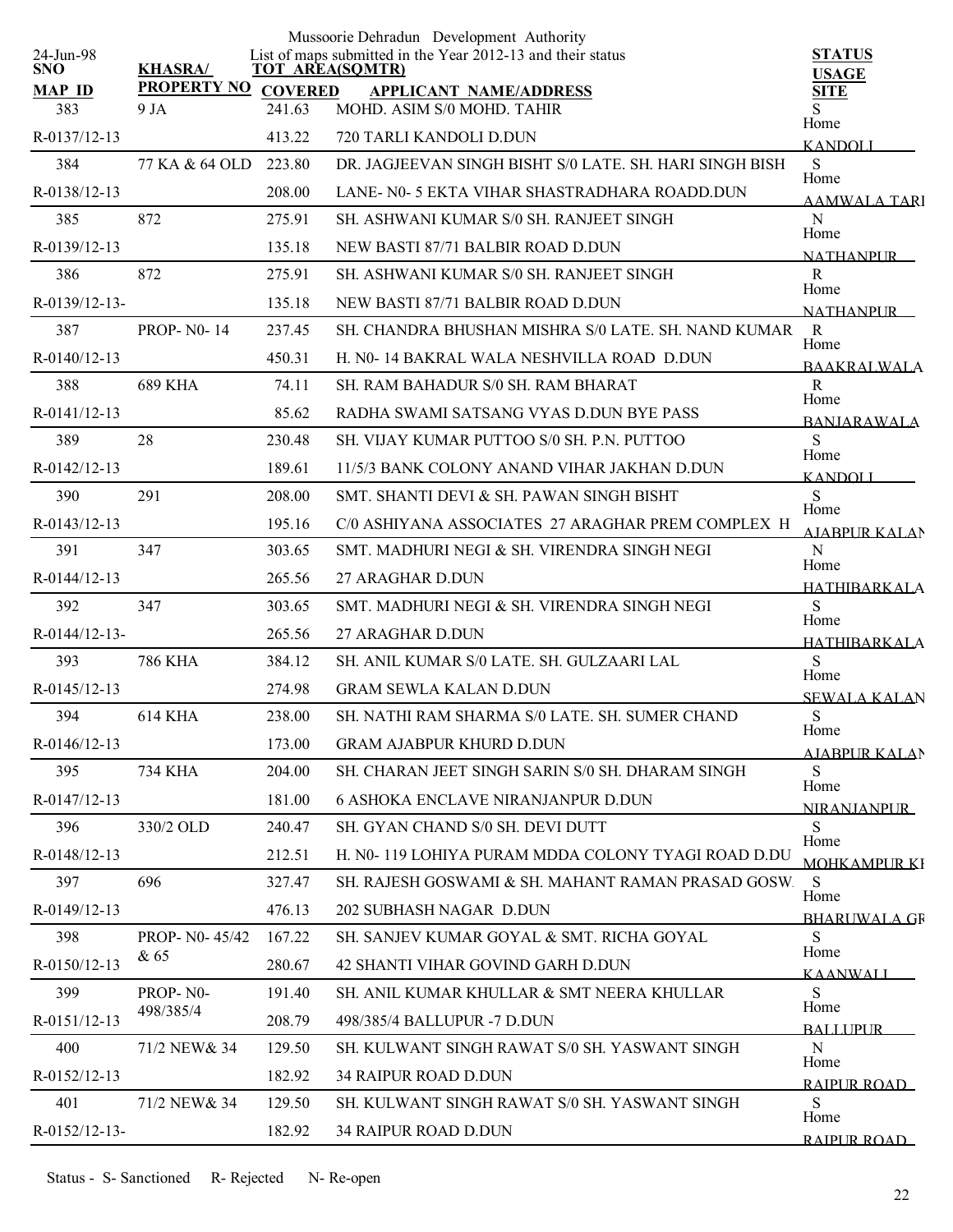Mussoorie Dehradun Development Authority

List of maps submitted in the Year 2012-13 and their status

24-Jun-98

| SNO / MAP ID | KHASRA/ PROPERTY NO | TOT AREA(SQMTR) / COVERED | APPLICANT NAME/ADDRESS | STATUS / USAGE / SITE |
|---|---|---|---|---|
| 383 | 9 JA | 241.63 | MOHD. ASIM S/0 MOHD. TAHIR | S |
| R-0137/12-13 | | 413.22 | 720 TARLI KANDOLI D.DUN | Home KANDOLI |
| 384 | 77 KA & 64 OLD | 223.80 | DR. JAGJEEVAN SINGH BISHT S/0 LATE. SH. HARI SINGH BISH | S |
| R-0138/12-13 | | 208.00 | LANE- N0- 5 EKTA VIHAR SHASTRADHARA ROADD.DUN | Home AAMWALA TARI |
| 385 | 872 | 275.91 | SH. ASHWANI KUMAR S/0 SH. RANJEET SINGH | N |
| R-0139/12-13 | | 135.18 | NEW BASTI 87/71 BALBIR ROAD D.DUN | Home NATHANPUR |
| 386 | 872 | 275.91 | SH. ASHWANI KUMAR S/0 SH. RANJEET SINGH | R |
| R-0139/12-13- | | 135.18 | NEW BASTI 87/71 BALBIR ROAD D.DUN | Home NATHANPUR |
| 387 | PROP- N0- 14 | 237.45 | SH. CHANDRA BHUSHAN MISHRA S/0 LATE. SH. NAND KUMAR | R |
| R-0140/12-13 | | 450.31 | H. N0- 14 BAKRAL WALA NESHVILLA ROAD D.DUN | Home BAAKRALWALA |
| 388 | 689 KHA | 74.11 | SH. RAM BAHADUR S/0 SH. RAM BHARAT | R |
| R-0141/12-13 | | 85.62 | RADHA SWAMI SATSANG VYAS D.DUN BYE PASS | Home BANJARAWALA |
| 389 | 28 | 230.48 | SH. VIJAY KUMAR PUTTOO S/0 SH. P.N. PUTTOO | S |
| R-0142/12-13 | | 189.61 | 11/5/3 BANK COLONY ANAND VIHAR JAKHAN D.DUN | Home KANDOLI |
| 390 | 291 | 208.00 | SMT. SHANTI DEVI & SH. PAWAN SINGH BISHT | S |
| R-0143/12-13 | | 195.16 | C/0 ASHIYANA ASSOCIATES 27 ARAGHAR PREM COMPLEX H | Home AJABPUR KALAN |
| 391 | 347 | 303.65 | SMT. MADHURI NEGI & SH. VIRENDRA SINGH NEGI | N |
| R-0144/12-13 | | 265.56 | 27 ARAGHAR D.DUN | Home HATHIBARKALA |
| 392 | 347 | 303.65 | SMT. MADHURI NEGI & SH. VIRENDRA SINGH NEGI | S |
| R-0144/12-13- | | 265.56 | 27 ARAGHAR D.DUN | Home HATHIBARKALA |
| 393 | 786 KHA | 384.12 | SH. ANIL KUMAR S/0 LATE. SH. GULZAARI LAL | S |
| R-0145/12-13 | | 274.98 | GRAM SEWLA KALAN D.DUN | Home SEWALA KALAN |
| 394 | 614 KHA | 238.00 | SH. NATHI RAM SHARMA S/0 LATE. SH. SUMER CHAND | S |
| R-0146/12-13 | | 173.00 | GRAM AJABPUR KHURD D.DUN | Home AJABPUR KALAN |
| 395 | 734 KHA | 204.00 | SH. CHARAN JEET SINGH SARIN S/0 SH. DHARAM SINGH | S |
| R-0147/12-13 | | 181.00 | 6 ASHOKA ENCLAVE NIRANJANPUR D.DUN | Home NIRANJANPUR |
| 396 | 330/2 OLD | 240.47 | SH. GYAN CHAND S/0 SH. DEVI DUTT | S |
| R-0148/12-13 | | 212.51 | H. N0- 119 LOHIYA PURAM MDDA COLONY TYAGI ROAD D.DU | Home MOHKAMPUR KH |
| 397 | 696 | 327.47 | SH. RAJESH GOSWAMI & SH. MAHANT RAMAN PRASAD GOSW | S |
| R-0149/12-13 | | 476.13 | 202 SUBHASH NAGAR D.DUN | Home BHARUWALA GR |
| 398 | PROP- N0- 45/42 & 65 | 167.22 | SH. SANJEV KUMAR GOYAL & SMT. RICHA GOYAL | S |
| R-0150/12-13 | | 280.67 | 42 SHANTI VIHAR GOVIND GARH D.DUN | Home KAANWALI |
| 399 | PROP- N0- 498/385/4 | 191.40 | SH. ANIL KUMAR KHULLAR & SMT NEERA KHULLAR | S |
| R-0151/12-13 | | 208.79 | 498/385/4 BALLUPUR -7 D.DUN | Home BALLUPUR |
| 400 | 71/2 NEW& 34 | 129.50 | SH. KULWANT SINGH RAWAT S/0 SH. YASWANT SINGH | N |
| R-0152/12-13 | | 182.92 | 34 RAIPUR ROAD D.DUN | Home RAIPUR ROAD |
| 401 | 71/2 NEW& 34 | 129.50 | SH. KULWANT SINGH RAWAT S/0 SH. YASWANT SINGH | S |
| R-0152/12-13- | | 182.92 | 34 RAIPUR ROAD D.DUN | Home RAIPUR ROAD |

Status - S- Sanctioned R- Rejected N- Re-open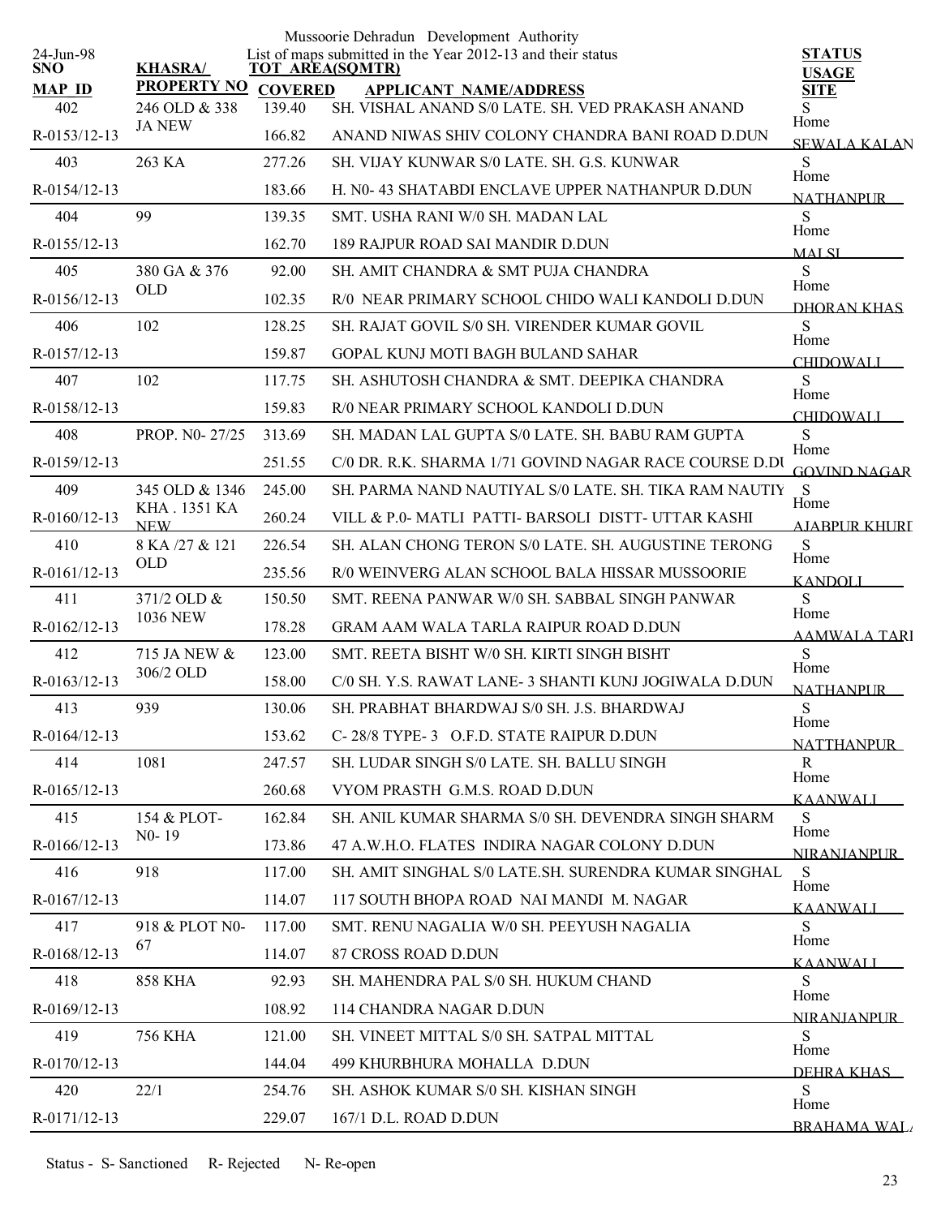Mussoorie Dehradun Development Authority

List of maps submitted in the Year 2012-13 and their status

24-Jun-98

| SNO / MAP ID | KHASRA/ PROPERTY NO | TOT AREA(SQMTR) / COVERED | APPLICANT NAME/ADDRESS | STATUS / USAGE / SITE |
|---|---|---|---|---|
| 402 | 246 OLD & 338 JA NEW | 139.40 | SH. VISHAL ANAND S/0 LATE. SH. VED PRAKASH ANAND | S Home |
| R-0153/12-13 | | 166.82 | ANAND NIWAS SHIV COLONY CHANDRA BANI ROAD D.DUN | SEWALA KALAN |
| 403 | 263 KA | 277.26 | SH. VIJAY KUNWAR S/0 LATE. SH. G.S. KUNWAR | S Home |
| R-0154/12-13 | | 183.66 | H. N0- 43 SHATABDI ENCLAVE UPPER NATHANPUR D.DUN | NATHANPUR |
| 404 | 99 | 139.35 | SMT. USHA RANI W/0 SH. MADAN LAL | S Home |
| R-0155/12-13 | | 162.70 | 189 RAJPUR ROAD SAI MANDIR D.DUN | MALSI |
| 405 | 380 GA & 376 OLD | 92.00 | SH. AMIT CHANDRA & SMT PUJA CHANDRA | S Home |
| R-0156/12-13 | | 102.35 | R/0 NEAR PRIMARY SCHOOL CHIDO WALI KANDOLI D.DUN | DHORAN KHAS |
| 406 | 102 | 128.25 | SH. RAJAT GOVIL S/0 SH. VIRENDER KUMAR GOVIL | S Home |
| R-0157/12-13 | | 159.87 | GOPAL KUNJ MOTI BAGH BULAND SAHAR | CHIDOWALI |
| 407 | 102 | 117.75 | SH. ASHUTOSH CHANDRA & SMT. DEEPIKA CHANDRA | S Home |
| R-0158/12-13 | | 159.83 | R/0 NEAR PRIMARY SCHOOL KANDOLI D.DUN | CHIDOWALI |
| 408 | PROP. N0- 27/25 | 313.69 | SH. MADAN LAL GUPTA S/0 LATE. SH. BABU RAM GUPTA | S Home |
| R-0159/12-13 | | 251.55 | C/0 DR. R.K. SHARMA 1/71 GOVIND NAGAR RACE COURSE D.DU | GOVIND NAGAR |
| 409 | 345 OLD & 1346 KHA . 1351 KA NEW | 245.00 | SH. PARMA NAND NAUTIYAL S/0 LATE. SH. TIKA RAM NAUTIY | S Home |
| R-0160/12-13 | | 260.24 | VILL & P.0- MATLI PATTI- BARSOLI DISTT- UTTAR KASHI | AJABPUR KHURD |
| 410 | 8 KA /27 & 121 OLD | 226.54 | SH. ALAN CHONG TERON S/0 LATE. SH. AUGUSTINE TERONG | S Home |
| R-0161/12-13 | | 235.56 | R/0 WEINVERG ALAN SCHOOL BALA HISSAR MUSSOORIE | KANDOLI |
| 411 | 371/2 OLD & 1036 NEW | 150.50 | SMT. REENA PANWAR W/0 SH. SABBAL SINGH PANWAR | S Home |
| R-0162/12-13 | | 178.28 | GRAM AAM WALA TARLA RAIPUR ROAD D.DUN | AAMWALA TARL |
| 412 | 715 JA NEW & 306/2 OLD | 123.00 | SMT. REETA BISHT W/0 SH. KIRTI SINGH BISHT | S Home |
| R-0163/12-13 | | 158.00 | C/0 SH. Y.S. RAWAT LANE- 3 SHANTI KUNJ JOGIWALA D.DUN | NATHANPUR |
| 413 | 939 | 130.06 | SH. PRABHAT BHARDWAJ S/0 SH. J.S. BHARDWAJ | S Home |
| R-0164/12-13 | | 153.62 | C- 28/8 TYPE- 3 O.F.D. STATE RAIPUR D.DUN | NATTHANPUR |
| 414 | 1081 | 247.57 | SH. LUDAR SINGH S/0 LATE. SH. BALLU SINGH | R Home |
| R-0165/12-13 | | 260.68 | VYOM PRASTH G.M.S. ROAD D.DUN | KAANWALI |
| 415 | 154 & PLOT- N0- 19 | 162.84 | SH. ANIL KUMAR SHARMA S/0 SH. DEVENDRA SINGH SHARM | S Home |
| R-0166/12-13 | | 173.86 | 47 A.W.H.O. FLATES INDIRA NAGAR COLONY D.DUN | NIRANJANPUR |
| 416 | 918 | 117.00 | SH. AMIT SINGHAL S/0 LATE.SH. SURENDRA KUMAR SINGHAL | S Home |
| R-0167/12-13 | | 114.07 | 117 SOUTH BHOPA ROAD NAI MANDI M. NAGAR | KAANWALI |
| 417 | 918 & PLOT N0- 67 | 117.00 | SMT. RENU NAGALIA W/0 SH. PEEYUSH NAGALIA | S Home |
| R-0168/12-13 | | 114.07 | 87 CROSS ROAD D.DUN | KAANWALI |
| 418 | 858 KHA | 92.93 | SH. MAHENDRA PAL S/0 SH. HUKUM CHAND | S Home |
| R-0169/12-13 | | 108.92 | 114 CHANDRA NAGAR D.DUN | NIRANJANPUR |
| 419 | 756 KHA | 121.00 | SH. VINEET MITTAL S/0 SH. SATPAL MITTAL | S Home |
| R-0170/12-13 | | 144.04 | 499 KHURBHURA MOHALLA D.DUN | DEHRA KHAS |
| 420 | 22/1 | 254.76 | SH. ASHOK KUMAR S/0 SH. KISHAN SINGH | S Home |
| R-0171/12-13 | | 229.07 | 167/1 D.L. ROAD D.DUN | BRAHAMA WAL |

Status - S- Sanctioned R- Rejected N- Re-open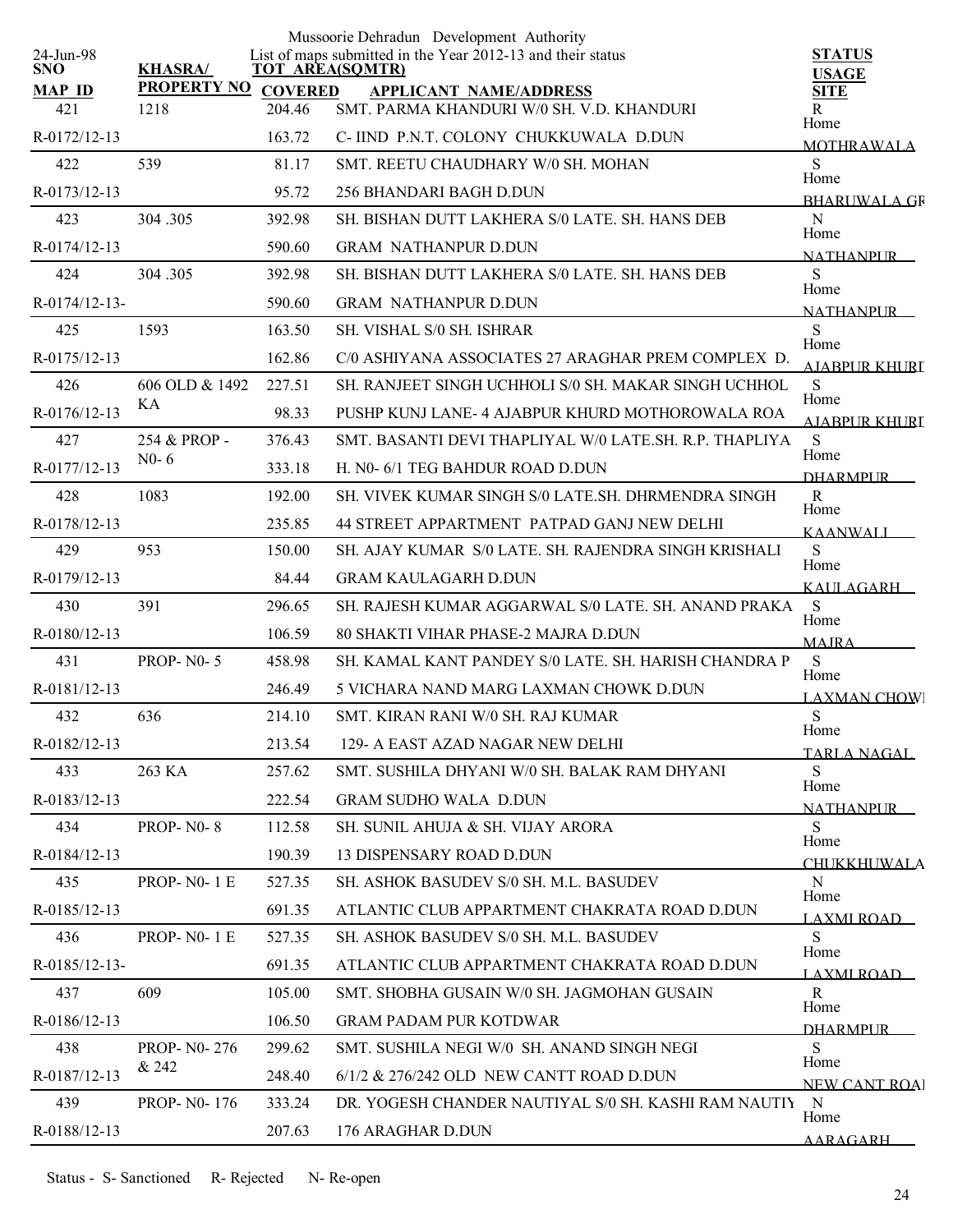Mussoorie Dehradun Development Authority

List of maps submitted in the Year 2012-13 and their status

24-Jun-98

| SNO / MAP ID | KHASRA/ PROPERTY NO | TOT AREA(SQMTR) / COVERED | APPLICANT NAME/ADDRESS | STATUS / USAGE / SITE |
|---|---|---|---|---|
| 421 | 1218 | 204.46 | SMT. PARMA KHANDURI W/0 SH. V.D. KHANDURI | R Home |
| R-0172/12-13 | | 163.72 | C- IIND P.N.T. COLONY CHUKKUWALA D.DUN | MOTHRAWALA |
| 422 | 539 | 81.17 | SMT. REETU CHAUDHARY W/0 SH. MOHAN | S Home |
| R-0173/12-13 | | 95.72 | 256 BHANDARI BAGH D.DUN | BHARUWALA GR |
| 423 | 304 .305 | 392.98 | SH. BISHAN DUTT LAKHERA S/0 LATE. SH. HANS DEB | N Home |
| R-0174/12-13 | | 590.60 | GRAM NATHANPUR D.DUN | NATHANPUR |
| 424 | 304 .305 | 392.98 | SH. BISHAN DUTT LAKHERA S/0 LATE. SH. HANS DEB | S Home |
| R-0174/12-13- | | 590.60 | GRAM NATHANPUR D.DUN | NATHANPUR |
| 425 | 1593 | 163.50 | SH. VISHAL S/0 SH. ISHRAR | S Home |
| R-0175/12-13 | | 162.86 | C/0 ASHIYANA ASSOCIATES 27 ARAGHAR PREM COMPLEX D. | AJABPUR KHURD |
| 426 | 606 OLD & 1492 KA | 227.51 | SH. RANJEET SINGH UCHHOLI S/0 SH. MAKAR SINGH UCHHOL | S Home |
| R-0176/12-13 | | 98.33 | PUSHP KUNJ LANE- 4 AJABPUR KHURD MOTHOROWALA ROA | AJABPUR KHURD |
| 427 | 254 & PROP - N0- 6 | 376.43 | SMT. BASANTI DEVI THAPLIYAL W/0 LATE.SH. R.P. THAPLIYA | S Home |
| R-0177/12-13 | | 333.18 | H. N0- 6/1 TEG BAHDUR ROAD D.DUN | DHARMPUR |
| 428 | 1083 | 192.00 | SH. VIVEK KUMAR SINGH S/0 LATE.SH. DHRMENDRA SINGH | R Home |
| R-0178/12-13 | | 235.85 | 44 STREET APPARTMENT PATPAD GANJ NEW DELHI | KAANWALI |
| 429 | 953 | 150.00 | SH. AJAY KUMAR S/0 LATE. SH. RAJENDRA SINGH KRISHALI | S Home |
| R-0179/12-13 | | 84.44 | GRAM KAULAGARH D.DUN | KAULAGARH |
| 430 | 391 | 296.65 | SH. RAJESH KUMAR AGGARWAL S/0 LATE. SH. ANAND PRAKA | S Home |
| R-0180/12-13 | | 106.59 | 80 SHAKTI VIHAR PHASE-2 MAJRA D.DUN | MAJRA |
| 431 | PROP- N0- 5 | 458.98 | SH. KAMAL KANT PANDEY S/0 LATE. SH. HARISH CHANDRA P | S Home |
| R-0181/12-13 | | 246.49 | 5 VICHARA NAND MARG LAXMAN CHOWK D.DUN | LAXMAN CHOWK |
| 432 | 636 | 214.10 | SMT. KIRAN RANI W/0 SH. RAJ KUMAR | S Home |
| R-0182/12-13 | | 213.54 | 129- A EAST AZAD NAGAR NEW DELHI | TARLA NAGAL |
| 433 | 263 KA | 257.62 | SMT. SUSHILA DHYANI W/0 SH. BALAK RAM DHYANI | S Home |
| R-0183/12-13 | | 222.54 | GRAM SUDHO WALA D.DUN | NATHANPUR |
| 434 | PROP- N0- 8 | 112.58 | SH. SUNIL AHUJA & SH. VIJAY ARORA | S Home |
| R-0184/12-13 | | 190.39 | 13 DISPENSARY ROAD D.DUN | CHUKKHUWALA |
| 435 | PROP- N0- 1 E | 527.35 | SH. ASHOK BASUDEV S/0 SH. M.L. BASUDEV | N Home |
| R-0185/12-13 | | 691.35 | ATLANTIC CLUB APPARTMENT CHAKRATA ROAD D.DUN | LAXMI ROAD |
| 436 | PROP- N0- 1 E | 527.35 | SH. ASHOK BASUDEV S/0 SH. M.L. BASUDEV | S Home |
| R-0185/12-13- | | 691.35 | ATLANTIC CLUB APPARTMENT CHAKRATA ROAD D.DUN | LAXMI ROAD |
| 437 | 609 | 105.00 | SMT. SHOBHA GUSAIN W/0 SH. JAGMOHAN GUSAIN | R Home |
| R-0186/12-13 | | 106.50 | GRAM PADAM PUR KOTDWAR | DHARMPUR |
| 438 | PROP- N0- 276 & 242 | 299.62 | SMT. SUSHILA NEGI W/0 SH. ANAND SINGH NEGI | S Home |
| R-0187/12-13 | | 248.40 | 6/1/2 & 276/242 OLD NEW CANTT ROAD D.DUN | NEW CANT ROAD |
| 439 | PROP- N0- 176 | 333.24 | DR. YOGESH CHANDER NAUTIYAL S/0 SH. KASHI RAM NAUTIY | N Home |
| R-0188/12-13 | | 207.63 | 176 ARAGHAR D.DUN | AARAGARH |

Status - S- Sanctioned R- Rejected N- Re-open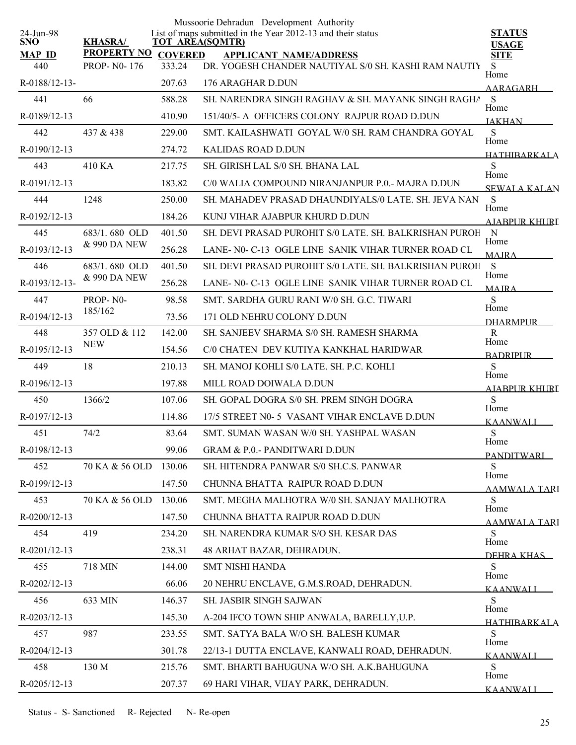Mussoorie Dehradun Development Authority

List of maps submitted in the Year 2012-13 and their status

24-Jun-98

| SNO | KHASRA/ PROPERTY NO | TOT AREA(SQMTR) | APPLICANT NAME/ADDRESS | STATUS |
|---|---|---|---|---|
| MAP ID | | COVERED | | USAGE / SITE |
| 440 | PROP- N0- 176 | 333.24 | DR. YOGESH CHANDER NAUTIYAL S/0 SH. KASHI RAM NAUTIY | S |
| R-0188/12-13- | | 207.63 | 176 ARAGHAR D.DUN | Home / AARAGARH |
| 441 | 66 | 588.28 | SH. NARENDRA SINGH RAGHAV & SH. MAYANK SINGH RAGHA | S |
| R-0189/12-13 | | 410.90 | 151/40/5- A OFFICERS COLONY RAJPUR ROAD D.DUN | Home / JAKHAN |
| 442 | 437 & 438 | 229.00 | SMT. KAILASHWATI GOYAL W/0 SH. RAM CHANDRA GOYAL | S |
| R-0190/12-13 | | 274.72 | KALIDAS ROAD D.DUN | Home / HATHIBARKALA |
| 443 | 410 KA | 217.75 | SH. GIRISH LAL S/0 SH. BHANA LAL | S |
| R-0191/12-13 | | 183.82 | C/0 WALIA COMPOUND NIRANJANPUR P.0.- MAJRA D.DUN | Home / SEWALA KALAN |
| 444 | 1248 | 250.00 | SH. MAHADEV PRASAD DHAUNDIYALS/0 LATE. SH. JEVA NAN | S |
| R-0192/12-13 | | 184.26 | KUNJ VIHAR AJABPUR KHURD D.DUN | Home / AJABPUR KHURD |
| 445 | 683/1. 680 OLD & 990 DA NEW | 401.50 | SH. DEVI PRASAD PUROHIT S/0 LATE. SH. BALKRISHAN PUROH | N |
| R-0193/12-13 | | 256.28 | LANE- N0- C-13 OGLE LINE SANIK VIHAR TURNER ROAD CL | Home / MAJRA |
| 446 | 683/1. 680 OLD & 990 DA NEW | 401.50 | SH. DEVI PRASAD PUROHIT S/0 LATE. SH. BALKRISHAN PUROH | S |
| R-0193/12-13- | | 256.28 | LANE- N0- C-13 OGLE LINE SANIK VIHAR TURNER ROAD CL | Home / MAJRA |
| 447 | PROP- N0- 185/162 | 98.58 | SMT. SARDHA GURU RANI W/0 SH. G.C. TIWARI | S |
| R-0194/12-13 | | 73.56 | 171 OLD NEHRU COLONY D.DUN | Home / DHARMPUR |
| 448 | 357 OLD & 112 NEW | 142.00 | SH. SANJEEV SHARMA S/0 SH. RAMESH SHARMA | R |
| R-0195/12-13 | | 154.56 | C/0 CHATEN DEV KUTIYA KANKHAL HARIDWAR | Home / BADRIPUR |
| 449 | 18 | 210.13 | SH. MANOJ KOHLI S/0 LATE. SH. P.C. KOHLI | S |
| R-0196/12-13 | | 197.88 | MILL ROAD DOIWALA D.DUN | Home / AJABPUR KHURD |
| 450 | 1366/2 | 107.06 | SH. GOPAL DOGRA S/0 SH. PREM SINGH DOGRA | S |
| R-0197/12-13 | | 114.86 | 17/5 STREET N0- 5 VASANT VIHAR ENCLAVE D.DUN | Home / KAANWALI |
| 451 | 74/2 | 83.64 | SMT. SUMAN WASAN W/0 SH. YASHPAL WASAN | S |
| R-0198/12-13 | | 99.06 | GRAM & P.0.- PANDITWARI D.DUN | Home / PANDITWARI |
| 452 | 70 KA & 56 OLD | 130.06 | SH. HITENDRA PANWAR S/0 SH.C.S. PANWAR | S |
| R-0199/12-13 | | 147.50 | CHUNNA BHATTA RAIPUR ROAD D.DUN | Home / AAMWALA TARI |
| 453 | 70 KA & 56 OLD | 130.06 | SMT. MEGHA MALHOTRA W/0 SH. SANJAY MALHOTRA | S |
| R-0200/12-13 | | 147.50 | CHUNNA BHATTA RAIPUR ROAD D.DUN | Home / AAMWALA TARI |
| 454 | 419 | 234.20 | SH. NARENDRA KUMAR S/O SH. KESAR DAS | S |
| R-0201/12-13 | | 238.31 | 48 ARHAT BAZAR, DEHRADUN. | Home / DEHRA KHAS |
| 455 | 718 MIN | 144.00 | SMT NISHI HANDA | S |
| R-0202/12-13 | | 66.06 | 20 NEHRU ENCLAVE, G.M.S.ROAD, DEHRADUN. | Home / KAANWALI |
| 456 | 633 MIN | 146.37 | SH. JASBIR SINGH SAJWAN | S |
| R-0203/12-13 | | 145.30 | A-204 IFCO TOWN SHIP ANWALA, BARELLY,U.P. | Home / HATHIBARKALA |
| 457 | 987 | 233.55 | SMT. SATYA BALA W/O SH. BALESH KUMAR | S |
| R-0204/12-13 | | 301.78 | 22/13-1 DUTTA ENCLAVE, KANWALI ROAD, DEHRADUN. | Home / KAANWALI |
| 458 | 130 M | 215.76 | SMT. BHARTI BAHUGUNA W/O SH. A.K.BAHUGUNA | S |
| R-0205/12-13 | | 207.37 | 69 HARI VIHAR, VIJAY PARK, DEHRADUN. | Home / KAANWALI |

Status - S- Sanctioned R- Rejected N- Re-open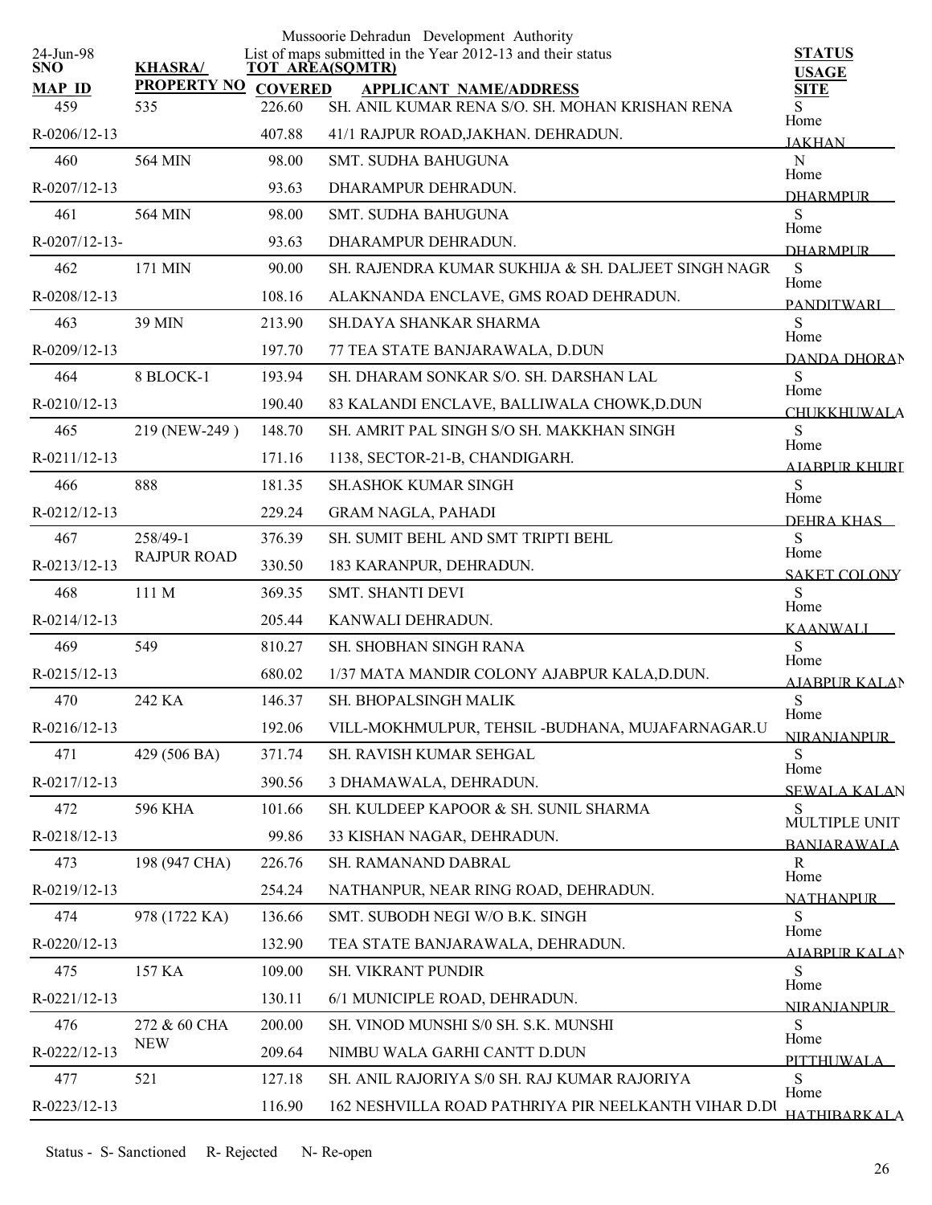Mussoorie Dehradun Development Authority

24-Jun-98

List of maps submitted in the Year 2012-13 and their status

| SNO / MAP ID | KHASRA/ PROPERTY NO | TOT AREA(SQMTR) / COVERED | APPLICANT NAME/ADDRESS | STATUS / USAGE / SITE |
|---|---|---|---|---|
| 459 | 535 | 226.60 | SH. ANIL KUMAR RENA S/O. SH. MOHAN KRISHAN RENA | S |
| R-0206/12-13 | | 407.88 | 41/1 RAJPUR ROAD,JAKHAN. DEHRADUN. | Home JAKHAN |
| 460 | 564 MIN | 98.00 | SMT. SUDHA BAHUGUNA | N |
| R-0207/12-13 | | 93.63 | DHARAMPUR DEHRADUN. | Home DHARMPUR |
| 461 | 564 MIN | 98.00 | SMT. SUDHA BAHUGUNA | S |
| R-0207/12-13- | | 93.63 | DHARAMPUR DEHRADUN. | Home DHARMPUR |
| 462 | 171 MIN | 90.00 | SH. RAJENDRA KUMAR SUKHIJA & SH. DALJEET SINGH NAGR | S |
| R-0208/12-13 | | 108.16 | ALAKNANDA ENCLAVE, GMS ROAD DEHRADUN. | Home PANDITWARI |
| 463 | 39 MIN | 213.90 | SH.DAYA SHANKAR SHARMA | S |
| R-0209/12-13 | | 197.70 | 77 TEA STATE BANJARAWALA, D.DUN | Home DANDA DHORAN |
| 464 | 8 BLOCK-1 | 193.94 | SH. DHARAM SONKAR S/O. SH. DARSHAN LAL | S |
| R-0210/12-13 | | 190.40 | 83 KALANDI ENCLAVE, BALLIWALA CHOWK,D.DUN | Home CHUKKHUWALA |
| 465 | 219 (NEW-249 ) | 148.70 | SH. AMRIT PAL SINGH S/O SH. MAKKHAN SINGH | S |
| R-0211/12-13 | | 171.16 | 1138, SECTOR-21-B, CHANDIGARH. | Home AJABPUR KHURD |
| 466 | 888 | 181.35 | SH.ASHOK KUMAR SINGH | S |
| R-0212/12-13 | | 229.24 | GRAM NAGLA, PAHADI | Home DEHRA KHAS |
| 467 | 258/49-1 RAJPUR ROAD | 376.39 | SH. SUMIT BEHL AND SMT TRIPTI BEHL | S |
| R-0213/12-13 | | 330.50 | 183 KARANPUR, DEHRADUN. | Home SAKET COLONY |
| 468 | 111 M | 369.35 | SMT. SHANTI DEVI | S |
| R-0214/12-13 | | 205.44 | KANWALI DEHRADUN. | Home KAANWALI |
| 469 | 549 | 810.27 | SH. SHOBHAN SINGH RANA | S |
| R-0215/12-13 | | 680.02 | 1/37 MATA MANDIR COLONY AJABPUR KALA,D.DUN. | Home AJABPUR KALAN |
| 470 | 242 KA | 146.37 | SH. BHOPALSINGH MALIK | S |
| R-0216/12-13 | | 192.06 | VILL-MOKHMULPUR, TEHSIL -BUDHANA, MUJAFARNAGAR.U | Home NIRANJANPUR |
| 471 | 429 (506 BA) | 371.74 | SH. RAVISH KUMAR SEHGAL | S |
| R-0217/12-13 | | 390.56 | 3 DHAMAWALA, DEHRADUN. | Home SEWALA KALAN |
| 472 | 596 KHA | 101.66 | SH. KULDEEP KAPOOR & SH. SUNIL SHARMA | S |
| R-0218/12-13 | | 99.86 | 33 KISHAN NAGAR, DEHRADUN. | MULTIPLE UNIT BANJARAWALA |
| 473 | 198 (947 CHA) | 226.76 | SH. RAMANAND DABRAL | R |
| R-0219/12-13 | | 254.24 | NATHANPUR, NEAR RING ROAD, DEHRADUN. | Home NATHANPUR |
| 474 | 978 (1722 KA) | 136.66 | SMT. SUBODH NEGI W/O B.K. SINGH | S |
| R-0220/12-13 | | 132.90 | TEA STATE BANJARAWALA, DEHRADUN. | Home AJABPUR KALAN |
| 475 | 157 KA | 109.00 | SH. VIKRANT PUNDIR | S |
| R-0221/12-13 | | 130.11 | 6/1 MUNICIPLE ROAD, DEHRADUN. | Home NIRANJANPUR |
| 476 | 272 & 60 CHA NEW | 200.00 | SH. VINOD MUNSHI S/0 SH. S.K. MUNSHI | S |
| R-0222/12-13 | | 209.64 | NIMBU WALA GARHI CANTT D.DUN | Home PITTHUWALA |
| 477 | 521 | 127.18 | SH. ANIL RAJORIYA S/0 SH. RAJ KUMAR RAJORIYA | S |
| R-0223/12-13 | | 116.90 | 162 NESHVILLA ROAD PATHRIYA PIR NEELKANTH VIHAR D.DU | Home HATHIBARKALA |

Status - S- Sanctioned R- Rejected N- Re-open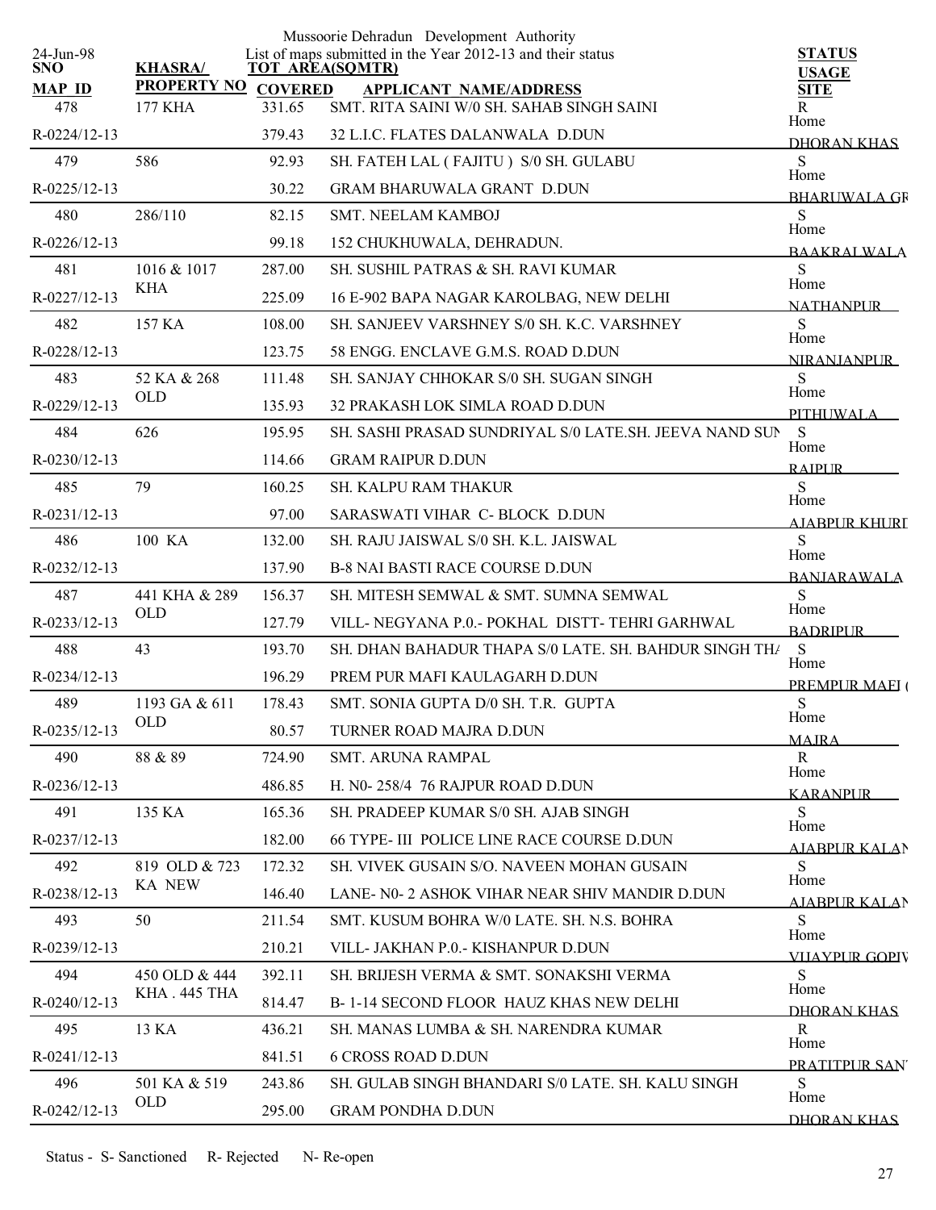Mussoorie Dehradun Development Authority

List of maps submitted in the Year 2012-13 and their status

24-Jun-98

| SNO / MAP ID | KHASRA/ PROPERTY NO | TOT AREA(SQMTR) COVERED | APPLICANT NAME/ADDRESS | STATUS USAGE SITE |
|---|---|---|---|---|
| 478 | 177 KHA | 331.65 | SMT. RITA SAINI W/0 SH. SAHAB SINGH SAINI | R Home |
| R-0224/12-13 | | 379.43 | 32 L.I.C. FLATES DALANWALA D.DUN | DHORAN KHAS |
| 479 | 586 | 92.93 | SH. FATEH LAL ( FAJITU ) S/0 SH. GULABU | S Home |
| R-0225/12-13 | | 30.22 | GRAM BHARUWALA GRANT D.DUN | BHARUWALA GR |
| 480 | 286/110 | 82.15 | SMT. NEELAM KAMBOJ | S Home |
| R-0226/12-13 | | 99.18 | 152 CHUKHUWALA, DEHRADUN. | BAAKRALWALA |
| 481 | 1016 & 1017 KHA | 287.00 | SH. SUSHIL PATRAS & SH. RAVI KUMAR | S Home |
| R-0227/12-13 | | 225.09 | 16 E-902 BAPA NAGAR KAROLBAG, NEW DELHI | NATHANPUR |
| 482 | 157 KA | 108.00 | SH. SANJEEV VARSHNEY S/0 SH. K.C. VARSHNEY | S Home |
| R-0228/12-13 | | 123.75 | 58 ENGG. ENCLAVE G.M.S. ROAD D.DUN | NIRANJANPUR |
| 483 | 52 KA & 268 OLD | 111.48 | SH. SANJAY CHHOKAR S/0 SH. SUGAN SINGH | S Home |
| R-0229/12-13 | | 135.93 | 32 PRAKASH LOK SIMLA ROAD D.DUN | PITHUWALA |
| 484 | 626 | 195.95 | SH. SASHI PRASAD SUNDRIYAL S/0 LATE.SH. JEEVA NAND SUN | S Home |
| R-0230/12-13 | | 114.66 | GRAM RAIPUR D.DUN | RAIPUR |
| 485 | 79 | 160.25 | SH. KALPU RAM THAKUR | S Home |
| R-0231/12-13 | | 97.00 | SARASWATI VIHAR C- BLOCK D.DUN | AJABPUR KHURD |
| 486 | 100 KA | 132.00 | SH. RAJU JAISWAL S/0 SH. K.L. JAISWAL | S Home |
| R-0232/12-13 | | 137.90 | B-8 NAI BASTI RACE COURSE D.DUN | BANJARAWALA |
| 487 | 441 KHA & 289 OLD | 156.37 | SH. MITESH SEMWAL & SMT. SUMNA SEMWAL | S Home |
| R-0233/12-13 | | 127.79 | VILL- NEGYANA P.0.- POKHAL DISTT- TEHRI GARHWAL | BADRIPUR |
| 488 | 43 | 193.70 | SH. DHAN BAHADUR THAPA S/0 LATE. SH. BAHDUR SINGH THA | S Home |
| R-0234/12-13 | | 196.29 | PREM PUR MAFI KAULAGARH D.DUN | PREMPUR MAFI ( |
| 489 | 1193 GA & 611 OLD | 178.43 | SMT. SONIA GUPTA D/0 SH. T.R. GUPTA | S Home |
| R-0235/12-13 | | 80.57 | TURNER ROAD MAJRA D.DUN | MAJRA |
| 490 | 88 & 89 | 724.90 | SMT. ARUNA RAMPAL | R Home |
| R-0236/12-13 | | 486.85 | H. N0- 258/4 76 RAJPUR ROAD D.DUN | KARANPUR |
| 491 | 135 KA | 165.36 | SH. PRADEEP KUMAR S/0 SH. AJAB SINGH | S Home |
| R-0237/12-13 | | 182.00 | 66 TYPE- III POLICE LINE RACE COURSE D.DUN | AJABPUR KALAN |
| 492 | 819 OLD & 723 KA NEW | 172.32 | SH. VIVEK GUSAIN S/O. NAVEEN MOHAN GUSAIN | S Home |
| R-0238/12-13 | | 146.40 | LANE- N0- 2 ASHOK VIHAR NEAR SHIV MANDIR D.DUN | AJABPUR KALAN |
| 493 | 50 | 211.54 | SMT. KUSUM BOHRA W/0 LATE. SH. N.S. BOHRA | S Home |
| R-0239/12-13 | | 210.21 | VILL- JAKHAN P.0.- KISHANPUR D.DUN | VIJAYPUR GOPIV |
| 494 | 450 OLD & 444 KHA . 445 THA | 392.11 | SH. BRIJESH VERMA & SMT. SONAKSHI VERMA | S Home |
| R-0240/12-13 | | 814.47 | B- 1-14 SECOND FLOOR HAUZ KHAS NEW DELHI | DHORAN KHAS |
| 495 | 13 KA | 436.21 | SH. MANAS LUMBA & SH. NARENDRA KUMAR | R Home |
| R-0241/12-13 | | 841.51 | 6 CROSS ROAD D.DUN | PRATITPUR SAN |
| 496 | 501 KA & 519 OLD | 243.86 | SH. GULAB SINGH BHANDARI S/0 LATE. SH. KALU SINGH | S Home |
| R-0242/12-13 | | 295.00 | GRAM PONDHA D.DUN | DHORAN KHAS |

Status - S- Sanctioned R- Rejected N- Re-open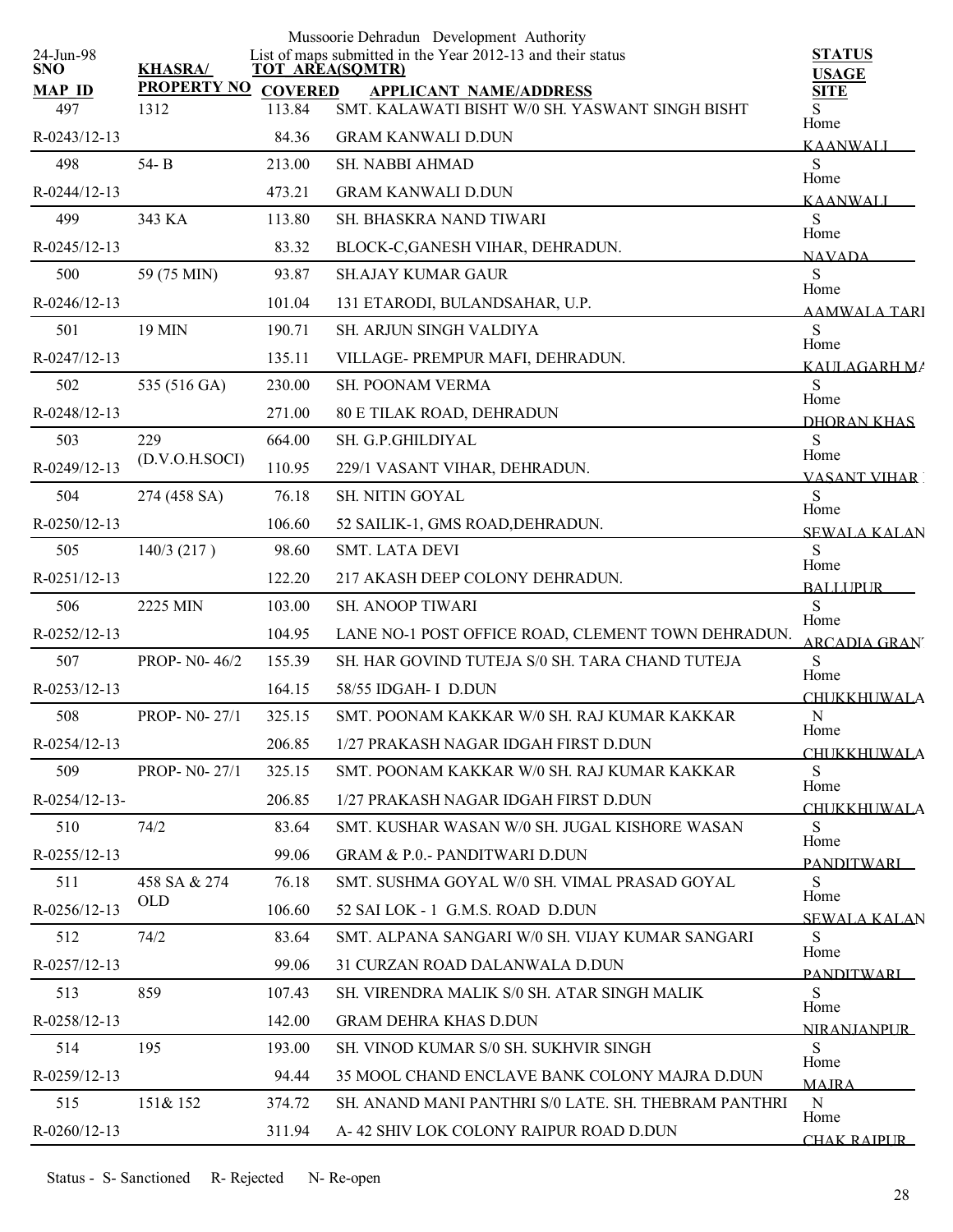Mussoorie Dehradun Development Authority

List of maps submitted in the Year 2012-13 and their status

24-Jun-98

| SNO / MAP ID | KHASRA/ PROPERTY NO | TOT AREA(SQMTR) COVERED | APPLICANT NAME/ADDRESS | STATUS USAGE SITE |
|---|---|---|---|---|
| 497 | 1312 | 113.84 | SMT. KALAWATI BISHT W/0 SH. YASWANT SINGH BISHT | S |
| R-0243/12-13 | | 84.36 | GRAM KANWALI D.DUN | Home KAANWALI |
| 498 | 54- B | 213.00 | SH. NABBI AHMAD | S |
| R-0244/12-13 | | 473.21 | GRAM KANWALI D.DUN | Home KAANWALI |
| 499 | 343 KA | 113.80 | SH. BHASKRA NAND TIWARI | S |
| R-0245/12-13 | | 83.32 | BLOCK-C,GANESH VIHAR, DEHRADUN. | Home NAVADA |
| 500 | 59 (75 MIN) | 93.87 | SH.AJAY KUMAR GAUR | S |
| R-0246/12-13 | | 101.04 | 131 ETARODI, BULANDSAHAR, U.P. | Home AAMWALA TARI |
| 501 | 19 MIN | 190.71 | SH. ARJUN SINGH VALDIYA | S |
| R-0247/12-13 | | 135.11 | VILLAGE- PREMPUR MAFI, DEHRADUN. | Home KAULAGARH MA |
| 502 | 535 (516 GA) | 230.00 | SH. POONAM VERMA | S |
| R-0248/12-13 | | 271.00 | 80 E TILAK ROAD, DEHRADUN | Home DHORAN KHAS |
| 503 | 229 (D.V.O.H.SOCI) | 664.00 | SH. G.P.GHILDIYAL | S |
| R-0249/12-13 | | 110.95 | 229/1 VASANT VIHAR, DEHRADUN. | Home VASANT VIHAR |
| 504 | 274 (458 SA) | 76.18 | SH. NITIN GOYAL | S |
| R-0250/12-13 | | 106.60 | 52 SAILIK-1, GMS ROAD,DEHRADUN. | Home SEWALA KALAN |
| 505 | 140/3 (217 ) | 98.60 | SMT. LATA DEVI | S |
| R-0251/12-13 | | 122.20 | 217 AKASH DEEP COLONY DEHRADUN. | Home BALLUPUR |
| 506 | 2225 MIN | 103.00 | SH. ANOOP TIWARI | S |
| R-0252/12-13 | | 104.95 | LANE NO-1 POST OFFICE ROAD, CLEMENT TOWN DEHRADUN. | Home ARCADIA GRANT |
| 507 | PROP- N0- 46/2 | 155.39 | SH. HAR GOVIND TUTEJA S/0 SH. TARA CHAND TUTEJA | S |
| R-0253/12-13 | | 164.15 | 58/55 IDGAH- I D.DUN | Home CHUKKHUWALA |
| 508 | PROP- N0- 27/1 | 325.15 | SMT. POONAM KAKKAR W/0 SH. RAJ KUMAR KAKKAR | N |
| R-0254/12-13 | | 206.85 | 1/27 PRAKASH NAGAR IDGAH FIRST D.DUN | Home CHUKKHUWALA |
| 509 | PROP- N0- 27/1 | 325.15 | SMT. POONAM KAKKAR W/0 SH. RAJ KUMAR KAKKAR | S |
| R-0254/12-13- | | 206.85 | 1/27 PRAKASH NAGAR IDGAH FIRST D.DUN | Home CHUKKHUWALA |
| 510 | 74/2 | 83.64 | SMT. KUSHAR WASAN W/0 SH. JUGAL KISHORE WASAN | S |
| R-0255/12-13 | | 99.06 | GRAM & P.0.- PANDITWARI D.DUN | Home PANDITWARI |
| 511 | 458 SA & 274 OLD | 76.18 | SMT. SUSHMA GOYAL W/0 SH. VIMAL PRASAD GOYAL | S |
| R-0256/12-13 | | 106.60 | 52 SAI LOK - 1 G.M.S. ROAD D.DUN | Home SEWALA KALAN |
| 512 | 74/2 | 83.64 | SMT. ALPANA SANGARI W/0 SH. VIJAY KUMAR SANGARI | S |
| R-0257/12-13 | | 99.06 | 31 CURZAN ROAD DALANWALA D.DUN | Home PANDITWARI |
| 513 | 859 | 107.43 | SH. VIRENDRA MALIK S/0 SH. ATAR SINGH MALIK | S |
| R-0258/12-13 | | 142.00 | GRAM DEHRA KHAS D.DUN | Home NIRANJANPUR |
| 514 | 195 | 193.00 | SH. VINOD KUMAR S/0 SH. SUKHVIR SINGH | S |
| R-0259/12-13 | | 94.44 | 35 MOOL CHAND ENCLAVE BANK COLONY MAJRA D.DUN | Home MAJRA |
| 515 | 151& 152 | 374.72 | SH. ANAND MANI PANTHRI S/0 LATE. SH. THEBRAM PANTHRI | N |
| R-0260/12-13 | | 311.94 | A- 42 SHIV LOK COLONY RAIPUR ROAD D.DUN | Home CHAK RAIPUR |

Status - S- Sanctioned R- Rejected N- Re-open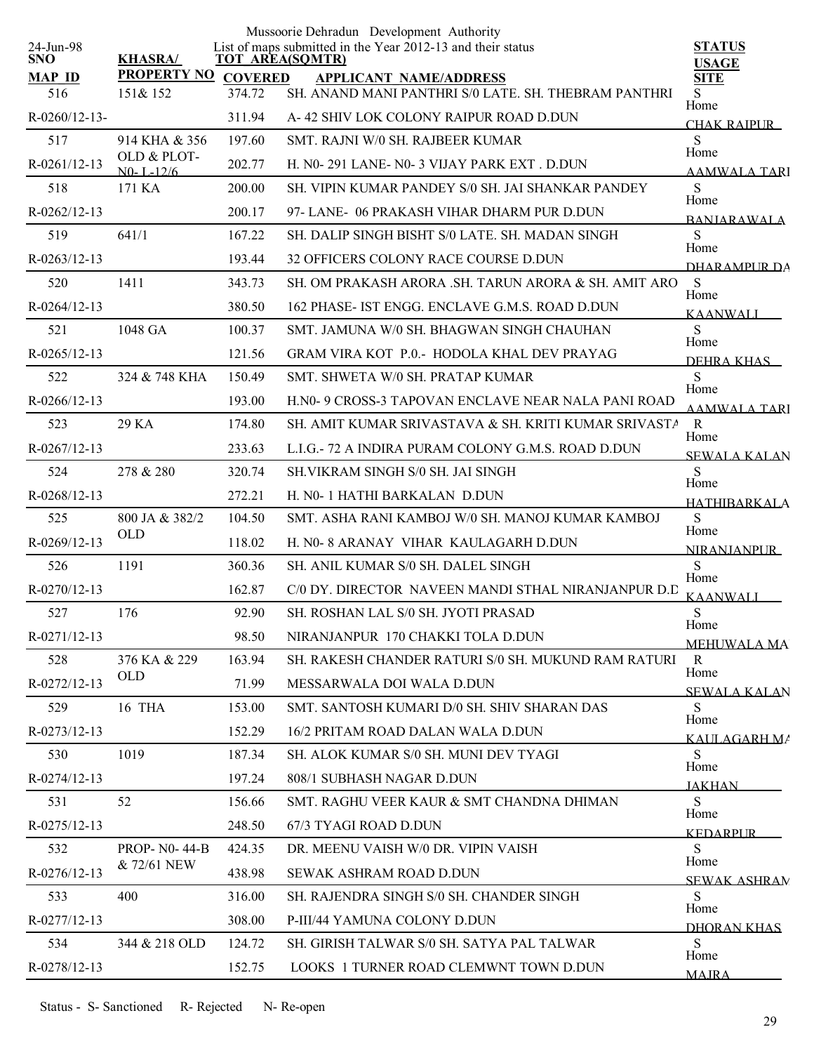Mussoorie Dehradun Development Authority

List of maps submitted in the Year 2012-13 and their status

24-Jun-98

| SNO / MAP_ID | KHASRA/ PROPERTY NO | TOT AREA(SQMTR) COVERED | APPLICANT NAME/ADDRESS | STATUS / USAGE / SITE |
|---|---|---|---|---|
| 516 | 151& 152 | 374.72 | SH. ANAND MANI PANTHRI S/0 LATE. SH. THEBRAM PANTHRI | S |
| R-0260/12-13- | | 311.94 | A- 42 SHIV LOK COLONY RAIPUR ROAD D.DUN | Home CHAK RAIPUR |
| 517 | 914 KHA & 356 OLD & PLOT- N0- L-12/6 | 197.60 | SMT. RAJNI W/0 SH. RAJBEER KUMAR | S |
| R-0261/12-13 | | 202.77 | H. N0- 291 LANE- N0- 3 VIJAY PARK EXT . D.DUN | Home AAMWALA TARI |
| 518 | 171 KA | 200.00 | SH. VIPIN KUMAR PANDEY S/0 SH. JAI SHANKAR PANDEY | S |
| R-0262/12-13 | | 200.17 | 97- LANE- 06 PRAKASH VIHAR DHARM PUR D.DUN | Home BANJARAWALA |
| 519 | 641/1 | 167.22 | SH. DALIP SINGH BISHT S/0 LATE. SH. MADAN SINGH | S |
| R-0263/12-13 | | 193.44 | 32 OFFICERS COLONY RACE COURSE D.DUN | Home DHARAMPUR DA |
| 520 | 1411 | 343.73 | SH. OM PRAKASH ARORA .SH. TARUN ARORA & SH. AMIT ARO | S |
| R-0264/12-13 | | 380.50 | 162 PHASE- IST ENGG. ENCLAVE G.M.S. ROAD D.DUN | Home KAANWALI |
| 521 | 1048 GA | 100.37 | SMT. JAMUNA W/0 SH. BHAGWAN SINGH CHAUHAN | S |
| R-0265/12-13 | | 121.56 | GRAM VIRA KOT P.0.- HODOLA KHAL DEV PRAYAG | Home DEHRA KHAS |
| 522 | 324 & 748 KHA | 150.49 | SMT. SHWETA W/0 SH. PRATAP KUMAR | S |
| R-0266/12-13 | | 193.00 | H.N0- 9 CROSS-3 TAPOVAN ENCLAVE NEAR NALA PANI ROAD | Home AAMWALA TARI |
| 523 | 29 KA | 174.80 | SH. AMIT KUMAR SRIVASTAVA & SH. KRITI KUMAR SRIVASTA | R |
| R-0267/12-13 | | 233.63 | L.I.G.- 72 A INDIRA PURAM COLONY G.M.S. ROAD D.DUN | Home SEWALA KALAN |
| 524 | 278 & 280 | 320.74 | SH.VIKRAM SINGH S/0 SH. JAI SINGH | S |
| R-0268/12-13 | | 272.21 | H. N0- 1 HATHI BARKALAN D.DUN | Home HATHIBARKALA |
| 525 | 800 JA & 382/2 OLD | 104.50 | SMT. ASHA RANI KAMBOJ W/0 SH. MANOJ KUMAR KAMBOJ | S |
| R-0269/12-13 | | 118.02 | H. N0- 8 ARANAY VIHAR KAULAGARH D.DUN | Home NIRANJANPUR |
| 526 | 1191 | 360.36 | SH. ANIL KUMAR S/0 SH. DALEL SINGH | S |
| R-0270/12-13 | | 162.87 | C/0 DY. DIRECTOR NAVEEN MANDI STHAL NIRANJANPUR D.D | Home KAANWALI |
| 527 | 176 | 92.90 | SH. ROSHAN LAL S/0 SH. JYOTI PRASAD | S |
| R-0271/12-13 | | 98.50 | NIRANJANPUR 170 CHAKKI TOLA D.DUN | Home MEHUWALA MA |
| 528 | 376 KA & 229 OLD | 163.94 | SH. RAKESH CHANDER RATURI S/0 SH. MUKUND RAM RATURI | R |
| R-0272/12-13 | | 71.99 | MESSARWALA DOI WALA D.DUN | Home SEWALA KALAN |
| 529 | 16 THA | 153.00 | SMT. SANTOSH KUMARI D/0 SH. SHIV SHARAN DAS | S |
| R-0273/12-13 | | 152.29 | 16/2 PRITAM ROAD DALAN WALA D.DUN | Home KAULAGARH MA |
| 530 | 1019 | 187.34 | SH. ALOK KUMAR S/0 SH. MUNI DEV TYAGI | S |
| R-0274/12-13 | | 197.24 | 808/1 SUBHASH NAGAR D.DUN | Home JAKHAN |
| 531 | 52 | 156.66 | SMT. RAGHU VEER KAUR & SMT CHANDNA DHIMAN | S |
| R-0275/12-13 | | 248.50 | 67/3 TYAGI ROAD D.DUN | Home KEDARPUR |
| 532 | PROP- N0- 44-B & 72/61 NEW | 424.35 | DR. MEENU VAISH W/0 DR. VIPIN VAISH | S |
| R-0276/12-13 | | 438.98 | SEWAK ASHRAM ROAD D.DUN | Home SEWAK ASHRAM |
| 533 | 400 | 316.00 | SH. RAJENDRA SINGH S/0 SH. CHANDER SINGH | S |
| R-0277/12-13 | | 308.00 | P-III/44 YAMUNA COLONY D.DUN | Home DHORAN KHAS |
| 534 | 344 & 218 OLD | 124.72 | SH. GIRISH TALWAR S/0 SH. SATYA PAL TALWAR | S |
| R-0278/12-13 | | 152.75 | LOOKS 1 TURNER ROAD CLEMWNT TOWN D.DUN | Home MAJRA |

Status - S- Sanctioned R- Rejected N- Re-open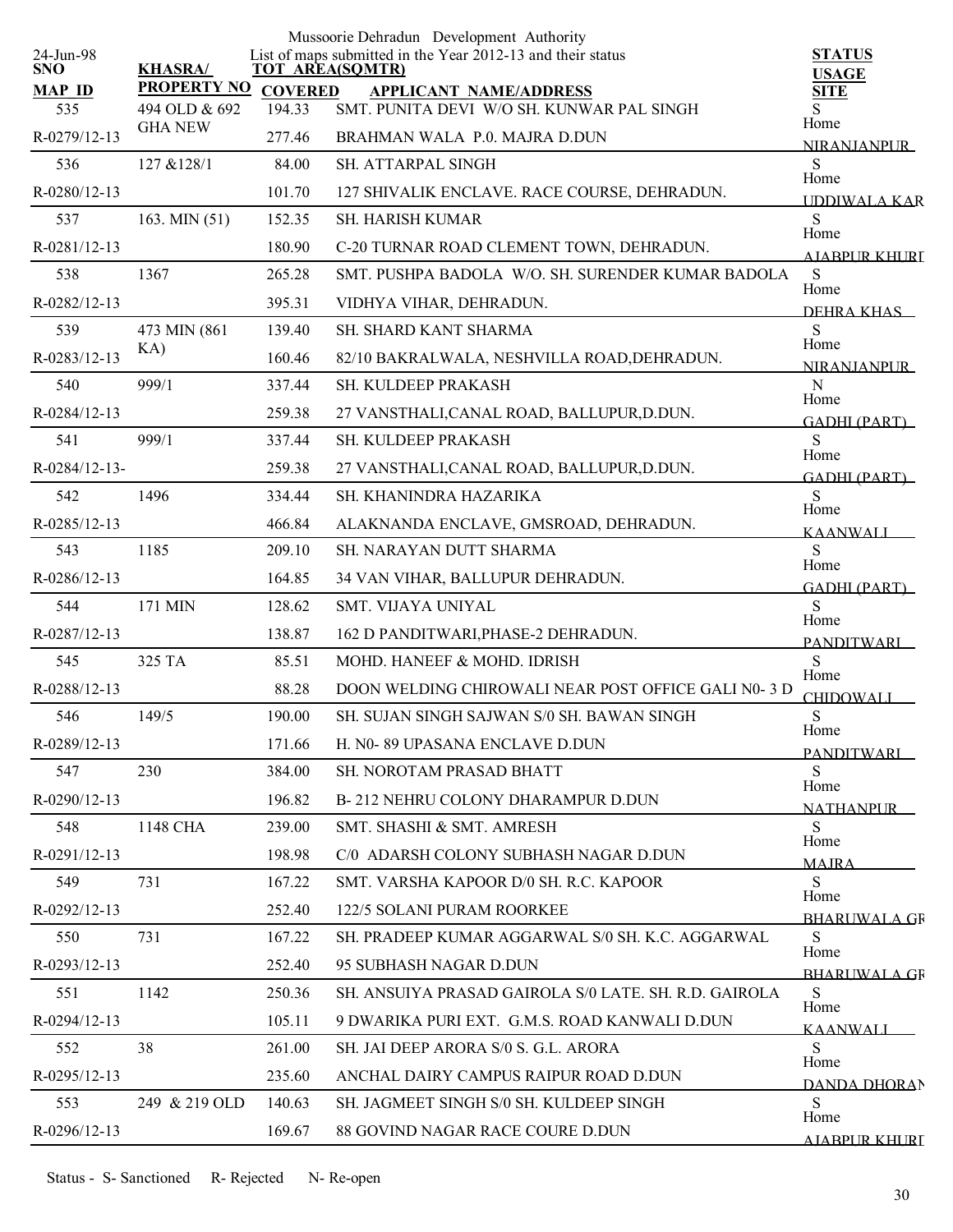Mussoorie Dehradun Development Authority

24-Jun-98

List of maps submitted in the Year 2012-13 and their status

| SNO / MAP ID | KHASRA/ PROPERTY NO | TOT AREA(SQMTR) COVERED | APPLICANT NAME/ADDRESS | STATUS USAGE SITE |
|---|---|---|---|---|
| 535 | 494 OLD & 692 | 194.33 | SMT. PUNITA DEVI W/O SH. KUNWAR PAL SINGH | S Home |
| R-0279/12-13 | GHA NEW | 277.46 | BRAHMAN WALA P.0. MAJRA D.DUN | NIRANJANPUR |
| 536 | 127 &128/1 | 84.00 | SH. ATTARPAL SINGH | S Home |
| R-0280/12-13 | | 101.70 | 127 SHIVALIK ENCLAVE. RACE COURSE, DEHRADUN. | UDDIWALA KAR |
| 537 | 163. MIN (51) | 152.35 | SH. HARISH KUMAR | S Home |
| R-0281/12-13 | | 180.90 | C-20 TURNAR ROAD CLEMENT TOWN, DEHRADUN. | AJABPUR KHURD |
| 538 | 1367 | 265.28 | SMT. PUSHPA BADOLA W/O. SH. SURENDER KUMAR BADOLA | S Home |
| R-0282/12-13 | | 395.31 | VIDHYA VIHAR, DEHRADUN. | DEHRA KHAS |
| 539 | 473 MIN (861 | 139.40 | SH. SHARD KANT SHARMA | S Home |
| R-0283/12-13 | KA) | 160.46 | 82/10 BAKRALWALA, NESHVILLA ROAD,DEHRADUN. | NIRANJANPUR |
| 540 | 999/1 | 337.44 | SH. KULDEEP PRAKASH | N Home |
| R-0284/12-13 | | 259.38 | 27 VANSTHALI,CANAL ROAD, BALLUPUR,D.DUN. | GADHI (PART) |
| 541 | 999/1 | 337.44 | SH. KULDEEP PRAKASH | S Home |
| R-0284/12-13- | | 259.38 | 27 VANSTHALI,CANAL ROAD, BALLUPUR,D.DUN. | GADHI (PART) |
| 542 | 1496 | 334.44 | SH. KHANINDRA HAZARIKA | S Home |
| R-0285/12-13 | | 466.84 | ALAKNANDA ENCLAVE, GMSROAD, DEHRADUN. | KAANWALI |
| 543 | 1185 | 209.10 | SH. NARAYAN DUTT SHARMA | S Home |
| R-0286/12-13 | | 164.85 | 34 VAN VIHAR, BALLUPUR DEHRADUN. | GADHI (PART) |
| 544 | 171 MIN | 128.62 | SMT. VIJAYA UNIYAL | S Home |
| R-0287/12-13 | | 138.87 | 162 D PANDITWARI,PHASE-2 DEHRADUN. | PANDITWARI |
| 545 | 325 TA | 85.51 | MOHD. HANEEF & MOHD. IDRISH | S Home |
| R-0288/12-13 | | 88.28 | DOON WELDING CHIROWALI NEAR POST OFFICE GALI N0- 3 D | CHIDOWALI |
| 546 | 149/5 | 190.00 | SH. SUJAN SINGH SAJWAN S/0 SH. BAWAN SINGH | S Home |
| R-0289/12-13 | | 171.66 | H. N0- 89 UPASANA ENCLAVE D.DUN | PANDITWARI |
| 547 | 230 | 384.00 | SH. NOROTAM PRASAD BHATT | S Home |
| R-0290/12-13 | | 196.82 | B- 212 NEHRU COLONY DHARAMPUR D.DUN | NATHANPUR |
| 548 | 1148 CHA | 239.00 | SMT. SHASHI & SMT. AMRESH | S Home |
| R-0291/12-13 | | 198.98 | C/0 ADARSH COLONY SUBHASH NAGAR D.DUN | MAJRA |
| 549 | 731 | 167.22 | SMT. VARSHA KAPOOR D/0 SH. R.C. KAPOOR | S Home |
| R-0292/12-13 | | 252.40 | 122/5 SOLANI PURAM ROORKEE | BHARUWALA GR |
| 550 | 731 | 167.22 | SH. PRADEEP KUMAR AGGARWAL S/0 SH. K.C. AGGARWAL | S Home |
| R-0293/12-13 | | 252.40 | 95 SUBHASH NAGAR D.DUN | BHARUWALA GR |
| 551 | 1142 | 250.36 | SH. ANSUIYA PRASAD GAIROLA S/0 LATE. SH. R.D. GAIROLA | S Home |
| R-0294/12-13 | | 105.11 | 9 DWARIKA PURI EXT. G.M.S. ROAD KANWALI D.DUN | KAANWALI |
| 552 | 38 | 261.00 | SH. JAI DEEP ARORA S/0 S. G.L. ARORA | S Home |
| R-0295/12-13 | | 235.60 | ANCHAL DAIRY CAMPUS RAIPUR ROAD D.DUN | DANDA DHORAN |
| 553 | 249 & 219 OLD | 140.63 | SH. JAGMEET SINGH S/0 SH. KULDEEP SINGH | S Home |
| R-0296/12-13 | | 169.67 | 88 GOVIND NAGAR RACE COURE D.DUN | AJABPUR KHURD |

Status - S- Sanctioned R- Rejected N- Re-open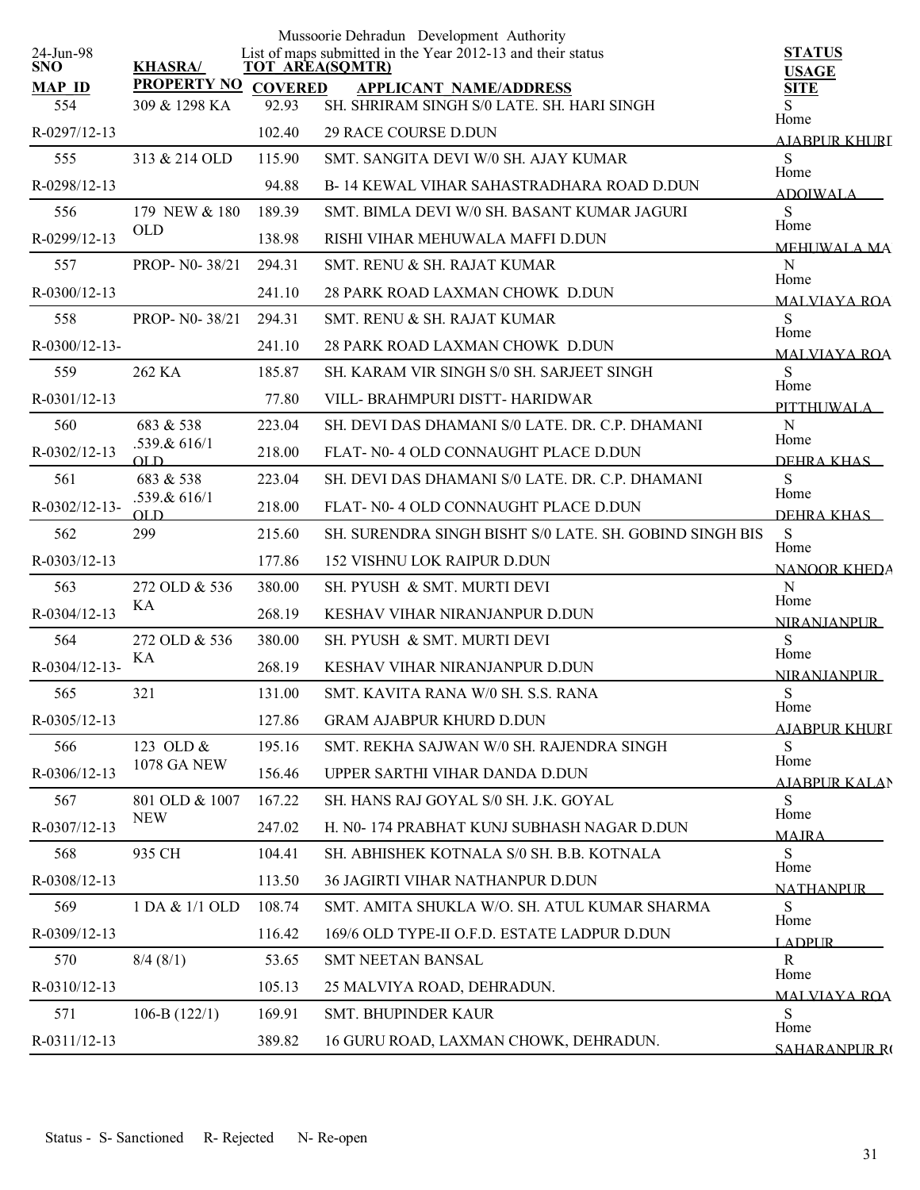Mussoorie Dehradun Development Authority

List of maps submitted in the Year 2012-13 and their status

24-Jun-98

| SNO | KHASRA/ PROPERTY NO | TOT AREA(SQMTR) | | APPLICANT NAME/ADDRESS | STATUS USAGE SITE |
|---|---|---|---|---|---|
| MAP ID | | COVERED | | | |
| 554 | 309 & 1298 KA | 92.93 | | SH. SHRIRAM SINGH S/0 LATE. SH. HARI SINGH | S |
| R-0297/12-13 | | 102.40 | | 29 RACE COURSE D.DUN | Home AJABPUR KHURD |
| 555 | 313 & 214 OLD | 115.90 | | SMT. SANGITA DEVI W/0 SH. AJAY KUMAR | S |
| R-0298/12-13 | | 94.88 | | B- 14 KEWAL VIHAR SAHASTRADHARA ROAD D.DUN | Home ADOIWALA |
| 556 | 179 NEW & 180 OLD | 189.39 | | SMT. BIMLA DEVI W/0 SH. BASANT KUMAR JAGURI | S |
| R-0299/12-13 | | 138.98 | | RISHI VIHAR MEHUWALA MAFFI D.DUN | Home MEHUWALA MA |
| 557 | PROP- N0- 38/21 | 294.31 | | SMT. RENU & SH. RAJAT KUMAR | N |
| R-0300/12-13 | | 241.10 | | 28 PARK ROAD LAXMAN CHOWK D.DUN | Home MALVIAYA ROA |
| 558 | PROP- N0- 38/21 | 294.31 | | SMT. RENU & SH. RAJAT KUMAR | S |
| R-0300/12-13- | | 241.10 | | 28 PARK ROAD LAXMAN CHOWK D.DUN | Home MALVIAYA ROA |
| 559 | 262 KA | 185.87 | | SH. KARAM VIR SINGH S/0 SH. SARJEET SINGH | S |
| R-0301/12-13 | | 77.80 | | VILL- BRAHMPURI DISTT- HARIDWAR | Home PITTHUWALA |
| 560 | 683 & 538 .539.& 616/1 OLD | 223.04 | | SH. DEVI DAS DHAMANI S/0 LATE. DR. C.P. DHAMANI | N |
| R-0302/12-13 | | 218.00 | | FLAT- N0- 4 OLD CONNAUGHT PLACE D.DUN | Home DEHRA KHAS |
| 561 | 683 & 538 .539.& 616/1 OLD | 223.04 | | SH. DEVI DAS DHAMANI S/0 LATE. DR. C.P. DHAMANI | S |
| R-0302/12-13- | | 218.00 | | FLAT- N0- 4 OLD CONNAUGHT PLACE D.DUN | Home DEHRA KHAS |
| 562 | 299 | 215.60 | | SH. SURENDRA SINGH BISHT S/0 LATE. SH. GOBIND SINGH BIS | S |
| R-0303/12-13 | | 177.86 | | 152 VISHNU LOK RAIPUR D.DUN | Home NANOOR KHEDA |
| 563 | 272 OLD & 536 KA | 380.00 | | SH. PYUSH & SMT. MURTI DEVI | N |
| R-0304/12-13 | | 268.19 | | KESHAV VIHAR NIRANJANPUR D.DUN | Home NIRANJANPUR |
| 564 | 272 OLD & 536 KA | 380.00 | | SH. PYUSH & SMT. MURTI DEVI | S |
| R-0304/12-13- | | 268.19 | | KESHAV VIHAR NIRANJANPUR D.DUN | Home NIRANJANPUR |
| 565 | 321 | 131.00 | | SMT. KAVITA RANA W/0 SH. S.S. RANA | S |
| R-0305/12-13 | | 127.86 | | GRAM AJABPUR KHURD D.DUN | Home AJABPUR KHURD |
| 566 | 123 OLD & 1078 GA NEW | 195.16 | | SMT. REKHA SAJWAN W/0 SH. RAJENDRA SINGH | S |
| R-0306/12-13 | | 156.46 | | UPPER SARTHI VIHAR DANDA D.DUN | Home AJABPUR KALAN |
| 567 | 801 OLD & 1007 NEW | 167.22 | | SH. HANS RAJ GOYAL S/0 SH. J.K. GOYAL | S |
| R-0307/12-13 | | 247.02 | | H. N0- 174 PRABHAT KUNJ SUBHASH NAGAR D.DUN | Home MAJRA |
| 568 | 935 CH | 104.41 | | SH. ABHISHEK KOTNALA S/0 SH. B.B. KOTNALA | S |
| R-0308/12-13 | | 113.50 | | 36 JAGIRTI VIHAR NATHANPUR D.DUN | Home NATHANPUR |
| 569 | 1 DA & 1/1 OLD | 108.74 | | SMT. AMITA SHUKLA W/O. SH. ATUL KUMAR SHARMA | S |
| R-0309/12-13 | | 116.42 | | 169/6 OLD TYPE-II O.F.D. ESTATE LADPUR D.DUN | Home LADPUR |
| 570 | 8/4 (8/1) | 53.65 | | SMT NEETAN BANSAL | R |
| R-0310/12-13 | | 105.13 | | 25 MALVIYA ROAD, DEHRADUN. | Home MALVIAYA ROA |
| 571 | 106-B (122/1) | 169.91 | | SMT. BHUPINDER KAUR | S |
| R-0311/12-13 | | 389.82 | | 16 GURU ROAD, LAXMAN CHOWK, DEHRADUN. | Home SAHARANPUR RO |

Status - S- Sanctioned R- Rejected N- Re-open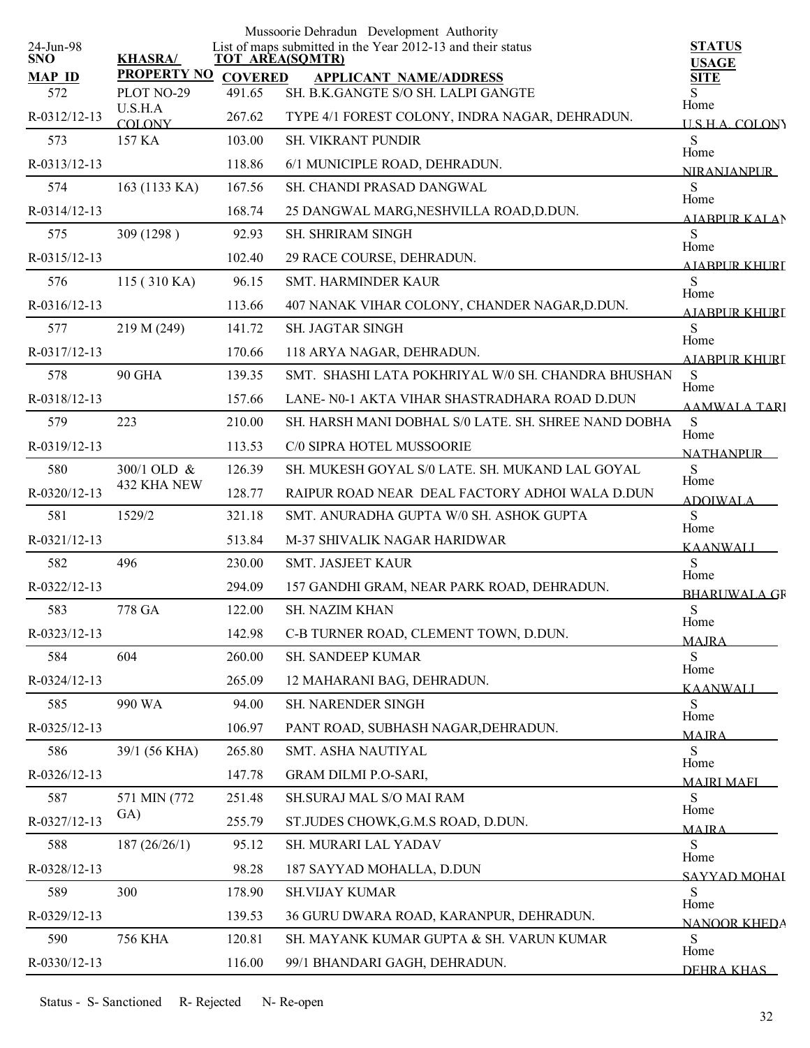Mussoorie Dehradun Development Authority

24-Jun-98

List of maps submitted in the Year 2012-13 and their status

| SNO / MAP ID | KHASRA/ PROPERTY NO | TOT AREA(SQMTR) / COVERED | APPLICANT NAME/ADDRESS | STATUS / USAGE / SITE |
|---|---|---|---|---|
| 572 | PLOT NO-29 | 491.65 | SH. B.K.GANGTE S/O SH. LALPI GANGTE | S |
| R-0312/12-13 | U.S.H.A COLONY | 267.62 | TYPE 4/1 FOREST COLONY, INDRA NAGAR, DEHRADUN. | Home U.S.H.A. COLONY |
| 573 | 157 KA | 103.00 | SH. VIKRANT PUNDIR | S |
| R-0313/12-13 | | 118.86 | 6/1 MUNICIPLE ROAD, DEHRADUN. | Home NIRANJANPUR |
| 574 | 163 (1133 KA) | 167.56 | SH. CHANDI PRASAD DANGWAL | S |
| R-0314/12-13 | | 168.74 | 25 DANGWAL MARG,NESHVILLA ROAD,D.DUN. | Home AJABPUR KALAN |
| 575 | 309 (1298 ) | 92.93 | SH. SHRIRAM SINGH | S |
| R-0315/12-13 | | 102.40 | 29 RACE COURSE, DEHRADUN. | Home AJABPUR KHURD |
| 576 | 115 ( 310 KA) | 96.15 | SMT. HARMINDER KAUR | S |
| R-0316/12-13 | | 113.66 | 407 NANAK VIHAR COLONY, CHANDER NAGAR,D.DUN. | Home AJABPUR KHURD |
| 577 | 219 M (249) | 141.72 | SH. JAGTAR SINGH | S |
| R-0317/12-13 | | 170.66 | 118 ARYA NAGAR, DEHRADUN. | Home AJABPUR KHURD |
| 578 | 90 GHA | 139.35 | SMT. SHASHI LATA POKHRIYAL W/0 SH. CHANDRA BHUSHAN | S |
| R-0318/12-13 | | 157.66 | LANE- N0-1 AKTA VIHAR SHASTRADHARA ROAD D.DUN | Home AAMWALA TARI |
| 579 | 223 | 210.00 | SH. HARSH MANI DOBHAL S/0 LATE. SH. SHREE NAND DOBHA | S |
| R-0319/12-13 | | 113.53 | C/0 SIPRA HOTEL MUSSOORIE | Home NATHANPUR |
| 580 | 300/1 OLD & 432 KHA NEW | 126.39 | SH. MUKESH GOYAL S/0 LATE. SH. MUKAND LAL GOYAL | S |
| R-0320/12-13 | | 128.77 | RAIPUR ROAD NEAR DEAL FACTORY ADHOI WALA D.DUN | Home ADOIWALA |
| 581 | 1529/2 | 321.18 | SMT. ANURADHA GUPTA W/0 SH. ASHOK GUPTA | S |
| R-0321/12-13 | | 513.84 | M-37 SHIVALIK NAGAR HARIDWAR | Home KAANWALI |
| 582 | 496 | 230.00 | SMT. JASJEET KAUR | S |
| R-0322/12-13 | | 294.09 | 157 GANDHI GRAM, NEAR PARK ROAD, DEHRADUN. | Home BHARUWALA GR |
| 583 | 778 GA | 122.00 | SH. NAZIM KHAN | S |
| R-0323/12-13 | | 142.98 | C-B TURNER ROAD, CLEMENT TOWN, D.DUN. | Home MAJRA |
| 584 | 604 | 260.00 | SH. SANDEEP KUMAR | S |
| R-0324/12-13 | | 265.09 | 12 MAHARANI BAG, DEHRADUN. | Home KAANWALI |
| 585 | 990 WA | 94.00 | SH. NARENDER SINGH | S |
| R-0325/12-13 | | 106.97 | PANT ROAD, SUBHASH NAGAR,DEHRADUN. | Home MAJRA |
| 586 | 39/1 (56 KHA) | 265.80 | SMT. ASHA NAUTIYAL | S |
| R-0326/12-13 | | 147.78 | GRAM DILMI P.O-SARI, | Home MAJRI MAFI |
| 587 | 571 MIN (772 GA) | 251.48 | SH.SURAJ MAL S/O MAI RAM | S |
| R-0327/12-13 | | 255.79 | ST.JUDES CHOWK,G.M.S ROAD, D.DUN. | Home MAJRA |
| 588 | 187 (26/26/1) | 95.12 | SH. MURARI LAL YADAV | S |
| R-0328/12-13 | | 98.28 | 187 SAYYAD MOHALLA, D.DUN | Home SAYYAD MOHAL |
| 589 | 300 | 178.90 | SH.VIJAY KUMAR | S |
| R-0329/12-13 | | 139.53 | 36 GURU DWARA ROAD, KARANPUR, DEHRADUN. | Home NANOOR KHEDA |
| 590 | 756 KHA | 120.81 | SH. MAYANK KUMAR GUPTA & SH. VARUN KUMAR | S |
| R-0330/12-13 | | 116.00 | 99/1 BHANDARI GAGH, DEHRADUN. | Home DEHRA KHAS |

Status - S- Sanctioned R- Rejected N- Re-open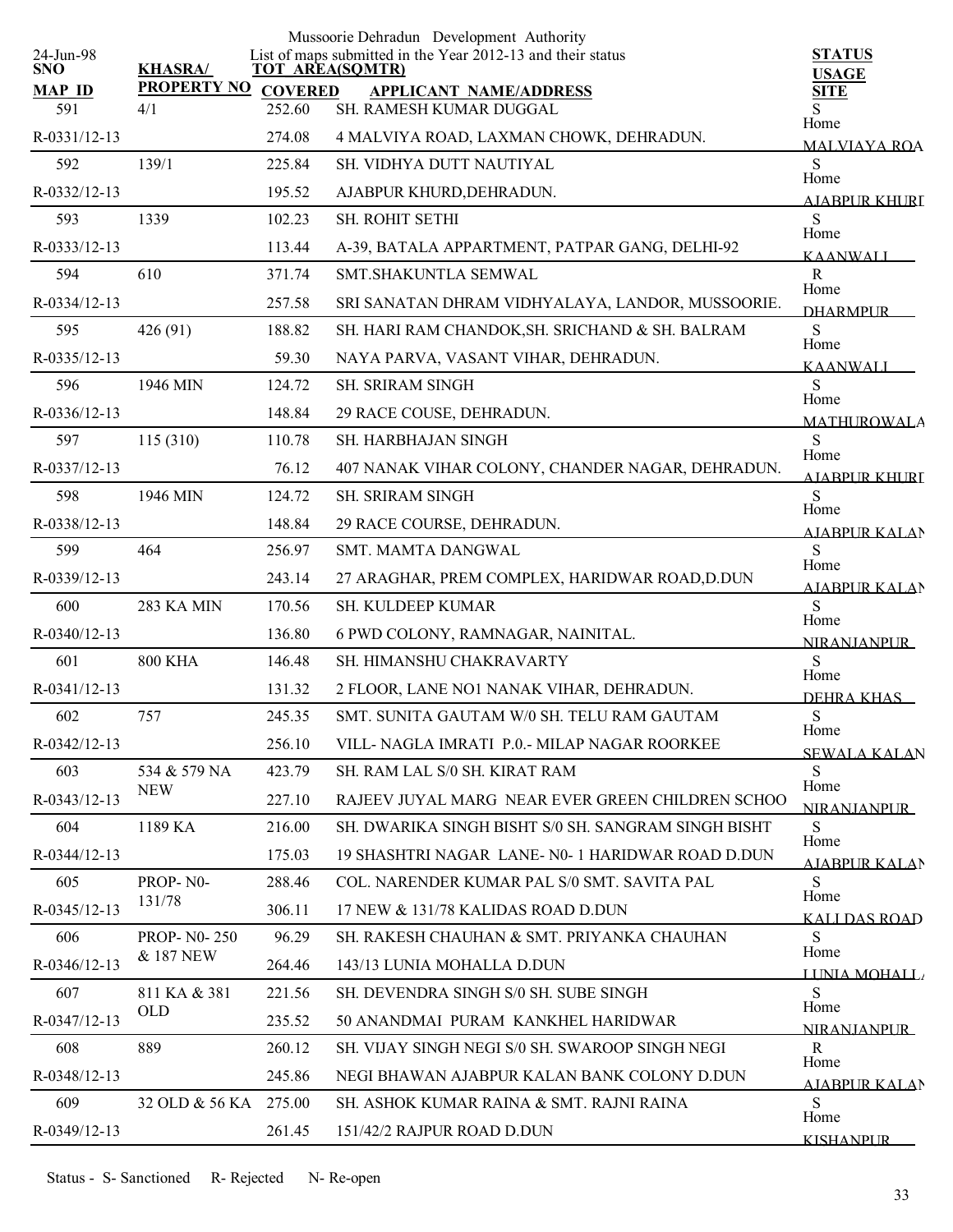Mussoorie Dehradun Development Authority

List of maps submitted in the Year 2012-13 and their status

24-Jun-98

| SNO / MAP ID | KHASRA/ PROPERTY NO | TOT AREA(SQMTR) / COVERED | APPLICANT NAME/ADDRESS | STATUS / USAGE / SITE |
|---|---|---|---|---|
| 591 | 4/1 | 252.60 | SH. RAMESH KUMAR DUGGAL | S |
| R-0331/12-13 | | 274.08 | 4 MALVIYA ROAD, LAXMAN CHOWK, DEHRADUN. | Home MALVIAYA ROA |
| 592 | 139/1 | 225.84 | SH. VIDHYA DUTT NAUTIYAL | S |
| R-0332/12-13 | | 195.52 | AJABPUR KHURD,DEHRADUN. | Home AJABPUR KHURD |
| 593 | 1339 | 102.23 | SH. ROHIT SETHI | S |
| R-0333/12-13 | | 113.44 | A-39, BATALA APPARTMENT, PATPAR GANG, DELHI-92 | Home KAANWALI |
| 594 | 610 | 371.74 | SMT.SHAKUNTLA SEMWAL | R |
| R-0334/12-13 | | 257.58 | SRI SANATAN DHRAM VIDHYALAYA, LANDOR, MUSSOORIE. | Home DHARMPUR |
| 595 | 426 (91) | 188.82 | SH. HARI RAM CHANDOK,SH. SRICHAND & SH. BALRAM | S |
| R-0335/12-13 | | 59.30 | NAYA PARVA, VASANT VIHAR, DEHRADUN. | Home KAANWALI |
| 596 | 1946 MIN | 124.72 | SH. SRIRAM SINGH | S |
| R-0336/12-13 | | 148.84 | 29 RACE COUSE, DEHRADUN. | Home MATHUROWALA |
| 597 | 115 (310) | 110.78 | SH. HARBHAJAN SINGH | S |
| R-0337/12-13 | | 76.12 | 407 NANAK VIHAR COLONY, CHANDER NAGAR, DEHRADUN. | Home AJABPUR KHURD |
| 598 | 1946 MIN | 124.72 | SH. SRIRAM SINGH | S |
| R-0338/12-13 | | 148.84 | 29 RACE COURSE, DEHRADUN. | Home AJABPUR KALAN |
| 599 | 464 | 256.97 | SMT. MAMTA DANGWAL | S |
| R-0339/12-13 | | 243.14 | 27 ARAGHAR, PREM COMPLEX, HARIDWAR ROAD,D.DUN | Home AJABPUR KALAN |
| 600 | 283 KA MIN | 170.56 | SH. KULDEEP KUMAR | S |
| R-0340/12-13 | | 136.80 | 6 PWD COLONY, RAMNAGAR, NAINITAL. | Home NIRANJANPUR |
| 601 | 800 KHA | 146.48 | SH. HIMANSHU CHAKRAVARTY | S |
| R-0341/12-13 | | 131.32 | 2 FLOOR, LANE NO1 NANAK VIHAR, DEHRADUN. | Home DEHRA KHAS |
| 602 | 757 | 245.35 | SMT. SUNITA GAUTAM W/0 SH. TELU RAM GAUTAM | S |
| R-0342/12-13 | | 256.10 | VILL- NAGLA IMRATI P.0.- MILAP NAGAR ROORKEE | Home SEWALA KALAN |
| 603 | 534 & 579 NA NEW | 423.79 | SH. RAM LAL S/0 SH. KIRAT RAM | S |
| R-0343/12-13 | | 227.10 | RAJEEV JUYAL MARG NEAR EVER GREEN CHILDREN SCHOO | Home NIRANJANPUR |
| 604 | 1189 KA | 216.00 | SH. DWARIKA SINGH BISHT S/0 SH. SANGRAM SINGH BISHT | S |
| R-0344/12-13 | | 175.03 | 19 SHASHTRI NAGAR LANE- N0- 1 HARIDWAR ROAD D.DUN | Home AJABPUR KALAN |
| 605 | PROP- N0- 131/78 | 288.46 | COL. NARENDER KUMAR PAL S/0 SMT. SAVITA PAL | S |
| R-0345/12-13 | | 306.11 | 17 NEW & 131/78 KALIDAS ROAD D.DUN | Home KALI DAS ROAD |
| 606 | PROP- N0- 250 & 187 NEW | 96.29 | SH. RAKESH CHAUHAN & SMT. PRIYANKA CHAUHAN | S |
| R-0346/12-13 | | 264.46 | 143/13 LUNIA MOHALLA D.DUN | Home LUNIA MOHALLA |
| 607 | 811 KA & 381 OLD | 221.56 | SH. DEVENDRA SINGH S/0 SH. SUBE SINGH | S |
| R-0347/12-13 | | 235.52 | 50 ANANDMAI PURAM KANKHEL HARIDWAR | Home NIRANJANPUR |
| 608 | 889 | 260.12 | SH. VIJAY SINGH NEGI S/0 SH. SWAROOP SINGH NEGI | R |
| R-0348/12-13 | | 245.86 | NEGI BHAWAN AJABPUR KALAN BANK COLONY D.DUN | Home AJABPUR KALAN |
| 609 | 32 OLD & 56 KA | 275.00 | SH. ASHOK KUMAR RAINA & SMT. RAJNI RAINA | S |
| R-0349/12-13 | | 261.45 | 151/42/2 RAJPUR ROAD D.DUN | Home KISHANPUR |

Status - S- Sanctioned R- Rejected N- Re-open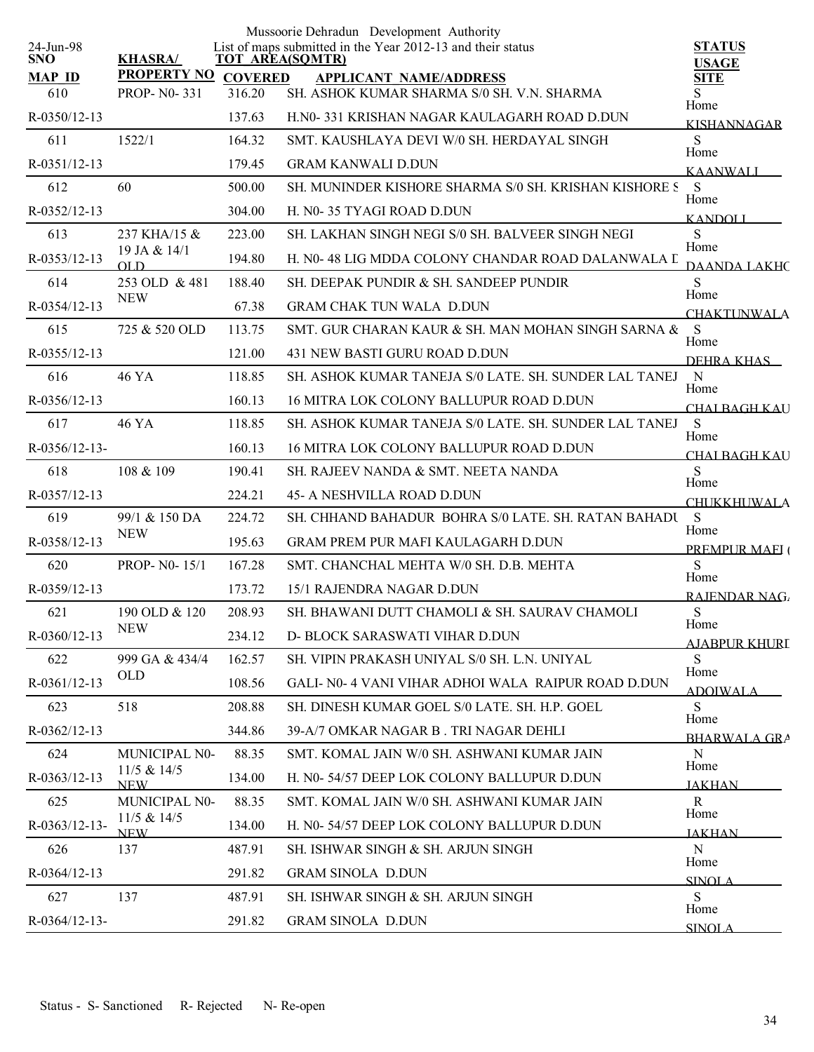Mussoorie Dehradun Development Authority

List of maps submitted in the Year 2012-13 and their status

24-Jun-98

| SNO / MAP ID | KHASRA/ PROPERTY NO | TOT AREA(SQMTR) / COVERED | APPLICANT NAME/ADDRESS | STATUS / USAGE / SITE |
|---|---|---|---|---|
| 610 | PROP- N0- 331 | 316.20 | SH. ASHOK KUMAR SHARMA S/0 SH. V.N. SHARMA | S |
| R-0350/12-13 | | 137.63 | H.N0- 331 KRISHAN NAGAR KAULAGARH ROAD D.DUN | Home KISHANNAGAR |
| 611 | 1522/1 | 164.32 | SMT. KAUSHLAYA DEVI W/0 SH. HERDAYAL SINGH | S |
| R-0351/12-13 | | 179.45 | GRAM KANWALI D.DUN | Home KAANWALI |
| 612 | 60 | 500.00 | SH. MUNINDER KISHORE SHARMA S/0 SH. KRISHAN KISHORE S | S |
| R-0352/12-13 | | 304.00 | H. N0- 35 TYAGI ROAD D.DUN | Home KANDOLI |
| 613 | 237 KHA/15 & 19 JA & 14/1 OLD | 223.00 | SH. LAKHAN SINGH NEGI S/0 SH. BALVEER SINGH NEGI | S |
| R-0353/12-13 | | 194.80 | H. N0- 48 LIG MDDA COLONY CHANDAR ROAD DALANWALA D | Home DAANDA LAKHO |
| 614 | 253 OLD & 481 NEW | 188.40 | SH. DEEPAK PUNDIR & SH. SANDEEP PUNDIR | S |
| R-0354/12-13 | | 67.38 | GRAM CHAK TUN WALA D.DUN | Home CHAKTUNWALA |
| 615 | 725 & 520 OLD | 113.75 | SMT. GUR CHARAN KAUR & SH. MAN MOHAN SINGH SARNA & | S |
| R-0355/12-13 | | 121.00 | 431 NEW BASTI GURU ROAD D.DUN | Home DEHRA KHAS |
| 616 | 46 YA | 118.85 | SH. ASHOK KUMAR TANEJA S/0 LATE. SH. SUNDER LAL TANEJ | N |
| R-0356/12-13 | | 160.13 | 16 MITRA LOK COLONY BALLUPUR ROAD D.DUN | Home CHAI BAGH KAU |
| 617 | 46 YA | 118.85 | SH. ASHOK KUMAR TANEJA S/0 LATE. SH. SUNDER LAL TANEJ | S |
| R-0356/12-13- | | 160.13 | 16 MITRA LOK COLONY BALLUPUR ROAD D.DUN | Home CHAI BAGH KAU |
| 618 | 108 & 109 | 190.41 | SH. RAJEEV NANDA & SMT. NEETA NANDA | S |
| R-0357/12-13 | | 224.21 | 45- A NESHVILLA ROAD D.DUN | Home CHUKKHUWALA |
| 619 | 99/1 & 150 DA NEW | 224.72 | SH. CHHAND BAHADUR BOHRA S/0 LATE. SH. RATAN BAHADU | S |
| R-0358/12-13 | | 195.63 | GRAM PREM PUR MAFI KAULAGARH D.DUN | Home PREMPUR MAFI ( |
| 620 | PROP- N0- 15/1 | 167.28 | SMT. CHANCHAL MEHTA W/0 SH. D.B. MEHTA | S |
| R-0359/12-13 | | 173.72 | 15/1 RAJENDRA NAGAR D.DUN | Home RAJENDAR NAGA |
| 621 | 190 OLD & 120 NEW | 208.93 | SH. BHAWANI DUTT CHAMOLI & SH. SAURAV CHAMOLI | S |
| R-0360/12-13 | | 234.12 | D- BLOCK SARASWATI VIHAR D.DUN | Home AJABPUR KHURD |
| 622 | 999 GA & 434/4 OLD | 162.57 | SH. VIPIN PRAKASH UNIYAL S/0 SH. L.N. UNIYAL | S |
| R-0361/12-13 | | 108.56 | GALI- N0- 4 VANI VIHAR ADHOI WALA RAIPUR ROAD D.DUN | Home ADOIWALA |
| 623 | 518 | 208.88 | SH. DINESH KUMAR GOEL S/0 LATE. SH. H.P. GOEL | S |
| R-0362/12-13 | | 344.86 | 39-A/7 OMKAR NAGAR B . TRI NAGAR DEHLI | Home BHARWALA GRA |
| 624 | MUNICIPAL N0- 11/5 & 14/5 NEW | 88.35 | SMT. KOMAL JAIN W/0 SH. ASHWANI KUMAR JAIN | N |
| R-0363/12-13 | | 134.00 | H. N0- 54/57 DEEP LOK COLONY BALLUPUR D.DUN | Home JAKHAN |
| 625 | MUNICIPAL N0- 11/5 & 14/5 NEW | 88.35 | SMT. KOMAL JAIN W/0 SH. ASHWANI KUMAR JAIN | R |
| R-0363/12-13- | | 134.00 | H. N0- 54/57 DEEP LOK COLONY BALLUPUR D.DUN | Home JAKHAN |
| 626 | 137 | 487.91 | SH. ISHWAR SINGH & SH. ARJUN SINGH | N |
| R-0364/12-13 | | 291.82 | GRAM SINOLA D.DUN | Home SINOLA |
| 627 | 137 | 487.91 | SH. ISHWAR SINGH & SH. ARJUN SINGH | S |
| R-0364/12-13- | | 291.82 | GRAM SINOLA D.DUN | Home SINOLA |

Status - S- Sanctioned R- Rejected N- Re-open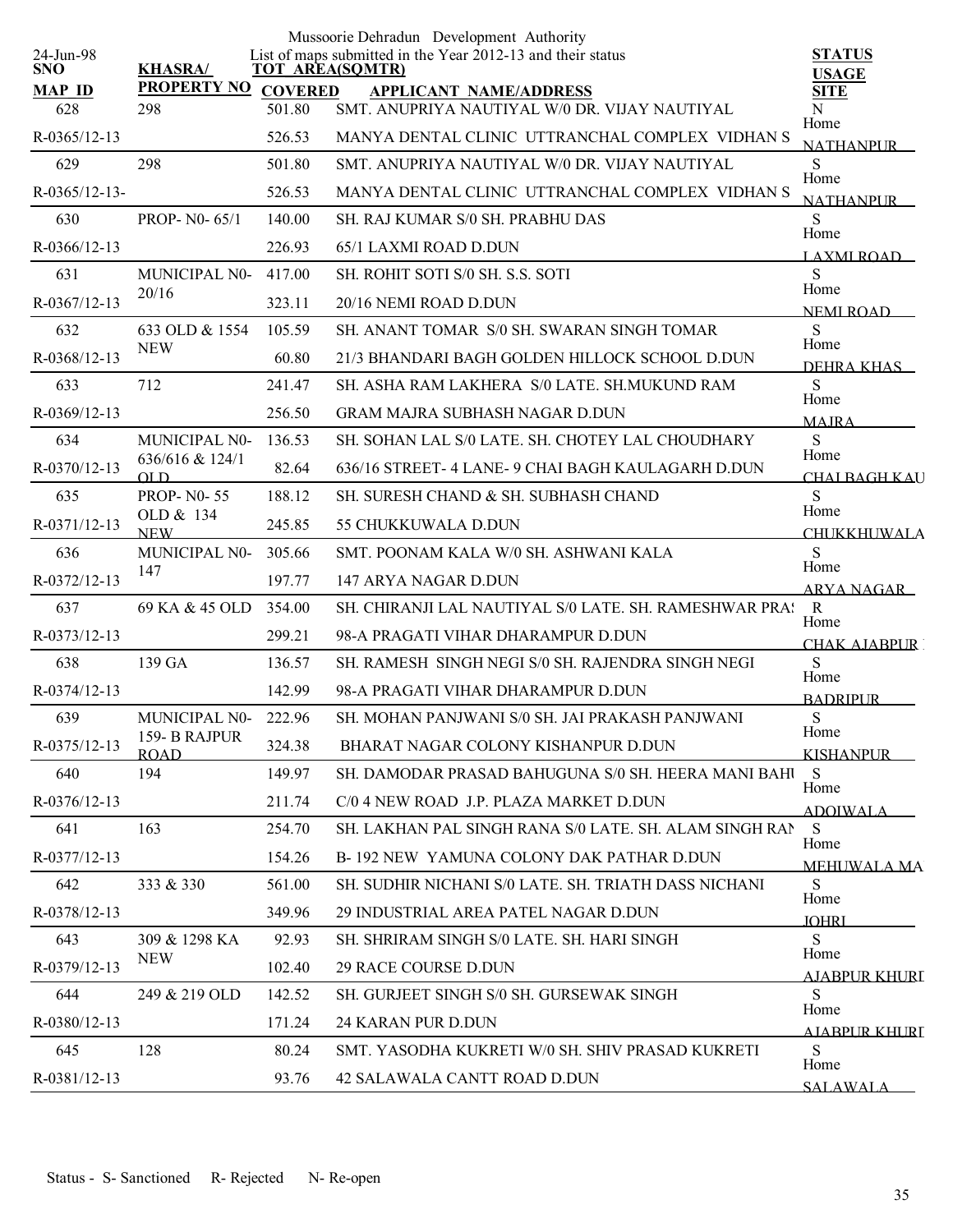Mussoorie Dehradun Development Authority

List of maps submitted in the Year 2012-13 and their status

24-Jun-98

| SNO / MAP ID | KHASRA/ PROPERTY NO | TOT AREA(SQMTR) COVERED | APPLICANT NAME/ADDRESS | STATUS USAGE SITE |
|---|---|---|---|---|
| 628 | 298 | 501.80 | SMT. ANUPRIYA NAUTIYAL W/0 DR. VIJAY NAUTIYAL | N |
| R-0365/12-13 | | 526.53 | MANYA DENTAL CLINIC UTTRANCHAL COMPLEX VIDHAN S | Home NATHANPUR |
| 629 | 298 | 501.80 | SMT. ANUPRIYA NAUTIYAL W/0 DR. VIJAY NAUTIYAL | S |
| R-0365/12-13- | | 526.53 | MANYA DENTAL CLINIC UTTRANCHAL COMPLEX VIDHAN S | Home NATHANPUR |
| 630 | PROP- N0- 65/1 | 140.00 | SH. RAJ KUMAR S/0 SH. PRABHU DAS | S |
| R-0366/12-13 | | 226.93 | 65/1 LAXMI ROAD D.DUN | Home LAXMI ROAD |
| 631 | MUNICIPAL N0- 20/16 | 417.00 | SH. ROHIT SOTI S/0 SH. S.S. SOTI | S |
| R-0367/12-13 | | 323.11 | 20/16 NEMI ROAD D.DUN | Home NEMI ROAD |
| 632 | 633 OLD & 1554 NEW | 105.59 | SH. ANANT TOMAR S/0 SH. SWARAN SINGH TOMAR | S |
| R-0368/12-13 | | 60.80 | 21/3 BHANDARI BAGH GOLDEN HILLOCK SCHOOL D.DUN | Home DEHRA KHAS |
| 633 | 712 | 241.47 | SH. ASHA RAM LAKHERA S/0 LATE. SH.MUKUND RAM | S |
| R-0369/12-13 | | 256.50 | GRAM MAJRA SUBHASH NAGAR D.DUN | Home MAJRA |
| 634 | MUNICIPAL N0- 636/616 & 124/1 OLD | 136.53 | SH. SOHAN LAL S/0 LATE. SH. CHOTEY LAL CHOUDHARY | S |
| R-0370/12-13 | | 82.64 | 636/16 STREET- 4 LANE- 9 CHAI BAGH KAULAGARH D.DUN | Home CHAI BAGH KAU |
| 635 | PROP- N0- 55 OLD & 134 NEW | 188.12 | SH. SURESH CHAND & SH. SUBHASH CHAND | S |
| R-0371/12-13 | | 245.85 | 55 CHUKKUWALA D.DUN | Home CHUKKHUWALA |
| 636 | MUNICIPAL N0- 147 | 305.66 | SMT. POONAM KALA W/0 SH. ASHWANI KALA | S |
| R-0372/12-13 | | 197.77 | 147 ARYA NAGAR D.DUN | Home ARYA NAGAR |
| 637 | 69 KA & 45 OLD | 354.00 | SH. CHIRANJI LAL NAUTIYAL S/0 LATE. SH. RAMESHWAR PRA | R |
| R-0373/12-13 | | 299.21 | 98-A PRAGATI VIHAR DHARAMPUR D.DUN | Home CHAK AJABPUR |
| 638 | 139 GA | 136.57 | SH. RAMESH SINGH NEGI S/0 SH. RAJENDRA SINGH NEGI | S |
| R-0374/12-13 | | 142.99 | 98-A PRAGATI VIHAR DHARAMPUR D.DUN | Home BADRIPUR |
| 639 | MUNICIPAL N0- 159- B RAJPUR ROAD | 222.96 | SH. MOHAN PANJWANI S/0 SH. JAI PRAKASH PANJWANI | S |
| R-0375/12-13 | | 324.38 | BHARAT NAGAR COLONY KISHANPUR D.DUN | Home KISHANPUR |
| 640 | 194 | 149.97 | SH. DAMODAR PRASAD BAHUGUNA S/0 SH. HEERA MANI BAHU | S |
| R-0376/12-13 | | 211.74 | C/0 4 NEW ROAD J.P. PLAZA MARKET D.DUN | Home ADOIWALA |
| 641 | 163 | 254.70 | SH. LAKHAN PAL SINGH RANA S/0 LATE. SH. ALAM SINGH RAN | S |
| R-0377/12-13 | | 154.26 | B- 192 NEW YAMUNA COLONY DAK PATHAR D.DUN | Home MEHUWALA MA |
| 642 | 333 & 330 | 561.00 | SH. SUDHIR NICHANI S/0 LATE. SH. TRIATH DASS NICHANI | S |
| R-0378/12-13 | | 349.96 | 29 INDUSTRIAL AREA PATEL NAGAR D.DUN | Home JOHRI |
| 643 | 309 & 1298 KA NEW | 92.93 | SH. SHRIRAM SINGH S/0 LATE. SH. HARI SINGH | S |
| R-0379/12-13 | | 102.40 | 29 RACE COURSE D.DUN | Home AJABPUR KHURD |
| 644 | 249 & 219 OLD | 142.52 | SH. GURJEET SINGH S/0 SH. GURSEWAK SINGH | S |
| R-0380/12-13 | | 171.24 | 24 KARAN PUR D.DUN | Home AJABPUR KHURD |
| 645 | 128 | 80.24 | SMT. YASODHA KUKRETI W/0 SH. SHIV PRASAD KUKRETI | S |
| R-0381/12-13 | | 93.76 | 42 SALAWALA CANTT ROAD D.DUN | Home SALAWALA |

Status - S- Sanctioned R- Rejected N- Re-open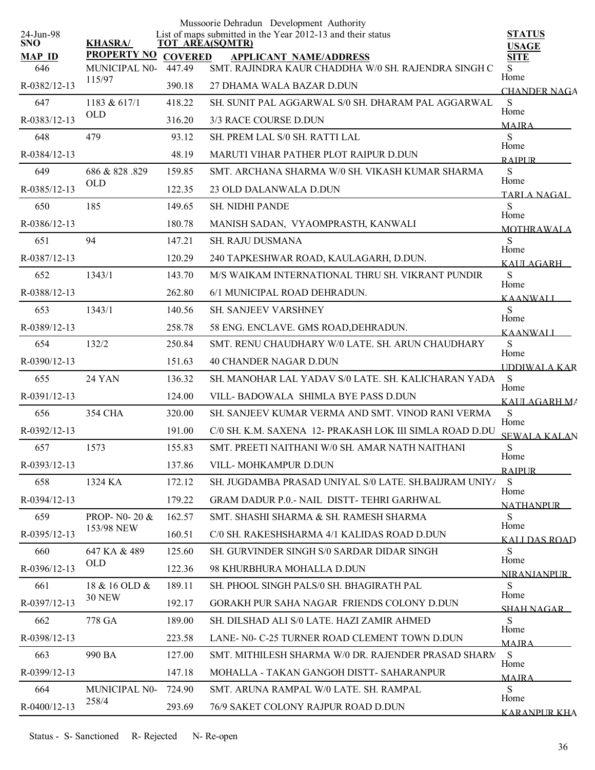Mussoorie Dehradun Development Authority

List of maps submitted in the Year 2012-13 and their status

24-Jun-98

| SNO / MAP ID | KHASRA/ PROPERTY NO | TOT AREA(SQMTR) / COVERED | APPLICANT NAME/ADDRESS | STATUS / USAGE / SITE |
|---|---|---|---|---|
| 646 | MUNICIPAL N0-115/97 | 447.49 | SMT. RAJINDRA KAUR CHADDHA W/0 SH. RAJENDRA SINGH C | S |
| R-0382/12-13 | | 390.18 | 27 DHAMA WALA BAZAR D.DUN | Home CHANDER NAGA |
| 647 | 1183 & 617/1 OLD | 418.22 | SH. SUNIT PAL AGGARWAL S/0 SH. DHARAM PAL AGGARWAL | S |
| R-0383/12-13 | | 316.20 | 3/3 RACE COURSE D.DUN | Home MAJRA |
| 648 | 479 | 93.12 | SH. PREM LAL S/0 SH. RATTI LAL | S |
| R-0384/12-13 | | 48.19 | MARUTI VIHAR PATHER PLOT RAIPUR D.DUN | Home RAIPUR |
| 649 | 686 & 828 .829 OLD | 159.85 | SMT. ARCHANA SHARMA W/0 SH. VIKASH KUMAR SHARMA | S |
| R-0385/12-13 | | 122.35 | 23 OLD DALANWALA D.DUN | Home TARLA NAGAL |
| 650 | 185 | 149.65 | SH. NIDHI PANDE | S |
| R-0386/12-13 | | 180.78 | MANISH SADAN, VYAOMPRASTH, KANWALI | Home MOTHRAWALA |
| 651 | 94 | 147.21 | SH. RAJU DUSMANA | S |
| R-0387/12-13 | | 120.29 | 240 TAPKESHWAR ROAD, KAULAGARH, D.DUN. | Home KAULAGARH |
| 652 | 1343/1 | 143.70 | M/S WAIKAM INTERNATIONAL THRU SH. VIKRANT PUNDIR | S |
| R-0388/12-13 | | 262.80 | 6/1 MUNICIPAL ROAD DEHRADUN. | Home KAANWALI |
| 653 | 1343/1 | 140.56 | SH. SANJEEV VARSHNEY | S |
| R-0389/12-13 | | 258.78 | 58 ENG. ENCLAVE. GMS ROAD,DEHRADUN. | Home KAANWALI |
| 654 | 132/2 | 250.84 | SMT. RENU CHAUDHARY W/0 LATE. SH. ARUN CHAUDHARY | S |
| R-0390/12-13 | | 151.63 | 40 CHANDER NAGAR D.DUN | Home UDDIWALA KAR |
| 655 | 24 YAN | 136.32 | SH. MANOHAR LAL YADAV S/0 LATE. SH. KALICHARAN YADA | S |
| R-0391/12-13 | | 124.00 | VILL- BADOWALA SHIMLA BYE PASS D.DUN | Home KAULAGARH MA |
| 656 | 354 CHA | 320.00 | SH. SANJEEV KUMAR VERMA AND SMT. VINOD RANI VERMA | S |
| R-0392/12-13 | | 191.00 | C/0 SH. K.M. SAXENA 12- PRAKASH LOK III SIMLA ROAD D.DU | Home SEWALA KALAN |
| 657 | 1573 | 155.83 | SMT. PREETI NAITHANI W/0 SH. AMAR NATH NAITHANI | S |
| R-0393/12-13 | | 137.86 | VILL- MOHKAMPUR D.DUN | Home RAIPUR |
| 658 | 1324 KA | 172.12 | SH. JUGDAMBA PRASAD UNIYAL S/0 LATE. SH.BAIJRAM UNIYA | S |
| R-0394/12-13 | | 179.22 | GRAM DADUR P.0.- NAIL DISTT- TEHRI GARHWAL | Home NATHANPUR |
| 659 | PROP- N0- 20 & 153/98 NEW | 162.57 | SMT. SHASHI SHARMA & SH. RAMESH SHARMA | S |
| R-0395/12-13 | | 160.51 | C/0 SH. RAKESHSHARMA 4/1 KALIDAS ROAD D.DUN | Home KALI DAS ROAD |
| 660 | 647 KA & 489 OLD | 125.60 | SH. GURVINDER SINGH S/0 SARDAR DIDAR SINGH | S |
| R-0396/12-13 | | 122.36 | 98 KHURBHURA MOHALLA D.DUN | Home NIRANJANPUR |
| 661 | 18 & 16 OLD & 30 NEW | 189.11 | SH. PHOOL SINGH PALS/0 SH. BHAGIRATH PAL | S |
| R-0397/12-13 | | 192.17 | GORAKH PUR SAHA NAGAR FRIENDS COLONY D.DUN | Home SHAH NAGAR |
| 662 | 778 GA | 189.00 | SH. DILSHAD ALI S/0 LATE. HAZI ZAMIR AHMED | S |
| R-0398/12-13 | | 223.58 | LANE- N0- C-25 TURNER ROAD CLEMENT TOWN D.DUN | Home MAJRA |
| 663 | 990 BA | 127.00 | SMT. MITHILESH SHARMA W/0 DR. RAJENDER PRASAD SHARM | S |
| R-0399/12-13 | | 147.18 | MOHALLA - TAKAN GANGOH DISTT- SAHARANPUR | Home MAJRA |
| 664 | MUNICIPAL N0-258/4 | 724.90 | SMT. ARUNA RAMPAL W/0 LATE. SH. RAMPAL | S |
| R-0400/12-13 | | 293.69 | 76/9 SAKET COLONY RAJPUR ROAD D.DUN | Home KARANPUR KHA |

Status - S- Sanctioned R- Rejected N- Re-open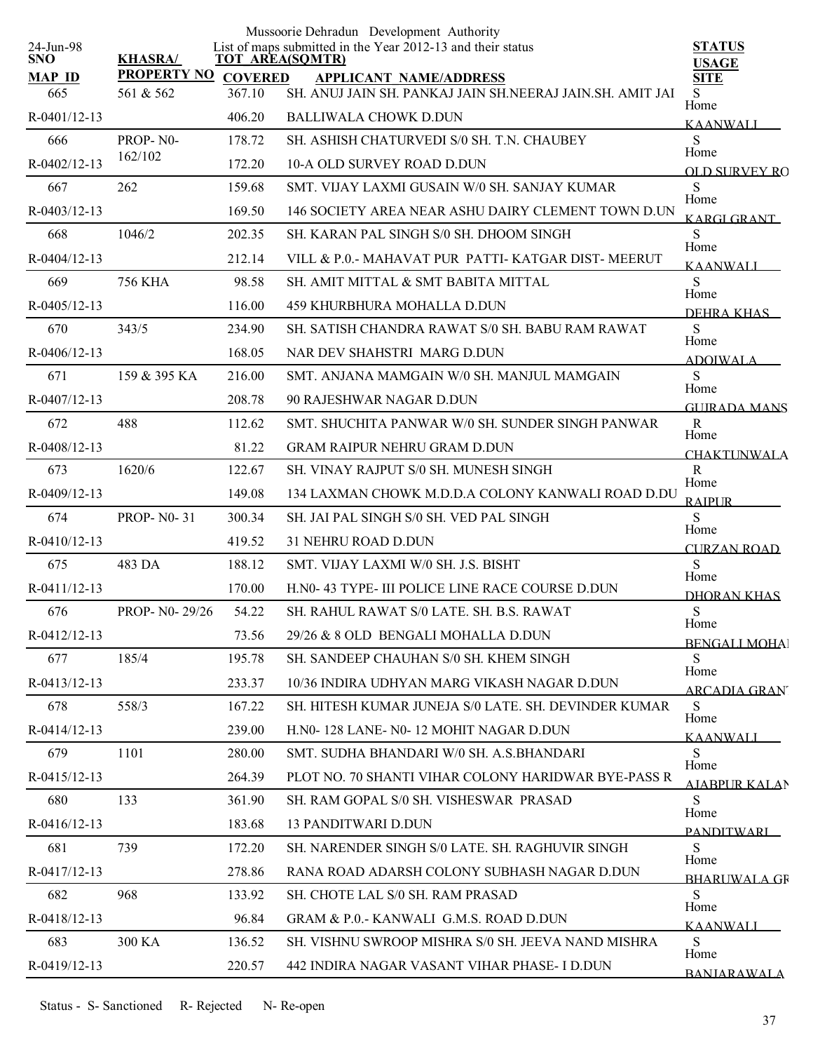Mussoorie Dehradun Development Authority

24-Jun-98

List of maps submitted in the Year 2012-13 and their status

| SNO / MAP ID | KHASRA/ PROPERTY NO | TOT AREA(SQMTR) / COVERED | APPLICANT NAME/ADDRESS | STATUS / USAGE / SITE |
|---|---|---|---|---|
| 665 | 561 & 562 | 367.10 | SH. ANUJ JAIN SH. PANKAJ JAIN SH.NEERAJ JAIN.SH. AMIT JAI | S |
| R-0401/12-13 | | 406.20 | BALLIWALA CHOWK D.DUN | Home KAANWALI |
| 666 | PROP- N0- 162/102 | 178.72 | SH. ASHISH CHATURVEDI S/0 SH. T.N. CHAUBEY | S |
| R-0402/12-13 | | 172.20 | 10-A OLD SURVEY ROAD D.DUN | Home OLD SURVEY RO |
| 667 | 262 | 159.68 | SMT. VIJAY LAXMI GUSAIN W/0 SH. SANJAY KUMAR | S |
| R-0403/12-13 | | 169.50 | 146 SOCIETY AREA NEAR ASHU DAIRY CLEMENT TOWN D.UN | Home KARGI GRANT |
| 668 | 1046/2 | 202.35 | SH. KARAN PAL SINGH S/0 SH. DHOOM SINGH | S |
| R-0404/12-13 | | 212.14 | VILL & P.0.- MAHAVAT PUR PATTI- KATGAR DIST- MEERUT | Home KAANWALI |
| 669 | 756 KHA | 98.58 | SH. AMIT MITTAL & SMT BABITA MITTAL | S |
| R-0405/12-13 | | 116.00 | 459 KHURBHURA MOHALLA D.DUN | Home DEHRA KHAS |
| 670 | 343/5 | 234.90 | SH. SATISH CHANDRA RAWAT S/0 SH. BABU RAM RAWAT | S |
| R-0406/12-13 | | 168.05 | NAR DEV SHAHSTRI MARG D.DUN | Home ADOIWALA |
| 671 | 159 & 395 KA | 216.00 | SMT. ANJANA MAMGAIN W/0 SH. MANJUL MAMGAIN | S |
| R-0407/12-13 | | 208.78 | 90 RAJESHWAR NAGAR D.DUN | Home GUJRADA MANS |
| 672 | 488 | 112.62 | SMT. SHUCHITA PANWAR W/0 SH. SUNDER SINGH PANWAR | R |
| R-0408/12-13 | | 81.22 | GRAM RAIPUR NEHRU GRAM D.DUN | Home CHAKTUNWALA |
| 673 | 1620/6 | 122.67 | SH. VINAY RAJPUT S/0 SH. MUNESH SINGH | R |
| R-0409/12-13 | | 149.08 | 134 LAXMAN CHOWK M.D.D.A COLONY KANWALI ROAD D.DU | Home RAIPUR |
| 674 | PROP- N0- 31 | 300.34 | SH. JAI PAL SINGH S/0 SH. VED PAL SINGH | S |
| R-0410/12-13 | | 419.52 | 31 NEHRU ROAD D.DUN | Home CURZAN ROAD |
| 675 | 483 DA | 188.12 | SMT. VIJAY LAXMI W/0 SH. J.S. BISHT | S |
| R-0411/12-13 | | 170.00 | H.N0- 43 TYPE- III POLICE LINE RACE COURSE D.DUN | Home DHORAN KHAS |
| 676 | PROP- N0- 29/26 | 54.22 | SH. RAHUL RAWAT S/0 LATE. SH. B.S. RAWAT | S |
| R-0412/12-13 | | 73.56 | 29/26 & 8 OLD BENGALI MOHALLA D.DUN | Home BENGALI MOHAL |
| 677 | 185/4 | 195.78 | SH. SANDEEP CHAUHAN S/0 SH. KHEM SINGH | S |
| R-0413/12-13 | | 233.37 | 10/36 INDIRA UDHYAN MARG VIKASH NAGAR D.DUN | Home ARCADIA GRANT |
| 678 | 558/3 | 167.22 | SH. HITESH KUMAR JUNEJA S/0 LATE. SH. DEVINDER KUMAR | S |
| R-0414/12-13 | | 239.00 | H.N0- 128 LANE- N0- 12 MOHIT NAGAR D.DUN | Home KAANWALI |
| 679 | 1101 | 280.00 | SMT. SUDHA BHANDARI W/0 SH. A.S.BHANDARI | S |
| R-0415/12-13 | | 264.39 | PLOT NO. 70 SHANTI VIHAR COLONY HARIDWAR BYE-PASS R | Home AJABPUR KALAN |
| 680 | 133 | 361.90 | SH. RAM GOPAL S/0 SH. VISHESWAR PRASAD | S |
| R-0416/12-13 | | 183.68 | 13 PANDITWARI D.DUN | Home PANDITWARI |
| 681 | 739 | 172.20 | SH. NARENDER SINGH S/0 LATE. SH. RAGHUVIR SINGH | S |
| R-0417/12-13 | | 278.86 | RANA ROAD ADARSH COLONY SUBHASH NAGAR D.DUN | Home BHARUWALA GR |
| 682 | 968 | 133.92 | SH. CHOTE LAL S/0 SH. RAM PRASAD | S |
| R-0418/12-13 | | 96.84 | GRAM & P.0.- KANWALI G.M.S. ROAD D.DUN | Home KAANWALI |
| 683 | 300 KA | 136.52 | SH. VISHNU SWROOP MISHRA S/0 SH. JEEVA NAND MISHRA | S |
| R-0419/12-13 | | 220.57 | 442 INDIRA NAGAR VASANT VIHAR PHASE- I D.DUN | Home BANJARAWALA |

Status - S- Sanctioned R- Rejected N- Re-open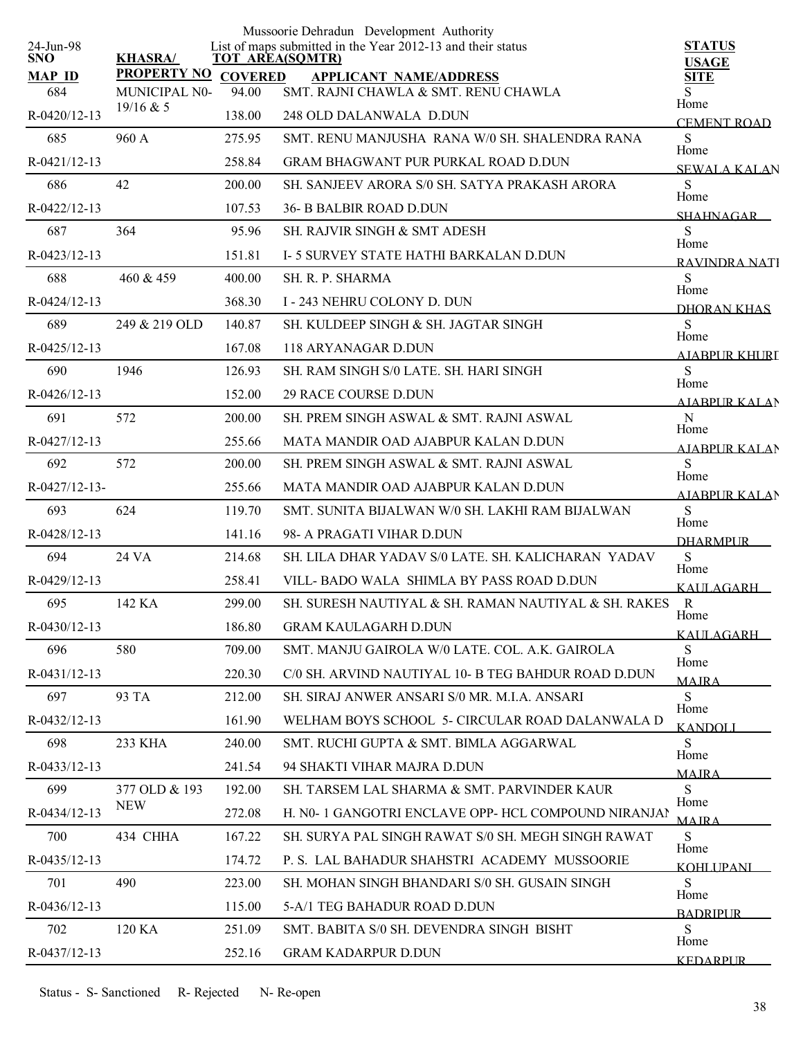Mussoorie Dehradun Development Authority

List of maps submitted in the Year 2012-13 and their status

24-Jun-98

| SNO / MAP ID | KHASRA/ PROPERTY NO | TOT AREA(SQMTR) / COVERED | APPLICANT NAME/ADDRESS | STATUS / USAGE / SITE |
|---|---|---|---|---|
| 684 | MUNICIPAL N0- 19/16 & 5 | 94.00 | SMT. RAJNI CHAWLA & SMT. RENU CHAWLA | S |
| R-0420/12-13 | | 138.00 | 248 OLD DALANWALA D.DUN | Home CEMENT ROAD |
| 685 | 960 A | 275.95 | SMT. RENU MANJUSHA RANA W/0 SH. SHALENDRA RANA | S |
| R-0421/12-13 | | 258.84 | GRAM BHAGWANT PUR PURKAL ROAD D.DUN | Home SEWALA KALAN |
| 686 | 42 | 200.00 | SH. SANJEEV ARORA S/0 SH. SATYA PRAKASH ARORA | S |
| R-0422/12-13 | | 107.53 | 36- B BALBIR ROAD D.DUN | Home SHAHNAGAR |
| 687 | 364 | 95.96 | SH. RAJVIR SINGH & SMT ADESH | S |
| R-0423/12-13 | | 151.81 | I- 5 SURVEY STATE HATHI BARKALAN D.DUN | Home RAVINDRA NATI |
| 688 | 460 & 459 | 400.00 | SH. R. P. SHARMA | S |
| R-0424/12-13 | | 368.30 | I - 243 NEHRU COLONY D. DUN | Home DHORAN KHAS |
| 689 | 249 & 219 OLD | 140.87 | SH. KULDEEP SINGH & SH. JAGTAR SINGH | S |
| R-0425/12-13 | | 167.08 | 118 ARYANAGAR D.DUN | Home AJABPUR KHURD |
| 690 | 1946 | 126.93 | SH. RAM SINGH S/0 LATE. SH. HARI SINGH | S |
| R-0426/12-13 | | 152.00 | 29 RACE COURSE D.DUN | Home AJABPUR KALAN |
| 691 | 572 | 200.00 | SH. PREM SINGH ASWAL & SMT. RAJNI ASWAL | N |
| R-0427/12-13 | | 255.66 | MATA MANDIR OAD AJABPUR KALAN D.DUN | Home AJABPUR KALAN |
| 692 | 572 | 200.00 | SH. PREM SINGH ASWAL & SMT. RAJNI ASWAL | S |
| R-0427/12-13- | | 255.66 | MATA MANDIR OAD AJABPUR KALAN D.DUN | Home AJABPUR KALAN |
| 693 | 624 | 119.70 | SMT. SUNITA BIJALWAN W/0 SH. LAKHI RAM BIJALWAN | S |
| R-0428/12-13 | | 141.16 | 98- A PRAGATI VIHAR D.DUN | Home DHARMPUR |
| 694 | 24 VA | 214.68 | SH. LILA DHAR YADAV S/0 LATE. SH. KALICHARAN YADAV | S |
| R-0429/12-13 | | 258.41 | VILL- BADO WALA SHIMLA BY PASS ROAD D.DUN | Home KAULAGARH |
| 695 | 142 KA | 299.00 | SH. SURESH NAUTIYAL & SH. RAMAN NAUTIYAL & SH. RAKES | R |
| R-0430/12-13 | | 186.80 | GRAM KAULAGARH D.DUN | Home KAULAGARH |
| 696 | 580 | 709.00 | SMT. MANJU GAIROLA W/0 LATE. COL. A.K. GAIROLA | S |
| R-0431/12-13 | | 220.30 | C/0 SH. ARVIND NAUTIYAL 10- B TEG BAHDUR ROAD D.DUN | Home MAJRA |
| 697 | 93 TA | 212.00 | SH. SIRAJ ANWER ANSARI S/0 MR. M.I.A. ANSARI | S |
| R-0432/12-13 | | 161.90 | WELHAM BOYS SCHOOL 5- CIRCULAR ROAD DALANWALA D | Home KANDOLI |
| 698 | 233 KHA | 240.00 | SMT. RUCHI GUPTA & SMT. BIMLA AGGARWAL | S |
| R-0433/12-13 | | 241.54 | 94 SHAKTI VIHAR MAJRA D.DUN | Home MAJRA |
| 699 | 377 OLD & 193 NEW | 192.00 | SH. TARSEM LAL SHARMA & SMT. PARVINDER KAUR | S |
| R-0434/12-13 | | 272.08 | H. N0- 1 GANGOTRI ENCLAVE OPP- HCL COMPOUND NIRANJAN | Home MAJRA |
| 700 | 434 CHHA | 167.22 | SH. SURYA PAL SINGH RAWAT S/0 SH. MEGH SINGH RAWAT | S |
| R-0435/12-13 | | 174.72 | P. S. LAL BAHADUR SHAHSTRI ACADEMY MUSSOORIE | Home KOHLUPANI |
| 701 | 490 | 223.00 | SH. MOHAN SINGH BHANDARI S/0 SH. GUSAIN SINGH | S |
| R-0436/12-13 | | 115.00 | 5-A/1 TEG BAHADUR ROAD D.DUN | Home BADRIPUR |
| 702 | 120 KA | 251.09 | SMT. BABITA S/0 SH. DEVENDRA SINGH BISHT | S |
| R-0437/12-13 | | 252.16 | GRAM KADARPUR D.DUN | Home KEDARPUR |

Status - S- Sanctioned R- Rejected N- Re-open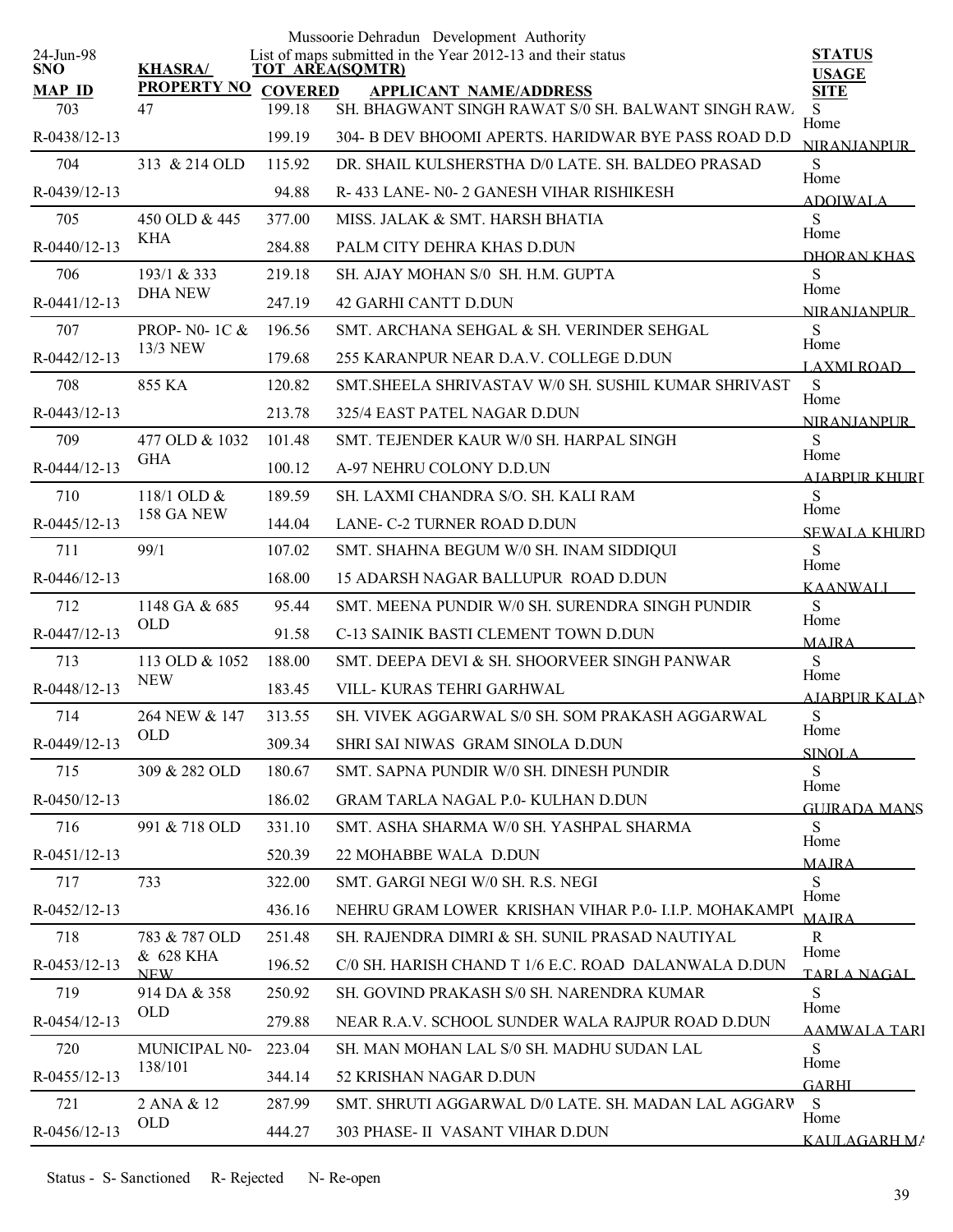Mussoorie Dehradun Development Authority

List of maps submitted in the Year 2012-13 and their status

24-Jun-98

| SNO / MAP ID | KHASRA/ PROPERTY NO | TOT AREA(SQMTR) / COVERED | APPLICANT NAME/ADDRESS | STATUS / USAGE / SITE |
|---|---|---|---|---|
| 703 | 47 | 199.18 | SH. BHAGWANT SINGH RAWAT S/0 SH. BALWANT SINGH RAW. | S |
| R-0438/12-13 | | 199.19 | 304- B DEV BHOOMI APERTS. HARIDWAR BYE PASS ROAD D.D | Home NIRANJANPUR |
| 704 | 313 & 214 OLD | 115.92 | DR. SHAIL KULSHERSTHA D/0 LATE. SH. BALDEO PRASAD | S |
| R-0439/12-13 | | 94.88 | R- 433 LANE- N0- 2 GANESH VIHAR RISHIKESH | Home ADOIWALA |
| 705 | 450 OLD & 445 KHA | 377.00 | MISS. JALAK & SMT. HARSH BHATIA | S |
| R-0440/12-13 | | 284.88 | PALM CITY DEHRA KHAS D.DUN | Home DHORAN KHAS |
| 706 | 193/1 & 333 DHA NEW | 219.18 | SH. AJAY MOHAN S/0 SH. H.M. GUPTA | S |
| R-0441/12-13 | | 247.19 | 42 GARHI CANTT D.DUN | Home NIRANJANPUR |
| 707 | PROP- N0- 1C & 13/3 NEW | 196.56 | SMT. ARCHANA SEHGAL & SH. VERINDER SEHGAL | S |
| R-0442/12-13 | | 179.68 | 255 KARANPUR NEAR D.A.V. COLLEGE D.DUN | Home LAXMI ROAD |
| 708 | 855 KA | 120.82 | SMT.SHEELA SHRIVASTAV W/0 SH. SUSHIL KUMAR SHRIVAST | S |
| R-0443/12-13 | | 213.78 | 325/4 EAST PATEL NAGAR D.DUN | Home NIRANJANPUR |
| 709 | 477 OLD & 1032 GHA | 101.48 | SMT. TEJENDER KAUR W/0 SH. HARPAL SINGH | S |
| R-0444/12-13 | | 100.12 | A-97 NEHRU COLONY D.D.UN | Home AJABPUR KHURD |
| 710 | 118/1 OLD & 158 GA NEW | 189.59 | SH. LAXMI CHANDRA S/O. SH. KALI RAM | S |
| R-0445/12-13 | | 144.04 | LANE- C-2 TURNER ROAD D.DUN | Home SEWALA KHURD |
| 711 | 99/1 | 107.02 | SMT. SHAHNA BEGUM W/0 SH. INAM SIDDIQUI | S |
| R-0446/12-13 | | 168.00 | 15 ADARSH NAGAR BALLUPUR ROAD D.DUN | Home KAANWALI |
| 712 | 1148 GA & 685 OLD | 95.44 | SMT. MEENA PUNDIR W/0 SH. SURENDRA SINGH PUNDIR | S |
| R-0447/12-13 | | 91.58 | C-13 SAINIK BASTI CLEMENT TOWN D.DUN | Home MAJRA |
| 713 | 113 OLD & 1052 NEW | 188.00 | SMT. DEEPA DEVI & SH. SHOORVEER SINGH PANWAR | S |
| R-0448/12-13 | | 183.45 | VILL- KURAS TEHRI GARHWAL | Home AJABPUR KALAN |
| 714 | 264 NEW & 147 OLD | 313.55 | SH. VIVEK AGGARWAL S/0 SH. SOM PRAKASH AGGARWAL | S |
| R-0449/12-13 | | 309.34 | SHRI SAI NIWAS GRAM SINOLA D.DUN | Home SINOLA |
| 715 | 309 & 282 OLD | 180.67 | SMT. SAPNA PUNDIR W/0 SH. DINESH PUNDIR | S |
| R-0450/12-13 | | 186.02 | GRAM TARLA NAGAL P.0- KULHAN D.DUN | Home GUJRADA MANS |
| 716 | 991 & 718 OLD | 331.10 | SMT. ASHA SHARMA W/0 SH. YASHPAL SHARMA | S |
| R-0451/12-13 | | 520.39 | 22 MOHABBE WALA D.DUN | Home MAJRA |
| 717 | 733 | 322.00 | SMT. GARGI NEGI W/0 SH. R.S. NEGI | S |
| R-0452/12-13 | | 436.16 | NEHRU GRAM LOWER KRISHAN VIHAR P.0- I.I.P. MOHAKAMPU | Home MAJRA |
| 718 | 783 & 787 OLD & 628 KHA NEW | 251.48 | SH. RAJENDRA DIMRI & SH. SUNIL PRASAD NAUTIYAL | R |
| R-0453/12-13 | | 196.52 | C/0 SH. HARISH CHAND T 1/6 E.C. ROAD DALANWALA D.DUN | Home TARLA NAGAL |
| 719 | 914 DA & 358 OLD | 250.92 | SH. GOVIND PRAKASH S/0 SH. NARENDRA KUMAR | S |
| R-0454/12-13 | | 279.88 | NEAR R.A.V. SCHOOL SUNDER WALA RAJPUR ROAD D.DUN | Home AAMWALA TARL |
| 720 | MUNICIPAL N0- 138/101 | 223.04 | SH. MAN MOHAN LAL S/0 SH. MADHU SUDAN LAL | S |
| R-0455/12-13 | | 344.14 | 52 KRISHAN NAGAR D.DUN | Home GARHI |
| 721 | 2 ANA & 12 OLD | 287.99 | SMT. SHRUTI AGGARWAL D/0 LATE. SH. MADAN LAL AGGARW | S |
| R-0456/12-13 | | 444.27 | 303 PHASE- II VASANT VIHAR D.DUN | Home KAULAGARH MA |

Status - S- Sanctioned R- Rejected N- Re-open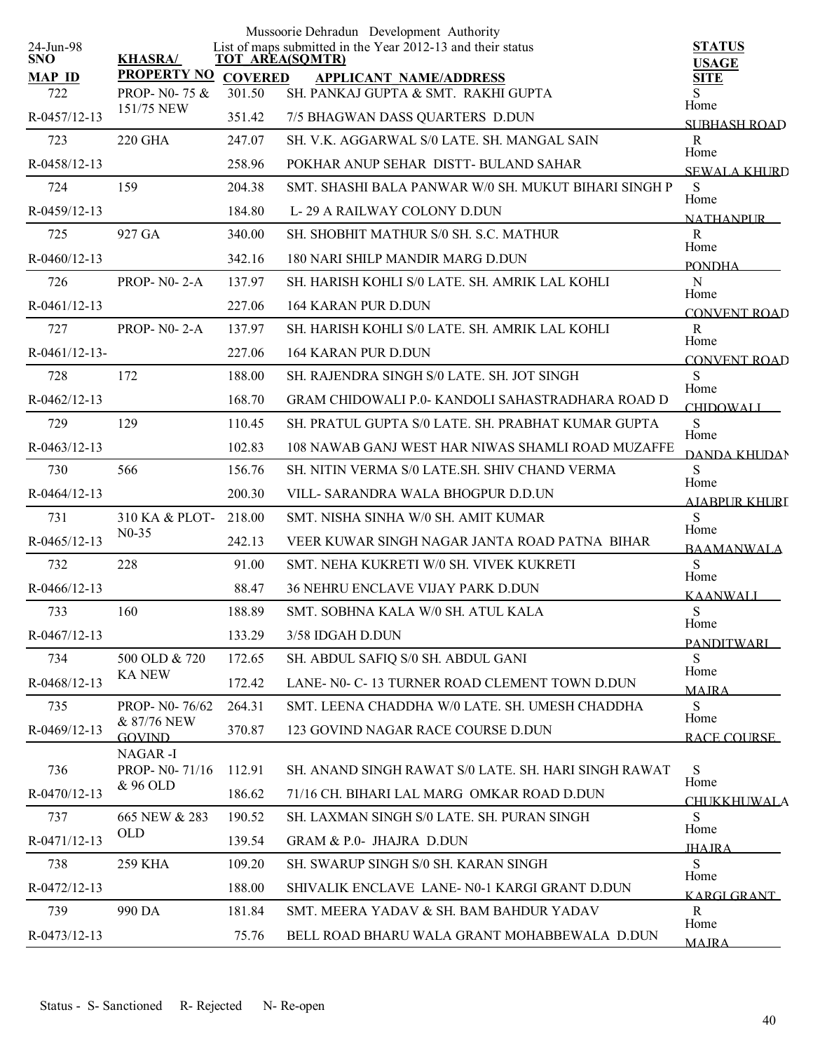Mussoorie Dehradun Development Authority

List of maps submitted in the Year 2012-13 and their status

24-Jun-98

| SNO / MAP_ID | KHASRA/ PROPERTY NO | TOT_AREA(SQMTR) / COVERED | APPLICANT_NAME/ADDRESS | STATUS / USAGE / SITE |
|---|---|---|---|---|
| 722 | PROP- N0- 75 & 151/75 NEW | 301.50 | SH. PANKAJ GUPTA & SMT. RAKHI GUPTA | S |
| R-0457/12-13 | | 351.42 | 7/5 BHAGWAN DASS QUARTERS D.DUN | Home SUBHASH ROAD |
| 723 | 220 GHA | 247.07 | SH. V.K. AGGARWAL S/0 LATE. SH. MANGAL SAIN | R |
| R-0458/12-13 | | 258.96 | POKHAR ANUP SEHAR DISTT- BULAND SAHAR | Home SEWALA KHURD |
| 724 | 159 | 204.38 | SMT. SHASHI BALA PANWAR W/0 SH. MUKUT BIHARI SINGH P | S |
| R-0459/12-13 | | 184.80 | L- 29 A RAILWAY COLONY D.DUN | Home NATHANPUR |
| 725 | 927 GA | 340.00 | SH. SHOBHIT MATHUR S/0 SH. S.C. MATHUR | R |
| R-0460/12-13 | | 342.16 | 180 NARI SHILP MANDIR MARG D.DUN | Home PONDHA |
| 726 | PROP- N0- 2-A | 137.97 | SH. HARISH KOHLI S/0 LATE. SH. AMRIK LAL KOHLI | N |
| R-0461/12-13 | | 227.06 | 164 KARAN PUR D.DUN | Home CONVENT ROAD |
| 727 | PROP- N0- 2-A | 137.97 | SH. HARISH KOHLI S/0 LATE. SH. AMRIK LAL KOHLI | R |
| R-0461/12-13- | | 227.06 | 164 KARAN PUR D.DUN | Home CONVENT ROAD |
| 728 | 172 | 188.00 | SH. RAJENDRA SINGH S/0 LATE. SH. JOT SINGH | S |
| R-0462/12-13 | | 168.70 | GRAM CHIDOWALI P.0- KANDOLI SAHASTRADHARA ROAD D | Home CHIDOWALI |
| 729 | 129 | 110.45 | SH. PRATUL GUPTA S/0 LATE. SH. PRABHAT KUMAR GUPTA | S |
| R-0463/12-13 | | 102.83 | 108 NAWAB GANJ WEST HAR NIWAS SHAMLI ROAD MUZAFFE | Home DANDA KHUDAN |
| 730 | 566 | 156.76 | SH. NITIN VERMA S/0 LATE.SH. SHIV CHAND VERMA | S |
| R-0464/12-13 | | 200.30 | VILL- SARANDRA WALA BHOGPUR D.D.UN | Home AJABPUR KHURD |
| 731 | 310 KA & PLOT- N0-35 | 218.00 | SMT. NISHA SINHA W/0 SH. AMIT KUMAR | S |
| R-0465/12-13 | | 242.13 | VEER KUWAR SINGH NAGAR JANTA ROAD PATNA BIHAR | Home BAAMANWALA |
| 732 | 228 | 91.00 | SMT. NEHA KUKRETI W/0 SH. VIVEK KUKRETI | S |
| R-0466/12-13 | | 88.47 | 36 NEHRU ENCLAVE VIJAY PARK D.DUN | Home KAANWALI |
| 733 | 160 | 188.89 | SMT. SOBHNA KALA W/0 SH. ATUL KALA | S |
| R-0467/12-13 | | 133.29 | 3/58 IDGAH D.DUN | Home PANDITWARI |
| 734 | 500 OLD & 720 KA NEW | 172.65 | SH. ABDUL SAFIQ S/0 SH. ABDUL GANI | S |
| R-0468/12-13 | | 172.42 | LANE- N0- C- 13 TURNER ROAD CLEMENT TOWN D.DUN | Home MAJRA |
| 735 | PROP- N0- 76/62 & 87/76 NEW GOVIND NAGAR -I | 264.31 | SMT. LEENA CHADDHA W/0 LATE. SH. UMESH CHADDHA | S |
| R-0469/12-13 | | 370.87 | 123 GOVIND NAGAR RACE COURSE D.DUN | Home RACE COURSE |
| 736 | PROP- N0- 71/16 & 96 OLD | 112.91 | SH. ANAND SINGH RAWAT S/0 LATE. SH. HARI SINGH RAWAT | S |
| R-0470/12-13 | | 186.62 | 71/16 CH. BIHARI LAL MARG OMKAR ROAD D.DUN | Home CHUKKHUWALA |
| 737 | 665 NEW & 283 OLD | 190.52 | SH. LAXMAN SINGH S/0 LATE. SH. PURAN SINGH | S |
| R-0471/12-13 | | 139.54 | GRAM & P.0- JHAJRA D.DUN | Home JHAJRA |
| 738 | 259 KHA | 109.20 | SH. SWARUP SINGH S/0 SH. KARAN SINGH | S |
| R-0472/12-13 | | 188.00 | SHIVALIK ENCLAVE LANE- N0-1 KARGI GRANT D.DUN | Home KARGI GRANT |
| 739 | 990 DA | 181.84 | SMT. MEERA YADAV & SH. BAM BAHDUR YADAV | R |
| R-0473/12-13 | | 75.76 | BELL ROAD BHARU WALA GRANT MOHABBEWALA D.DUN | Home MAJRA |

Status - S- Sanctioned R- Rejected N- Re-open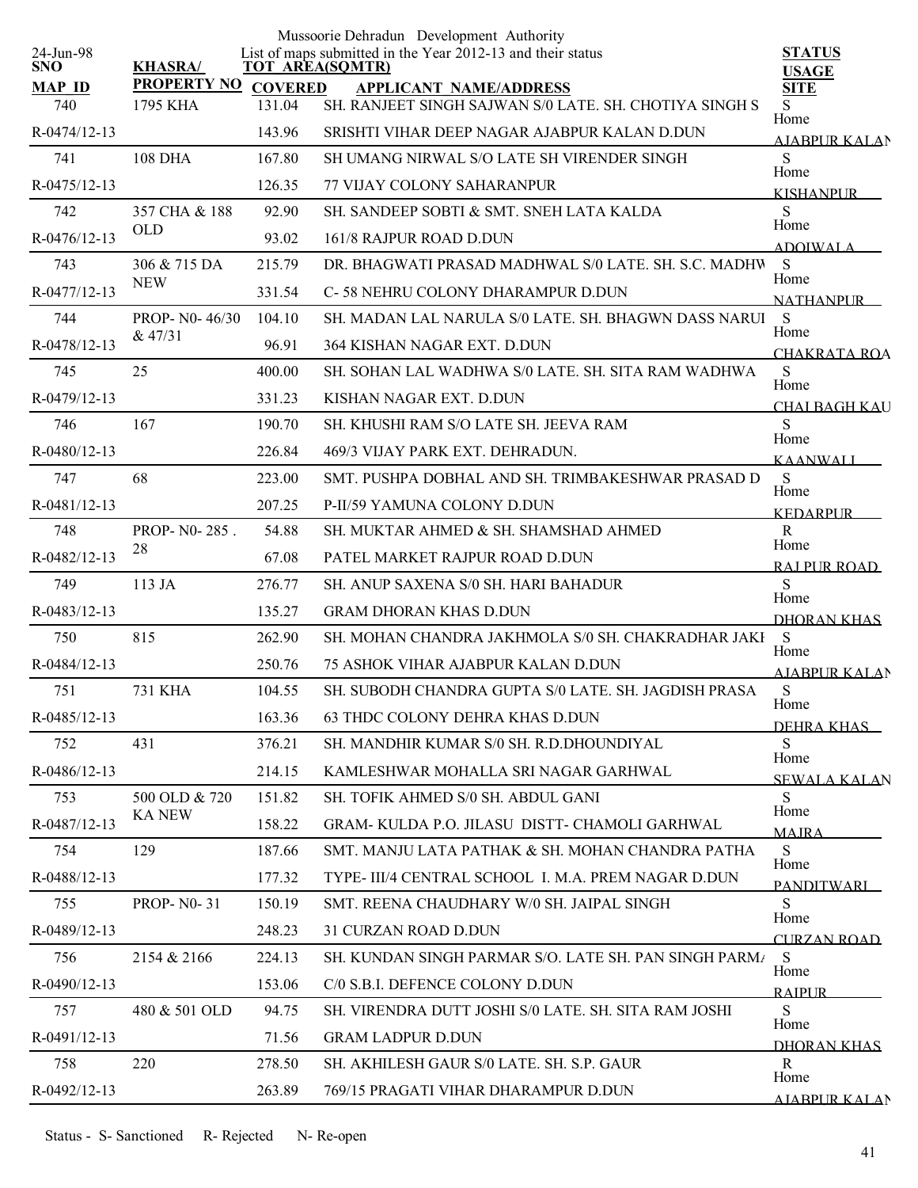Mussoorie Dehradun Development Authority

List of maps submitted in the Year 2012-13 and their status

24-Jun-98

| SNO | KHASRA/ PROPERTY NO | TOT AREA(SQMTR) COVERED | APPLICANT NAME/ADDRESS | STATUS USAGE SITE |
|---|---|---|---|---|
| MAP ID | | | | |
| 740 | 1795 KHA | 131.04 | SH. RANJEET SINGH SAJWAN S/0 LATE. SH. CHOTIYA SINGH S | S Home |
| R-0474/12-13 | | 143.96 | SRISHTI VIHAR DEEP NAGAR AJABPUR KALAN D.DUN | AJABPUR KALAN |
| 741 | 108 DHA | 167.80 | SH UMANG NIRWAL S/O LATE SH VIRENDER SINGH | S Home |
| R-0475/12-13 | | 126.35 | 77 VIJAY COLONY SAHARANPUR | KISHANPUR |
| 742 | 357 CHA & 188 OLD | 92.90 | SH. SANDEEP SOBTI & SMT. SNEH LATA KALDA | S Home |
| R-0476/12-13 | | 93.02 | 161/8 RAJPUR ROAD D.DUN | ADOIWALA |
| 743 | 306 & 715 DA NEW | 215.79 | DR. BHAGWATI PRASAD MADHWAL S/0 LATE. SH. S.C. MADHW | S Home |
| R-0477/12-13 | | 331.54 | C- 58 NEHRU COLONY DHARAMPUR D.DUN | NATHANPUR |
| 744 | PROP- N0- 46/30 & 47/31 | 104.10 | SH. MADAN LAL NARULA S/0 LATE. SH. BHAGWN DASS NARUI | S Home |
| R-0478/12-13 | | 96.91 | 364 KISHAN NAGAR EXT. D.DUN | CHAKRATA ROA |
| 745 | 25 | 400.00 | SH. SOHAN LAL WADHWA S/0 LATE. SH. SITA RAM WADHWA | S Home |
| R-0479/12-13 | | 331.23 | KISHAN NAGAR EXT. D.DUN | CHALBAGH KAU |
| 746 | 167 | 190.70 | SH. KHUSHI RAM S/O LATE SH. JEEVA RAM | S Home |
| R-0480/12-13 | | 226.84 | 469/3 VIJAY PARK EXT. DEHRADUN. | KAANWALI |
| 747 | 68 | 223.00 | SMT. PUSHPA DOBHAL AND SH. TRIMBAKESHWAR PRASAD D | S Home |
| R-0481/12-13 | | 207.25 | P-II/59 YAMUNA COLONY D.DUN | KEDARPUR |
| 748 | PROP- N0- 285 . 28 | 54.88 | SH. MUKTAR AHMED & SH. SHAMSHAD AHMED | R Home |
| R-0482/12-13 | | 67.08 | PATEL MARKET RAJPUR ROAD D.DUN | RAJPUR ROAD |
| 749 | 113 JA | 276.77 | SH. ANUP SAXENA S/0 SH. HARI BAHADUR | S Home |
| R-0483/12-13 | | 135.27 | GRAM DHORAN KHAS D.DUN | DHORAN KHAS |
| 750 | 815 | 262.90 | SH. MOHAN CHANDRA JAKHMOLA S/0 SH. CHAKRADHAR JAKI | S Home |
| R-0484/12-13 | | 250.76 | 75 ASHOK VIHAR AJABPUR KALAN D.DUN | AJABPUR KALAN |
| 751 | 731 KHA | 104.55 | SH. SUBODH CHANDRA GUPTA S/0 LATE. SH. JAGDISH PRASA | S Home |
| R-0485/12-13 | | 163.36 | 63 THDC COLONY DEHRA KHAS D.DUN | DEHRA KHAS |
| 752 | 431 | 376.21 | SH. MANDHIR KUMAR S/0 SH. R.D.DHOUNDIYAL | S Home |
| R-0486/12-13 | | 214.15 | KAMLESHWAR MOHALLA SRI NAGAR GARHWAL | SEWALA KALAN |
| 753 | 500 OLD & 720 KA NEW | 151.82 | SH. TOFIK AHMED S/0 SH. ABDUL GANI | S Home |
| R-0487/12-13 | | 158.22 | GRAM- KULDA P.O. JILASU DISTT- CHAMOLI GARHWAL | MAJRA |
| 754 | 129 | 187.66 | SMT. MANJU LATA PATHAK & SH. MOHAN CHANDRA PATHA | S Home |
| R-0488/12-13 | | 177.32 | TYPE- III/4 CENTRAL SCHOOL I. M.A. PREM NAGAR D.DUN | PANDITWARI |
| 755 | PROP- N0- 31 | 150.19 | SMT. REENA CHAUDHARY W/0 SH. JAIPAL SINGH | S Home |
| R-0489/12-13 | | 248.23 | 31 CURZAN ROAD D.DUN | CURZAN ROAD |
| 756 | 2154 & 2166 | 224.13 | SH. KUNDAN SINGH PARMAR S/O. LATE SH. PAN SINGH PARMA | S Home |
| R-0490/12-13 | | 153.06 | C/0 S.B.I. DEFENCE COLONY D.DUN | RAIPUR |
| 757 | 480 & 501 OLD | 94.75 | SH. VIRENDRA DUTT JOSHI S/0 LATE. SH. SITA RAM JOSHI | S Home |
| R-0491/12-13 | | 71.56 | GRAM LADPUR D.DUN | DHORAN KHAS |
| 758 | 220 | 278.50 | SH. AKHILESH GAUR S/0 LATE. SH. S.P. GAUR | R Home |
| R-0492/12-13 | | 263.89 | 769/15 PRAGATI VIHAR DHARAMPUR D.DUN | AJABPUR KALAN |

Status - S- Sanctioned R- Rejected N- Re-open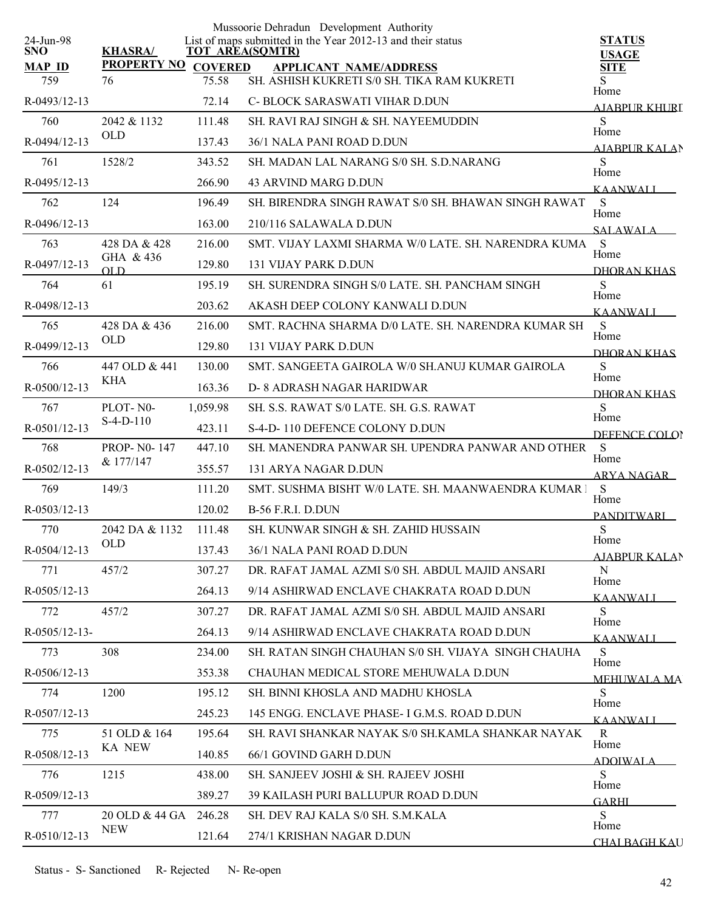Mussoorie Dehradun Development Authority

List of maps submitted in the Year 2012-13 and their status

24-Jun-98

| SNO / MAP ID | KHASRA/ PROPERTY NO | TOT AREA(SQMTR) / COVERED | APPLICANT NAME/ADDRESS | STATUS / USAGE / SITE |
|---|---|---|---|---|
| 759 | 76 | 75.58 | SH. ASHISH KUKRETI S/0 SH. TIKA RAM KUKRETI | S |
| R-0493/12-13 | | 72.14 | C- BLOCK SARASWATI VIHAR D.DUN | Home AJABPUR KHURD |
| 760 | 2042 & 1132 OLD | 111.48 | SH. RAVI RAJ SINGH & SH. NAYEEMUDDIN | S |
| R-0494/12-13 | | 137.43 | 36/1 NALA PANI ROAD D.DUN | Home AJABPUR KALAN |
| 761 | 1528/2 | 343.52 | SH. MADAN LAL NARANG S/0 SH. S.D.NARANG | S |
| R-0495/12-13 | | 266.90 | 43 ARVIND MARG D.DUN | Home KAANWALI |
| 762 | 124 | 196.49 | SH. BIRENDRA SINGH RAWAT S/0 SH. BHAWAN SINGH RAWAT | S |
| R-0496/12-13 | | 163.00 | 210/116 SALAWALA D.DUN | Home SALAWALA |
| 763 | 428 DA & 428 GHA & 436 OLD | 216.00 | SMT. VIJAY LAXMI SHARMA W/0 LATE. SH. NARENDRA KUMA | S |
| R-0497/12-13 | | 129.80 | 131 VIJAY PARK D.DUN | Home DHORAN KHAS |
| 764 | 61 | 195.19 | SH. SURENDRA SINGH S/0 LATE. SH. PANCHAM SINGH | S |
| R-0498/12-13 | | 203.62 | AKASH DEEP COLONY KANWALI D.DUN | Home KAANWALI |
| 765 | 428 DA & 436 OLD | 216.00 | SMT. RACHNA SHARMA D/0 LATE. SH. NARENDRA KUMAR SH | S |
| R-0499/12-13 | | 129.80 | 131 VIJAY PARK D.DUN | Home DHORAN KHAS |
| 766 | 447 OLD & 441 KHA | 130.00 | SMT. SANGEETA GAIROLA W/0 SH.ANUJ KUMAR GAIROLA | S |
| R-0500/12-13 | | 163.36 | D- 8 ADRASH NAGAR HARIDWAR | Home DHORAN KHAS |
| 767 | PLOT- N0- S-4-D-110 | 1,059.98 | SH. S.S. RAWAT S/0 LATE. SH. G.S. RAWAT | S |
| R-0501/12-13 | | 423.11 | S-4-D- 110 DEFENCE COLONY D.DUN | Home DEFENCE COLONY |
| 768 | PROP- N0- 147 & 177/147 | 447.10 | SH. MANENDRA PANWAR SH. UPENDRA PANWAR AND OTHER | S |
| R-0502/12-13 | | 355.57 | 131 ARYA NAGAR D.DUN | Home ARYA NAGAR |
| 769 | 149/3 | 111.20 | SMT. SUSHMA BISHT W/0 LATE. SH. MAANWAENDRA KUMAR | S |
| R-0503/12-13 | | 120.02 | B-56 F.R.I. D.DUN | Home PANDITWARI |
| 770 | 2042 DA & 1132 OLD | 111.48 | SH. KUNWAR SINGH & SH. ZAHID HUSSAIN | S |
| R-0504/12-13 | | 137.43 | 36/1 NALA PANI ROAD D.DUN | Home AJABPUR KALAN |
| 771 | 457/2 | 307.27 | DR. RAFAT JAMAL AZMI S/0 SH. ABDUL MAJID ANSARI | N |
| R-0505/12-13 | | 264.13 | 9/14 ASHIRWAD ENCLAVE CHAKRATA ROAD D.DUN | Home KAANWALI |
| 772 | 457/2 | 307.27 | DR. RAFAT JAMAL AZMI S/0 SH. ABDUL MAJID ANSARI | S |
| R-0505/12-13- | | 264.13 | 9/14 ASHIRWAD ENCLAVE CHAKRATA ROAD D.DUN | Home KAANWALI |
| 773 | 308 | 234.00 | SH. RATAN SINGH CHAUHAN S/0 SH. VIJAYA SINGH CHAUHA | S |
| R-0506/12-13 | | 353.38 | CHAUHAN MEDICAL STORE MEHUWALA D.DUN | Home MEHUWALA MA |
| 774 | 1200 | 195.12 | SH. BINNI KHOSLA AND MADHU KHOSLA | S |
| R-0507/12-13 | | 245.23 | 145 ENGG. ENCLAVE PHASE- I G.M.S. ROAD D.DUN | Home KAANWALI |
| 775 | 51 OLD & 164 KA NEW | 195.64 | SH. RAVI SHANKAR NAYAK S/0 SH.KAMLA SHANKAR NAYAK | R |
| R-0508/12-13 | | 140.85 | 66/1 GOVIND GARH D.DUN | Home ADOIWALA |
| 776 | 1215 | 438.00 | SH. SANJEEV JOSHI & SH. RAJEEV JOSHI | S |
| R-0509/12-13 | | 389.27 | 39 KAILASH PURI BALLUPUR ROAD D.DUN | Home GARHI |
| 777 | 20 OLD & 44 GA NEW | 246.28 | SH. DEV RAJ KALA S/0 SH. S.M.KALA | S |
| R-0510/12-13 | | 121.64 | 274/1 KRISHAN NAGAR D.DUN | Home CHAI BAGH KAU |

Status - S- Sanctioned R- Rejected N- Re-open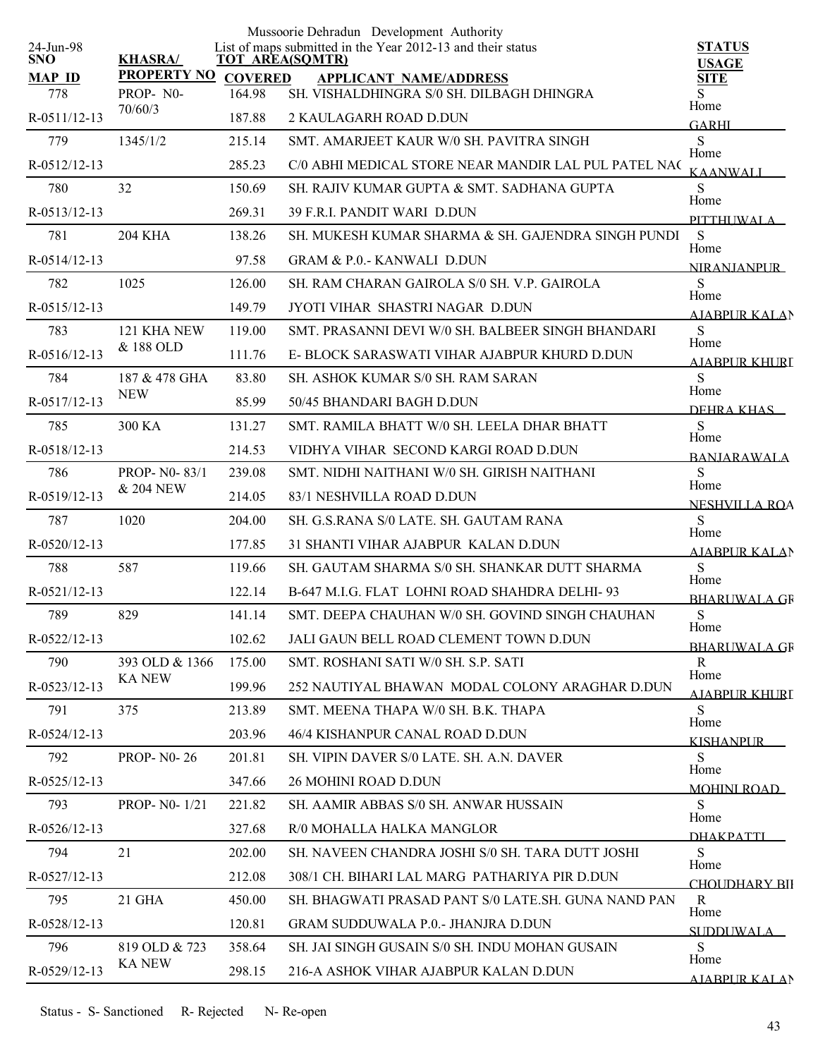Mussoorie Dehradun Development Authority

24-Jun-98

List of maps submitted in the Year 2012-13 and their status

| SNO / MAP ID | KHASRA/ PROPERTY NO | TOT AREA(SQMTR) / COVERED | APPLICANT NAME/ADDRESS | STATUS / USAGE / SITE |
|---|---|---|---|---|
| 778 | PROP- N0- 70/60/3 | 164.98 | SH. VISHALDHINGRA S/0 SH. DILBAGH DHINGRA | S |
| R-0511/12-13 | | 187.88 | 2 KAULAGARH ROAD D.DUN | Home GARHI |
| 779 | 1345/1/2 | 215.14 | SMT. AMARJEET KAUR W/0 SH. PAVITRA SINGH | S |
| R-0512/12-13 | | 285.23 | C/0 ABHI MEDICAL STORE NEAR MANDIR LAL PUL PATEL NAG | Home KAANWALI |
| 780 | 32 | 150.69 | SH. RAJIV KUMAR GUPTA & SMT. SADHANA GUPTA | S |
| R-0513/12-13 | | 269.31 | 39 F.R.I. PANDIT WARI D.DUN | Home PITTHUWALA |
| 781 | 204 KHA | 138.26 | SH. MUKESH KUMAR SHARMA & SH. GAJENDRA SINGH PUNDI | S |
| R-0514/12-13 | | 97.58 | GRAM & P.0.- KANWALI D.DUN | Home NIRANJANPUR |
| 782 | 1025 | 126.00 | SH. RAM CHARAN GAIROLA S/0 SH. V.P. GAIROLA | S |
| R-0515/12-13 | | 149.79 | JYOTI VIHAR SHASTRI NAGAR D.DUN | Home AJABPUR KALAN |
| 783 | 121 KHA NEW & 188 OLD | 119.00 | SMT. PRASANNI DEVI W/0 SH. BALBEER SINGH BHANDARI | S |
| R-0516/12-13 | | 111.76 | E- BLOCK SARASWATI VIHAR AJABPUR KHURD D.DUN | Home AJABPUR KHURD |
| 784 | 187 & 478 GHA NEW | 83.80 | SH. ASHOK KUMAR S/0 SH. RAM SARAN | S |
| R-0517/12-13 | | 85.99 | 50/45 BHANDARI BAGH D.DUN | Home DEHRA KHAS |
| 785 | 300 KA | 131.27 | SMT. RAMILA BHATT W/0 SH. LEELA DHAR BHATT | S |
| R-0518/12-13 | | 214.53 | VIDHYA VIHAR SECOND KARGI ROAD D.DUN | Home BANJARAWALA |
| 786 | PROP- N0- 83/1 & 204 NEW | 239.08 | SMT. NIDHI NAITHANI W/0 SH. GIRISH NAITHANI | S |
| R-0519/12-13 | | 214.05 | 83/1 NESHVILLA ROAD D.DUN | Home NESHVILLA ROA |
| 787 | 1020 | 204.00 | SH. G.S.RANA S/0 LATE. SH. GAUTAM RANA | S |
| R-0520/12-13 | | 177.85 | 31 SHANTI VIHAR AJABPUR KALAN D.DUN | Home AJABPUR KALAN |
| 788 | 587 | 119.66 | SH. GAUTAM SHARMA S/0 SH. SHANKAR DUTT SHARMA | S |
| R-0521/12-13 | | 122.14 | B-647 M.I.G. FLAT LOHNI ROAD SHAHDRA DELHI- 93 | Home BHARUWALA GR |
| 789 | 829 | 141.14 | SMT. DEEPA CHAUHAN W/0 SH. GOVIND SINGH CHAUHAN | S |
| R-0522/12-13 | | 102.62 | JALI GAUN BELL ROAD CLEMENT TOWN D.DUN | Home BHARUWALA GR |
| 790 | 393 OLD & 1366 KA NEW | 175.00 | SMT. ROSHANI SATI W/0 SH. S.P. SATI | R |
| R-0523/12-13 | | 199.96 | 252 NAUTIYAL BHAWAN MODAL COLONY ARAGHAR D.DUN | Home AJABPUR KHURD |
| 791 | 375 | 213.89 | SMT. MEENA THAPA W/0 SH. B.K. THAPA | S |
| R-0524/12-13 | | 203.96 | 46/4 KISHANPUR CANAL ROAD D.DUN | Home KISHANPUR |
| 792 | PROP- N0- 26 | 201.81 | SH. VIPIN DAVER S/0 LATE. SH. A.N. DAVER | S |
| R-0525/12-13 | | 347.66 | 26 MOHINI ROAD D.DUN | Home MOHINI ROAD |
| 793 | PROP- N0- 1/21 | 221.82 | SH. AAMIR ABBAS S/0 SH. ANWAR HUSSAIN | S |
| R-0526/12-13 | | 327.68 | R/0 MOHALLA HALKA MANGLOR | Home DHAKPATTI |
| 794 | 21 | 202.00 | SH. NAVEEN CHANDRA JOSHI S/0 SH. TARA DUTT JOSHI | S |
| R-0527/12-13 | | 212.08 | 308/1 CH. BIHARI LAL MARG PATHARIYA PIR D.DUN | Home CHOUDHARY BIH |
| 795 | 21 GHA | 450.00 | SH. BHAGWATI PRASAD PANT S/0 LATE.SH. GUNA NAND PAN | R |
| R-0528/12-13 | | 120.81 | GRAM SUDDUWALA P.0.- JHANJRA D.DUN | Home SUDDUWALA |
| 796 | 819 OLD & 723 KA NEW | 358.64 | SH. JAI SINGH GUSAIN S/0 SH. INDU MOHAN GUSAIN | S |
| R-0529/12-13 | | 298.15 | 216-A ASHOK VIHAR AJABPUR KALAN D.DUN | Home AJABPUR KALAN |

Status - S- Sanctioned R- Rejected N- Re-open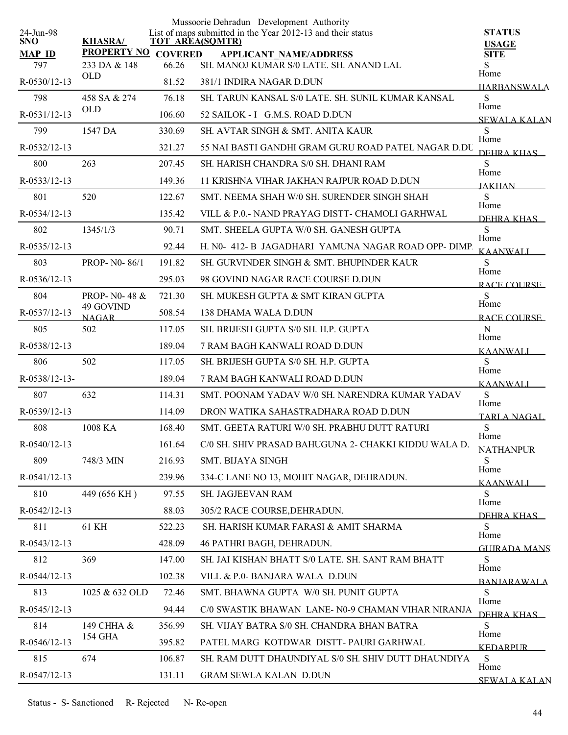Mussoorie Dehradun Development Authority

List of maps submitted in the Year 2012-13 and their status

24-Jun-98

| SNO / MAP_ID | KHASRA/ PROPERTY NO | TOT AREA(SQMTR) COVERED | APPLICANT NAME/ADDRESS | STATUS USAGE SITE |
|---|---|---|---|---|
| 797 | 233 DA & 148 OLD | 66.26 | SH. MANOJ KUMAR S/0 LATE. SH. ANAND LAL | S Home |
| R-0530/12-13 | | 81.52 | 381/1 INDIRA NAGAR D.DUN | HARBANSWALA |
| 798 | 458 SA & 274 OLD | 76.18 | SH. TARUN KANSAL S/0 LATE. SH. SUNIL KUMAR KANSAL | S Home |
| R-0531/12-13 | | 106.60 | 52 SAILOK - I G.M.S. ROAD D.DUN | SEWALA KALAN |
| 799 | 1547 DA | 330.69 | SH. AVTAR SINGH & SMT. ANITA KAUR | S Home |
| R-0532/12-13 | | 321.27 | 55 NAI BASTI GANDHI GRAM GURU ROAD PATEL NAGAR D.DU | DEHRA KHAS |
| 800 | 263 | 207.45 | SH. HARISH CHANDRA S/0 SH. DHANI RAM | S Home |
| R-0533/12-13 | | 149.36 | 11 KRISHNA VIHAR JAKHAN RAJPUR ROAD D.DUN | JAKHAN |
| 801 | 520 | 122.67 | SMT. NEEMA SHAH W/0 SH. SURENDER SINGH SHAH | S Home |
| R-0534/12-13 | | 135.42 | VILL & P.0.- NAND PRAYAG DISTT- CHAMOLI GARHWAL | DEHRA KHAS |
| 802 | 1345/1/3 | 90.71 | SMT. SHEELA GUPTA W/0 SH. GANESH GUPTA | S Home |
| R-0535/12-13 | | 92.44 | H. N0- 412- B JAGADHARI YAMUNA NAGAR ROAD OPP- DIMP. | KAANWALI |
| 803 | PROP- N0- 86/1 | 191.82 | SH. GURVINDER SINGH & SMT. BHUPINDER KAUR | S Home |
| R-0536/12-13 | | 295.03 | 98 GOVIND NAGAR RACE COURSE D.DUN | RACE COURSE |
| 804 | PROP- N0- 48 & 49 GOVIND NAGAR | 721.30 | SH. MUKESH GUPTA & SMT KIRAN GUPTA | S Home |
| R-0537/12-13 | | 508.54 | 138 DHAMA WALA D.DUN | RACE COURSE |
| 805 | 502 | 117.05 | SH. BRIJESH GUPTA S/0 SH. H.P. GUPTA | N Home |
| R-0538/12-13 | | 189.04 | 7 RAM BAGH KANWALI ROAD D.DUN | KAANWALI |
| 806 | 502 | 117.05 | SH. BRIJESH GUPTA S/0 SH. H.P. GUPTA | S Home |
| R-0538/12-13- | | 189.04 | 7 RAM BAGH KANWALI ROAD D.DUN | KAANWALI |
| 807 | 632 | 114.31 | SMT. POONAM YADAV W/0 SH. NARENDRA KUMAR YADAV | S Home |
| R-0539/12-13 | | 114.09 | DRON WATIKA SAHASTRADHARA ROAD D.DUN | TARLA NAGAL |
| 808 | 1008 KA | 168.40 | SMT. GEETA RATURI W/0 SH. PRABHU DUTT RATURI | S Home |
| R-0540/12-13 | | 161.64 | C/0 SH. SHIV PRASAD BAHUGUNA 2- CHAKKI KIDDU WALA D. | NATHANPUR |
| 809 | 748/3 MIN | 216.93 | SMT. BIJAYA SINGH | S Home |
| R-0541/12-13 | | 239.96 | 334-C LANE NO 13, MOHIT NAGAR, DEHRADUN. | KAANWALI |
| 810 | 449 (656 KH ) | 97.55 | SH. JAGJEEVAN RAM | S Home |
| R-0542/12-13 | | 88.03 | 305/2 RACE COURSE,DEHRADUN. | DEHRA KHAS |
| 811 | 61 KH | 522.23 | SH. HARISH KUMAR FARASI & AMIT SHARMA | S Home |
| R-0543/12-13 | | 428.09 | 46 PATHRI BAGH, DEHRADUN. | GUJRADA MANS |
| 812 | 369 | 147.00 | SH. JAI KISHAN BHATT S/0 LATE. SH. SANT RAM BHATT | S Home |
| R-0544/12-13 | | 102.38 | VILL & P.0- BANJARA WALA D.DUN | BANJARAWALA |
| 813 | 1025 & 632 OLD | 72.46 | SMT. BHAWNA GUPTA W/0 SH. PUNIT GUPTA | S Home |
| R-0545/12-13 | | 94.44 | C/0 SWASTIK BHAWAN LANE- N0-9 CHAMAN VIHAR NIRANJA | DEHRA KHAS |
| 814 | 149 CHHA & 154 GHA | 356.99 | SH. VIJAY BATRA S/0 SH. CHANDRA BHAN BATRA | S Home |
| R-0546/12-13 | | 395.82 | PATEL MARG KOTDWAR DISTT- PAURI GARHWAL | KEDARPUR |
| 815 | 674 | 106.87 | SH. RAM DUTT DHAUNDIYAL S/0 SH. SHIV DUTT DHAUNDIYA | S Home |
| R-0547/12-13 | | 131.11 | GRAM SEWLA KALAN D.DUN | SEWALA KALAN |

Status - S- Sanctioned R- Rejected N- Re-open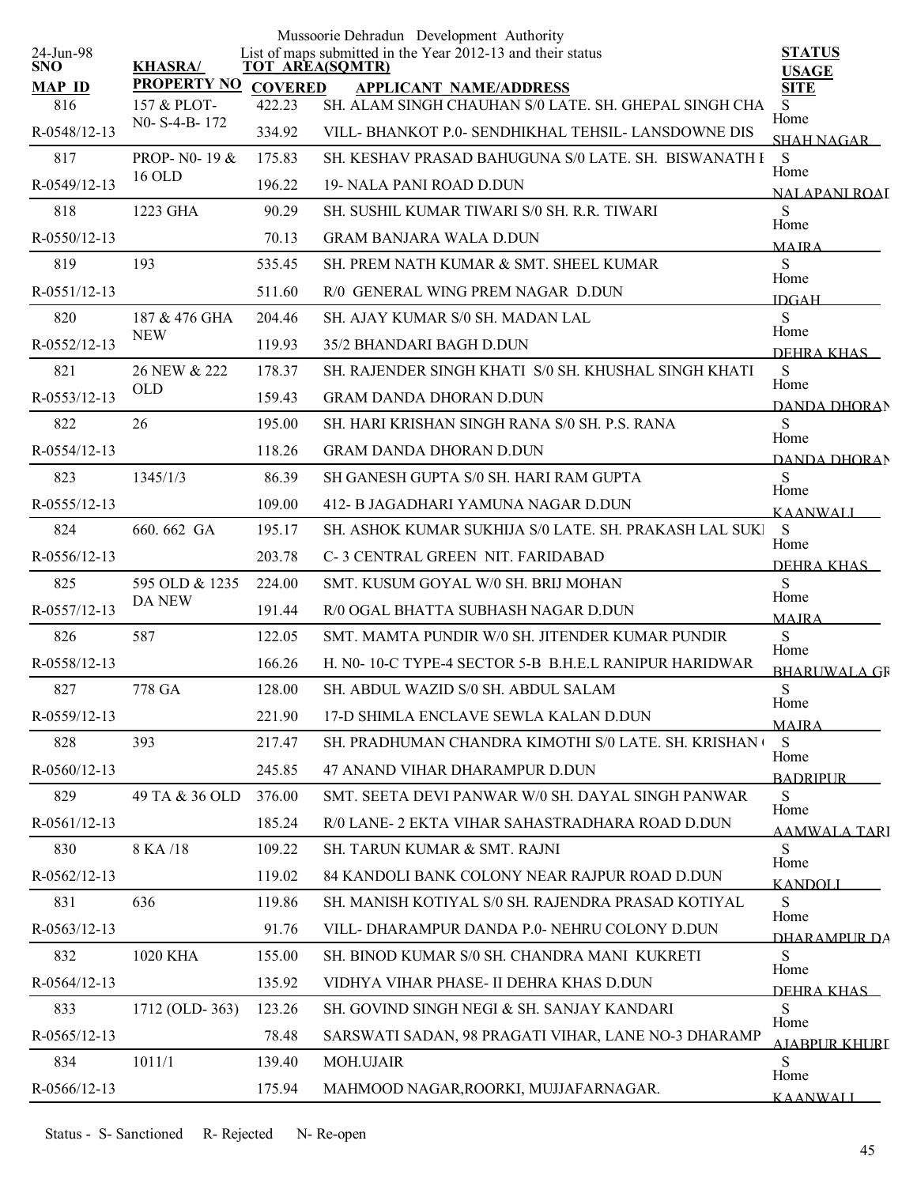Mussoorie Dehradun Development Authority

List of maps submitted in the Year 2012-13 and their status

24-Jun-98

| SNO / MAP ID | KHASRA/ PROPERTY NO | TOT AREA(SQMTR) / COVERED | APPLICANT NAME/ADDRESS | STATUS / USAGE / SITE |
|---|---|---|---|---|
| 816 | 157 & PLOT-N0- S-4-B- 172 | 422.23 | SH. ALAM SINGH CHAUHAN S/0 LATE. SH. GHEPAL SINGH CHA | S |
| R-0548/12-13 | | 334.92 | VILL- BHANKOT P.0- SENDHIKHAL TEHSIL- LANSDOWNE DIS | Home SHAH NAGAR |
| 817 | PROP- N0- 19 & 16 OLD | 175.83 | SH. KESHAV PRASAD BAHUGUNA S/0 LATE. SH. BISWANATH I | S |
| R-0549/12-13 | | 196.22 | 19- NALA PANI ROAD D.DUN | Home NALAPANI ROAI |
| 818 | 1223 GHA | 90.29 | SH. SUSHIL KUMAR TIWARI S/0 SH. R.R. TIWARI | S |
| R-0550/12-13 | | 70.13 | GRAM BANJARA WALA D.DUN | Home MAJRA |
| 819 | 193 | 535.45 | SH. PREM NATH KUMAR & SMT. SHEEL KUMAR | S |
| R-0551/12-13 | | 511.60 | R/0 GENERAL WING PREM NAGAR D.DUN | Home IDGAH |
| 820 | 187 & 476 GHA NEW | 204.46 | SH. AJAY KUMAR S/0 SH. MADAN LAL | S |
| R-0552/12-13 | | 119.93 | 35/2 BHANDARI BAGH D.DUN | Home DEHRA KHAS |
| 821 | 26 NEW & 222 OLD | 178.37 | SH. RAJENDER SINGH KHATI S/0 SH. KHUSHAL SINGH KHATI | S |
| R-0553/12-13 | | 159.43 | GRAM DANDA DHORAN D.DUN | Home DANDA DHORAN |
| 822 | 26 | 195.00 | SH. HARI KRISHAN SINGH RANA S/0 SH. P.S. RANA | S |
| R-0554/12-13 | | 118.26 | GRAM DANDA DHORAN D.DUN | Home DANDA DHORAN |
| 823 | 1345/1/3 | 86.39 | SH GANESH GUPTA S/0 SH. HARI RAM GUPTA | S |
| R-0555/12-13 | | 109.00 | 412- B JAGADHARI YAMUNA NAGAR D.DUN | Home KAANWALI |
| 824 | 660. 662 GA | 195.17 | SH. ASHOK KUMAR SUKHIJA S/0 LATE. SH. PRAKASH LAL SUKI | S |
| R-0556/12-13 | | 203.78 | C- 3 CENTRAL GREEN NIT. FARIDABAD | Home DEHRA KHAS |
| 825 | 595 OLD & 1235 DA NEW | 224.00 | SMT. KUSUM GOYAL W/0 SH. BRIJ MOHAN | S |
| R-0557/12-13 | | 191.44 | R/0 OGAL BHATTA SUBHASH NAGAR D.DUN | Home MAJRA |
| 826 | 587 | 122.05 | SMT. MAMTA PUNDIR W/0 SH. JITENDER KUMAR PUNDIR | S |
| R-0558/12-13 | | 166.26 | H. N0- 10-C TYPE-4 SECTOR 5-B B.H.E.L RANIPUR HARIDWAR | Home BHARUWALA GR |
| 827 | 778 GA | 128.00 | SH. ABDUL WAZID S/0 SH. ABDUL SALAM | S |
| R-0559/12-13 | | 221.90 | 17-D SHIMLA ENCLAVE SEWLA KALAN D.DUN | Home MAJRA |
| 828 | 393 | 217.47 | SH. PRADHUMAN CHANDRA KIMOTHI S/0 LATE. SH. KRISHAN ( | S |
| R-0560/12-13 | | 245.85 | 47 ANAND VIHAR DHARAMPUR D.DUN | Home BADRIPUR |
| 829 | 49 TA & 36 OLD | 376.00 | SMT. SEETA DEVI PANWAR W/0 SH. DAYAL SINGH PANWAR | S |
| R-0561/12-13 | | 185.24 | R/0 LANE- 2 EKTA VIHAR SAHASTRADHARA ROAD D.DUN | Home AAMWALA TARI |
| 830 | 8 KA /18 | 109.22 | SH. TARUN KUMAR & SMT. RAJNI | S |
| R-0562/12-13 | | 119.02 | 84 KANDOLI BANK COLONY NEAR RAJPUR ROAD D.DUN | Home KANDOLI |
| 831 | 636 | 119.86 | SH. MANISH KOTIYAL S/0 SH. RAJENDRA PRASAD KOTIYAL | S |
| R-0563/12-13 | | 91.76 | VILL- DHARAMPUR DANDA P.0- NEHRU COLONY D.DUN | Home DHARAMPUR DA |
| 832 | 1020 KHA | 155.00 | SH. BINOD KUMAR S/0 SH. CHANDRA MANI KUKRETI | S |
| R-0564/12-13 | | 135.92 | VIDHYA VIHAR PHASE- II DEHRA KHAS D.DUN | Home DEHRA KHAS |
| 833 | 1712 (OLD- 363) | 123.26 | SH. GOVIND SINGH NEGI & SH. SANJAY KANDARI | S |
| R-0565/12-13 | | 78.48 | SARSWATI SADAN, 98 PRAGATI VIHAR, LANE NO-3 DHARAMP | Home AJABPUR KHURD |
| 834 | 1011/1 | 139.40 | MOH.UJAIR | S |
| R-0566/12-13 | | 175.94 | MAHMOOD NAGAR,ROORKI, MUJJAFARNAGAR. | Home KAANWALI |

Status - S- Sanctioned R- Rejected N- Re-open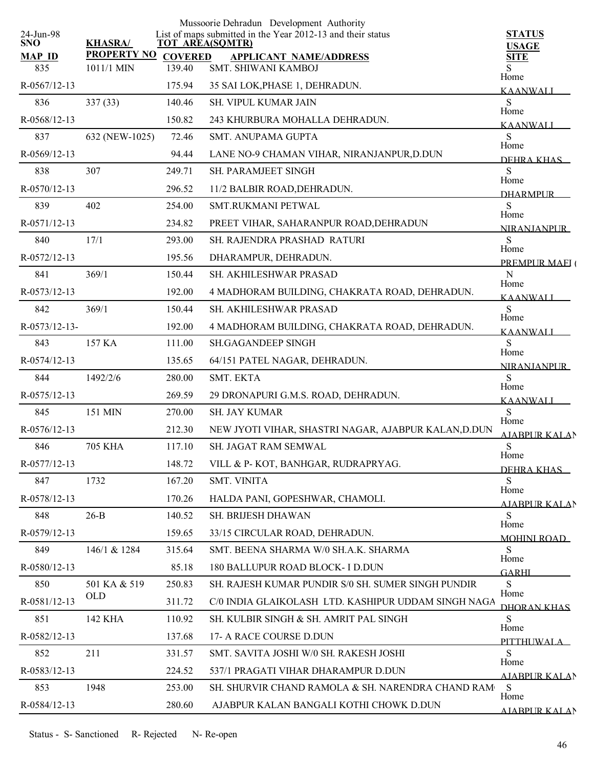Mussoorie Dehradun Development Authority

List of maps submitted in the Year 2012-13 and their status

24-Jun-98

| SNO / MAP_ID | KHASRA/ PROPERTY NO | TOT AREA(SQMTR) / COVERED | APPLICANT NAME/ADDRESS | STATUS / USAGE / SITE |
|---|---|---|---|---|
| 835 | 1011/1 MIN | 139.40 | SMT. SHIWANI KAMBOJ | S |
| R-0567/12-13 | | 175.94 | 35 SAI LOK,PHASE 1, DEHRADUN. | Home KAANWALI |
| 836 | 337 (33) | 140.46 | SH. VIPUL KUMAR JAIN | S |
| R-0568/12-13 | | 150.82 | 243 KHURBURA MOHALLA DEHRADUN. | Home KAANWALI |
| 837 | 632 (NEW-1025) | 72.46 | SMT. ANUPAMA GUPTA | S |
| R-0569/12-13 | | 94.44 | LANE NO-9 CHAMAN VIHAR, NIRANJANPUR,D.DUN | Home DEHRA KHAS |
| 838 | 307 | 249.71 | SH. PARAMJEET SINGH | S |
| R-0570/12-13 | | 296.52 | 11/2 BALBIR ROAD,DEHRADUN. | Home DHARMPUR |
| 839 | 402 | 254.00 | SMT.RUKMANI PETWAL | S |
| R-0571/12-13 | | 234.82 | PREET VIHAR, SAHARANPUR ROAD,DEHRADUN | Home NIRANJANPUR |
| 840 | 17/1 | 293.00 | SH. RAJENDRA PRASHAD RATURI | S |
| R-0572/12-13 | | 195.56 | DHARAMPUR, DEHRADUN. | Home PREMPUR MAFI ( |
| 841 | 369/1 | 150.44 | SH. AKHILESHWAR PRASAD | N |
| R-0573/12-13 | | 192.00 | 4 MADHORAM BUILDING, CHAKRATA ROAD, DEHRADUN. | Home KAANWALI |
| 842 | 369/1 | 150.44 | SH. AKHILESHWAR PRASAD | S |
| R-0573/12-13- | | 192.00 | 4 MADHORAM BUILDING, CHAKRATA ROAD, DEHRADUN. | Home KAANWALI |
| 843 | 157 KA | 111.00 | SH.GAGANDEEP SINGH | S |
| R-0574/12-13 | | 135.65 | 64/151 PATEL NAGAR, DEHRADUN. | Home NIRANJANPUR |
| 844 | 1492/2/6 | 280.00 | SMT. EKTA | S |
| R-0575/12-13 | | 269.59 | 29 DRONAPURI G.M.S. ROAD, DEHRADUN. | Home KAANWALI |
| 845 | 151 MIN | 270.00 | SH. JAY KUMAR | S |
| R-0576/12-13 | | 212.30 | NEW JYOTI VIHAR, SHASTRI NAGAR, AJABPUR KALAN,D.DUN | Home AJABPUR KALAN |
| 846 | 705 KHA | 117.10 | SH. JAGAT RAM SEMWAL | S |
| R-0577/12-13 | | 148.72 | VILL & P- KOT, BANHGAR, RUDRAPRYAG. | Home DEHRA KHAS |
| 847 | 1732 | 167.20 | SMT. VINITA | S |
| R-0578/12-13 | | 170.26 | HALDA PANI, GOPESHWAR, CHAMOLI. | Home AJABPUR KALAN |
| 848 | 26-B | 140.52 | SH. BRIJESH DHAWAN | S |
| R-0579/12-13 | | 159.65 | 33/15 CIRCULAR ROAD, DEHRADUN. | Home MOHINI ROAD |
| 849 | 146/1 & 1284 | 315.64 | SMT. BEENA SHARMA W/0 SH.A.K. SHARMA | S |
| R-0580/12-13 | | 85.18 | 180 BALLUPUR ROAD BLOCK- I D.DUN | Home GARHI |
| 850 | 501 KA & 519 OLD | 250.83 | SH. RAJESH KUMAR PUNDIR S/0 SH. SUMER SINGH PUNDIR | S |
| R-0581/12-13 | | 311.72 | C/0 INDIA GLAIKOLASH LTD. KASHIPUR UDDAM SINGH NAGA | Home DHORAN KHAS |
| 851 | 142 KHA | 110.92 | SH. KULBIR SINGH & SH. AMRIT PAL SINGH | S |
| R-0582/12-13 | | 137.68 | 17- A RACE COURSE D.DUN | Home PITTHUWALA |
| 852 | 211 | 331.57 | SMT. SAVITA JOSHI W/0 SH. RAKESH JOSHI | S |
| R-0583/12-13 | | 224.52 | 537/1 PRAGATI VIHAR DHARAMPUR D.DUN | Home AJABPUR KALAN |
| 853 | 1948 | 253.00 | SH. SHURVIR CHAND RAMOLA & SH. NARENDRA CHAND RAM | S |
| R-0584/12-13 | | 280.60 | AJABPUR KALAN BANGALI KOTHI CHOWK D.DUN | Home AJABPUR KALAN |

Status - S- Sanctioned R- Rejected N- Re-open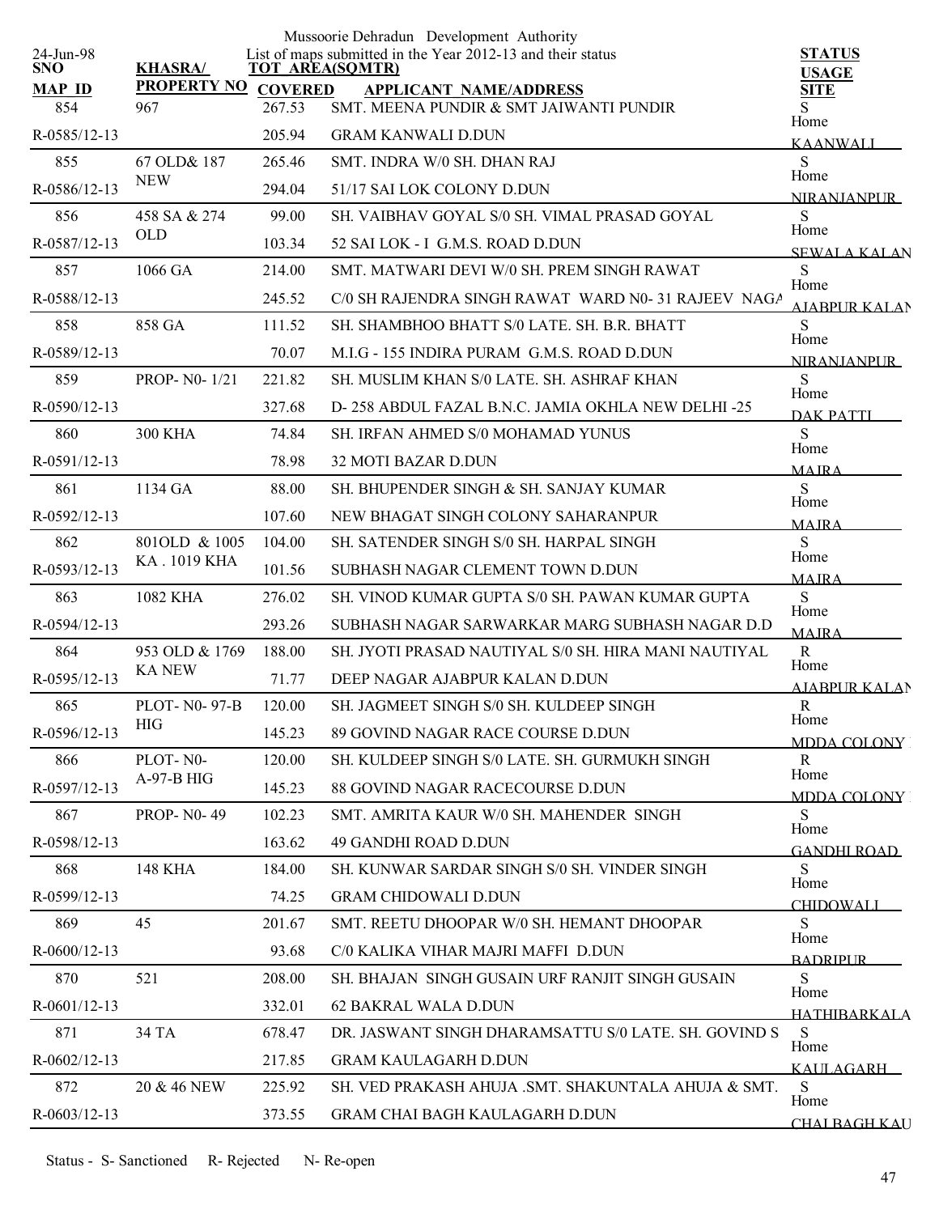Mussoorie Dehradun Development Authority

List of maps submitted in the Year 2012-13 and their status

24-Jun-98

| SNO / MAP ID | KHASRA/ PROPERTY NO | TOT AREA(SQMTR) / COVERED | APPLICANT NAME/ADDRESS | STATUS / USAGE / SITE |
|---|---|---|---|---|
| 854 | 967 | 267.53 | SMT. MEENA PUNDIR & SMT JAIWANTI PUNDIR | S |
| R-0585/12-13 | | 205.94 | GRAM KANWALI D.DUN | Home KAANWALI |
| 855 | 67 OLD& 187 NEW | 265.46 | SMT. INDRA W/0 SH. DHAN RAJ | S |
| R-0586/12-13 | | 294.04 | 51/17 SAI LOK COLONY D.DUN | Home NIRANJANPUR |
| 856 | 458 SA & 274 OLD | 99.00 | SH. VAIBHAV GOYAL S/0 SH. VIMAL PRASAD GOYAL | S |
| R-0587/12-13 | | 103.34 | 52 SAI LOK - I G.M.S. ROAD D.DUN | Home SEWALA KALAN |
| 857 | 1066 GA | 214.00 | SMT. MATWARI DEVI W/0 SH. PREM SINGH RAWAT | S |
| R-0588/12-13 | | 245.52 | C/0 SH RAJENDRA SINGH RAWAT WARD N0- 31 RAJEEV NAGA | Home AJABPUR KALAN |
| 858 | 858 GA | 111.52 | SH. SHAMBHOO BHATT S/0 LATE. SH. B.R. BHATT | S |
| R-0589/12-13 | | 70.07 | M.I.G - 155 INDIRA PURAM G.M.S. ROAD D.DUN | Home NIRANJANPUR |
| 859 | PROP- N0- 1/21 | 221.82 | SH. MUSLIM KHAN S/0 LATE. SH. ASHRAF KHAN | S |
| R-0590/12-13 | | 327.68 | D- 258 ABDUL FAZAL B.N.C. JAMIA OKHLA NEW DELHI -25 | Home DAK PATTI |
| 860 | 300 KHA | 74.84 | SH. IRFAN AHMED S/0 MOHAMAD YUNUS | S |
| R-0591/12-13 | | 78.98 | 32 MOTI BAZAR D.DUN | Home MAJRA |
| 861 | 1134 GA | 88.00 | SH. BHUPENDER SINGH & SH. SANJAY KUMAR | S |
| R-0592/12-13 | | 107.60 | NEW BHAGAT SINGH COLONY SAHARANPUR | Home MAJRA |
| 862 | 801OLD & 1005 KA . 1019 KHA | 104.00 | SH. SATENDER SINGH S/0 SH. HARPAL SINGH | S |
| R-0593/12-13 | | 101.56 | SUBHASH NAGAR CLEMENT TOWN D.DUN | Home MAJRA |
| 863 | 1082 KHA | 276.02 | SH. VINOD KUMAR GUPTA S/0 SH. PAWAN KUMAR GUPTA | S |
| R-0594/12-13 | | 293.26 | SUBHASH NAGAR SARWARKAR MARG SUBHASH NAGAR D.D | Home MAJRA |
| 864 | 953 OLD & 1769 KA NEW | 188.00 | SH. JYOTI PRASAD NAUTIYAL S/0 SH. HIRA MANI NAUTIYAL | R |
| R-0595/12-13 | | 71.77 | DEEP NAGAR AJABPUR KALAN D.DUN | Home AJABPUR KALAN |
| 865 | PLOT- N0- 97-B HIG | 120.00 | SH. JAGMEET SINGH S/0 SH. KULDEEP SINGH | R |
| R-0596/12-13 | | 145.23 | 89 GOVIND NAGAR RACE COURSE D.DUN | Home MDDA COLONY |
| 866 | PLOT- N0- A-97-B HIG | 120.00 | SH. KULDEEP SINGH S/0 LATE. SH. GURMUKH SINGH | R |
| R-0597/12-13 | | 145.23 | 88 GOVIND NAGAR RACECOURSE D.DUN | Home MDDA COLONY |
| 867 | PROP- N0- 49 | 102.23 | SMT. AMRITA KAUR W/0 SH. MAHENDER SINGH | S |
| R-0598/12-13 | | 163.62 | 49 GANDHI ROAD D.DUN | Home GANDHI ROAD |
| 868 | 148 KHA | 184.00 | SH. KUNWAR SARDAR SINGH S/0 SH. VINDER SINGH | S |
| R-0599/12-13 | | 74.25 | GRAM CHIDOWALI D.DUN | Home CHIDOWALI |
| 869 | 45 | 201.67 | SMT. REETU DHOOPAR W/0 SH. HEMANT DHOOPAR | S |
| R-0600/12-13 | | 93.68 | C/0 KALIKA VIHAR MAJRI MAFFI D.DUN | Home BADRIPUR |
| 870 | 521 | 208.00 | SH. BHAJAN SINGH GUSAIN URF RANJIT SINGH GUSAIN | S |
| R-0601/12-13 | | 332.01 | 62 BAKRAL WALA D.DUN | Home HATHIBARKALA |
| 871 | 34 TA | 678.47 | DR. JASWANT SINGH DHARAMSATTU S/0 LATE. SH. GOVIND S | S |
| R-0602/12-13 | | 217.85 | GRAM KAULAGARH D.DUN | Home KAULAGARH |
| 872 | 20 & 46 NEW | 225.92 | SH. VED PRAKASH AHUJA .SMT. SHAKUNTALA AHUJA & SMT. | S |
| R-0603/12-13 | | 373.55 | GRAM CHAI BAGH KAULAGARH D.DUN | Home CHAI BAGH KAU |

Status - S- Sanctioned R- Rejected N- Re-open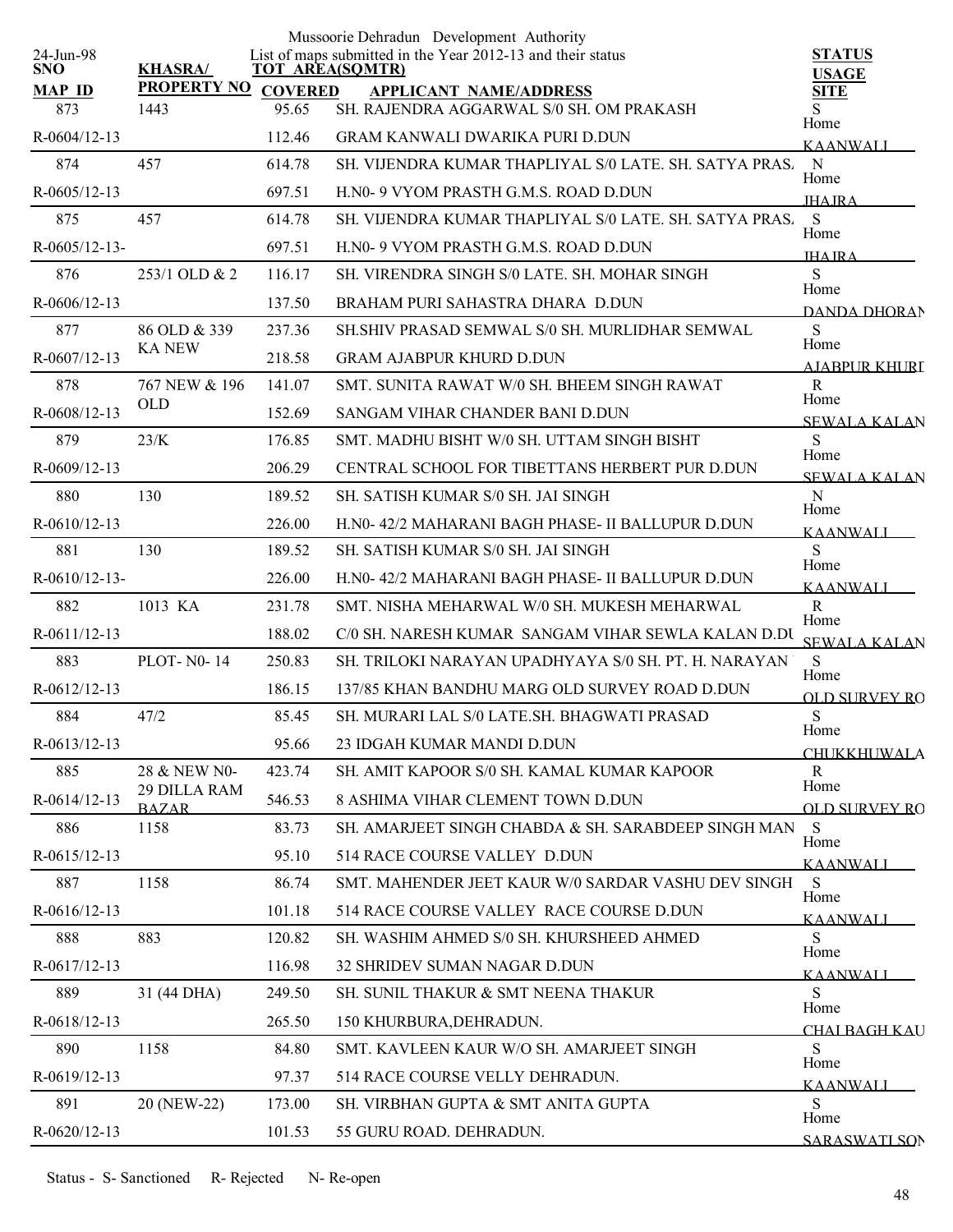Mussoorie Dehradun Development Authority

List of maps submitted in the Year 2012-13 and their status

24-Jun-98

| SNO / MAP ID | KHASRA/ PROPERTY NO | TOT AREA(SQMTR) / COVERED | APPLICANT NAME/ADDRESS | STATUS / USAGE / SITE |
|---|---|---|---|---|
| 873 | 1443 | 95.65 | SH. RAJENDRA AGGARWAL S/0 SH. OM PRAKASH | S Home |
| R-0604/12-13 | | 112.46 | GRAM KANWALI DWARIKA PURI D.DUN | KAANWALI |
| 874 | 457 | 614.78 | SH. VIJENDRA KUMAR THAPLIYAL S/0 LATE. SH. SATYA PRAS. | N Home |
| R-0605/12-13 | | 697.51 | H.N0- 9 VYOM PRASTH G.M.S. ROAD D.DUN | JHAJRA |
| 875 | 457 | 614.78 | SH. VIJENDRA KUMAR THAPLIYAL S/0 LATE. SH. SATYA PRAS. | S Home |
| R-0605/12-13- | | 697.51 | H.N0- 9 VYOM PRASTH G.M.S. ROAD D.DUN | JHAJRA |
| 876 | 253/1 OLD & 2 | 116.17 | SH. VIRENDRA SINGH S/0 LATE. SH. MOHAR SINGH | S Home |
| R-0606/12-13 | | 137.50 | BRAHAM PURI SAHASTRA DHARA D.DUN | DANDA DHORAN |
| 877 | 86 OLD & 339 KA NEW | 237.36 | SH.SHIV PRASAD SEMWAL S/0 SH. MURLIDHAR SEMWAL | S Home |
| R-0607/12-13 | | 218.58 | GRAM AJABPUR KHURD D.DUN | AJABPUR KHURD |
| 878 | 767 NEW & 196 OLD | 141.07 | SMT. SUNITA RAWAT W/0 SH. BHEEM SINGH RAWAT | R Home |
| R-0608/12-13 | | 152.69 | SANGAM VIHAR CHANDER BANI D.DUN | SEWALA KALAN |
| 879 | 23/K | 176.85 | SMT. MADHU BISHT W/0 SH. UTTAM SINGH BISHT | S Home |
| R-0609/12-13 | | 206.29 | CENTRAL SCHOOL FOR TIBETTANS HERBERT PUR D.DUN | SEWALA KALAN |
| 880 | 130 | 189.52 | SH. SATISH KUMAR S/0 SH. JAI SINGH | N Home |
| R-0610/12-13 | | 226.00 | H.N0- 42/2 MAHARANI BAGH PHASE- II BALLUPUR D.DUN | KAANWALI |
| 881 | 130 | 189.52 | SH. SATISH KUMAR S/0 SH. JAI SINGH | S Home |
| R-0610/12-13- | | 226.00 | H.N0- 42/2 MAHARANI BAGH PHASE- II BALLUPUR D.DUN | KAANWALI |
| 882 | 1013 KA | 231.78 | SMT. NISHA MEHARWAL W/0 SH. MUKESH MEHARWAL | R Home |
| R-0611/12-13 | | 188.02 | C/0 SH. NARESH KUMAR SANGAM VIHAR SEWLA KALAN D.DU | SEWALA KALAN |
| 883 | PLOT- N0- 14 | 250.83 | SH. TRILOKI NARAYAN UPADHYAYA S/0 SH. PT. H. NARAYAN | S Home |
| R-0612/12-13 | | 186.15 | 137/85 KHAN BANDHU MARG OLD SURVEY ROAD D.DUN | OLD SURVEY RO |
| 884 | 47/2 | 85.45 | SH. MURARI LAL S/0 LATE.SH. BHAGWATI PRASAD | S Home |
| R-0613/12-13 | | 95.66 | 23 IDGAH KUMAR MANDI D.DUN | CHUKKHUWALA |
| 885 | 28 & NEW N0- 29 DILLA RAM BAZAR | 423.74 | SH. AMIT KAPOOR S/0 SH. KAMAL KUMAR KAPOOR | R Home |
| R-0614/12-13 | | 546.53 | 8 ASHIMA VIHAR CLEMENT TOWN D.DUN | OLD SURVEY RO |
| 886 | 1158 | 83.73 | SH. AMARJEET SINGH CHABDA & SH. SARABDEEP SINGH MAN | S Home |
| R-0615/12-13 | | 95.10 | 514 RACE COURSE VALLEY D.DUN | KAANWALI |
| 887 | 1158 | 86.74 | SMT. MAHENDER JEET KAUR W/0 SARDAR VASHU DEV SINGH | S Home |
| R-0616/12-13 | | 101.18 | 514 RACE COURSE VALLEY RACE COURSE D.DUN | KAANWALI |
| 888 | 883 | 120.82 | SH. WASHIM AHMED S/0 SH. KHURSHEED AHMED | S Home |
| R-0617/12-13 | | 116.98 | 32 SHRIDEV SUMAN NAGAR D.DUN | KAANWALI |
| 889 | 31 (44 DHA) | 249.50 | SH. SUNIL THAKUR & SMT NEENA THAKUR | S Home |
| R-0618/12-13 | | 265.50 | 150 KHURBURA,DEHRADUN. | CHALBAGH KAU |
| 890 | 1158 | 84.80 | SMT. KAVLEEN KAUR W/O SH. AMARJEET SINGH | S Home |
| R-0619/12-13 | | 97.37 | 514 RACE COURSE VELLY DEHRADUN. | KAANWALI |
| 891 | 20 (NEW-22) | 173.00 | SH. VIRBHAN GUPTA & SMT ANITA GUPTA | S Home |
| R-0620/12-13 | | 101.53 | 55 GURU ROAD. DEHRADUN. | SARASWATI SON |

Status - S- Sanctioned R- Rejected N- Re-open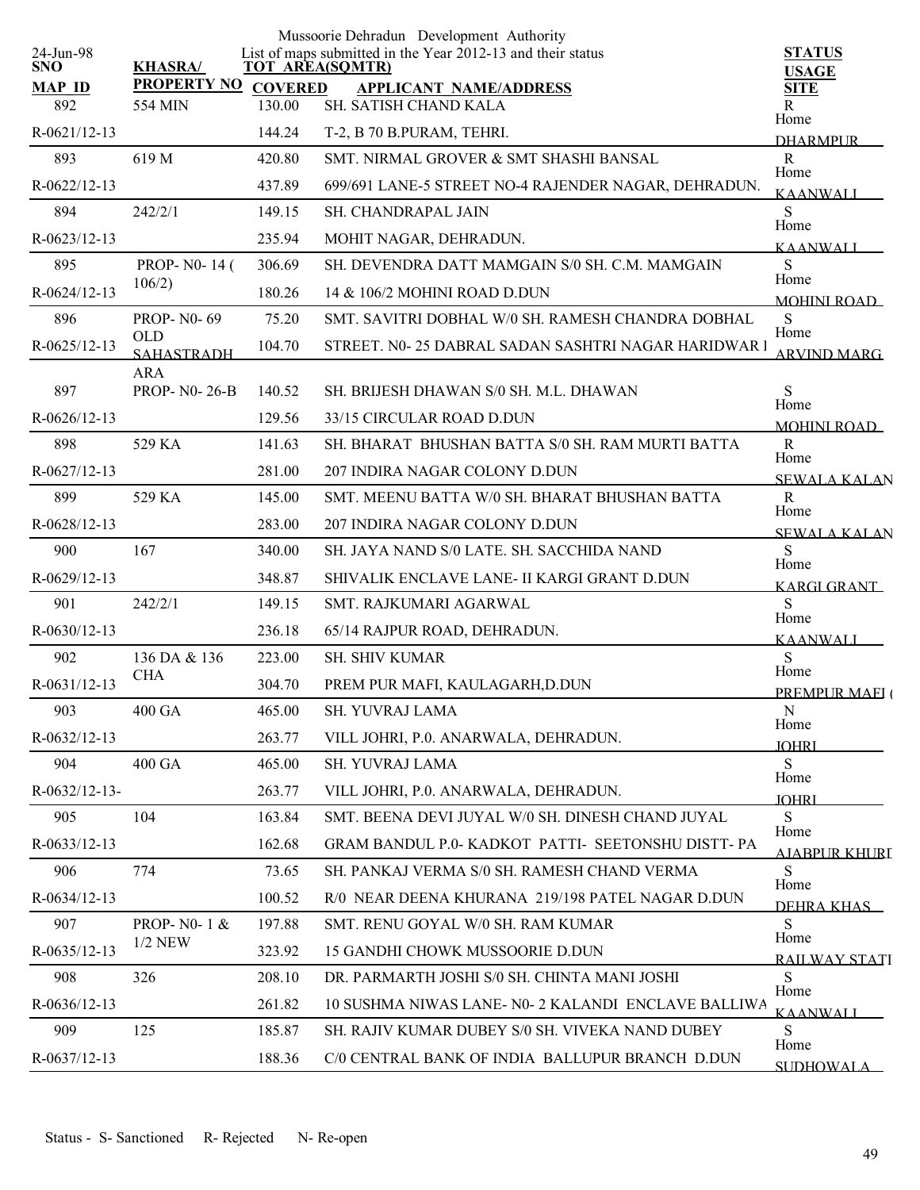Mussoorie Dehradun Development Authority

List of maps submitted in the Year 2012-13 and their status

24-Jun-98

| SNO / MAP_ID | KHASRA/ PROPERTY NO | TOT_AREA(SQMTR) COVERED | APPLICANT_NAME/ADDRESS | STATUS USAGE SITE |
|---|---|---|---|---|
| 892 | 554 MIN | 130.00 | SH. SATISH CHAND KALA | R Home |
| R-0621/12-13 | | 144.24 | T-2, B 70 B.PURAM, TEHRI. | DHARMPUR |
| 893 | 619 M | 420.80 | SMT. NIRMAL GROVER & SMT SHASHI BANSAL | R Home |
| R-0622/12-13 | | 437.89 | 699/691 LANE-5 STREET NO-4 RAJENDER NAGAR, DEHRADUN. | KAANWALI |
| 894 | 242/2/1 | 149.15 | SH. CHANDRAPAL JAIN | S Home |
| R-0623/12-13 | | 235.94 | MOHIT NAGAR, DEHRADUN. | KAANWALI |
| 895 | PROP- N0- 14 ( 106/2) | 306.69 | SH. DEVENDRA DATT MAMGAIN S/0 SH. C.M. MAMGAIN | S Home |
| R-0624/12-13 | | 180.26 | 14 & 106/2 MOHINI ROAD D.DUN | MOHINI ROAD |
| 896 | PROP- N0- 69 OLD SAHASTRADHARA | 75.20 | SMT. SAVITRI DOBHAL W/0 SH. RAMESH CHANDRA DOBHAL | S Home |
| R-0625/12-13 | | 104.70 | STREET. N0- 25 DABRAL SADAN SASHTRI NAGAR HARIDWAR I | ARVIND MARG |
| 897 | PROP- N0- 26-B | 140.52 | SH. BRIJESH DHAWAN S/0 SH. M.L. DHAWAN | S Home |
| R-0626/12-13 | | 129.56 | 33/15 CIRCULAR ROAD D.DUN | MOHINI ROAD |
| 898 | 529 KA | 141.63 | SH. BHARAT BHUSHAN BATTA S/0 SH. RAM MURTI BATTA | R Home |
| R-0627/12-13 | | 281.00 | 207 INDIRA NAGAR COLONY D.DUN | SEWALA KALAN |
| 899 | 529 KA | 145.00 | SMT. MEENU BATTA W/0 SH. BHARAT BHUSHAN BATTA | R Home |
| R-0628/12-13 | | 283.00 | 207 INDIRA NAGAR COLONY D.DUN | SEWALA KALAN |
| 900 | 167 | 340.00 | SH. JAYA NAND S/0 LATE. SH. SACCHIDA NAND | S Home |
| R-0629/12-13 | | 348.87 | SHIVALIK ENCLAVE LANE- II KARGI GRANT D.DUN | KARGI GRANT |
| 901 | 242/2/1 | 149.15 | SMT. RAJKUMARI AGARWAL | S Home |
| R-0630/12-13 | | 236.18 | 65/14 RAJPUR ROAD, DEHRADUN. | KAANWALI |
| 902 | 136 DA & 136 CHA | 223.00 | SH. SHIV KUMAR | S Home |
| R-0631/12-13 | | 304.70 | PREM PUR MAFI, KAULAGARH,D.DUN | PREMPUR MAFI ( |
| 903 | 400 GA | 465.00 | SH. YUVRAJ LAMA | N Home |
| R-0632/12-13 | | 263.77 | VILL JOHRI, P.0. ANARWALA, DEHRADUN. | JOHRI |
| 904 | 400 GA | 465.00 | SH. YUVRAJ LAMA | S Home |
| R-0632/12-13- | | 263.77 | VILL JOHRI, P.0. ANARWALA, DEHRADUN. | JOHRI |
| 905 | 104 | 163.84 | SMT. BEENA DEVI JUYAL W/0 SH. DINESH CHAND JUYAL | S Home |
| R-0633/12-13 | | 162.68 | GRAM BANDUL P.0- KADKOT PATTI- SEETONSHU DISTT- PA | AJABPUR KHURD |
| 906 | 774 | 73.65 | SH. PANKAJ VERMA S/0 SH. RAMESH CHAND VERMA | S Home |
| R-0634/12-13 | | 100.52 | R/0 NEAR DEENA KHURANA 219/198 PATEL NAGAR D.DUN | DEHRA KHAS |
| 907 | PROP- N0- 1 & 1/2 NEW | 197.88 | SMT. RENU GOYAL W/0 SH. RAM KUMAR | S Home |
| R-0635/12-13 | | 323.92 | 15 GANDHI CHOWK MUSSOORIE D.DUN | RAILWAY STATI |
| 908 | 326 | 208.10 | DR. PARMARTH JOSHI S/0 SH. CHINTA MANI JOSHI | S Home |
| R-0636/12-13 | | 261.82 | 10 SUSHMA NIWAS LANE- N0- 2 KALANDI ENCLAVE BALLIWA | KAANWALI |
| 909 | 125 | 185.87 | SH. RAJIV KUMAR DUBEY S/0 SH. VIVEKA NAND DUBEY | S Home |
| R-0637/12-13 | | 188.36 | C/0 CENTRAL BANK OF INDIA BALLUPUR BRANCH D.DUN | SUDHOWALA |

Status - S- Sanctioned R- Rejected N- Re-open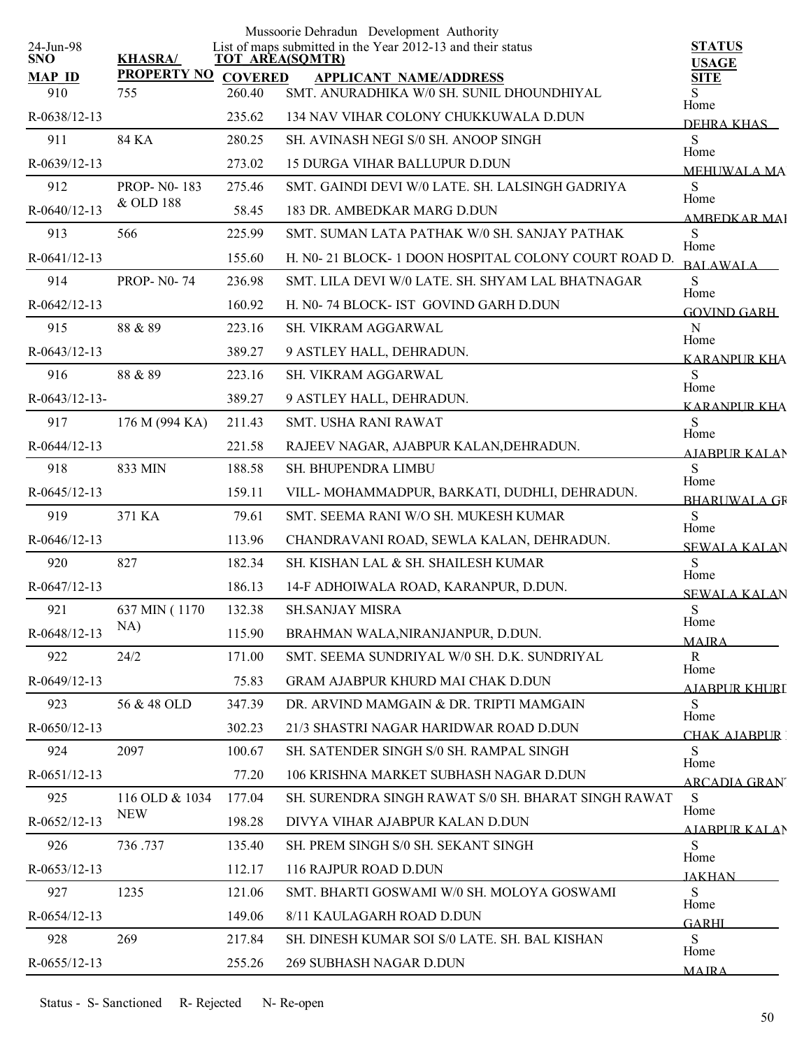Mussoorie Dehradun Development Authority

24-Jun-98

List of maps submitted in the Year 2012-13 and their status

| SNO / MAP_ID | KHASRA/ PROPERTY NO | TOT AREA(SQMTR) / COVERED | APPLICANT NAME/ADDRESS | STATUS / USAGE / SITE |
|---|---|---|---|---|
| 910 | 755 | 260.40 | SMT. ANURADHIKA W/0 SH. SUNIL DHOUNDHIYAL | S |
| R-0638/12-13 | | 235.62 | 134 NAV VIHAR COLONY CHUKKUWALA D.DUN | Home DEHRA KHAS |
| 911 | 84 KA | 280.25 | SH. AVINASH NEGI S/0 SH. ANOOP SINGH | S |
| R-0639/12-13 | | 273.02 | 15 DURGA VIHAR BALLUPUR D.DUN | Home MEHUWALA MA |
| 912 | PROP- N0- 183 & OLD 188 | 275.46 | SMT. GAINDI DEVI W/0 LATE. SH. LALSINGH GADRIYA | S |
| R-0640/12-13 | | 58.45 | 183 DR. AMBEDKAR MARG D.DUN | Home AMBEDKAR MAI |
| 913 | 566 | 225.99 | SMT. SUMAN LATA PATHAK W/0 SH. SANJAY PATHAK | S |
| R-0641/12-13 | | 155.60 | H. N0- 21 BLOCK- 1 DOON HOSPITAL COLONY COURT ROAD D. | Home BALAWALA |
| 914 | PROP- N0- 74 | 236.98 | SMT. LILA DEVI W/0 LATE. SH. SHYAM LAL BHATNAGAR | S |
| R-0642/12-13 | | 160.92 | H. N0- 74 BLOCK- IST GOVIND GARH D.DUN | Home GOVIND GARH |
| 915 | 88 & 89 | 223.16 | SH. VIKRAM AGGARWAL | N |
| R-0643/12-13 | | 389.27 | 9 ASTLEY HALL, DEHRADUN. | Home KARANPUR KHA |
| 916 | 88 & 89 | 223.16 | SH. VIKRAM AGGARWAL | S |
| R-0643/12-13- | | 389.27 | 9 ASTLEY HALL, DEHRADUN. | Home KARANPUR KHA |
| 917 | 176 M (994 KA) | 211.43 | SMT. USHA RANI RAWAT | S |
| R-0644/12-13 | | 221.58 | RAJEEV NAGAR, AJABPUR KALAN,DEHRADUN. | Home AJABPUR KALAN |
| 918 | 833 MIN | 188.58 | SH. BHUPENDRA LIMBU | S |
| R-0645/12-13 | | 159.11 | VILL- MOHAMMADPUR, BARKATI, DUDHLI, DEHRADUN. | Home BHARUWALA GR |
| 919 | 371 KA | 79.61 | SMT. SEEMA RANI W/O SH. MUKESH KUMAR | S |
| R-0646/12-13 | | 113.96 | CHANDRAVANI ROAD, SEWLA KALAN, DEHRADUN. | Home SEWALA KALAN |
| 920 | 827 | 182.34 | SH. KISHAN LAL & SH. SHAILESH KUMAR | S |
| R-0647/12-13 | | 186.13 | 14-F ADHOIWALA ROAD, KARANPUR, D.DUN. | Home SEWALA KALAN |
| 921 | 637 MIN ( 1170 NA) | 132.38 | SH.SANJAY MISRA | S |
| R-0648/12-13 | | 115.90 | BRAHMAN WALA,NIRANJANPUR, D.DUN. | Home MAJRA |
| 922 | 24/2 | 171.00 | SMT. SEEMA SUNDRIYAL W/0 SH. D.K. SUNDRIYAL | R |
| R-0649/12-13 | | 75.83 | GRAM AJABPUR KHURD MAI CHAK D.DUN | Home AJABPUR KHURD |
| 923 | 56 & 48 OLD | 347.39 | DR. ARVIND MAMGAIN & DR. TRIPTI MAMGAIN | S |
| R-0650/12-13 | | 302.23 | 21/3 SHASTRI NAGAR HARIDWAR ROAD D.DUN | Home CHAK AJABPUR |
| 924 | 2097 | 100.67 | SH. SATENDER SINGH S/0 SH. RAMPAL SINGH | S |
| R-0651/12-13 | | 77.20 | 106 KRISHNA MARKET SUBHASH NAGAR D.DUN | Home ARCADIA GRANT |
| 925 | 116 OLD & 1034 NEW | 177.04 | SH. SURENDRA SINGH RAWAT S/0 SH. BHARAT SINGH RAWAT | S |
| R-0652/12-13 | | 198.28 | DIVYA VIHAR AJABPUR KALAN D.DUN | Home AJABPUR KALAN |
| 926 | 736 .737 | 135.40 | SH. PREM SINGH S/0 SH. SEKANT SINGH | S |
| R-0653/12-13 | | 112.17 | 116 RAJPUR ROAD D.DUN | Home JAKHAN |
| 927 | 1235 | 121.06 | SMT. BHARTI GOSWAMI W/0 SH. MOLOYA GOSWAMI | S |
| R-0654/12-13 | | 149.06 | 8/11 KAULAGARH ROAD D.DUN | Home GARHI |
| 928 | 269 | 217.84 | SH. DINESH KUMAR SOI S/0 LATE. SH. BAL KISHAN | S |
| R-0655/12-13 | | 255.26 | 269 SUBHASH NAGAR D.DUN | Home MAJRA |

Status - S- Sanctioned R- Rejected N- Re-open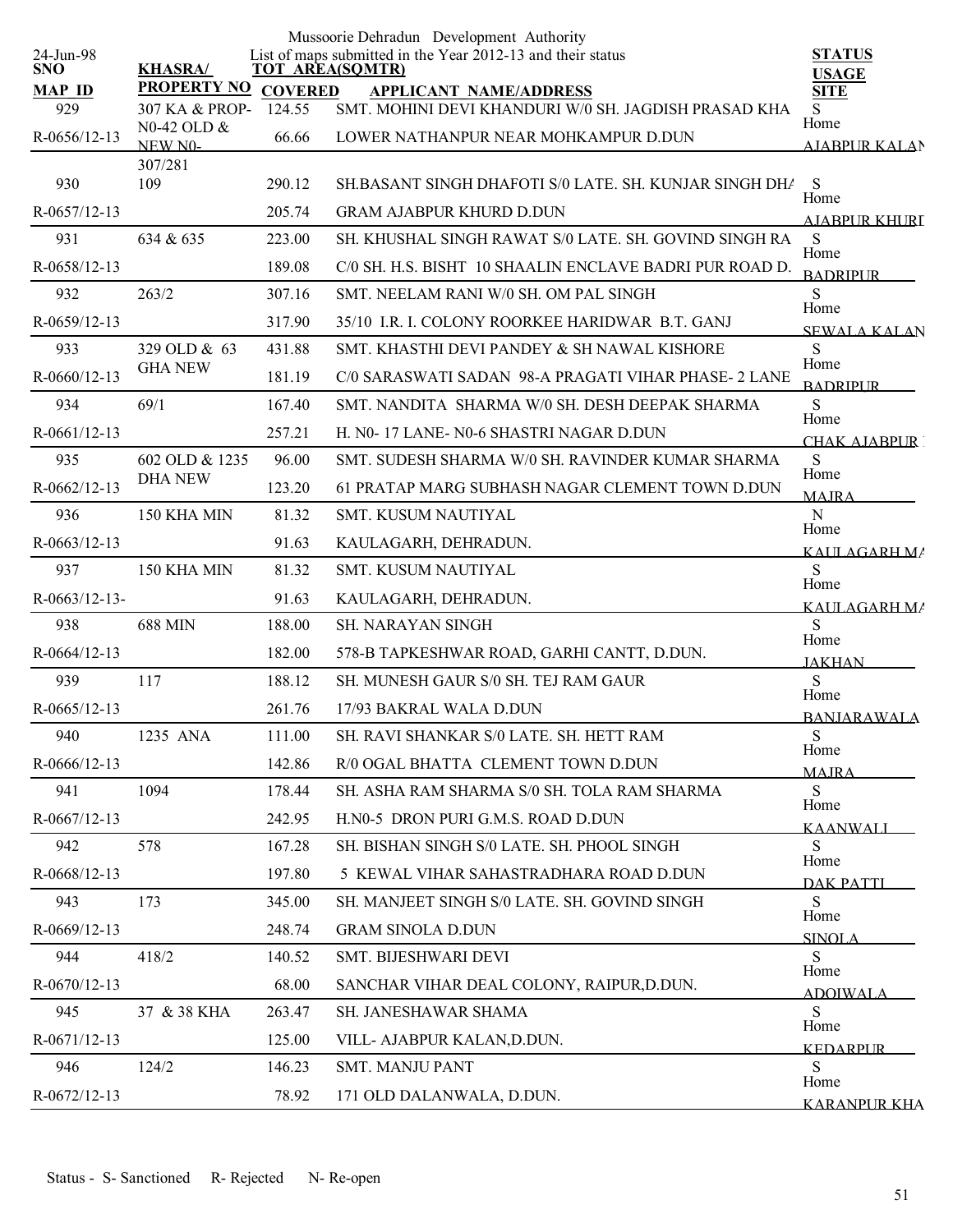Mussoorie Dehradun Development Authority

List of maps submitted in the Year 2012-13 and their status

24-Jun-98

| SNO | KHASRA/ PROPERTY NO | TOT AREA(SQMTR) COVERED | APPLICANT NAME/ADDRESS | STATUS USAGE SITE |
|---|---|---|---|---|
| MAP ID | | | | |
| 929 | 307 KA & PROP-N0-42 OLD & NEW N0-307/281 | 124.55 | SMT. MOHINI DEVI KHANDURI W/0 SH. JAGDISH PRASAD KHA | S |
| R-0656/12-13 | | 66.66 | LOWER NATHANPUR NEAR MOHKAMPUR D.DUN | Home AJABPUR KALAN |
| 930 | 109 | 290.12 | SH.BASANT SINGH DHAFOTI S/0 LATE. SH. KUNJAR SINGH DHA | S |
| R-0657/12-13 | | 205.74 | GRAM AJABPUR KHURD D.DUN | Home AJABPUR KHURD |
| 931 | 634 & 635 | 223.00 | SH. KHUSHAL SINGH RAWAT S/0 LATE. SH. GOVIND SINGH RA | S |
| R-0658/12-13 | | 189.08 | C/0 SH. H.S. BISHT 10 SHAALIN ENCLAVE BADRI PUR ROAD D. | Home BADRIPUR |
| 932 | 263/2 | 307.16 | SMT. NEELAM RANI W/0 SH. OM PAL SINGH | S |
| R-0659/12-13 | | 317.90 | 35/10 I.R. I. COLONY ROORKEE HARIDWAR B.T. GANJ | Home SEWALA KALAN |
| 933 | 329 OLD & 63 GHA NEW | 431.88 | SMT. KHASTHI DEVI PANDEY & SH NAWAL KISHORE | S |
| R-0660/12-13 | | 181.19 | C/0 SARASWATI SADAN 98-A PRAGATI VIHAR PHASE- 2 LANE | Home BADRIPUR |
| 934 | 69/1 | 167.40 | SMT. NANDITA SHARMA W/0 SH. DESH DEEPAK SHARMA | S |
| R-0661/12-13 | | 257.21 | H. N0- 17 LANE- N0-6 SHASTRI NAGAR D.DUN | Home CHAK AJABPUR |
| 935 | 602 OLD & 1235 DHA NEW | 96.00 | SMT. SUDESH SHARMA W/0 SH. RAVINDER KUMAR SHARMA | S |
| R-0662/12-13 | | 123.20 | 61 PRATAP MARG SUBHASH NAGAR CLEMENT TOWN D.DUN | Home MAJRA |
| 936 | 150 KHA MIN | 81.32 | SMT. KUSUM NAUTIYAL | N |
| R-0663/12-13 | | 91.63 | KAULAGARH, DEHRADUN. | Home KAULAGARH MA |
| 937 | 150 KHA MIN | 81.32 | SMT. KUSUM NAUTIYAL | S |
| R-0663/12-13- | | 91.63 | KAULAGARH, DEHRADUN. | Home KAULAGARH MA |
| 938 | 688 MIN | 188.00 | SH. NARAYAN SINGH | S |
| R-0664/12-13 | | 182.00 | 578-B TAPKESHWAR ROAD, GARHI CANTT, D.DUN. | Home JAKHAN |
| 939 | 117 | 188.12 | SH. MUNESH GAUR S/0 SH. TEJ RAM GAUR | S |
| R-0665/12-13 | | 261.76 | 17/93 BAKRAL WALA D.DUN | Home BANJARAWALA |
| 940 | 1235 ANA | 111.00 | SH. RAVI SHANKAR S/0 LATE. SH. HETT RAM | S |
| R-0666/12-13 | | 142.86 | R/0 OGAL BHATTA CLEMENT TOWN D.DUN | Home MAJRA |
| 941 | 1094 | 178.44 | SH. ASHA RAM SHARMA S/0 SH. TOLA RAM SHARMA | S |
| R-0667/12-13 | | 242.95 | H.N0-5 DRON PURI G.M.S. ROAD D.DUN | Home KAANWALI |
| 942 | 578 | 167.28 | SH. BISHAN SINGH S/0 LATE. SH. PHOOL SINGH | S |
| R-0668/12-13 | | 197.80 | 5 KEWAL VIHAR SAHASTRADHARA ROAD D.DUN | Home DAK PATTI |
| 943 | 173 | 345.00 | SH. MANJEET SINGH S/0 LATE. SH. GOVIND SINGH | S |
| R-0669/12-13 | | 248.74 | GRAM SINOLA D.DUN | Home SINOLA |
| 944 | 418/2 | 140.52 | SMT. BIJESHWARI DEVI | S |
| R-0670/12-13 | | 68.00 | SANCHAR VIHAR DEAL COLONY, RAIPUR,D.DUN. | Home ADOIWALA |
| 945 | 37 & 38 KHA | 263.47 | SH. JANESHAWAR SHAMA | S |
| R-0671/12-13 | | 125.00 | VILL- AJABPUR KALAN,D.DUN. | Home KEDARPUR |
| 946 | 124/2 | 146.23 | SMT. MANJU PANT | S |
| R-0672/12-13 | | 78.92 | 171 OLD DALANWALA, D.DUN. | Home KARANPUR KHA |

Status - S- Sanctioned R- Rejected N- Re-open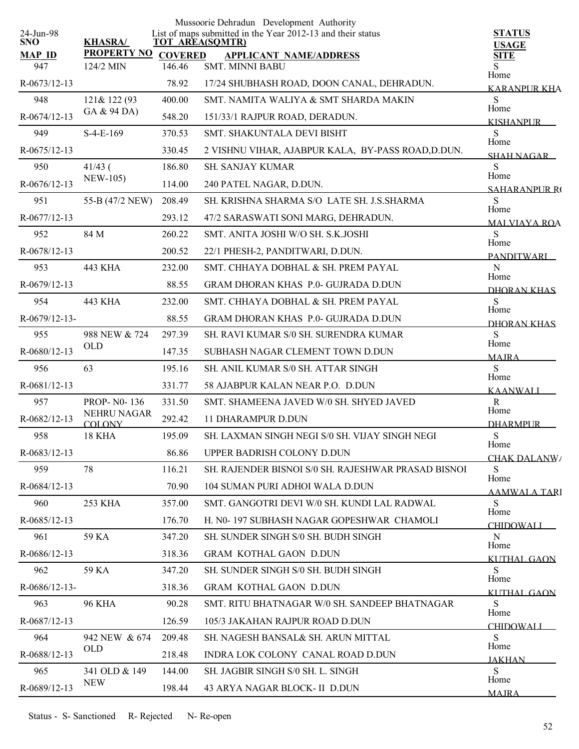Mussoorie Dehradun Development Authority

List of maps submitted in the Year 2012-13 and their status

24-Jun-98

| SNO / MAP ID | KHASRA/ PROPERTY NO | TOT AREA(SQMTR) COVERED | APPLICANT NAME/ADDRESS | STATUS USAGE SITE |
|---|---|---|---|---|
| 947 | 124/2 MIN | 146.46 | SMT. MINNI BABU | S |
| R-0673/12-13 | | 78.92 | 17/24 SHUBHASH ROAD, DOON CANAL, DEHRADUN. | Home KARANPUR KHA |
| 948 | 121& 122 (93 GA & 94 DA) | 400.00 | SMT. NAMITA WALIYA & SMT SHARDA MAKIN | S |
| R-0674/12-13 | | 548.20 | 151/33/1 RAJPUR ROAD, DERADUN. | Home KISHANPUR |
| 949 | S-4-E-169 | 370.53 | SMT. SHAKUNTALA DEVI BISHT | S |
| R-0675/12-13 | | 330.45 | 2 VISHNU VIHAR, AJABPUR KALA, BY-PASS ROAD,D.DUN. | Home SHAH NAGAR |
| 950 | 41/43 ( NEW-105) | 186.80 | SH. SANJAY KUMAR | S |
| R-0676/12-13 | | 114.00 | 240 PATEL NAGAR, D.DUN. | Home SAHARANPUR R( |
| 951 | 55-B (47/2 NEW) | 208.49 | SH. KRISHNA SHARMA S/O LATE SH. J.S.SHARMA | S |
| R-0677/12-13 | | 293.12 | 47/2 SARASWATI SONI MARG, DEHRADUN. | Home MALVIAYA ROA |
| 952 | 84 M | 260.22 | SMT. ANITA JOSHI W/O SH. S.K.JOSHI | S |
| R-0678/12-13 | | 200.52 | 22/1 PHESH-2, PANDITWARI, D.DUN. | Home PANDITWARI |
| 953 | 443 KHA | 232.00 | SMT. CHHAYA DOBHAL & SH. PREM PAYAL | N |
| R-0679/12-13 | | 88.55 | GRAM DHORAN KHAS P.0- GUJRADA D.DUN | Home DHORAN KHAS |
| 954 | 443 KHA | 232.00 | SMT. CHHAYA DOBHAL & SH. PREM PAYAL | S |
| R-0679/12-13- | | 88.55 | GRAM DHORAN KHAS P.0- GUJRADA D.DUN | Home DHORAN KHAS |
| 955 | 988 NEW & 724 OLD | 297.39 | SH. RAVI KUMAR S/0 SH. SURENDRA KUMAR | S |
| R-0680/12-13 | | 147.35 | SUBHASH NAGAR CLEMENT TOWN D.DUN | Home MAJRA |
| 956 | 63 | 195.16 | SH. ANIL KUMAR S/0 SH. ATTAR SINGH | S |
| R-0681/12-13 | | 331.77 | 58 AJABPUR KALAN NEAR P.O. D.DUN | Home KAANWALI |
| 957 | PROP- N0- 136 NEHRU NAGAR COLONY | 331.50 | SMT. SHAMEENA JAVED W/0 SH. SHYED JAVED | R |
| R-0682/12-13 | | 292.42 | 11 DHARAMPUR D.DUN | Home DHARMPUR |
| 958 | 18 KHA | 195.09 | SH. LAXMAN SINGH NEGI S/0 SH. VIJAY SINGH NEGI | S |
| R-0683/12-13 | | 86.86 | UPPER BADRISH COLONY D.DUN | Home CHAK DALANWA |
| 959 | 78 | 116.21 | SH. RAJENDER BISNOI S/0 SH. RAJESHWAR PRASAD BISNOI | S |
| R-0684/12-13 | | 70.90 | 104 SUMAN PURI ADHOI WALA D.DUN | Home AAMWALA TARI |
| 960 | 253 KHA | 357.00 | SMT. GANGOTRI DEVI W/0 SH. KUNDI LAL RADWAL | S |
| R-0685/12-13 | | 176.70 | H. N0- 197 SUBHASH NAGAR GOPESHWAR CHAMOLI | Home CHIDOWALI |
| 961 | 59 KA | 347.20 | SH. SUNDER SINGH S/0 SH. BUDH SINGH | N |
| R-0686/12-13 | | 318.36 | GRAM KOTHAL GAON D.DUN | Home KUTHAL GAON |
| 962 | 59 KA | 347.20 | SH. SUNDER SINGH S/0 SH. BUDH SINGH | S |
| R-0686/12-13- | | 318.36 | GRAM KOTHAL GAON D.DUN | Home KUTHAL GAON |
| 963 | 96 KHA | 90.28 | SMT. RITU BHATNAGAR W/0 SH. SANDEEP BHATNAGAR | S |
| R-0687/12-13 | | 126.59 | 105/3 JAKAHAN RAJPUR ROAD D.DUN | Home CHIDOWALI |
| 964 | 942 NEW & 674 OLD | 209.48 | SH. NAGESH BANSAL& SH. ARUN MITTAL | S |
| R-0688/12-13 | | 218.48 | INDRA LOK COLONY CANAL ROAD D.DUN | Home JAKHAN |
| 965 | 341 OLD & 149 NEW | 144.00 | SH. JAGBIR SINGH S/0 SH. L. SINGH | S |
| R-0689/12-13 | | 198.44 | 43 ARYA NAGAR BLOCK- II D.DUN | Home MAJRA |

Status - S- Sanctioned R- Rejected N- Re-open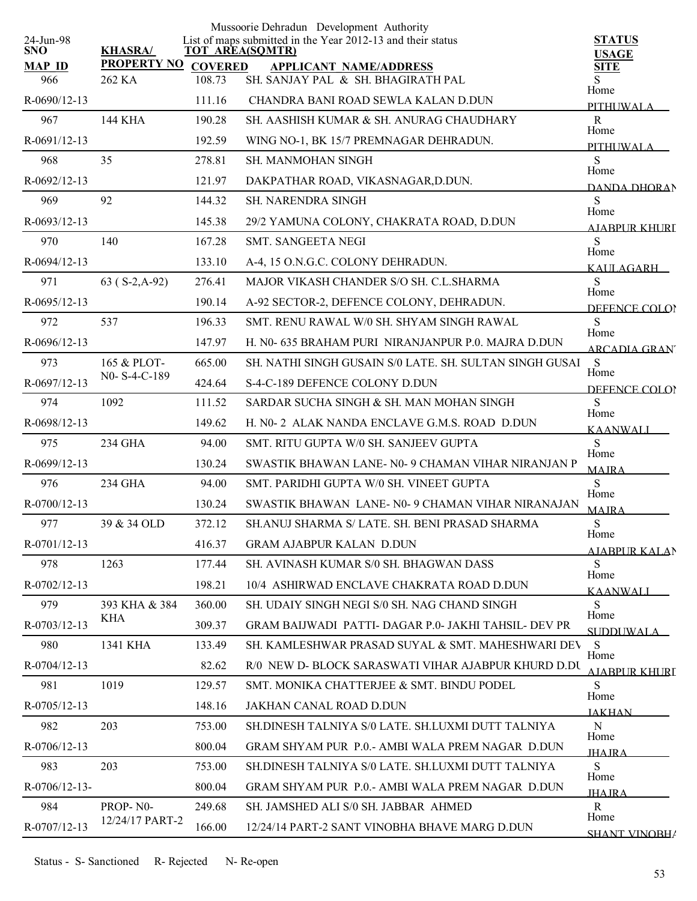Mussoorie Dehradun Development Authority

List of maps submitted in the Year 2012-13 and their status

24-Jun-98

| SNO / MAP ID | KHASRA/ PROPERTY NO | TOT AREA(SQMTR) / COVERED | APPLICANT NAME/ADDRESS | STATUS / USAGE / SITE |
|---|---|---|---|---|
| 966 | 262 KA | 108.73 | SH. SANJAY PAL & SH. BHAGIRATH PAL | S |
| R-0690/12-13 | | 111.16 | CHANDRA BANI ROAD SEWLA KALAN D.DUN | Home PITHUWALA |
| 967 | 144 KHA | 190.28 | SH. AASHISH KUMAR & SH. ANURAG CHAUDHARY | R |
| R-0691/12-13 | | 192.59 | WING NO-1, BK 15/7 PREMNAGAR DEHRADUN. | Home PITHUWALA |
| 968 | 35 | 278.81 | SH. MANMOHAN SINGH | S |
| R-0692/12-13 | | 121.97 | DAKPATHAR ROAD, VIKASNAGAR,D.DUN. | Home DANDA DHORAN |
| 969 | 92 | 144.32 | SH. NARENDRA SINGH | S |
| R-0693/12-13 | | 145.38 | 29/2 YAMUNA COLONY, CHAKRATA ROAD, D.DUN | Home AJABPUR KHURD |
| 970 | 140 | 167.28 | SMT. SANGEETA NEGI | S |
| R-0694/12-13 | | 133.10 | A-4, 15 O.N.G.C. COLONY DEHRADUN. | Home KAULAGARH |
| 971 | 63 ( S-2,A-92) | 276.41 | MAJOR VIKASH CHANDER S/O SH. C.L.SHARMA | S |
| R-0695/12-13 | | 190.14 | A-92 SECTOR-2, DEFENCE COLONY, DEHRADUN. | Home DEFENCE COLON |
| 972 | 537 | 196.33 | SMT. RENU RAWAL W/0 SH. SHYAM SINGH RAWAL | S |
| R-0696/12-13 | | 147.97 | H. N0- 635 BRAHAM PURI NIRANJANPUR P.0. MAJRA D.DUN | Home ARCADIA GRANT |
| 973 | 165 & PLOT- N0- S-4-C-189 | 665.00 | SH. NATHI SINGH GUSAIN S/0 LATE. SH. SULTAN SINGH GUSAI | S |
| R-0697/12-13 | | 424.64 | S-4-C-189 DEFENCE COLONY D.DUN | Home DEFENCE COLON |
| 974 | 1092 | 111.52 | SARDAR SUCHA SINGH & SH. MAN MOHAN SINGH | S |
| R-0698/12-13 | | 149.62 | H. N0- 2 ALAK NANDA ENCLAVE G.M.S. ROAD D.DUN | Home KAANWALI |
| 975 | 234 GHA | 94.00 | SMT. RITU GUPTA W/0 SH. SANJEEV GUPTA | S |
| R-0699/12-13 | | 130.24 | SWASTIK BHAWAN LANE- N0- 9 CHAMAN VIHAR NIRANJAN P | Home MAJRA |
| 976 | 234 GHA | 94.00 | SMT. PARIDHI GUPTA W/0 SH. VINEET GUPTA | S |
| R-0700/12-13 | | 130.24 | SWASTIK BHAWAN LANE- N0- 9 CHAMAN VIHAR NIRANAJAN | Home MAJRA |
| 977 | 39 & 34 OLD | 372.12 | SH.ANUJ SHARMA S/ LATE. SH. BENI PRASAD SHARMA | S |
| R-0701/12-13 | | 416.37 | GRAM AJABPUR KALAN D.DUN | Home AJABPUR KALAN |
| 978 | 1263 | 177.44 | SH. AVINASH KUMAR S/0 SH. BHAGWAN DASS | S |
| R-0702/12-13 | | 198.21 | 10/4 ASHIRWAD ENCLAVE CHAKRATA ROAD D.DUN | Home KAANWALI |
| 979 | 393 KHA & 384 KHA | 360.00 | SH. UDAIY SINGH NEGI S/0 SH. NAG CHAND SINGH | S |
| R-0703/12-13 | | 309.37 | GRAM BAIJWADI PATTI- DAGAR P.0- JAKHI TAHSIL- DEV PR | Home SUDDUWALA |
| 980 | 1341 KHA | 133.49 | SH. KAMLESHWAR PRASAD SUYAL & SMT. MAHESHWARI DEV | S |
| R-0704/12-13 | | 82.62 | R/0 NEW D- BLOCK SARASWATI VIHAR AJABPUR KHURD D.DU | Home AJABPUR KHURD |
| 981 | 1019 | 129.57 | SMT. MONIKA CHATTERJEE & SMT. BINDU PODEL | S |
| R-0705/12-13 | | 148.16 | JAKHAN CANAL ROAD D.DUN | Home JAKHAN |
| 982 | 203 | 753.00 | SH.DINESH TALNIYA S/0 LATE. SH.LUXMI DUTT TALNIYA | N |
| R-0706/12-13 | | 800.04 | GRAM SHYAM PUR P.0.- AMBI WALA PREM NAGAR D.DUN | Home JHAJRA |
| 983 | 203 | 753.00 | SH.DINESH TALNIYA S/0 LATE. SH.LUXMI DUTT TALNIYA | S |
| R-0706/12-13- | | 800.04 | GRAM SHYAM PUR P.0.- AMBI WALA PREM NAGAR D.DUN | Home JHAJRA |
| 984 | PROP- N0- 12/24/17 PART-2 | 249.68 | SH. JAMSHED ALI S/0 SH. JABBAR AHMED | R |
| R-0707/12-13 | | 166.00 | 12/24/14 PART-2 SANT VINOBHA BHAVE MARG D.DUN | Home SHANT VINOBHA |

Status - S- Sanctioned R- Rejected N- Re-open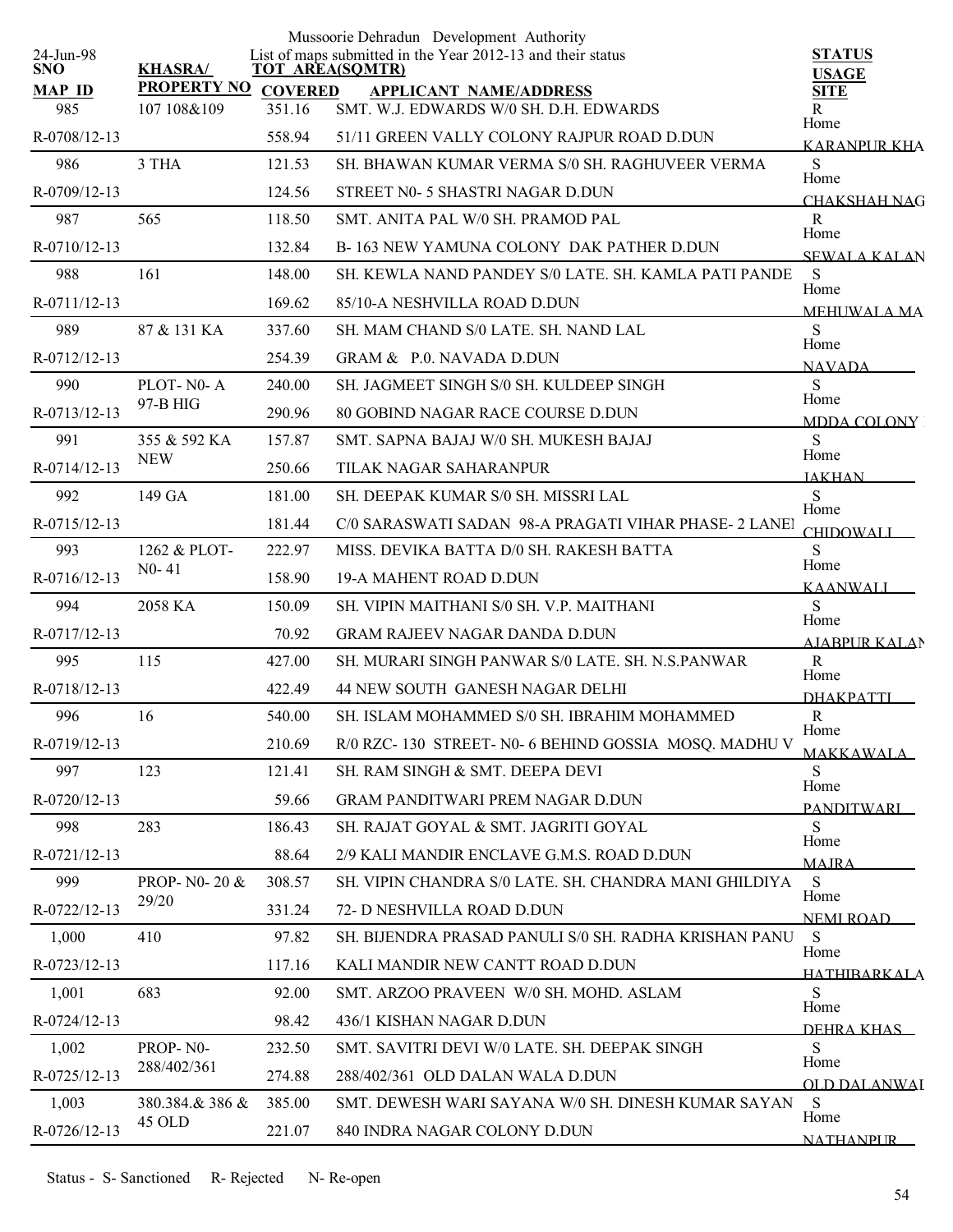Mussoorie Dehradun Development Authority

List of maps submitted in the Year 2012-13 and their status

24-Jun-98

| SNO / MAP_ID | KHASRA/ PROPERTY NO | TOT AREA(SQMTR) / COVERED | APPLICANT NAME/ADDRESS | STATUS / USAGE / SITE |
|---|---|---|---|---|
| 985 | 107 108&109 | 351.16 | SMT. W.J. EDWARDS W/0 SH. D.H. EDWARDS | R |
| R-0708/12-13 | | 558.94 | 51/11 GREEN VALLY COLONY RAJPUR ROAD D.DUN | Home KARANPUR KHA |
| 986 | 3 THA | 121.53 | SH. BHAWAN KUMAR VERMA S/0 SH. RAGHUVEER VERMA | S |
| R-0709/12-13 | | 124.56 | STREET N0- 5 SHASTRI NAGAR D.DUN | Home CHAKSHAH NAG |
| 987 | 565 | 118.50 | SMT. ANITA PAL W/0 SH. PRAMOD PAL | R |
| R-0710/12-13 | | 132.84 | B- 163 NEW YAMUNA COLONY DAK PATHER D.DUN | Home SEWALA KALAN |
| 988 | 161 | 148.00 | SH. KEWLA NAND PANDEY S/0 LATE. SH. KAMLA PATI PANDE | S |
| R-0711/12-13 | | 169.62 | 85/10-A NESHVILLA ROAD D.DUN | Home MEHUWALA MA |
| 989 | 87 & 131 KA | 337.60 | SH. MAM CHAND S/0 LATE. SH. NAND LAL | S |
| R-0712/12-13 | | 254.39 | GRAM & P.0. NAVADA D.DUN | Home NAVADA |
| 990 | PLOT- N0- A 97-B HIG | 240.00 | SH. JAGMEET SINGH S/0 SH. KULDEEP SINGH | S |
| R-0713/12-13 | | 290.96 | 80 GOBIND NAGAR RACE COURSE D.DUN | Home MDDA COLONY |
| 991 | 355 & 592 KA NEW | 157.87 | SMT. SAPNA BAJAJ W/0 SH. MUKESH BAJAJ | S |
| R-0714/12-13 | | 250.66 | TILAK NAGAR SAHARANPUR | Home JAKHAN |
| 992 | 149 GA | 181.00 | SH. DEEPAK KUMAR S/0 SH. MISSRI LAL | S |
| R-0715/12-13 | | 181.44 | C/0 SARASWATI SADAN 98-A PRAGATI VIHAR PHASE- 2 LANE | Home CHIDOWALI |
| 993 | 1262 & PLOT- N0- 41 | 222.97 | MISS. DEVIKA BATTA D/0 SH. RAKESH BATTA | S |
| R-0716/12-13 | | 158.90 | 19-A MAHENT ROAD D.DUN | Home KAANWALI |
| 994 | 2058 KA | 150.09 | SH. VIPIN MAITHANI S/0 SH. V.P. MAITHANI | S |
| R-0717/12-13 | | 70.92 | GRAM RAJEEV NAGAR DANDA D.DUN | Home AJABPUR KALAN |
| 995 | 115 | 427.00 | SH. MURARI SINGH PANWAR S/0 LATE. SH. N.S.PANWAR | R |
| R-0718/12-13 | | 422.49 | 44 NEW SOUTH GANESH NAGAR DELHI | Home DHAKPATTI |
| 996 | 16 | 540.00 | SH. ISLAM MOHAMMED S/0 SH. IBRAHIM MOHAMMED | R |
| R-0719/12-13 | | 210.69 | R/0 RZC- 130 STREET- N0- 6 BEHIND GOSSIA MOSQ. MADHU V | Home MAKKAWALA |
| 997 | 123 | 121.41 | SH. RAM SINGH & SMT. DEEPA DEVI | S |
| R-0720/12-13 | | 59.66 | GRAM PANDITWARI PREM NAGAR D.DUN | Home PANDITWARI |
| 998 | 283 | 186.43 | SH. RAJAT GOYAL & SMT. JAGRITI GOYAL | S |
| R-0721/12-13 | | 88.64 | 2/9 KALI MANDIR ENCLAVE G.M.S. ROAD D.DUN | Home MAJRA |
| 999 | PROP- N0- 20 & 29/20 | 308.57 | SH. VIPIN CHANDRA S/0 LATE. SH. CHANDRA MANI GHILDIYA | S |
| R-0722/12-13 | | 331.24 | 72- D NESHVILLA ROAD D.DUN | Home NEMI ROAD |
| 1,000 | 410 | 97.82 | SH. BIJENDRA PRASAD PANULI S/0 SH. RADHA KRISHAN PANU | S |
| R-0723/12-13 | | 117.16 | KALI MANDIR NEW CANTT ROAD D.DUN | Home HATHIBARKALA |
| 1,001 | 683 | 92.00 | SMT. ARZOO PRAVEEN W/0 SH. MOHD. ASLAM | S |
| R-0724/12-13 | | 98.42 | 436/1 KISHAN NAGAR D.DUN | Home DEHRA KHAS |
| 1,002 | PROP- N0- 288/402/361 | 232.50 | SMT. SAVITRI DEVI W/0 LATE. SH. DEEPAK SINGH | S |
| R-0725/12-13 | | 274.88 | 288/402/361 OLD DALAN WALA D.DUN | Home OLD DALANWAL |
| 1,003 | 380.384.& 386 & 45 OLD | 385.00 | SMT. DEWESH WARI SAYANA W/0 SH. DINESH KUMAR SAYAN | S |
| R-0726/12-13 | | 221.07 | 840 INDRA NAGAR COLONY D.DUN | Home NATHANPUR |

Status - S- Sanctioned R- Rejected N- Re-open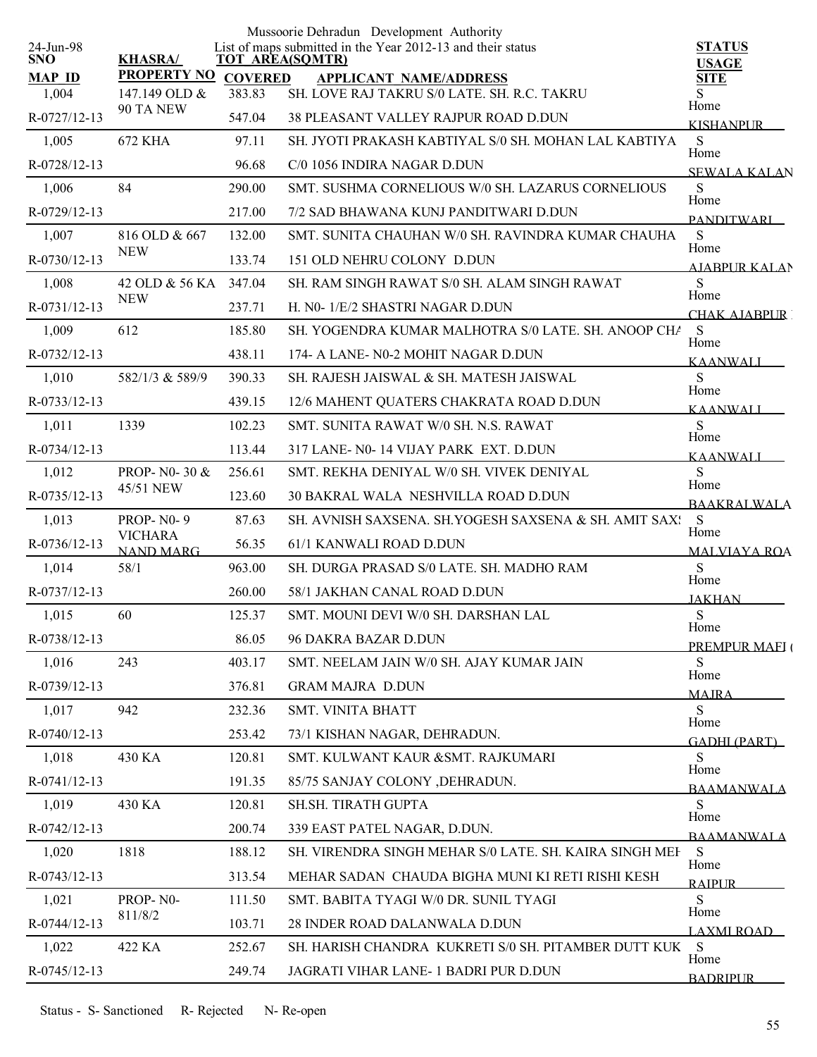Mussoorie Dehradun Development Authority

List of maps submitted in the Year 2012-13 and their status

24-Jun-98

| SNO / MAP ID | KHASRA/ PROPERTY NO | TOT AREA(SQMTR) / COVERED | APPLICANT NAME/ADDRESS | STATUS / USAGE / SITE |
|---|---|---|---|---|
| 1,004<br>R-0727/12-13 | 147.149 OLD & 90 TA NEW | 383.83<br>547.04 | SH. LOVE RAJ TAKRU S/0 LATE. SH. R.C. TAKRU<br>38 PLEASANT VALLEY RAJPUR ROAD D.DUN | S<br>Home<br>KISHANPUR |
| 1,005<br>R-0728/12-13 | 672 KHA | 97.11<br>96.68 | SH. JYOTI PRAKASH KABTIYAL S/0 SH. MOHAN LAL KABTIYA<br>C/0 1056 INDIRA NAGAR D.DUN | S<br>Home<br>SEWALA KALAN |
| 1,006<br>R-0729/12-13 | 84 | 290.00<br>217.00 | SMT. SUSHMA CORNELIOUS W/0 SH. LAZARUS CORNELIOUS<br>7/2 SAD BHAWANA KUNJ PANDITWARI D.DUN | S<br>Home<br>PANDITWARI |
| 1,007<br>R-0730/12-13 | 816 OLD & 667 NEW | 132.00<br>133.74 | SMT. SUNITA CHAUHAN W/0 SH. RAVINDRA KUMAR CHAUHA<br>151 OLD NEHRU COLONY D.DUN | S<br>Home<br>AJABPUR KALAN |
| 1,008<br>R-0731/12-13 | 42 OLD & 56 KA NEW | 347.04<br>237.71 | SH. RAM SINGH RAWAT S/0 SH. ALAM SINGH RAWAT<br>H. N0- 1/E/2 SHASTRI NAGAR D.DUN | S<br>Home<br>CHAK AJABPUR |
| 1,009<br>R-0732/12-13 | 612 | 185.80<br>438.11 | SH. YOGENDRA KUMAR MALHOTRA S/0 LATE. SH. ANOOP CHA<br>174- A LANE- N0-2 MOHIT NAGAR D.DUN | S<br>Home<br>KAANWALI |
| 1,010<br>R-0733/12-13 | 582/1/3 & 589/9 | 390.33<br>439.15 | SH. RAJESH JAISWAL & SH. MATESH JAISWAL<br>12/6 MAHENT QUATERS CHAKRATA ROAD D.DUN | S<br>Home<br>KAANWALI |
| 1,011<br>R-0734/12-13 | 1339 | 102.23<br>113.44 | SMT. SUNITA RAWAT W/0 SH. N.S. RAWAT<br>317 LANE- N0- 14 VIJAY PARK EXT. D.DUN | S<br>Home<br>KAANWALI |
| 1,012<br>R-0735/12-13 | PROP- N0- 30 & 45/51 NEW | 256.61<br>123.60 | SMT. REKHA DENIYAL W/0 SH. VIVEK DENIYAL<br>30 BAKRAL WALA NESHVILLA ROAD D.DUN | S<br>Home<br>BAAKRALWALA |
| 1,013<br>R-0736/12-13 | PROP- N0- 9 VICHARA NAND MARG | 87.63<br>56.35 | SH. AVNISH SAXSENA. SH.YOGESH SAXSENA & SH. AMIT SAX<br>61/1 KANWALI ROAD D.DUN | S<br>Home<br>MALVIAYA ROA |
| 1,014<br>R-0737/12-13 | 58/1 | 963.00<br>260.00 | SH. DURGA PRASAD S/0 LATE. SH. MADHO RAM<br>58/1 JAKHAN CANAL ROAD D.DUN | S<br>Home<br>JAKHAN |
| 1,015<br>R-0738/12-13 | 60 | 125.37<br>86.05 | SMT. MOUNI DEVI W/0 SH. DARSHAN LAL<br>96 DAKRA BAZAR D.DUN | S<br>Home<br>PREMPUR MAFI ( |
| 1,016<br>R-0739/12-13 | 243 | 403.17<br>376.81 | SMT. NEELAM JAIN W/0 SH. AJAY KUMAR JAIN<br>GRAM MAJRA D.DUN | S<br>Home<br>MAJRA |
| 1,017<br>R-0740/12-13 | 942 | 232.36<br>253.42 | SMT. VINITA BHATT<br>73/1 KISHAN NAGAR, DEHRADUN. | S<br>Home<br>GADHI (PART) |
| 1,018<br>R-0741/12-13 | 430 KA | 120.81<br>191.35 | SMT. KULWANT KAUR &SMT. RAJKUMARI<br>85/75 SANJAY COLONY ,DEHRADUN. | S<br>Home<br>BAAMANWALA |
| 1,019<br>R-0742/12-13 | 430 KA | 120.81<br>200.74 | SH.SH. TIRATH GUPTA<br>339 EAST PATEL NAGAR, D.DUN. | S<br>Home<br>BAAMANWALA |
| 1,020<br>R-0743/12-13 | 1818 | 188.12<br>313.54 | SH. VIRENDRA SINGH MEHAR S/0 LATE. SH. KAIRA SINGH MEH<br>MEHAR SADAN CHAUDA BIGHA MUNI KI RETI RISHI KESH | S<br>Home<br>RAIPUR |
| 1,021<br>R-0744/12-13 | PROP- N0- 811/8/2 | 111.50<br>103.71 | SMT. BABITA TYAGI W/0 DR. SUNIL TYAGI<br>28 INDER ROAD DALANWALA D.DUN | S<br>Home<br>LAXMI ROAD |
| 1,022<br>R-0745/12-13 | 422 KA | 252.67<br>249.74 | SH. HARISH CHANDRA KUKRETI S/0 SH. PITAMBER DUTT KUK<br>JAGRATI VIHAR LANE- 1 BADRI PUR D.DUN | S<br>Home<br>BADRIPUR |

Status - S- Sanctioned R- Rejected N- Re-open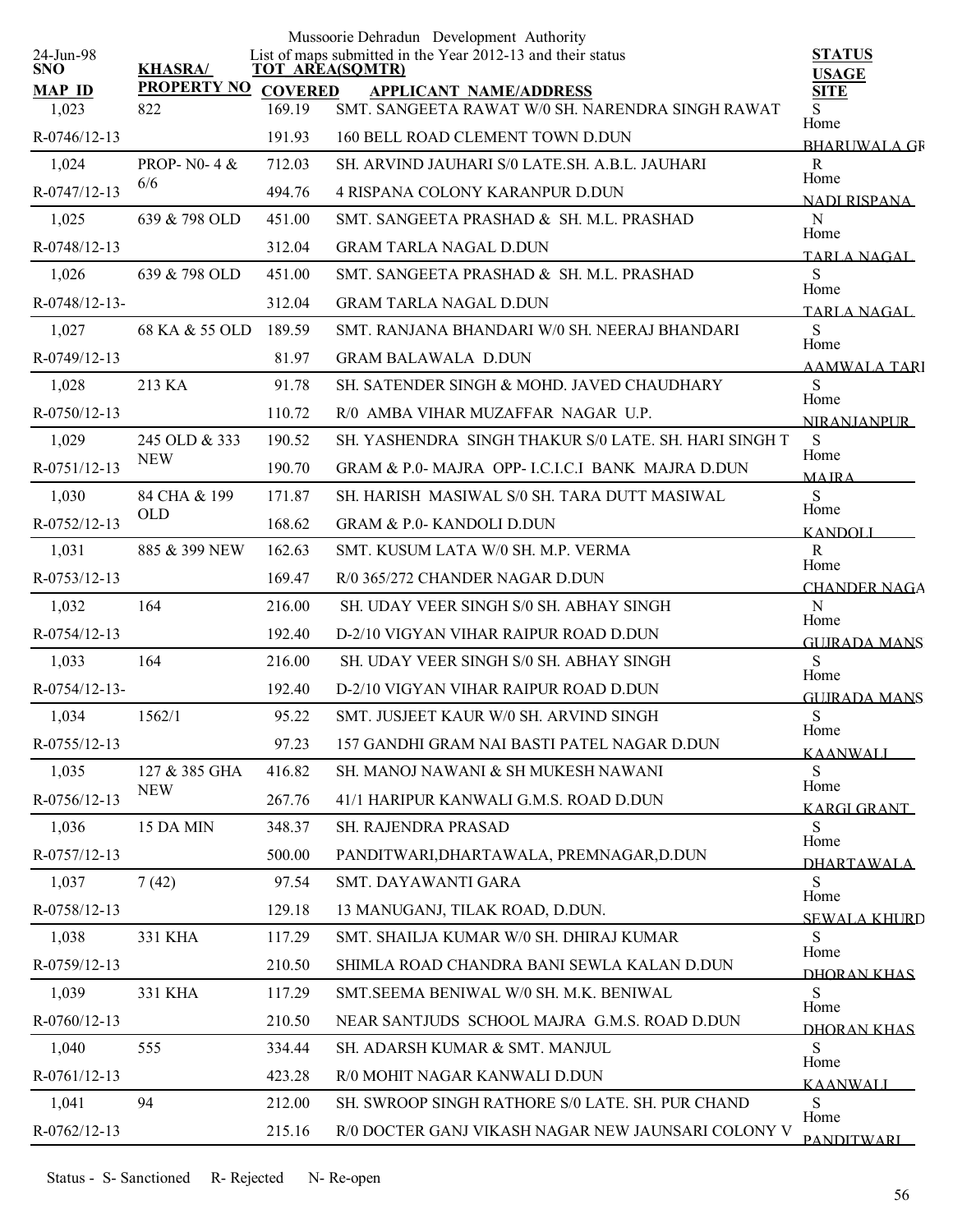Mussoorie Dehradun Development Authority

List of maps submitted in the Year 2012-13 and their status

24-Jun-98

| SNO / MAP ID | KHASRA/ PROPERTY NO | TOT AREA(SQMTR) / COVERED | APPLICANT NAME/ADDRESS | STATUS / USAGE / SITE |
|---|---|---|---|---|
| 1,023 | 822 | 169.19 | SMT. SANGEETA RAWAT W/0 SH. NARENDRA SINGH RAWAT | S |
| R-0746/12-13 | | 191.93 | 160 BELL ROAD CLEMENT TOWN D.DUN | Home BHARUWALA GR |
| 1,024 | PROP- N0- 4 & 6/6 | 712.03 | SH. ARVIND JAUHARI S/0 LATE.SH. A.B.L. JAUHARI | R |
| R-0747/12-13 | | 494.76 | 4 RISPANA COLONY KARANPUR D.DUN | Home NADI RISPANA |
| 1,025 | 639 & 798 OLD | 451.00 | SMT. SANGEETA PRASHAD & SH. M.L. PRASHAD | N |
| R-0748/12-13 | | 312.04 | GRAM TARLA NAGAL D.DUN | Home TARLA NAGAL |
| 1,026 | 639 & 798 OLD | 451.00 | SMT. SANGEETA PRASHAD & SH. M.L. PRASHAD | S |
| R-0748/12-13- | | 312.04 | GRAM TARLA NAGAL D.DUN | Home TARLA NAGAL |
| 1,027 | 68 KA & 55 OLD | 189.59 | SMT. RANJANA BHANDARI W/0 SH. NEERAJ BHANDARI | S |
| R-0749/12-13 | | 81.97 | GRAM BALAWALA D.DUN | Home AAMWALA TARI |
| 1,028 | 213 KA | 91.78 | SH. SATENDER SINGH & MOHD. JAVED CHAUDHARY | S |
| R-0750/12-13 | | 110.72 | R/0 AMBA VIHAR MUZAFFAR NAGAR U.P. | Home NIRANJANPUR |
| 1,029 | 245 OLD & 333 NEW | 190.52 | SH. YASHENDRA SINGH THAKUR S/0 LATE. SH. HARI SINGH T | S |
| R-0751/12-13 | | 190.70 | GRAM & P.0- MAJRA OPP- I.C.I.C.I BANK MAJRA D.DUN | Home MAJRA |
| 1,030 | 84 CHA & 199 OLD | 171.87 | SH. HARISH MASIWAL S/0 SH. TARA DUTT MASIWAL | S |
| R-0752/12-13 | | 168.62 | GRAM & P.0- KANDOLI D.DUN | Home KANDOLI |
| 1,031 | 885 & 399 NEW | 162.63 | SMT. KUSUM LATA W/0 SH. M.P. VERMA | R |
| R-0753/12-13 | | 169.47 | R/0 365/272 CHANDER NAGAR D.DUN | Home CHANDER NAGA |
| 1,032 | 164 | 216.00 | SH. UDAY VEER SINGH S/0 SH. ABHAY SINGH | N |
| R-0754/12-13 | | 192.40 | D-2/10 VIGYAN VIHAR RAIPUR ROAD D.DUN | Home GUJRADA MANS |
| 1,033 | 164 | 216.00 | SH. UDAY VEER SINGH S/0 SH. ABHAY SINGH | S |
| R-0754/12-13- | | 192.40 | D-2/10 VIGYAN VIHAR RAIPUR ROAD D.DUN | Home GUJRADA MANS |
| 1,034 | 1562/1 | 95.22 | SMT. JUSJEET KAUR W/0 SH. ARVIND SINGH | S |
| R-0755/12-13 | | 97.23 | 157 GANDHI GRAM NAI BASTI PATEL NAGAR D.DUN | Home KAANWALI |
| 1,035 | 127 & 385 GHA NEW | 416.82 | SH. MANOJ NAWANI & SH MUKESH NAWANI | S |
| R-0756/12-13 | | 267.76 | 41/1 HARIPUR KANWALI G.M.S. ROAD D.DUN | Home KARGI GRANT |
| 1,036 | 15 DA MIN | 348.37 | SH. RAJENDRA PRASAD | S |
| R-0757/12-13 | | 500.00 | PANDITWARI,DHARTAWALA, PREMNAGAR,D.DUN | Home DHARTAWALA |
| 1,037 | 7 (42) | 97.54 | SMT. DAYAWANTI GARA | S |
| R-0758/12-13 | | 129.18 | 13 MANUGANJ, TILAK ROAD, D.DUN. | Home SEWALA KHURD |
| 1,038 | 331 KHA | 117.29 | SMT. SHAILJA KUMAR W/0 SH. DHIRAJ KUMAR | S |
| R-0759/12-13 | | 210.50 | SHIMLA ROAD CHANDRA BANI SEWLA KALAN D.DUN | Home DHORAN KHAS |
| 1,039 | 331 KHA | 117.29 | SMT.SEEMA BENIWAL W/0 SH. M.K. BENIWAL | S |
| R-0760/12-13 | | 210.50 | NEAR SANTJUDS SCHOOL MAJRA G.M.S. ROAD D.DUN | Home DHORAN KHAS |
| 1,040 | 555 | 334.44 | SH. ADARSH KUMAR & SMT. MANJUL | S |
| R-0761/12-13 | | 423.28 | R/0 MOHIT NAGAR KANWALI D.DUN | Home KAANWALI |
| 1,041 | 94 | 212.00 | SH. SWROOP SINGH RATHORE S/0 LATE. SH. PUR CHAND | S |
| R-0762/12-13 | | 215.16 | R/0 DOCTER GANJ VIKASH NAGAR NEW JAUNSARI COLONY V | Home PANDITWARI |

Status - S- Sanctioned R- Rejected N- Re-open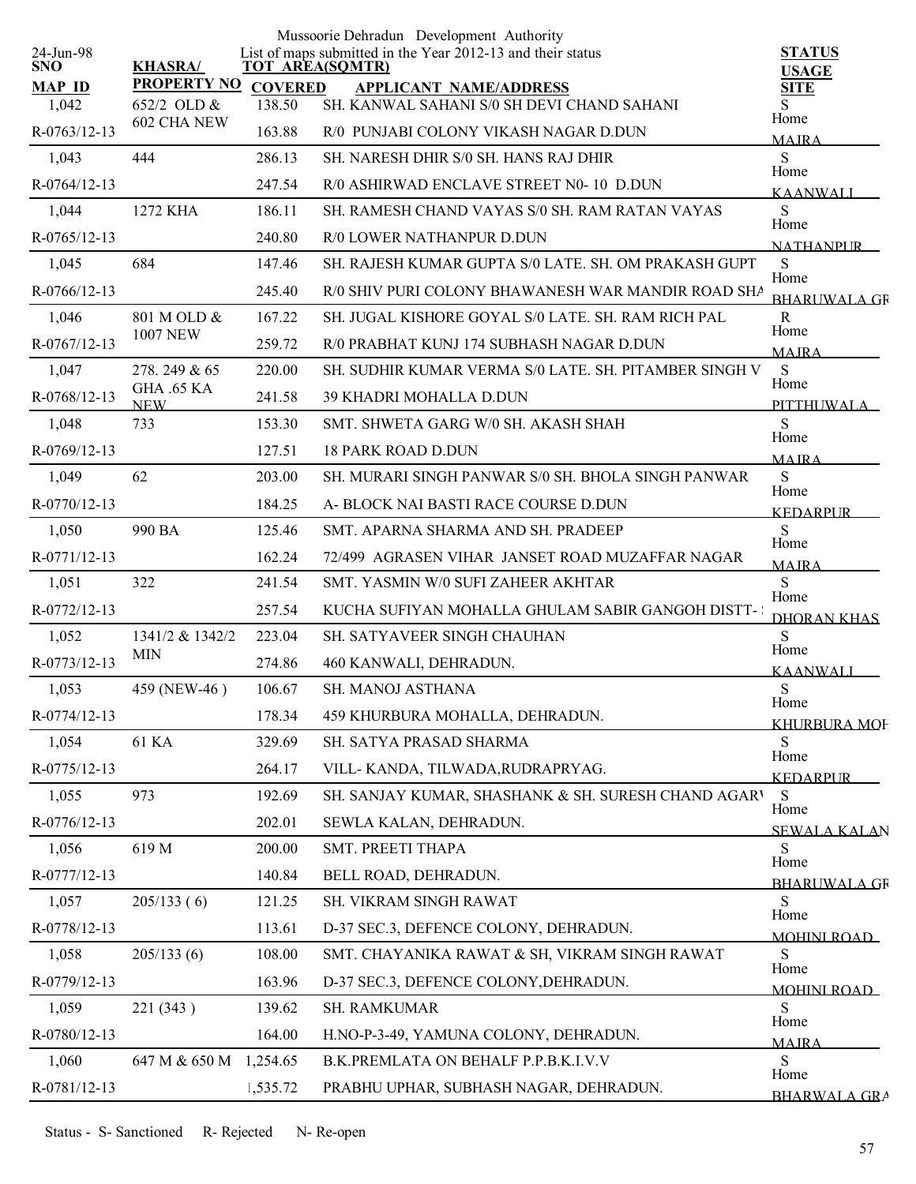Mussoorie Dehradun Development Authority

24-Jun-98

List of maps submitted in the Year 2012-13 and their status

| SNO / MAP_ID | KHASRA/ PROPERTY NO | TOT AREA(SQMTR) / COVERED | APPLICANT NAME/ADDRESS | STATUS / USAGE / SITE |
|---|---|---|---|---|
| 1,042 | 652/2 OLD & 602 CHA NEW | 138.50 | SH. KANWAL SAHANI S/0 SH DEVI CHAND SAHANI | S |
| R-0763/12-13 | | 163.88 | R/0 PUNJABI COLONY VIKASH NAGAR D.DUN | Home MAJRA |
| 1,043 | 444 | 286.13 | SH. NARESH DHIR S/0 SH. HANS RAJ DHIR | S |
| R-0764/12-13 | | 247.54 | R/0 ASHIRWAD ENCLAVE STREET N0- 10 D.DUN | Home KAANWALI |
| 1,044 | 1272 KHA | 186.11 | SH. RAMESH CHAND VAYAS S/0 SH. RAM RATAN VAYAS | S |
| R-0765/12-13 | | 240.80 | R/0 LOWER NATHANPUR D.DUN | Home NATHANPUR |
| 1,045 | 684 | 147.46 | SH. RAJESH KUMAR GUPTA S/0 LATE. SH. OM PRAKASH GUPT | S |
| R-0766/12-13 | | 245.40 | R/0 SHIV PURI COLONY BHAWANESH WAR MANDIR ROAD SHA | Home BHARUWALA GR |
| 1,046 | 801 M OLD & 1007 NEW | 167.22 | SH. JUGAL KISHORE GOYAL S/0 LATE. SH. RAM RICH PAL | R |
| R-0767/12-13 | | 259.72 | R/0 PRABHAT KUNJ 174 SUBHASH NAGAR D.DUN | Home MAJRA |
| 1,047 | 278. 249 & 65 GHA .65 KA NEW | 220.00 | SH. SUDHIR KUMAR VERMA S/0 LATE. SH. PITAMBER SINGH V | S |
| R-0768/12-13 | | 241.58 | 39 KHADRI MOHALLA D.DUN | Home PITTHUWALA |
| 1,048 | 733 | 153.30 | SMT. SHWETA GARG W/0 SH. AKASH SHAH | S |
| R-0769/12-13 | | 127.51 | 18 PARK ROAD D.DUN | Home MAJRA |
| 1,049 | 62 | 203.00 | SH. MURARI SINGH PANWAR S/0 SH. BHOLA SINGH PANWAR | S |
| R-0770/12-13 | | 184.25 | A- BLOCK NAI BASTI RACE COURSE D.DUN | Home KEDARPUR |
| 1,050 | 990 BA | 125.46 | SMT. APARNA SHARMA AND SH. PRADEEP | S |
| R-0771/12-13 | | 162.24 | 72/499 AGRASEN VIHAR JANSET ROAD MUZAFFAR NAGAR | Home MAJRA |
| 1,051 | 322 | 241.54 | SMT. YASMIN W/0 SUFI ZAHEER AKHTAR | S |
| R-0772/12-13 | | 257.54 | KUCHA SUFIYAN MOHALLA GHULAM SABIR GANGOH DISTT- | Home DHORAN KHAS |
| 1,052 | 1341/2 & 1342/2 MIN | 223.04 | SH. SATYAVEER SINGH CHAUHAN | S |
| R-0773/12-13 | | 274.86 | 460 KANWALI, DEHRADUN. | Home KAANWALI |
| 1,053 | 459 (NEW-46 ) | 106.67 | SH. MANOJ ASTHANA | S |
| R-0774/12-13 | | 178.34 | 459 KHURBURA MOHALLA, DEHRADUN. | Home KHURBURA MOH |
| 1,054 | 61 KA | 329.69 | SH. SATYA PRASAD SHARMA | S |
| R-0775/12-13 | | 264.17 | VILL- KANDA, TILWADA,RUDRAPRYAG. | Home KEDARPUR |
| 1,055 | 973 | 192.69 | SH. SANJAY KUMAR, SHASHANK & SH. SURESH CHAND AGARV | S |
| R-0776/12-13 | | 202.01 | SEWLA KALAN, DEHRADUN. | Home SEWALA KALAN |
| 1,056 | 619 M | 200.00 | SMT. PREETI THAPA | S |
| R-0777/12-13 | | 140.84 | BELL ROAD, DEHRADUN. | Home BHARUWALA GR |
| 1,057 | 205/133 ( 6) | 121.25 | SH. VIKRAM SINGH RAWAT | S |
| R-0778/12-13 | | 113.61 | D-37 SEC.3, DEFENCE COLONY, DEHRADUN. | Home MOHINI ROAD |
| 1,058 | 205/133 (6) | 108.00 | SMT. CHAYANIKA RAWAT & SH, VIKRAM SINGH RAWAT | S |
| R-0779/12-13 | | 163.96 | D-37 SEC.3, DEFENCE COLONY,DEHRADUN. | Home MOHINI ROAD |
| 1,059 | 221 (343 ) | 139.62 | SH. RAMKUMAR | S |
| R-0780/12-13 | | 164.00 | H.NO-P-3-49, YAMUNA COLONY, DEHRADUN. | Home MAJRA |
| 1,060 | 647 M & 650 M | 1,254.65 | B.K.PREMLATA ON BEHALF P.P.B.K.I.V.V | S |
| R-0781/12-13 | | 1,535.72 | PRABHU UPHAR, SUBHASH NAGAR, DEHRADUN. | Home BHARWALA GRA |

Status - S- Sanctioned R- Rejected N- Re-open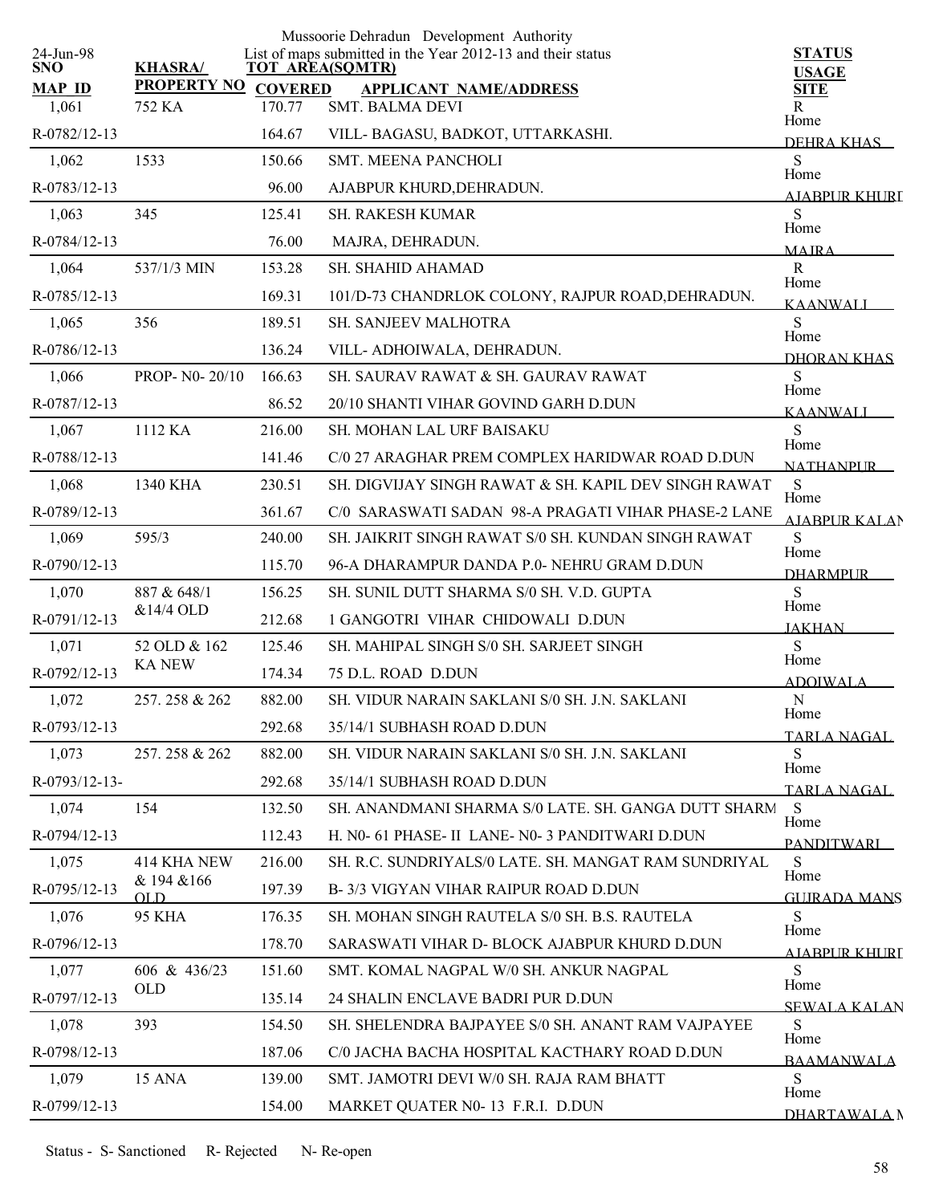Mussoorie Dehradun Development Authority

24-Jun-98

List of maps submitted in the Year 2012-13 and their status

| SNO / MAP ID | KHASRA/ PROPERTY NO | TOT AREA(SQMTR) / COVERED | APPLICANT NAME/ADDRESS | STATUS / USAGE / SITE |
|---|---|---|---|---|
| 1,061 | 752 KA | 170.77 | SMT. BALMA DEVI | R |
| R-0782/12-13 | | 164.67 | VILL- BAGASU, BADKOT, UTTARKASHI. | Home DEHRA KHAS |
| 1,062 | 1533 | 150.66 | SMT. MEENA PANCHOLI | S |
| R-0783/12-13 | | 96.00 | AJABPUR KHURD,DEHRADUN. | Home AJABPUR KHURD |
| 1,063 | 345 | 125.41 | SH. RAKESH KUMAR | S |
| R-0784/12-13 | | 76.00 | MAJRA, DEHRADUN. | Home MAJRA |
| 1,064 | 537/1/3 MIN | 153.28 | SH. SHAHID AHAMAD | R |
| R-0785/12-13 | | 169.31 | 101/D-73 CHANDRLOK COLONY, RAJPUR ROAD,DEHRADUN. | Home KAANWALI |
| 1,065 | 356 | 189.51 | SH. SANJEEV MALHOTRA | S |
| R-0786/12-13 | | 136.24 | VILL- ADHOIWALA, DEHRADUN. | Home DHORAN KHAS |
| 1,066 | PROP- N0- 20/10 | 166.63 | SH. SAURAV RAWAT & SH. GAURAV RAWAT | S |
| R-0787/12-13 | | 86.52 | 20/10 SHANTI VIHAR GOVIND GARH D.DUN | Home KAANWALI |
| 1,067 | 1112 KA | 216.00 | SH. MOHAN LAL URF BAISAKU | S |
| R-0788/12-13 | | 141.46 | C/0 27 ARAGHAR PREM COMPLEX HARIDWAR ROAD D.DUN | Home NATHANPUR |
| 1,068 | 1340 KHA | 230.51 | SH. DIGVIJAY SINGH RAWAT & SH. KAPIL DEV SINGH RAWAT | S |
| R-0789/12-13 | | 361.67 | C/0 SARASWATI SADAN 98-A PRAGATI VIHAR PHASE-2 LANE | Home AJABPUR KALAN |
| 1,069 | 595/3 | 240.00 | SH. JAIKRIT SINGH RAWAT S/0 SH. KUNDAN SINGH RAWAT | S |
| R-0790/12-13 | | 115.70 | 96-A DHARAMPUR DANDA P.0- NEHRU GRAM D.DUN | Home DHARMPUR |
| 1,070 | 887 & 648/1 &14/4 OLD | 156.25 | SH. SUNIL DUTT SHARMA S/0 SH. V.D. GUPTA | S |
| R-0791/12-13 | | 212.68 | 1 GANGOTRI VIHAR CHIDOWALI D.DUN | Home JAKHAN |
| 1,071 | 52 OLD & 162 KA NEW | 125.46 | SH. MAHIPAL SINGH S/0 SH. SARJEET SINGH | S |
| R-0792/12-13 | | 174.34 | 75 D.L. ROAD D.DUN | Home ADOIWALA |
| 1,072 | 257. 258 & 262 | 882.00 | SH. VIDUR NARAIN SAKLANI S/0 SH. J.N. SAKLANI | N |
| R-0793/12-13 | | 292.68 | 35/14/1 SUBHASH ROAD D.DUN | Home TARLA NAGAL |
| 1,073 | 257. 258 & 262 | 882.00 | SH. VIDUR NARAIN SAKLANI S/0 SH. J.N. SAKLANI | S |
| R-0793/12-13- | | 292.68 | 35/14/1 SUBHASH ROAD D.DUN | Home TARLA NAGAL |
| 1,074 | 154 | 132.50 | SH. ANANDMANI SHARMA S/0 LATE. SH. GANGA DUTT SHARM | S |
| R-0794/12-13 | | 112.43 | H. N0- 61 PHASE- II LANE- N0- 3 PANDITWARI D.DUN | Home PANDITWARI |
| 1,075 | 414 KHA NEW & 194 &166 OLD | 216.00 | SH. R.C. SUNDRIYALS/0 LATE. SH. MANGAT RAM SUNDRIYAL | S |
| R-0795/12-13 | | 197.39 | B- 3/3 VIGYAN VIHAR RAIPUR ROAD D.DUN | Home GUJRADA MANS |
| 1,076 | 95 KHA | 176.35 | SH. MOHAN SINGH RAUTELA S/0 SH. B.S. RAUTELA | S |
| R-0796/12-13 | | 178.70 | SARASWATI VIHAR D- BLOCK AJABPUR KHURD D.DUN | Home AJABPUR KHURD |
| 1,077 | 606 & 436/23 OLD | 151.60 | SMT. KOMAL NAGPAL W/0 SH. ANKUR NAGPAL | S |
| R-0797/12-13 | | 135.14 | 24 SHALIN ENCLAVE BADRI PUR D.DUN | Home SEWALA KALAN |
| 1,078 | 393 | 154.50 | SH. SHELENDRA BAJPAYEE S/0 SH. ANANT RAM VAJPAYEE | S |
| R-0798/12-13 | | 187.06 | C/0 JACHA BACHA HOSPITAL KACTHARY ROAD D.DUN | Home BAAMANWALA |
| 1,079 | 15 ANA | 139.00 | SMT. JAMOTRI DEVI W/0 SH. RAJA RAM BHATT | S |
| R-0799/12-13 | | 154.00 | MARKET QUATER N0- 13 F.R.I. D.DUN | Home DHARTAWALA M |

Status - S- Sanctioned R- Rejected N- Re-open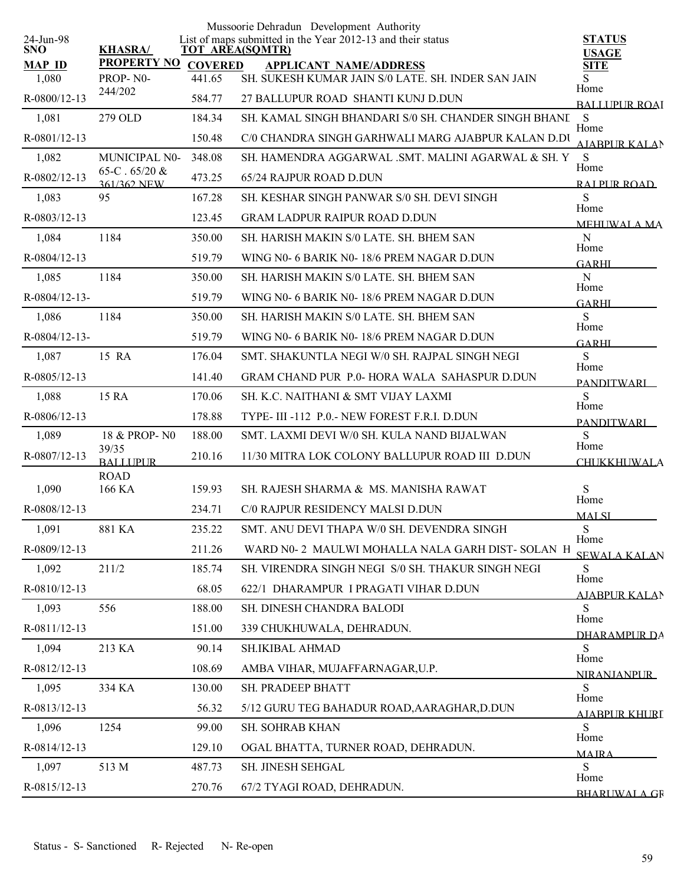Mussoorie Dehradun Development Authority

List of maps submitted in the Year 2012-13 and their status

24-Jun-98

| SNO / MAP ID | KHASRA/ PROPERTY NO | TOT AREA(SQMTR) COVERED | APPLICANT NAME/ADDRESS | STATUS USAGE SITE |
|---|---|---|---|---|
| 1,080 | PROP- N0- 244/202 | 441.65 | SH. SUKESH KUMAR JAIN S/0 LATE. SH. INDER SAN JAIN | S Home |
| R-0800/12-13 | | 584.77 | 27 BALLUPUR ROAD SHANTI KUNJ D.DUN | BALLUPUR ROAI |
| 1,081 | 279 OLD | 184.34 | SH. KAMAL SINGH BHANDARI S/0 SH. CHANDER SINGH BHANI | S Home |
| R-0801/12-13 | | 150.48 | C/0 CHANDRA SINGH GARHWALI MARG AJABPUR KALAN D.DU | AJABPUR KALAN |
| 1,082 | MUNICIPAL N0- 65-C . 65/20 & 361/362 NEW | 348.08 | SH. HAMENDRA AGGARWAL .SMT. MALINI AGARWAL & SH. Y | S Home |
| R-0802/12-13 | | 473.25 | 65/24 RAJPUR ROAD D.DUN | RAJPUR ROAD |
| 1,083 | 95 | 167.28 | SH. KESHAR SINGH PANWAR S/0 SH. DEVI SINGH | S Home |
| R-0803/12-13 | | 123.45 | GRAM LADPUR RAIPUR ROAD D.DUN | MEHUWALA MA |
| 1,084 | 1184 | 350.00 | SH. HARISH MAKIN S/0 LATE. SH. BHEM SAN | N Home |
| R-0804/12-13 | | 519.79 | WING N0- 6 BARIK N0- 18/6 PREM NAGAR D.DUN | GARHI |
| 1,085 | 1184 | 350.00 | SH. HARISH MAKIN S/0 LATE. SH. BHEM SAN | N Home |
| R-0804/12-13- | | 519.79 | WING N0- 6 BARIK N0- 18/6 PREM NAGAR D.DUN | GARHI |
| 1,086 | 1184 | 350.00 | SH. HARISH MAKIN S/0 LATE. SH. BHEM SAN | S Home |
| R-0804/12-13- | | 519.79 | WING N0- 6 BARIK N0- 18/6 PREM NAGAR D.DUN | GARHI |
| 1,087 | 15 RA | 176.04 | SMT. SHAKUNTLA NEGI W/0 SH. RAJPAL SINGH NEGI | S Home |
| R-0805/12-13 | | 141.40 | GRAM CHAND PUR P.0- HORA WALA SAHASPUR D.DUN | PANDITWARI |
| 1,088 | 15 RA | 170.06 | SH. K.C. NAITHANI & SMT VIJAY LAXMI | S Home |
| R-0806/12-13 | | 178.88 | TYPE- III -112 P.0.- NEW FOREST F.R.I. D.DUN | PANDITWARI |
| 1,089 | 18 & PROP- N0 39/35 BALLUPUR ROAD | 188.00 | SMT. LAXMI DEVI W/0 SH. KULA NAND BIJALWAN | S Home |
| R-0807/12-13 | | 210.16 | 11/30 MITRA LOK COLONY BALLUPUR ROAD III D.DUN | CHUKKHUWALA |
| 1,090 | 166 KA | 159.93 | SH. RAJESH SHARMA & MS. MANISHA RAWAT | S Home |
| R-0808/12-13 | | 234.71 | C/0 RAJPUR RESIDENCY MALSI D.DUN | MALSI |
| 1,091 | 881 KA | 235.22 | SMT. ANU DEVI THAPA W/0 SH. DEVENDRA SINGH | S Home |
| R-0809/12-13 | | 211.26 | WARD N0- 2 MAULWI MOHALLA NALA GARH DIST- SOLAN H | SEWALA KALAN |
| 1,092 | 211/2 | 185.74 | SH. VIRENDRA SINGH NEGI S/0 SH. THAKUR SINGH NEGI | S Home |
| R-0810/12-13 | | 68.05 | 622/1 DHARAMPUR I PRAGATI VIHAR D.DUN | AJABPUR KALAN |
| 1,093 | 556 | 188.00 | SH. DINESH CHANDRA BALODI | S Home |
| R-0811/12-13 | | 151.00 | 339 CHUKHUWALA, DEHRADUN. | DHARAMPUR DA |
| 1,094 | 213 KA | 90.14 | SH.IKIBAL AHMAD | S Home |
| R-0812/12-13 | | 108.69 | AMBA VIHAR, MUJAFFARNAGAR,U.P. | NIRANJANPUR |
| 1,095 | 334 KA | 130.00 | SH. PRADEEP BHATT | S Home |
| R-0813/12-13 | | 56.32 | 5/12 GURU TEG BAHADUR ROAD,AARAGHAR,D.DUN | AJABPUR KHURI |
| 1,096 | 1254 | 99.00 | SH. SOHRAB KHAN | S Home |
| R-0814/12-13 | | 129.10 | OGAL BHATTA, TURNER ROAD, DEHRADUN. | MAJRA |
| 1,097 | 513 M | 487.73 | SH. JINESH SEHGAL | S Home |
| R-0815/12-13 | | 270.76 | 67/2 TYAGI ROAD, DEHRADUN. | BHARUWALA GR |

Status - S- Sanctioned R- Rejected N- Re-open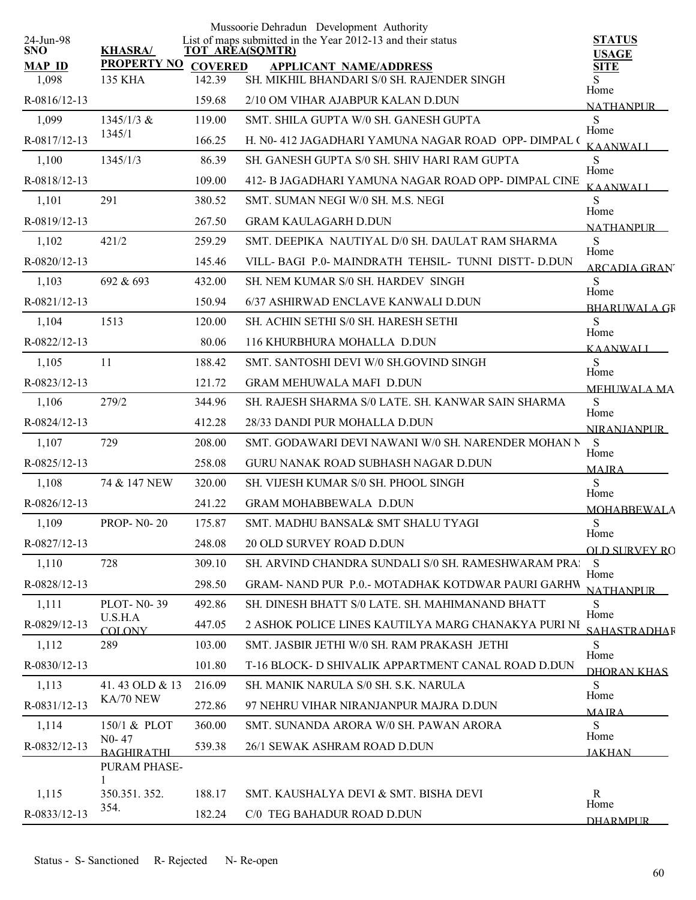Mussoorie Dehradun Development Authority

24-Jun-98

List of maps submitted in the Year 2012-13 and their status

| SNO / MAP ID | KHASRA/ PROPERTY NO | TOT AREA(SQMTR) COVERED | APPLICANT NAME/ADDRESS | STATUS USAGE SITE |
|---|---|---|---|---|
| 1,098 | 135 KHA | 142.39 | SH. MIKHIL BHANDARI S/0 SH. RAJENDER SINGH | S Home |
| R-0816/12-13 | | 159.68 | 2/10 OM VIHAR AJABPUR KALAN D.DUN | NATHANPUR |
| 1,099 | 1345/1/3 & 1345/1 | 119.00 | SMT. SHILA GUPTA W/0 SH. GANESH GUPTA | S Home |
| R-0817/12-13 | | 166.25 | H. N0- 412 JAGADHARI YAMUNA NAGAR ROAD OPP- DIMPAL ( | KAANWALI |
| 1,100 | 1345/1/3 | 86.39 | SH. GANESH GUPTA S/0 SH. SHIV HARI RAM GUPTA | S Home |
| R-0818/12-13 | | 109.00 | 412- B JAGADHARI YAMUNA NAGAR ROAD OPP- DIMPAL CINE | KAANWALI |
| 1,101 | 291 | 380.52 | SMT. SUMAN NEGI W/0 SH. M.S. NEGI | S Home |
| R-0819/12-13 | | 267.50 | GRAM KAULAGARH D.DUN | NATHANPUR |
| 1,102 | 421/2 | 259.29 | SMT. DEEPIKA NAUTIYAL D/0 SH. DAULAT RAM SHARMA | S Home |
| R-0820/12-13 | | 145.46 | VILL- BAGI P.0- MAINDRATH TEHSIL- TUNNI DISTT- D.DUN | ARCADIA GRAN |
| 1,103 | 692 & 693 | 432.00 | SH. NEM KUMAR S/0 SH. HARDEV SINGH | S Home |
| R-0821/12-13 | | 150.94 | 6/37 ASHIRWAD ENCLAVE KANWALI D.DUN | BHARUWALA GR |
| 1,104 | 1513 | 120.00 | SH. ACHIN SETHI S/0 SH. HARESH SETHI | S Home |
| R-0822/12-13 | | 80.06 | 116 KHURBHURA MOHALLA D.DUN | KAANWALI |
| 1,105 | 11 | 188.42 | SMT. SANTOSHI DEVI W/0 SH.GOVIND SINGH | S Home |
| R-0823/12-13 | | 121.72 | GRAM MEHUWALA MAFI D.DUN | MEHUWALA MA |
| 1,106 | 279/2 | 344.96 | SH. RAJESH SHARMA S/0 LATE. SH. KANWAR SAIN SHARMA | S Home |
| R-0824/12-13 | | 412.28 | 28/33 DANDI PUR MOHALLA D.DUN | NIRANJANPUR |
| 1,107 | 729 | 208.00 | SMT. GODAWARI DEVI NAWANI W/0 SH. NARENDER MOHAN N | S Home |
| R-0825/12-13 | | 258.08 | GURU NANAK ROAD SUBHASH NAGAR D.DUN | MAJRA |
| 1,108 | 74 & 147 NEW | 320.00 | SH. VIJESH KUMAR S/0 SH. PHOOL SINGH | S Home |
| R-0826/12-13 | | 241.22 | GRAM MOHABBEWALA D.DUN | MOHABBEWALA |
| 1,109 | PROP- N0- 20 | 175.87 | SMT. MADHU BANSAL& SMT SHALU TYAGI | S Home |
| R-0827/12-13 | | 248.08 | 20 OLD SURVEY ROAD D.DUN | OLD SURVEY RO |
| 1,110 | 728 | 309.10 | SH. ARVIND CHANDRA SUNDALI S/0 SH. RAMESHWARAM PRA | S Home |
| R-0828/12-13 | | 298.50 | GRAM- NAND PUR P.0.- MOTADHAK KOTDWAR PAURI GARHW | NATHANPUR |
| 1,111 | PLOT- N0- 39 U.S.H.A COLONY | 492.86 | SH. DINESH BHATT S/0 LATE. SH. MAHIMANAND BHATT | S Home |
| R-0829/12-13 | | 447.05 | 2 ASHOK POLICE LINES KAUTILYA MARG CHANAKYA PURI NE | SAHASTRADHAR |
| 1,112 | 289 | 103.00 | SMT. JASBIR JETHI W/0 SH. RAM PRAKASH JETHI | S Home |
| R-0830/12-13 | | 101.80 | T-16 BLOCK- D SHIVALIK APPARTMENT CANAL ROAD D.DUN | DHORAN KHAS |
| 1,113 | 41. 43 OLD & 13 KA/70 NEW | 216.09 | SH. MANIK NARULA S/0 SH. S.K. NARULA | S Home |
| R-0831/12-13 | | 272.86 | 97 NEHRU VIHAR NIRANJANPUR MAJRA D.DUN | MAJRA |
| 1,114 | 150/1 & PLOT N0- 47 BAGHIRATHI PURAM PHASE-1 | 360.00 | SMT. SUNANDA ARORA W/0 SH. PAWAN ARORA | S Home |
| R-0832/12-13 | | 539.38 | 26/1 SEWAK ASHRAM ROAD D.DUN | JAKHAN |
| 1,115 | 350.351. 352. 354. | 188.17 | SMT. KAUSHALYA DEVI & SMT. BISHA DEVI | R Home |
| R-0833/12-13 | | 182.24 | C/0 TEG BAHADUR ROAD D.DUN | DHARMPUR |

Status - S- Sanctioned R- Rejected N- Re-open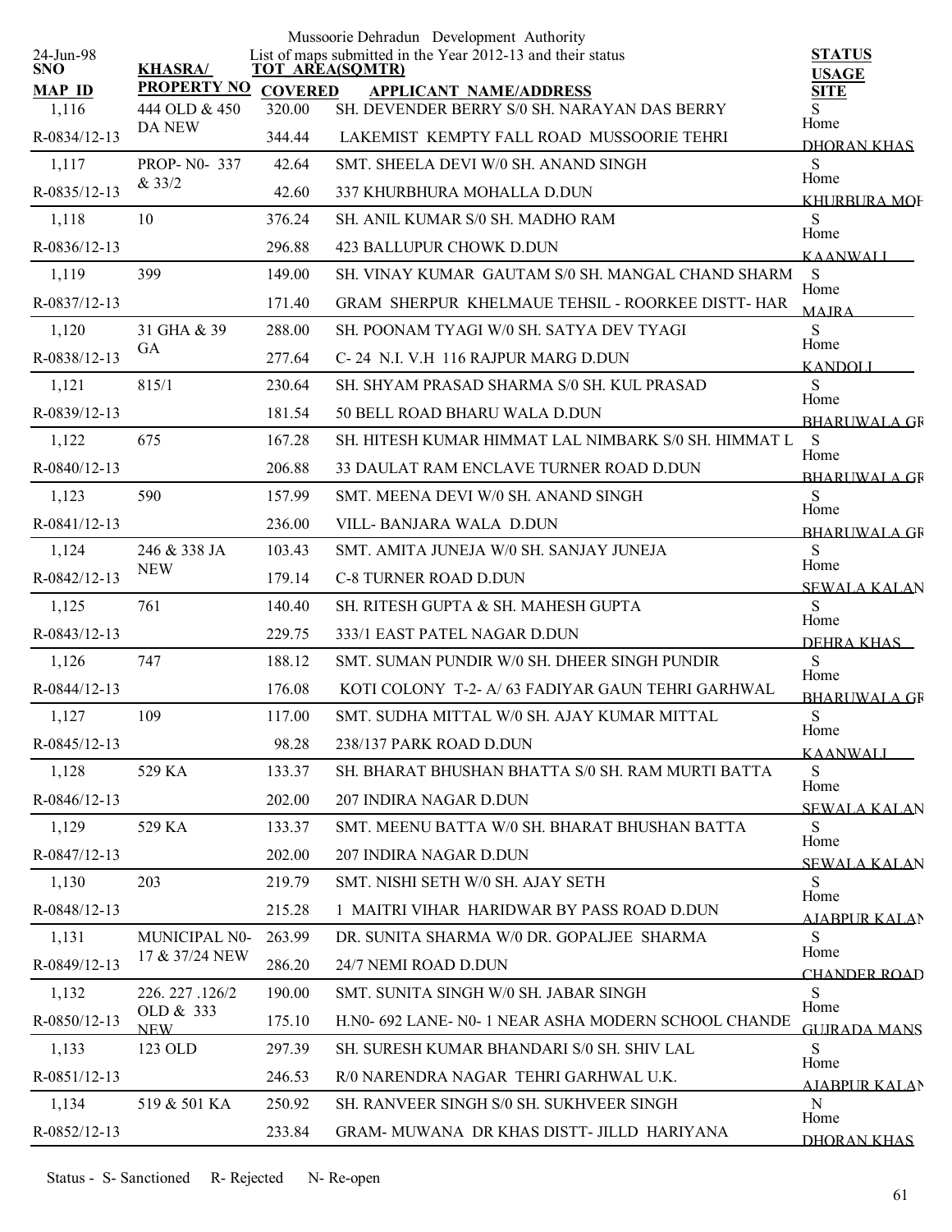Mussoorie Dehradun Development Authority

24-Jun-98

List of maps submitted in the Year 2012-13 and their status

| SNO / MAP ID | KHASRA/ PROPERTY NO | TOT AREA(SQMTR) / COVERED | APPLICANT NAME/ADDRESS | STATUS / USAGE / SITE |
|---|---|---|---|---|
| 1,116 | 444 OLD & 450 DA NEW | 320.00 | SH. DEVENDER BERRY S/0 SH. NARAYAN DAS BERRY | S |
| R-0834/12-13 | | 344.44 | LAKEMIST KEMPTY FALL ROAD MUSSOORIE TEHRI | Home DHORAN KHAS |
| 1,117 | PROP- N0- 337 & 33/2 | 42.64 | SMT. SHEELA DEVI W/0 SH. ANAND SINGH | S |
| R-0835/12-13 | | 42.60 | 337 KHURBHURA MOHALLA D.DUN | Home KHURBURA MOH |
| 1,118 | 10 | 376.24 | SH. ANIL KUMAR S/0 SH. MADHO RAM | S |
| R-0836/12-13 | | 296.88 | 423 BALLUPUR CHOWK D.DUN | Home KAANWALI |
| 1,119 | 399 | 149.00 | SH. VINAY KUMAR GAUTAM S/0 SH. MANGAL CHAND SHARM | S |
| R-0837/12-13 | | 171.40 | GRAM SHERPUR KHELMAUE TEHSIL - ROORKEE DISTT- HAR | Home MAJRA |
| 1,120 | 31 GHA & 39 GA | 288.00 | SH. POONAM TYAGI W/0 SH. SATYA DEV TYAGI | S |
| R-0838/12-13 | | 277.64 | C- 24 N.I. V.H 116 RAJPUR MARG D.DUN | Home KANDOLI |
| 1,121 | 815/1 | 230.64 | SH. SHYAM PRASAD SHARMA S/0 SH. KUL PRASAD | S |
| R-0839/12-13 | | 181.54 | 50 BELL ROAD BHARU WALA D.DUN | Home BHARUWALA GR |
| 1,122 | 675 | 167.28 | SH. HITESH KUMAR HIMMAT LAL NIMBARK S/0 SH. HIMMAT L | S |
| R-0840/12-13 | | 206.88 | 33 DAULAT RAM ENCLAVE TURNER ROAD D.DUN | Home BHARUWALA GR |
| 1,123 | 590 | 157.99 | SMT. MEENA DEVI W/0 SH. ANAND SINGH | S |
| R-0841/12-13 | | 236.00 | VILL- BANJARA WALA D.DUN | Home BHARUWALA GR |
| 1,124 | 246 & 338 JA NEW | 103.43 | SMT. AMITA JUNEJA W/0 SH. SANJAY JUNEJA | S |
| R-0842/12-13 | | 179.14 | C-8 TURNER ROAD D.DUN | Home SEWALA KALAN |
| 1,125 | 761 | 140.40 | SH. RITESH GUPTA & SH. MAHESH GUPTA | S |
| R-0843/12-13 | | 229.75 | 333/1 EAST PATEL NAGAR D.DUN | Home DEHRA KHAS |
| 1,126 | 747 | 188.12 | SMT. SUMAN PUNDIR W/0 SH. DHEER SINGH PUNDIR | S |
| R-0844/12-13 | | 176.08 | KOTI COLONY T-2- A/ 63 FADIYAR GAUN TEHRI GARHWAL | Home BHARUWALA GR |
| 1,127 | 109 | 117.00 | SMT. SUDHA MITTAL W/0 SH. AJAY KUMAR MITTAL | S |
| R-0845/12-13 | | 98.28 | 238/137 PARK ROAD D.DUN | Home KAANWALI |
| 1,128 | 529 KA | 133.37 | SH. BHARAT BHUSHAN BHATTA S/0 SH. RAM MURTI BATTA | S |
| R-0846/12-13 | | 202.00 | 207 INDIRA NAGAR D.DUN | Home SEWALA KALAN |
| 1,129 | 529 KA | 133.37 | SMT. MEENU BATTA W/0 SH. BHARAT BHUSHAN BATTA | S |
| R-0847/12-13 | | 202.00 | 207 INDIRA NAGAR D.DUN | Home SEWALA KALAN |
| 1,130 | 203 | 219.79 | SMT. NISHI SETH W/0 SH. AJAY SETH | S |
| R-0848/12-13 | | 215.28 | 1 MAITRI VIHAR HARIDWAR BY PASS ROAD D.DUN | Home AJABPUR KALAN |
| 1,131 | MUNICIPAL N0- 17 & 37/24 NEW | 263.99 | DR. SUNITA SHARMA W/0 DR. GOPALJEE SHARMA | S |
| R-0849/12-13 | | 286.20 | 24/7 NEMI ROAD D.DUN | Home CHANDER ROAD |
| 1,132 | 226. 227 .126/2 OLD & 333 NEW | 190.00 | SMT. SUNITA SINGH W/0 SH. JABAR SINGH | S |
| R-0850/12-13 | | 175.10 | H.N0- 692 LANE- N0- 1 NEAR ASHA MODERN SCHOOL CHANDE | Home GUJRADA MANS |
| 1,133 | 123 OLD | 297.39 | SH. SURESH KUMAR BHANDARI S/0 SH. SHIV LAL | S |
| R-0851/12-13 | | 246.53 | R/0 NARENDRA NAGAR TEHRI GARHWAL U.K. | Home AJABPUR KALAN |
| 1,134 | 519 & 501 KA | 250.92 | SH. RANVEER SINGH S/0 SH. SUKHVEER SINGH | N |
| R-0852/12-13 | | 233.84 | GRAM- MUWANA DR KHAS DISTT- JILLD HARIYANA | Home DHORAN KHAS |

Status - S- Sanctioned R- Rejected N- Re-open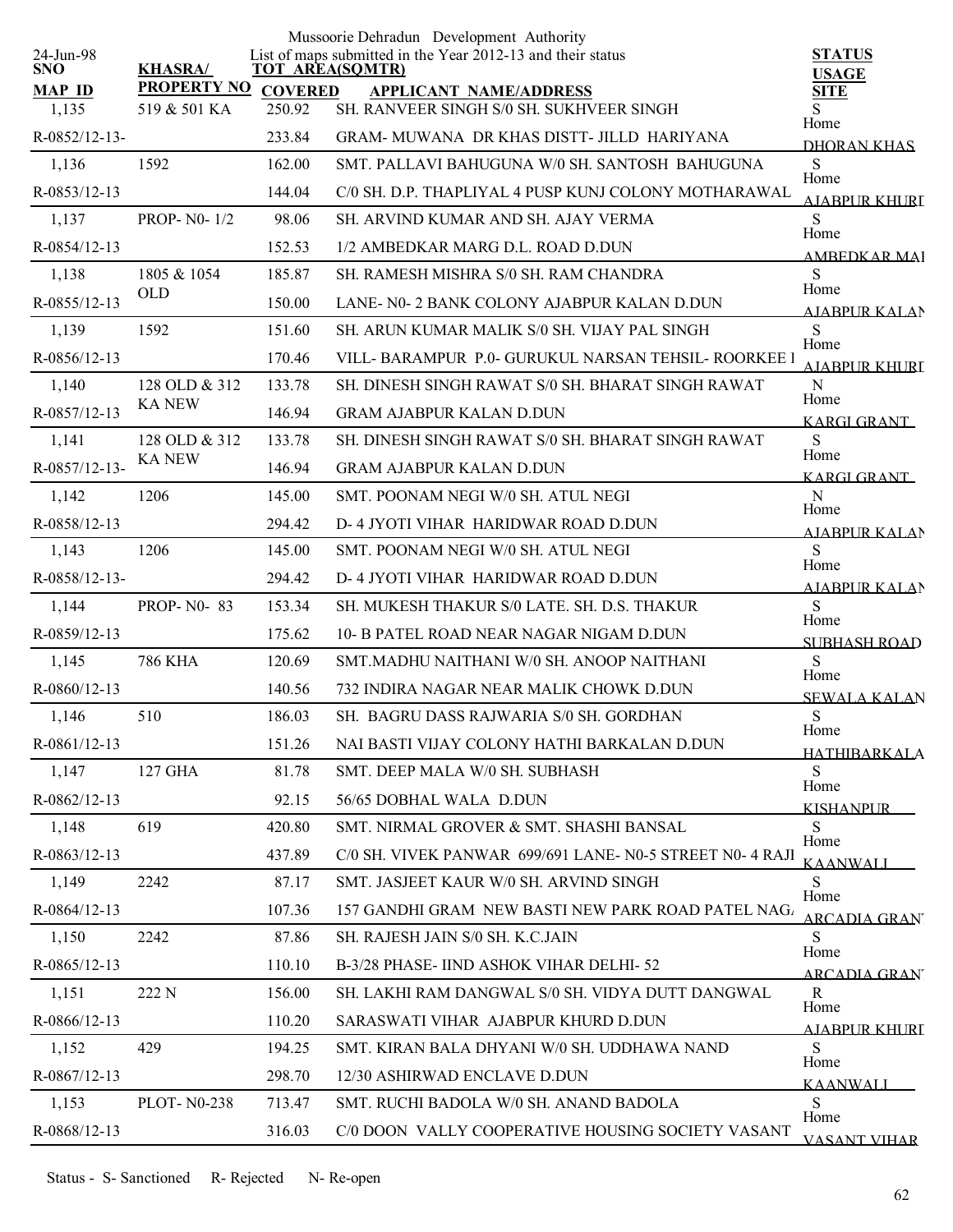Mussoorie Dehradun Development Authority

List of maps submitted in the Year 2012-13 and their status

24-Jun-98

| SNO / MAP ID | KHASRA/ PROPERTY NO | TOT AREA(SQMTR) / COVERED | APPLICANT NAME/ADDRESS | STATUS / USAGE / SITE |
|---|---|---|---|---|
| 1,135 | 519 & 501 KA | 250.92 | SH. RANVEER SINGH S/0 SH. SUKHVEER SINGH | S |
| R-0852/12-13- | | 233.84 | GRAM- MUWANA DR KHAS DISTT- JILLD HARIYANA | Home DHORAN KHAS |
| 1,136 | 1592 | 162.00 | SMT. PALLAVI BAHUGUNA W/0 SH. SANTOSH BAHUGUNA | S |
| R-0853/12-13 | | 144.04 | C/0 SH. D.P. THAPLIYAL 4 PUSP KUNJ COLONY MOTHARAWAL | Home AJABPUR KHURD |
| 1,137 | PROP- N0- 1/2 | 98.06 | SH. ARVIND KUMAR AND SH. AJAY VERMA | S |
| R-0854/12-13 | | 152.53 | 1/2 AMBEDKAR MARG D.L. ROAD D.DUN | Home AMBEDKAR MAI |
| 1,138 | 1805 & 1054 OLD | 185.87 | SH. RAMESH MISHRA S/0 SH. RAM CHANDRA | S |
| R-0855/12-13 | | 150.00 | LANE- N0- 2 BANK COLONY AJABPUR KALAN D.DUN | Home AJABPUR KALAN |
| 1,139 | 1592 | 151.60 | SH. ARUN KUMAR MALIK S/0 SH. VIJAY PAL SINGH | S |
| R-0856/12-13 | | 170.46 | VILL- BARAMPUR P.0- GURUKUL NARSAN TEHSIL- ROORKEE I | Home AJABPUR KHURD |
| 1,140 | 128 OLD & 312 KA NEW | 133.78 | SH. DINESH SINGH RAWAT S/0 SH. BHARAT SINGH RAWAT | N |
| R-0857/12-13 | | 146.94 | GRAM AJABPUR KALAN D.DUN | Home KARGI GRANT |
| 1,141 | 128 OLD & 312 KA NEW | 133.78 | SH. DINESH SINGH RAWAT S/0 SH. BHARAT SINGH RAWAT | S |
| R-0857/12-13- | | 146.94 | GRAM AJABPUR KALAN D.DUN | Home KARGI GRANT |
| 1,142 | 1206 | 145.00 | SMT. POONAM NEGI W/0 SH. ATUL NEGI | N |
| R-0858/12-13 | | 294.42 | D- 4 JYOTI VIHAR HARIDWAR ROAD D.DUN | Home AJABPUR KALAN |
| 1,143 | 1206 | 145.00 | SMT. POONAM NEGI W/0 SH. ATUL NEGI | S |
| R-0858/12-13- | | 294.42 | D- 4 JYOTI VIHAR HARIDWAR ROAD D.DUN | Home AJABPUR KALAN |
| 1,144 | PROP- N0- 83 | 153.34 | SH. MUKESH THAKUR S/0 LATE. SH. D.S. THAKUR | S |
| R-0859/12-13 | | 175.62 | 10- B PATEL ROAD NEAR NAGAR NIGAM D.DUN | Home SUBHASH ROAD |
| 1,145 | 786 KHA | 120.69 | SMT.MADHU NAITHANI W/0 SH. ANOOP NAITHANI | S |
| R-0860/12-13 | | 140.56 | 732 INDIRA NAGAR NEAR MALIK CHOWK D.DUN | Home SEWALA KALAN |
| 1,146 | 510 | 186.03 | SH. BAGRU DASS RAJWARIA S/0 SH. GORDHAN | S |
| R-0861/12-13 | | 151.26 | NAI BASTI VIJAY COLONY HATHI BARKALAN D.DUN | Home HATHIBARKALA |
| 1,147 | 127 GHA | 81.78 | SMT. DEEP MALA W/0 SH. SUBHASH | S |
| R-0862/12-13 | | 92.15 | 56/65 DOBHAL WALA D.DUN | Home KISHANPUR |
| 1,148 | 619 | 420.80 | SMT. NIRMAL GROVER & SMT. SHASHI BANSAL | S |
| R-0863/12-13 | | 437.89 | C/0 SH. VIVEK PANWAR 699/691 LANE- N0-5 STREET N0- 4 RAJI | Home KAANWALI |
| 1,149 | 2242 | 87.17 | SMT. JASJEET KAUR W/0 SH. ARVIND SINGH | S |
| R-0864/12-13 | | 107.36 | 157 GANDHI GRAM NEW BASTI NEW PARK ROAD PATEL NAGA | Home ARCADIA GRANT |
| 1,150 | 2242 | 87.86 | SH. RAJESH JAIN S/0 SH. K.C.JAIN | S |
| R-0865/12-13 | | 110.10 | B-3/28 PHASE- IIND ASHOK VIHAR DELHI- 52 | Home ARCADIA GRANT |
| 1,151 | 222 N | 156.00 | SH. LAKHI RAM DANGWAL S/0 SH. VIDYA DUTT DANGWAL | R |
| R-0866/12-13 | | 110.20 | SARASWATI VIHAR AJABPUR KHURD D.DUN | Home AJABPUR KHURD |
| 1,152 | 429 | 194.25 | SMT. KIRAN BALA DHYANI W/0 SH. UDDHAWA NAND | S |
| R-0867/12-13 | | 298.70 | 12/30 ASHIRWAD ENCLAVE D.DUN | Home KAANWALI |
| 1,153 | PLOT- N0-238 | 713.47 | SMT. RUCHI BADOLA W/0 SH. ANAND BADOLA | S |
| R-0868/12-13 | | 316.03 | C/0 DOON VALLY COOPERATIVE HOUSING SOCIETY VASANT | Home VASANT VIHAR |

Status - S- Sanctioned R- Rejected N- Re-open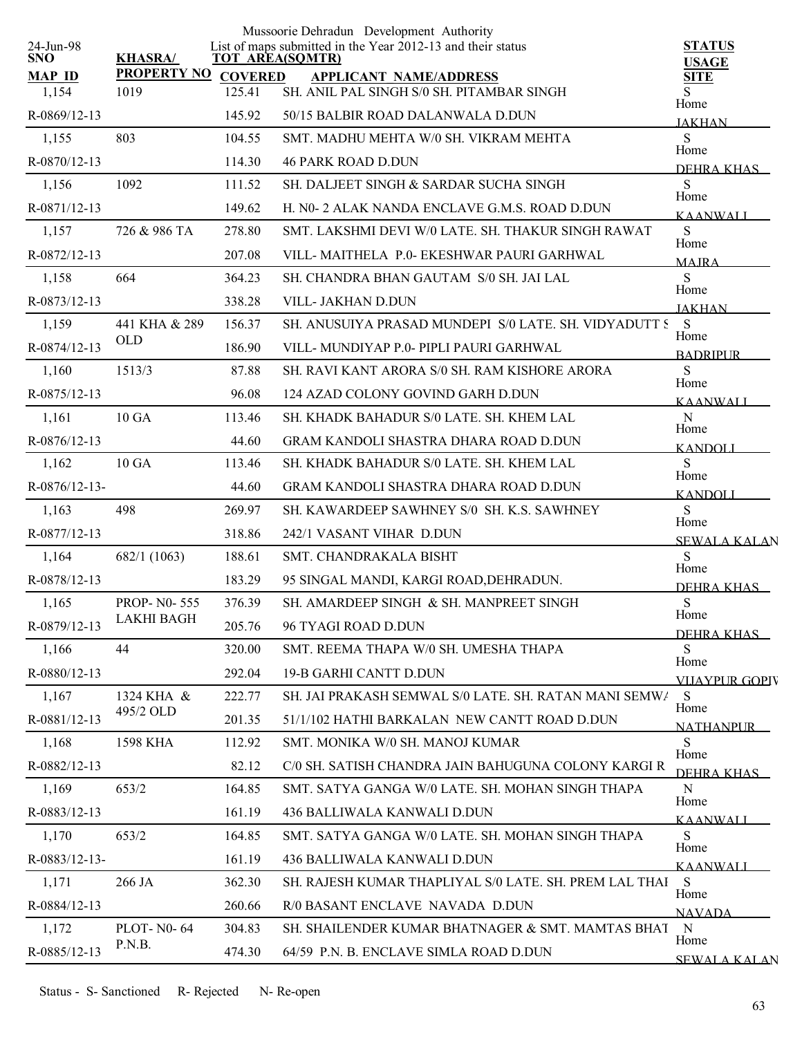Mussoorie Dehradun Development Authority

List of maps submitted in the Year 2012-13 and their status

24-Jun-98

| SNO / MAP_ID | KHASRA/ PROPERTY NO | TOT AREA(SQMTR) COVERED | APPLICANT NAME/ADDRESS | STATUS / USAGE / SITE |
|---|---|---|---|---|
| 1,154 | 1019 | 125.41 | SH. ANIL PAL SINGH S/0 SH. PITAMBAR SINGH | S |
| R-0869/12-13 | | 145.92 | 50/15 BALBIR ROAD DALANWALA D.DUN | Home JAKHAN |
| 1,155 | 803 | 104.55 | SMT. MADHU MEHTA W/0 SH. VIKRAM MEHTA | S |
| R-0870/12-13 | | 114.30 | 46 PARK ROAD D.DUN | Home DEHRA KHAS |
| 1,156 | 1092 | 111.52 | SH. DALJEET SINGH & SARDAR SUCHA SINGH | S |
| R-0871/12-13 | | 149.62 | H. N0- 2 ALAK NANDA ENCLAVE G.M.S. ROAD D.DUN | Home KAANWALI |
| 1,157 | 726 & 986 TA | 278.80 | SMT. LAKSHMI DEVI W/0 LATE. SH. THAKUR SINGH RAWAT | S |
| R-0872/12-13 | | 207.08 | VILL- MAITHELA P.0- EKESHWAR PAURI GARHWAL | Home MAJRA |
| 1,158 | 664 | 364.23 | SH. CHANDRA BHAN GAUTAM S/0 SH. JAI LAL | S |
| R-0873/12-13 | | 338.28 | VILL- JAKHAN D.DUN | Home JAKHAN |
| 1,159 | 441 KHA & 289 OLD | 156.37 | SH. ANUSUIYA PRASAD MUNDEPI S/0 LATE. SH. VIDYADUTT S | S |
| R-0874/12-13 | | 186.90 | VILL- MUNDIYAP P.0- PIPLI PAURI GARHWAL | Home BADRIPUR |
| 1,160 | 1513/3 | 87.88 | SH. RAVI KANT ARORA S/0 SH. RAM KISHORE ARORA | S |
| R-0875/12-13 | | 96.08 | 124 AZAD COLONY GOVIND GARH D.DUN | Home KAANWALI |
| 1,161 | 10 GA | 113.46 | SH. KHADK BAHADUR S/0 LATE. SH. KHEM LAL | N |
| R-0876/12-13 | | 44.60 | GRAM KANDOLI SHASTRA DHARA ROAD D.DUN | Home KANDOLI |
| 1,162 | 10 GA | 113.46 | SH. KHADK BAHADUR S/0 LATE. SH. KHEM LAL | S |
| R-0876/12-13- | | 44.60 | GRAM KANDOLI SHASTRA DHARA ROAD D.DUN | Home KANDOLI |
| 1,163 | 498 | 269.97 | SH. KAWARDEEP SAWHNEY S/0 SH. K.S. SAWHNEY | S |
| R-0877/12-13 | | 318.86 | 242/1 VASANT VIHAR D.DUN | Home SEWALA KALAN |
| 1,164 | 682/1 (1063) | 188.61 | SMT. CHANDRAKALA BISHT | S |
| R-0878/12-13 | | 183.29 | 95 SINGAL MANDI, KARGI ROAD,DEHRADUN. | Home DEHRA KHAS |
| 1,165 | PROP- N0- 555 LAKHI BAGH | 376.39 | SH. AMARDEEP SINGH & SH. MANPREET SINGH | S |
| R-0879/12-13 | | 205.76 | 96 TYAGI ROAD D.DUN | Home DEHRA KHAS |
| 1,166 | 44 | 320.00 | SMT. REEMA THAPA W/0 SH. UMESHA THAPA | S |
| R-0880/12-13 | | 292.04 | 19-B GARHI CANTT D.DUN | Home VIJAYPUR GOPIV |
| 1,167 | 1324 KHA & 495/2 OLD | 222.77 | SH. JAI PRAKASH SEMWAL S/0 LATE. SH. RATAN MANI SEMWA | S |
| R-0881/12-13 | | 201.35 | 51/1/102 HATHI BARKALAN NEW CANTT ROAD D.DUN | Home NATHANPUR |
| 1,168 | 1598 KHA | 112.92 | SMT. MONIKA W/0 SH. MANOJ KUMAR | S |
| R-0882/12-13 | | 82.12 | C/0 SH. SATISH CHANDRA JAIN BAHUGUNA COLONY KARGI R | Home DEHRA KHAS |
| 1,169 | 653/2 | 164.85 | SMT. SATYA GANGA W/0 LATE. SH. MOHAN SINGH THAPA | N |
| R-0883/12-13 | | 161.19 | 436 BALLIWALA KANWALI D.DUN | Home KAANWALI |
| 1,170 | 653/2 | 164.85 | SMT. SATYA GANGA W/0 LATE. SH. MOHAN SINGH THAPA | S |
| R-0883/12-13- | | 161.19 | 436 BALLIWALA KANWALI D.DUN | Home KAANWALI |
| 1,171 | 266 JA | 362.30 | SH. RAJESH KUMAR THAPLIYAL S/0 LATE. SH. PREM LAL THAI | S |
| R-0884/12-13 | | 260.66 | R/0 BASANT ENCLAVE NAVADA D.DUN | Home NAVADA |
| 1,172 | PLOT- N0- 64 P.N.B. | 304.83 | SH. SHAILENDER KUMAR BHATNAGER & SMT. MAMTAS BHAT | N |
| R-0885/12-13 | | 474.30 | 64/59 P.N. B. ENCLAVE SIMLA ROAD D.DUN | Home SEWALA KALAN |

Status - S- Sanctioned R- Rejected N- Re-open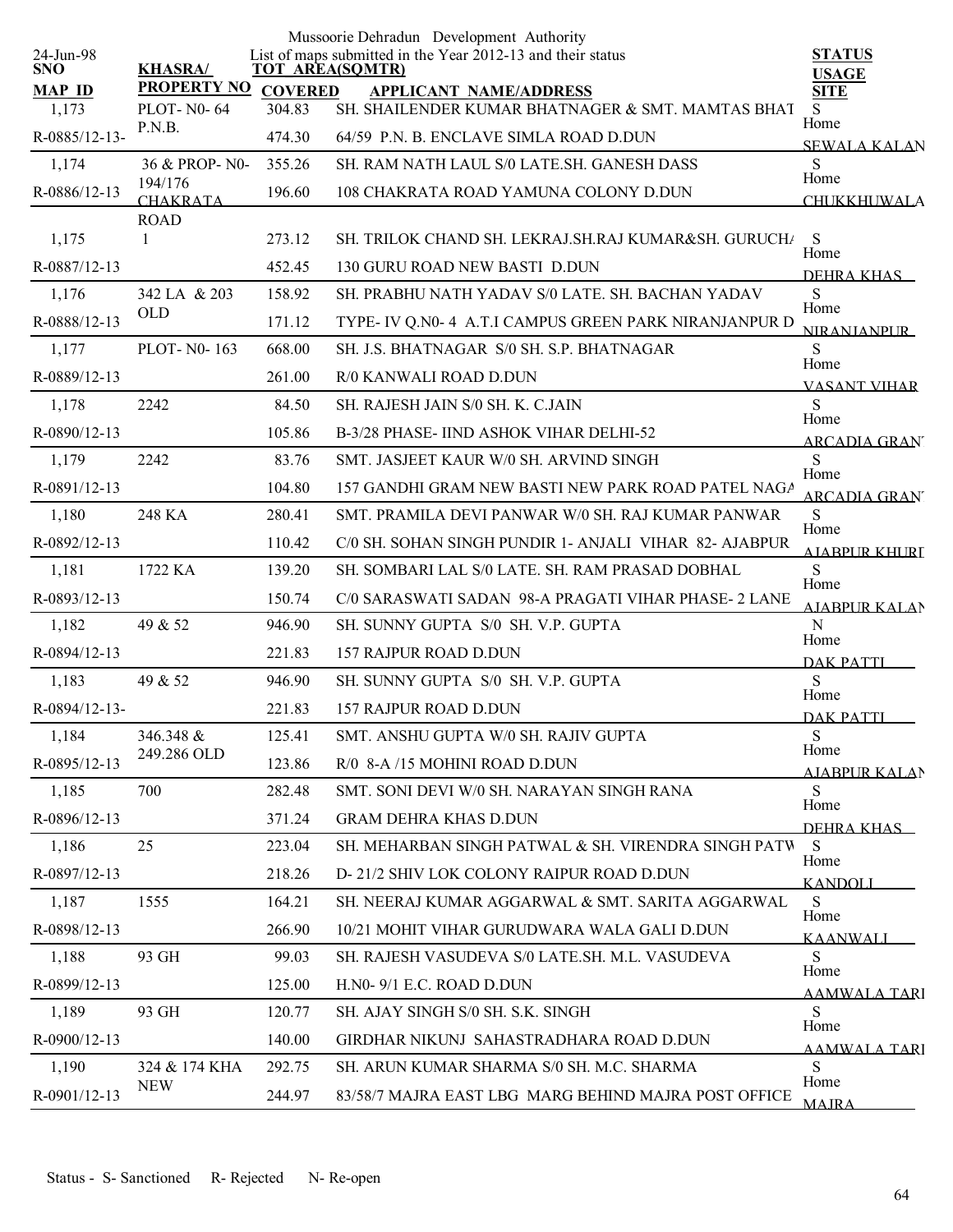Mussoorie Dehradun Development Authority

List of maps submitted in the Year 2012-13 and their status

| SNO / MAP ID | KHASRA/ PROPERTY NO | TOT AREA(SQMTR) COVERED | APPLICANT NAME/ADDRESS | STATUS USAGE SITE |
|---|---|---|---|---|
| 1,173<br>R-0885/12-13- | PLOT- N0- 64 P.N.B. | 304.83<br>474.30 | SH. SHAILENDER KUMAR BHATNAGER & SMT. MAMTAS BHAT<br>64/59 P.N. B. ENCLAVE SIMLA ROAD D.DUN | S<br>Home<br>SEWALA KALAN |
| 1,174<br>R-0886/12-13 | 36 & PROP- N0- 194/176 CHAKRATA ROAD | 355.26<br>196.60 | SH. RAM NATH LAUL S/0 LATE.SH. GANESH DASS<br>108 CHAKRATA ROAD YAMUNA COLONY D.DUN | S<br>Home<br>CHUKKHUWALA |
| 1,175<br>R-0887/12-13 | 1 | 273.12<br>452.45 | SH. TRILOK CHAND SH. LEKRAJ.SH.RAJ KUMAR&SH. GURUCHA<br>130 GURU ROAD NEW BASTI D.DUN | S<br>Home<br>DEHRA KHAS |
| 1,176<br>R-0888/12-13 | 342 LA & 203 OLD | 158.92<br>171.12 | SH. PRABHU NATH YADAV S/0 LATE. SH. BACHAN YADAV<br>TYPE- IV Q.N0- 4 A.T.I CAMPUS GREEN PARK NIRANJANPUR D | S<br>Home<br>NIRANJANPUR |
| 1,177<br>R-0889/12-13 | PLOT- N0- 163 | 668.00<br>261.00 | SH. J.S. BHATNAGAR S/0 SH. S.P. BHATNAGAR<br>R/0 KANWALI ROAD D.DUN | S<br>Home<br>VASANT VIHAR |
| 1,178<br>R-0890/12-13 | 2242 | 84.50<br>105.86 | SH. RAJESH JAIN S/0 SH. K. C.JAIN<br>B-3/28 PHASE- IIND ASHOK VIHAR DELHI-52 | S<br>Home<br>ARCADIA GRANT |
| 1,179<br>R-0891/12-13 | 2242 | 83.76<br>104.80 | SMT. JASJEET KAUR W/0 SH. ARVIND SINGH<br>157 GANDHI GRAM NEW BASTI NEW PARK ROAD PATEL NAGA | S<br>Home<br>ARCADIA GRANT |
| 1,180<br>R-0892/12-13 | 248 KA | 280.41<br>110.42 | SMT. PRAMILA DEVI PANWAR W/0 SH. RAJ KUMAR PANWAR<br>C/0 SH. SOHAN SINGH PUNDIR 1- ANJALI VIHAR 82- AJABPUR | S<br>Home<br>AJABPUR KHURD |
| 1,181<br>R-0893/12-13 | 1722 KA | 139.20<br>150.74 | SH. SOMBARI LAL S/0 LATE. SH. RAM PRASAD DOBHAL<br>C/0 SARASWATI SADAN 98-A PRAGATI VIHAR PHASE- 2 LANE | S<br>Home<br>AJABPUR KALAN |
| 1,182<br>R-0894/12-13 | 49 & 52 | 946.90<br>221.83 | SH. SUNNY GUPTA S/0 SH. V.P. GUPTA<br>157 RAJPUR ROAD D.DUN | N<br>Home<br>DAK PATTI |
| 1,183<br>R-0894/12-13- | 49 & 52 | 946.90<br>221.83 | SH. SUNNY GUPTA S/0 SH. V.P. GUPTA<br>157 RAJPUR ROAD D.DUN | S<br>Home<br>DAK PATTI |
| 1,184<br>R-0895/12-13 | 346.348 & 249.286 OLD | 125.41<br>123.86 | SMT. ANSHU GUPTA W/0 SH. RAJIV GUPTA<br>R/0 8-A /15 MOHINI ROAD D.DUN | S<br>Home<br>AJABPUR KALAN |
| 1,185<br>R-0896/12-13 | 700 | 282.48<br>371.24 | SMT. SONI DEVI W/0 SH. NARAYAN SINGH RANA<br>GRAM DEHRA KHAS D.DUN | S<br>Home<br>DEHRA KHAS |
| 1,186<br>R-0897/12-13 | 25 | 223.04<br>218.26 | SH. MEHARBAN SINGH PATWAL & SH. VIRENDRA SINGH PATW<br>D- 21/2 SHIV LOK COLONY RAIPUR ROAD D.DUN | S<br>Home<br>KANDOLI |
| 1,187<br>R-0898/12-13 | 1555 | 164.21<br>266.90 | SH. NEERAJ KUMAR AGGARWAL & SMT. SARITA AGGARWAL<br>10/21 MOHIT VIHAR GURUDWARA WALA GALI D.DUN | S<br>Home<br>KAANWALI |
| 1,188<br>R-0899/12-13 | 93 GH | 99.03<br>125.00 | SH. RAJESH VASUDEVA S/0 LATE.SH. M.L. VASUDEVA<br>H.N0- 9/1 E.C. ROAD D.DUN | S<br>Home<br>AAMWALA TARL |
| 1,189<br>R-0900/12-13 | 93 GH | 120.77<br>140.00 | SH. AJAY SINGH S/0 SH. S.K. SINGH<br>GIRDHAR NIKUNJ SAHASTRADHARA ROAD D.DUN | S<br>Home<br>AAMWALA TARL |
| 1,190<br>R-0901/12-13 | 324 & 174 KHA NEW | 292.75<br>244.97 | SH. ARUN KUMAR SHARMA S/0 SH. M.C. SHARMA<br>83/58/7 MAJRA EAST LBG MARG BEHIND MAJRA POST OFFICE | S<br>Home<br>MAJRA |

Status - S- Sanctioned R- Rejected N- Re-open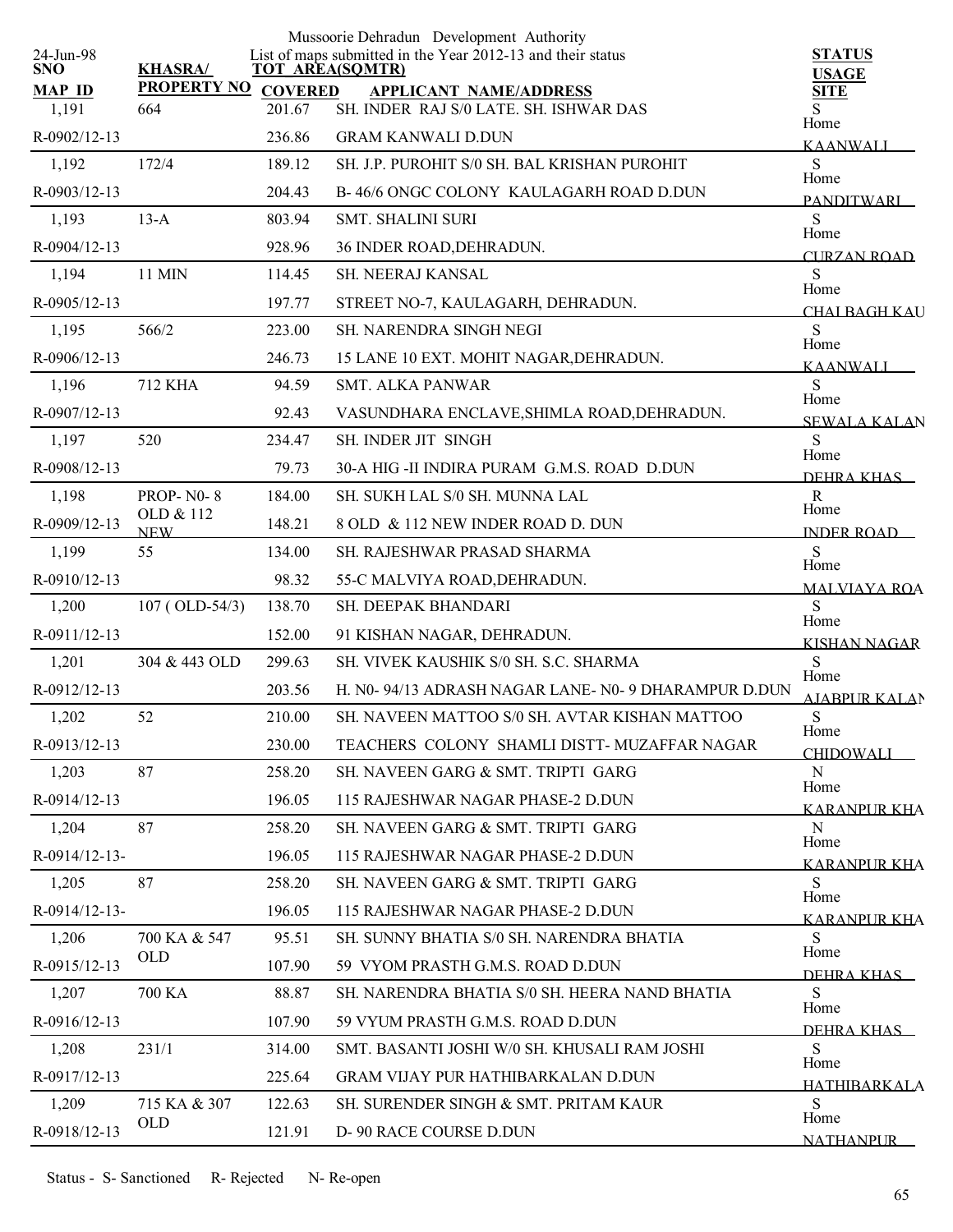Mussoorie Dehradun Development Authority

List of maps submitted in the Year 2012-13 and their status

24-Jun-98

| SNO / MAP ID | KHASRA/ PROPERTY NO | TOT AREA(SQMTR) / COVERED | APPLICANT NAME/ADDRESS | STATUS / USAGE / SITE |
|---|---|---|---|---|
| 1,191 | 664 | 201.67 | SH. INDER RAJ S/0 LATE. SH. ISHWAR DAS | S |
| R-0902/12-13 | | 236.86 | GRAM KANWALI D.DUN | Home KAANWALI |
| 1,192 | 172/4 | 189.12 | SH. J.P. PUROHIT S/0 SH. BAL KRISHAN PUROHIT | S |
| R-0903/12-13 | | 204.43 | B- 46/6 ONGC COLONY KAULAGARH ROAD D.DUN | Home PANDITWARI |
| 1,193 | 13-A | 803.94 | SMT. SHALINI SURI | S |
| R-0904/12-13 | | 928.96 | 36 INDER ROAD,DEHRADUN. | Home CURZAN ROAD |
| 1,194 | 11 MIN | 114.45 | SH. NEERAJ KANSAL | S |
| R-0905/12-13 | | 197.77 | STREET NO-7, KAULAGARH, DEHRADUN. | Home CHAI BAGH KAU |
| 1,195 | 566/2 | 223.00 | SH. NARENDRA SINGH NEGI | S |
| R-0906/12-13 | | 246.73 | 15 LANE 10 EXT. MOHIT NAGAR,DEHRADUN. | Home KAANWALI |
| 1,196 | 712 KHA | 94.59 | SMT. ALKA PANWAR | S |
| R-0907/12-13 | | 92.43 | VASUNDHARA ENCLAVE,SHIMLA ROAD,DEHRADUN. | Home SEWALA KALAN |
| 1,197 | 520 | 234.47 | SH. INDER JIT SINGH | S |
| R-0908/12-13 | | 79.73 | 30-A HIG -II INDIRA PURAM G.M.S. ROAD D.DUN | Home DEHRA KHAS |
| 1,198 | PROP- N0- 8 OLD & 112 NEW | 184.00 | SH. SUKH LAL S/0 SH. MUNNA LAL | R |
| R-0909/12-13 | | 148.21 | 8 OLD & 112 NEW INDER ROAD D. DUN | Home INDER ROAD |
| 1,199 | 55 | 134.00 | SH. RAJESHWAR PRASAD SHARMA | S |
| R-0910/12-13 | | 98.32 | 55-C MALVIYA ROAD,DEHRADUN. | Home MALVIAYA ROA |
| 1,200 | 107 ( OLD-54/3) | 138.70 | SH. DEEPAK BHANDARI | S |
| R-0911/12-13 | | 152.00 | 91 KISHAN NAGAR, DEHRADUN. | Home KISHAN NAGAR |
| 1,201 | 304 & 443 OLD | 299.63 | SH. VIVEK KAUSHIK S/0 SH. S.C. SHARMA | S |
| R-0912/12-13 | | 203.56 | H. N0- 94/13 ADRASH NAGAR LANE- N0- 9 DHARAMPUR D.DUN | Home AJABPUR KALAN |
| 1,202 | 52 | 210.00 | SH. NAVEEN MATTOO S/0 SH. AVTAR KISHAN MATTOO | S |
| R-0913/12-13 | | 230.00 | TEACHERS COLONY SHAMLI DISTT- MUZAFFAR NAGAR | Home CHIDOWALI |
| 1,203 | 87 | 258.20 | SH. NAVEEN GARG & SMT. TRIPTI GARG | N |
| R-0914/12-13 | | 196.05 | 115 RAJESHWAR NAGAR PHASE-2 D.DUN | Home KARANPUR KHA |
| 1,204 | 87 | 258.20 | SH. NAVEEN GARG & SMT. TRIPTI GARG | N |
| R-0914/12-13- | | 196.05 | 115 RAJESHWAR NAGAR PHASE-2 D.DUN | Home KARANPUR KHA |
| 1,205 | 87 | 258.20 | SH. NAVEEN GARG & SMT. TRIPTI GARG | S |
| R-0914/12-13- | | 196.05 | 115 RAJESHWAR NAGAR PHASE-2 D.DUN | Home KARANPUR KHA |
| 1,206 | 700 KA & 547 OLD | 95.51 | SH. SUNNY BHATIA S/0 SH. NARENDRA BHATIA | S |
| R-0915/12-13 | | 107.90 | 59 VYOM PRASTH G.M.S. ROAD D.DUN | Home DEHRA KHAS |
| 1,207 | 700 KA | 88.87 | SH. NARENDRA BHATIA S/0 SH. HEERA NAND BHATIA | S |
| R-0916/12-13 | | 107.90 | 59 VYUM PRASTH G.M.S. ROAD D.DUN | Home DEHRA KHAS |
| 1,208 | 231/1 | 314.00 | SMT. BASANTI JOSHI W/0 SH. KHUSALI RAM JOSHI | S |
| R-0917/12-13 | | 225.64 | GRAM VIJAY PUR HATHIBARKALAN D.DUN | Home HATHIBARKALA |
| 1,209 | 715 KA & 307 OLD | 122.63 | SH. SURENDER SINGH & SMT. PRITAM KAUR | S |
| R-0918/12-13 | | 121.91 | D- 90 RACE COURSE D.DUN | Home NATHANPUR |

Status - S- Sanctioned R- Rejected N- Re-open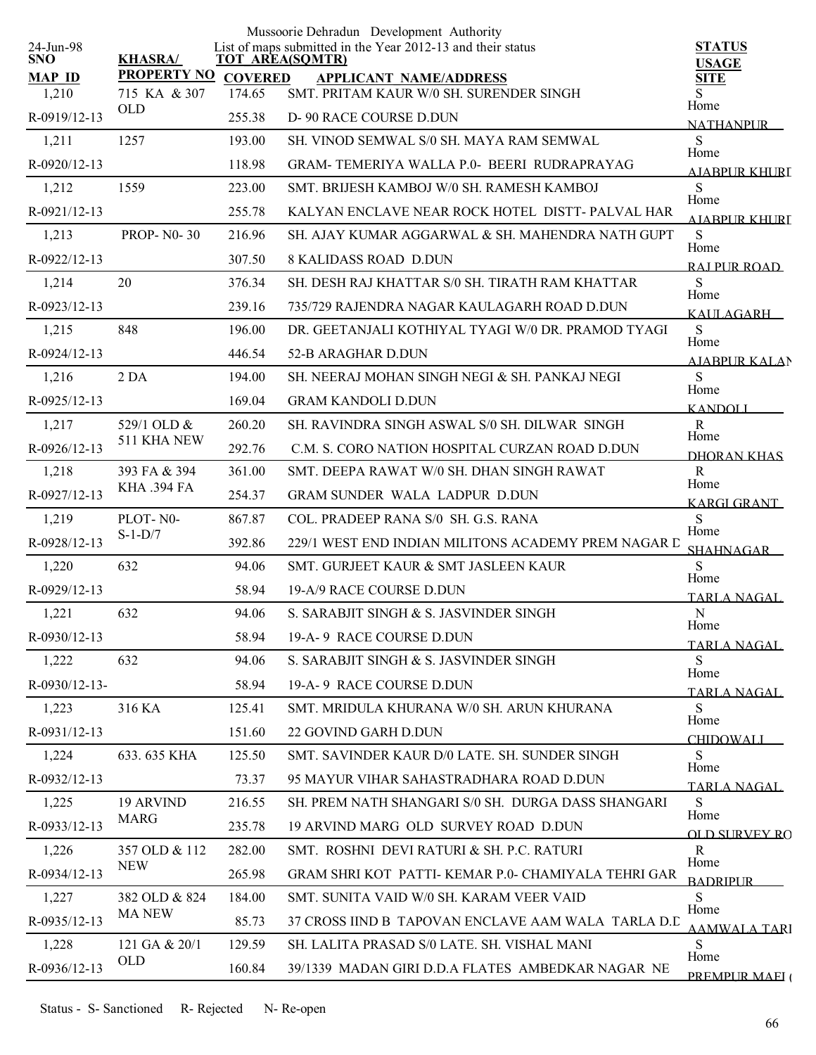Mussoorie Dehradun Development Authority

List of maps submitted in the Year 2012-13 and their status

24-Jun-98

| SNO / MAP ID | KHASRA/ PROPERTY NO | TOT AREA(SQMTR) / COVERED | APPLICANT NAME/ADDRESS | STATUS / USAGE / SITE |
|---|---|---|---|---|
| 1,210 | 715 KA & 307 OLD | 174.65 | SMT. PRITAM KAUR W/0 SH. SURENDER SINGH | S |
| R-0919/12-13 | | 255.38 | D- 90 RACE COURSE D.DUN | Home NATHANPUR |
| 1,211 | 1257 | 193.00 | SH. VINOD SEMWAL S/0 SH. MAYA RAM SEMWAL | S |
| R-0920/12-13 | | 118.98 | GRAM- TEMERIYA WALLA P.0- BEERI RUDRAPRAYAG | Home AJABPUR KHURD |
| 1,212 | 1559 | 223.00 | SMT. BRIJESH KAMBOJ W/0 SH. RAMESH KAMBOJ | S |
| R-0921/12-13 | | 255.78 | KALYAN ENCLAVE NEAR ROCK HOTEL DISTT- PALVAL HAR | Home AJABPUR KHURD |
| 1,213 | PROP- N0- 30 | 216.96 | SH. AJAY KUMAR AGGARWAL & SH. MAHENDRA NATH GUPT | S |
| R-0922/12-13 | | 307.50 | 8 KALIDASS ROAD D.DUN | Home RAJ PUR ROAD |
| 1,214 | 20 | 376.34 | SH. DESH RAJ KHATTAR S/0 SH. TIRATH RAM KHATTAR | S |
| R-0923/12-13 | | 239.16 | 735/729 RAJENDRA NAGAR KAULAGARH ROAD D.DUN | Home KAULAGARH |
| 1,215 | 848 | 196.00 | DR. GEETANJALI KOTHIYAL TYAGI W/0 DR. PRAMOD TYAGI | S |
| R-0924/12-13 | | 446.54 | 52-B ARAGHAR D.DUN | Home AJABPUR KALAN |
| 1,216 | 2 DA | 194.00 | SH. NEERAJ MOHAN SINGH NEGI & SH. PANKAJ NEGI | S |
| R-0925/12-13 | | 169.04 | GRAM KANDOLI D.DUN | Home KANDOLI |
| 1,217 | 529/1 OLD & 511 KHA NEW | 260.20 | SH. RAVINDRA SINGH ASWAL S/0 SH. DILWAR SINGH | R |
| R-0926/12-13 | | 292.76 | C.M. S. CORO NATION HOSPITAL CURZAN ROAD D.DUN | Home DHORAN KHAS |
| 1,218 | 393 FA & 394 KHA .394 FA | 361.00 | SMT. DEEPA RAWAT W/0 SH. DHAN SINGH RAWAT | R |
| R-0927/12-13 | | 254.37 | GRAM SUNDER WALA LADPUR D.DUN | Home KARGI GRANT |
| 1,219 | PLOT- N0- S-1-D/7 | 867.87 | COL. PRADEEP RANA S/0 SH. G.S. RANA | S |
| R-0928/12-13 | | 392.86 | 229/1 WEST END INDIAN MILITONS ACADEMY PREM NAGAR D | Home SHAHNAGAR |
| 1,220 | 632 | 94.06 | SMT. GURJEET KAUR & SMT JASLEEN KAUR | S |
| R-0929/12-13 | | 58.94 | 19-A/9 RACE COURSE D.DUN | Home TARLA NAGAL |
| 1,221 | 632 | 94.06 | S. SARABJIT SINGH & S. JASVINDER SINGH | N |
| R-0930/12-13 | | 58.94 | 19-A- 9 RACE COURSE D.DUN | Home TARLA NAGAL |
| 1,222 | 632 | 94.06 | S. SARABJIT SINGH & S. JASVINDER SINGH | S |
| R-0930/12-13- | | 58.94 | 19-A- 9 RACE COURSE D.DUN | Home TARLA NAGAL |
| 1,223 | 316 KA | 125.41 | SMT. MRIDULA KHURANA W/0 SH. ARUN KHURANA | S |
| R-0931/12-13 | | 151.60 | 22 GOVIND GARH D.DUN | Home CHIDOWALI |
| 1,224 | 633. 635 KHA | 125.50 | SMT. SAVINDER KAUR D/0 LATE. SH. SUNDER SINGH | S |
| R-0932/12-13 | | 73.37 | 95 MAYUR VIHAR SAHASTRADHARA ROAD D.DUN | Home TARLA NAGAL |
| 1,225 | 19 ARVIND MARG | 216.55 | SH. PREM NATH SHANGARI S/0 SH. DURGA DASS SHANGARI | S |
| R-0933/12-13 | | 235.78 | 19 ARVIND MARG OLD SURVEY ROAD D.DUN | Home OLD SURVEY RO |
| 1,226 | 357 OLD & 112 NEW | 282.00 | SMT. ROSHNI DEVI RATURI & SH. P.C. RATURI | R |
| R-0934/12-13 | | 265.98 | GRAM SHRI KOT PATTI- KEMAR P.0- CHAMIYALA TEHRI GAR | Home BADRIPUR |
| 1,227 | 382 OLD & 824 MA NEW | 184.00 | SMT. SUNITA VAID W/0 SH. KARAM VEER VAID | S |
| R-0935/12-13 | | 85.73 | 37 CROSS IIND B TAPOVAN ENCLAVE AAM WALA TARLA D.D | Home AAMWALA TARI |
| 1,228 | 121 GA & 20/1 OLD | 129.59 | SH. LALITA PRASAD S/0 LATE. SH. VISHAL MANI | S |
| R-0936/12-13 | | 160.84 | 39/1339 MADAN GIRI D.D.A FLATES AMBEDKAR NAGAR NE | Home PREMPUR MAFI |

Status - S- Sanctioned R- Rejected N- Re-open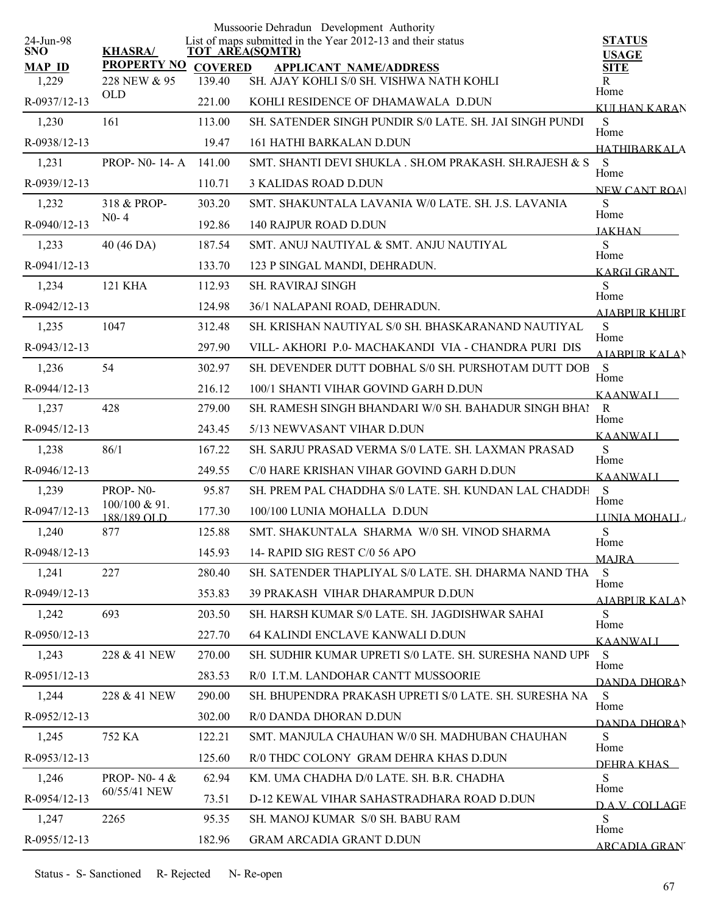Mussoorie Dehradun Development Authority

24-Jun-98

List of maps submitted in the Year 2012-13 and their status

| SNO / MAP ID | KHASRA/ PROPERTY NO | TOT AREA(SQMTR) COVERED | APPLICANT NAME/ADDRESS | STATUS USAGE SITE |
|---|---|---|---|---|
| 1,229 | 228 NEW & 95 OLD | 139.40 | SH. AJAY KOHLI S/0 SH. VISHWA NATH KOHLI | R |
| R-0937/12-13 | | 221.00 | KOHLI RESIDENCE OF DHAMAWALA D.DUN | Home KULHAN KARAN |
| 1,230 | 161 | 113.00 | SH. SATENDER SINGH PUNDIR S/0 LATE. SH. JAI SINGH PUNDI | S |
| R-0938/12-13 | | 19.47 | 161 HATHI BARKALAN D.DUN | Home HATHIBARKALA |
| 1,231 | PROP- N0- 14- A | 141.00 | SMT. SHANTI DEVI SHUKLA . SH.OM PRAKASH. SH.RAJESH & S | S |
| R-0939/12-13 | | 110.71 | 3 KALIDAS ROAD D.DUN | Home NEW CANT ROAI |
| 1,232 | 318 & PROP- N0- 4 | 303.20 | SMT. SHAKUNTALA LAVANIA W/0 LATE. SH. J.S. LAVANIA | S |
| R-0940/12-13 | | 192.86 | 140 RAJPUR ROAD D.DUN | Home JAKHAN |
| 1,233 | 40 (46 DA) | 187.54 | SMT. ANUJ NAUTIYAL & SMT. ANJU NAUTIYAL | S |
| R-0941/12-13 | | 133.70 | 123 P SINGAL MANDI, DEHRADUN. | Home KARGI GRANT |
| 1,234 | 121 KHA | 112.93 | SH. RAVIRAJ SINGH | S |
| R-0942/12-13 | | 124.98 | 36/1 NALAPANI ROAD, DEHRADUN. | Home AJABPUR KHURD |
| 1,235 | 1047 | 312.48 | SH. KRISHAN NAUTIYAL S/0 SH. BHASKARANAND NAUTIYAL | S |
| R-0943/12-13 | | 297.90 | VILL- AKHORI P.0- MACHAKANDI VIA - CHANDRA PURI DIS | Home AJABPUR KALAN |
| 1,236 | 54 | 302.97 | SH. DEVENDER DUTT DOBHAL S/0 SH. PURSHOTAM DUTT DOB | S |
| R-0944/12-13 | | 216.12 | 100/1 SHANTI VIHAR GOVIND GARH D.DUN | Home KAANWALI |
| 1,237 | 428 | 279.00 | SH. RAMESH SINGH BHANDARI W/0 SH. BAHADUR SINGH BHAI | R |
| R-0945/12-13 | | 243.45 | 5/13 NEWVASANT VIHAR D.DUN | Home KAANWALI |
| 1,238 | 86/1 | 167.22 | SH. SARJU PRASAD VERMA S/0 LATE. SH. LAXMAN PRASAD | S |
| R-0946/12-13 | | 249.55 | C/0 HARE KRISHAN VIHAR GOVIND GARH D.DUN | Home KAANWALI |
| 1,239 | PROP- N0- 100/100 & 91. 188/189 OLD | 95.87 | SH. PREM PAL CHADDHA S/0 LATE. SH. KUNDAN LAL CHADDH | S |
| R-0947/12-13 | | 177.30 | 100/100 LUNIA MOHALLA D.DUN | Home LUNIA MOHALLA |
| 1,240 | 877 | 125.88 | SMT. SHAKUNTALA SHARMA W/0 SH. VINOD SHARMA | S |
| R-0948/12-13 | | 145.93 | 14- RAPID SIG REST C/0 56 APO | Home MAJRA |
| 1,241 | 227 | 280.40 | SH. SATENDER THAPLIYAL S/0 LATE. SH. DHARMA NAND THA | S |
| R-0949/12-13 | | 353.83 | 39 PRAKASH VIHAR DHARAMPUR D.DUN | Home AJABPUR KALAN |
| 1,242 | 693 | 203.50 | SH. HARSH KUMAR S/0 LATE. SH. JAGDISHWAR SAHAI | S |
| R-0950/12-13 | | 227.70 | 64 KALINDI ENCLAVE KANWALI D.DUN | Home KAANWALI |
| 1,243 | 228 & 41 NEW | 270.00 | SH. SUDHIR KUMAR UPRETI S/0 LATE. SH. SURESHA NAND UPF | S |
| R-0951/12-13 | | 283.53 | R/0 I.T.M. LANDOHAR CANTT MUSSOORIE | Home DANDA DHORAN |
| 1,244 | 228 & 41 NEW | 290.00 | SH. BHUPENDRA PRAKASH UPRETI S/0 LATE. SH. SURESHA NA | S |
| R-0952/12-13 | | 302.00 | R/0 DANDA DHORAN D.DUN | Home DANDA DHORAN |
| 1,245 | 752 KA | 122.21 | SMT. MANJULA CHAUHAN W/0 SH. MADHUBAN CHAUHAN | S |
| R-0953/12-13 | | 125.60 | R/0 THDC COLONY GRAM DEHRA KHAS D.DUN | Home DEHRA KHAS |
| 1,246 | PROP- N0- 4 & 60/55/41 NEW | 62.94 | KM. UMA CHADHA D/0 LATE. SH. B.R. CHADHA | S |
| R-0954/12-13 | | 73.51 | D-12 KEWAL VIHAR SAHASTRADHARA ROAD D.DUN | Home D.A.V. COLLAGE |
| 1,247 | 2265 | 95.35 | SH. MANOJ KUMAR S/0 SH. BABU RAM | S |
| R-0955/12-13 | | 182.96 | GRAM ARCADIA GRANT D.DUN | Home ARCADIA GRANT |

Status - S- Sanctioned R- Rejected N- Re-open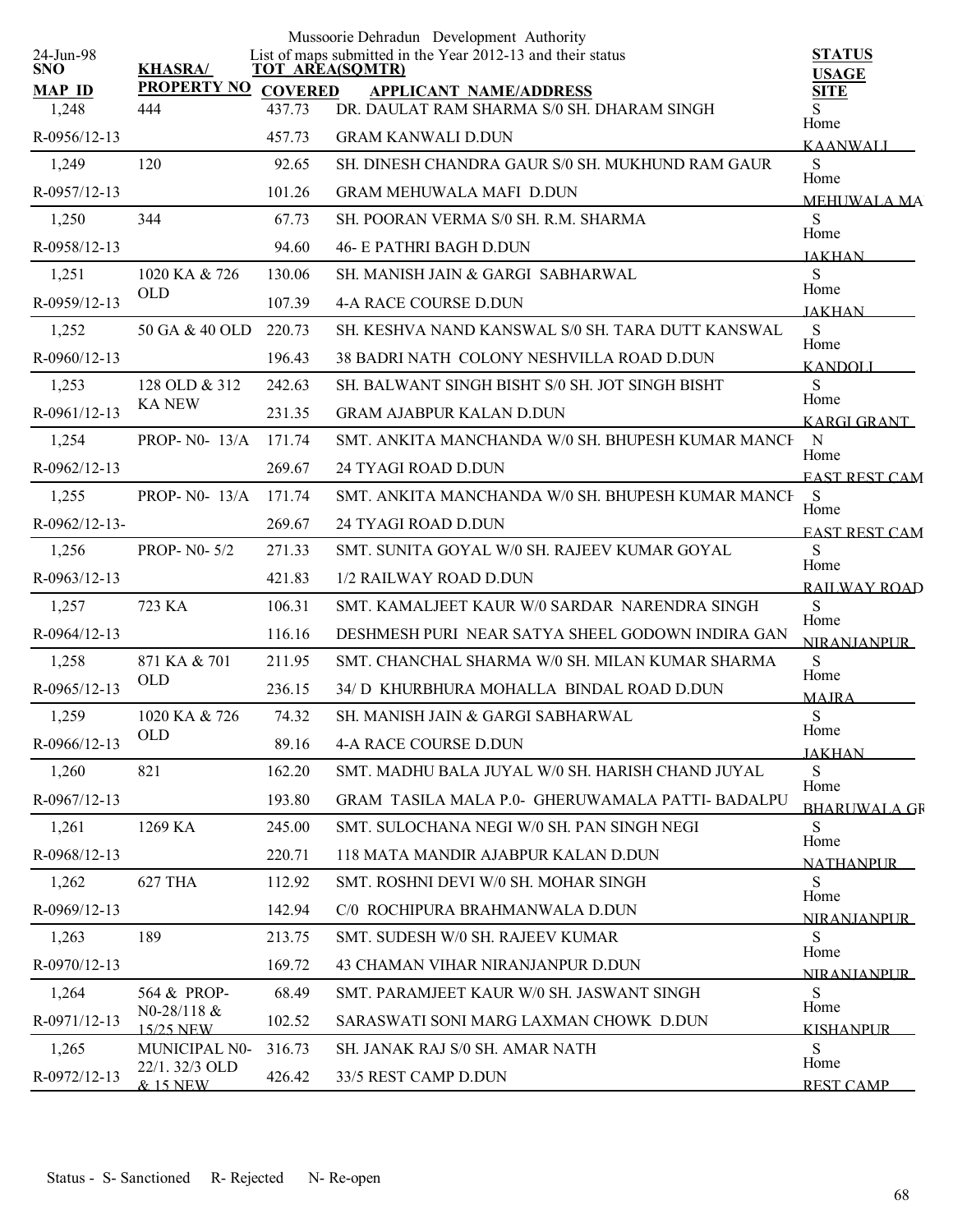Mussoorie Dehradun Development Authority

List of maps submitted in the Year 2012-13 and their status

24-Jun-98

| SNO / MAP ID | KHASRA/ PROPERTY NO | TOT AREA(SQMTR) / COVERED | APPLICANT NAME/ADDRESS | STATUS / USAGE / SITE |
|---|---|---|---|---|
| 1,248 | 444 | 437.73 | DR. DAULAT RAM SHARMA S/0 SH. DHARAM SINGH | S |
| R-0956/12-13 | | 457.73 | GRAM KANWALI D.DUN | Home KAANWALI |
| 1,249 | 120 | 92.65 | SH. DINESH CHANDRA GAUR S/0 SH. MUKHUND RAM GAUR | S |
| R-0957/12-13 | | 101.26 | GRAM MEHUWALA MAFI D.DUN | Home MEHUWALA MA |
| 1,250 | 344 | 67.73 | SH. POORAN VERMA S/0 SH. R.M. SHARMA | S |
| R-0958/12-13 | | 94.60 | 46- E PATHRI BAGH D.DUN | Home JAKHAN |
| 1,251 | 1020 KA & 726 OLD | 130.06 | SH. MANISH JAIN & GARGI SABHARWAL | S |
| R-0959/12-13 | | 107.39 | 4-A RACE COURSE D.DUN | Home JAKHAN |
| 1,252 | 50 GA & 40 OLD | 220.73 | SH. KESHVA NAND KANSWAL S/0 SH. TARA DUTT KANSWAL | S |
| R-0960/12-13 | | 196.43 | 38 BADRI NATH COLONY NESHVILLA ROAD D.DUN | Home KANDOLI |
| 1,253 | 128 OLD & 312 KA NEW | 242.63 | SH. BALWANT SINGH BISHT S/0 SH. JOT SINGH BISHT | S |
| R-0961/12-13 | | 231.35 | GRAM AJABPUR KALAN D.DUN | Home KARGI GRANT |
| 1,254 | PROP- N0- 13/A | 171.74 | SMT. ANKITA MANCHANDA W/0 SH. BHUPESH KUMAR MANCH | N |
| R-0962/12-13 | | 269.67 | 24 TYAGI ROAD D.DUN | Home EAST REST CAM |
| 1,255 | PROP- N0- 13/A | 171.74 | SMT. ANKITA MANCHANDA W/0 SH. BHUPESH KUMAR MANCH | S |
| R-0962/12-13- | | 269.67 | 24 TYAGI ROAD D.DUN | Home EAST REST CAM |
| 1,256 | PROP- N0- 5/2 | 271.33 | SMT. SUNITA GOYAL W/0 SH. RAJEEV KUMAR GOYAL | S |
| R-0963/12-13 | | 421.83 | 1/2 RAILWAY ROAD D.DUN | Home RAILWAY ROAD |
| 1,257 | 723 KA | 106.31 | SMT. KAMALJEET KAUR W/0 SARDAR NARENDRA SINGH | S |
| R-0964/12-13 | | 116.16 | DESHMESH PURI NEAR SATYA SHEEL GODOWN INDIRA GAN | Home NIRANJANPUR |
| 1,258 | 871 KA & 701 OLD | 211.95 | SMT. CHANCHAL SHARMA W/0 SH. MILAN KUMAR SHARMA | S |
| R-0965/12-13 | | 236.15 | 34/ D KHURBHURA MOHALLA BINDAL ROAD D.DUN | Home MAJRA |
| 1,259 | 1020 KA & 726 OLD | 74.32 | SH. MANISH JAIN & GARGI SABHARWAL | S |
| R-0966/12-13 | | 89.16 | 4-A RACE COURSE D.DUN | Home JAKHAN |
| 1,260 | 821 | 162.20 | SMT. MADHU BALA JUYAL W/0 SH. HARISH CHAND JUYAL | S |
| R-0967/12-13 | | 193.80 | GRAM TASILA MALA P.0- GHERUWAMALA PATTI- BADALPU | Home BHARUWALA GR |
| 1,261 | 1269 KA | 245.00 | SMT. SULOCHANA NEGI W/0 SH. PAN SINGH NEGI | S |
| R-0968/12-13 | | 220.71 | 118 MATA MANDIR AJABPUR KALAN D.DUN | Home NATHANPUR |
| 1,262 | 627 THA | 112.92 | SMT. ROSHNI DEVI W/0 SH. MOHAR SINGH | S |
| R-0969/12-13 | | 142.94 | C/0 ROCHIPURA BRAHMANWALA D.DUN | Home NIRANJANPUR |
| 1,263 | 189 | 213.75 | SMT. SUDESH W/0 SH. RAJEEV KUMAR | S |
| R-0970/12-13 | | 169.72 | 43 CHAMAN VIHAR NIRANJANPUR D.DUN | Home NIRANJANPUR |
| 1,264 | 564 & PROP- N0-28/118 & 15/25 NEW | 68.49 | SMT. PARAMJEET KAUR W/0 SH. JASWANT SINGH | S |
| R-0971/12-13 | | 102.52 | SARASWATI SONI MARG LAXMAN CHOWK D.DUN | Home KISHANPUR |
| 1,265 | MUNICIPAL N0- 22/1. 32/3 OLD & 15 NEW | 316.73 | SH. JANAK RAJ S/0 SH. AMAR NATH | S |
| R-0972/12-13 | | 426.42 | 33/5 REST CAMP D.DUN | Home REST CAMP |

Status - S- Sanctioned R- Rejected N- Re-open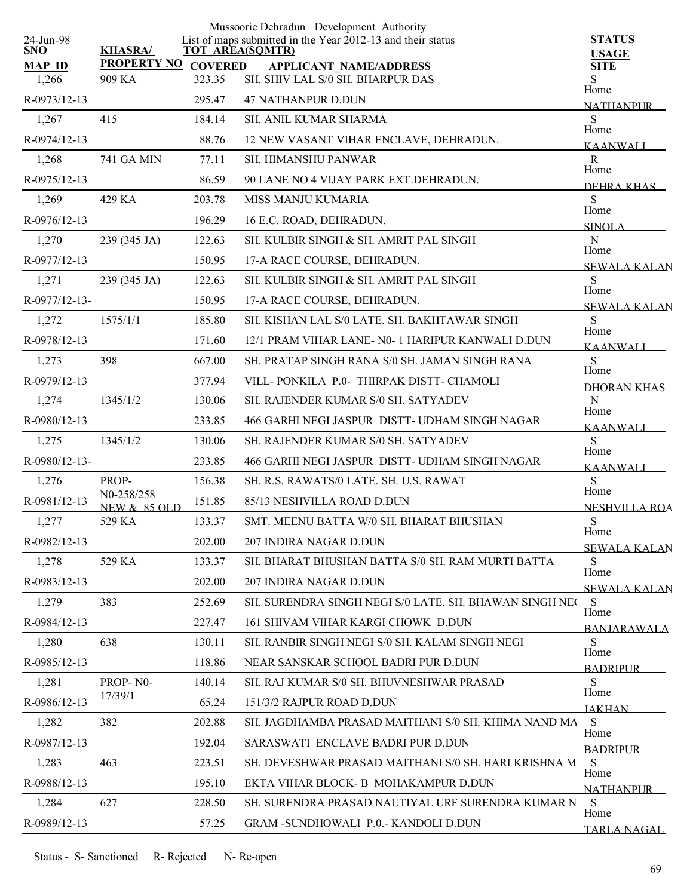Mussoorie Dehradun Development Authority

List of maps submitted in the Year 2012-13 and their status

24-Jun-98

| SNO / MAP ID | KHASRA/ PROPERTY NO | TOT AREA(SQMTR) COVERED | APPLICANT NAME/ADDRESS | STATUS USAGE SITE |
|---|---|---|---|---|
| 1,266 | 909 KA | 323.35 | SH. SHIV LAL S/0 SH. BHARPUR DAS | S Home |
| R-0973/12-13 | | 295.47 | 47 NATHANPUR D.DUN | NATHANPUR |
| 1,267 | 415 | 184.14 | SH. ANIL KUMAR SHARMA | S Home |
| R-0974/12-13 | | 88.76 | 12 NEW VASANT VIHAR ENCLAVE, DEHRADUN. | KAANWALI |
| 1,268 | 741 GA MIN | 77.11 | SH. HIMANSHU PANWAR | R Home |
| R-0975/12-13 | | 86.59 | 90 LANE NO 4 VIJAY PARK EXT.DEHRADUN. | DEHRA KHAS |
| 1,269 | 429 KA | 203.78 | MISS MANJU KUMARIA | S Home |
| R-0976/12-13 | | 196.29 | 16 E.C. ROAD, DEHRADUN. | SINOLA |
| 1,270 | 239 (345 JA) | 122.63 | SH. KULBIR SINGH & SH. AMRIT PAL SINGH | N Home |
| R-0977/12-13 | | 150.95 | 17-A RACE COURSE, DEHRADUN. | SEWALA KALAN |
| 1,271 | 239 (345 JA) | 122.63 | SH. KULBIR SINGH & SH. AMRIT PAL SINGH | S Home |
| R-0977/12-13- | | 150.95 | 17-A RACE COURSE, DEHRADUN. | SEWALA KALAN |
| 1,272 | 1575/1/1 | 185.80 | SH. KISHAN LAL S/0 LATE. SH. BAKHTAWAR SINGH | S Home |
| R-0978/12-13 | | 171.60 | 12/1 PRAM VIHAR LANE- N0- 1 HARIPUR KANWALI D.DUN | KAANWALI |
| 1,273 | 398 | 667.00 | SH. PRATAP SINGH RANA S/0 SH. JAMAN SINGH RANA | S Home |
| R-0979/12-13 | | 377.94 | VILL- PONKILA P.0- THIRPAK DISTT- CHAMOLI | DHORAN KHAS |
| 1,274 | 1345/1/2 | 130.06 | SH. RAJENDER KUMAR S/0 SH. SATYADEV | N Home |
| R-0980/12-13 | | 233.85 | 466 GARHI NEGI JASPUR DISTT- UDHAM SINGH NAGAR | KAANWALI |
| 1,275 | 1345/1/2 | 130.06 | SH. RAJENDER KUMAR S/0 SH. SATYADEV | S Home |
| R-0980/12-13- | | 233.85 | 466 GARHI NEGI JASPUR DISTT- UDHAM SINGH NAGAR | KAANWALI |
| 1,276 | PROP- N0-258/258 | 156.38 | SH. R.S. RAWATS/0 LATE. SH. U.S. RAWAT | S Home |
| R-0981/12-13 | NEW & 85 OLD | 151.85 | 85/13 NESHVILLA ROAD D.DUN | NESHVILLA ROA |
| 1,277 | 529 KA | 133.37 | SMT. MEENU BATTA W/0 SH. BHARAT BHUSHAN | S Home |
| R-0982/12-13 | | 202.00 | 207 INDIRA NAGAR D.DUN | SEWALA KALAN |
| 1,278 | 529 KA | 133.37 | SH. BHARAT BHUSHAN BATTA S/0 SH. RAM MURTI BATTA | S Home |
| R-0983/12-13 | | 202.00 | 207 INDIRA NAGAR D.DUN | SEWALA KALAN |
| 1,279 | 383 | 252.69 | SH. SURENDRA SINGH NEGI S/0 LATE. SH. BHAWAN SINGH NE( | S Home |
| R-0984/12-13 | | 227.47 | 161 SHIVAM VIHAR KARGI CHOWK D.DUN | BANJARAWALA |
| 1,280 | 638 | 130.11 | SH. RANBIR SINGH NEGI S/0 SH. KALAM SINGH NEGI | S Home |
| R-0985/12-13 | | 118.86 | NEAR SANSKAR SCHOOL BADRI PUR D.DUN | BADRIPUR |
| 1,281 | PROP- N0- 17/39/1 | 140.14 | SH. RAJ KUMAR S/0 SH. BHUVNESHWAR PRASAD | S Home |
| R-0986/12-13 | | 65.24 | 151/3/2 RAJPUR ROAD D.DUN | JAKHAN |
| 1,282 | 382 | 202.88 | SH. JAGDHAMBA PRASAD MAITHANI S/0 SH. KHIMA NAND MA | S Home |
| R-0987/12-13 | | 192.04 | SARASWATI ENCLAVE BADRI PUR D.DUN | BADRIPUR |
| 1,283 | 463 | 223.51 | SH. DEVESHWAR PRASAD MAITHANI S/0 SH. HARI KRISHNA M | S Home |
| R-0988/12-13 | | 195.10 | EKTA VIHAR BLOCK- B MOHAKAMPUR D.DUN | NATHANPUR |
| 1,284 | 627 | 228.50 | SH. SURENDRA PRASAD NAUTIYAL URF SURENDRA KUMAR N | S Home |
| R-0989/12-13 | | 57.25 | GRAM -SUNDHOWALI P.0.- KANDOLI D.DUN | TARLA NAGAL |

Status - S- Sanctioned R- Rejected N- Re-open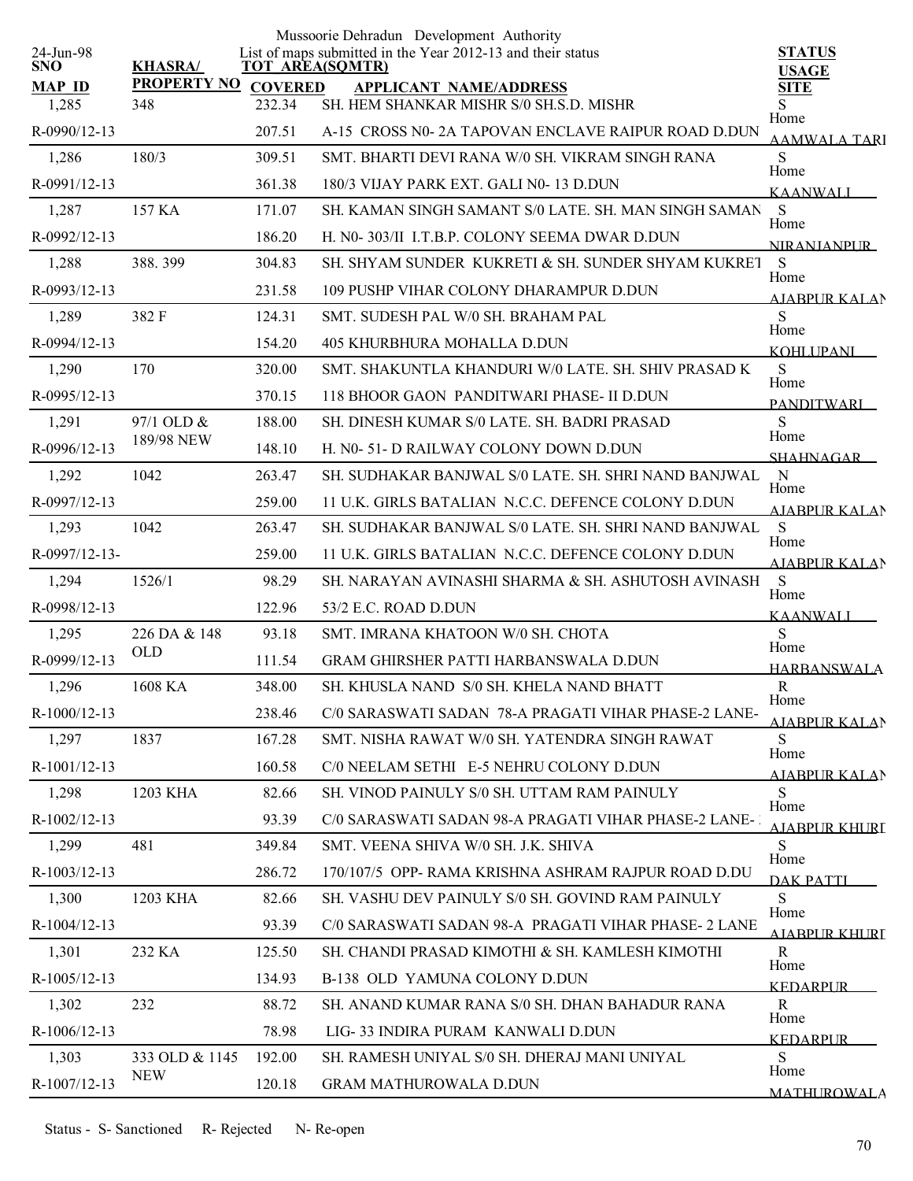Mussoorie Dehradun Development Authority

List of maps submitted in the Year 2012-13 and their status

24-Jun-98

| SNO / MAP ID | KHASRA/ PROPERTY NO | TOT AREA(SQMTR) / COVERED | APPLICANT NAME/ADDRESS | STATUS / USAGE / SITE |
|---|---|---|---|---|
| 1,285 | 348 | 232.34 | SH. HEM SHANKAR MISHR S/0 SH.S.D. MISHR | S |
| R-0990/12-13 | | 207.51 | A-15 CROSS N0- 2A TAPOVAN ENCLAVE RAIPUR ROAD D.DUN | Home AAMWALA TARI |
| 1,286 | 180/3 | 309.51 | SMT. BHARTI DEVI RANA W/0 SH. VIKRAM SINGH RANA | S |
| R-0991/12-13 | | 361.38 | 180/3 VIJAY PARK EXT. GALI N0- 13 D.DUN | Home KAANWALI |
| 1,287 | 157 KA | 171.07 | SH. KAMAN SINGH SAMANT S/0 LATE. SH. MAN SINGH SAMAN | S |
| R-0992/12-13 | | 186.20 | H. N0- 303/II I.T.B.P. COLONY SEEMA DWAR D.DUN | Home NIRANJANPUR |
| 1,288 | 388. 399 | 304.83 | SH. SHYAM SUNDER KUKRETI & SH. SUNDER SHYAM KUKRET | S |
| R-0993/12-13 | | 231.58 | 109 PUSHP VIHAR COLONY DHARAMPUR D.DUN | Home AJABPUR KALAN |
| 1,289 | 382 F | 124.31 | SMT. SUDESH PAL W/0 SH. BRAHAM PAL | S |
| R-0994/12-13 | | 154.20 | 405 KHURBHURA MOHALLA D.DUN | Home KOHLUPANI |
| 1,290 | 170 | 320.00 | SMT. SHAKUNTLA KHANDURI W/0 LATE. SH. SHIV PRASAD K | S |
| R-0995/12-13 | | 370.15 | 118 BHOOR GAON PANDITWARI PHASE- II D.DUN | Home PANDITWARI |
| 1,291 | 97/1 OLD & 189/98 NEW | 188.00 | SH. DINESH KUMAR S/0 LATE. SH. BADRI PRASAD | S |
| R-0996/12-13 | | 148.10 | H. N0- 51- D RAILWAY COLONY DOWN D.DUN | Home SHAHNAGAR |
| 1,292 | 1042 | 263.47 | SH. SUDHAKAR BANJWAL S/0 LATE. SH. SHRI NAND BANJWAL | N |
| R-0997/12-13 | | 259.00 | 11 U.K. GIRLS BATALIAN N.C.C. DEFENCE COLONY D.DUN | Home AJABPUR KALAN |
| 1,293 | 1042 | 263.47 | SH. SUDHAKAR BANJWAL S/0 LATE. SH. SHRI NAND BANJWAL | S |
| R-0997/12-13- | | 259.00 | 11 U.K. GIRLS BATALIAN N.C.C. DEFENCE COLONY D.DUN | Home AJABPUR KALAN |
| 1,294 | 1526/1 | 98.29 | SH. NARAYAN AVINASHI SHARMA & SH. ASHUTOSH AVINASH | S |
| R-0998/12-13 | | 122.96 | 53/2 E.C. ROAD D.DUN | Home KAANWALI |
| 1,295 | 226 DA & 148 OLD | 93.18 | SMT. IMRANA KHATOON W/0 SH. CHOTA | S |
| R-0999/12-13 | | 111.54 | GRAM GHIRSHER PATTI HARBANSWALA D.DUN | Home HARBANSWALA |
| 1,296 | 1608 KA | 348.00 | SH. KHUSLA NAND S/0 SH. KHELA NAND BHATT | R |
| R-1000/12-13 | | 238.46 | C/0 SARASWATI SADAN 78-A PRAGATI VIHAR PHASE-2 LANE- | Home AJABPUR KALAN |
| 1,297 | 1837 | 167.28 | SMT. NISHA RAWAT W/0 SH. YATENDRA SINGH RAWAT | S |
| R-1001/12-13 | | 160.58 | C/0 NEELAM SETHI E-5 NEHRU COLONY D.DUN | Home AJABPUR KALAN |
| 1,298 | 1203 KHA | 82.66 | SH. VINOD PAINULY S/0 SH. UTTAM RAM PAINULY | S |
| R-1002/12-13 | | 93.39 | C/0 SARASWATI SADAN 98-A PRAGATI VIHAR PHASE-2 LANE- | Home AJABPUR KHURD |
| 1,299 | 481 | 349.84 | SMT. VEENA SHIVA W/0 SH. J.K. SHIVA | S |
| R-1003/12-13 | | 286.72 | 170/107/5 OPP- RAMA KRISHNA ASHRAM RAJPUR ROAD D.DU | Home DAK PATTI |
| 1,300 | 1203 KHA | 82.66 | SH. VASHU DEV PAINULY S/0 SH. GOVIND RAM PAINULY | S |
| R-1004/12-13 | | 93.39 | C/0 SARASWATI SADAN 98-A PRAGATI VIHAR PHASE- 2 LANE | Home AJABPUR KHURD |
| 1,301 | 232 KA | 125.50 | SH. CHANDI PRASAD KIMOTHI & SH. KAMLESH KIMOTHI | R |
| R-1005/12-13 | | 134.93 | B-138 OLD YAMUNA COLONY D.DUN | Home KEDARPUR |
| 1,302 | 232 | 88.72 | SH. ANAND KUMAR RANA S/0 SH. DHAN BAHADUR RANA | R |
| R-1006/12-13 | | 78.98 | LIG- 33 INDIRA PURAM KANWALI D.DUN | Home KEDARPUR |
| 1,303 | 333 OLD & 1145 NEW | 192.00 | SH. RAMESH UNIYAL S/0 SH. DHERAJ MANI UNIYAL | S |
| R-1007/12-13 | | 120.18 | GRAM MATHUROWALA D.DUN | Home MATHUROWALA |

Status - S- Sanctioned R- Rejected N- Re-open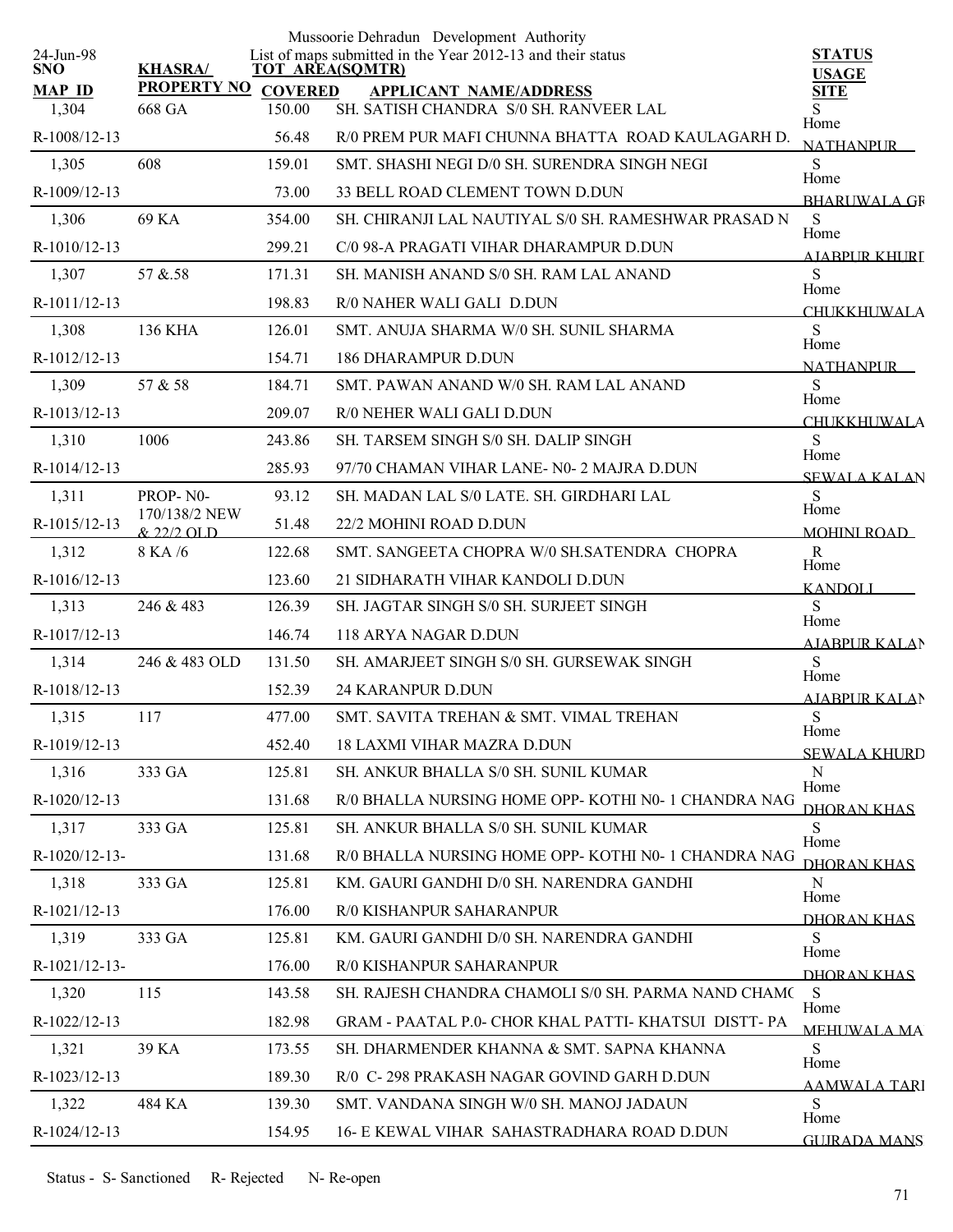Mussoorie Dehradun Development Authority

24-Jun-98

List of maps submitted in the Year 2012-13 and their status

| SNO / MAP_ID | KHASRA/ PROPERTY NO | TOT AREA(SQMTR) / COVERED | APPLICANT NAME/ADDRESS | STATUS / USAGE / SITE |
|---|---|---|---|---|
| 1,304 | 668 GA | 150.00 | SH. SATISH CHANDRA S/0 SH. RANVEER LAL | S |
| R-1008/12-13 | | 56.48 | R/0 PREM PUR MAFI CHUNNA BHATTA ROAD KAULAGARH D. | Home NATHANPUR |
| 1,305 | 608 | 159.01 | SMT. SHASHI NEGI D/0 SH. SURENDRA SINGH NEGI | S |
| R-1009/12-13 | | 73.00 | 33 BELL ROAD CLEMENT TOWN D.DUN | Home BHARUWALA GR |
| 1,306 | 69 KA | 354.00 | SH. CHIRANJI LAL NAUTIYAL S/0 SH. RAMESHWAR PRASAD N | S |
| R-1010/12-13 | | 299.21 | C/0 98-A PRAGATI VIHAR DHARAMPUR D.DUN | Home AJABPUR KHURD |
| 1,307 | 57 &.58 | 171.31 | SH. MANISH ANAND S/0 SH. RAM LAL ANAND | S |
| R-1011/12-13 | | 198.83 | R/0 NAHER WALI GALI D.DUN | Home CHUKKHUWALA |
| 1,308 | 136 KHA | 126.01 | SMT. ANUJA SHARMA W/0 SH. SUNIL SHARMA | S |
| R-1012/12-13 | | 154.71 | 186 DHARAMPUR D.DUN | Home NATHANPUR |
| 1,309 | 57 & 58 | 184.71 | SMT. PAWAN ANAND W/0 SH. RAM LAL ANAND | S |
| R-1013/12-13 | | 209.07 | R/0 NEHER WALI GALI D.DUN | Home CHUKKHUWALA |
| 1,310 | 1006 | 243.86 | SH. TARSEM SINGH S/0 SH. DALIP SINGH | S |
| R-1014/12-13 | | 285.93 | 97/70 CHAMAN VIHAR LANE- N0- 2 MAJRA D.DUN | Home SEWALA KALAN |
| 1,311 | PROP- N0- | 93.12 | SH. MADAN LAL S/0 LATE. SH. GIRDHARI LAL | S |
| R-1015/12-13 | 170/138/2 NEW & 22/2 OLD | 51.48 | 22/2 MOHINI ROAD D.DUN | Home MOHINI ROAD |
| 1,312 | 8 KA /6 | 122.68 | SMT. SANGEETA CHOPRA W/0 SH.SATENDRA CHOPRA | R |
| R-1016/12-13 | | 123.60 | 21 SIDHARATH VIHAR KANDOLI D.DUN | Home KANDOLI |
| 1,313 | 246 & 483 | 126.39 | SH. JAGTAR SINGH S/0 SH. SURJEET SINGH | S |
| R-1017/12-13 | | 146.74 | 118 ARYA NAGAR D.DUN | Home AJABPUR KALAN |
| 1,314 | 246 & 483 OLD | 131.50 | SH. AMARJEET SINGH S/0 SH. GURSEWAK SINGH | S |
| R-1018/12-13 | | 152.39 | 24 KARANPUR D.DUN | Home AJABPUR KALAN |
| 1,315 | 117 | 477.00 | SMT. SAVITA TREHAN & SMT. VIMAL TREHAN | S |
| R-1019/12-13 | | 452.40 | 18 LAXMI VIHAR MAZRA D.DUN | Home SEWALA KHURD |
| 1,316 | 333 GA | 125.81 | SH. ANKUR BHALLA S/0 SH. SUNIL KUMAR | N |
| R-1020/12-13 | | 131.68 | R/0 BHALLA NURSING HOME OPP- KOTHI N0- 1 CHANDRA NAG | Home DHORAN KHAS |
| 1,317 | 333 GA | 125.81 | SH. ANKUR BHALLA S/0 SH. SUNIL KUMAR | S |
| R-1020/12-13- | | 131.68 | R/0 BHALLA NURSING HOME OPP- KOTHI N0- 1 CHANDRA NAG | Home DHORAN KHAS |
| 1,318 | 333 GA | 125.81 | KM. GAURI GANDHI D/0 SH. NARENDRA GANDHI | N |
| R-1021/12-13 | | 176.00 | R/0 KISHANPUR SAHARANPUR | Home DHORAN KHAS |
| 1,319 | 333 GA | 125.81 | KM. GAURI GANDHI D/0 SH. NARENDRA GANDHI | S |
| R-1021/12-13- | | 176.00 | R/0 KISHANPUR SAHARANPUR | Home DHORAN KHAS |
| 1,320 | 115 | 143.58 | SH. RAJESH CHANDRA CHAMOLI S/0 SH. PARMA NAND CHAMO | S |
| R-1022/12-13 | | 182.98 | GRAM - PAATAL P.0- CHOR KHAL PATTI- KHATSUI DISTT- PA | Home MEHUWALA MA |
| 1,321 | 39 KA | 173.55 | SH. DHARMENDER KHANNA & SMT. SAPNA KHANNA | S |
| R-1023/12-13 | | 189.30 | R/0 C- 298 PRAKASH NAGAR GOVIND GARH D.DUN | Home AAMWALA TARI |
| 1,322 | 484 KA | 139.30 | SMT. VANDANA SINGH W/0 SH. MANOJ JADAUN | S |
| R-1024/12-13 | | 154.95 | 16- E KEWAL VIHAR SAHASTRADHARA ROAD D.DUN | Home GUJRADA MANS |

Status - S- Sanctioned R- Rejected N- Re-open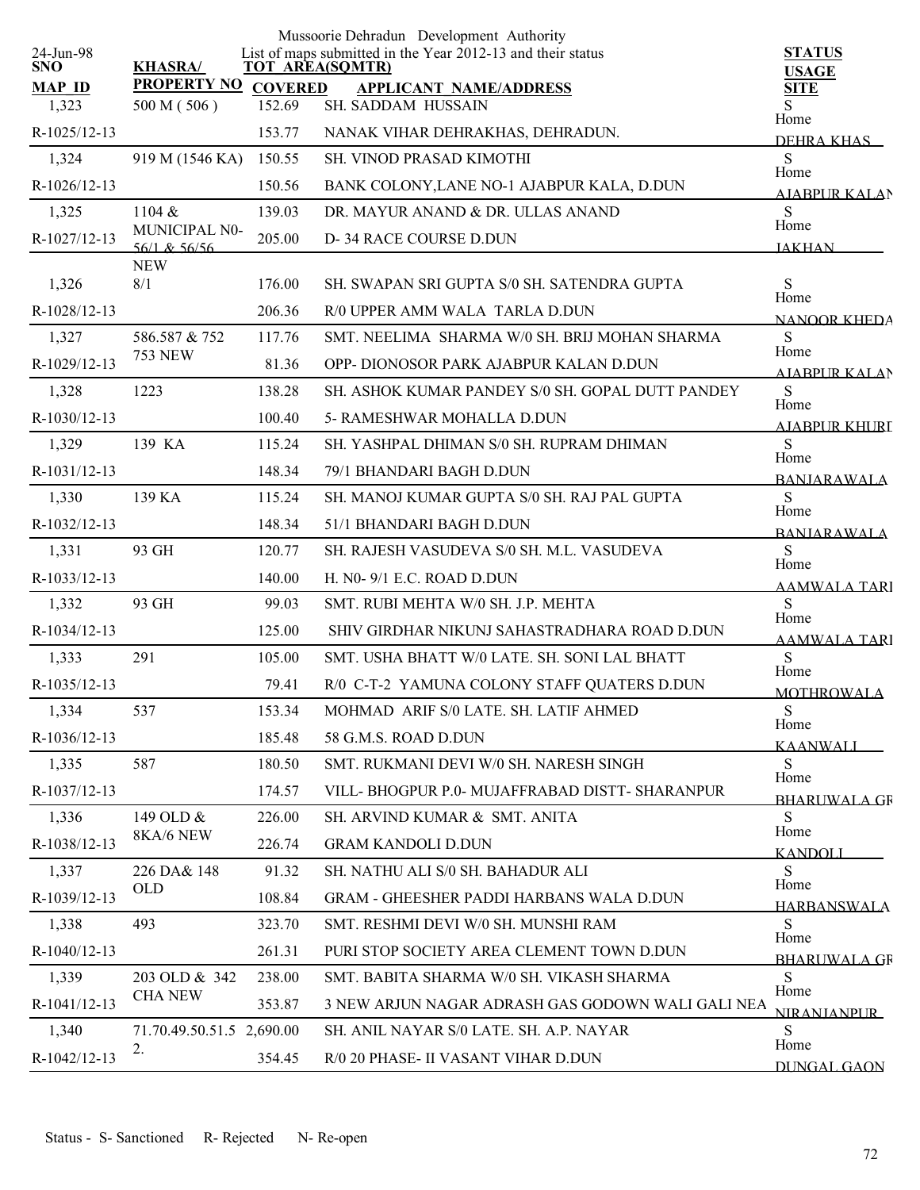Mussoorie Dehradun Development Authority

24-Jun-98

List of maps submitted in the Year 2012-13 and their status

| SNO / MAP_ID | KHASRA/ PROPERTY NO | TOT AREA(SQMTR) / COVERED | APPLICANT NAME/ADDRESS | STATUS / USAGE / SITE |
|---|---|---|---|---|
| 1,323 | 500 M ( 506 ) | 152.69 | SH. SADDAM HUSSAIN | S |
| R-1025/12-13 | | 153.77 | NANAK VIHAR DEHRAKHAS, DEHRADUN. | Home DEHRA KHAS |
| 1,324 | 919 M (1546 KA) | 150.55 | SH. VINOD PRASAD KIMOTHI | S |
| R-1026/12-13 | | 150.56 | BANK COLONY,LANE NO-1 AJABPUR KALA, D.DUN | Home AJABPUR KALAN |
| 1,325 | 1104 & MUNICIPAL N0- 56/1 & 56/56 NEW | 139.03 | DR. MAYUR ANAND & DR. ULLAS ANAND | S |
| R-1027/12-13 | | 205.00 | D- 34 RACE COURSE D.DUN | Home JAKHAN |
| 1,326 | 8/1 | 176.00 | SH. SWAPAN SRI GUPTA S/0 SH. SATENDRA GUPTA | S |
| R-1028/12-13 | | 206.36 | R/0 UPPER AMM WALA TARLA D.DUN | Home NANOOR KHEDA |
| 1,327 | 586.587 & 752 753 NEW | 117.76 | SMT. NEELIMA SHARMA W/0 SH. BRIJ MOHAN SHARMA | S |
| R-1029/12-13 | | 81.36 | OPP- DIONOSOR PARK AJABPUR KALAN D.DUN | Home AJABPUR KALAN |
| 1,328 | 1223 | 138.28 | SH. ASHOK KUMAR PANDEY S/0 SH. GOPAL DUTT PANDEY | S |
| R-1030/12-13 | | 100.40 | 5- RAMESHWAR MOHALLA D.DUN | Home AJABPUR KHURD |
| 1,329 | 139 KA | 115.24 | SH. YASHPAL DHIMAN S/0 SH. RUPRAM DHIMAN | S |
| R-1031/12-13 | | 148.34 | 79/1 BHANDARI BAGH D.DUN | Home BANJARAWALA |
| 1,330 | 139 KA | 115.24 | SH. MANOJ KUMAR GUPTA S/0 SH. RAJ PAL GUPTA | S |
| R-1032/12-13 | | 148.34 | 51/1 BHANDARI BAGH D.DUN | Home BANJARAWALA |
| 1,331 | 93 GH | 120.77 | SH. RAJESH VASUDEVA S/0 SH. M.L. VASUDEVA | S |
| R-1033/12-13 | | 140.00 | H. N0- 9/1 E.C. ROAD D.DUN | Home AAMWALA TARL |
| 1,332 | 93 GH | 99.03 | SMT. RUBI MEHTA W/0 SH. J.P. MEHTA | S |
| R-1034/12-13 | | 125.00 | SHIV GIRDHAR NIKUNJ SAHASTRADHARA ROAD D.DUN | Home AAMWALA TARL |
| 1,333 | 291 | 105.00 | SMT. USHA BHATT W/0 LATE. SH. SONI LAL BHATT | S |
| R-1035/12-13 | | 79.41 | R/0 C-T-2 YAMUNA COLONY STAFF QUATERS D.DUN | Home MOTHROWALA |
| 1,334 | 537 | 153.34 | MOHMAD ARIF S/0 LATE. SH. LATIF AHMED | S |
| R-1036/12-13 | | 185.48 | 58 G.M.S. ROAD D.DUN | Home KAANWALI |
| 1,335 | 587 | 180.50 | SMT. RUKMANI DEVI W/0 SH. NARESH SINGH | S |
| R-1037/12-13 | | 174.57 | VILL- BHOGPUR P.0- MUJAFFRABAD DISTT- SHARANPUR | Home BHARUWALA GR |
| 1,336 | 149 OLD & 8KA/6 NEW | 226.00 | SH. ARVIND KUMAR & SMT. ANITA | S |
| R-1038/12-13 | | 226.74 | GRAM KANDOLI D.DUN | Home KANDOLI |
| 1,337 | 226 DA& 148 OLD | 91.32 | SH. NATHU ALI S/0 SH. BAHADUR ALI | S |
| R-1039/12-13 | | 108.84 | GRAM - GHEESHER PADDI HARBANS WALA D.DUN | Home HARBANSWALA |
| 1,338 | 493 | 323.70 | SMT. RESHMI DEVI W/0 SH. MUNSHI RAM | S |
| R-1040/12-13 | | 261.31 | PURI STOP SOCIETY AREA CLEMENT TOWN D.DUN | Home BHARUWALA GR |
| 1,339 | 203 OLD & 342 CHA NEW | 238.00 | SMT. BABITA SHARMA W/0 SH. VIKASH SHARMA | S |
| R-1041/12-13 | | 353.87 | 3 NEW ARJUN NAGAR ADRASH GAS GODOWN WALI GALI NEA | Home NIRANJANPUR |
| 1,340 | 71.70.49.50.51.5 2. | 2,690.00 | SH. ANIL NAYAR S/0 LATE. SH. A.P. NAYAR | S |
| R-1042/12-13 | | 354.45 | R/0 20 PHASE- II VASANT VIHAR D.DUN | Home DUNGAL GAON |

Status - S- Sanctioned R- Rejected N- Re-open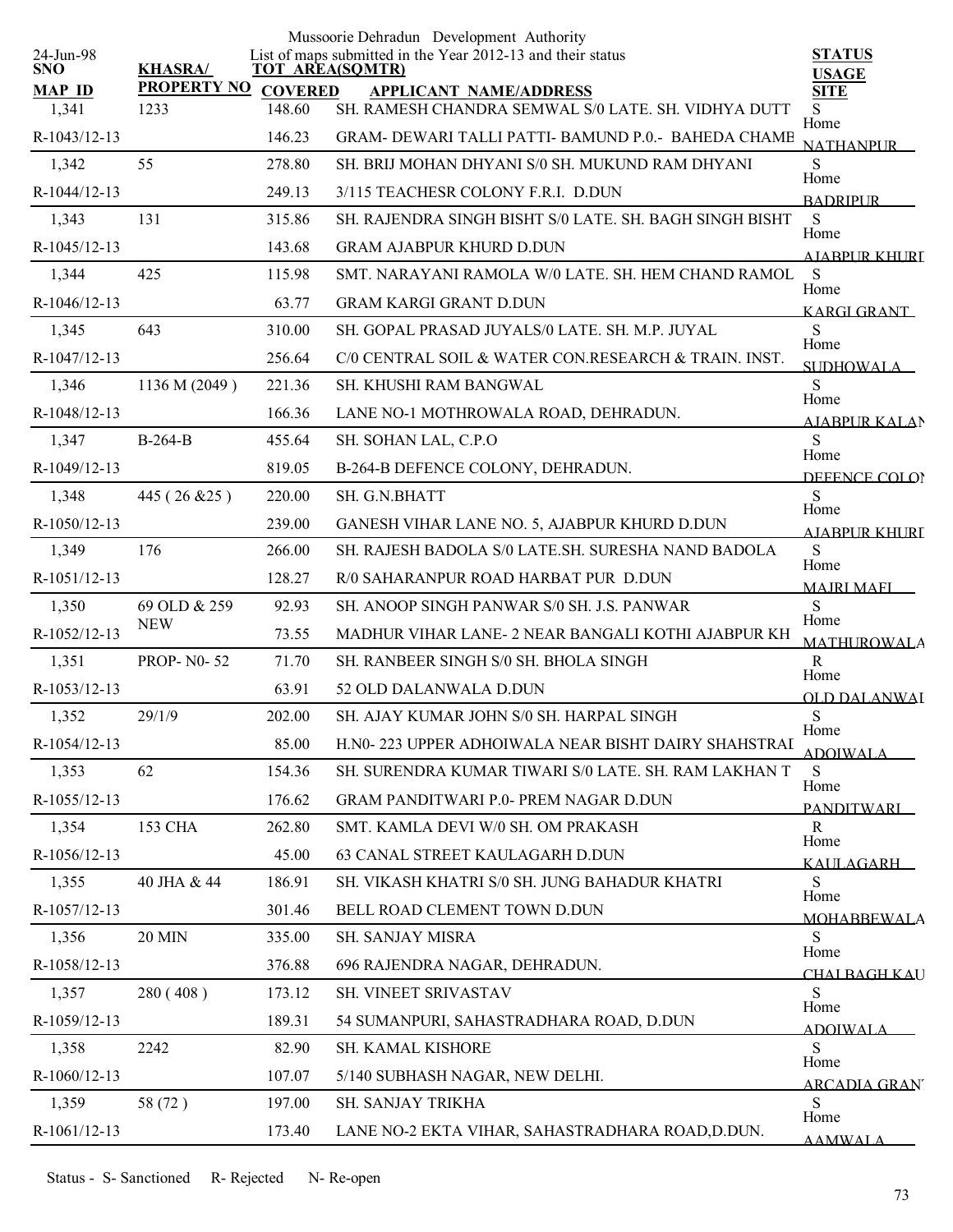Mussoorie Dehradun Development Authority

List of maps submitted in the Year 2012-13 and their status

24-Jun-98

| SNO / MAP_ID | KHASRA/ PROPERTY NO | TOT AREA(SQMTR) COVERED | APPLICANT NAME/ADDRESS | STATUS USAGE SITE |
|---|---|---|---|---|
| 1,341 | 1233 | 148.60 | SH. RAMESH CHANDRA SEMWAL S/0 LATE. SH. VIDHYA DUTT | S |
| R-1043/12-13 | | 146.23 | GRAM- DEWARI TALLI PATTI- BAMUND P.0.- BAHEDA CHAMB | Home NATHANPUR |
| 1,342 | 55 | 278.80 | SH. BRIJ MOHAN DHYANI S/0 SH. MUKUND RAM DHYANI | S |
| R-1044/12-13 | | 249.13 | 3/115 TEACHESR COLONY F.R.I. D.DUN | Home BADRIPUR |
| 1,343 | 131 | 315.86 | SH. RAJENDRA SINGH BISHT S/0 LATE. SH. BAGH SINGH BISHT | S |
| R-1045/12-13 | | 143.68 | GRAM AJABPUR KHURD D.DUN | Home AJABPUR KHURD |
| 1,344 | 425 | 115.98 | SMT. NARAYANI RAMOLA W/0 LATE. SH. HEM CHAND RAMOL | S |
| R-1046/12-13 | | 63.77 | GRAM KARGI GRANT D.DUN | Home KARGI GRANT |
| 1,345 | 643 | 310.00 | SH. GOPAL PRASAD JUYALS/0 LATE. SH. M.P. JUYAL | S |
| R-1047/12-13 | | 256.64 | C/0 CENTRAL SOIL & WATER CON.RESEARCH & TRAIN. INST. | Home SUDHOWALA |
| 1,346 | 1136 M (2049 ) | 221.36 | SH. KHUSHI RAM BANGWAL | S |
| R-1048/12-13 | | 166.36 | LANE NO-1 MOTHROWALA ROAD, DEHRADUN. | Home AJABPUR KALAN |
| 1,347 | B-264-B | 455.64 | SH. SOHAN LAL, C.P.O | S |
| R-1049/12-13 | | 819.05 | B-264-B DEFENCE COLONY, DEHRADUN. | Home DEFENCE COLON |
| 1,348 | 445 ( 26 &25 ) | 220.00 | SH. G.N.BHATT | S |
| R-1050/12-13 | | 239.00 | GANESH VIHAR LANE NO. 5, AJABPUR KHURD D.DUN | Home AJABPUR KHURD |
| 1,349 | 176 | 266.00 | SH. RAJESH BADOLA S/0 LATE.SH. SURESHA NAND BADOLA | S |
| R-1051/12-13 | | 128.27 | R/0 SAHARANPUR ROAD HARBAT PUR D.DUN | Home MAJRI MAFI |
| 1,350 | 69 OLD & 259 NEW | 92.93 | SH. ANOOP SINGH PANWAR S/0 SH. J.S. PANWAR | S |
| R-1052/12-13 | | 73.55 | MADHUR VIHAR LANE- 2 NEAR BANGALI KOTHI AJABPUR KH | Home MATHUROWALA |
| 1,351 | PROP- N0- 52 | 71.70 | SH. RANBEER SINGH S/0 SH. BHOLA SINGH | R |
| R-1053/12-13 | | 63.91 | 52 OLD DALANWALA D.DUN | Home OLD DALANWAL |
| 1,352 | 29/1/9 | 202.00 | SH. AJAY KUMAR JOHN S/0 SH. HARPAL SINGH | S |
| R-1054/12-13 | | 85.00 | H.N0- 223 UPPER ADHOIWALA NEAR BISHT DAIRY SHAHSTRAD | Home ADOIWALA |
| 1,353 | 62 | 154.36 | SH. SURENDRA KUMAR TIWARI S/0 LATE. SH. RAM LAKHAN T | S |
| R-1055/12-13 | | 176.62 | GRAM PANDITWARI P.0- PREM NAGAR D.DUN | Home PANDITWARI |
| 1,354 | 153 CHA | 262.80 | SMT. KAMLA DEVI W/0 SH. OM PRAKASH | R |
| R-1056/12-13 | | 45.00 | 63 CANAL STREET KAULAGARH D.DUN | Home KAULAGARH |
| 1,355 | 40 JHA & 44 | 186.91 | SH. VIKASH KHATRI S/0 SH. JUNG BAHADUR KHATRI | S |
| R-1057/12-13 | | 301.46 | BELL ROAD CLEMENT TOWN D.DUN | Home MOHABBEWALA |
| 1,356 | 20 MIN | 335.00 | SH. SANJAY MISRA | S |
| R-1058/12-13 | | 376.88 | 696 RAJENDRA NAGAR, DEHRADUN. | Home CHALBAGH KAU |
| 1,357 | 280 ( 408 ) | 173.12 | SH. VINEET SRIVASTAV | S |
| R-1059/12-13 | | 189.31 | 54 SUMANPURI, SAHASTRADHARA ROAD, D.DUN | Home ADOIWALA |
| 1,358 | 2242 | 82.90 | SH. KAMAL KISHORE | S |
| R-1060/12-13 | | 107.07 | 5/140 SUBHASH NAGAR, NEW DELHI. | Home ARCADIA GRANT |
| 1,359 | 58 (72 ) | 197.00 | SH. SANJAY TRIKHA | S |
| R-1061/12-13 | | 173.40 | LANE NO-2 EKTA VIHAR, SAHASTRADHARA ROAD,D.DUN. | Home AAMWALA |

Status - S- Sanctioned R- Rejected N- Re-open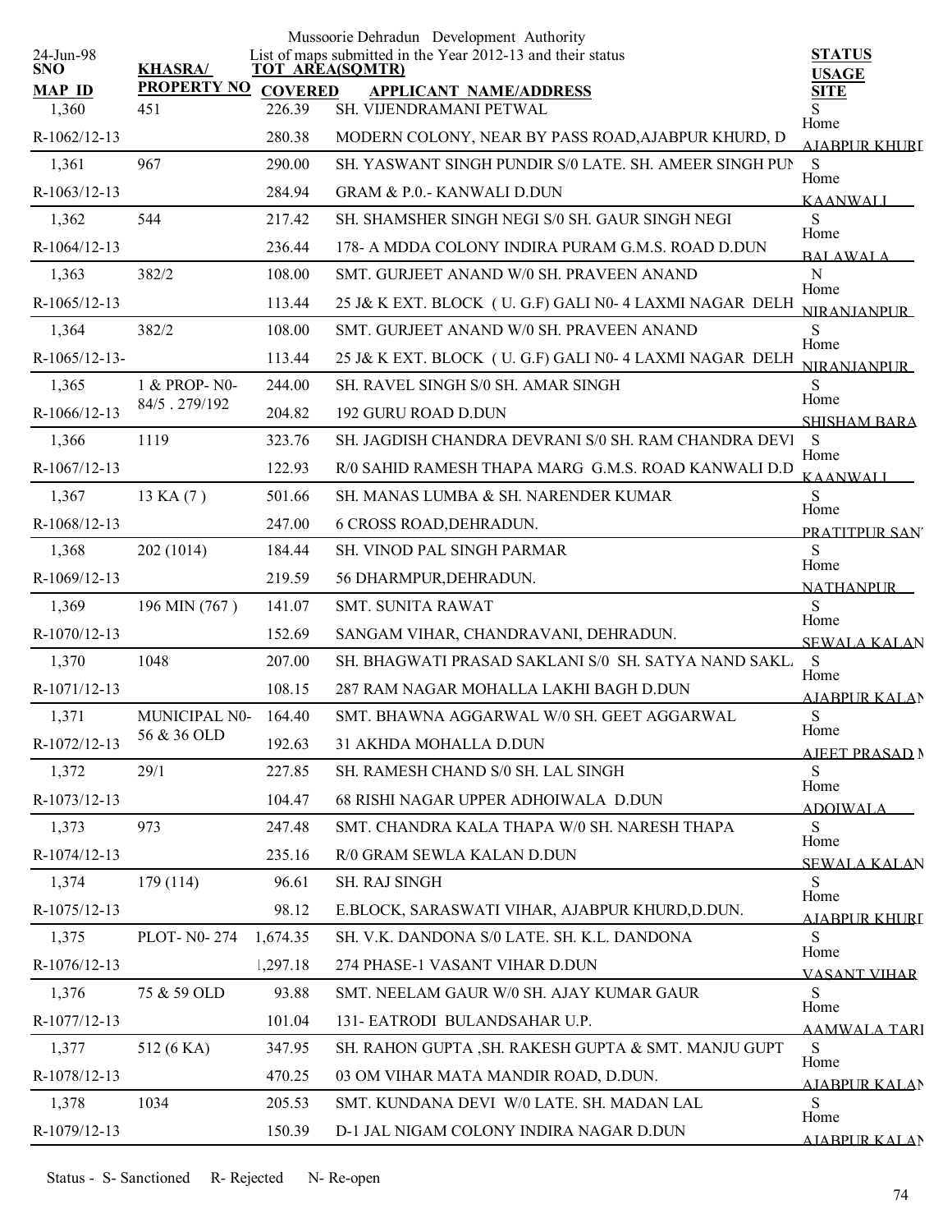Mussoorie Dehradun Development Authority

List of maps submitted in the Year 2012-13 and their status

24-Jun-98

| SNO / MAP ID | KHASRA/ PROPERTY NO | TOT AREA(SQMTR) / COVERED | APPLICANT NAME/ADDRESS | STATUS / USAGE / SITE |
|---|---|---|---|---|
| 1,360 | 451 | 226.39 | SH. VIJENDRAMANI PETWAL | S |
| R-1062/12-13 | | 280.38 | MODERN COLONY, NEAR BY PASS ROAD,AJABPUR KHURD, D | Home AJABPUR KHURD |
| 1,361 | 967 | 290.00 | SH. YASWANT SINGH PUNDIR S/0 LATE. SH. AMEER SINGH PUN | S |
| R-1063/12-13 | | 284.94 | GRAM & P.0.- KANWALI D.DUN | Home KAANWALI |
| 1,362 | 544 | 217.42 | SH. SHAMSHER SINGH NEGI S/0 SH. GAUR SINGH NEGI | S |
| R-1064/12-13 | | 236.44 | 178- A MDDA COLONY INDIRA PURAM G.M.S. ROAD D.DUN | Home BALAWALA |
| 1,363 | 382/2 | 108.00 | SMT. GURJEET ANAND W/0 SH. PRAVEEN ANAND | N |
| R-1065/12-13 | | 113.44 | 25 J& K EXT. BLOCK ( U. G.F) GALI N0- 4 LAXMI NAGAR DELH | Home NIRANJANPUR |
| 1,364 | 382/2 | 108.00 | SMT. GURJEET ANAND W/0 SH. PRAVEEN ANAND | S |
| R-1065/12-13- | | 113.44 | 25 J& K EXT. BLOCK ( U. G.F) GALI N0- 4 LAXMI NAGAR DELH | Home NIRANJANPUR |
| 1,365 | 1 & PROP- N0- 84/5 . 279/192 | 244.00 | SH. RAVEL SINGH S/0 SH. AMAR SINGH | S |
| R-1066/12-13 | | 204.82 | 192 GURU ROAD D.DUN | Home SHISHAM BARA |
| 1,366 | 1119 | 323.76 | SH. JAGDISH CHANDRA DEVRANI S/0 SH. RAM CHANDRA DEVI | S |
| R-1067/12-13 | | 122.93 | R/0 SAHID RAMESH THAPA MARG G.M.S. ROAD KANWALI D.D | Home KAANWALI |
| 1,367 | 13 KA (7 ) | 501.66 | SH. MANAS LUMBA & SH. NARENDER KUMAR | S |
| R-1068/12-13 | | 247.00 | 6 CROSS ROAD,DEHRADUN. | Home PRATITPUR SAN |
| 1,368 | 202 (1014) | 184.44 | SH. VINOD PAL SINGH PARMAR | S |
| R-1069/12-13 | | 219.59 | 56 DHARMPUR,DEHRADUN. | Home NATHANPUR |
| 1,369 | 196 MIN (767 ) | 141.07 | SMT. SUNITA RAWAT | S |
| R-1070/12-13 | | 152.69 | SANGAM VIHAR, CHANDRAVANI, DEHRADUN. | Home SEWALA KALAN |
| 1,370 | 1048 | 207.00 | SH. BHAGWATI PRASAD SAKLANI S/0 SH. SATYA NAND SAKL. | S |
| R-1071/12-13 | | 108.15 | 287 RAM NAGAR MOHALLA LAKHI BAGH D.DUN | Home AJABPUR KALAN |
| 1,371 | MUNICIPAL N0- 56 & 36 OLD | 164.40 | SMT. BHAWNA AGGARWAL W/0 SH. GEET AGGARWAL | S |
| R-1072/12-13 | | 192.63 | 31 AKHDA MOHALLA D.DUN | Home AJEET PRASAD M |
| 1,372 | 29/1 | 227.85 | SH. RAMESH CHAND S/0 SH. LAL SINGH | S |
| R-1073/12-13 | | 104.47 | 68 RISHI NAGAR UPPER ADHOIWALA D.DUN | Home ADOIWALA |
| 1,373 | 973 | 247.48 | SMT. CHANDRA KALA THAPA W/0 SH. NARESH THAPA | S |
| R-1074/12-13 | | 235.16 | R/0 GRAM SEWLA KALAN D.DUN | Home SEWALA KALAN |
| 1,374 | 179 (114) | 96.61 | SH. RAJ SINGH | S |
| R-1075/12-13 | | 98.12 | E.BLOCK, SARASWATI VIHAR, AJABPUR KHURD,D.DUN. | Home AJABPUR KHURD |
| 1,375 | PLOT- N0- 274 | 1,674.35 | SH. V.K. DANDONA S/0 LATE. SH. K.L. DANDONA | S |
| R-1076/12-13 | | 1,297.18 | 274 PHASE-1 VASANT VIHAR D.DUN | Home VASANT VIHAR |
| 1,376 | 75 & 59 OLD | 93.88 | SMT. NEELAM GAUR W/0 SH. AJAY KUMAR GAUR | S |
| R-1077/12-13 | | 101.04 | 131- EATRODI BULANDSAHAR U.P. | Home AAMWALA TARI |
| 1,377 | 512 (6 KA) | 347.95 | SH. RAHON GUPTA ,SH. RAKESH GUPTA & SMT. MANJU GUPT | S |
| R-1078/12-13 | | 470.25 | 03 OM VIHAR MATA MANDIR ROAD, D.DUN. | Home AJABPUR KALAN |
| 1,378 | 1034 | 205.53 | SMT. KUNDANA DEVI W/0 LATE. SH. MADAN LAL | S |
| R-1079/12-13 | | 150.39 | D-1 JAL NIGAM COLONY INDIRA NAGAR D.DUN | Home AJABPUR KALAN |

Status - S- Sanctioned R- Rejected N- Re-open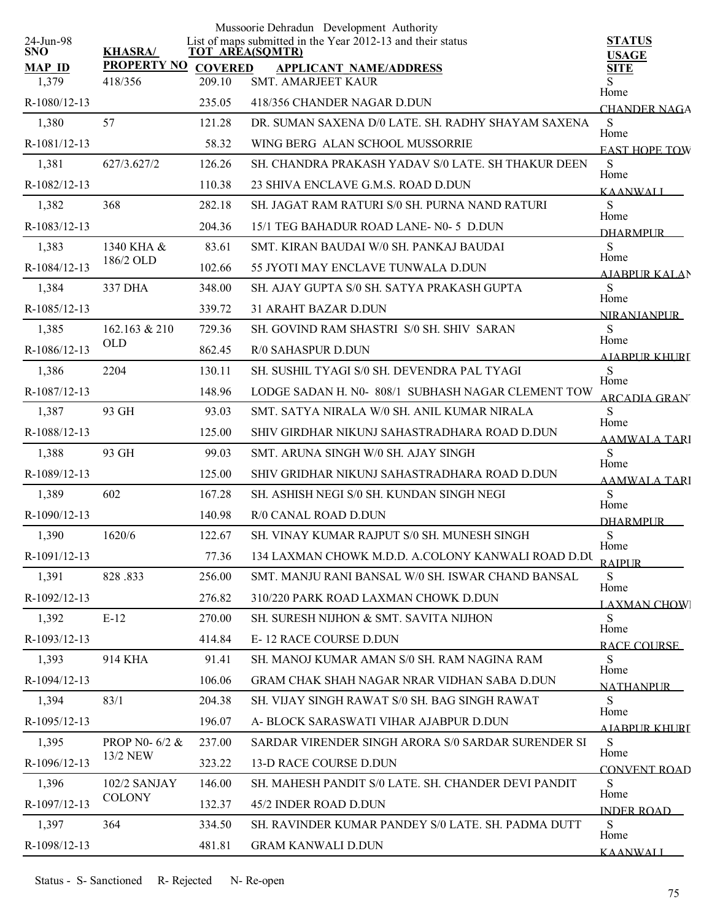Mussoorie Dehradun Development Authority

List of maps submitted in the Year 2012-13 and their status

24-Jun-98

| SNO / MAP ID | KHASRA/ PROPERTY NO | TOT AREA(SQMTR) / COVERED | APPLICANT NAME/ADDRESS | STATUS / USAGE / SITE |
|---|---|---|---|---|
| 1,379 | 418/356 | 209.10 | SMT. AMARJEET KAUR | S |
| R-1080/12-13 | | 235.05 | 418/356 CHANDER NAGAR D.DUN | Home CHANDER NAGA |
| 1,380 | 57 | 121.28 | DR. SUMAN SAXENA D/0 LATE. SH. RADHY SHAYAM SAXENA | S |
| R-1081/12-13 | | 58.32 | WING BERG ALAN SCHOOL MUSSORRIE | Home EAST HOPE TOW |
| 1,381 | 627/3.627/2 | 126.26 | SH. CHANDRA PRAKASH YADAV S/0 LATE. SH THAKUR DEEN | S |
| R-1082/12-13 | | 110.38 | 23 SHIVA ENCLAVE G.M.S. ROAD D.DUN | Home KAANWALI |
| 1,382 | 368 | 282.18 | SH. JAGAT RAM RATURI S/0 SH. PURNA NAND RATURI | S |
| R-1083/12-13 | | 204.36 | 15/1 TEG BAHADUR ROAD LANE- N0- 5 D.DUN | Home DHARMPUR |
| 1,383 | 1340 KHA & 186/2 OLD | 83.61 | SMT. KIRAN BAUDAI W/0 SH. PANKAJ BAUDAI | S |
| R-1084/12-13 | | 102.66 | 55 JYOTI MAY ENCLAVE TUNWALA D.DUN | Home AJABPUR KALAN |
| 1,384 | 337 DHA | 348.00 | SH. AJAY GUPTA S/0 SH. SATYA PRAKASH GUPTA | S |
| R-1085/12-13 | | 339.72 | 31 ARAHT BAZAR D.DUN | Home NIRANJANPUR |
| 1,385 | 162.163 & 210 OLD | 729.36 | SH. GOVIND RAM SHASTRI S/0 SH. SHIV SARAN | S |
| R-1086/12-13 | | 862.45 | R/0 SAHASPUR D.DUN | Home AJABPUR KHURD |
| 1,386 | 2204 | 130.11 | SH. SUSHIL TYAGI S/0 SH. DEVENDRA PAL TYAGI | S |
| R-1087/12-13 | | 148.96 | LODGE SADAN H. N0- 808/1 SUBHASH NAGAR CLEMENT TOW | Home ARCADIA GRANT |
| 1,387 | 93 GH | 93.03 | SMT. SATYA NIRALA W/0 SH. ANIL KUMAR NIRALA | S |
| R-1088/12-13 | | 125.00 | SHIV GIRDHAR NIKUNJ SAHASTRADHARA ROAD D.DUN | Home AAMWALA TARL |
| 1,388 | 93 GH | 99.03 | SMT. ARUNA SINGH W/0 SH. AJAY SINGH | S |
| R-1089/12-13 | | 125.00 | SHIV GRIDHAR NIKUNJ SAHASTRADHARA ROAD D.DUN | Home AAMWALA TARL |
| 1,389 | 602 | 167.28 | SH. ASHISH NEGI S/0 SH. KUNDAN SINGH NEGI | S |
| R-1090/12-13 | | 140.98 | R/0 CANAL ROAD D.DUN | Home DHARMPUR |
| 1,390 | 1620/6 | 122.67 | SH. VINAY KUMAR RAJPUT S/0 SH. MUNESH SINGH | S |
| R-1091/12-13 | | 77.36 | 134 LAXMAN CHOWK M.D.D. A.COLONY KANWALI ROAD D.DU | Home RAIPUR |
| 1,391 | 828 .833 | 256.00 | SMT. MANJU RANI BANSAL W/0 SH. ISWAR CHAND BANSAL | S |
| R-1092/12-13 | | 276.82 | 310/220 PARK ROAD LAXMAN CHOWK D.DUN | Home LAXMAN CHOWK |
| 1,392 | E-12 | 270.00 | SH. SURESH NIJHON & SMT. SAVITA NIJHON | S |
| R-1093/12-13 | | 414.84 | E- 12 RACE COURSE D.DUN | Home RACE COURSE |
| 1,393 | 914 KHA | 91.41 | SH. MANOJ KUMAR AMAN S/0 SH. RAM NAGINA RAM | S |
| R-1094/12-13 | | 106.06 | GRAM CHAK SHAH NAGAR NRAR VIDHAN SABA D.DUN | Home NATHANPUR |
| 1,394 | 83/1 | 204.38 | SH. VIJAY SINGH RAWAT S/0 SH. BAG SINGH RAWAT | S |
| R-1095/12-13 | | 196.07 | A- BLOCK SARASWATI VIHAR AJABPUR D.DUN | Home AJABPUR KHURD |
| 1,395 | PROP N0- 6/2 & 13/2 NEW | 237.00 | SARDAR VIRENDER SINGH ARORA S/0 SARDAR SURENDER SI | S |
| R-1096/12-13 | | 323.22 | 13-D RACE COURSE D.DUN | Home CONVENT ROAD |
| 1,396 | 102/2 SANJAY COLONY | 146.00 | SH. MAHESH PANDIT S/0 LATE. SH. CHANDER DEVI PANDIT | S |
| R-1097/12-13 | | 132.37 | 45/2 INDER ROAD D.DUN | Home INDER ROAD |
| 1,397 | 364 | 334.50 | SH. RAVINDER KUMAR PANDEY S/0 LATE. SH. PADMA DUTT | S |
| R-1098/12-13 | | 481.81 | GRAM KANWALI D.DUN | Home KAANWALI |

Status - S- Sanctioned R- Rejected N- Re-open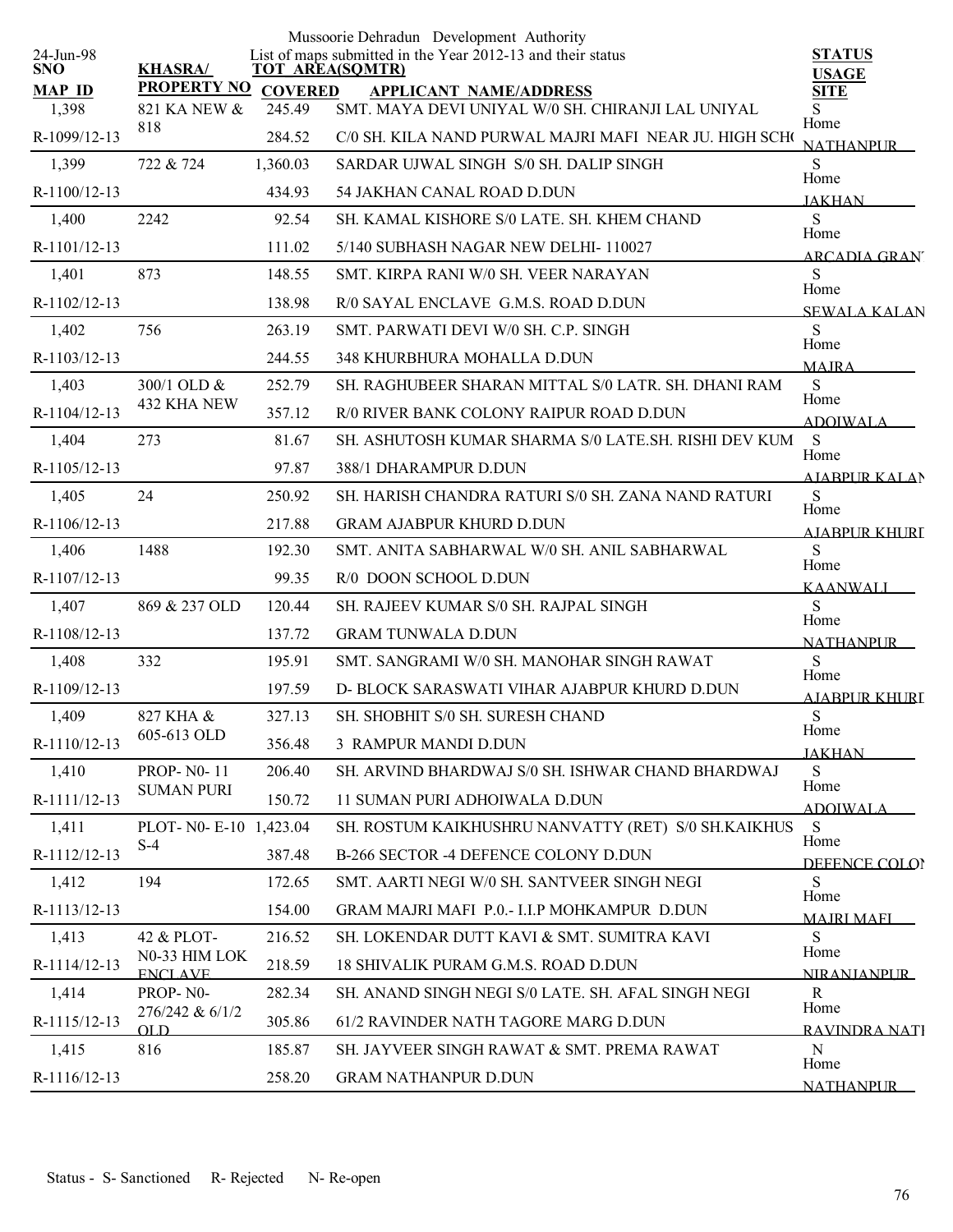Mussoorie Dehradun Development Authority

List of maps submitted in the Year 2012-13 and their status

24-Jun-98

| SNO / MAP ID | KHASRA/ PROPERTY NO | TOT AREA(SQMTR) / COVERED | APPLICANT NAME/ADDRESS | STATUS / USAGE / SITE |
|---|---|---|---|---|
| 1,398 | 821 KA NEW & 818 | 245.49 | SMT. MAYA DEVI UNIYAL W/0 SH. CHIRANJI LAL UNIYAL | S |
| R-1099/12-13 | | 284.52 | C/0 SH. KILA NAND PURWAL MAJRI MAFI NEAR JU. HIGH SCH( | Home NATHANPUR |
| 1,399 | 722 & 724 | 1,360.03 | SARDAR UJWAL SINGH S/0 SH. DALIP SINGH | S |
| R-1100/12-13 | | 434.93 | 54 JAKHAN CANAL ROAD D.DUN | Home JAKHAN |
| 1,400 | 2242 | 92.54 | SH. KAMAL KISHORE S/0 LATE. SH. KHEM CHAND | S |
| R-1101/12-13 | | 111.02 | 5/140 SUBHASH NAGAR NEW DELHI- 110027 | Home ARCADIA GRANT |
| 1,401 | 873 | 148.55 | SMT. KIRPA RANI W/0 SH. VEER NARAYAN | S |
| R-1102/12-13 | | 138.98 | R/0 SAYAL ENCLAVE G.M.S. ROAD D.DUN | Home SEWALA KALAN |
| 1,402 | 756 | 263.19 | SMT. PARWATI DEVI W/0 SH. C.P. SINGH | S |
| R-1103/12-13 | | 244.55 | 348 KHURBHURA MOHALLA D.DUN | Home MAJRA |
| 1,403 | 300/1 OLD & 432 KHA NEW | 252.79 | SH. RAGHUBEER SHARAN MITTAL S/0 LATR. SH. DHANI RAM | S |
| R-1104/12-13 | | 357.12 | R/0 RIVER BANK COLONY RAIPUR ROAD D.DUN | Home ADOIWALA |
| 1,404 | 273 | 81.67 | SH. ASHUTOSH KUMAR SHARMA S/0 LATE.SH. RISHI DEV KUM | S |
| R-1105/12-13 | | 97.87 | 388/1 DHARAMPUR D.DUN | Home AJABPUR KALAN |
| 1,405 | 24 | 250.92 | SH. HARISH CHANDRA RATURI S/0 SH. ZANA NAND RATURI | S |
| R-1106/12-13 | | 217.88 | GRAM AJABPUR KHURD D.DUN | Home AJABPUR KHURD |
| 1,406 | 1488 | 192.30 | SMT. ANITA SABHARWAL W/0 SH. ANIL SABHARWAL | S |
| R-1107/12-13 | | 99.35 | R/0 DOON SCHOOL D.DUN | Home KAANWALI |
| 1,407 | 869 & 237 OLD | 120.44 | SH. RAJEEV KUMAR S/0 SH. RAJPAL SINGH | S |
| R-1108/12-13 | | 137.72 | GRAM TUNWALA D.DUN | Home NATHANPUR |
| 1,408 | 332 | 195.91 | SMT. SANGRAMI W/0 SH. MANOHAR SINGH RAWAT | S |
| R-1109/12-13 | | 197.59 | D- BLOCK SARASWATI VIHAR AJABPUR KHURD D.DUN | Home AJABPUR KHURD |
| 1,409 | 827 KHA & 605-613 OLD | 327.13 | SH. SHOBHIT S/0 SH. SURESH CHAND | S |
| R-1110/12-13 | | 356.48 | 3 RAMPUR MANDI D.DUN | Home JAKHAN |
| 1,410 | PROP- N0- 11 SUMAN PURI | 206.40 | SH. ARVIND BHARDWAJ S/0 SH. ISHWAR CHAND BHARDWAJ | S |
| R-1111/12-13 | | 150.72 | 11 SUMAN PURI ADHOIWALA D.DUN | Home ADOIWALA |
| 1,411 | PLOT- N0- E-10 S-4 | 1,423.04 | SH. ROSTUM KAIKHUSHRU NANVATTY (RET) S/0 SH.KAIKHUS | S |
| R-1112/12-13 | | 387.48 | B-266 SECTOR -4 DEFENCE COLONY D.DUN | Home DEFENCE COLONY |
| 1,412 | 194 | 172.65 | SMT. AARTI NEGI W/0 SH. SANTVEER SINGH NEGI | S |
| R-1113/12-13 | | 154.00 | GRAM MAJRI MAFI P.0.- I.I.P MOHKAMPUR D.DUN | Home MAJRI MAFI |
| 1,413 | 42 & PLOT- N0-33 HIM LOK ENCLAVE | 216.52 | SH. LOKENDAR DUTT KAVI & SMT. SUMITRA KAVI | S |
| R-1114/12-13 | | 218.59 | 18 SHIVALIK PURAM G.M.S. ROAD D.DUN | Home NIRANJANPUR |
| 1,414 | PROP- N0- 276/242 & 6/1/2 OLD | 282.34 | SH. ANAND SINGH NEGI S/0 LATE. SH. AFAL SINGH NEGI | R |
| R-1115/12-13 | | 305.86 | 61/2 RAVINDER NATH TAGORE MARG D.DUN | Home RAVINDRA NATH |
| 1,415 | 816 | 185.87 | SH. JAYVEER SINGH RAWAT & SMT. PREMA RAWAT | N |
| R-1116/12-13 | | 258.20 | GRAM NATHANPUR D.DUN | Home NATHANPUR |

Status - S- Sanctioned R- Rejected N- Re-open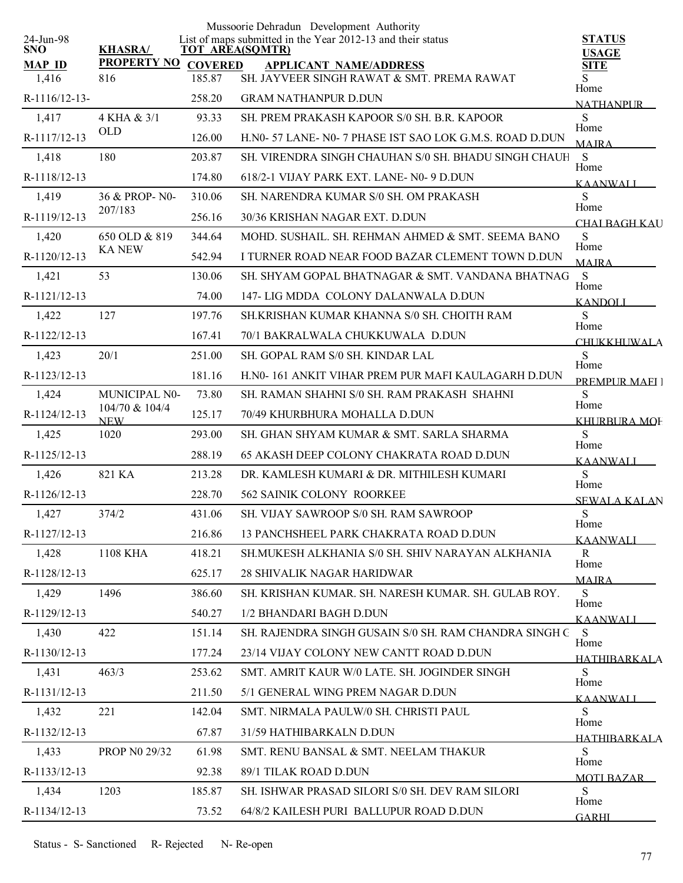Mussoorie Dehradun Development Authority

List of maps submitted in the Year 2012-13 and their status

24-Jun-98

| SNO / MAP_ID | KHASRA/ PROPERTY NO | TOT AREA(SQMTR) COVERED | APPLICANT NAME/ADDRESS | STATUS USAGE SITE |
|---|---|---|---|---|
| 1,416 | 816 | 185.87 | SH. JAYVEER SINGH RAWAT & SMT. PREMA RAWAT | S Home |
| R-1116/12-13- | | 258.20 | GRAM NATHANPUR D.DUN | NATHANPUR |
| 1,417 | 4 KHA & 3/1 OLD | 93.33 | SH. PREM PRAKASH KAPOOR S/0 SH. B.R. KAPOOR | S Home |
| R-1117/12-13 | | 126.00 | H.N0- 57 LANE- N0- 7 PHASE IST SAO LOK G.M.S. ROAD D.DUN | MAJRA |
| 1,418 | 180 | 203.87 | SH. VIRENDRA SINGH CHAUHAN S/0 SH. BHADU SINGH CHAUH | S Home |
| R-1118/12-13 | | 174.80 | 618/2-1 VIJAY PARK EXT. LANE- N0- 9 D.DUN | KAANWALI |
| 1,419 | 36 & PROP- N0-207/183 | 310.06 | SH. NARENDRA KUMAR S/0 SH. OM PRAKASH | S Home |
| R-1119/12-13 | | 256.16 | 30/36 KRISHAN NAGAR EXT. D.DUN | CHAI BAGH KAU |
| 1,420 | 650 OLD & 819 KA NEW | 344.64 | MOHD. SUSHAIL. SH. REHMAN AHMED & SMT. SEEMA BANO | S Home |
| R-1120/12-13 | | 542.94 | I TURNER ROAD NEAR FOOD BAZAR CLEMENT TOWN D.DUN | MAJRA |
| 1,421 | 53 | 130.06 | SH. SHYAM GOPAL BHATNAGAR & SMT. VANDANA BHATNAG | S Home |
| R-1121/12-13 | | 74.00 | 147- LIG MDDA COLONY DALANWALA D.DUN | KANDOLI |
| 1,422 | 127 | 197.76 | SH.KRISHAN KUMAR KHANNA S/0 SH. CHOITH RAM | S Home |
| R-1122/12-13 | | 167.41 | 70/1 BAKRALWALA CHUKKUWALA D.DUN | CHUKKHUWALA |
| 1,423 | 20/1 | 251.00 | SH. GOPAL RAM S/0 SH. KINDAR LAL | S Home |
| R-1123/12-13 | | 181.16 | H.N0- 161 ANKIT VIHAR PREM PUR MAFI KAULAGARH D.DUN | PREMPUR MAFI |
| 1,424 | MUNICIPAL N0-104/70 & 104/4 NEW | 73.80 | SH. RAMAN SHAHNI S/0 SH. RAM PRAKASH SHAHNI | S Home |
| R-1124/12-13 | | 125.17 | 70/49 KHURBHURA MOHALLA D.DUN | KHURBURA MOH |
| 1,425 | 1020 | 293.00 | SH. GHAN SHYAM KUMAR & SMT. SARLA SHARMA | S Home |
| R-1125/12-13 | | 288.19 | 65 AKASH DEEP COLONY CHAKRATA ROAD D.DUN | KAANWALI |
| 1,426 | 821 KA | 213.28 | DR. KAMLESH KUMARI & DR. MITHILESH KUMARI | S Home |
| R-1126/12-13 | | 228.70 | 562 SAINIK COLONY ROORKEE | SEWALA KALAN |
| 1,427 | 374/2 | 431.06 | SH. VIJAY SAWROOP S/0 SH. RAM SAWROOP | S Home |
| R-1127/12-13 | | 216.86 | 13 PANCHSHEEL PARK CHAKRATA ROAD D.DUN | KAANWALI |
| 1,428 | 1108 KHA | 418.21 | SH.MUKESH ALKHANIA S/0 SH. SHIV NARAYAN ALKHANIA | R Home |
| R-1128/12-13 | | 625.17 | 28 SHIVALIK NAGAR HARIDWAR | MAJRA |
| 1,429 | 1496 | 386.60 | SH. KRISHAN KUMAR. SH. NARESH KUMAR. SH. GULAB ROY. | S Home |
| R-1129/12-13 | | 540.27 | 1/2 BHANDARI BAGH D.DUN | KAANWALI |
| 1,430 | 422 | 151.14 | SH. RAJENDRA SINGH GUSAIN S/0 SH. RAM CHANDRA SINGH G | S Home |
| R-1130/12-13 | | 177.24 | 23/14 VIJAY COLONY NEW CANTT ROAD D.DUN | HATHIBARKALA |
| 1,431 | 463/3 | 253.62 | SMT. AMRIT KAUR W/0 LATE. SH. JOGINDER SINGH | S Home |
| R-1131/12-13 | | 211.50 | 5/1 GENERAL WING PREM NAGAR D.DUN | KAANWALI |
| 1,432 | 221 | 142.04 | SMT. NIRMALA PAULW/0 SH. CHRISTI PAUL | S Home |
| R-1132/12-13 | | 67.87 | 31/59 HATHIBARKALN D.DUN | HATHIBARKALA |
| 1,433 | PROP N0 29/32 | 61.98 | SMT. RENU BANSAL & SMT. NEELAM THAKUR | S Home |
| R-1133/12-13 | | 92.38 | 89/1 TILAK ROAD D.DUN | MOTI BAZAR |
| 1,434 | 1203 | 185.87 | SH. ISHWAR PRASAD SILORI S/0 SH. DEV RAM SILORI | S Home |
| R-1134/12-13 | | 73.52 | 64/8/2 KAILESH PURI BALLUPUR ROAD D.DUN | GARHI |

Status - S- Sanctioned R- Rejected N- Re-open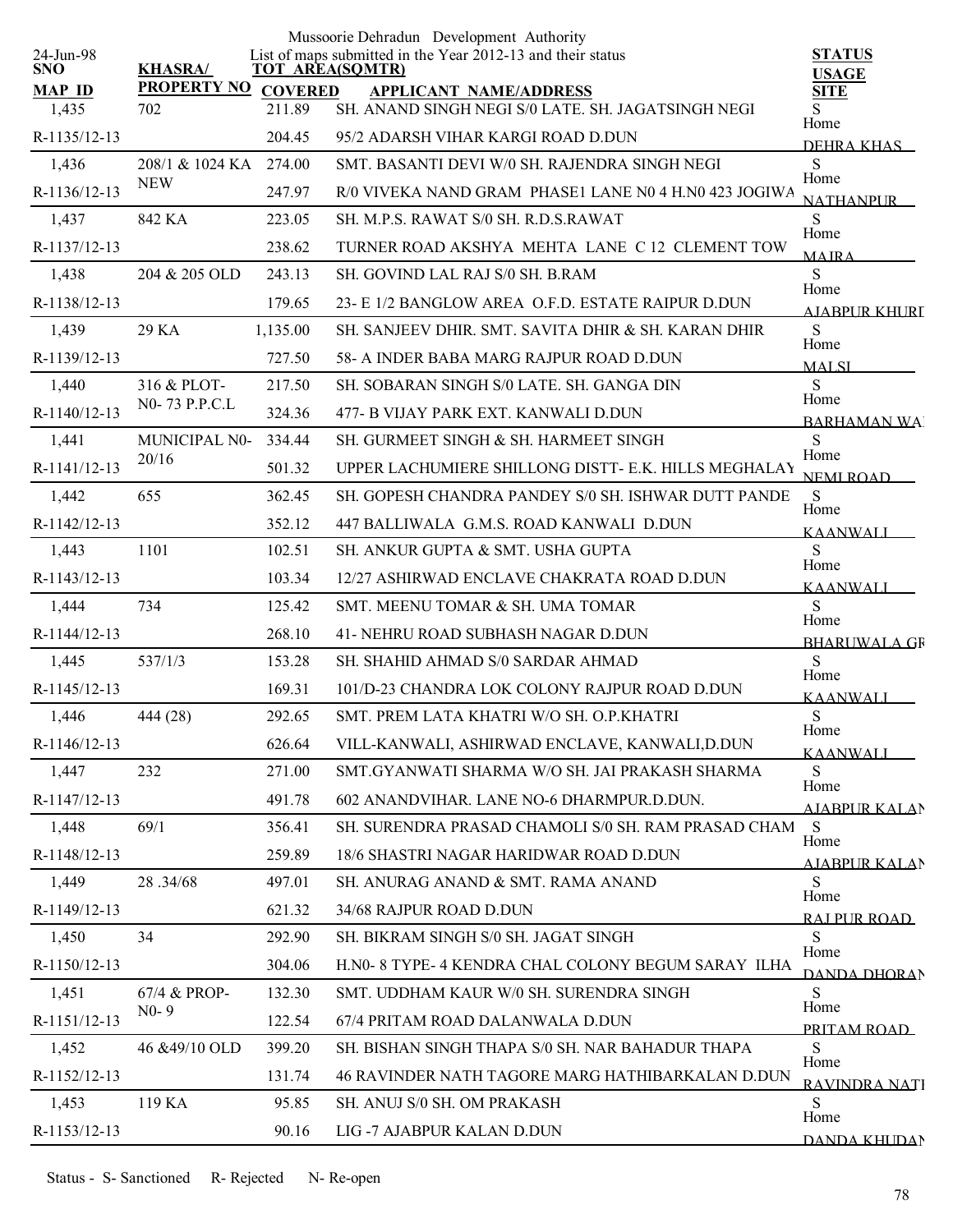Mussoorie Dehradun Development Authority

List of maps submitted in the Year 2012-13 and their status

24-Jun-98

| SNO / MAP ID | KHASRA/ PROPERTY NO | TOT AREA(SQMTR) / COVERED | APPLICANT NAME/ADDRESS | STATUS / USAGE / SITE |
|---|---|---|---|---|
| 1,435 | 702 | 211.89 | SH. ANAND SINGH NEGI S/0 LATE. SH. JAGATSINGH NEGI | S |
| R-1135/12-13 | | 204.45 | 95/2 ADARSH VIHAR KARGI ROAD D.DUN | Home DEHRA KHAS |
| 1,436 | 208/1 & 1024 KA NEW | 274.00 | SMT. BASANTI DEVI W/0 SH. RAJENDRA SINGH NEGI | S |
| R-1136/12-13 | | 247.97 | R/0 VIVEKA NAND GRAM PHASE1 LANE N0 4 H.N0 423 JOGIWA | Home NATHANPUR |
| 1,437 | 842 KA | 223.05 | SH. M.P.S. RAWAT S/0 SH. R.D.S.RAWAT | S |
| R-1137/12-13 | | 238.62 | TURNER ROAD AKSHYA MEHTA LANE C 12 CLEMENT TOW | Home MAJRA |
| 1,438 | 204 & 205 OLD | 243.13 | SH. GOVIND LAL RAJ S/0 SH. B.RAM | S |
| R-1138/12-13 | | 179.65 | 23- E 1/2 BANGLOW AREA O.F.D. ESTATE RAIPUR D.DUN | Home AJABPUR KHURD |
| 1,439 | 29 KA | 1,135.00 | SH. SANJEEV DHIR. SMT. SAVITA DHIR & SH. KARAN DHIR | S |
| R-1139/12-13 | | 727.50 | 58- A INDER BABA MARG RAJPUR ROAD D.DUN | Home MALSI |
| 1,440 | 316 & PLOT-N0- 73 P.P.C.L | 217.50 | SH. SOBARAN SINGH S/0 LATE. SH. GANGA DIN | S |
| R-1140/12-13 | | 324.36 | 477- B VIJAY PARK EXT. KANWALI D.DUN | Home BARHAMAN WA |
| 1,441 | MUNICIPAL N0-20/16 | 334.44 | SH. GURMEET SINGH & SH. HARMEET SINGH | S |
| R-1141/12-13 | | 501.32 | UPPER LACHUMIERE SHILLONG DISTT- E.K. HILLS MEGHALAY | Home NEMI ROAD |
| 1,442 | 655 | 362.45 | SH. GOPESH CHANDRA PANDEY S/0 SH. ISHWAR DUTT PANDE | S |
| R-1142/12-13 | | 352.12 | 447 BALLIWALA G.M.S. ROAD KANWALI D.DUN | Home KAANWALI |
| 1,443 | 1101 | 102.51 | SH. ANKUR GUPTA & SMT. USHA GUPTA | S |
| R-1143/12-13 | | 103.34 | 12/27 ASHIRWAD ENCLAVE CHAKRATA ROAD D.DUN | Home KAANWALI |
| 1,444 | 734 | 125.42 | SMT. MEENU TOMAR & SH. UMA TOMAR | S |
| R-1144/12-13 | | 268.10 | 41- NEHRU ROAD SUBHASH NAGAR D.DUN | Home BHARUWALA GR |
| 1,445 | 537/1/3 | 153.28 | SH. SHAHID AHMAD S/0 SARDAR AHMAD | S |
| R-1145/12-13 | | 169.31 | 101/D-23 CHANDRA LOK COLONY RAJPUR ROAD D.DUN | Home KAANWALI |
| 1,446 | 444 (28) | 292.65 | SMT. PREM LATA KHATRI W/O SH. O.P.KHATRI | S |
| R-1146/12-13 | | 626.64 | VILL-KANWALI, ASHIRWAD ENCLAVE, KANWALI,D.DUN | Home KAANWALI |
| 1,447 | 232 | 271.00 | SMT.GYANWATI SHARMA W/O SH. JAI PRAKASH SHARMA | S |
| R-1147/12-13 | | 491.78 | 602 ANANDVIHAR. LANE NO-6 DHARMPUR.D.DUN. | Home AJABPUR KALAN |
| 1,448 | 69/1 | 356.41 | SH. SURENDRA PRASAD CHAMOLI S/0 SH. RAM PRASAD CHAM | S |
| R-1148/12-13 | | 259.89 | 18/6 SHASTRI NAGAR HARIDWAR ROAD D.DUN | Home AJABPUR KALAN |
| 1,449 | 28 .34/68 | 497.01 | SH. ANURAG ANAND & SMT. RAMA ANAND | S |
| R-1149/12-13 | | 621.32 | 34/68 RAJPUR ROAD D.DUN | Home RAJ PUR ROAD |
| 1,450 | 34 | 292.90 | SH. BIKRAM SINGH S/0 SH. JAGAT SINGH | S |
| R-1150/12-13 | | 304.06 | H.N0- 8 TYPE- 4 KENDRA CHAL COLONY BEGUM SARAY ILHA | Home DANDA DHORAN |
| 1,451 | 67/4 & PROP-N0- 9 | 132.30 | SMT. UDDHAM KAUR W/0 SH. SURENDRA SINGH | S |
| R-1151/12-13 | | 122.54 | 67/4 PRITAM ROAD DALANWALA D.DUN | Home PRITAM ROAD |
| 1,452 | 46 &49/10 OLD | 399.20 | SH. BISHAN SINGH THAPA S/0 SH. NAR BAHADUR THAPA | S |
| R-1152/12-13 | | 131.74 | 46 RAVINDER NATH TAGORE MARG HATHIBARKALAN D.DUN | Home RAVINDRA NATH |
| 1,453 | 119 KA | 95.85 | SH. ANUJ S/0 SH. OM PRAKASH | S |
| R-1153/12-13 | | 90.16 | LIG -7 AJABPUR KALAN D.DUN | Home DANDA KHUDAN |

Status - S- Sanctioned R- Rejected N- Re-open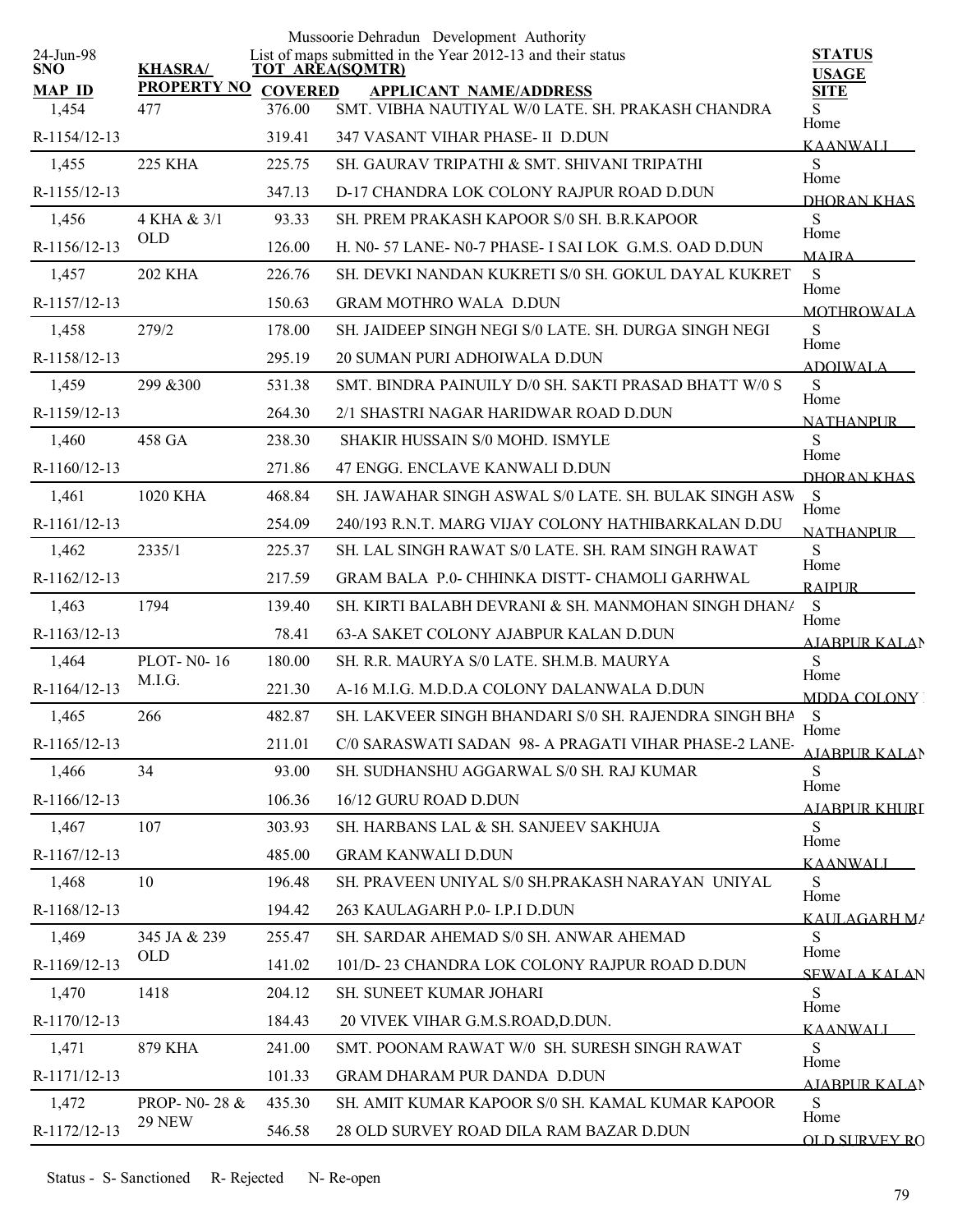Mussoorie Dehradun Development Authority

List of maps submitted in the Year 2012-13 and their status

24-Jun-98

| SNO / MAP_ID | KHASRA/ PROPERTY NO | TOT AREA(SQMTR) / COVERED | APPLICANT NAME/ADDRESS | STATUS / USAGE / SITE |
|---|---|---|---|---|
| 1,454 | 477 | 376.00 | SMT. VIBHA NAUTIYAL W/0 LATE. SH. PRAKASH CHANDRA | S |
| R-1154/12-13 | | 319.41 | 347 VASANT VIHAR PHASE- II D.DUN | Home KAANWALI |
| 1,455 | 225 KHA | 225.75 | SH. GAURAV TRIPATHI & SMT. SHIVANI TRIPATHI | S |
| R-1155/12-13 | | 347.13 | D-17 CHANDRA LOK COLONY RAJPUR ROAD D.DUN | Home DHORAN KHAS |
| 1,456 | 4 KHA & 3/1 OLD | 93.33 | SH. PREM PRAKASH KAPOOR S/0 SH. B.R.KAPOOR | S |
| R-1156/12-13 | | 126.00 | H. N0- 57 LANE- N0-7 PHASE- I SAI LOK G.M.S. OAD D.DUN | Home MAJRA |
| 1,457 | 202 KHA | 226.76 | SH. DEVKI NANDAN KUKRETI S/0 SH. GOKUL DAYAL KUKRET | S |
| R-1157/12-13 | | 150.63 | GRAM MOTHRO WALA D.DUN | Home MOTHROWALA |
| 1,458 | 279/2 | 178.00 | SH. JAIDEEP SINGH NEGI S/0 LATE. SH. DURGA SINGH NEGI | S |
| R-1158/12-13 | | 295.19 | 20 SUMAN PURI ADHOIWALA D.DUN | Home ADOIWALA |
| 1,459 | 299 &300 | 531.38 | SMT. BINDRA PAINUILY D/0 SH. SAKTI PRASAD BHATT W/0 S | S |
| R-1159/12-13 | | 264.30 | 2/1 SHASTRI NAGAR HARIDWAR ROAD D.DUN | Home NATHANPUR |
| 1,460 | 458 GA | 238.30 | SHAKIR HUSSAIN S/0 MOHD. ISMYLE | S |
| R-1160/12-13 | | 271.86 | 47 ENGG. ENCLAVE KANWALI D.DUN | Home DHORAN KHAS |
| 1,461 | 1020 KHA | 468.84 | SH. JAWAHAR SINGH ASWAL S/0 LATE. SH. BULAK SINGH ASW | S |
| R-1161/12-13 | | 254.09 | 240/193 R.N.T. MARG VIJAY COLONY HATHIBARKALAN D.DU | Home NATHANPUR |
| 1,462 | 2335/1 | 225.37 | SH. LAL SINGH RAWAT S/0 LATE. SH. RAM SINGH RAWAT | S |
| R-1162/12-13 | | 217.59 | GRAM BALA P.0- CHHINKA DISTT- CHAMOLI GARHWAL | Home RAIPUR |
| 1,463 | 1794 | 139.40 | SH. KIRTI BALABH DEVRANI & SH. MANMOHAN SINGH DHAN/ | S |
| R-1163/12-13 | | 78.41 | 63-A SAKET COLONY AJABPUR KALAN D.DUN | Home AJABPUR KALAN |
| 1,464 | PLOT- N0- 16 M.I.G. | 180.00 | SH. R.R. MAURYA S/0 LATE. SH.M.B. MAURYA | S |
| R-1164/12-13 | | 221.30 | A-16 M.I.G. M.D.D.A COLONY DALANWALA D.DUN | Home MDDA COLONY |
| 1,465 | 266 | 482.87 | SH. LAKVEER SINGH BHANDARI S/0 SH. RAJENDRA SINGH BHA | S |
| R-1165/12-13 | | 211.01 | C/0 SARASWATI SADAN 98- A PRAGATI VIHAR PHASE-2 LANE- | Home AJABPUR KALAN |
| 1,466 | 34 | 93.00 | SH. SUDHANSHU AGGARWAL S/0 SH. RAJ KUMAR | S |
| R-1166/12-13 | | 106.36 | 16/12 GURU ROAD D.DUN | Home AJABPUR KHURD |
| 1,467 | 107 | 303.93 | SH. HARBANS LAL & SH. SANJEEV SAKHUJA | S |
| R-1167/12-13 | | 485.00 | GRAM KANWALI D.DUN | Home KAANWALI |
| 1,468 | 10 | 196.48 | SH. PRAVEEN UNIYAL S/0 SH.PRAKASH NARAYAN UNIYAL | S |
| R-1168/12-13 | | 194.42 | 263 KAULAGARH P.0- I.P.I D.DUN | Home KAULAGARH MA |
| 1,469 | 345 JA & 239 OLD | 255.47 | SH. SARDAR AHEMAD S/0 SH. ANWAR AHEMAD | S |
| R-1169/12-13 | | 141.02 | 101/D- 23 CHANDRA LOK COLONY RAJPUR ROAD D.DUN | Home SEWALA KALAN |
| 1,470 | 1418 | 204.12 | SH. SUNEET KUMAR JOHARI | S |
| R-1170/12-13 | | 184.43 | 20 VIVEK VIHAR G.M.S.ROAD,D.DUN. | Home KAANWALI |
| 1,471 | 879 KHA | 241.00 | SMT. POONAM RAWAT W/0 SH. SURESH SINGH RAWAT | S |
| R-1171/12-13 | | 101.33 | GRAM DHARAM PUR DANDA D.DUN | Home AJABPUR KALAN |
| 1,472 | PROP- N0- 28 & 29 NEW | 435.30 | SH. AMIT KUMAR KAPOOR S/0 SH. KAMAL KUMAR KAPOOR | S |
| R-1172/12-13 | | 546.58 | 28 OLD SURVEY ROAD DILA RAM BAZAR D.DUN | Home OLD SURVEY RO |

Status - S- Sanctioned R- Rejected N- Re-open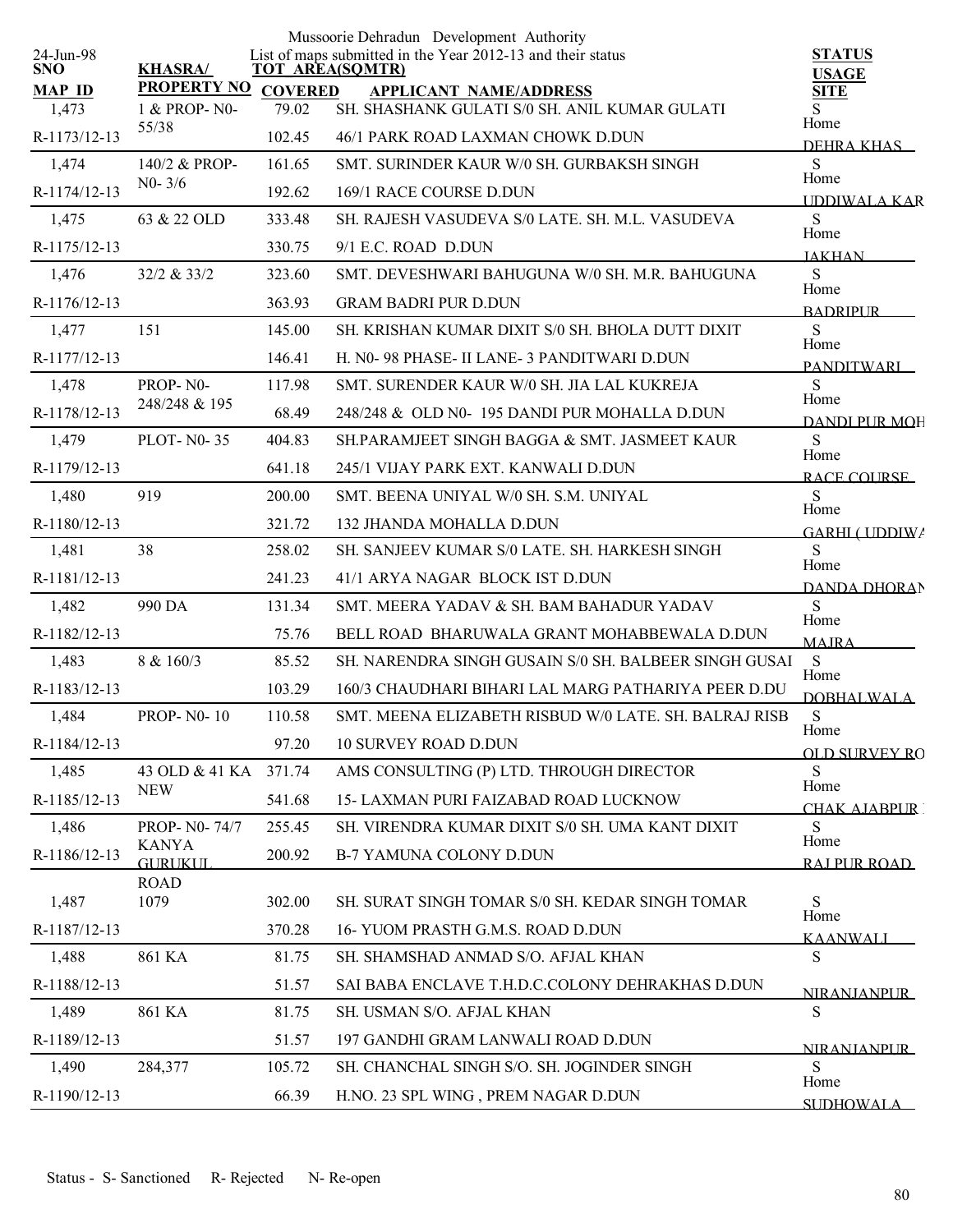Mussoorie Dehradun Development Authority

List of maps submitted in the Year 2012-13 and their status

24-Jun-98

| SNO / MAP ID | KHASRA/ PROPERTY NO | TOT AREA(SQMTR) COVERED | APPLICANT NAME/ADDRESS | STATUS USAGE SITE |
|---|---|---|---|---|
| 1,473 | 1 & PROP- N0-55/38 | 79.02 | SH. SHASHANK GULATI S/0 SH. ANIL KUMAR GULATI | S Home |
| R-1173/12-13 | | 102.45 | 46/1 PARK ROAD LAXMAN CHOWK D.DUN | DEHRA KHAS |
| 1,474 | 140/2 & PROP-N0- 3/6 | 161.65 | SMT. SURINDER KAUR W/0 SH. GURBAKSH SINGH | S Home |
| R-1174/12-13 | | 192.62 | 169/1 RACE COURSE D.DUN | UDDIWALA KAR |
| 1,475 | 63 & 22 OLD | 333.48 | SH. RAJESH VASUDEVA S/0 LATE. SH. M.L. VASUDEVA | S Home |
| R-1175/12-13 | | 330.75 | 9/1 E.C. ROAD D.DUN | JAKHAN |
| 1,476 | 32/2 & 33/2 | 323.60 | SMT. DEVESHWARI BAHUGUNA W/0 SH. M.R. BAHUGUNA | S Home |
| R-1176/12-13 | | 363.93 | GRAM BADRI PUR D.DUN | BADRIPUR |
| 1,477 | 151 | 145.00 | SH. KRISHAN KUMAR DIXIT S/0 SH. BHOLA DUTT DIXIT | S Home |
| R-1177/12-13 | | 146.41 | H. N0- 98 PHASE- II LANE- 3 PANDITWARI D.DUN | PANDITWARI |
| 1,478 | PROP- N0-248/248 & 195 | 117.98 | SMT. SURENDER KAUR W/0 SH. JIA LAL KUKREJA | S Home |
| R-1178/12-13 | | 68.49 | 248/248 & OLD N0- 195 DANDI PUR MOHALLA D.DUN | DANDI PUR MOH |
| 1,479 | PLOT- N0- 35 | 404.83 | SH.PARAMJEET SINGH BAGGA & SMT. JASMEET KAUR | S Home |
| R-1179/12-13 | | 641.18 | 245/1 VIJAY PARK EXT. KANWALI D.DUN | RACE COURSE |
| 1,480 | 919 | 200.00 | SMT. BEENA UNIYAL W/0 SH. S.M. UNIYAL | S Home |
| R-1180/12-13 | | 321.72 | 132 JHANDA MOHALLA D.DUN | GARHI ( UDDIWA |
| 1,481 | 38 | 258.02 | SH. SANJEEV KUMAR S/0 LATE. SH. HARKESH SINGH | S Home |
| R-1181/12-13 | | 241.23 | 41/1 ARYA NAGAR BLOCK IST D.DUN | DANDA DHORAN |
| 1,482 | 990 DA | 131.34 | SMT. MEERA YADAV & SH. BAM BAHADUR YADAV | S Home |
| R-1182/12-13 | | 75.76 | BELL ROAD BHARUWALA GRANT MOHABBEWALA D.DUN | MAJRA |
| 1,483 | 8 & 160/3 | 85.52 | SH. NARENDRA SINGH GUSAIN S/0 SH. BALBEER SINGH GUSAI | S Home |
| R-1183/12-13 | | 103.29 | 160/3 CHAUDHARI BIHARI LAL MARG PATHARIYA PEER D.DU | DOBHALWALA |
| 1,484 | PROP- N0- 10 | 110.58 | SMT. MEENA ELIZABETH RISBUD W/0 LATE. SH. BALRAJ RISB | S Home |
| R-1184/12-13 | | 97.20 | 10 SURVEY ROAD D.DUN | OLD SURVEY RO |
| 1,485 | 43 OLD & 41 KA NEW | 371.74 | AMS CONSULTING (P) LTD. THROUGH DIRECTOR | S Home |
| R-1185/12-13 | | 541.68 | 15- LAXMAN PURI FAIZABAD ROAD LUCKNOW | CHAK AJABPUR |
| 1,486 | PROP- N0- 74/7 KANYA GURUKUL ROAD | 255.45 | SH. VIRENDRA KUMAR DIXIT S/0 SH. UMA KANT DIXIT | S Home |
| R-1186/12-13 | | 200.92 | B-7 YAMUNA COLONY D.DUN | RAJ PUR ROAD |
| 1,487 | 1079 | 302.00 | SH. SURAT SINGH TOMAR S/0 SH. KEDAR SINGH TOMAR | S Home |
| R-1187/12-13 | | 370.28 | 16- YUOM PRASTH G.M.S. ROAD D.DUN | KAANWALI |
| 1,488 | 861 KA | 81.75 | SH. SHAMSHAD ANMAD S/O. AFJAL KHAN | S |
| R-1188/12-13 | | 51.57 | SAI BABA ENCLAVE T.H.D.C.COLONY DEHRAKHAS D.DUN | NIRANJANPUR |
| 1,489 | 861 KA | 81.75 | SH. USMAN S/O. AFJAL KHAN | S |
| R-1189/12-13 | | 51.57 | 197 GANDHI GRAM LANWALI ROAD D.DUN | NIRANJANPUR |
| 1,490 | 284,377 | 105.72 | SH. CHANCHAL SINGH S/O. SH. JOGINDER SINGH | S Home |
| R-1190/12-13 | | 66.39 | H.NO. 23 SPL WING , PREM NAGAR D.DUN | SUDHOWALA |

Status - S- Sanctioned R- Rejected N- Re-open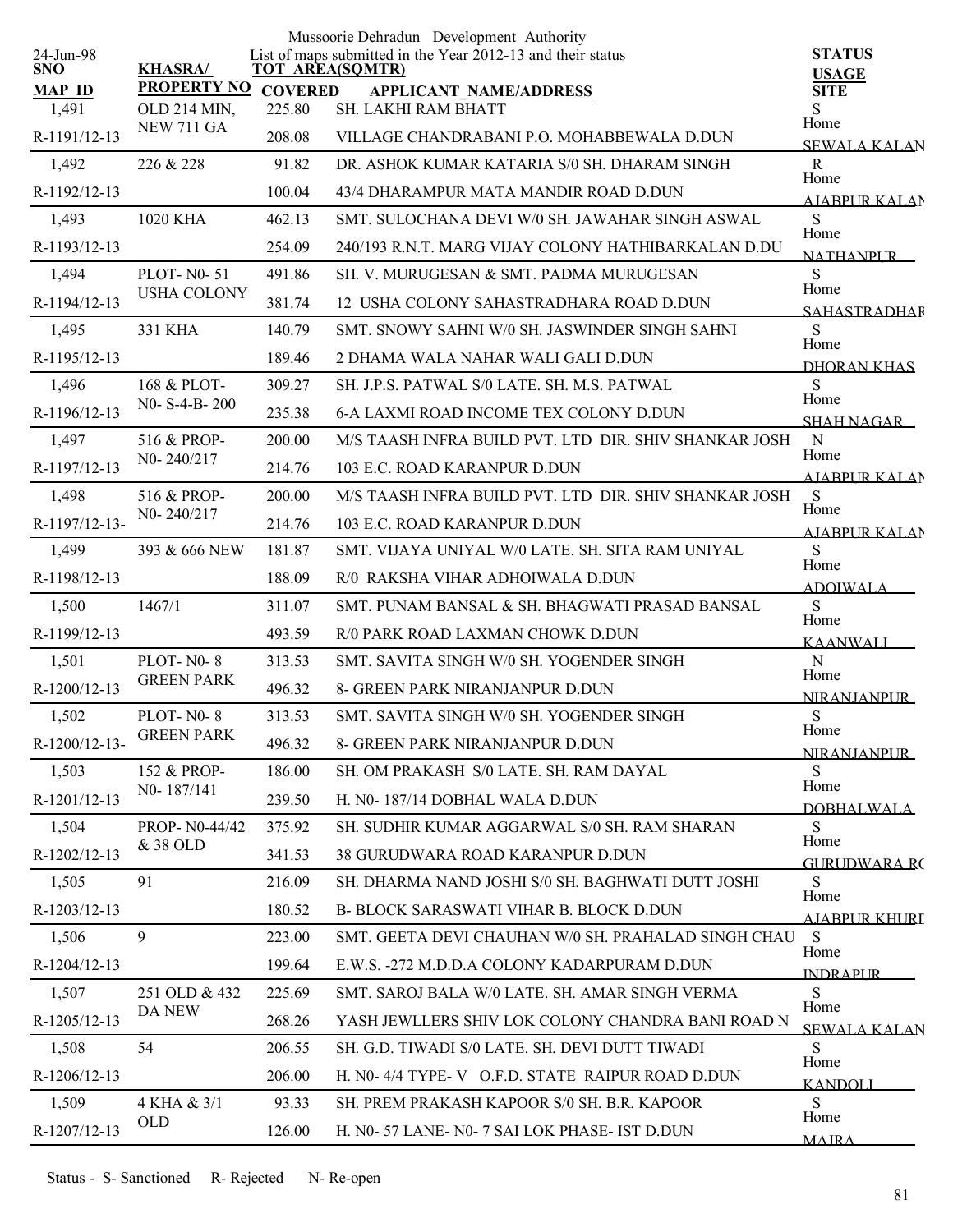Mussoorie Dehradun Development Authority

24-Jun-98

List of maps submitted in the Year 2012-13 and their status

| SNO / MAP_ID | KHASRA/ PROPERTY NO | TOT AREA(SQMTR) / COVERED | APPLICANT NAME/ADDRESS | STATUS / USAGE / SITE |
|---|---|---|---|---|
| 1,491 | OLD 214 MIN, NEW 711 GA | 225.80 | SH. LAKHI RAM BHATT | S Home |
| R-1191/12-13 | | 208.08 | VILLAGE CHANDRABANI P.O. MOHABBEWALA D.DUN | SEWALA KALAN |
| 1,492 | 226 & 228 | 91.82 | DR. ASHOK KUMAR KATARIA S/0 SH. DHARAM SINGH | R Home |
| R-1192/12-13 | | 100.04 | 43/4 DHARAMPUR MATA MANDIR ROAD D.DUN | AJABPUR KALAN |
| 1,493 | 1020 KHA | 462.13 | SMT. SULOCHANA DEVI W/0 SH. JAWAHAR SINGH ASWAL | S Home |
| R-1193/12-13 | | 254.09 | 240/193 R.N.T. MARG VIJAY COLONY HATHIBARKALAN D.DU | NATHANPUR |
| 1,494 | PLOT- N0- 51 USHA COLONY | 491.86 | SH. V. MURUGESAN & SMT. PADMA MURUGESAN | S Home |
| R-1194/12-13 | | 381.74 | 12 USHA COLONY SAHASTRADHARA ROAD D.DUN | SAHASTRADHAR |
| 1,495 | 331 KHA | 140.79 | SMT. SNOWY SAHNI W/0 SH. JASWINDER SINGH SAHNI | S Home |
| R-1195/12-13 | | 189.46 | 2 DHAMA WALA NAHAR WALI GALI D.DUN | DHORAN KHAS |
| 1,496 | 168 & PLOT- N0- S-4-B- 200 | 309.27 | SH. J.P.S. PATWAL S/0 LATE. SH. M.S. PATWAL | S Home |
| R-1196/12-13 | | 235.38 | 6-A LAXMI ROAD INCOME TEX COLONY D.DUN | SHAH NAGAR |
| 1,497 | 516 & PROP- N0- 240/217 | 200.00 | M/S TAASH INFRA BUILD PVT. LTD DIR. SHIV SHANKAR JOSH | N Home |
| R-1197/12-13 | | 214.76 | 103 E.C. ROAD KARANPUR D.DUN | AJABPUR KALAN |
| 1,498 | 516 & PROP- N0- 240/217 | 200.00 | M/S TAASH INFRA BUILD PVT. LTD DIR. SHIV SHANKAR JOSH | S Home |
| R-1197/12-13- | | 214.76 | 103 E.C. ROAD KARANPUR D.DUN | AJABPUR KALAN |
| 1,499 | 393 & 666 NEW | 181.87 | SMT. VIJAYA UNIYAL W/0 LATE. SH. SITA RAM UNIYAL | S Home |
| R-1198/12-13 | | 188.09 | R/0 RAKSHA VIHAR ADHOIWALA D.DUN | ADOIWALA |
| 1,500 | 1467/1 | 311.07 | SMT. PUNAM BANSAL & SH. BHAGWATI PRASAD BANSAL | S Home |
| R-1199/12-13 | | 493.59 | R/0 PARK ROAD LAXMAN CHOWK D.DUN | KAANWALI |
| 1,501 | PLOT- N0- 8 GREEN PARK | 313.53 | SMT. SAVITA SINGH W/0 SH. YOGENDER SINGH | N Home |
| R-1200/12-13 | | 496.32 | 8- GREEN PARK NIRANJANPUR D.DUN | NIRANJANPUR |
| 1,502 | PLOT- N0- 8 GREEN PARK | 313.53 | SMT. SAVITA SINGH W/0 SH. YOGENDER SINGH | S Home |
| R-1200/12-13- | | 496.32 | 8- GREEN PARK NIRANJANPUR D.DUN | NIRANJANPUR |
| 1,503 | 152 & PROP- N0- 187/141 | 186.00 | SH. OM PRAKASH S/0 LATE. SH. RAM DAYAL | S Home |
| R-1201/12-13 | | 239.50 | H. N0- 187/14 DOBHAL WALA D.DUN | DOBHALWALA |
| 1,504 | PROP- N0-44/42 & 38 OLD | 375.92 | SH. SUDHIR KUMAR AGGARWAL S/0 SH. RAM SHARAN | S Home |
| R-1202/12-13 | | 341.53 | 38 GURUDWARA ROAD KARANPUR D.DUN | GURUDWARA RO |
| 1,505 | 91 | 216.09 | SH. DHARMA NAND JOSHI S/0 SH. BAGHWATI DUTT JOSHI | S Home |
| R-1203/12-13 | | 180.52 | B- BLOCK SARASWATI VIHAR B. BLOCK D.DUN | AJABPUR KHURD |
| 1,506 | 9 | 223.00 | SMT. GEETA DEVI CHAUHAN W/0 SH. PRAHALAD SINGH CHAU | S Home |
| R-1204/12-13 | | 199.64 | E.W.S. -272 M.D.D.A COLONY KADARPURAM D.DUN | INDRAPUR |
| 1,507 | 251 OLD & 432 DA NEW | 225.69 | SMT. SAROJ BALA W/0 LATE. SH. AMAR SINGH VERMA | S Home |
| R-1205/12-13 | | 268.26 | YASH JEWLLERS SHIV LOK COLONY CHANDRA BANI ROAD N | SEWALA KALAN |
| 1,508 | 54 | 206.55 | SH. G.D. TIWADI S/0 LATE. SH. DEVI DUTT TIWADI | S Home |
| R-1206/12-13 | | 206.00 | H. N0- 4/4 TYPE- V O.F.D. STATE RAIPUR ROAD D.DUN | KANDOLI |
| 1,509 | 4 KHA & 3/1 OLD | 93.33 | SH. PREM PRAKASH KAPOOR S/0 SH. B.R. KAPOOR | S Home |
| R-1207/12-13 | | 126.00 | H. N0- 57 LANE- N0- 7 SAI LOK PHASE- IST D.DUN | MAJRA |

Status - S- Sanctioned R- Rejected N- Re-open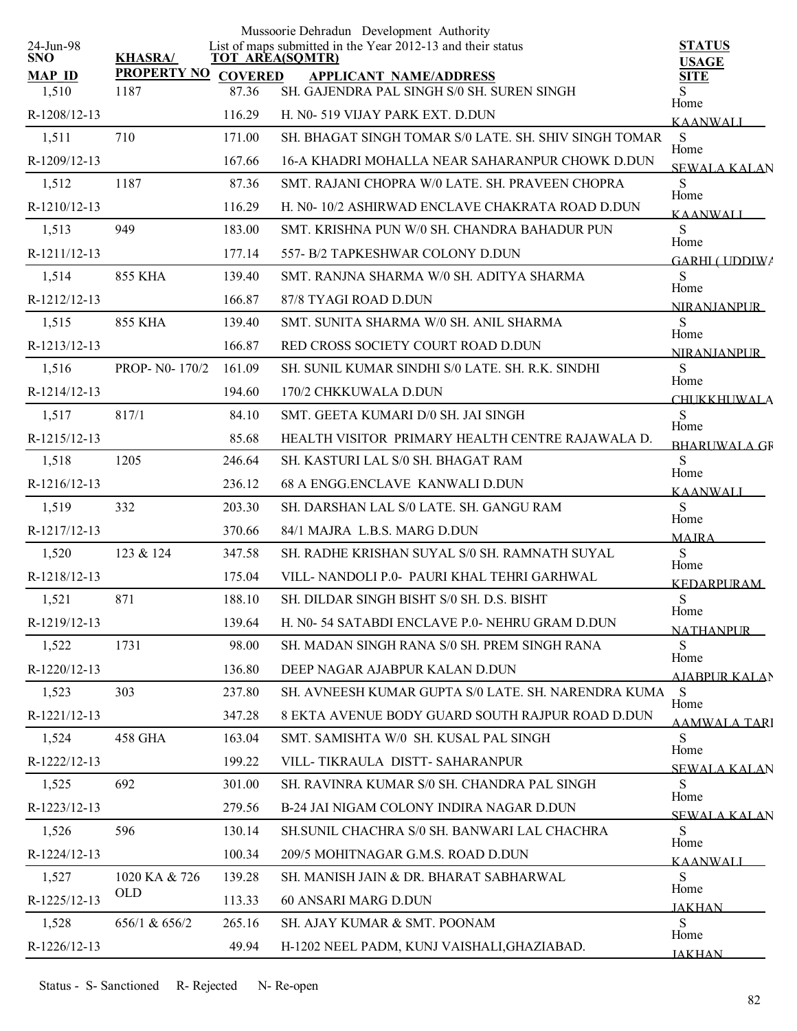Mussoorie Dehradun Development Authority

List of maps submitted in the Year 2012-13 and their status

24-Jun-98

| SNO / MAP_ID | KHASRA/ PROPERTY NO | TOT_AREA(SQMTR) / COVERED | APPLICANT_NAME/ADDRESS | STATUS / USAGE / SITE |
|---|---|---|---|---|
| 1,510 | 1187 | 87.36 | SH. GAJENDRA PAL SINGH S/0 SH. SUREN SINGH | S |
| R-1208/12-13 | | 116.29 | H. N0- 519 VIJAY PARK EXT. D.DUN | Home KAANWALI |
| 1,511 | 710 | 171.00 | SH. BHAGAT SINGH TOMAR S/0 LATE. SH. SHIV SINGH TOMAR | S |
| R-1209/12-13 | | 167.66 | 16-A KHADRI MOHALLA NEAR SAHARANPUR CHOWK D.DUN | Home SEWALA KALAN |
| 1,512 | 1187 | 87.36 | SMT. RAJANI CHOPRA W/0 LATE. SH. PRAVEEN CHOPRA | S |
| R-1210/12-13 | | 116.29 | H. N0- 10/2 ASHIRWAD ENCLAVE CHAKRATA ROAD D.DUN | Home KAANWALI |
| 1,513 | 949 | 183.00 | SMT. KRISHNA PUN W/0 SH. CHANDRA BAHADUR PUN | S |
| R-1211/12-13 | | 177.14 | 557- B/2 TAPKESHWAR COLONY D.DUN | Home GARHI ( UDDIWA |
| 1,514 | 855 KHA | 139.40 | SMT. RANJNA SHARMA W/0 SH. ADITYA SHARMA | S |
| R-1212/12-13 | | 166.87 | 87/8 TYAGI ROAD D.DUN | Home NIRANJANPUR |
| 1,515 | 855 KHA | 139.40 | SMT. SUNITA SHARMA W/0 SH. ANIL SHARMA | S |
| R-1213/12-13 | | 166.87 | RED CROSS SOCIETY COURT ROAD D.DUN | Home NIRANJANPUR |
| 1,516 | PROP- N0- 170/2 | 161.09 | SH. SUNIL KUMAR SINDHI S/0 LATE. SH. R.K. SINDHI | S |
| R-1214/12-13 | | 194.60 | 170/2 CHKKUWALA D.DUN | Home CHUKKHUWALA |
| 1,517 | 817/1 | 84.10 | SMT. GEETA KUMARI D/0 SH. JAI SINGH | S |
| R-1215/12-13 | | 85.68 | HEALTH VISITOR PRIMARY HEALTH CENTRE RAJAWALA D. | Home BHARUWALA GR |
| 1,518 | 1205 | 246.64 | SH. KASTURI LAL S/0 SH. BHAGAT RAM | S |
| R-1216/12-13 | | 236.12 | 68 A ENGG.ENCLAVE KANWALI D.DUN | Home KAANWALI |
| 1,519 | 332 | 203.30 | SH. DARSHAN LAL S/0 LATE. SH. GANGU RAM | S |
| R-1217/12-13 | | 370.66 | 84/1 MAJRA L.B.S. MARG D.DUN | Home MAJRA |
| 1,520 | 123 & 124 | 347.58 | SH. RADHE KRISHAN SUYAL S/0 SH. RAMNATH SUYAL | S |
| R-1218/12-13 | | 175.04 | VILL- NANDOLI P.0- PAURI KHAL TEHRI GARHWAL | Home KEDARPURAM |
| 1,521 | 871 | 188.10 | SH. DILDAR SINGH BISHT S/0 SH. D.S. BISHT | S |
| R-1219/12-13 | | 139.64 | H. N0- 54 SATABDI ENCLAVE P.0- NEHRU GRAM D.DUN | Home NATHANPUR |
| 1,522 | 1731 | 98.00 | SH. MADAN SINGH RANA S/0 SH. PREM SINGH RANA | S |
| R-1220/12-13 | | 136.80 | DEEP NAGAR AJABPUR KALAN D.DUN | Home AJABPUR KALAN |
| 1,523 | 303 | 237.80 | SH. AVNEESH KUMAR GUPTA S/0 LATE. SH. NARENDRA KUMA | S |
| R-1221/12-13 | | 347.28 | 8 EKTA AVENUE BODY GUARD SOUTH RAJPUR ROAD D.DUN | Home AAMWALA TARI |
| 1,524 | 458 GHA | 163.04 | SMT. SAMISHTA W/0 SH. KUSAL PAL SINGH | S |
| R-1222/12-13 | | 199.22 | VILL- TIKRAULA DISTT- SAHARANPUR | Home SEWALA KALAN |
| 1,525 | 692 | 301.00 | SH. RAVINRA KUMAR S/0 SH. CHANDRA PAL SINGH | S |
| R-1223/12-13 | | 279.56 | B-24 JAI NIGAM COLONY INDIRA NAGAR D.DUN | Home SEWALA KALAN |
| 1,526 | 596 | 130.14 | SH.SUNIL CHACHRA S/0 SH. BANWARI LAL CHACHRA | S |
| R-1224/12-13 | | 100.34 | 209/5 MOHITNAGAR G.M.S. ROAD D.DUN | Home KAANWALI |
| 1,527 | 1020 KA & 726 OLD | 139.28 | SH. MANISH JAIN & DR. BHARAT SABHARWAL | S |
| R-1225/12-13 | | 113.33 | 60 ANSARI MARG D.DUN | Home JAKHAN |
| 1,528 | 656/1 & 656/2 | 265.16 | SH. AJAY KUMAR & SMT. POONAM | S |
| R-1226/12-13 | | 49.94 | H-1202 NEEL PADM, KUNJ VAISHALI,GHAZIABAD. | Home JAKHAN |

Status - S- Sanctioned R- Rejected N- Re-open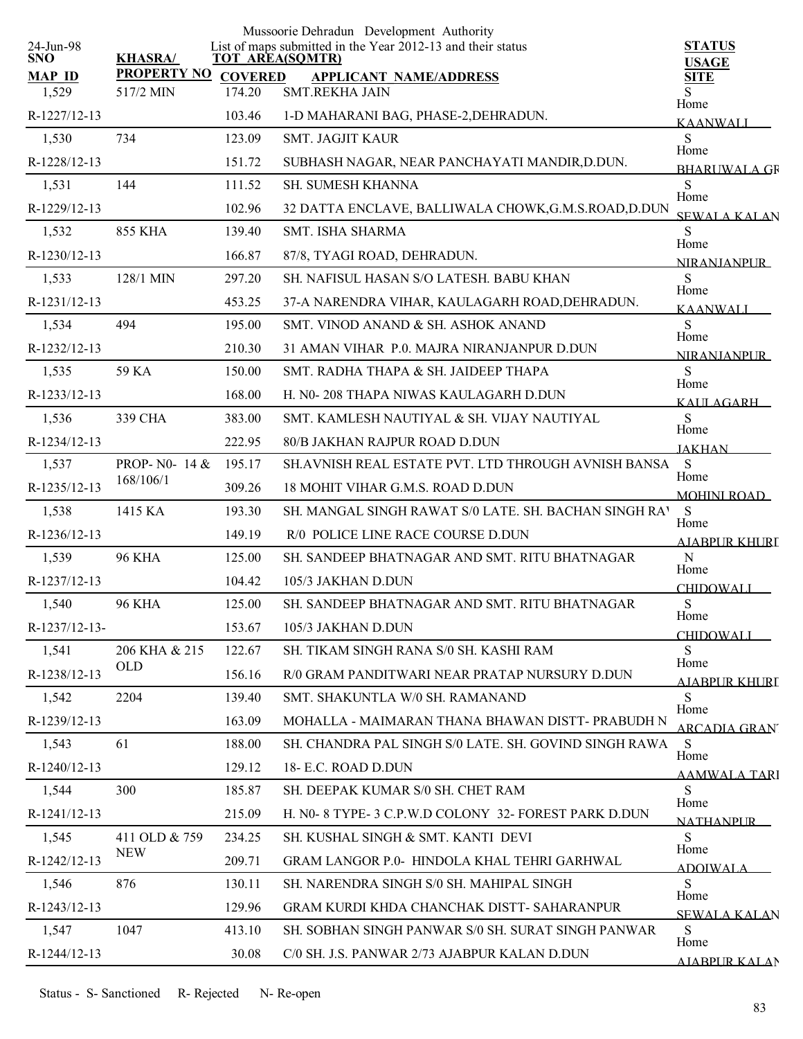Mussoorie Dehradun Development Authority

24-Jun-98 List of maps submitted in the Year 2012-13 and their status

| SNO<br>MAP_ID | KHASRA/<br>PROPERTY NO | TOT_AREA(SQMTR)<br>COVERED | APPLICANT_NAME/ADDRESS | STATUS<br>USAGE<br>SITE |
|---|---|---|---|---|
| 1,529<br>R-1227/12-13 | 517/2 MIN | 174.20<br>103.46 | SMT.REKHA JAIN<br>1-D MAHARANI BAG, PHASE-2,DEHRADUN. | S<br>Home<br>KAANWALI |
| 1,530<br>R-1228/12-13 | 734 | 123.09<br>151.72 | SMT. JAGJIT KAUR<br>SUBHASH NAGAR, NEAR PANCHAYATI MANDIR,D.DUN. | S<br>Home<br>BHARUWALA GR |
| 1,531<br>R-1229/12-13 | 144 | 111.52<br>102.96 | SH. SUMESH KHANNA<br>32 DATTA ENCLAVE, BALLIWALA CHOWK,G.M.S.ROAD,D.DUN | S<br>Home<br>SEWALA KALAN |
| 1,532<br>R-1230/12-13 | 855 KHA | 139.40<br>166.87 | SMT. ISHA SHARMA<br>87/8, TYAGI ROAD, DEHRADUN. | S<br>Home<br>NIRANJANPUR |
| 1,533<br>R-1231/12-13 | 128/1 MIN | 297.20<br>453.25 | SH. NAFISUL HASAN S/O LATESH. BABU KHAN<br>37-A NARENDRA VIHAR, KAULAGARH ROAD,DEHRADUN. | S<br>Home<br>KAANWALI |
| 1,534<br>R-1232/12-13 | 494 | 195.00<br>210.30 | SMT. VINOD ANAND & SH. ASHOK ANAND<br>31 AMAN VIHAR P.0. MAJRA NIRANJANPUR D.DUN | S<br>Home<br>NIRANJANPUR |
| 1,535<br>R-1233/12-13 | 59 KA | 150.00<br>168.00 | SMT. RADHA THAPA & SH. JAIDEEP THAPA<br>H. N0- 208 THAPA NIWAS KAULAGARH D.DUN | S<br>Home<br>KAULAGARH |
| 1,536<br>R-1234/12-13 | 339 CHA | 383.00<br>222.95 | SMT. KAMLESH NAUTIYAL & SH. VIJAY NAUTIYAL<br>80/B JAKHAN RAJPUR ROAD D.DUN | S<br>Home<br>JAKHAN |
| 1,537<br>R-1235/12-13 | PROP- N0- 14 & 168/106/1 | 195.17<br>309.26 | SH.AVNISH REAL ESTATE PVT. LTD THROUGH AVNISH BANSA<br>18 MOHIT VIHAR G.M.S. ROAD D.DUN | S<br>Home<br>MOHINI ROAD |
| 1,538<br>R-1236/12-13 | 1415 KA | 193.30<br>149.19 | SH. MANGAL SINGH RAWAT S/0 LATE. SH. BACHAN SINGH RAV<br>R/0 POLICE LINE RACE COURSE D.DUN | S<br>Home<br>AJABPUR KHURD |
| 1,539<br>R-1237/12-13 | 96 KHA | 125.00<br>104.42 | SH. SANDEEP BHATNAGAR AND SMT. RITU BHATNAGAR<br>105/3 JAKHAN D.DUN | N<br>Home<br>CHIDOWALI |
| 1,540<br>R-1237/12-13- | 96 KHA | 125.00<br>153.67 | SH. SANDEEP BHATNAGAR AND SMT. RITU BHATNAGAR<br>105/3 JAKHAN D.DUN | S<br>Home<br>CHIDOWALI |
| 1,541<br>R-1238/12-13 | 206 KHA & 215 OLD | 122.67<br>156.16 | SH. TIKAM SINGH RANA S/0 SH. KASHI RAM<br>R/0 GRAM PANDITWARI NEAR PRATAP NURSURY D.DUN | S<br>Home<br>AJABPUR KHURD |
| 1,542<br>R-1239/12-13 | 2204 | 139.40<br>163.09 | SMT. SHAKUNTLA W/0 SH. RAMANAND<br>MOHALLA - MAIMARAN THANA BHAWAN DISTT- PRABUDH N | S<br>Home<br>ARCADIA GRANT |
| 1,543<br>R-1240/12-13 | 61 | 188.00<br>129.12 | SH. CHANDRA PAL SINGH S/0 LATE. SH. GOVIND SINGH RAWA<br>18- E.C. ROAD D.DUN | S<br>Home<br>AAMWALA TARL |
| 1,544<br>R-1241/12-13 | 300 | 185.87<br>215.09 | SH. DEEPAK KUMAR S/0 SH. CHET RAM<br>H. N0- 8 TYPE- 3 C.P.W.D COLONY 32- FOREST PARK D.DUN | S<br>Home<br>NATHANPUR |
| 1,545<br>R-1242/12-13 | 411 OLD & 759 NEW | 234.25<br>209.71 | SH. KUSHAL SINGH & SMT. KANTI DEVI<br>GRAM LANGOR P.0- HINDOLA KHAL TEHRI GARHWAL | S<br>Home<br>ADOIWALA |
| 1,546<br>R-1243/12-13 | 876 | 130.11<br>129.96 | SH. NARENDRA SINGH S/0 SH. MAHIPAL SINGH<br>GRAM KURDI KHDA CHANCHAK DISTT- SAHARANPUR | S<br>Home<br>SEWALA KALAN |
| 1,547<br>R-1244/12-13 | 1047 | 413.10<br>30.08 | SH. SOBHAN SINGH PANWAR S/0 SH. SURAT SINGH PANWAR<br>C/0 SH. J.S. PANWAR 2/73 AJABPUR KALAN D.DUN | S<br>Home<br>AJABPUR KALAN |

Status - S- Sanctioned R- Rejected N- Re-open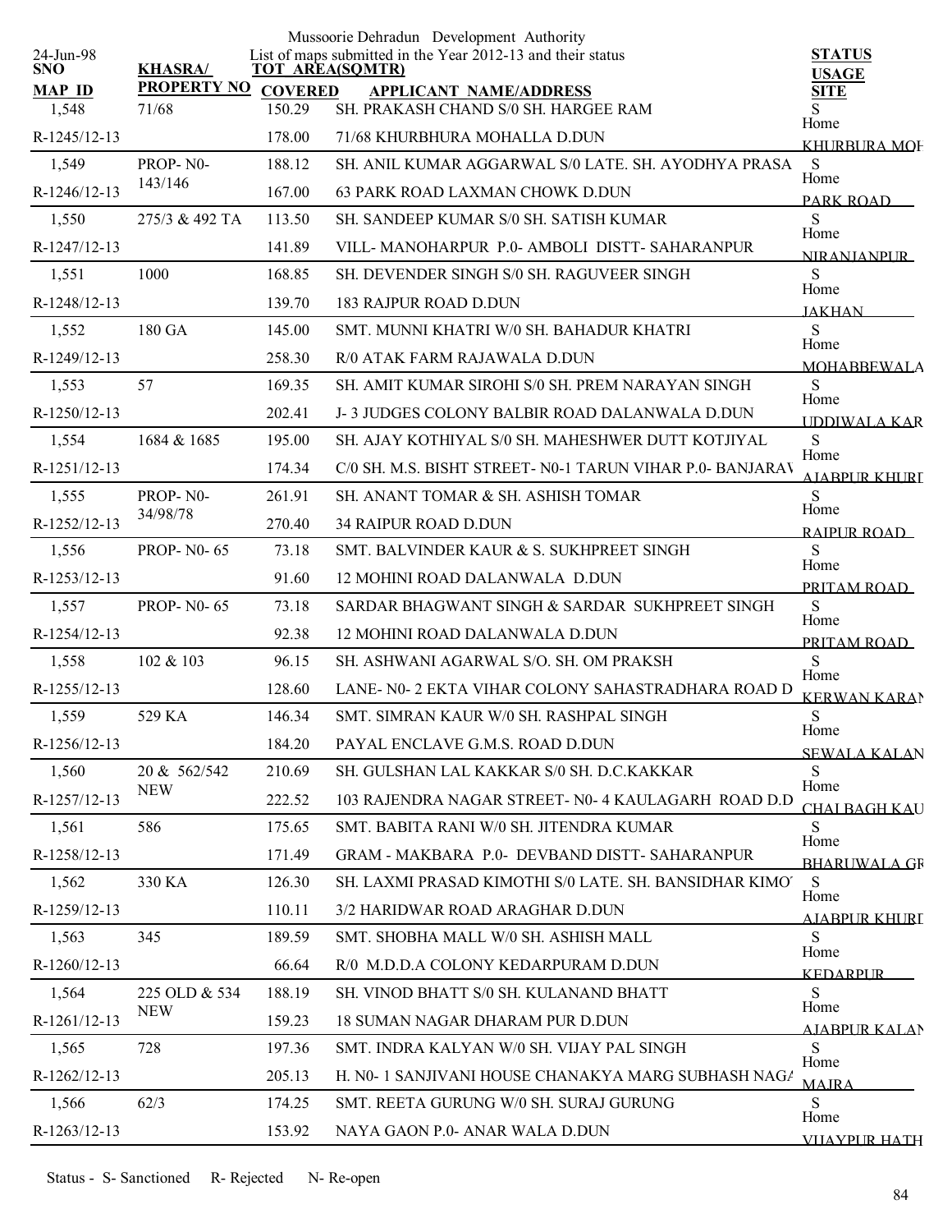Mussoorie Dehradun Development Authority

List of maps submitted in the Year 2012-13 and their status

24-Jun-98

| SNO / MAP ID | KHASRA/ PROPERTY NO | TOT AREA(SQMTR) COVERED | APPLICANT NAME/ADDRESS | STATUS USAGE SITE |
|---|---|---|---|---|
| 1,548 | 71/68 | 150.29 | SH. PRAKASH CHAND S/0 SH. HARGEE RAM | S |
| R-1245/12-13 | | 178.00 | 71/68 KHURBHURA MOHALLA D.DUN | Home KHURBURA MOH |
| 1,549 | PROP- N0- 143/146 | 188.12 | SH. ANIL KUMAR AGGARWAL S/0 LATE. SH. AYODHYA PRASA | S |
| R-1246/12-13 | | 167.00 | 63 PARK ROAD LAXMAN CHOWK D.DUN | Home PARK ROAD |
| 1,550 | 275/3 & 492 TA | 113.50 | SH. SANDEEP KUMAR S/0 SH. SATISH KUMAR | S |
| R-1247/12-13 | | 141.89 | VILL- MANOHARPUR P.0- AMBOLI DISTT- SAHARANPUR | Home NIRANJANPUR |
| 1,551 | 1000 | 168.85 | SH. DEVENDER SINGH S/0 SH. RAGUVEER SINGH | S |
| R-1248/12-13 | | 139.70 | 183 RAJPUR ROAD D.DUN | Home JAKHAN |
| 1,552 | 180 GA | 145.00 | SMT. MUNNI KHATRI W/0 SH. BAHADUR KHATRI | S |
| R-1249/12-13 | | 258.30 | R/0 ATAK FARM RAJAWALA D.DUN | Home MOHABBEWALA |
| 1,553 | 57 | 169.35 | SH. AMIT KUMAR SIROHI S/0 SH. PREM NARAYAN SINGH | S |
| R-1250/12-13 | | 202.41 | J- 3 JUDGES COLONY BALBIR ROAD DALANWALA D.DUN | Home UDDIWALA KAR |
| 1,554 | 1684 & 1685 | 195.00 | SH. AJAY KOTHIYAL S/0 SH. MAHESHWER DUTT KOTJIYAL | S |
| R-1251/12-13 | | 174.34 | C/0 SH. M.S. BISHT STREET- N0-1 TARUN VIHAR P.0- BANJARAV | Home AJABPUR KHURD |
| 1,555 | PROP- N0- 34/98/78 | 261.91 | SH. ANANT TOMAR & SH. ASHISH TOMAR | S |
| R-1252/12-13 | | 270.40 | 34 RAIPUR ROAD D.DUN | Home RAIPUR ROAD |
| 1,556 | PROP- N0- 65 | 73.18 | SMT. BALVINDER KAUR & S. SUKHPREET SINGH | S |
| R-1253/12-13 | | 91.60 | 12 MOHINI ROAD DALANWALA D.DUN | Home PRITAM ROAD |
| 1,557 | PROP- N0- 65 | 73.18 | SARDAR BHAGWANT SINGH & SARDAR SUKHPREET SINGH | S |
| R-1254/12-13 | | 92.38 | 12 MOHINI ROAD DALANWALA D.DUN | Home PRITAM ROAD |
| 1,558 | 102 & 103 | 96.15 | SH. ASHWANI AGARWAL S/O. SH. OM PRAKSH | S |
| R-1255/12-13 | | 128.60 | LANE- N0- 2 EKTA VIHAR COLONY SAHASTRADHARA ROAD D | Home KERWAN KARAN |
| 1,559 | 529 KA | 146.34 | SMT. SIMRAN KAUR W/0 SH. RASHPAL SINGH | S |
| R-1256/12-13 | | 184.20 | PAYAL ENCLAVE G.M.S. ROAD D.DUN | Home SEWALA KALAN |
| 1,560 | 20 & 562/542 NEW | 210.69 | SH. GULSHAN LAL KAKKAR S/0 SH. D.C.KAKKAR | S |
| R-1257/12-13 | | 222.52 | 103 RAJENDRA NAGAR STREET- N0- 4 KAULAGARH ROAD D.D | Home CHAI BAGH KAU |
| 1,561 | 586 | 175.65 | SMT. BABITA RANI W/0 SH. JITENDRA KUMAR | S |
| R-1258/12-13 | | 171.49 | GRAM - MAKBARA P.0- DEVBAND DISTT- SAHARANPUR | Home BHARUWALA GR |
| 1,562 | 330 KA | 126.30 | SH. LAXMI PRASAD KIMOTHI S/0 LATE. SH. BANSIDHAR KIMO | S |
| R-1259/12-13 | | 110.11 | 3/2 HARIDWAR ROAD ARAGHAR D.DUN | Home AJABPUR KHURD |
| 1,563 | 345 | 189.59 | SMT. SHOBHA MALL W/0 SH. ASHISH MALL | S |
| R-1260/12-13 | | 66.64 | R/0 M.D.D.A COLONY KEDARPURAM D.DUN | Home KEDARPUR |
| 1,564 | 225 OLD & 534 NEW | 188.19 | SH. VINOD BHATT S/0 SH. KULANAND BHATT | S |
| R-1261/12-13 | | 159.23 | 18 SUMAN NAGAR DHARAM PUR D.DUN | Home AJABPUR KALAN |
| 1,565 | 728 | 197.36 | SMT. INDRA KALYAN W/0 SH. VIJAY PAL SINGH | S |
| R-1262/12-13 | | 205.13 | H. N0- 1 SANJIVANI HOUSE CHANAKYA MARG SUBHASH NAGA | Home MAJRA |
| 1,566 | 62/3 | 174.25 | SMT. REETA GURUNG W/0 SH. SURAJ GURUNG | S |
| R-1263/12-13 | | 153.92 | NAYA GAON P.0- ANAR WALA D.DUN | Home VIJAYPUR HATH |

Status - S- Sanctioned R- Rejected N- Re-open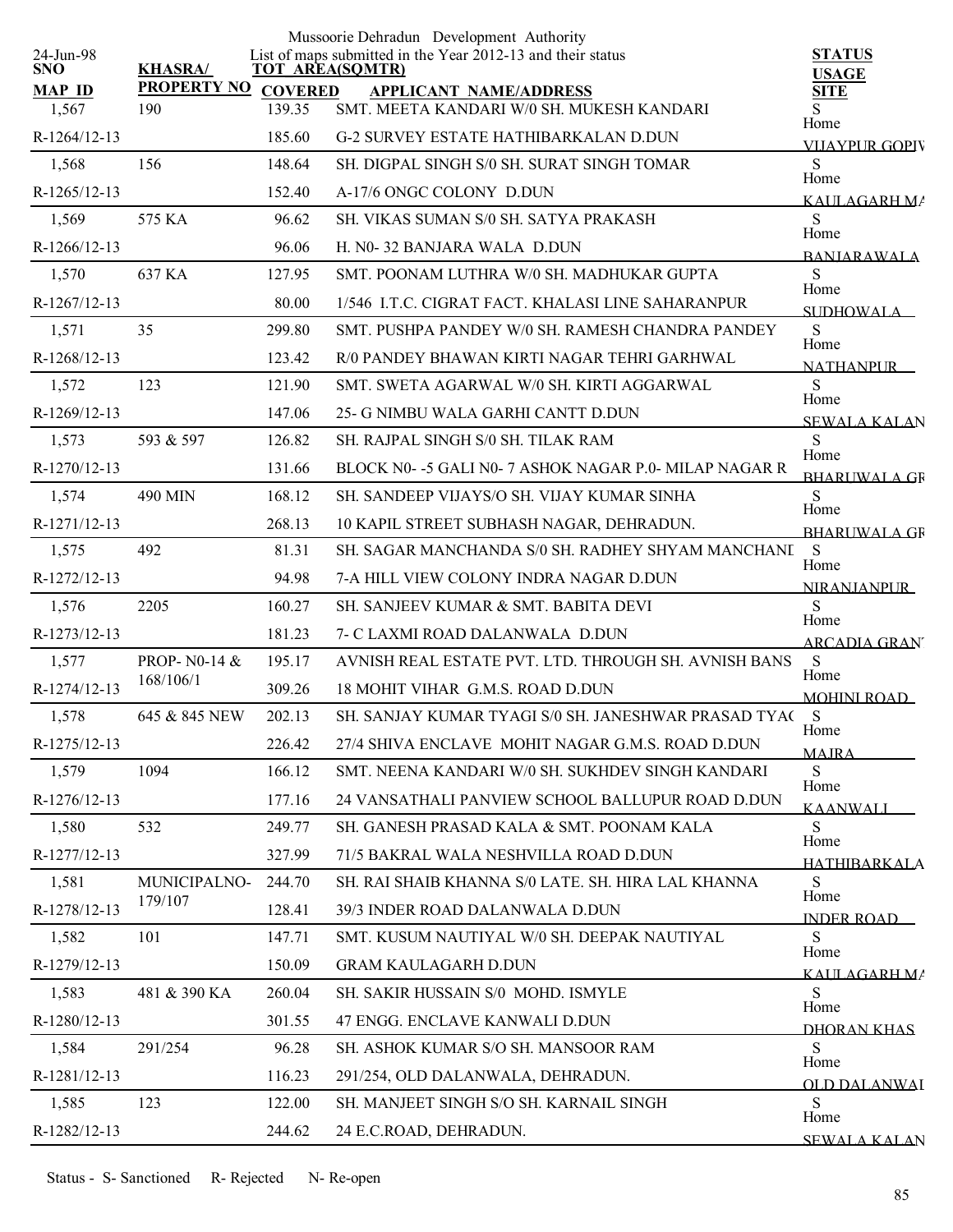Mussoorie Dehradun Development Authority

List of maps submitted in the Year 2012-13 and their status

24-Jun-98

| SNO / MAP ID | KHASRA/ PROPERTY NO | TOT AREA(SQMTR) COVERED | APPLICANT NAME/ADDRESS | STATUS USAGE SITE |
|---|---|---|---|---|
| 1,567 | 190 | 139.35 | SMT. MEETA KANDARI W/0 SH. MUKESH KANDARI | S Home |
| R-1264/12-13 | | 185.60 | G-2 SURVEY ESTATE HATHIBARKALAN D.DUN | VIJAYPUR GOPIV |
| 1,568 | 156 | 148.64 | SH. DIGPAL SINGH S/0 SH. SURAT SINGH TOMAR | S Home |
| R-1265/12-13 | | 152.40 | A-17/6 ONGC COLONY D.DUN | KAULAGARH MA |
| 1,569 | 575 KA | 96.62 | SH. VIKAS SUMAN S/0 SH. SATYA PRAKASH | S Home |
| R-1266/12-13 | | 96.06 | H. N0- 32 BANJARA WALA D.DUN | BANJARAWALA |
| 1,570 | 637 KA | 127.95 | SMT. POONAM LUTHRA W/0 SH. MADHUKAR GUPTA | S Home |
| R-1267/12-13 | | 80.00 | 1/546 I.T.C. CIGRAT FACT. KHALASI LINE SAHARANPUR | SUDHOWALA |
| 1,571 | 35 | 299.80 | SMT. PUSHPA PANDEY W/0 SH. RAMESH CHANDRA PANDEY | S Home |
| R-1268/12-13 | | 123.42 | R/0 PANDEY BHAWAN KIRTI NAGAR TEHRI GARHWAL | NATHANPUR |
| 1,572 | 123 | 121.90 | SMT. SWETA AGARWAL W/0 SH. KIRTI AGGARWAL | S Home |
| R-1269/12-13 | | 147.06 | 25- G NIMBU WALA GARHI CANTT D.DUN | SEWALA KALAN |
| 1,573 | 593 & 597 | 126.82 | SH. RAJPAL SINGH S/0 SH. TILAK RAM | S Home |
| R-1270/12-13 | | 131.66 | BLOCK N0- -5 GALI N0- 7 ASHOK NAGAR P.0- MILAP NAGAR R | BHARUWALA GR |
| 1,574 | 490 MIN | 168.12 | SH. SANDEEP VIJAYS/O SH. VIJAY KUMAR SINHA | S Home |
| R-1271/12-13 | | 268.13 | 10 KAPIL STREET SUBHASH NAGAR, DEHRADUN. | BHARUWALA GR |
| 1,575 | 492 | 81.31 | SH. SAGAR MANCHANDA S/0 SH. RADHEY SHYAM MANCHANI | S Home |
| R-1272/12-13 | | 94.98 | 7-A HILL VIEW COLONY INDRA NAGAR D.DUN | NIRANJANPUR |
| 1,576 | 2205 | 160.27 | SH. SANJEEV KUMAR & SMT. BABITA DEVI | S Home |
| R-1273/12-13 | | 181.23 | 7- C LAXMI ROAD DALANWALA D.DUN | ARCADIA GRANT |
| 1,577 | PROP- N0-14 & 168/106/1 | 195.17 | AVNISH REAL ESTATE PVT. LTD. THROUGH SH. AVNISH BANS | S Home |
| R-1274/12-13 | | 309.26 | 18 MOHIT VIHAR G.M.S. ROAD D.DUN | MOHINI ROAD |
| 1,578 | 645 & 845 NEW | 202.13 | SH. SANJAY KUMAR TYAGI S/0 SH. JANESHWAR PRASAD TYAG | S Home |
| R-1275/12-13 | | 226.42 | 27/4 SHIVA ENCLAVE MOHIT NAGAR G.M.S. ROAD D.DUN | MAJRA |
| 1,579 | 1094 | 166.12 | SMT. NEENA KANDARI W/0 SH. SUKHDEV SINGH KANDARI | S Home |
| R-1276/12-13 | | 177.16 | 24 VANSATHALI PANVIEW SCHOOL BALLUPUR ROAD D.DUN | KAANWALI |
| 1,580 | 532 | 249.77 | SH. GANESH PRASAD KALA & SMT. POONAM KALA | S Home |
| R-1277/12-13 | | 327.99 | 71/5 BAKRAL WALA NESHVILLA ROAD D.DUN | HATHIBARKALA |
| 1,581 | MUNICIPALNO- 179/107 | 244.70 | SH. RAI SHAIB KHANNA S/0 LATE. SH. HIRA LAL KHANNA | S Home |
| R-1278/12-13 | | 128.41 | 39/3 INDER ROAD DALANWALA D.DUN | INDER ROAD |
| 1,582 | 101 | 147.71 | SMT. KUSUM NAUTIYAL W/0 SH. DEEPAK NAUTIYAL | S Home |
| R-1279/12-13 | | 150.09 | GRAM KAULAGARH D.DUN | KAULAGARH MA |
| 1,583 | 481 & 390 KA | 260.04 | SH. SAKIR HUSSAIN S/0 MOHD. ISMYLE | S Home |
| R-1280/12-13 | | 301.55 | 47 ENGG. ENCLAVE KANWALI D.DUN | DHORAN KHAS |
| 1,584 | 291/254 | 96.28 | SH. ASHOK KUMAR S/O SH. MANSOOR RAM | S Home |
| R-1281/12-13 | | 116.23 | 291/254, OLD DALANWALA, DEHRADUN. | OLD DALANWAL |
| 1,585 | 123 | 122.00 | SH. MANJEET SINGH S/O SH. KARNAIL SINGH | S Home |
| R-1282/12-13 | | 244.62 | 24 E.C.ROAD, DEHRADUN. | SEWALA KALAN |

Status - S- Sanctioned R- Rejected N- Re-open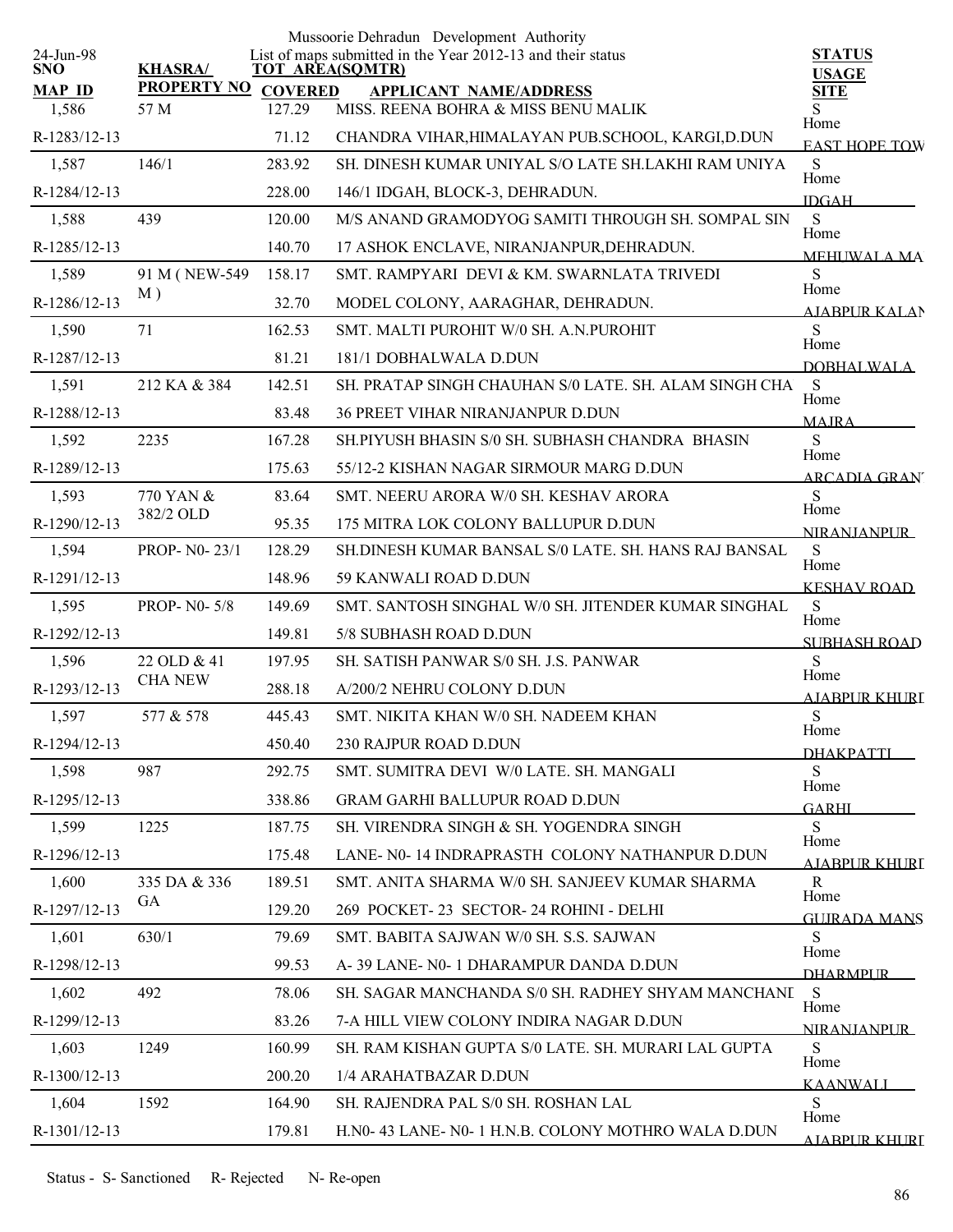Mussoorie Dehradun Development Authority

List of maps submitted in the Year 2012-13 and their status

24-Jun-98

| SNO / MAP ID | KHASRA/ PROPERTY NO | TOT AREA(SQMTR) / COVERED | APPLICANT NAME/ADDRESS | STATUS / USAGE / SITE |
|---|---|---|---|---|
| 1,586 | 57 M | 127.29 | MISS. REENA BOHRA & MISS BENU MALIK | S |
| R-1283/12-13 | | 71.12 | CHANDRA VIHAR,HIMALAYAN PUB.SCHOOL, KARGI,D.DUN | Home EAST HOPE TOW |
| 1,587 | 146/1 | 283.92 | SH. DINESH KUMAR UNIYAL S/O LATE SH.LAKHI RAM UNIYA | S |
| R-1284/12-13 | | 228.00 | 146/1 IDGAH, BLOCK-3, DEHRADUN. | Home IDGAH |
| 1,588 | 439 | 120.00 | M/S ANAND GRAMODYOG SAMITI THROUGH SH. SOMPAL SIN | S |
| R-1285/12-13 | | 140.70 | 17 ASHOK ENCLAVE, NIRANJANPUR,DEHRADUN. | Home MEHUWALA MA |
| 1,589 | 91 M ( NEW-549 M ) | 158.17 | SMT. RAMPYARI DEVI & KM. SWARNLATA TRIVEDI | S |
| R-1286/12-13 | | 32.70 | MODEL COLONY, AARAGHAR, DEHRADUN. | Home AJABPUR KALAN |
| 1,590 | 71 | 162.53 | SMT. MALTI PUROHIT W/0 SH. A.N.PUROHIT | S |
| R-1287/12-13 | | 81.21 | 181/1 DOBHALWALA D.DUN | Home DOBHALWALA |
| 1,591 | 212 KA & 384 | 142.51 | SH. PRATAP SINGH CHAUHAN S/0 LATE. SH. ALAM SINGH CHA | S |
| R-1288/12-13 | | 83.48 | 36 PREET VIHAR NIRANJANPUR D.DUN | Home MAJRA |
| 1,592 | 2235 | 167.28 | SH.PIYUSH BHASIN S/0 SH. SUBHASH CHANDRA BHASIN | S |
| R-1289/12-13 | | 175.63 | 55/12-2 KISHAN NAGAR SIRMOUR MARG D.DUN | Home ARCADIA GRANT |
| 1,593 | 770 YAN & 382/2 OLD | 83.64 | SMT. NEERU ARORA W/0 SH. KESHAV ARORA | S |
| R-1290/12-13 | | 95.35 | 175 MITRA LOK COLONY BALLUPUR D.DUN | Home NIRANJANPUR |
| 1,594 | PROP- N0- 23/1 | 128.29 | SH.DINESH KUMAR BANSAL S/0 LATE. SH. HANS RAJ BANSAL | S |
| R-1291/12-13 | | 148.96 | 59 KANWALI ROAD D.DUN | Home KESHAV ROAD |
| 1,595 | PROP- N0- 5/8 | 149.69 | SMT. SANTOSH SINGHAL W/0 SH. JITENDER KUMAR SINGHAL | S |
| R-1292/12-13 | | 149.81 | 5/8 SUBHASH ROAD D.DUN | Home SUBHASH ROAD |
| 1,596 | 22 OLD & 41 CHA NEW | 197.95 | SH. SATISH PANWAR S/0 SH. J.S. PANWAR | S |
| R-1293/12-13 | | 288.18 | A/200/2 NEHRU COLONY D.DUN | Home AJABPUR KHURD |
| 1,597 | 577 & 578 | 445.43 | SMT. NIKITA KHAN W/0 SH. NADEEM KHAN | S |
| R-1294/12-13 | | 450.40 | 230 RAJPUR ROAD D.DUN | Home DHAKPATTI |
| 1,598 | 987 | 292.75 | SMT. SUMITRA DEVI W/0 LATE. SH. MANGALI | S |
| R-1295/12-13 | | 338.86 | GRAM GARHI BALLUPUR ROAD D.DUN | Home GARHI |
| 1,599 | 1225 | 187.75 | SH. VIRENDRA SINGH & SH. YOGENDRA SINGH | S |
| R-1296/12-13 | | 175.48 | LANE- N0- 14 INDRAPRASTH COLONY NATHANPUR D.DUN | Home AJABPUR KHURD |
| 1,600 | 335 DA & 336 GA | 189.51 | SMT. ANITA SHARMA W/0 SH. SANJEEV KUMAR SHARMA | R |
| R-1297/12-13 | | 129.20 | 269 POCKET- 23 SECTOR- 24 ROHINI - DELHI | Home GUJRADA MANS |
| 1,601 | 630/1 | 79.69 | SMT. BABITA SAJWAN W/0 SH. S.S. SAJWAN | S |
| R-1298/12-13 | | 99.53 | A- 39 LANE- N0- 1 DHARAMPUR DANDA D.DUN | Home DHARMPUR |
| 1,602 | 492 | 78.06 | SH. SAGAR MANCHANDA S/0 SH. RADHEY SHYAM MANCHANI | S |
| R-1299/12-13 | | 83.26 | 7-A HILL VIEW COLONY INDIRA NAGAR D.DUN | Home NIRANJANPUR |
| 1,603 | 1249 | 160.99 | SH. RAM KISHAN GUPTA S/0 LATE. SH. MURARI LAL GUPTA | S |
| R-1300/12-13 | | 200.20 | 1/4 ARAHATBAZAR D.DUN | Home KAANWALI |
| 1,604 | 1592 | 164.90 | SH. RAJENDRA PAL S/0 SH. ROSHAN LAL | S |
| R-1301/12-13 | | 179.81 | H.N0- 43 LANE- N0- 1 H.N.B. COLONY MOTHRO WALA D.DUN | Home AJABPUR KHURD |

Status - S- Sanctioned R- Rejected N- Re-open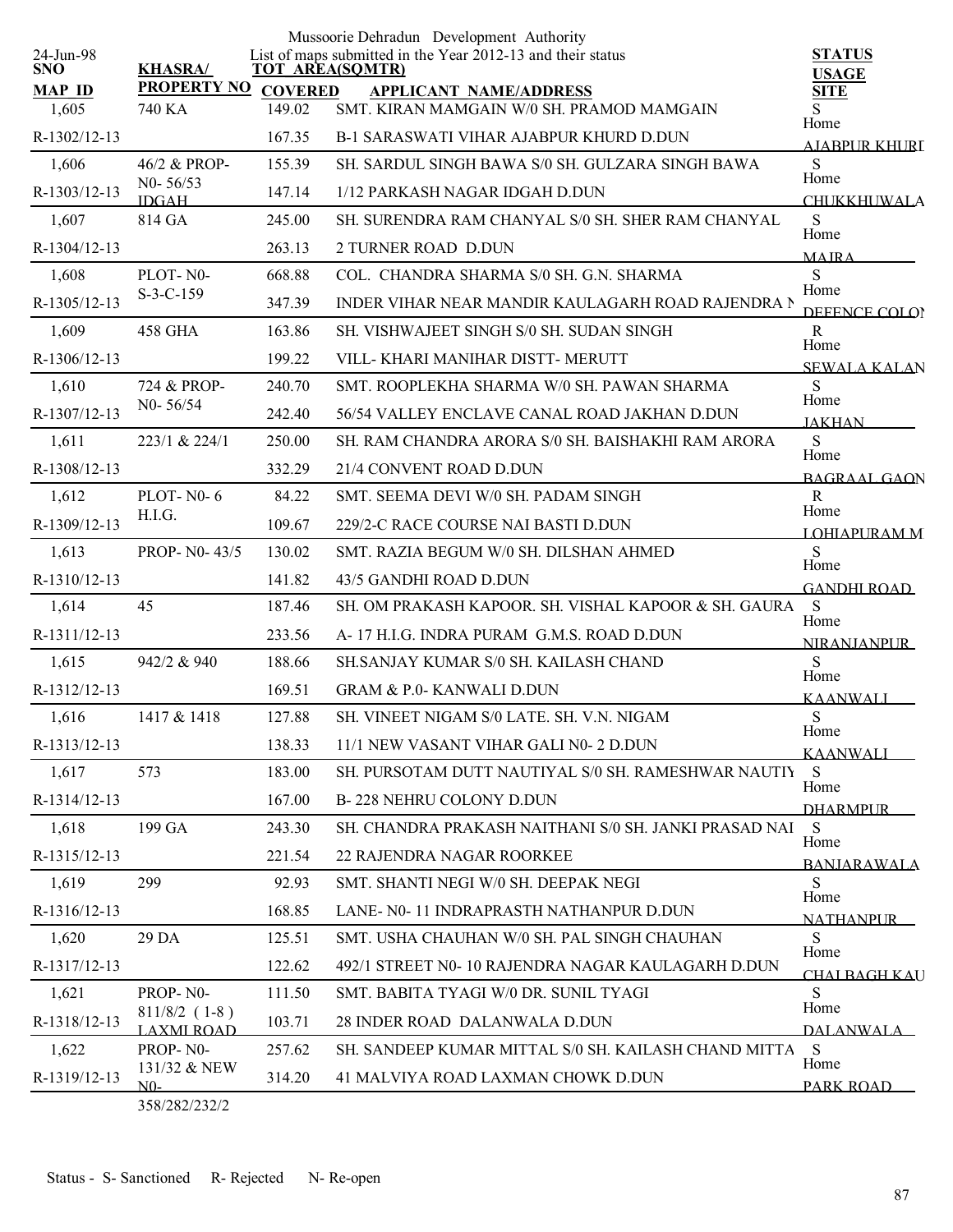Mussoorie Dehradun Development Authority

List of maps submitted in the Year 2012-13 and their status

24-Jun-98

| SNO / MAP_ID | KHASRA/ PROPERTY NO | TOT AREA(SQMTR) COVERED | APPLICANT NAME/ADDRESS | STATUS USAGE SITE |
|---|---|---|---|---|
| 1,605 | 740 KA | 149.02 | SMT. KIRAN MAMGAIN W/0 SH. PRAMOD MAMGAIN | S Home |
| R-1302/12-13 | | 167.35 | B-1 SARASWATI VIHAR AJABPUR KHURD D.DUN | AJABPUR KHURD |
| 1,606 | 46/2 & PROP-N0- 56/53 IDGAH | 155.39 | SH. SARDUL SINGH BAWA S/0 SH. GULZARA SINGH BAWA | S Home |
| R-1303/12-13 | | 147.14 | 1/12 PARKASH NAGAR IDGAH D.DUN | CHUKKHUWALA |
| 1,607 | 814 GA | 245.00 | SH. SURENDRA RAM CHANYAL S/0 SH. SHER RAM CHANYAL | S Home |
| R-1304/12-13 | | 263.13 | 2 TURNER ROAD D.DUN | MAJRA |
| 1,608 | PLOT- N0- S-3-C-159 | 668.88 | COL. CHANDRA SHARMA S/0 SH. G.N. SHARMA | S Home |
| R-1305/12-13 | | 347.39 | INDER VIHAR NEAR MANDIR KAULAGARH ROAD RAJENDRA N | DEFENCE COLON |
| 1,609 | 458 GHA | 163.86 | SH. VISHWAJEET SINGH S/0 SH. SUDAN SINGH | R Home |
| R-1306/12-13 | | 199.22 | VILL- KHARI MANIHAR DISTT- MERUTT | SEWALA KALAN |
| 1,610 | 724 & PROP-N0- 56/54 | 240.70 | SMT. ROOPLEKHA SHARMA W/0 SH. PAWAN SHARMA | S Home |
| R-1307/12-13 | | 242.40 | 56/54 VALLEY ENCLAVE CANAL ROAD JAKHAN D.DUN | JAKHAN |
| 1,611 | 223/1 & 224/1 | 250.00 | SH. RAM CHANDRA ARORA S/0 SH. BAISHAKHI RAM ARORA | S Home |
| R-1308/12-13 | | 332.29 | 21/4 CONVENT ROAD D.DUN | BAGRAAL GAON |
| 1,612 | PLOT- N0- 6 H.I.G. | 84.22 | SMT. SEEMA DEVI W/0 SH. PADAM SINGH | R Home |
| R-1309/12-13 | | 109.67 | 229/2-C RACE COURSE NAI BASTI D.DUN | LOHIAPURAM M |
| 1,613 | PROP- N0- 43/5 | 130.02 | SMT. RAZIA BEGUM W/0 SH. DILSHAN AHMED | S Home |
| R-1310/12-13 | | 141.82 | 43/5 GANDHI ROAD D.DUN | GANDHI ROAD |
| 1,614 | 45 | 187.46 | SH. OM PRAKASH KAPOOR. SH. VISHAL KAPOOR & SH. GAURA | S Home |
| R-1311/12-13 | | 233.56 | A- 17 H.I.G. INDRA PURAM G.M.S. ROAD D.DUN | NIRANJANPUR |
| 1,615 | 942/2 & 940 | 188.66 | SH.SANJAY KUMAR S/0 SH. KAILASH CHAND | S Home |
| R-1312/12-13 | | 169.51 | GRAM & P.0- KANWALI D.DUN | KAANWALI |
| 1,616 | 1417 & 1418 | 127.88 | SH. VINEET NIGAM S/0 LATE. SH. V.N. NIGAM | S Home |
| R-1313/12-13 | | 138.33 | 11/1 NEW VASANT VIHAR GALI N0- 2 D.DUN | KAANWALI |
| 1,617 | 573 | 183.00 | SH. PURSOTAM DUTT NAUTIYAL S/0 SH. RAMESHWAR NAUTIY | S Home |
| R-1314/12-13 | | 167.00 | B- 228 NEHRU COLONY D.DUN | DHARMPUR |
| 1,618 | 199 GA | 243.30 | SH. CHANDRA PRAKASH NAITHANI S/0 SH. JANKI PRASAD NAI | S Home |
| R-1315/12-13 | | 221.54 | 22 RAJENDRA NAGAR ROORKEE | BANJARAWALA |
| 1,619 | 299 | 92.93 | SMT. SHANTI NEGI W/0 SH. DEEPAK NEGI | S Home |
| R-1316/12-13 | | 168.85 | LANE- N0- 11 INDRAPRASTH NATHANPUR D.DUN | NATHANPUR |
| 1,620 | 29 DA | 125.51 | SMT. USHA CHAUHAN W/0 SH. PAL SINGH CHAUHAN | S Home |
| R-1317/12-13 | | 122.62 | 492/1 STREET N0- 10 RAJENDRA NAGAR KAULAGARH D.DUN | CHALBAGH KAU |
| 1,621 | PROP- N0- 811/8/2 ( 1-8 ) LAXMI ROAD | 111.50 | SMT. BABITA TYAGI W/0 DR. SUNIL TYAGI | S Home |
| R-1318/12-13 | | 103.71 | 28 INDER ROAD DALANWALA D.DUN | DALANWALA |
| 1,622 | PROP- N0- 131/32 & NEW N0- 358/282/232/2 | 257.62 | SH. SANDEEP KUMAR MITTAL S/0 SH. KAILASH CHAND MITTA | S Home |
| R-1319/12-13 | | 314.20 | 41 MALVIYA ROAD LAXMAN CHOWK D.DUN | PARK ROAD |

Status - S- Sanctioned R- Rejected N- Re-open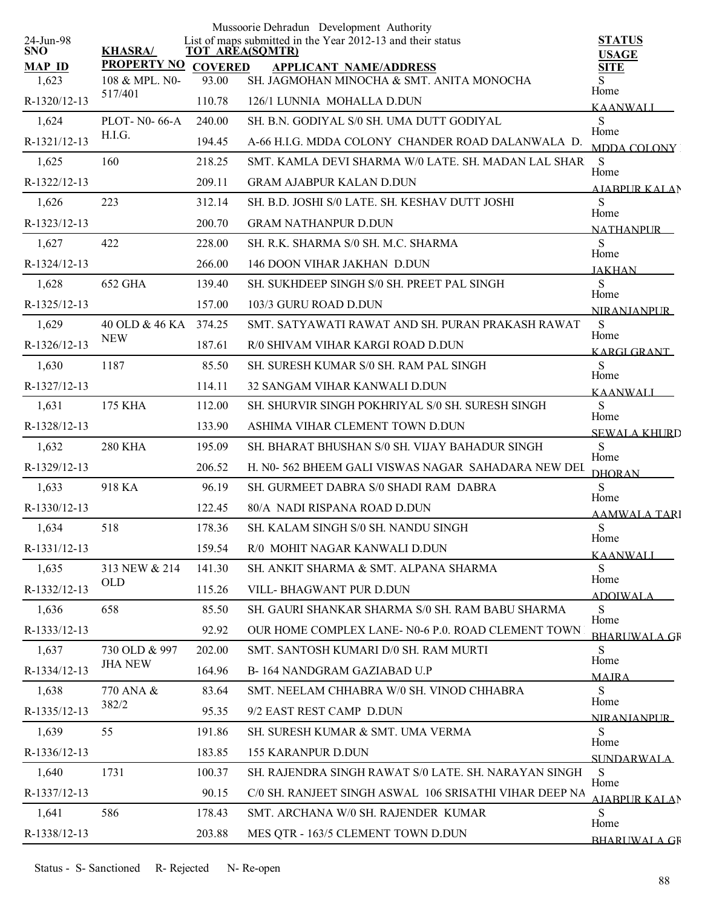Mussoorie Dehradun Development Authority

List of maps submitted in the Year 2012-13 and their status

24-Jun-98

| SNO / MAP ID | KHASRA/ PROPERTY NO | TOT AREA(SQMTR) / COVERED | APPLICANT NAME/ADDRESS | STATUS / USAGE / SITE |
|---|---|---|---|---|
| 1,623 | 108 & MPL. N0-517/401 | 93.00 | SH. JAGMOHAN MINOCHA & SMT. ANITA MONOCHA | S Home |
| R-1320/12-13 | | 110.78 | 126/1 LUNNIA MOHALLA D.DUN | KAANWALI |
| 1,624 | PLOT- N0- 66-A H.I.G. | 240.00 | SH. B.N. GODIYAL S/0 SH. UMA DUTT GODIYAL | S Home |
| R-1321/12-13 | | 194.45 | A-66 H.I.G. MDDA COLONY CHANDER ROAD DALANWALA D. | MDDA COLONY |
| 1,625 | 160 | 218.25 | SMT. KAMLA DEVI SHARMA W/0 LATE. SH. MADAN LAL SHAR | S Home |
| R-1322/12-13 | | 209.11 | GRAM AJABPUR KALAN D.DUN | AJABPUR KALAN |
| 1,626 | 223 | 312.14 | SH. B.D. JOSHI S/0 LATE. SH. KESHAV DUTT JOSHI | S Home |
| R-1323/12-13 | | 200.70 | GRAM NATHANPUR D.DUN | NATHANPUR |
| 1,627 | 422 | 228.00 | SH. R.K. SHARMA S/0 SH. M.C. SHARMA | S Home |
| R-1324/12-13 | | 266.00 | 146 DOON VIHAR JAKHAN D.DUN | JAKHAN |
| 1,628 | 652 GHA | 139.40 | SH. SUKHDEEP SINGH S/0 SH. PREET PAL SINGH | S Home |
| R-1325/12-13 | | 157.00 | 103/3 GURU ROAD D.DUN | NIRANJANPUR |
| 1,629 | 40 OLD & 46 KA NEW | 374.25 | SMT. SATYAWATI RAWAT AND SH. PURAN PRAKASH RAWAT | S Home |
| R-1326/12-13 | | 187.61 | R/0 SHIVAM VIHAR KARGI ROAD D.DUN | KARGI GRANT |
| 1,630 | 1187 | 85.50 | SH. SURESH KUMAR S/0 SH. RAM PAL SINGH | S Home |
| R-1327/12-13 | | 114.11 | 32 SANGAM VIHAR KANWALI D.DUN | KAANWALI |
| 1,631 | 175 KHA | 112.00 | SH. SHURVIR SINGH POKHRIYAL S/0 SH. SURESH SINGH | S Home |
| R-1328/12-13 | | 133.90 | ASHIMA VIHAR CLEMENT TOWN D.DUN | SEWALA KHURD |
| 1,632 | 280 KHA | 195.09 | SH. BHARAT BHUSHAN S/0 SH. VIJAY BAHADUR SINGH | S Home |
| R-1329/12-13 | | 206.52 | H. N0- 562 BHEEM GALI VISWAS NAGAR SAHADARA NEW DEL | DHORAN |
| 1,633 | 918 KA | 96.19 | SH. GURMEET DABRA S/0 SHADI RAM DABRA | S Home |
| R-1330/12-13 | | 122.45 | 80/A NADI RISPANA ROAD D.DUN | AAMWALA TARI |
| 1,634 | 518 | 178.36 | SH. KALAM SINGH S/0 SH. NANDU SINGH | S Home |
| R-1331/12-13 | | 159.54 | R/0 MOHIT NAGAR KANWALI D.DUN | KAANWALI |
| 1,635 | 313 NEW & 214 OLD | 141.30 | SH. ANKIT SHARMA & SMT. ALPANA SHARMA | S Home |
| R-1332/12-13 | | 115.26 | VILL- BHAGWANT PUR D.DUN | ADOIWALA |
| 1,636 | 658 | 85.50 | SH. GAURI SHANKAR SHARMA S/0 SH. RAM BABU SHARMA | S Home |
| R-1333/12-13 | | 92.92 | OUR HOME COMPLEX LANE- N0-6 P.0. ROAD CLEMENT TOWN | BHARUWALA GR |
| 1,637 | 730 OLD & 997 JHA NEW | 202.00 | SMT. SANTOSH KUMARI D/0 SH. RAM MURTI | S Home |
| R-1334/12-13 | | 164.96 | B- 164 NANDGRAM GAZIABAD U.P | MAJRA |
| 1,638 | 770 ANA & 382/2 | 83.64 | SMT. NEELAM CHHABRA W/0 SH. VINOD CHHABRA | S Home |
| R-1335/12-13 | | 95.35 | 9/2 EAST REST CAMP D.DUN | NIRANJANPUR |
| 1,639 | 55 | 191.86 | SH. SURESH KUMAR & SMT. UMA VERMA | S Home |
| R-1336/12-13 | | 183.85 | 155 KARANPUR D.DUN | SUNDARWALA |
| 1,640 | 1731 | 100.37 | SH. RAJENDRA SINGH RAWAT S/0 LATE. SH. NARAYAN SINGH | S Home |
| R-1337/12-13 | | 90.15 | C/0 SH. RANJEET SINGH ASWAL 106 SRISATHI VIHAR DEEP NA | AJABPUR KALAN |
| 1,641 | 586 | 178.43 | SMT. ARCHANA W/0 SH. RAJENDER KUMAR | S Home |
| R-1338/12-13 | | 203.88 | MES QTR - 163/5 CLEMENT TOWN D.DUN | BHARUWALA GR |

Status - S- Sanctioned R- Rejected N- Re-open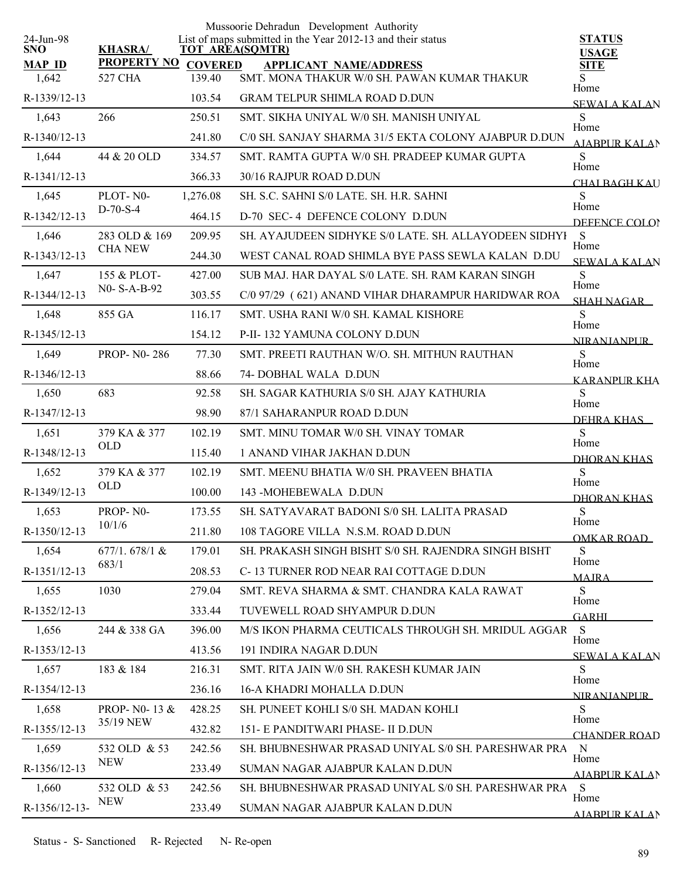Mussoorie Dehradun Development Authority

List of maps submitted in the Year 2012-13 and their status

24-Jun-98

| SNO / MAP ID | KHASRA/ PROPERTY NO | TOT AREA(SQMTR) / COVERED | APPLICANT NAME/ADDRESS | STATUS / USAGE / SITE |
|---|---|---|---|---|
| 1,642 | 527 CHA | 139.40 | SMT. MONA THAKUR W/0 SH. PAWAN KUMAR THAKUR | S |
| R-1339/12-13 | | 103.54 | GRAM TELPUR SHIMLA ROAD D.DUN | Home SEWALA KALAN |
| 1,643 | 266 | 250.51 | SMT. SIKHA UNIYAL W/0 SH. MANISH UNIYAL | S |
| R-1340/12-13 | | 241.80 | C/0 SH. SANJAY SHARMA 31/5 EKTA COLONY AJABPUR D.DUN | Home AJABPUR KALAN |
| 1,644 | 44 & 20 OLD | 334.57 | SMT. RAMTA GUPTA W/0 SH. PRADEEP KUMAR GUPTA | S |
| R-1341/12-13 | | 366.33 | 30/16 RAJPUR ROAD D.DUN | Home CHALBAGH KAU |
| 1,645 | PLOT- N0- D-70-S-4 | 1,276.08 | SH. S.C. SAHNI S/0 LATE. SH. H.R. SAHNI | S |
| R-1342/12-13 | | 464.15 | D-70 SEC- 4 DEFENCE COLONY D.DUN | Home DEFENCE COLON |
| 1,646 | 283 OLD & 169 CHA NEW | 209.95 | SH. AYAJUDEEN SIDHYKE S/0 LATE. SH. ALLAYODEEN SIDHYI | S |
| R-1343/12-13 | | 244.30 | WEST CANAL ROAD SHIMLA BYE PASS SEWLA KALAN D.DU | Home SEWALA KALAN |
| 1,647 | 155 & PLOT- N0- S-A-B-92 | 427.00 | SUB MAJ. HAR DAYAL S/0 LATE. SH. RAM KARAN SINGH | S |
| R-1344/12-13 | | 303.55 | C/0 97/29 ( 621) ANAND VIHAR DHARAMPUR HARIDWAR ROA | Home SHAH NAGAR |
| 1,648 | 855 GA | 116.17 | SMT. USHA RANI W/0 SH. KAMAL KISHORE | S |
| R-1345/12-13 | | 154.12 | P-II- 132 YAMUNA COLONY D.DUN | Home NIRANJANPUR |
| 1,649 | PROP- N0- 286 | 77.30 | SMT. PREETI RAUTHAN W/O. SH. MITHUN RAUTHAN | S |
| R-1346/12-13 | | 88.66 | 74- DOBHAL WALA D.DUN | Home KARANPUR KHA |
| 1,650 | 683 | 92.58 | SH. SAGAR KATHURIA S/0 SH. AJAY KATHURIA | S |
| R-1347/12-13 | | 98.90 | 87/1 SAHARANPUR ROAD D.DUN | Home DEHRA KHAS |
| 1,651 | 379 KA & 377 OLD | 102.19 | SMT. MINU TOMAR W/0 SH. VINAY TOMAR | S |
| R-1348/12-13 | | 115.40 | 1 ANAND VIHAR JAKHAN D.DUN | Home DHORAN KHAS |
| 1,652 | 379 KA & 377 OLD | 102.19 | SMT. MEENU BHATIA W/0 SH. PRAVEEN BHATIA | S |
| R-1349/12-13 | | 100.00 | 143 -MOHEBEWALA D.DUN | Home DHORAN KHAS |
| 1,653 | PROP- N0- 10/1/6 | 173.55 | SH. SATYAVARAT BADONI S/0 SH. LALITA PRASAD | S |
| R-1350/12-13 | | 211.80 | 108 TAGORE VILLA N.S.M. ROAD D.DUN | Home OMKAR ROAD |
| 1,654 | 677/1. 678/1 & 683/1 | 179.01 | SH. PRAKASH SINGH BISHT S/0 SH. RAJENDRA SINGH BISHT | S |
| R-1351/12-13 | | 208.53 | C- 13 TURNER ROD NEAR RAI COTTAGE D.DUN | Home MAJRA |
| 1,655 | 1030 | 279.04 | SMT. REVA SHARMA & SMT. CHANDRA KALA RAWAT | S |
| R-1352/12-13 | | 333.44 | TUVEWELL ROAD SHYAMPUR D.DUN | Home GARHI |
| 1,656 | 244 & 338 GA | 396.00 | M/S IKON PHARMA CEUTICALS THROUGH SH. MRIDUL AGGAR | S |
| R-1353/12-13 | | 413.56 | 191 INDIRA NAGAR D.DUN | Home SEWALA KALAN |
| 1,657 | 183 & 184 | 216.31 | SMT. RITA JAIN W/0 SH. RAKESH KUMAR JAIN | S |
| R-1354/12-13 | | 236.16 | 16-A KHADRI MOHALLA D.DUN | Home NIRANJANPUR |
| 1,658 | PROP- N0- 13 & 35/19 NEW | 428.25 | SH. PUNEET KOHLI S/0 SH. MADAN KOHLI | S |
| R-1355/12-13 | | 432.82 | 151- E PANDITWARI PHASE- II D.DUN | Home CHANDER ROAD |
| 1,659 | 532 OLD & 53 NEW | 242.56 | SH. BHUBNESHWAR PRASAD UNIYAL S/0 SH. PARESHWAR PRA | N |
| R-1356/12-13 | | 233.49 | SUMAN NAGAR AJABPUR KALAN D.DUN | Home AJABPUR KALAN |
| 1,660 | 532 OLD & 53 NEW | 242.56 | SH. BHUBNESHWAR PRASAD UNIYAL S/0 SH. PARESHWAR PRA | S |
| R-1356/12-13- | | 233.49 | SUMAN NAGAR AJABPUR KALAN D.DUN | Home AJABPUR KALAN |

Status - S- Sanctioned R- Rejected N- Re-open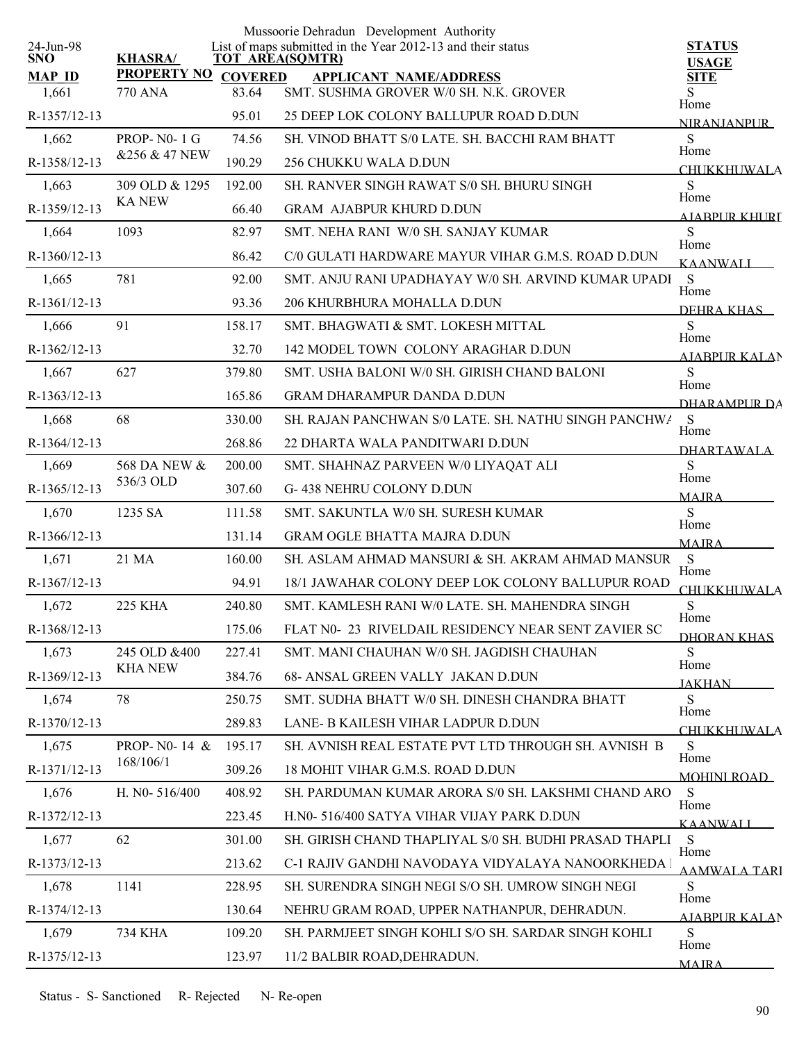Mussoorie Dehradun Development Authority

List of maps submitted in the Year 2012-13 and their status

24-Jun-98

| SNO / MAP ID | KHASRA/ PROPERTY NO | TOT AREA(SQMTR) / COVERED | APPLICANT NAME/ADDRESS | STATUS / USAGE / SITE |
|---|---|---|---|---|
| 1,661 | 770 ANA | 83.64 | SMT. SUSHMA GROVER W/0 SH. N.K. GROVER | S |
| R-1357/12-13 | | 95.01 | 25 DEEP LOK COLONY BALLUPUR ROAD D.DUN | Home NIRANJANPUR |
| 1,662 | PROP- N0- 1 G &256 & 47 NEW | 74.56 | SH. VINOD BHATT S/0 LATE. SH. BACCHI RAM BHATT | S |
| R-1358/12-13 | | 190.29 | 256 CHUKKU WALA D.DUN | Home CHUKKHUWALA |
| 1,663 | 309 OLD & 1295 KA NEW | 192.00 | SH. RANVER SINGH RAWAT S/0 SH. BHURU SINGH | S |
| R-1359/12-13 | | 66.40 | GRAM AJABPUR KHURD D.DUN | Home AJABPUR KHURD |
| 1,664 | 1093 | 82.97 | SMT. NEHA RANI W/0 SH. SANJAY KUMAR | S |
| R-1360/12-13 | | 86.42 | C/0 GULATI HARDWARE MAYUR VIHAR G.M.S. ROAD D.DUN | Home KAANWALI |
| 1,665 | 781 | 92.00 | SMT. ANJU RANI UPADHAYAY W/0 SH. ARVIND KUMAR UPADH | S |
| R-1361/12-13 | | 93.36 | 206 KHURBHURA MOHALLA D.DUN | Home DEHRA KHAS |
| 1,666 | 91 | 158.17 | SMT. BHAGWATI & SMT. LOKESH MITTAL | S |
| R-1362/12-13 | | 32.70 | 142 MODEL TOWN COLONY ARAGHAR D.DUN | Home AJABPUR KALAN |
| 1,667 | 627 | 379.80 | SMT. USHA BALONI W/0 SH. GIRISH CHAND BALONI | S |
| R-1363/12-13 | | 165.86 | GRAM DHARAMPUR DANDA D.DUN | Home DHARAMPUR DA |
| 1,668 | 68 | 330.00 | SH. RAJAN PANCHWAN S/0 LATE. SH. NATHU SINGH PANCHWA | S |
| R-1364/12-13 | | 268.86 | 22 DHARTA WALA PANDITWARI D.DUN | Home DHARTAWALA |
| 1,669 | 568 DA NEW & 536/3 OLD | 200.00 | SMT. SHAHNAZ PARVEEN W/0 LIYAQAT ALI | S |
| R-1365/12-13 | | 307.60 | G- 438 NEHRU COLONY D.DUN | Home MAJRA |
| 1,670 | 1235 SA | 111.58 | SMT. SAKUNTLA W/0 SH. SURESH KUMAR | S |
| R-1366/12-13 | | 131.14 | GRAM OGLE BHATTA MAJRA D.DUN | Home MAJRA |
| 1,671 | 21 MA | 160.00 | SH. ASLAM AHMAD MANSURI & SH. AKRAM AHMAD MANSUR | S |
| R-1367/12-13 | | 94.91 | 18/1 JAWAHAR COLONY DEEP LOK COLONY BALLUPUR ROAD | Home CHUKKHUWALA |
| 1,672 | 225 KHA | 240.80 | SMT. KAMLESH RANI W/0 LATE. SH. MAHENDRA SINGH | S |
| R-1368/12-13 | | 175.06 | FLAT N0- 23 RIVELDAIL RESIDENCY NEAR SENT ZAVIER SC | Home DHORAN KHAS |
| 1,673 | 245 OLD &400 KHA NEW | 227.41 | SMT. MANI CHAUHAN W/0 SH. JAGDISH CHAUHAN | S |
| R-1369/12-13 | | 384.76 | 68- ANSAL GREEN VALLY JAKAN D.DUN | Home JAKHAN |
| 1,674 | 78 | 250.75 | SMT. SUDHA BHATT W/0 SH. DINESH CHANDRA BHATT | S |
| R-1370/12-13 | | 289.83 | LANE- B KAILESH VIHAR LADPUR D.DUN | Home CHUKKHUWALA |
| 1,675 | PROP- N0- 14 & 168/106/1 | 195.17 | SH. AVNISH REAL ESTATE PVT LTD THROUGH SH. AVNISH B | S |
| R-1371/12-13 | | 309.26 | 18 MOHIT VIHAR G.M.S. ROAD D.DUN | Home MOHINI ROAD |
| 1,676 | H. N0- 516/400 | 408.92 | SH. PARDUMAN KUMAR ARORA S/0 SH. LAKSHMI CHAND ARO | S |
| R-1372/12-13 | | 223.45 | H.N0- 516/400 SATYA VIHAR VIJAY PARK D.DUN | Home KAANWALI |
| 1,677 | 62 | 301.00 | SH. GIRISH CHAND THAPLIYAL S/0 SH. BUDHI PRASAD THAPLI | S |
| R-1373/12-13 | | 213.62 | C-1 RAJIV GANDHI NAVODAYA VIDYALAYA NANOORKHEDA | Home AAMWALA TARI |
| 1,678 | 1141 | 228.95 | SH. SURENDRA SINGH NEGI S/O SH. UMROW SINGH NEGI | S |
| R-1374/12-13 | | 130.64 | NEHRU GRAM ROAD, UPPER NATHANPUR, DEHRADUN. | Home AJABPUR KALAN |
| 1,679 | 734 KHA | 109.20 | SH. PARMJEET SINGH KOHLI S/O SH. SARDAR SINGH KOHLI | S |
| R-1375/12-13 | | 123.97 | 11/2 BALBIR ROAD,DEHRADUN. | Home MAJRA |

Status - S- Sanctioned R- Rejected N- Re-open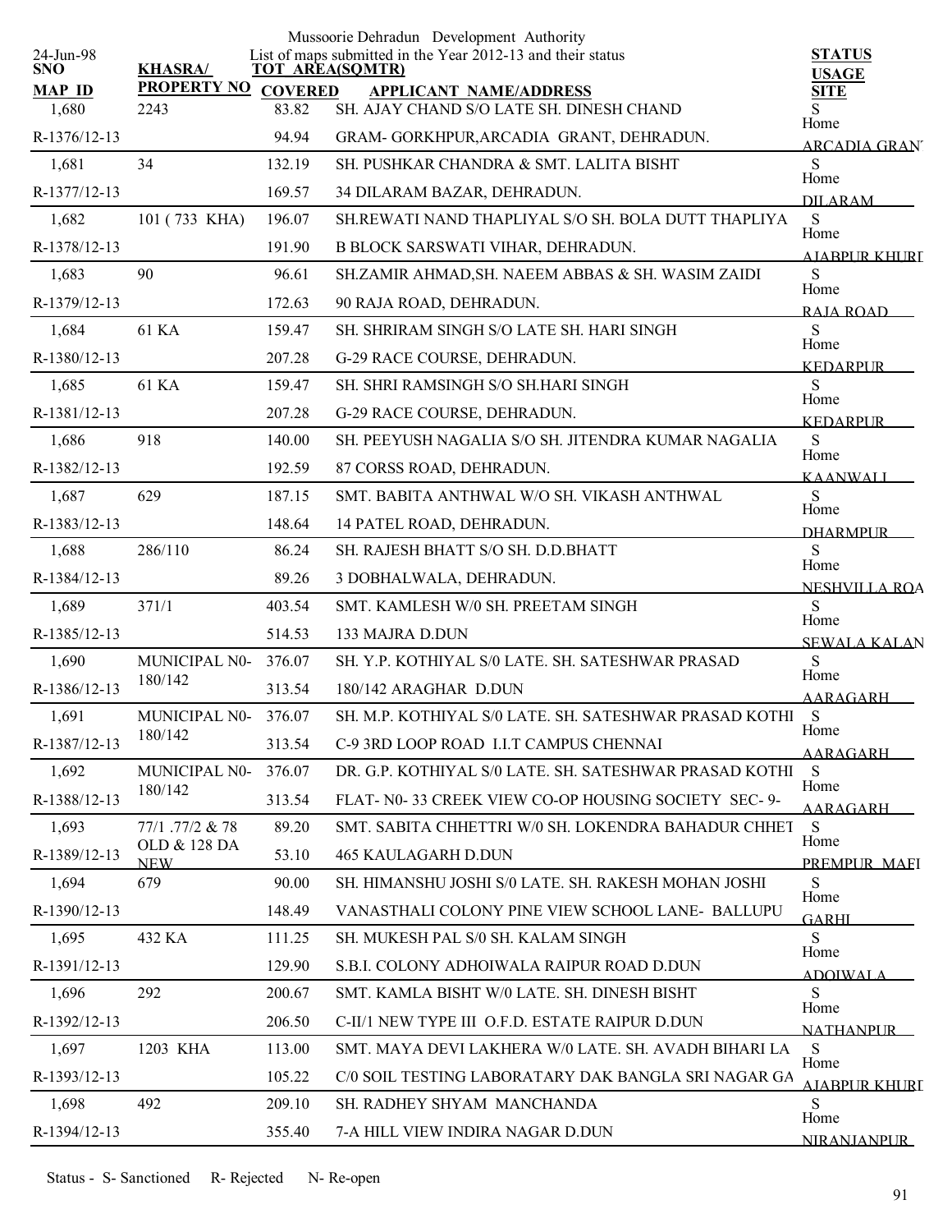Mussoorie Dehradun Development Authority

24-Jun-98 — List of maps submitted in the Year 2012-13 and their status

| SNO / MAP ID | KHASRA/ PROPERTY NO | TOT AREA(SQMTR) / COVERED | APPLICANT NAME/ADDRESS | STATUS / USAGE / SITE |
|---|---|---|---|---|
| 1,680 | 2243 | 83.82 | SH. AJAY CHAND S/O LATE SH. DINESH CHAND | S |
| R-1376/12-13 | | 94.94 | GRAM- GORKHPUR,ARCADIA GRANT, DEHRADUN. | Home ARCADIA GRANT |
| 1,681 | 34 | 132.19 | SH. PUSHKAR CHANDRA & SMT. LALITA BISHT | S |
| R-1377/12-13 | | 169.57 | 34 DILARAM BAZAR, DEHRADUN. | Home DILARAM |
| 1,682 | 101 ( 733 KHA) | 196.07 | SH.REWATI NAND THAPLIYAL S/O SH. BOLA DUTT THAPLIYA | S |
| R-1378/12-13 | | 191.90 | B BLOCK SARSWATI VIHAR, DEHRADUN. | Home AJABPUR KHURD |
| 1,683 | 90 | 96.61 | SH.ZAMIR AHMAD,SH. NAEEM ABBAS & SH. WASIM ZAIDI | S |
| R-1379/12-13 | | 172.63 | 90 RAJA ROAD, DEHRADUN. | Home RAJA ROAD |
| 1,684 | 61 KA | 159.47 | SH. SHRIRAM SINGH S/O LATE SH. HARI SINGH | S |
| R-1380/12-13 | | 207.28 | G-29 RACE COURSE, DEHRADUN. | Home KEDARPUR |
| 1,685 | 61 KA | 159.47 | SH. SHRI RAMSINGH S/O SH.HARI SINGH | S |
| R-1381/12-13 | | 207.28 | G-29 RACE COURSE, DEHRADUN. | Home KEDARPUR |
| 1,686 | 918 | 140.00 | SH. PEEYUSH NAGALIA S/O SH. JITENDRA KUMAR NAGALIA | S |
| R-1382/12-13 | | 192.59 | 87 CORSS ROAD, DEHRADUN. | Home KAANWALI |
| 1,687 | 629 | 187.15 | SMT. BABITA ANTHWAL W/O SH. VIKASH ANTHWAL | S |
| R-1383/12-13 | | 148.64 | 14 PATEL ROAD, DEHRADUN. | Home DHARMPUR |
| 1,688 | 286/110 | 86.24 | SH. RAJESH BHATT S/O SH. D.D.BHATT | S |
| R-1384/12-13 | | 89.26 | 3 DOBHALWALA, DEHRADUN. | Home NESHVILLA ROA |
| 1,689 | 371/1 | 403.54 | SMT. KAMLESH W/0 SH. PREETAM SINGH | S |
| R-1385/12-13 | | 514.53 | 133 MAJRA D.DUN | Home SEWALA KALAN |
| 1,690 | MUNICIPAL N0-180/142 | 376.07 | SH. Y.P. KOTHIYAL S/0 LATE. SH. SATESHWAR PRASAD | S |
| R-1386/12-13 | | 313.54 | 180/142 ARAGHAR D.DUN | Home AARAGARH |
| 1,691 | MUNICIPAL N0-180/142 | 376.07 | SH. M.P. KOTHIYAL S/0 LATE. SH. SATESHWAR PRASAD KOTHI | S |
| R-1387/12-13 | | 313.54 | C-9 3RD LOOP ROAD I.I.T CAMPUS CHENNAI | Home AARAGARH |
| 1,692 | MUNICIPAL N0-180/142 | 376.07 | DR. G.P. KOTHIYAL S/0 LATE. SH. SATESHWAR PRASAD KOTHI | S |
| R-1388/12-13 | | 313.54 | FLAT- N0- 33 CREEK VIEW CO-OP HOUSING SOCIETY SEC- 9- | Home AARAGARH |
| 1,693 | 77/1 .77/2 & 78 OLD & 128 DA NEW | 89.20 | SMT. SABITA CHHETTRI W/0 SH. LOKENDRA BAHADUR CHHET | S |
| R-1389/12-13 | | 53.10 | 465 KAULAGARH D.DUN | Home PREMPUR MAFI |
| 1,694 | 679 | 90.00 | SH. HIMANSHU JOSHI S/0 LATE. SH. RAKESH MOHAN JOSHI | S |
| R-1390/12-13 | | 148.49 | VANASTHALI COLONY PINE VIEW SCHOOL LANE- BALLUPU | Home GARHI |
| 1,695 | 432 KA | 111.25 | SH. MUKESH PAL S/0 SH. KALAM SINGH | S |
| R-1391/12-13 | | 129.90 | S.B.I. COLONY ADHOIWALA RAIPUR ROAD D.DUN | Home ADOIWALA |
| 1,696 | 292 | 200.67 | SMT. KAMLA BISHT W/0 LATE. SH. DINESH BISHT | S |
| R-1392/12-13 | | 206.50 | C-II/1 NEW TYPE III O.F.D. ESTATE RAIPUR D.DUN | Home NATHANPUR |
| 1,697 | 1203 KHA | 113.00 | SMT. MAYA DEVI LAKHERA W/0 LATE. SH. AVADH BIHARI LA | S |
| R-1393/12-13 | | 105.22 | C/0 SOIL TESTING LABORATARY DAK BANGLA SRI NAGAR GA | Home AJABPUR KHURD |
| 1,698 | 492 | 209.10 | SH. RADHEY SHYAM MANCHANDA | S |
| R-1394/12-13 | | 355.40 | 7-A HILL VIEW INDIRA NAGAR D.DUN | Home NIRANJANPUR |

Status - S- Sanctioned R- Rejected N- Re-open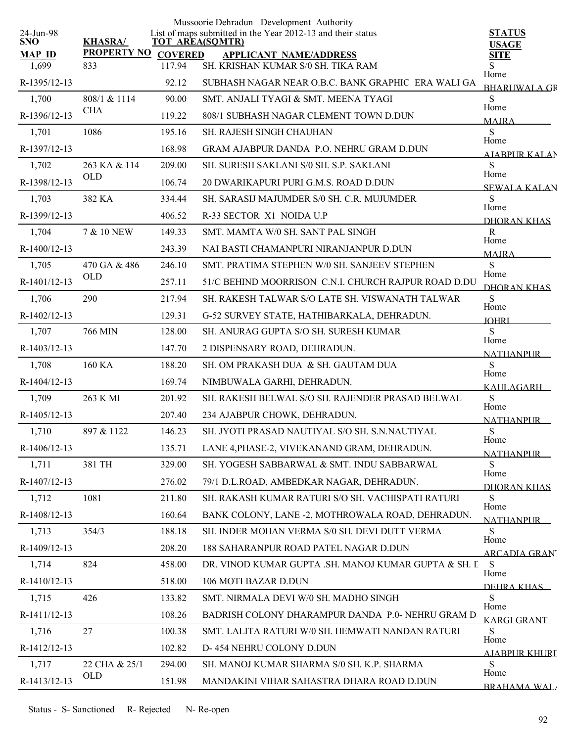Mussoorie Dehradun Development Authority

List of maps submitted in the Year 2012-13 and their status

24-Jun-98

| SNO / MAP ID | KHASRA/ PROPERTY NO | TOT AREA(SQMTR) / COVERED | APPLICANT NAME/ADDRESS | STATUS / USAGE / SITE |
|---|---|---|---|---|
| 1,699 | 833 | 117.94 | SH. KRISHAN KUMAR S/0 SH. TIKA RAM | S |
| R-1395/12-13 | | 92.12 | SUBHASH NAGAR NEAR O.B.C. BANK GRAPHIC ERA WALI GA | Home BHARUWALA GR |
| 1,700 | 808/1 & 1114 CHA | 90.00 | SMT. ANJALI TYAGI & SMT. MEENA TYAGI | S |
| R-1396/12-13 | | 119.22 | 808/1 SUBHASH NAGAR CLEMENT TOWN D.DUN | Home MAJRA |
| 1,701 | 1086 | 195.16 | SH. RAJESH SINGH CHAUHAN | S |
| R-1397/12-13 | | 168.98 | GRAM AJABPUR DANDA P.O. NEHRU GRAM D.DUN | Home AJABPUR KALAN |
| 1,702 | 263 KA & 114 OLD | 209.00 | SH. SURESH SAKLANI S/0 SH. S.P. SAKLANI | S |
| R-1398/12-13 | | 106.74 | 20 DWARIKAPURI PURI G.M.S. ROAD D.DUN | Home SEWALA KALAN |
| 1,703 | 382 KA | 334.44 | SH. SARASIJ MAJUMDER S/0 SH. C.R. MUJUMDER | S |
| R-1399/12-13 | | 406.52 | R-33 SECTOR X1 NOIDA U.P | Home DHORAN KHAS |
| 1,704 | 7 & 10 NEW | 149.33 | SMT. MAMTA W/0 SH. SANT PAL SINGH | R |
| R-1400/12-13 | | 243.39 | NAI BASTI CHAMANPURI NIRANJANPUR D.DUN | Home MAJRA |
| 1,705 | 470 GA & 486 OLD | 246.10 | SMT. PRATIMA STEPHEN W/0 SH. SANJEEV STEPHEN | S |
| R-1401/12-13 | | 257.11 | 51/C BEHIND MOORRISON C.N.I. CHURCH RAJPUR ROAD D.DU | Home DHORAN KHAS |
| 1,706 | 290 | 217.94 | SH. RAKESH TALWAR S/O LATE SH. VISWANATH TALWAR | S |
| R-1402/12-13 | | 129.31 | G-52 SURVEY STATE, HATHIBARKALA, DEHRADUN. | Home JOHRI |
| 1,707 | 766 MIN | 128.00 | SH. ANURAG GUPTA S/O SH. SURESH KUMAR | S |
| R-1403/12-13 | | 147.70 | 2 DISPENSARY ROAD, DEHRADUN. | Home NATHANPUR |
| 1,708 | 160 KA | 188.20 | SH. OM PRAKASH DUA & SH. GAUTAM DUA | S |
| R-1404/12-13 | | 169.74 | NIMBUWALA GARHI, DEHRADUN. | Home KAULAGARH |
| 1,709 | 263 K MI | 201.92 | SH. RAKESH BELWAL S/O SH. RAJENDER PRASAD BELWAL | S |
| R-1405/12-13 | | 207.40 | 234 AJABPUR CHOWK, DEHRADUN. | Home NATHANPUR |
| 1,710 | 897 & 1122 | 146.23 | SH. JYOTI PRASAD NAUTIYAL S/O SH. S.N.NAUTIYAL | S |
| R-1406/12-13 | | 135.71 | LANE 4,PHASE-2, VIVEKANAND GRAM, DEHRADUN. | Home NATHANPUR |
| 1,711 | 381 TH | 329.00 | SH. YOGESH SABBARWAL & SMT. INDU SABBARWAL | S |
| R-1407/12-13 | | 276.02 | 79/1 D.L.ROAD, AMBEDKAR NAGAR, DEHRADUN. | Home DHORAN KHAS |
| 1,712 | 1081 | 211.80 | SH. RAKASH KUMAR RATURI S/O SH. VACHISPATI RATURI | S |
| R-1408/12-13 | | 160.64 | BANK COLONY, LANE -2, MOTHROWALA ROAD, DEHRADUN. | Home NATHANPUR |
| 1,713 | 354/3 | 188.18 | SH. INDER MOHAN VERMA S/0 SH. DEVI DUTT VERMA | S |
| R-1409/12-13 | | 208.20 | 188 SAHARANPUR ROAD PATEL NAGAR D.DUN | Home ARCADIA GRANT |
| 1,714 | 824 | 458.00 | DR. VINOD KUMAR GUPTA .SH. MANOJ KUMAR GUPTA & SH. D | S |
| R-1410/12-13 | | 518.00 | 106 MOTI BAZAR D.DUN | Home DEHRA KHAS |
| 1,715 | 426 | 133.82 | SMT. NIRMALA DEVI W/0 SH. MADHO SINGH | S |
| R-1411/12-13 | | 108.26 | BADRISH COLONY DHARAMPUR DANDA P.0- NEHRU GRAM D | Home KARGI GRANT |
| 1,716 | 27 | 100.38 | SMT. LALITA RATURI W/0 SH. HEMWATI NANDAN RATURI | S |
| R-1412/12-13 | | 102.82 | D- 454 NEHRU COLONY D.DUN | Home AJABPUR KHURD |
| 1,717 | 22 CHA & 25/1 OLD | 294.00 | SH. MANOJ KUMAR SHARMA S/0 SH. K.P. SHARMA | S |
| R-1413/12-13 | | 151.98 | MANDAKINI VIHAR SAHASTRA DHARA ROAD D.DUN | Home BRAHAMA WALA |

Status - S- Sanctioned R- Rejected N- Re-open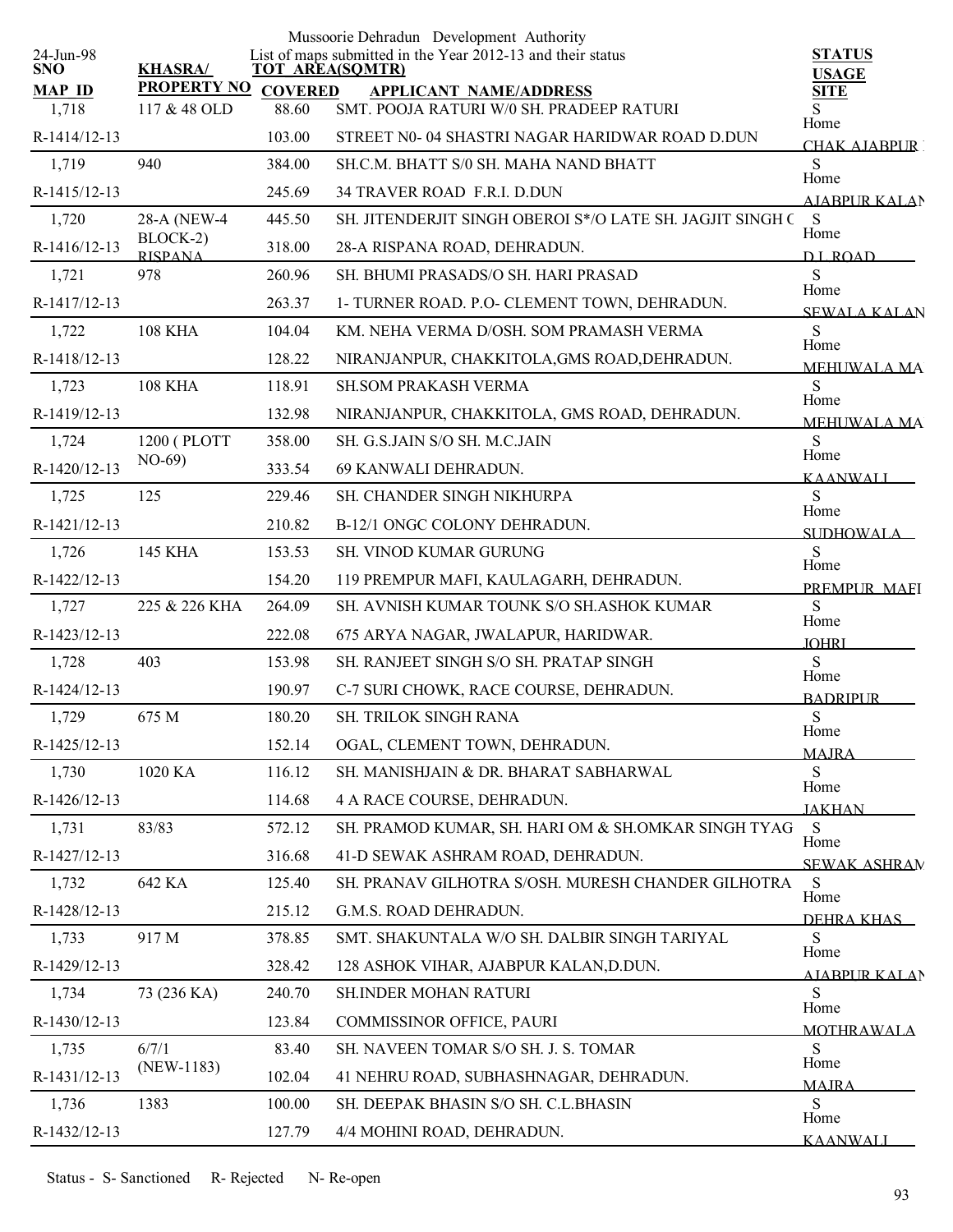Mussoorie Dehradun Development Authority

24-Jun-98

List of maps submitted in the Year 2012-13 and their status

| SNO / MAP_ID | KHASRA/ PROPERTY NO | TOT AREA(SQMTR) / COVERED | APPLICANT NAME/ADDRESS | STATUS / USAGE / SITE |
|---|---|---|---|---|
| 1,718 | 117 & 48 OLD | 88.60 | SMT. POOJA RATURI W/0 SH. PRADEEP RATURI | S / Home |
| R-1414/12-13 | | 103.00 | STREET N0- 04 SHASTRI NAGAR HARIDWAR ROAD D.DUN | CHAK AJABPUR |
| 1,719 | 940 | 384.00 | SH.C.M. BHATT S/0 SH. MAHA NAND BHATT | S / Home |
| R-1415/12-13 | | 245.69 | 34 TRAVER ROAD F.R.I. D.DUN | AJABPUR KALAN |
| 1,720 | 28-A (NEW-4 BLOCK-2) RISPANA | 445.50 | SH. JITENDERJIT SINGH OBEROI S*/O LATE SH. JAGJIT SINGH O | S / Home |
| R-1416/12-13 | | 318.00 | 28-A RISPANA ROAD, DEHRADUN. | D.L.ROAD |
| 1,721 | 978 | 260.96 | SH. BHUMI PRASADS/O SH. HARI PRASAD | S / Home |
| R-1417/12-13 | | 263.37 | 1- TURNER ROAD. P.O- CLEMENT TOWN, DEHRADUN. | SEWALA KALAN |
| 1,722 | 108 KHA | 104.04 | KM. NEHA VERMA D/OSH. SOM PRAMASH VERMA | S / Home |
| R-1418/12-13 | | 128.22 | NIRANJANPUR, CHAKKITOLA,GMS ROAD,DEHRADUN. | MEHUWALA MA |
| 1,723 | 108 KHA | 118.91 | SH.SOM PRAKASH VERMA | S / Home |
| R-1419/12-13 | | 132.98 | NIRANJANPUR, CHAKKITOLA, GMS ROAD, DEHRADUN. | MEHUWALA MA |
| 1,724 | 1200 ( PLOTT NO-69) | 358.00 | SH. G.S.JAIN S/O SH. M.C.JAIN | S / Home |
| R-1420/12-13 | | 333.54 | 69 KANWALI DEHRADUN. | KAANWALI |
| 1,725 | 125 | 229.46 | SH. CHANDER SINGH NIKHURPA | S / Home |
| R-1421/12-13 | | 210.82 | B-12/1 ONGC COLONY DEHRADUN. | SUDHOWALA |
| 1,726 | 145 KHA | 153.53 | SH. VINOD KUMAR GURUNG | S / Home |
| R-1422/12-13 | | 154.20 | 119 PREMPUR MAFI, KAULAGARH, DEHRADUN. | PREMPUR MAFI |
| 1,727 | 225 & 226 KHA | 264.09 | SH. AVNISH KUMAR TOUNK S/O SH.ASHOK KUMAR | S / Home |
| R-1423/12-13 | | 222.08 | 675 ARYA NAGAR, JWALAPUR, HARIDWAR. | JOHRI |
| 1,728 | 403 | 153.98 | SH. RANJEET SINGH S/O SH. PRATAP SINGH | S / Home |
| R-1424/12-13 | | 190.97 | C-7 SURI CHOWK, RACE COURSE, DEHRADUN. | BADRIPUR |
| 1,729 | 675 M | 180.20 | SH. TRILOK SINGH RANA | S / Home |
| R-1425/12-13 | | 152.14 | OGAL, CLEMENT TOWN, DEHRADUN. | MAJRA |
| 1,730 | 1020 KA | 116.12 | SH. MANISHJAIN & DR. BHARAT SABHARWAL | S / Home |
| R-1426/12-13 | | 114.68 | 4 A RACE COURSE, DEHRADUN. | JAKHAN |
| 1,731 | 83/83 | 572.12 | SH. PRAMOD KUMAR, SH. HARI OM & SH.OMKAR SINGH TYAG | S / Home |
| R-1427/12-13 | | 316.68 | 41-D SEWAK ASHRAM ROAD, DEHRADUN. | SEWAK ASHRAM |
| 1,732 | 642 KA | 125.40 | SH. PRANAV GILHOTRA S/OSH. MURESH CHANDER GILHOTRA | S / Home |
| R-1428/12-13 | | 215.12 | G.M.S. ROAD DEHRADUN. | DEHRA KHAS |
| 1,733 | 917 M | 378.85 | SMT. SHAKUNTALA W/O SH. DALBIR SINGH TARIYAL | S / Home |
| R-1429/12-13 | | 328.42 | 128 ASHOK VIHAR, AJABPUR KALAN,D.DUN. | AJABPUR KALAN |
| 1,734 | 73 (236 KA) | 240.70 | SH.INDER MOHAN RATURI | S / Home |
| R-1430/12-13 | | 123.84 | COMMISSINOR OFFICE, PAURI | MOTHRAWALA |
| 1,735 | 6/7/1 (NEW-1183) | 83.40 | SH. NAVEEN TOMAR S/O SH. J. S. TOMAR | S / Home |
| R-1431/12-13 | | 102.04 | 41 NEHRU ROAD, SUBHASHNAGAR, DEHRADUN. | MAJRA |
| 1,736 | 1383 | 100.00 | SH. DEEPAK BHASIN S/O SH. C.L.BHASIN | S / Home |
| R-1432/12-13 | | 127.79 | 4/4 MOHINI ROAD, DEHRADUN. | KAANWALI |

Status - S- Sanctioned R- Rejected N- Re-open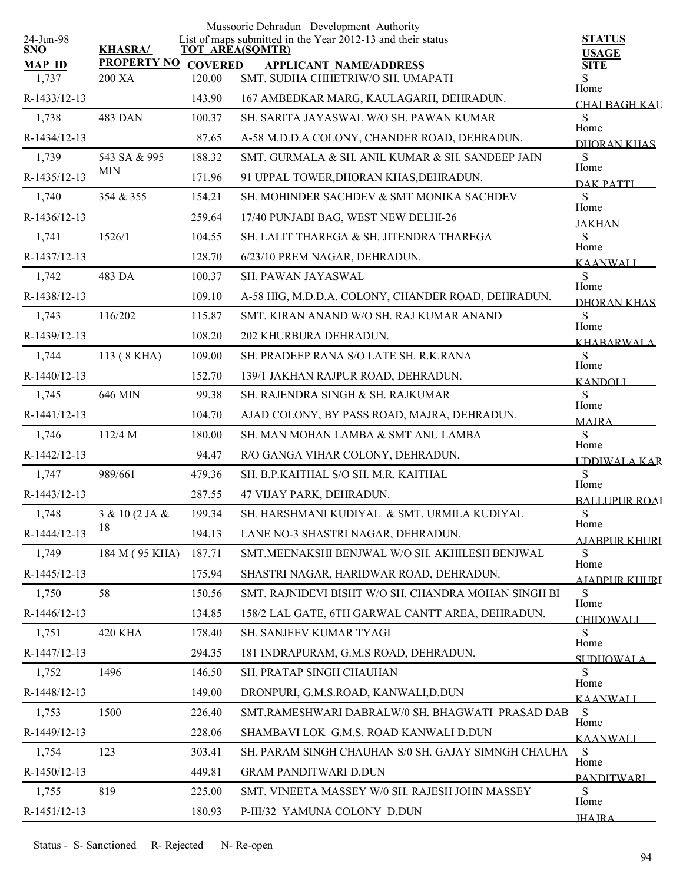Mussoorie Dehradun Development Authority

List of maps submitted in the Year 2012-13 and their status

24-Jun-98

| SNO / MAP ID | KHASRA/ PROPERTY NO | TOT AREA(SQMTR) / COVERED | APPLICANT NAME/ADDRESS | STATUS / USAGE / SITE |
|---|---|---|---|---|
| 1,737 | 200 XA | 120.00 | SMT. SUDHA CHHETRIW/O SH. UMAPATI | S |
| R-1433/12-13 | | 143.90 | 167 AMBEDKAR MARG, KAULAGARH, DEHRADUN. | Home CHALBAGH KAU |
| 1,738 | 483 DAN | 100.37 | SH. SARITA JAYASWAL W/O SH. PAWAN KUMAR | S |
| R-1434/12-13 | | 87.65 | A-58 M.D.D.A COLONY, CHANDER ROAD, DEHRADUN. | Home DHORAN KHAS |
| 1,739 | 543 SA & 995 MIN | 188.32 | SMT. GURMALA & SH. ANIL KUMAR & SH. SANDEEP JAIN | S |
| R-1435/12-13 | | 171.96 | 91 UPPAL TOWER,DHORAN KHAS,DEHRADUN. | Home DAK PATTI |
| 1,740 | 354 & 355 | 154.21 | SH. MOHINDER SACHDEV & SMT MONIKA SACHDEV | S |
| R-1436/12-13 | | 259.64 | 17/40 PUNJABI BAG, WEST NEW DELHI-26 | Home JAKHAN |
| 1,741 | 1526/1 | 104.55 | SH. LALIT THAREGA & SH. JITENDRA THAREGA | S |
| R-1437/12-13 | | 128.70 | 6/23/10 PREM NAGAR, DEHRADUN. | Home KAANWALI |
| 1,742 | 483 DA | 100.37 | SH. PAWAN JAYASWAL | S |
| R-1438/12-13 | | 109.10 | A-58 HIG, M.D.D.A. COLONY, CHANDER ROAD, DEHRADUN. | Home DHORAN KHAS |
| 1,743 | 116/202 | 115.87 | SMT. KIRAN ANAND W/O SH. RAJ KUMAR ANAND | S |
| R-1439/12-13 | | 108.20 | 202 KHURBURA DEHRADUN. | Home KHABARWALA |
| 1,744 | 113 ( 8 KHA) | 109.00 | SH. PRADEEP RANA S/O LATE SH. R.K.RANA | S |
| R-1440/12-13 | | 152.70 | 139/1 JAKHAN RAJPUR ROAD, DEHRADUN. | Home KANDOLI |
| 1,745 | 646 MIN | 99.38 | SH. RAJENDRA SINGH & SH. RAJKUMAR | S |
| R-1441/12-13 | | 104.70 | AJAD COLONY, BY PASS ROAD, MAJRA, DEHRADUN. | Home MAJRA |
| 1,746 | 112/4 M | 180.00 | SH. MAN MOHAN LAMBA & SMT ANU LAMBA | S |
| R-1442/12-13 | | 94.47 | R/O GANGA VIHAR COLONY, DEHRADUN. | Home UDDIWALA KAR |
| 1,747 | 989/661 | 479.36 | SH. B.P.KAITHAL S/O SH. M.R. KAITHAL | S |
| R-1443/12-13 | | 287.55 | 47 VIJAY PARK, DEHRADUN. | Home BALLUPUR ROAI |
| 1,748 | 3 & 10 (2 JA & 18 | 199.34 | SH. HARSHMANI KUDIYAL & SMT. URMILA KUDIYAL | S |
| R-1444/12-13 | | 194.13 | LANE NO-3 SHASTRI NAGAR, DEHRADUN. | Home AJABPUR KHURI |
| 1,749 | 184 M ( 95 KHA) | 187.71 | SMT.MEENAKSHI BENJWAL W/O SH. AKHILESH BENJWAL | S |
| R-1445/12-13 | | 175.94 | SHASTRI NAGAR, HARIDWAR ROAD, DEHRADUN. | Home AJABPUR KHURI |
| 1,750 | 58 | 150.56 | SMT. RAJNIDEVI BISHT W/O SH. CHANDRA MOHAN SINGH BI | S |
| R-1446/12-13 | | 134.85 | 158/2 LAL GATE, 6TH GARWAL CANTT AREA, DEHRADUN. | Home CHIDOWALI |
| 1,751 | 420 KHA | 178.40 | SH. SANJEEV KUMAR TYAGI | S |
| R-1447/12-13 | | 294.35 | 181 INDRAPURAM, G.M.S ROAD, DEHRADUN. | Home SUDHOWALA |
| 1,752 | 1496 | 146.50 | SH. PRATAP SINGH CHAUHAN | S |
| R-1448/12-13 | | 149.00 | DRONPURI, G.M.S.ROAD, KANWALI,D.DUN | Home KAANWALI |
| 1,753 | 1500 | 226.40 | SMT.RAMESHWARI DABRALW/0 SH. BHAGWATI PRASAD DAB | S |
| R-1449/12-13 | | 228.06 | SHAMBAVI LOK G.M.S. ROAD KANWALI D.DUN | Home KAANWALI |
| 1,754 | 123 | 303.41 | SH. PARAM SINGH CHAUHAN S/0 SH. GAJAY SIMNGH CHAUHA | S |
| R-1450/12-13 | | 449.81 | GRAM PANDITWARI D.DUN | Home PANDITWARI |
| 1,755 | 819 | 225.00 | SMT. VINEETA MASSEY W/0 SH. RAJESH JOHN MASSEY | S |
| R-1451/12-13 | | 180.93 | P-III/32 YAMUNA COLONY D.DUN | Home JHAJRA |

Status - S- Sanctioned R- Rejected N- Re-open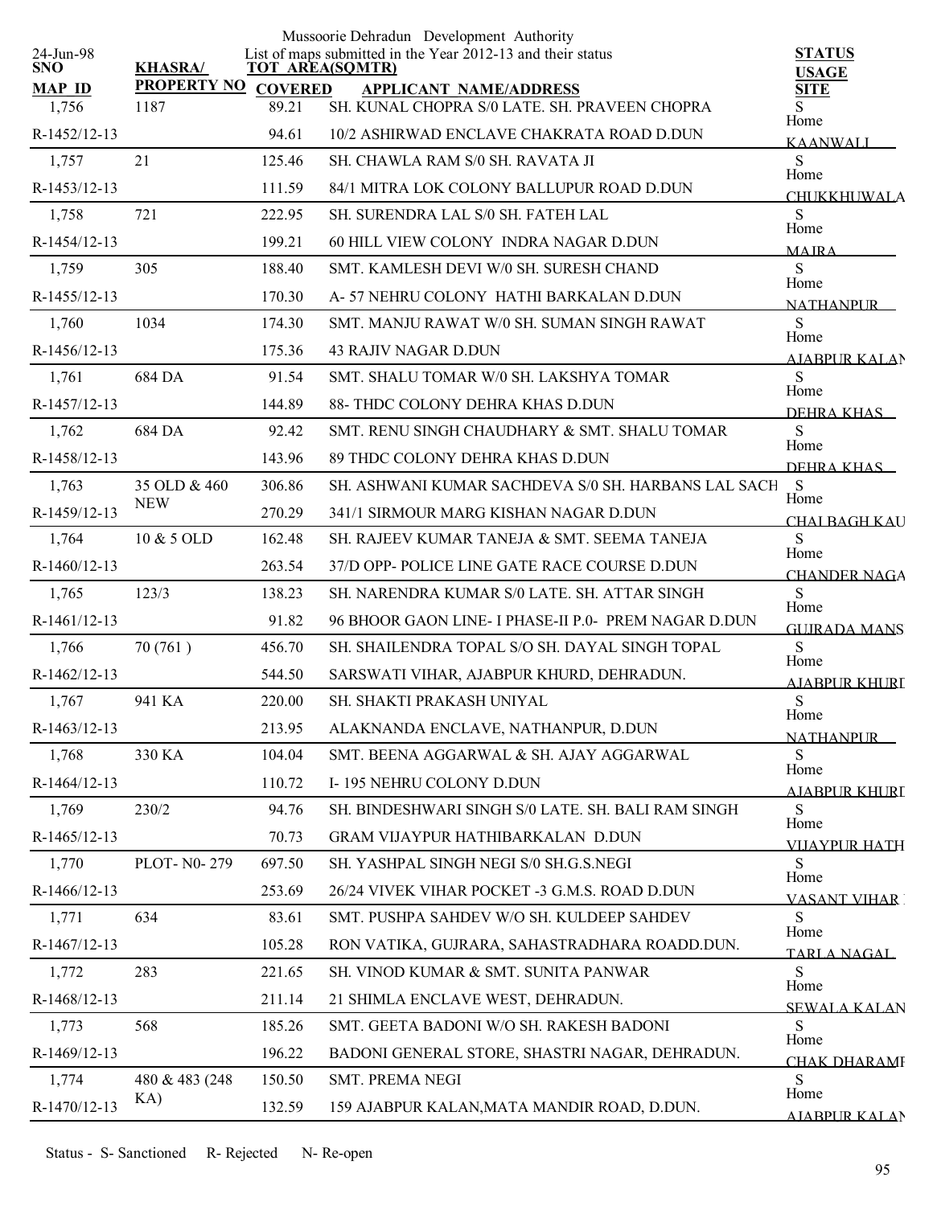Mussoorie Dehradun Development Authority

24-Jun-98

List of maps submitted in the Year 2012-13 and their status

| SNO / MAP ID | KHASRA/ PROPERTY NO | TOT AREA(SQMTR) / COVERED | APPLICANT NAME/ADDRESS | STATUS / USAGE / SITE |
|---|---|---|---|---|
| 1,756 | 1187 | 89.21 | SH. KUNAL CHOPRA S/0 LATE. SH. PRAVEEN CHOPRA | S |
| R-1452/12-13 | | 94.61 | 10/2 ASHIRWAD ENCLAVE CHAKRATA ROAD D.DUN | Home KAANWALI |
| 1,757 | 21 | 125.46 | SH. CHAWLA RAM S/0 SH. RAVATA JI | S |
| R-1453/12-13 | | 111.59 | 84/1 MITRA LOK COLONY BALLUPUR ROAD D.DUN | Home CHUKKHUWALA |
| 1,758 | 721 | 222.95 | SH. SURENDRA LAL S/0 SH. FATEH LAL | S |
| R-1454/12-13 | | 199.21 | 60 HILL VIEW COLONY INDRA NAGAR D.DUN | Home MAJRA |
| 1,759 | 305 | 188.40 | SMT. KAMLESH DEVI W/0 SH. SURESH CHAND | S |
| R-1455/12-13 | | 170.30 | A- 57 NEHRU COLONY HATHI BARKALAN D.DUN | Home NATHANPUR |
| 1,760 | 1034 | 174.30 | SMT. MANJU RAWAT W/0 SH. SUMAN SINGH RAWAT | S |
| R-1456/12-13 | | 175.36 | 43 RAJIV NAGAR D.DUN | Home AJABPUR KALAN |
| 1,761 | 684 DA | 91.54 | SMT. SHALU TOMAR W/0 SH. LAKSHYA TOMAR | S |
| R-1457/12-13 | | 144.89 | 88- THDC COLONY DEHRA KHAS D.DUN | Home DEHRA KHAS |
| 1,762 | 684 DA | 92.42 | SMT. RENU SINGH CHAUDHARY & SMT. SHALU TOMAR | S |
| R-1458/12-13 | | 143.96 | 89 THDC COLONY DEHRA KHAS D.DUN | Home DEHRA KHAS |
| 1,763 | 35 OLD & 460 NEW | 306.86 | SH. ASHWANI KUMAR SACHDEVA S/0 SH. HARBANS LAL SACH | S |
| R-1459/12-13 | | 270.29 | 341/1 SIRMOUR MARG KISHAN NAGAR D.DUN | Home CHAI BAGH KAU |
| 1,764 | 10 & 5 OLD | 162.48 | SH. RAJEEV KUMAR TANEJA & SMT. SEEMA TANEJA | S |
| R-1460/12-13 | | 263.54 | 37/D OPP- POLICE LINE GATE RACE COURSE D.DUN | Home CHANDER NAGA |
| 1,765 | 123/3 | 138.23 | SH. NARENDRA KUMAR S/0 LATE. SH. ATTAR SINGH | S |
| R-1461/12-13 | | 91.82 | 96 BHOOR GAON LINE- I PHASE-II P.0- PREM NAGAR D.DUN | Home GUJRADA MANS |
| 1,766 | 70 (761 ) | 456.70 | SH. SHAILENDRA TOPAL S/O SH. DAYAL SINGH TOPAL | S |
| R-1462/12-13 | | 544.50 | SARSWATI VIHAR, AJABPUR KHURD, DEHRADUN. | Home AJABPUR KHURD |
| 1,767 | 941 KA | 220.00 | SH. SHAKTI PRAKASH UNIYAL | S |
| R-1463/12-13 | | 213.95 | ALAKNANDA ENCLAVE, NATHANPUR, D.DUN | Home NATHANPUR |
| 1,768 | 330 KA | 104.04 | SMT. BEENA AGGARWAL & SH. AJAY AGGARWAL | S |
| R-1464/12-13 | | 110.72 | I- 195 NEHRU COLONY D.DUN | Home AJABPUR KHURD |
| 1,769 | 230/2 | 94.76 | SH. BINDESHWARI SINGH S/0 LATE. SH. BALI RAM SINGH | S |
| R-1465/12-13 | | 70.73 | GRAM VIJAYPUR HATHIBARKALAN D.DUN | Home VIJAYPUR HATH |
| 1,770 | PLOT- N0- 279 | 697.50 | SH. YASHPAL SINGH NEGI S/0 SH.G.S.NEGI | S |
| R-1466/12-13 | | 253.69 | 26/24 VIVEK VIHAR POCKET -3 G.M.S. ROAD D.DUN | Home VASANT VIHAR |
| 1,771 | 634 | 83.61 | SMT. PUSHPA SAHDEV W/O SH. KULDEEP SAHDEV | S |
| R-1467/12-13 | | 105.28 | RON VATIKA, GUJRARA, SAHASTRADHARA ROADD.DUN. | Home TARLA NAGAL |
| 1,772 | 283 | 221.65 | SH. VINOD KUMAR & SMT. SUNITA PANWAR | S |
| R-1468/12-13 | | 211.14 | 21 SHIMLA ENCLAVE WEST, DEHRADUN. | Home SEWALA KALAN |
| 1,773 | 568 | 185.26 | SMT. GEETA BADONI W/O SH. RAKESH BADONI | S |
| R-1469/12-13 | | 196.22 | BADONI GENERAL STORE, SHASTRI NAGAR, DEHRADUN. | Home CHAK DHARAMP |
| 1,774 | 480 & 483 (248 KA) | 150.50 | SMT. PREMA NEGI | S |
| R-1470/12-13 | | 132.59 | 159 AJABPUR KALAN,MATA MANDIR ROAD, D.DUN. | Home AJABPUR KALAN |

Status - S- Sanctioned R- Rejected N- Re-open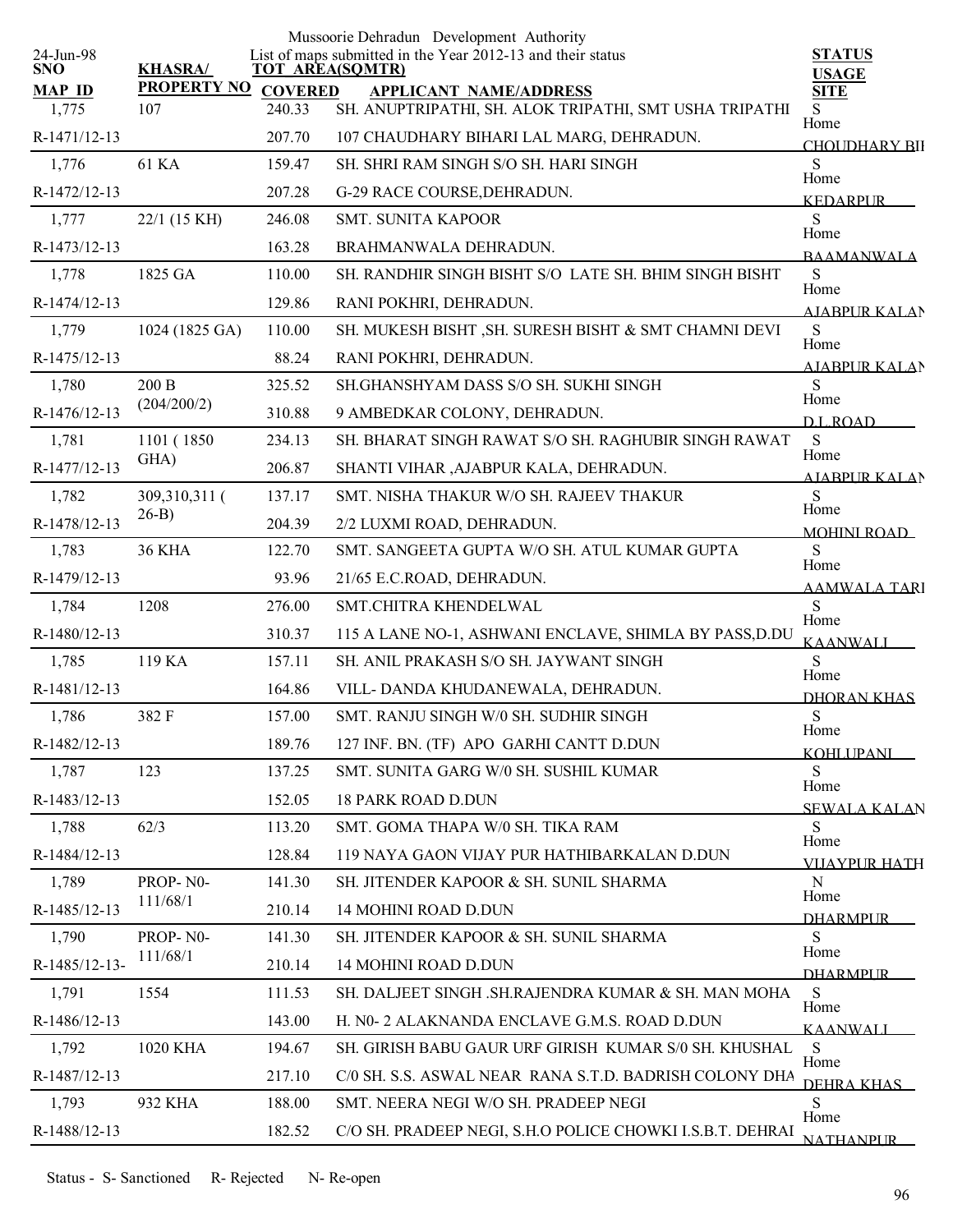Mussoorie Dehradun Development Authority

24-Jun-98

List of maps submitted in the Year 2012-13 and their status

| SNO / MAP_ID | KHASRA/ PROPERTY NO | TOT AREA(SQMTR) / COVERED | APPLICANT NAME/ADDRESS | STATUS / USAGE / SITE |
|---|---|---|---|---|
| 1,775 | 107 | 240.33 | SH. ANUPTRIPATHI, SH. ALOK TRIPATHI, SMT USHA TRIPATHI | S |
| R-1471/12-13 | | 207.70 | 107 CHAUDHARY BIHARI LAL MARG, DEHRADUN. | Home CHOUDHARY BIH |
| 1,776 | 61 KA | 159.47 | SH. SHRI RAM SINGH S/O SH. HARI SINGH | S |
| R-1472/12-13 | | 207.28 | G-29 RACE COURSE,DEHRADUN. | Home KEDARPUR |
| 1,777 | 22/1 (15 KH) | 246.08 | SMT. SUNITA KAPOOR | S |
| R-1473/12-13 | | 163.28 | BRAHMANWALA DEHRADUN. | Home BAAMANWALA |
| 1,778 | 1825 GA | 110.00 | SH. RANDHIR SINGH BISHT S/O LATE SH. BHIM SINGH BISHT | S |
| R-1474/12-13 | | 129.86 | RANI POKHRI, DEHRADUN. | Home AJABPUR KALAN |
| 1,779 | 1024 (1825 GA) | 110.00 | SH. MUKESH BISHT ,SH. SURESH BISHT & SMT CHAMNI DEVI | S |
| R-1475/12-13 | | 88.24 | RANI POKHRI, DEHRADUN. | Home AJABPUR KALAN |
| 1,780 | 200 B (204/200/2) | 325.52 | SH.GHANSHYAM DASS S/O SH. SUKHI SINGH | S |
| R-1476/12-13 | | 310.88 | 9 AMBEDKAR COLONY, DEHRADUN. | Home D.L.ROAD |
| 1,781 | 1101 ( 1850 GHA) | 234.13 | SH. BHARAT SINGH RAWAT S/O SH. RAGHUBIR SINGH RAWAT | S |
| R-1477/12-13 | | 206.87 | SHANTI VIHAR ,AJABPUR KALA, DEHRADUN. | Home AJABPUR KALAN |
| 1,782 | 309,310,311 ( 26-B) | 137.17 | SMT. NISHA THAKUR W/O SH. RAJEEV THAKUR | S |
| R-1478/12-13 | | 204.39 | 2/2 LUXMI ROAD, DEHRADUN. | Home MOHINI ROAD |
| 1,783 | 36 KHA | 122.70 | SMT. SANGEETA GUPTA W/O SH. ATUL KUMAR GUPTA | S |
| R-1479/12-13 | | 93.96 | 21/65 E.C.ROAD, DEHRADUN. | Home AAMWALA TARI |
| 1,784 | 1208 | 276.00 | SMT.CHITRA KHENDELWAL | S |
| R-1480/12-13 | | 310.37 | 115 A LANE NO-1, ASHWANI ENCLAVE, SHIMLA BY PASS,D.DU | Home KAANWALI |
| 1,785 | 119 KA | 157.11 | SH. ANIL PRAKASH S/O SH. JAYWANT SINGH | S |
| R-1481/12-13 | | 164.86 | VILL- DANDA KHUDANEWALA, DEHRADUN. | Home DHORAN KHAS |
| 1,786 | 382 F | 157.00 | SMT. RANJU SINGH W/0 SH. SUDHIR SINGH | S |
| R-1482/12-13 | | 189.76 | 127 INF. BN. (TF) APO GARHI CANTT D.DUN | Home KOHLUPANI |
| 1,787 | 123 | 137.25 | SMT. SUNITA GARG W/0 SH. SUSHIL KUMAR | S |
| R-1483/12-13 | | 152.05 | 18 PARK ROAD D.DUN | Home SEWALA KALAN |
| 1,788 | 62/3 | 113.20 | SMT. GOMA THAPA W/0 SH. TIKA RAM | S |
| R-1484/12-13 | | 128.84 | 119 NAYA GAON VIJAY PUR HATHIBARKALAN D.DUN | Home VIJAYPUR HATH |
| 1,789 | PROP- N0- 111/68/1 | 141.30 | SH. JITENDER KAPOOR & SH. SUNIL SHARMA | N |
| R-1485/12-13 | | 210.14 | 14 MOHINI ROAD D.DUN | Home DHARMPUR |
| 1,790 | PROP- N0- 111/68/1 | 141.30 | SH. JITENDER KAPOOR & SH. SUNIL SHARMA | S |
| R-1485/12-13- | | 210.14 | 14 MOHINI ROAD D.DUN | Home DHARMPUR |
| 1,791 | 1554 | 111.53 | SH. DALJEET SINGH .SH.RAJENDRA KUMAR & SH. MAN MOHA | S |
| R-1486/12-13 | | 143.00 | H. N0- 2 ALAKNANDA ENCLAVE G.M.S. ROAD D.DUN | Home KAANWALI |
| 1,792 | 1020 KHA | 194.67 | SH. GIRISH BABU GAUR URF GIRISH KUMAR S/0 SH. KHUSHAL | S |
| R-1487/12-13 | | 217.10 | C/0 SH. S.S. ASWAL NEAR RANA S.T.D. BADRISH COLONY DHA | Home DEHRA KHAS |
| 1,793 | 932 KHA | 188.00 | SMT. NEERA NEGI W/O SH. PRADEEP NEGI | S |
| R-1488/12-13 | | 182.52 | C/O SH. PRADEEP NEGI, S.H.O POLICE CHOWKI I.S.B.T. DEHRAI | Home NATHANPUR |

Status - S- Sanctioned R- Rejected N- Re-open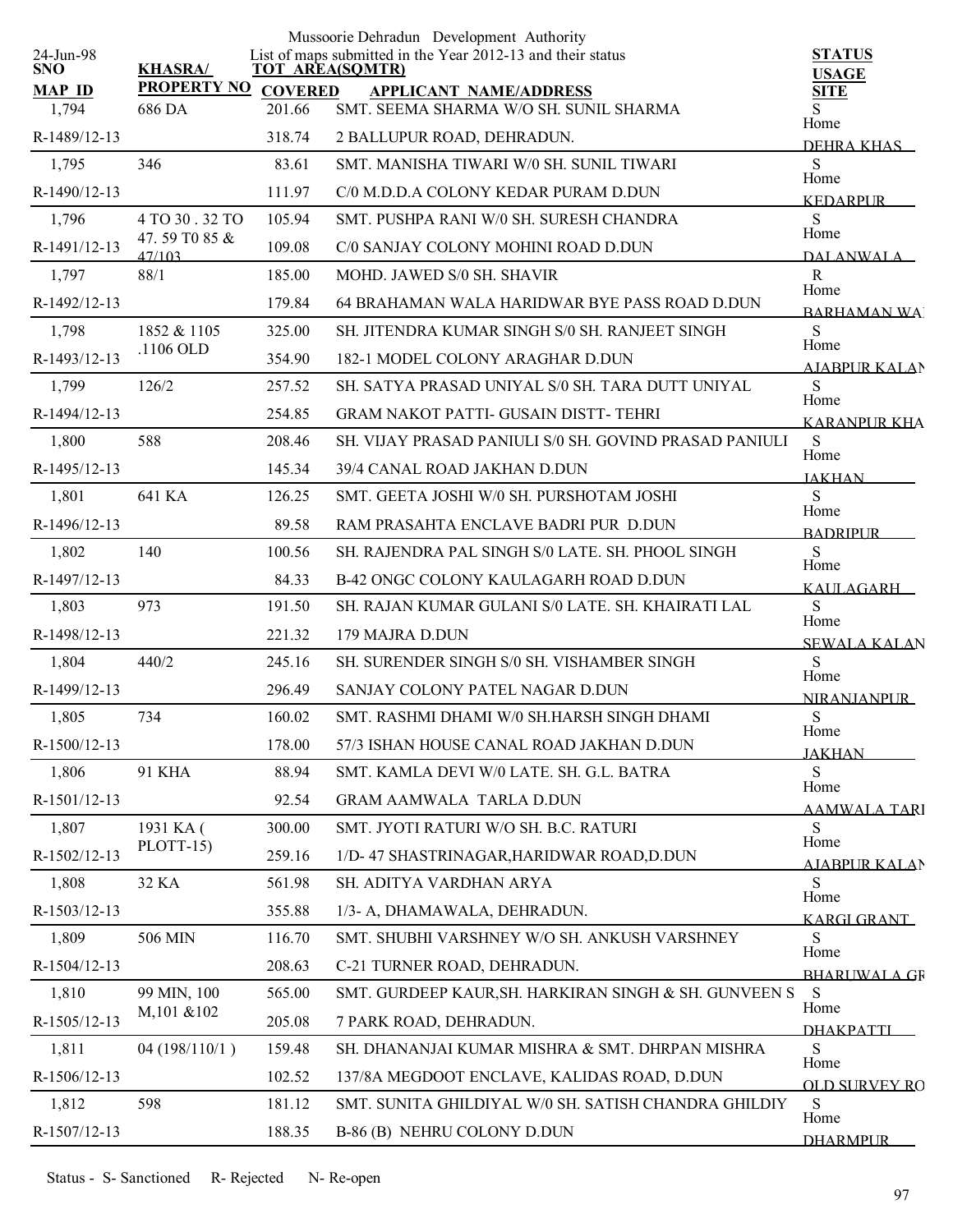Mussoorie Dehradun Development Authority

List of maps submitted in the Year 2012-13 and their status

24-Jun-98

| SNO / MAP_ID | KHASRA/ PROPERTY NO | TOT AREA(SQMTR) COVERED | APPLICANT NAME/ADDRESS | STATUS USAGE SITE |
|---|---|---|---|---|
| 1,794 | 686 DA | 201.66 | SMT. SEEMA SHARMA W/O SH. SUNIL SHARMA | S Home |
| R-1489/12-13 | | 318.74 | 2 BALLUPUR ROAD, DEHRADUN. | DEHRA KHAS |
| 1,795 | 346 | 83.61 | SMT. MANISHA TIWARI W/0 SH. SUNIL TIWARI | S Home |
| R-1490/12-13 | | 111.97 | C/0 M.D.D.A COLONY KEDAR PURAM D.DUN | KEDARPUR |
| 1,796 | 4 TO 30 . 32 TO 47. 59 T0 85 & 47/103 | 105.94 | SMT. PUSHPA RANI W/0 SH. SURESH CHANDRA | S Home |
| R-1491/12-13 | | 109.08 | C/0 SANJAY COLONY MOHINI ROAD D.DUN | DALANWALA |
| 1,797 | 88/1 | 185.00 | MOHD. JAWED S/0 SH. SHAVIR | R Home |
| R-1492/12-13 | | 179.84 | 64 BRAHAMAN WALA HARIDWAR BYE PASS ROAD D.DUN | BARHAMAN WA |
| 1,798 | 1852 & 1105 .1106 OLD | 325.00 | SH. JITENDRA KUMAR SINGH S/0 SH. RANJEET SINGH | S Home |
| R-1493/12-13 | | 354.90 | 182-1 MODEL COLONY ARAGHAR D.DUN | AJABPUR KALAN |
| 1,799 | 126/2 | 257.52 | SH. SATYA PRASAD UNIYAL S/0 SH. TARA DUTT UNIYAL | S Home |
| R-1494/12-13 | | 254.85 | GRAM NAKOT PATTI- GUSAIN DISTT- TEHRI | KARANPUR KHA |
| 1,800 | 588 | 208.46 | SH. VIJAY PRASAD PANIULI S/0 SH. GOVIND PRASAD PANIULI | S Home |
| R-1495/12-13 | | 145.34 | 39/4 CANAL ROAD JAKHAN D.DUN | JAKHAN |
| 1,801 | 641 KA | 126.25 | SMT. GEETA JOSHI W/0 SH. PURSHOTAM JOSHI | S Home |
| R-1496/12-13 | | 89.58 | RAM PRASAHTA ENCLAVE BADRI PUR D.DUN | BADRIPUR |
| 1,802 | 140 | 100.56 | SH. RAJENDRA PAL SINGH S/0 LATE. SH. PHOOL SINGH | S Home |
| R-1497/12-13 | | 84.33 | B-42 ONGC COLONY KAULAGARH ROAD D.DUN | KAULAGARH |
| 1,803 | 973 | 191.50 | SH. RAJAN KUMAR GULANI S/0 LATE. SH. KHAIRATI LAL | S Home |
| R-1498/12-13 | | 221.32 | 179 MAJRA D.DUN | SEWALA KALAN |
| 1,804 | 440/2 | 245.16 | SH. SURENDER SINGH S/0 SH. VISHAMBER SINGH | S Home |
| R-1499/12-13 | | 296.49 | SANJAY COLONY PATEL NAGAR D.DUN | NIRANJANPUR |
| 1,805 | 734 | 160.02 | SMT. RASHMI DHAMI W/0 SH.HARSH SINGH DHAMI | S Home |
| R-1500/12-13 | | 178.00 | 57/3 ISHAN HOUSE CANAL ROAD JAKHAN D.DUN | JAKHAN |
| 1,806 | 91 KHA | 88.94 | SMT. KAMLA DEVI W/0 LATE. SH. G.L. BATRA | S Home |
| R-1501/12-13 | | 92.54 | GRAM AAMWALA TARLA D.DUN | AAMWALA TARI |
| 1,807 | 1931 KA ( PLOTT-15) | 300.00 | SMT. JYOTI RATURI W/O SH. B.C. RATURI | S Home |
| R-1502/12-13 | | 259.16 | 1/D- 47 SHASTRINAGAR,HARIDWAR ROAD,D.DUN | AJABPUR KALAN |
| 1,808 | 32 KA | 561.98 | SH. ADITYA VARDHAN ARYA | S Home |
| R-1503/12-13 | | 355.88 | 1/3- A, DHAMAWALA, DEHRADUN. | KARGI GRANT |
| 1,809 | 506 MIN | 116.70 | SMT. SHUBHI VARSHNEY W/O SH. ANKUSH VARSHNEY | S Home |
| R-1504/12-13 | | 208.63 | C-21 TURNER ROAD, DEHRADUN. | BHARUWALA GR |
| 1,810 | 99 MIN, 100 M,101 &102 | 565.00 | SMT. GURDEEP KAUR,SH. HARKIRAN SINGH & SH. GUNVEEN S | S Home |
| R-1505/12-13 | | 205.08 | 7 PARK ROAD, DEHRADUN. | DHAKPATTI |
| 1,811 | 04 (198/110/1 ) | 159.48 | SH. DHANANJAI KUMAR MISHRA & SMT. DHRPAN MISHRA | S Home |
| R-1506/12-13 | | 102.52 | 137/8A MEGDOOT ENCLAVE, KALIDAS ROAD, D.DUN | OLD SURVEY RO |
| 1,812 | 598 | 181.12 | SMT. SUNITA GHILDIYAL W/0 SH. SATISH CHANDRA GHILDIY | S Home |
| R-1507/12-13 | | 188.35 | B-86 (B) NEHRU COLONY D.DUN | DHARMPUR |

Status - S- Sanctioned R- Rejected N- Re-open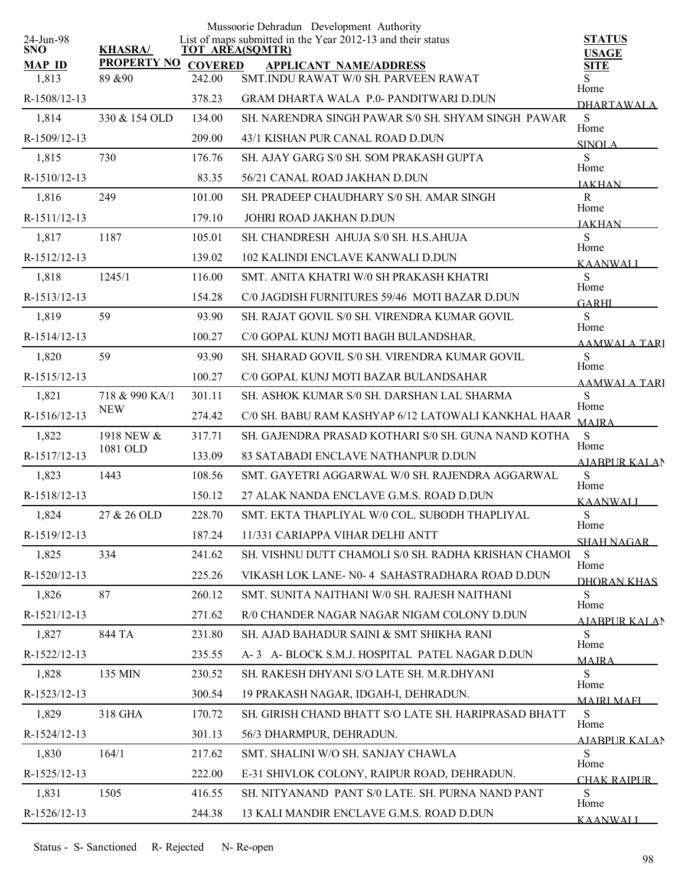Mussoorie Dehradun Development Authority

List of maps submitted in the Year 2012-13 and their status

24-Jun-98

| SNO / MAP_ID | KHASRA/ PROPERTY NO | TOT AREA(SQMTR) / COVERED | APPLICANT NAME/ADDRESS | STATUS / USAGE / SITE |
|---|---|---|---|---|
| 1,813 | 89 &90 | 242.00 | SMT.INDU RAWAT W/0 SH. PARVEEN RAWAT | S Home |
| R-1508/12-13 | | 378.23 | GRAM DHARTA WALA P.0- PANDITWARI D.DUN | DHARTAWALA |
| 1,814 | 330 & 154 OLD | 134.00 | SH. NARENDRA SINGH PAWAR S/0 SH. SHYAM SINGH PAWAR | S Home |
| R-1509/12-13 | | 209.00 | 43/1 KISHAN PUR CANAL ROAD D.DUN | SINOLA |
| 1,815 | 730 | 176.76 | SH. AJAY GARG S/0 SH. SOM PRAKASH GUPTA | S Home |
| R-1510/12-13 | | 83.35 | 56/21 CANAL ROAD JAKHAN D.DUN | JAKHAN |
| 1,816 | 249 | 101.00 | SH. PRADEEP CHAUDHARY S/0 SH. AMAR SINGH | R Home |
| R-1511/12-13 | | 179.10 | JOHRI ROAD JAKHAN D.DUN | JAKHAN |
| 1,817 | 1187 | 105.01 | SH. CHANDRESH AHUJA S/0 SH. H.S.AHUJA | S Home |
| R-1512/12-13 | | 139.02 | 102 KALINDI ENCLAVE KANWALI D.DUN | KAANWALI |
| 1,818 | 1245/1 | 116.00 | SMT. ANITA KHATRI W/0 SH PRAKASH KHATRI | S Home |
| R-1513/12-13 | | 154.28 | C/0 JAGDISH FURNITURES 59/46 MOTI BAZAR D.DUN | GARHI |
| 1,819 | 59 | 93.90 | SH. RAJAT GOVIL S/0 SH. VIRENDRA KUMAR GOVIL | S Home |
| R-1514/12-13 | | 100.27 | C/0 GOPAL KUNJ MOTI BAGH BULANDSHAR. | AAMWALA TARI |
| 1,820 | 59 | 93.90 | SH. SHARAD GOVIL S/0 SH. VIRENDRA KUMAR GOVIL | S Home |
| R-1515/12-13 | | 100.27 | C/0 GOPAL KUNJ MOTI BAZAR BULANDSAHAR | AAMWALA TARI |
| 1,821 | 718 & 990 KA/1 NEW | 301.11 | SH. ASHOK KUMAR S/0 SH. DARSHAN LAL SHARMA | S Home |
| R-1516/12-13 | | 274.42 | C/0 SH. BABU RAM KASHYAP 6/12 LATOWALI KANKHAL HAAR | MAJRA |
| 1,822 | 1918 NEW & 1081 OLD | 317.71 | SH. GAJENDRA PRASAD KOTHARI S/0 SH. GUNA NAND KOTHA | S Home |
| R-1517/12-13 | | 133.09 | 83 SATABADI ENCLAVE NATHANPUR D.DUN | AJABPUR KALAN |
| 1,823 | 1443 | 108.56 | SMT. GAYETRI AGGARWAL W/0 SH. RAJENDRA AGGARWAL | S Home |
| R-1518/12-13 | | 150.12 | 27 ALAK NANDA ENCLAVE G.M.S. ROAD D.DUN | KAANWALI |
| 1,824 | 27 & 26 OLD | 228.70 | SMT. EKTA THAPLIYAL W/0 COL. SUBODH THAPLIYAL | S Home |
| R-1519/12-13 | | 187.24 | 11/331 CARIAPPA VIHAR DELHI ANTT | SHAH NAGAR |
| 1,825 | 334 | 241.62 | SH. VISHNU DUTT CHAMOLI S/0 SH. RADHA KRISHAN CHAMOI | S Home |
| R-1520/12-13 | | 225.26 | VIKASH LOK LANE- N0- 4 SAHASTRADHARA ROAD D.DUN | DHORAN KHAS |
| 1,826 | 87 | 260.12 | SMT. SUNITA NAITHANI W/0 SH. RAJESH NAITHANI | S Home |
| R-1521/12-13 | | 271.62 | R/0 CHANDER NAGAR NAGAR NIGAM COLONY D.DUN | AJABPUR KALAN |
| 1,827 | 844 TA | 231.80 | SH. AJAD BAHADUR SAINI & SMT SHIKHA RANI | S Home |
| R-1522/12-13 | | 235.55 | A- 3 A- BLOCK S.M.J. HOSPITAL PATEL NAGAR D.DUN | MAJRA |
| 1,828 | 135 MIN | 230.52 | SH. RAKESH DHYANI S/O LATE SH. M.R.DHYANI | S Home |
| R-1523/12-13 | | 300.54 | 19 PRAKASH NAGAR, IDGAH-I, DEHRADUN. | MAJRI MAFI |
| 1,829 | 318 GHA | 170.72 | SH. GIRISH CHAND BHATT S/O LATE SH. HARIPRASAD BHATT | S Home |
| R-1524/12-13 | | 301.13 | 56/3 DHARMPUR, DEHRADUN. | AJABPUR KALAN |
| 1,830 | 164/1 | 217.62 | SMT. SHALINI W/O SH. SANJAY CHAWLA | S Home |
| R-1525/12-13 | | 222.00 | E-31 SHIVLOK COLONY, RAIPUR ROAD, DEHRADUN. | CHAK RAIPUR |
| 1,831 | 1505 | 416.55 | SH. NITYANAND PANT S/0 LATE. SH. PURNA NAND PANT | S Home |
| R-1526/12-13 | | 244.38 | 13 KALI MANDIR ENCLAVE G.M.S. ROAD D.DUN | KAANWALI |

Status - S- Sanctioned R- Rejected N- Re-open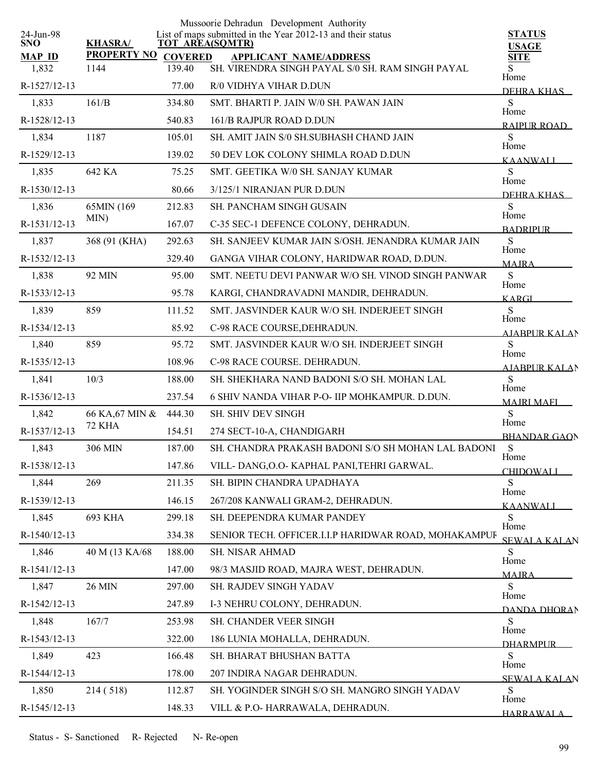Mussoorie Dehradun Development Authority

24-Jun-98

List of maps submitted in the Year 2012-13 and their status

| SNO | KHASRA/ | TOT AREA(SQMTR) | | STATUS |
|---|---|---|---|---|
| MAP ID | PROPERTY NO | COVERED | APPLICANT NAME/ADDRESS | USAGE / SITE |
| 1,832 | 1144 | 139.40 | SH. VIRENDRA SINGH PAYAL S/0 SH. RAM SINGH PAYAL | S |
| R-1527/12-13 | | 77.00 | R/0 VIDHYA VIHAR D.DUN | Home DEHRA KHAS |
| 1,833 | 161/B | 334.80 | SMT. BHARTI P. JAIN W/0 SH. PAWAN JAIN | S |
| R-1528/12-13 | | 540.83 | 161/B RAJPUR ROAD D.DUN | Home RAJPUR ROAD |
| 1,834 | 1187 | 105.01 | SH. AMIT JAIN S/0 SH.SUBHASH CHAND JAIN | S |
| R-1529/12-13 | | 139.02 | 50 DEV LOK COLONY SHIMLA ROAD D.DUN | Home KAANWALI |
| 1,835 | 642 KA | 75.25 | SMT. GEETIKA W/0 SH. SANJAY KUMAR | S |
| R-1530/12-13 | | 80.66 | 3/125/1 NIRANJAN PUR D.DUN | Home DEHRA KHAS |
| 1,836 | 65MIN (169 MIN) | 212.83 | SH. PANCHAM SINGH GUSAIN | S |
| R-1531/12-13 | | 167.07 | C-35 SEC-1 DEFENCE COLONY, DEHRADUN. | Home BADRIPUR |
| 1,837 | 368 (91 (KHA) | 292.63 | SH. SANJEEV KUMAR JAIN S/OSH. JENANDRA KUMAR JAIN | S |
| R-1532/12-13 | | 329.40 | GANGA VIHAR COLONY, HARIDWAR ROAD, D.DUN. | Home MAJRA |
| 1,838 | 92 MIN | 95.00 | SMT. NEETU DEVI PANWAR W/O SH. VINOD SINGH PANWAR | S |
| R-1533/12-13 | | 95.78 | KARGI, CHANDRAVADNI MANDIR, DEHRADUN. | Home KARGI |
| 1,839 | 859 | 111.52 | SMT. JASVINDER KAUR W/O SH. INDERJEET SINGH | S |
| R-1534/12-13 | | 85.92 | C-98 RACE COURSE,DEHRADUN. | Home AJABPUR KALAN |
| 1,840 | 859 | 95.72 | SMT. JASVINDER KAUR W/O SH. INDERJEET SINGH | S |
| R-1535/12-13 | | 108.96 | C-98 RACE COURSE. DEHRADUN. | Home AJABPUR KALAN |
| 1,841 | 10/3 | 188.00 | SH. SHEKHARA NAND BADONI S/O SH. MOHAN LAL | S |
| R-1536/12-13 | | 237.54 | 6 SHIV NANDA VIHAR P-O- IIP MOHKAMPUR. D.DUN. | Home MAJRI MAFI |
| 1,842 | 66 KA,67 MIN & 72 KHA | 444.30 | SH. SHIV DEV SINGH | S |
| R-1537/12-13 | | 154.51 | 274 SECT-10-A, CHANDIGARH | Home BHANDAR GAON |
| 1,843 | 306 MIN | 187.00 | SH. CHANDRA PRAKASH BADONI S/O SH MOHAN LAL BADONI | S |
| R-1538/12-13 | | 147.86 | VILL- DANG,O.O- KAPHAL PANI,TEHRI GARWAL. | Home CHIDOWALI |
| 1,844 | 269 | 211.35 | SH. BIPIN CHANDRA UPADHAYA | S |
| R-1539/12-13 | | 146.15 | 267/208 KANWALI GRAM-2, DEHRADUN. | Home KAANWALI |
| 1,845 | 693 KHA | 299.18 | SH. DEEPENDRA KUMAR PANDEY | S |
| R-1540/12-13 | | 334.38 | SENIOR TECH. OFFICER.I.I.P HARIDWAR ROAD, MOHAKAMPUR | Home SEWALA KALAN |
| 1,846 | 40 M (13 KA/68 | 188.00 | SH. NISAR AHMAD | S |
| R-1541/12-13 | | 147.00 | 98/3 MASJID ROAD, MAJRA WEST, DEHRADUN. | Home MAJRA |
| 1,847 | 26 MIN | 297.00 | SH. RAJDEV SINGH YADAV | S |
| R-1542/12-13 | | 247.89 | I-3 NEHRU COLONY, DEHRADUN. | Home DANDA DHORAN |
| 1,848 | 167/7 | 253.98 | SH. CHANDER VEER SINGH | S |
| R-1543/12-13 | | 322.00 | 186 LUNIA MOHALLA, DEHRADUN. | Home DHARMPUR |
| 1,849 | 423 | 166.48 | SH. BHARAT BHUSHAN BATTA | S |
| R-1544/12-13 | | 178.00 | 207 INDIRA NAGAR DEHRADUN. | Home SEWALA KALAN |
| 1,850 | 214 ( 518) | 112.87 | SH. YOGINDER SINGH S/O SH. MANGRO SINGH YADAV | S |
| R-1545/12-13 | | 148.33 | VILL & P.O- HARRAWALA, DEHRADUN. | Home HARRAWALA |

Status - S- Sanctioned R- Rejected N- Re-open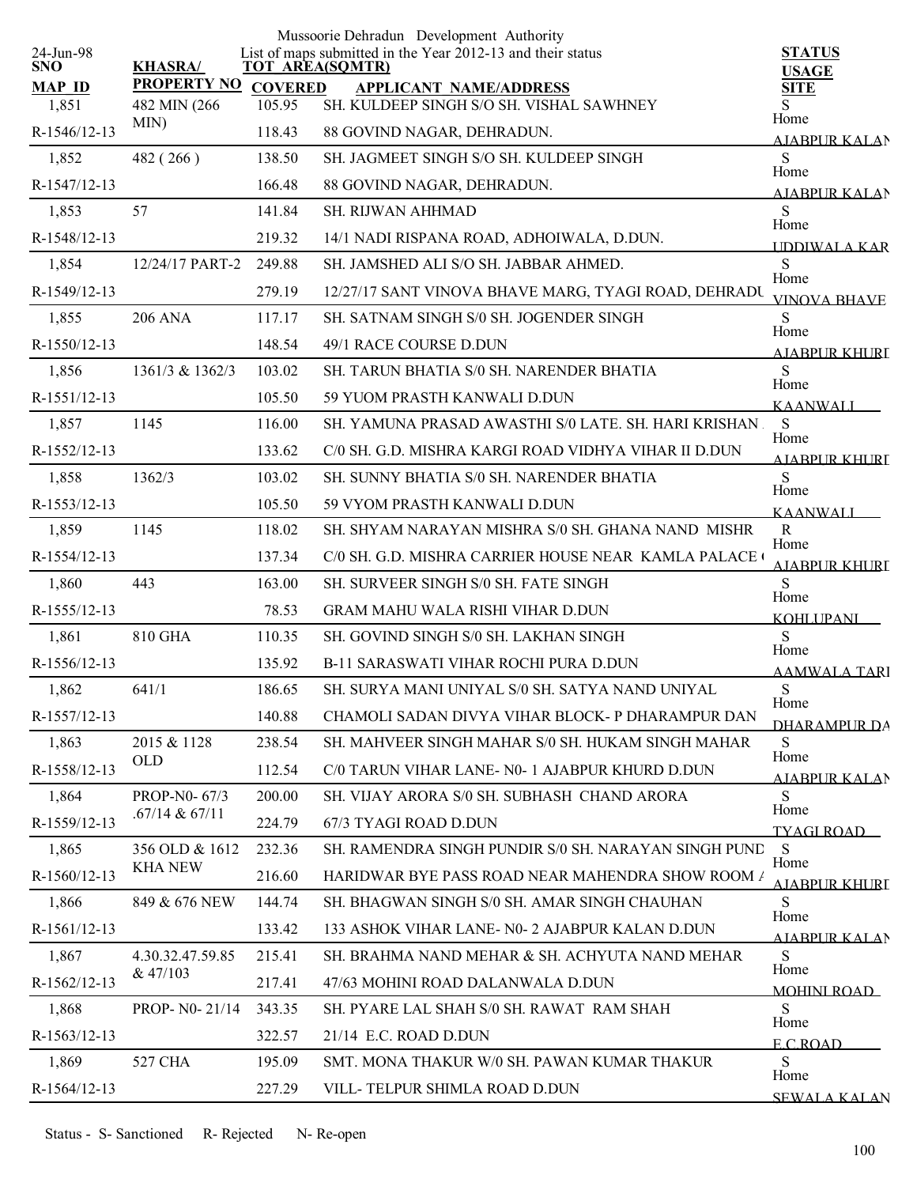Mussoorie Dehradun Development Authority

List of maps submitted in the Year 2012-13 and their status

24-Jun-98

| SNO / MAP_ID | KHASRA/ PROPERTY NO | TOT AREA(SQMTR) COVERED | APPLICANT NAME/ADDRESS | STATUS USAGE SITE |
|---|---|---|---|---|
| 1,851 | 482 MIN (266 MIN) | 105.95 | SH. KULDEEP SINGH S/O SH. VISHAL SAWHNEY | S Home |
| R-1546/12-13 | | 118.43 | 88 GOVIND NAGAR, DEHRADUN. | AJABPUR KALAN |
| 1,852 | 482 ( 266 ) | 138.50 | SH. JAGMEET SINGH S/O SH. KULDEEP SINGH | S Home |
| R-1547/12-13 | | 166.48 | 88 GOVIND NAGAR, DEHRADUN. | AJABPUR KALAN |
| 1,853 | 57 | 141.84 | SH. RIJWAN AHHMAD | S Home |
| R-1548/12-13 | | 219.32 | 14/1 NADI RISPANA ROAD, ADHOIWALA, D.DUN. | UDDIWALA KAR |
| 1,854 | 12/24/17 PART-2 | 249.88 | SH. JAMSHED ALI S/O SH. JABBAR AHMED. | S Home |
| R-1549/12-13 | | 279.19 | 12/27/17 SANT VINOVA BHAVE MARG, TYAGI ROAD, DEHRADU | VINOVA BHAVE |
| 1,855 | 206 ANA | 117.17 | SH. SATNAM SINGH S/0 SH. JOGENDER SINGH | S Home |
| R-1550/12-13 | | 148.54 | 49/1 RACE COURSE D.DUN | AJABPUR KHURD |
| 1,856 | 1361/3 & 1362/3 | 103.02 | SH. TARUN BHATIA S/0 SH. NARENDER BHATIA | S Home |
| R-1551/12-13 | | 105.50 | 59 YUOM PRASTH KANWALI D.DUN | KAANWALI |
| 1,857 | 1145 | 116.00 | SH. YAMUNA PRASAD AWASTHI S/0 LATE. SH. HARI KRISHAN | S Home |
| R-1552/12-13 | | 133.62 | C/0 SH. G.D. MISHRA KARGI ROAD VIDHYA VIHAR II D.DUN | AJABPUR KHURD |
| 1,858 | 1362/3 | 103.02 | SH. SUNNY BHATIA S/0 SH. NARENDER BHATIA | S Home |
| R-1553/12-13 | | 105.50 | 59 VYOM PRASTH KANWALI D.DUN | KAANWALI |
| 1,859 | 1145 | 118.02 | SH. SHYAM NARAYAN MISHRA S/0 SH. GHANA NAND MISHR | R Home |
| R-1554/12-13 | | 137.34 | C/0 SH. G.D. MISHRA CARRIER HOUSE NEAR KAMLA PALACE | AJABPUR KHURD |
| 1,860 | 443 | 163.00 | SH. SURVEER SINGH S/0 SH. FATE SINGH | S Home |
| R-1555/12-13 | | 78.53 | GRAM MAHU WALA RISHI VIHAR D.DUN | KOHLUPANI |
| 1,861 | 810 GHA | 110.35 | SH. GOVIND SINGH S/0 SH. LAKHAN SINGH | S Home |
| R-1556/12-13 | | 135.92 | B-11 SARASWATI VIHAR ROCHI PURA D.DUN | AAMWALA TARI |
| 1,862 | 641/1 | 186.65 | SH. SURYA MANI UNIYAL S/0 SH. SATYA NAND UNIYAL | S Home |
| R-1557/12-13 | | 140.88 | CHAMOLI SADAN DIVYA VIHAR BLOCK- P DHARAMPUR DAN | DHARAMPUR DA |
| 1,863 | 2015 & 1128 OLD | 238.54 | SH. MAHVEER SINGH MAHAR S/0 SH. HUKAM SINGH MAHAR | S Home |
| R-1558/12-13 | | 112.54 | C/0 TARUN VIHAR LANE- N0- 1 AJABPUR KHURD D.DUN | AJABPUR KALAN |
| 1,864 | PROP-N0- 67/3 .67/14 & 67/11 | 200.00 | SH. VIJAY ARORA S/0 SH. SUBHASH CHAND ARORA | S Home |
| R-1559/12-13 | | 224.79 | 67/3 TYAGI ROAD D.DUN | TYAGI ROAD |
| 1,865 | 356 OLD & 1612 KHA NEW | 232.36 | SH. RAMENDRA SINGH PUNDIR S/0 SH. NARAYAN SINGH PUND | S Home |
| R-1560/12-13 | | 216.60 | HARIDWAR BYE PASS ROAD NEAR MAHENDRA SHOW ROOM A | AJABPUR KHURD |
| 1,866 | 849 & 676 NEW | 144.74 | SH. BHAGWAN SINGH S/0 SH. AMAR SINGH CHAUHAN | S Home |
| R-1561/12-13 | | 133.42 | 133 ASHOK VIHAR LANE- N0- 2 AJABPUR KALAN D.DUN | AJABPUR KALAN |
| 1,867 | 4.30.32.47.59.85 & 47/103 | 215.41 | SH. BRAHMA NAND MEHAR & SH. ACHYUTA NAND MEHAR | S Home |
| R-1562/12-13 | | 217.41 | 47/63 MOHINI ROAD DALANWALA D.DUN | MOHINI ROAD |
| 1,868 | PROP- N0- 21/14 | 343.35 | SH. PYARE LAL SHAH S/0 SH. RAWAT RAM SHAH | S Home |
| R-1563/12-13 | | 322.57 | 21/14 E.C. ROAD D.DUN | E.C.ROAD |
| 1,869 | 527 CHA | 195.09 | SMT. MONA THAKUR W/0 SH. PAWAN KUMAR THAKUR | S Home |
| R-1564/12-13 | | 227.29 | VILL- TELPUR SHIMLA ROAD D.DUN | SEWALA KALAN |

Status - S- Sanctioned R- Rejected N- Re-open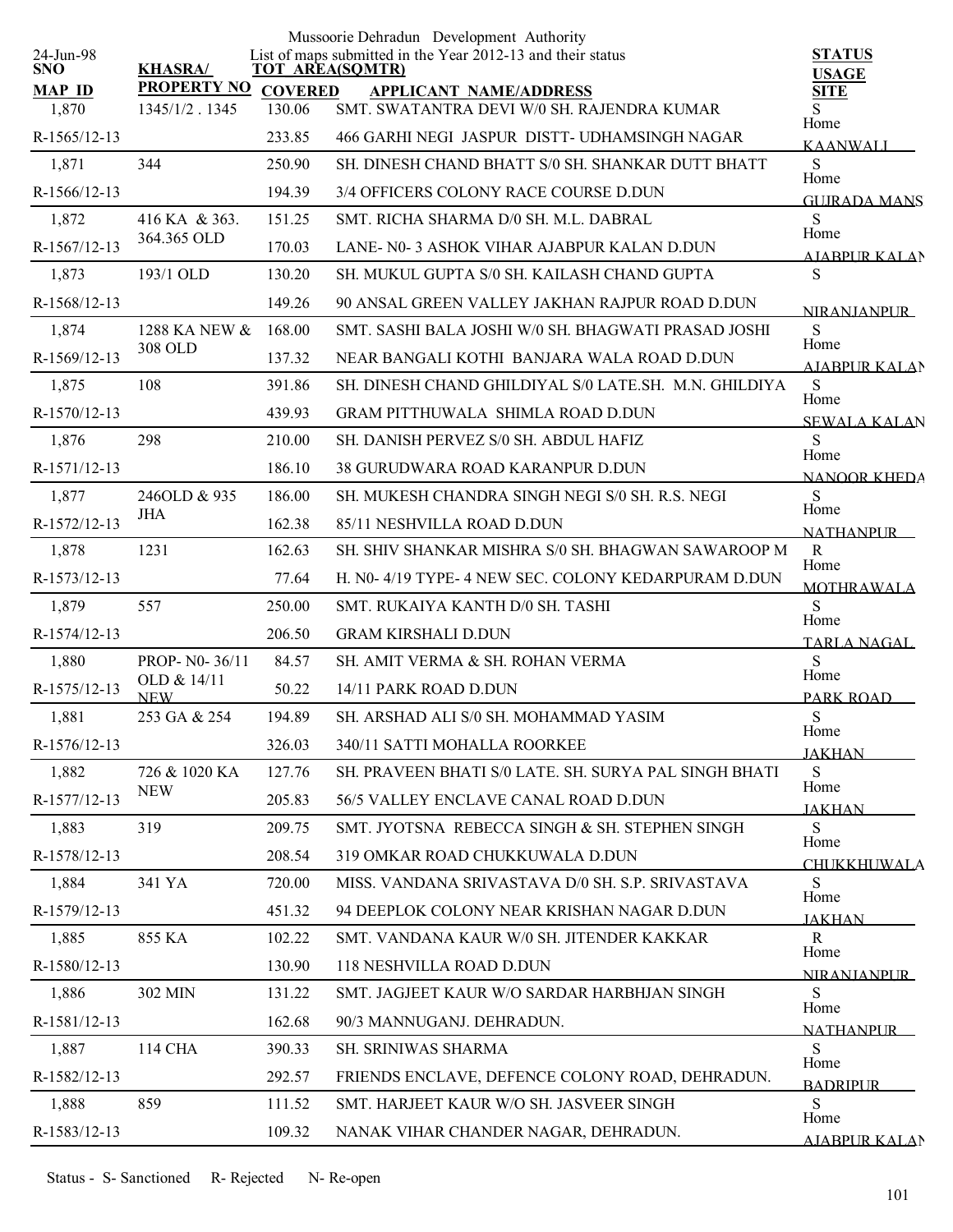Mussoorie Dehradun Development Authority

List of maps submitted in the Year 2012-13 and their status

24-Jun-98

| SNO / MAP ID | KHASRA/ PROPERTY NO | TOT AREA(SQMTR) / COVERED | APPLICANT NAME/ADDRESS | STATUS / USAGE / SITE |
|---|---|---|---|---|
| 1,870 | 1345/1/2 . 1345 | 130.06 | SMT. SWATANTRA DEVI W/0 SH. RAJENDRA KUMAR | S |
| R-1565/12-13 | | 233.85 | 466 GARHI NEGI JASPUR DISTT- UDHAMSINGH NAGAR | Home KAANWALI |
| 1,871 | 344 | 250.90 | SH. DINESH CHAND BHATT S/0 SH. SHANKAR DUTT BHATT | S |
| R-1566/12-13 | | 194.39 | 3/4 OFFICERS COLONY RACE COURSE D.DUN | Home GUJRADA MANS |
| 1,872 | 416 KA & 363. 364.365 OLD | 151.25 | SMT. RICHA SHARMA D/0 SH. M.L. DABRAL | S |
| R-1567/12-13 | | 170.03 | LANE- N0- 3 ASHOK VIHAR AJABPUR KALAN D.DUN | Home AJABPUR KALAN |
| 1,873 | 193/1 OLD | 130.20 | SH. MUKUL GUPTA S/0 SH. KAILASH CHAND GUPTA | S |
| R-1568/12-13 | | 149.26 | 90 ANSAL GREEN VALLEY JAKHAN RAJPUR ROAD D.DUN | NIRANJANPUR |
| 1,874 | 1288 KA NEW & 308 OLD | 168.00 | SMT. SASHI BALA JOSHI W/0 SH. BHAGWATI PRASAD JOSHI | S |
| R-1569/12-13 | | 137.32 | NEAR BANGALI KOTHI BANJARA WALA ROAD D.DUN | Home AJABPUR KALAN |
| 1,875 | 108 | 391.86 | SH. DINESH CHAND GHILDIYAL S/0 LATE.SH. M.N. GHILDIYA | S |
| R-1570/12-13 | | 439.93 | GRAM PITTHUWALA SHIMLA ROAD D.DUN | Home SEWALA KALAN |
| 1,876 | 298 | 210.00 | SH. DANISH PERVEZ S/0 SH. ABDUL HAFIZ | S |
| R-1571/12-13 | | 186.10 | 38 GURUDWARA ROAD KARANPUR D.DUN | Home NANOOR KHEDA |
| 1,877 | 246OLD & 935 JHA | 186.00 | SH. MUKESH CHANDRA SINGH NEGI S/0 SH. R.S. NEGI | S |
| R-1572/12-13 | | 162.38 | 85/11 NESHVILLA ROAD D.DUN | Home NATHANPUR |
| 1,878 | 1231 | 162.63 | SH. SHIV SHANKAR MISHRA S/0 SH. BHAGWAN SAWAROOP M | R |
| R-1573/12-13 | | 77.64 | H. N0- 4/19 TYPE- 4 NEW SEC. COLONY KEDARPURAM D.DUN | Home MOTHRAWALA |
| 1,879 | 557 | 250.00 | SMT. RUKAIYA KANTH D/0 SH. TASHI | S |
| R-1574/12-13 | | 206.50 | GRAM KIRSHALI D.DUN | Home TARLA NAGAL |
| 1,880 | PROP- N0- 36/11 OLD & 14/11 NEW | 84.57 | SH. AMIT VERMA & SH. ROHAN VERMA | S |
| R-1575/12-13 | | 50.22 | 14/11 PARK ROAD D.DUN | Home PARK ROAD |
| 1,881 | 253 GA & 254 | 194.89 | SH. ARSHAD ALI S/0 SH. MOHAMMAD YASIM | S |
| R-1576/12-13 | | 326.03 | 340/11 SATTI MOHALLA ROORKEE | Home JAKHAN |
| 1,882 | 726 & 1020 KA NEW | 127.76 | SH. PRAVEEN BHATI S/0 LATE. SH. SURYA PAL SINGH BHATI | S |
| R-1577/12-13 | | 205.83 | 56/5 VALLEY ENCLAVE CANAL ROAD D.DUN | Home JAKHAN |
| 1,883 | 319 | 209.75 | SMT. JYOTSNA REBECCA SINGH & SH. STEPHEN SINGH | S |
| R-1578/12-13 | | 208.54 | 319 OMKAR ROAD CHUKKUWALA D.DUN | Home CHUKKHUWALA |
| 1,884 | 341 YA | 720.00 | MISS. VANDANA SRIVASTAVA D/0 SH. S.P. SRIVASTAVA | S |
| R-1579/12-13 | | 451.32 | 94 DEEPLOK COLONY NEAR KRISHAN NAGAR D.DUN | Home JAKHAN |
| 1,885 | 855 KA | 102.22 | SMT. VANDANA KAUR W/0 SH. JITENDER KAKKAR | R |
| R-1580/12-13 | | 130.90 | 118 NESHVILLA ROAD D.DUN | Home NIRANJANPUR |
| 1,886 | 302 MIN | 131.22 | SMT. JAGJEET KAUR W/O SARDAR HARBHJAN SINGH | S |
| R-1581/12-13 | | 162.68 | 90/3 MANNUGANJ. DEHRADUN. | Home NATHANPUR |
| 1,887 | 114 CHA | 390.33 | SH. SRINIWAS SHARMA | S |
| R-1582/12-13 | | 292.57 | FRIENDS ENCLAVE, DEFENCE COLONY ROAD, DEHRADUN. | Home BADRIPUR |
| 1,888 | 859 | 111.52 | SMT. HARJEET KAUR W/O SH. JASVEER SINGH | S |
| R-1583/12-13 | | 109.32 | NANAK VIHAR CHANDER NAGAR, DEHRADUN. | Home AJABPUR KALAN |

Status - S- Sanctioned R- Rejected N- Re-open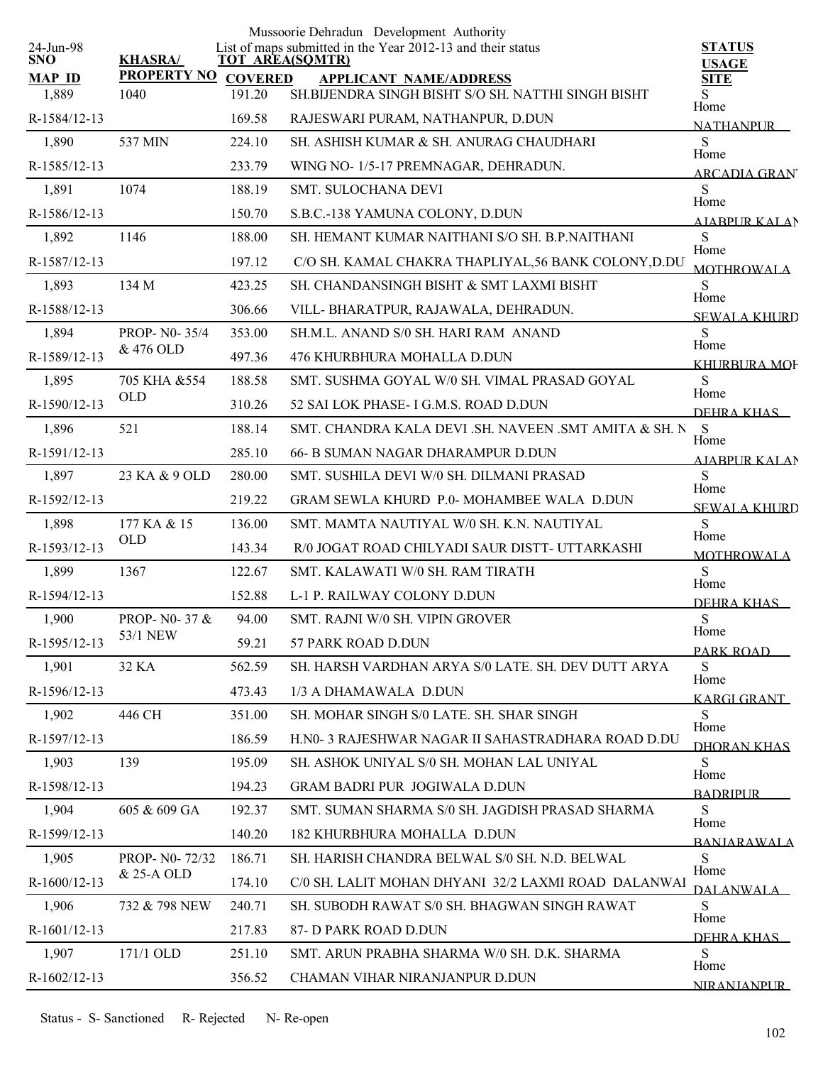Mussoorie Dehradun Development Authority

List of maps submitted in the Year 2012-13 and their status

24-Jun-98

| SNO / MAP ID | KHASRA/ PROPERTY NO | TOT AREA(SQMTR) / COVERED | APPLICANT NAME/ADDRESS | STATUS / USAGE / SITE |
|---|---|---|---|---|
| 1,889 | 1040 | 191.20 | SH.BIJENDRA SINGH BISHT S/O SH. NATTHI SINGH BISHT | S |
| R-1584/12-13 | | 169.58 | RAJESWARI PURAM, NATHANPUR, D.DUN | Home NATHANPUR |
| 1,890 | 537 MIN | 224.10 | SH. ASHISH KUMAR & SH. ANURAG CHAUDHARI | S |
| R-1585/12-13 | | 233.79 | WING NO- 1/5-17 PREMNAGAR, DEHRADUN. | Home ARCADIA GRANT |
| 1,891 | 1074 | 188.19 | SMT. SULOCHANA DEVI | S |
| R-1586/12-13 | | 150.70 | S.B.C.-138 YAMUNA COLONY, D.DUN | Home AJABPUR KALAN |
| 1,892 | 1146 | 188.00 | SH. HEMANT KUMAR NAITHANI S/O SH. B.P.NAITHANI | S |
| R-1587/12-13 | | 197.12 | C/O SH. KAMAL CHAKRA THAPLIYAL,56 BANK COLONY,D.DU | Home MOTHROWALA |
| 1,893 | 134 M | 423.25 | SH. CHANDANSINGH BISHT & SMT LAXMI BISHT | S |
| R-1588/12-13 | | 306.66 | VILL- BHARATPUR, RAJAWALA, DEHRADUN. | Home SEWALA KHURD |
| 1,894 | PROP- N0- 35/4 & 476 OLD | 353.00 | SH.M.L. ANAND S/0 SH. HARI RAM ANAND | S |
| R-1589/12-13 | | 497.36 | 476 KHURBHURA MOHALLA D.DUN | Home KHURBURA MOH |
| 1,895 | 705 KHA &554 OLD | 188.58 | SMT. SUSHMA GOYAL W/0 SH. VIMAL PRASAD GOYAL | S |
| R-1590/12-13 | | 310.26 | 52 SAI LOK PHASE- I G.M.S. ROAD D.DUN | Home DEHRA KHAS |
| 1,896 | 521 | 188.14 | SMT. CHANDRA KALA DEVI .SH. NAVEEN .SMT AMITA & SH. N | S |
| R-1591/12-13 | | 285.10 | 66- B SUMAN NAGAR DHARAMPUR D.DUN | Home AJABPUR KALAN |
| 1,897 | 23 KA & 9 OLD | 280.00 | SMT. SUSHILA DEVI W/0 SH. DILMANI PRASAD | S |
| R-1592/12-13 | | 219.22 | GRAM SEWLA KHURD P.0- MOHAMBEE WALA D.DUN | Home SEWALA KHURD |
| 1,898 | 177 KA & 15 OLD | 136.00 | SMT. MAMTA NAUTIYAL W/0 SH. K.N. NAUTIYAL | S |
| R-1593/12-13 | | 143.34 | R/0 JOGAT ROAD CHILYADI SAUR DISTT- UTTARKASHI | Home MOTHROWALA |
| 1,899 | 1367 | 122.67 | SMT. KALAWATI W/0 SH. RAM TIRATH | S |
| R-1594/12-13 | | 152.88 | L-1 P. RAILWAY COLONY D.DUN | Home DEHRA KHAS |
| 1,900 | PROP- N0- 37 & 53/1 NEW | 94.00 | SMT. RAJNI W/0 SH. VIPIN GROVER | S |
| R-1595/12-13 | | 59.21 | 57 PARK ROAD D.DUN | Home PARK ROAD |
| 1,901 | 32 KA | 562.59 | SH. HARSH VARDHAN ARYA S/0 LATE. SH. DEV DUTT ARYA | S |
| R-1596/12-13 | | 473.43 | 1/3 A DHAMAWALA D.DUN | Home KARGI GRANT |
| 1,902 | 446 CH | 351.00 | SH. MOHAR SINGH S/0 LATE. SH. SHAR SINGH | S |
| R-1597/12-13 | | 186.59 | H.N0- 3 RAJESHWAR NAGAR II SAHASTRADHARA ROAD D.DU | Home DHORAN KHAS |
| 1,903 | 139 | 195.09 | SH. ASHOK UNIYAL S/0 SH. MOHAN LAL UNIYAL | S |
| R-1598/12-13 | | 194.23 | GRAM BADRI PUR JOGIWALA D.DUN | Home BADRIPUR |
| 1,904 | 605 & 609 GA | 192.37 | SMT. SUMAN SHARMA S/0 SH. JAGDISH PRASAD SHARMA | S |
| R-1599/12-13 | | 140.20 | 182 KHURBHURA MOHALLA D.DUN | Home BANJARAWALA |
| 1,905 | PROP- N0- 72/32 & 25-A OLD | 186.71 | SH. HARISH CHANDRA BELWAL S/0 SH. N.D. BELWAL | S |
| R-1600/12-13 | | 174.10 | C/0 SH. LALIT MOHAN DHYANI 32/2 LAXMI ROAD DALANWAI | Home DALANWALA |
| 1,906 | 732 & 798 NEW | 240.71 | SH. SUBODH RAWAT S/0 SH. BHAGWAN SINGH RAWAT | S |
| R-1601/12-13 | | 217.83 | 87- D PARK ROAD D.DUN | Home DEHRA KHAS |
| 1,907 | 171/1 OLD | 251.10 | SMT. ARUN PRABHA SHARMA W/0 SH. D.K. SHARMA | S |
| R-1602/12-13 | | 356.52 | CHAMAN VIHAR NIRANJANPUR D.DUN | Home NIRANJANPUR |

Status - S- Sanctioned R- Rejected N- Re-open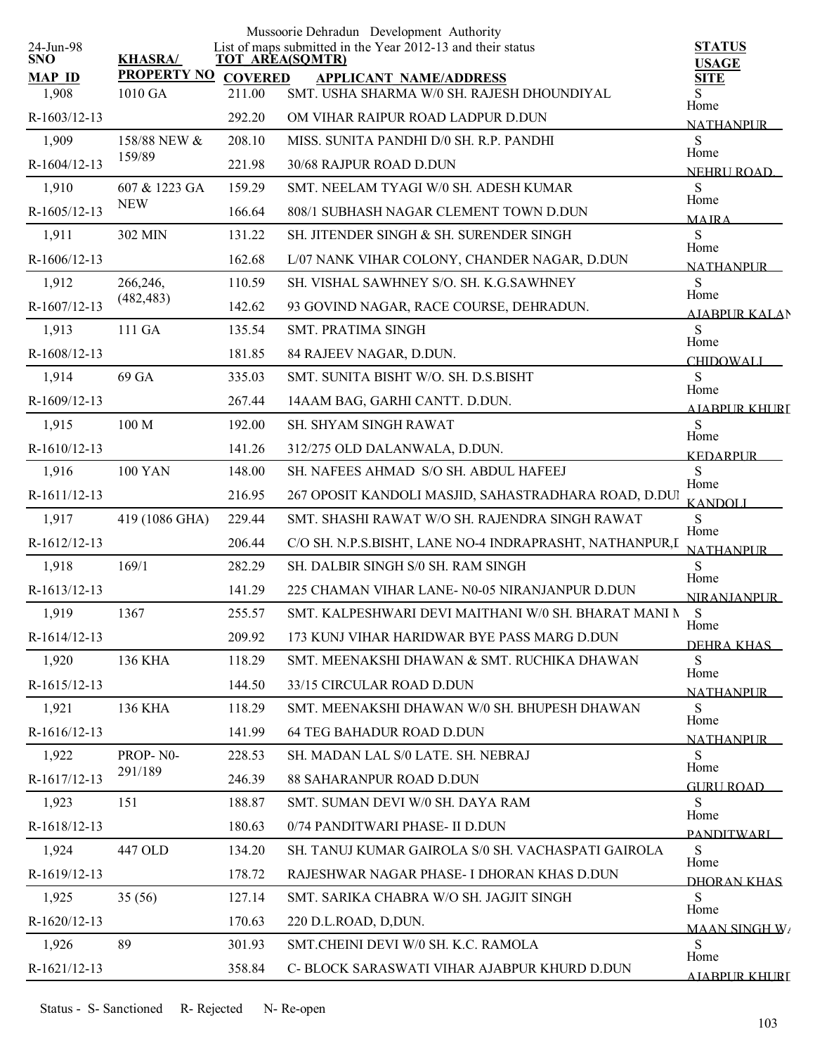Mussoorie Dehradun Development Authority

List of maps submitted in the Year 2012-13 and their status

24-Jun-98

| SNO / MAP_ID | KHASRA/ PROPERTY NO | TOT AREA(SQMTR) / COVERED | APPLICANT NAME/ADDRESS | STATUS / USAGE / SITE |
|---|---|---|---|---|
| 1,908 | 1010 GA | 211.00 | SMT. USHA SHARMA W/0 SH. RAJESH DHOUNDIYAL | S |
| R-1603/12-13 | | 292.20 | OM VIHAR RAIPUR ROAD LADPUR D.DUN | Home NATHANPUR |
| 1,909 | 158/88 NEW & 159/89 | 208.10 | MISS. SUNITA PANDHI D/0 SH. R.P. PANDHI | S |
| R-1604/12-13 | | 221.98 | 30/68 RAJPUR ROAD D.DUN | Home NEHRU ROAD |
| 1,910 | 607 & 1223 GA NEW | 159.29 | SMT. NEELAM TYAGI W/0 SH. ADESH KUMAR | S |
| R-1605/12-13 | | 166.64 | 808/1 SUBHASH NAGAR CLEMENT TOWN D.DUN | Home MAJRA |
| 1,911 | 302 MIN | 131.22 | SH. JITENDER SINGH & SH. SURENDER SINGH | S |
| R-1606/12-13 | | 162.68 | L/07 NANK VIHAR COLONY, CHANDER NAGAR, D.DUN | Home NATHANPUR |
| 1,912 | 266,246, (482,483) | 110.59 | SH. VISHAL SAWHNEY S/O. SH. K.G.SAWHNEY | S |
| R-1607/12-13 | | 142.62 | 93 GOVIND NAGAR, RACE COURSE, DEHRADUN. | Home AJABPUR KALAN |
| 1,913 | 111 GA | 135.54 | SMT. PRATIMA SINGH | S |
| R-1608/12-13 | | 181.85 | 84 RAJEEV NAGAR, D.DUN. | Home CHIDOWALI |
| 1,914 | 69 GA | 335.03 | SMT. SUNITA BISHT W/O. SH. D.S.BISHT | S |
| R-1609/12-13 | | 267.44 | 14AAM BAG, GARHI CANTT. D.DUN. | Home AJABPUR KHURD |
| 1,915 | 100 M | 192.00 | SH. SHYAM SINGH RAWAT | S |
| R-1610/12-13 | | 141.26 | 312/275 OLD DALANWALA, D.DUN. | Home KEDARPUR |
| 1,916 | 100 YAN | 148.00 | SH. NAFEES AHMAD S/O SH. ABDUL HAFEEJ | S |
| R-1611/12-13 | | 216.95 | 267 OPOSIT KANDOLI MASJID, SAHASTRADHARA ROAD, D.DUN | Home KANDOLI |
| 1,917 | 419 (1086 GHA) | 229.44 | SMT. SHASHI RAWAT W/O SH. RAJENDRA SINGH RAWAT | S |
| R-1612/12-13 | | 206.44 | C/O SH. N.P.S.BISHT, LANE NO-4 INDRAPRASHT, NATHANPUR,D | Home NATHANPUR |
| 1,918 | 169/1 | 282.29 | SH. DALBIR SINGH S/0 SH. RAM SINGH | S |
| R-1613/12-13 | | 141.29 | 225 CHAMAN VIHAR LANE- N0-05 NIRANJANPUR D.DUN | Home NIRANJANPUR |
| 1,919 | 1367 | 255.57 | SMT. KALPESHWARI DEVI MAITHANI W/0 SH. BHARAT MANI M | S |
| R-1614/12-13 | | 209.92 | 173 KUNJ VIHAR HARIDWAR BYE PASS MARG D.DUN | Home DEHRA KHAS |
| 1,920 | 136 KHA | 118.29 | SMT. MEENAKSHI DHAWAN & SMT. RUCHIKA DHAWAN | S |
| R-1615/12-13 | | 144.50 | 33/15 CIRCULAR ROAD D.DUN | Home NATHANPUR |
| 1,921 | 136 KHA | 118.29 | SMT. MEENAKSHI DHAWAN W/0 SH. BHUPESH DHAWAN | S |
| R-1616/12-13 | | 141.99 | 64 TEG BAHADUR ROAD D.DUN | Home NATHANPUR |
| 1,922 | PROP- N0- 291/189 | 228.53 | SH. MADAN LAL S/0 LATE. SH. NEBRAJ | S |
| R-1617/12-13 | | 246.39 | 88 SAHARANPUR ROAD D.DUN | Home GURU ROAD |
| 1,923 | 151 | 188.87 | SMT. SUMAN DEVI W/0 SH. DAYA RAM | S |
| R-1618/12-13 | | 180.63 | 0/74 PANDITWARI PHASE- II D.DUN | Home PANDITWARI |
| 1,924 | 447 OLD | 134.20 | SH. TANUJ KUMAR GAIROLA S/0 SH. VACHASPATI GAIROLA | S |
| R-1619/12-13 | | 178.72 | RAJESHWAR NAGAR PHASE- I DHORAN KHAS D.DUN | Home DHORAN KHAS |
| 1,925 | 35 (56) | 127.14 | SMT. SARIKA CHABRA W/O SH. JAGJIT SINGH | S |
| R-1620/12-13 | | 170.63 | 220 D.L.ROAD, D,DUN. | Home MAAN SINGH WA |
| 1,926 | 89 | 301.93 | SMT.CHEINI DEVI W/0 SH. K.C. RAMOLA | S |
| R-1621/12-13 | | 358.84 | C- BLOCK SARASWATI VIHAR AJABPUR KHURD D.DUN | Home AJABPUR KHURD |

Status - S- Sanctioned R- Rejected N- Re-open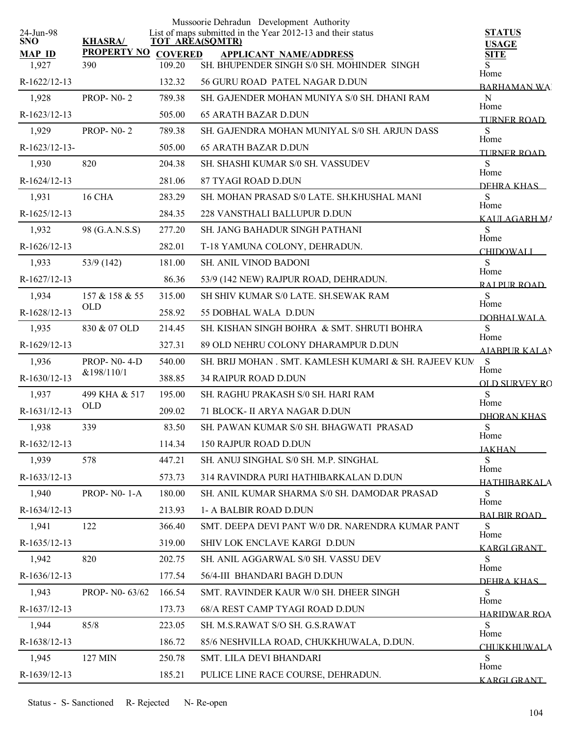Mussoorie Dehradun Development Authority

List of maps submitted in the Year 2012-13 and their status

24-Jun-98

| SNO / MAP ID | KHASRA/ PROPERTY NO | TOT AREA(SQMTR) / COVERED | APPLICANT NAME/ADDRESS | STATUS / USAGE / SITE |
|---|---|---|---|---|
| 1,927<br>R-1622/12-13 | 390 | 109.20<br>132.32 | SH. BHUPENDER SINGH S/0 SH. MOHINDER SINGH<br>56 GURU ROAD PATEL NAGAR D.DUN | S<br>Home<br>BARHAMAN WA |
| 1,928<br>R-1623/12-13 | PROP- N0- 2 | 789.38<br>505.00 | SH. GAJENDER MOHAN MUNIYA S/0 SH. DHANI RAM<br>65 ARATH BAZAR D.DUN | N<br>Home<br>TURNER ROAD |
| 1,929<br>R-1623/12-13- | PROP- N0- 2 | 789.38<br>505.00 | SH. GAJENDRA MOHAN MUNIYAL S/0 SH. ARJUN DASS<br>65 ARATH BAZAR D.DUN | S<br>Home<br>TURNER ROAD |
| 1,930<br>R-1624/12-13 | 820 | 204.38<br>281.06 | SH. SHASHI KUMAR S/0 SH. VASSUDEV<br>87 TYAGI ROAD D.DUN | S<br>Home<br>DEHRA KHAS |
| 1,931<br>R-1625/12-13 | 16 CHA | 283.29<br>284.35 | SH. MOHAN PRASAD S/0 LATE. SH.KHUSHAL MANI<br>228 VANSTHALI BALLUPUR D.DUN | S<br>Home<br>KAULAGARH MA |
| 1,932<br>R-1626/12-13 | 98 (G.A.N.S.S) | 277.20<br>282.01 | SH. JANG BAHADUR SINGH PATHANI<br>T-18 YAMUNA COLONY, DEHRADUN. | S<br>Home<br>CHIDOWALI |
| 1,933<br>R-1627/12-13 | 53/9 (142) | 181.00<br>86.36 | SH. ANIL VINOD BADONI<br>53/9 (142 NEW) RAJPUR ROAD, DEHRADUN. | S<br>Home<br>RAJPUR ROAD |
| 1,934<br>R-1628/12-13 | 157 & 158 & 55 OLD | 315.00<br>258.92 | SH SHIV KUMAR S/0 LATE. SH.SEWAK RAM<br>55 DOBHAL WALA D.DUN | S<br>Home<br>DOBHALWALA |
| 1,935<br>R-1629/12-13 | 830 & 07 OLD | 214.45<br>327.31 | SH. KISHAN SINGH BOHRA & SMT. SHRUTI BOHRA<br>89 OLD NEHRU COLONY DHARAMPUR D.DUN | S<br>Home<br>AJABPUR KALAN |
| 1,936<br>R-1630/12-13 | PROP- N0- 4-D &198/110/1 | 540.00<br>388.85 | SH. BRIJ MOHAN . SMT. KAMLESH KUMARI & SH. RAJEEV KUM<br>34 RAIPUR ROAD D.DUN | S<br>Home<br>OLD SURVEY RO |
| 1,937<br>R-1631/12-13 | 499 KHA & 517 OLD | 195.00<br>209.02 | SH. RAGHU PRAKASH S/0 SH. HARI RAM<br>71 BLOCK- II ARYA NAGAR D.DUN | S<br>Home<br>DHORAN KHAS |
| 1,938<br>R-1632/12-13 | 339 | 83.50<br>114.34 | SH. PAWAN KUMAR S/0 SH. BHAGWATI PRASAD<br>150 RAJPUR ROAD D.DUN | S<br>Home<br>JAKHAN |
| 1,939<br>R-1633/12-13 | 578 | 447.21<br>573.73 | SH. ANUJ SINGHAL S/0 SH. M.P. SINGHAL<br>314 RAVINDRA PURI HATHIBARKALAN D.DUN | S<br>Home<br>HATHIBARKALA |
| 1,940<br>R-1634/12-13 | PROP- N0- 1-A | 180.00<br>213.93 | SH. ANIL KUMAR SHARMA S/0 SH. DAMODAR PRASAD<br>1- A BALBIR ROAD D.DUN | S<br>Home<br>BALBIR ROAD |
| 1,941<br>R-1635/12-13 | 122 | 366.40<br>319.00 | SMT. DEEPA DEVI PANT W/0 DR. NARENDRA KUMAR PANT<br>SHIV LOK ENCLAVE KARGI D.DUN | S<br>Home<br>KARGI GRANT |
| 1,942<br>R-1636/12-13 | 820 | 202.75<br>177.54 | SH. ANIL AGGARWAL S/0 SH. VASSU DEV<br>56/4-III BHANDARI BAGH D.DUN | S<br>Home<br>DEHRA KHAS |
| 1,943<br>R-1637/12-13 | PROP- N0- 63/62 | 166.54<br>173.73 | SMT. RAVINDER KAUR W/0 SH. DHEER SINGH<br>68/A REST CAMP TYAGI ROAD D.DUN | S<br>Home<br>HARIDWAR ROA |
| 1,944<br>R-1638/12-13 | 85/8 | 223.05<br>186.72 | SH. M.S.RAWAT S/O SH. G.S.RAWAT<br>85/6 NESHVILLA ROAD, CHUKKHUWALA, D.DUN. | S<br>Home<br>CHUKKHUWALA |
| 1,945<br>R-1639/12-13 | 127 MIN | 250.78<br>185.21 | SMT. LILA DEVI BHANDARI<br>PULICE LINE RACE COURSE, DEHRADUN. | S<br>Home<br>KARGI GRANT |

Status - S- Sanctioned R- Rejected N- Re-open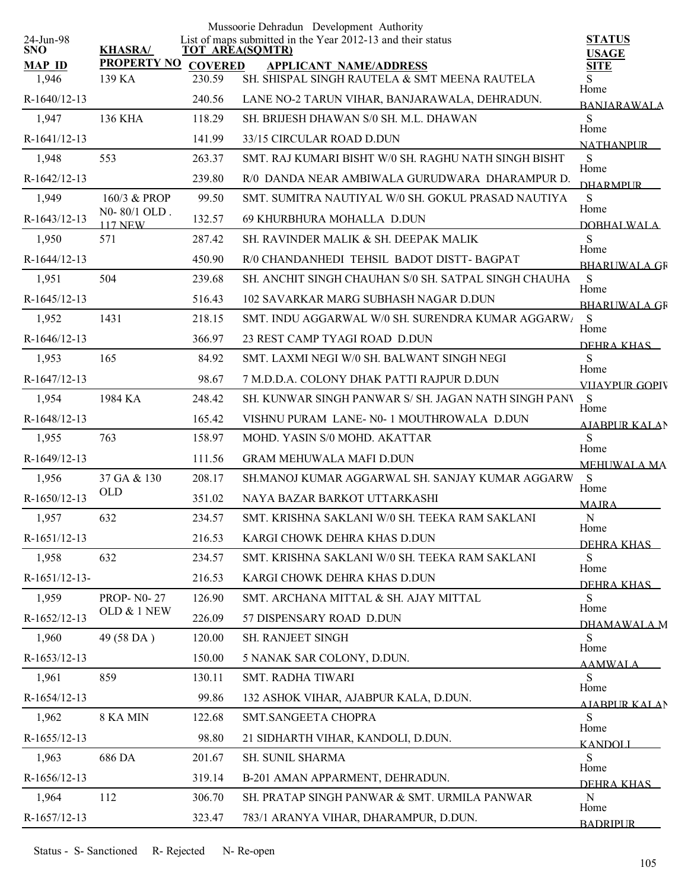Mussoorie Dehradun Development Authority

List of maps submitted in the Year 2012-13 and their status

24-Jun-98

| SNO / MAP ID | KHASRA/ PROPERTY NO | TOT AREA(SQMTR) / COVERED | APPLICANT NAME/ADDRESS | STATUS / USAGE / SITE |
|---|---|---|---|---|
| 1,946 | 139 KA | 230.59 | SH. SHISPAL SINGH RAUTELA & SMT MEENA RAUTELA | S |
| R-1640/12-13 | | 240.56 | LANE NO-2 TARUN VIHAR, BANJARAWALA, DEHRADUN. | Home BANJARAWALA |
| 1,947 | 136 KHA | 118.29 | SH. BRIJESH DHAWAN S/0 SH. M.L. DHAWAN | S |
| R-1641/12-13 | | 141.99 | 33/15 CIRCULAR ROAD D.DUN | Home NATHANPUR |
| 1,948 | 553 | 263.37 | SMT. RAJ KUMARI BISHT W/0 SH. RAGHU NATH SINGH BISHT | S |
| R-1642/12-13 | | 239.80 | R/0 DANDA NEAR AMBIWALA GURUDWARA DHARAMPUR D. | Home DHARMPUR |
| 1,949 | 160/3 & PROP N0- 80/1 OLD . 117 NEW | 99.50 | SMT. SUMITRA NAUTIYAL W/0 SH. GOKUL PRASAD NAUTIYA | S |
| R-1643/12-13 | | 132.57 | 69 KHURBHURA MOHALLA D.DUN | Home DOBHALWALA |
| 1,950 | 571 | 287.42 | SH. RAVINDER MALIK & SH. DEEPAK MALIK | S |
| R-1644/12-13 | | 450.90 | R/0 CHANDANHEDI TEHSIL BADOT DISTT- BAGPAT | Home BHARUWALA GR |
| 1,951 | 504 | 239.68 | SH. ANCHIT SINGH CHAUHAN S/0 SH. SATPAL SINGH CHAUHA | S |
| R-1645/12-13 | | 516.43 | 102 SAVARKAR MARG SUBHASH NAGAR D.DUN | Home BHARUWALA GR |
| 1,952 | 1431 | 218.15 | SMT. INDU AGGARWAL W/0 SH. SURENDRA KUMAR AGGARW | S |
| R-1646/12-13 | | 366.97 | 23 REST CAMP TYAGI ROAD D.DUN | Home DEHRA KHAS |
| 1,953 | 165 | 84.92 | SMT. LAXMI NEGI W/0 SH. BALWANT SINGH NEGI | S |
| R-1647/12-13 | | 98.67 | 7 M.D.D.A. COLONY DHAK PATTI RAJPUR D.DUN | Home VIJAYPUR GOPIV |
| 1,954 | 1984 KA | 248.42 | SH. KUNWAR SINGH PANWAR S/ SH. JAGAN NATH SINGH PANV | S |
| R-1648/12-13 | | 165.42 | VISHNU PURAM LANE- N0- 1 MOUTHROWALA D.DUN | Home AJABPUR KALAN |
| 1,955 | 763 | 158.97 | MOHD. YASIN S/0 MOHD. AKATTAR | S |
| R-1649/12-13 | | 111.56 | GRAM MEHUWALA MAFI D.DUN | Home MEHUWALA MA |
| 1,956 | 37 GA & 130 OLD | 208.17 | SH.MANOJ KUMAR AGGARWAL SH. SANJAY KUMAR AGGARW | S |
| R-1650/12-13 | | 351.02 | NAYA BAZAR BARKOT UTTARKASHI | Home MAJRA |
| 1,957 | 632 | 234.57 | SMT. KRISHNA SAKLANI W/0 SH. TEEKA RAM SAKLANI | N |
| R-1651/12-13 | | 216.53 | KARGI CHOWK DEHRA KHAS D.DUN | Home DEHRA KHAS |
| 1,958 | 632 | 234.57 | SMT. KRISHNA SAKLANI W/0 SH. TEEKA RAM SAKLANI | S |
| R-1651/12-13- | | 216.53 | KARGI CHOWK DEHRA KHAS D.DUN | Home DEHRA KHAS |
| 1,959 | PROP- N0- 27 OLD & 1 NEW | 126.90 | SMT. ARCHANA MITTAL & SH. AJAY MITTAL | S |
| R-1652/12-13 | | 226.09 | 57 DISPENSARY ROAD D.DUN | Home DHAMAWALA M |
| 1,960 | 49 (58 DA ) | 120.00 | SH. RANJEET SINGH | S |
| R-1653/12-13 | | 150.00 | 5 NANAK SAR COLONY, D.DUN. | Home AAMWALA |
| 1,961 | 859 | 130.11 | SMT. RADHA TIWARI | S |
| R-1654/12-13 | | 99.86 | 132 ASHOK VIHAR, AJABPUR KALA, D.DUN. | Home AJABPUR KALAN |
| 1,962 | 8 KA MIN | 122.68 | SMT.SANGEETA CHOPRA | S |
| R-1655/12-13 | | 98.80 | 21 SIDHARTH VIHAR, KANDOLI, D.DUN. | Home KANDOLI |
| 1,963 | 686 DA | 201.67 | SH. SUNIL SHARMA | S |
| R-1656/12-13 | | 319.14 | B-201 AMAN APPARMENT, DEHRADUN. | Home DEHRA KHAS |
| 1,964 | 112 | 306.70 | SH. PRATAP SINGH PANWAR & SMT. URMILA PANWAR | N |
| R-1657/12-13 | | 323.47 | 783/1 ARANYA VIHAR, DHARAMPUR, D.DUN. | Home BADRIPUR |

Status - S- Sanctioned R- Rejected N- Re-open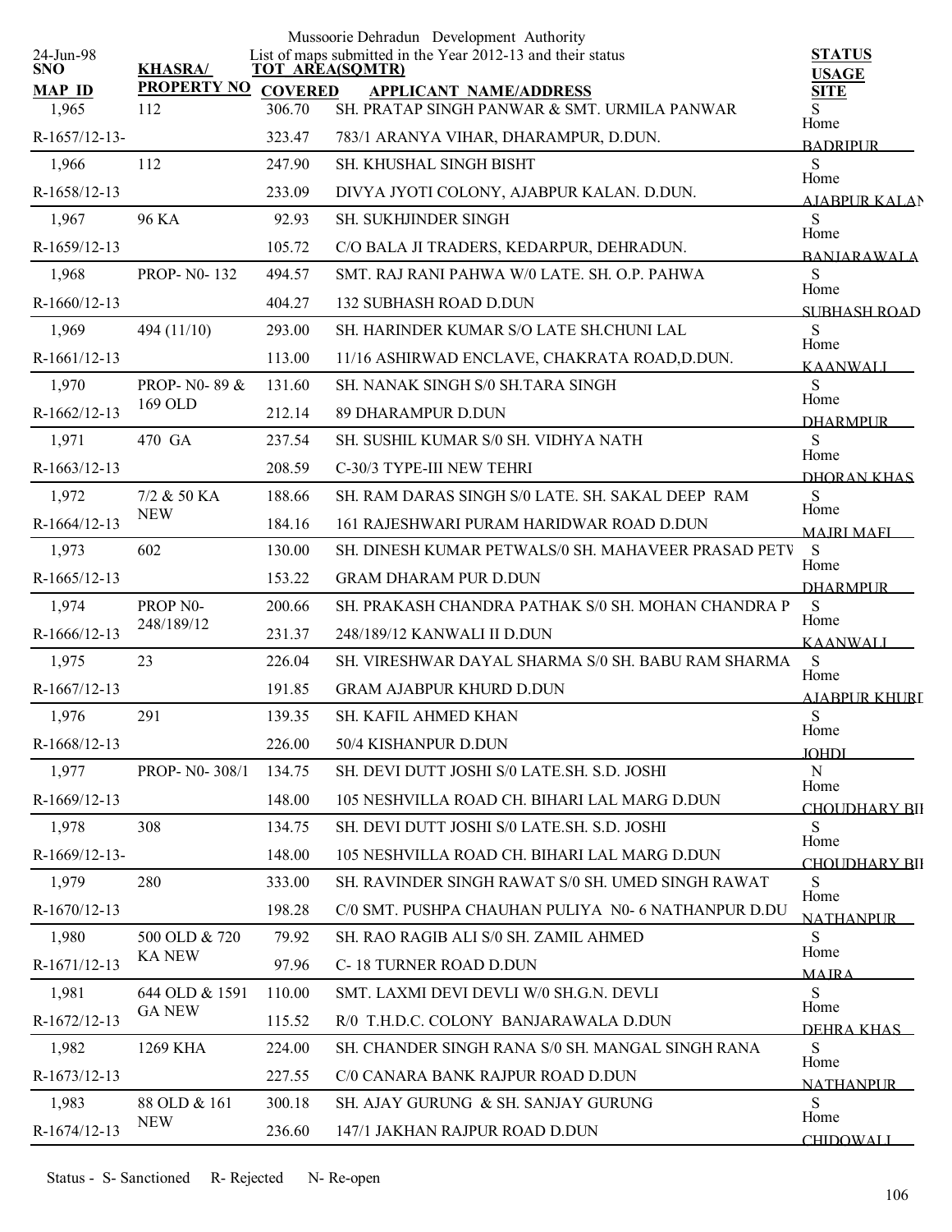Mussoorie Dehradun Development Authority

List of maps submitted in the Year 2012-13 and their status

24-Jun-98

| SNO / MAP ID | KHASRA/ PROPERTY NO | TOT AREA(SQMTR) / COVERED | APPLICANT NAME/ADDRESS | STATUS / USAGE / SITE |
|---|---|---|---|---|
| 1,965 | 112 | 306.70 | SH. PRATAP SINGH PANWAR & SMT. URMILA PANWAR | S |
| R-1657/12-13- | | 323.47 | 783/1 ARANYA VIHAR, DHARAMPUR, D.DUN. | Home BADRIPUR |
| 1,966 | 112 | 247.90 | SH. KHUSHAL SINGH BISHT | S |
| R-1658/12-13 | | 233.09 | DIVYA JYOTI COLONY, AJABPUR KALAN. D.DUN. | Home AJABPUR KALAN |
| 1,967 | 96 KA | 92.93 | SH. SUKHJINDER SINGH | S |
| R-1659/12-13 | | 105.72 | C/O BALA JI TRADERS, KEDARPUR, DEHRADUN. | Home BANJARAWALA |
| 1,968 | PROP- N0- 132 | 494.57 | SMT. RAJ RANI PAHWA W/0 LATE. SH. O.P. PAHWA | S |
| R-1660/12-13 | | 404.27 | 132 SUBHASH ROAD D.DUN | Home SUBHASH ROAD |
| 1,969 | 494 (11/10) | 293.00 | SH. HARINDER KUMAR S/O LATE SH.CHUNI LAL | S |
| R-1661/12-13 | | 113.00 | 11/16 ASHIRWAD ENCLAVE, CHAKRATA ROAD,D.DUN. | Home KAANWALI |
| 1,970 | PROP- N0- 89 & 169 OLD | 131.60 | SH. NANAK SINGH S/0 SH.TARA SINGH | S |
| R-1662/12-13 | | 212.14 | 89 DHARAMPUR D.DUN | Home DHARMPUR |
| 1,971 | 470 GA | 237.54 | SH. SUSHIL KUMAR S/0 SH. VIDHYA NATH | S |
| R-1663/12-13 | | 208.59 | C-30/3 TYPE-III NEW TEHRI | Home DHORAN KHAS |
| 1,972 | 7/2 & 50 KA NEW | 188.66 | SH. RAM DARAS SINGH S/0 LATE. SH. SAKAL DEEP RAM | S |
| R-1664/12-13 | | 184.16 | 161 RAJESHWARI PURAM HARIDWAR ROAD D.DUN | Home MAJRI MAFI |
| 1,973 | 602 | 130.00 | SH. DINESH KUMAR PETWALS/0 SH. MAHAVEER PRASAD PETV | S |
| R-1665/12-13 | | 153.22 | GRAM DHARAM PUR D.DUN | Home DHARMPUR |
| 1,974 | PROP N0- 248/189/12 | 200.66 | SH. PRAKASH CHANDRA PATHAK S/0 SH. MOHAN CHANDRA P | S |
| R-1666/12-13 | | 231.37 | 248/189/12 KANWALI II D.DUN | Home KAANWALI |
| 1,975 | 23 | 226.04 | SH. VIRESHWAR DAYAL SHARMA S/0 SH. BABU RAM SHARMA | S |
| R-1667/12-13 | | 191.85 | GRAM AJABPUR KHURD D.DUN | Home AJABPUR KHURD |
| 1,976 | 291 | 139.35 | SH. KAFIL AHMED KHAN | S |
| R-1668/12-13 | | 226.00 | 50/4 KISHANPUR D.DUN | Home JOHDI |
| 1,977 | PROP- N0- 308/1 | 134.75 | SH. DEVI DUTT JOSHI S/0 LATE.SH. S.D. JOSHI | N |
| R-1669/12-13 | | 148.00 | 105 NESHVILLA ROAD CH. BIHARI LAL MARG D.DUN | Home CHOUDHARY BII |
| 1,978 | 308 | 134.75 | SH. DEVI DUTT JOSHI S/0 LATE.SH. S.D. JOSHI | S |
| R-1669/12-13- | | 148.00 | 105 NESHVILLA ROAD CH. BIHARI LAL MARG D.DUN | Home CHOUDHARY BII |
| 1,979 | 280 | 333.00 | SH. RAVINDER SINGH RAWAT S/0 SH. UMED SINGH RAWAT | S |
| R-1670/12-13 | | 198.28 | C/0 SMT. PUSHPA CHAUHAN PULIYA N0- 6 NATHANPUR D.DU | Home NATHANPUR |
| 1,980 | 500 OLD & 720 KA NEW | 79.92 | SH. RAO RAGIB ALI S/0 SH. ZAMIL AHMED | S |
| R-1671/12-13 | | 97.96 | C- 18 TURNER ROAD D.DUN | Home MAJRA |
| 1,981 | 644 OLD & 1591 GA NEW | 110.00 | SMT. LAXMI DEVI DEVLI W/0 SH.G.N. DEVLI | S |
| R-1672/12-13 | | 115.52 | R/0 T.H.D.C. COLONY BANJARAWALA D.DUN | Home DEHRA KHAS |
| 1,982 | 1269 KHA | 224.00 | SH. CHANDER SINGH RANA S/0 SH. MANGAL SINGH RANA | S |
| R-1673/12-13 | | 227.55 | C/0 CANARA BANK RAJPUR ROAD D.DUN | Home NATHANPUR |
| 1,983 | 88 OLD & 161 NEW | 300.18 | SH. AJAY GURUNG & SH. SANJAY GURUNG | S |
| R-1674/12-13 | | 236.60 | 147/1 JAKHAN RAJPUR ROAD D.DUN | Home CHIDOWALI |

Status - S- Sanctioned R- Rejected N- Re-open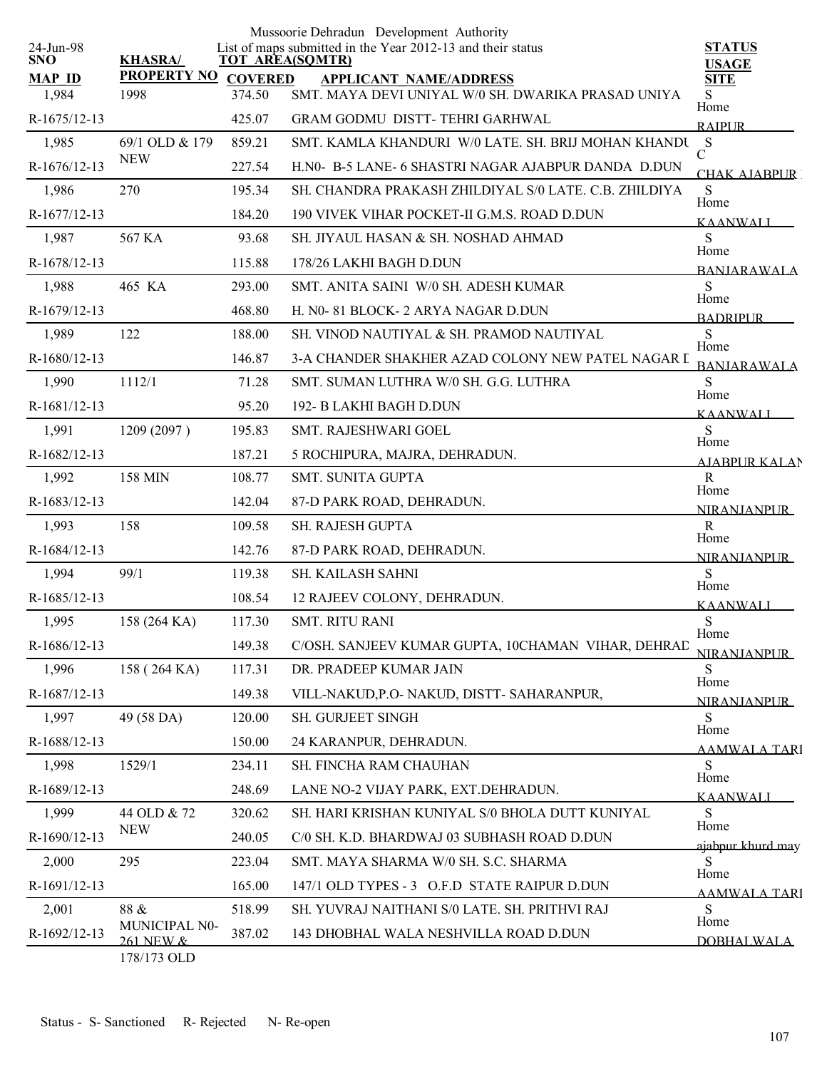Mussoorie Dehradun Development Authority

List of maps submitted in the Year 2012-13 and their status

24-Jun-98

| SNO / MAP ID | KHASRA/ PROPERTY NO | TOT AREA(SQMTR) / COVERED | APPLICANT NAME/ADDRESS | STATUS / USAGE / SITE |
|---|---|---|---|---|
| 1,984 | 1998 | 374.50 | SMT. MAYA DEVI UNIYAL W/0 SH. DWARIKA PRASAD UNIYA | S |
| R-1675/12-13 | | 425.07 | GRAM GODMU DISTT- TEHRI GARHWAL | Home RAIPUR |
| 1,985 | 69/1 OLD & 179 NEW | 859.21 | SMT. KAMLA KHANDURI W/0 LATE. SH. BRIJ MOHAN KHANDU | S |
| R-1676/12-13 | | 227.54 | H.N0- B-5 LANE- 6 SHASTRI NAGAR AJABPUR DANDA D.DUN | C CHAK AJABPUR |
| 1,986 | 270 | 195.34 | SH. CHANDRA PRAKASH ZHILDIYAL S/0 LATE. C.B. ZHILDIYA | S |
| R-1677/12-13 | | 184.20 | 190 VIVEK VIHAR POCKET-II G.M.S. ROAD D.DUN | Home KAANWALI |
| 1,987 | 567 KA | 93.68 | SH. JIYAUL HASAN & SH. NOSHAD AHMAD | S |
| R-1678/12-13 | | 115.88 | 178/26 LAKHI BAGH D.DUN | Home BANJARAWALA |
| 1,988 | 465 KA | 293.00 | SMT. ANITA SAINI W/0 SH. ADESH KUMAR | S |
| R-1679/12-13 | | 468.80 | H. N0- 81 BLOCK- 2 ARYA NAGAR D.DUN | Home BADRIPUR |
| 1,989 | 122 | 188.00 | SH. VINOD NAUTIYAL & SH. PRAMOD NAUTIYAL | S |
| R-1680/12-13 | | 146.87 | 3-A CHANDER SHAKHER AZAD COLONY NEW PATEL NAGAR D | Home BANJARAWALA |
| 1,990 | 1112/1 | 71.28 | SMT. SUMAN LUTHRA W/0 SH. G.G. LUTHRA | S |
| R-1681/12-13 | | 95.20 | 192- B LAKHI BAGH D.DUN | Home KAANWALI |
| 1,991 | 1209 (2097 ) | 195.83 | SMT. RAJESHWARI GOEL | S |
| R-1682/12-13 | | 187.21 | 5 ROCHIPURA, MAJRA, DEHRADUN. | Home AJABPUR KALAN |
| 1,992 | 158 MIN | 108.77 | SMT. SUNITA GUPTA | R |
| R-1683/12-13 | | 142.04 | 87-D PARK ROAD, DEHRADUN. | Home NIRANJANPUR |
| 1,993 | 158 | 109.58 | SH. RAJESH GUPTA | R |
| R-1684/12-13 | | 142.76 | 87-D PARK ROAD, DEHRADUN. | Home NIRANJANPUR |
| 1,994 | 99/1 | 119.38 | SH. KAILASH SAHNI | S |
| R-1685/12-13 | | 108.54 | 12 RAJEEV COLONY, DEHRADUN. | Home KAANWALI |
| 1,995 | 158 (264 KA) | 117.30 | SMT. RITU RANI | S |
| R-1686/12-13 | | 149.38 | C/OSH. SANJEEV KUMAR GUPTA, 10CHAMAN VIHAR, DEHRAD | Home NIRANJANPUR |
| 1,996 | 158 ( 264 KA) | 117.31 | DR. PRADEEP KUMAR JAIN | S |
| R-1687/12-13 | | 149.38 | VILL-NAKUD,P.O- NAKUD, DISTT- SAHARANPUR, | Home NIRANJANPUR |
| 1,997 | 49 (58 DA) | 120.00 | SH. GURJEET SINGH | S |
| R-1688/12-13 | | 150.00 | 24 KARANPUR, DEHRADUN. | Home AAMWALA TARI |
| 1,998 | 1529/1 | 234.11 | SH. FINCHA RAM CHAUHAN | S |
| R-1689/12-13 | | 248.69 | LANE NO-2 VIJAY PARK, EXT.DEHRADUN. | Home KAANWALI |
| 1,999 | 44 OLD & 72 NEW | 320.62 | SH. HARI KRISHAN KUNIYAL S/0 BHOLA DUTT KUNIYAL | S |
| R-1690/12-13 | | 240.05 | C/0 SH. K.D. BHARDWAJ 03 SUBHASH ROAD D.DUN | Home ajabpur khurd may |
| 2,000 | 295 | 223.04 | SMT. MAYA SHARMA W/0 SH. S.C. SHARMA | S |
| R-1691/12-13 | | 165.00 | 147/1 OLD TYPES - 3 O.F.D STATE RAIPUR D.DUN | Home AAMWALA TARI |
| 2,001 | 88 & MUNICIPAL N0- 261 NEW & 178/173 OLD | 518.99 | SH. YUVRAJ NAITHANI S/0 LATE. SH. PRITHVI RAJ | S |
| R-1692/12-13 | | 387.02 | 143 DHOBHAL WALA NESHVILLA ROAD D.DUN | Home DOBHALWALA |

Status - S- Sanctioned R- Rejected N- Re-open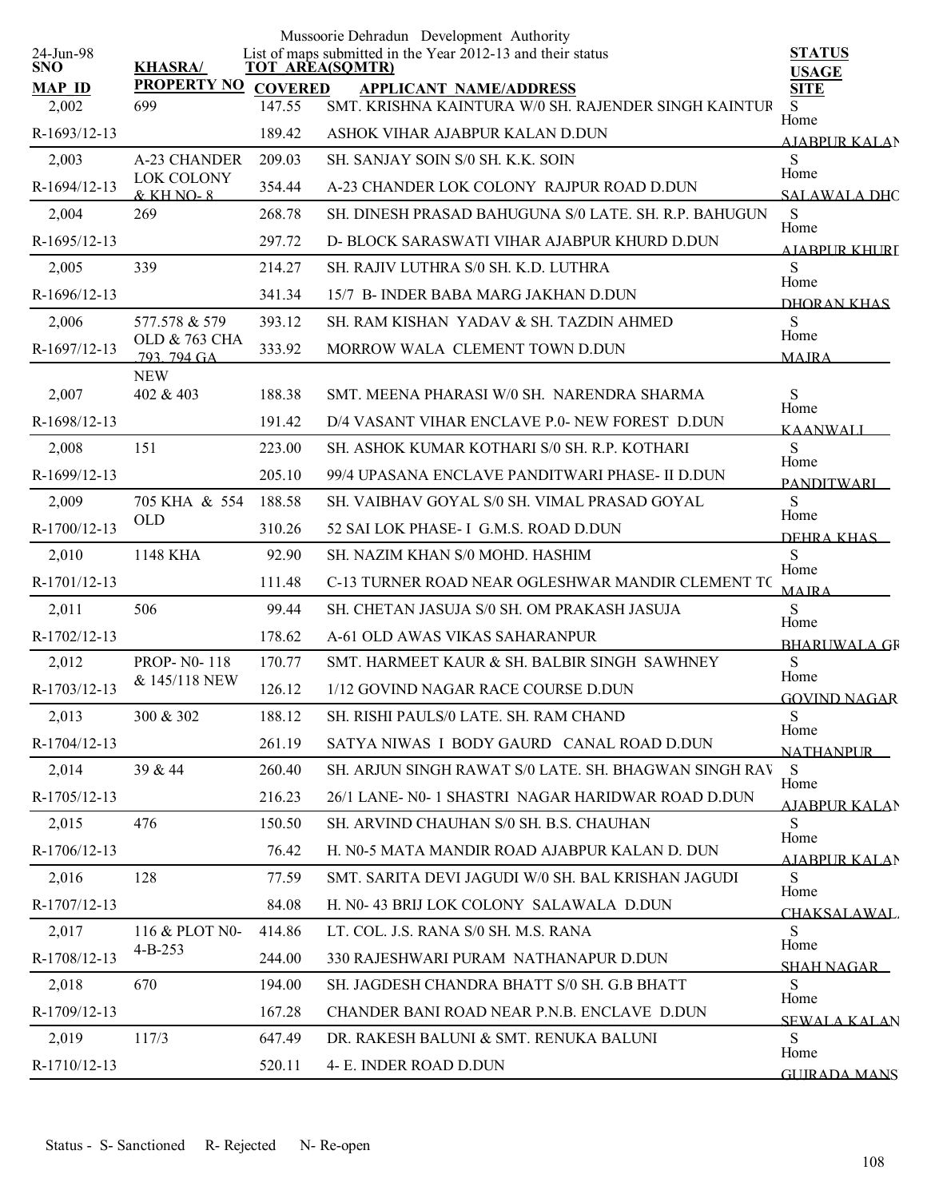Mussoorie Dehradun Development Authority

List of maps submitted in the Year 2012-13 and their status

| 24-Jun-98 SNO / MAP ID | KHASRA/ PROPERTY NO | TOT AREA(SQMTR) COVERED | APPLICANT NAME/ADDRESS | STATUS USAGE SITE |
|---|---|---|---|---|
| 2,002 | 699 | 147.55 | SMT. KRISHNA KAINTURA W/0 SH. RAJENDER SINGH KAINTUR | S Home |
| R-1693/12-13 | | 189.42 | ASHOK VIHAR AJABPUR KALAN D.DUN | AJABPUR KALAN |
| 2,003 | A-23 CHANDER LOK COLONY & KH NO- 8 | 209.03 | SH. SANJAY SOIN S/0 SH. K.K. SOIN | S Home |
| R-1694/12-13 | | 354.44 | A-23 CHANDER LOK COLONY RAJPUR ROAD D.DUN | SALAWALA DHC |
| 2,004 | 269 | 268.78 | SH. DINESH PRASAD BAHUGUNA S/0 LATE. SH. R.P. BAHUGUN | S Home |
| R-1695/12-13 | | 297.72 | D- BLOCK SARASWATI VIHAR AJABPUR KHURD D.DUN | AJABPUR KHURD |
| 2,005 | 339 | 214.27 | SH. RAJIV LUTHRA S/0 SH. K.D. LUTHRA | S Home |
| R-1696/12-13 | | 341.34 | 15/7 B- INDER BABA MARG JAKHAN D.DUN | DHORAN KHAS |
| 2,006 | 577.578 & 579 OLD & 763 CHA ,793, 794 GA NEW | 393.12 | SH. RAM KISHAN YADAV & SH. TAZDIN AHMED | S Home |
| R-1697/12-13 | | 333.92 | MORROW WALA CLEMENT TOWN D.DUN | MAJRA |
| 2,007 | 402 & 403 | 188.38 | SMT. MEENA PHARASI W/0 SH. NARENDRA SHARMA | S Home |
| R-1698/12-13 | | 191.42 | D/4 VASANT VIHAR ENCLAVE P.0- NEW FOREST D.DUN | KAANWALI |
| 2,008 | 151 | 223.00 | SH. ASHOK KUMAR KOTHARI S/0 SH. R.P. KOTHARI | S Home |
| R-1699/12-13 | | 205.10 | 99/4 UPASANA ENCLAVE PANDITWARI PHASE- II D.DUN | PANDITWARI |
| 2,009 | 705 KHA & 554 OLD | 188.58 | SH. VAIBHAV GOYAL S/0 SH. VIMAL PRASAD GOYAL | S Home |
| R-1700/12-13 | | 310.26 | 52 SAI LOK PHASE- I G.M.S. ROAD D.DUN | DEHRA KHAS |
| 2,010 | 1148 KHA | 92.90 | SH. NAZIM KHAN S/0 MOHD. HASHIM | S Home |
| R-1701/12-13 | | 111.48 | C-13 TURNER ROAD NEAR OGLESHWAR MANDIR CLEMENT TC | MAJRA |
| 2,011 | 506 | 99.44 | SH. CHETAN JASUJA S/0 SH. OM PRAKASH JASUJA | S Home |
| R-1702/12-13 | | 178.62 | A-61 OLD AWAS VIKAS SAHARANPUR | BHARUWALA GR |
| 2,012 | PROP- N0- 118 & 145/118 NEW | 170.77 | SMT. HARMEET KAUR & SH. BALBIR SINGH SAWHNEY | S Home |
| R-1703/12-13 | | 126.12 | 1/12 GOVIND NAGAR RACE COURSE D.DUN | GOVIND NAGAR |
| 2,013 | 300 & 302 | 188.12 | SH. RISHI PAULS/0 LATE. SH. RAM CHAND | S Home |
| R-1704/12-13 | | 261.19 | SATYA NIWAS I BODY GAURD CANAL ROAD D.DUN | NATHANPUR |
| 2,014 | 39 & 44 | 260.40 | SH. ARJUN SINGH RAWAT S/0 LATE. SH. BHAGWAN SINGH RAV | S Home |
| R-1705/12-13 | | 216.23 | 26/1 LANE- N0- 1 SHASTRI NAGAR HARIDWAR ROAD D.DUN | AJABPUR KALAN |
| 2,015 | 476 | 150.50 | SH. ARVIND CHAUHAN S/0 SH. B.S. CHAUHAN | S Home |
| R-1706/12-13 | | 76.42 | H. N0-5 MATA MANDIR ROAD AJABPUR KALAN D. DUN | AJABPUR KALAN |
| 2,016 | 128 | 77.59 | SMT. SARITA DEVI JAGUDI W/0 SH. BAL KRISHAN JAGUDI | S Home |
| R-1707/12-13 | | 84.08 | H. N0- 43 BRIJ LOK COLONY SALAWALA D.DUN | CHAKSALAWAL |
| 2,017 | 116 & PLOT N0- 4-B-253 | 414.86 | LT. COL. J.S. RANA S/0 SH. M.S. RANA | S Home |
| R-1708/12-13 | | 244.00 | 330 RAJESHWARI PURAM NATHANAPUR D.DUN | SHAH NAGAR |
| 2,018 | 670 | 194.00 | SH. JAGDESH CHANDRA BHATT S/0 SH. G.B BHATT | S Home |
| R-1709/12-13 | | 167.28 | CHANDER BANI ROAD NEAR P.N.B. ENCLAVE D.DUN | SEWALA KALAN |
| 2,019 | 117/3 | 647.49 | DR. RAKESH BALUNI & SMT. RENUKA BALUNI | S Home |
| R-1710/12-13 | | 520.11 | 4- E. INDER ROAD D.DUN | GUJRADA MANS |

Status - S- Sanctioned R- Rejected N- Re-open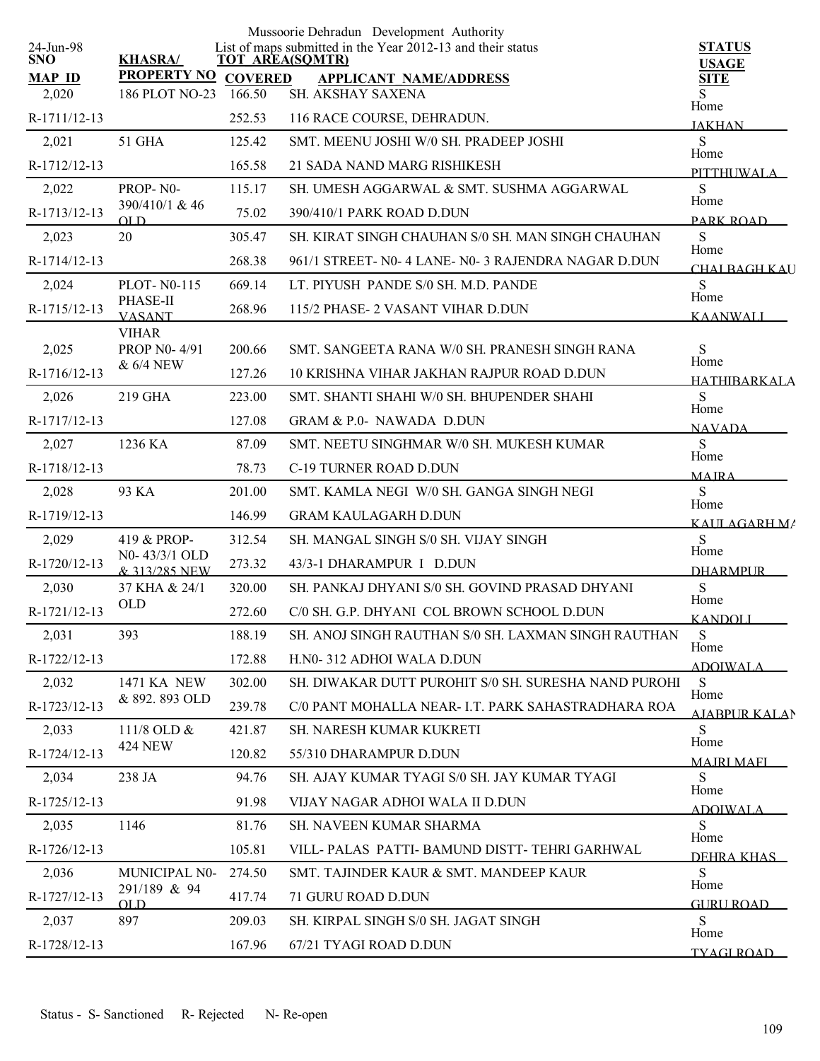Mussoorie Dehradun Development Authority

24-Jun-98 List of maps submitted in the Year 2012-13 and their status

| SNO / MAP_ID | KHASRA/ PROPERTY NO | TOT AREA(SQMTR) / COVERED | APPLICANT NAME/ADDRESS | STATUS / USAGE / SITE |
|---|---|---|---|---|
| 2,020 | 186 PLOT NO-23 | 166.50 | SH. AKSHAY SAXENA | S |
| R-1711/12-13 | | 252.53 | 116 RACE COURSE, DEHRADUN. | Home JAKHAN |
| 2,021 | 51 GHA | 125.42 | SMT. MEENU JOSHI W/0 SH. PRADEEP JOSHI | S |
| R-1712/12-13 | | 165.58 | 21 SADA NAND MARG RISHIKESH | Home PITTHUWALA |
| 2,022 | PROP- N0-390/410/1 & 46 OLD | 115.17 | SH. UMESH AGGARWAL & SMT. SUSHMA AGGARWAL | S |
| R-1713/12-13 | | 75.02 | 390/410/1 PARK ROAD D.DUN | Home PARK ROAD |
| 2,023 | 20 | 305.47 | SH. KIRAT SINGH CHAUHAN S/0 SH. MAN SINGH CHAUHAN | S |
| R-1714/12-13 | | 268.38 | 961/1 STREET- N0- 4 LANE- N0- 3 RAJENDRA NAGAR D.DUN | Home CHALBAGH KAU |
| 2,024 | PLOT- N0-115 PHASE-II VASANT VIHAR | 669.14 | LT. PIYUSH PANDE S/0 SH. M.D. PANDE | S |
| R-1715/12-13 | | 268.96 | 115/2 PHASE- 2 VASANT VIHAR D.DUN | Home KAANWALI |
| 2,025 | PROP N0- 4/91 & 6/4 NEW | 200.66 | SMT. SANGEETA RANA W/0 SH. PRANESH SINGH RANA | S |
| R-1716/12-13 | | 127.26 | 10 KRISHNA VIHAR JAKHAN RAJPUR ROAD D.DUN | Home HATHIBARKALA |
| 2,026 | 219 GHA | 223.00 | SMT. SHANTI SHAHI W/0 SH. BHUPENDER SHAHI | S |
| R-1717/12-13 | | 127.08 | GRAM & P.0- NAWADA D.DUN | Home NAVADA |
| 2,027 | 1236 KA | 87.09 | SMT. NEETU SINGHMAR W/0 SH. MUKESH KUMAR | S |
| R-1718/12-13 | | 78.73 | C-19 TURNER ROAD D.DUN | Home MAJRA |
| 2,028 | 93 KA | 201.00 | SMT. KAMLA NEGI W/0 SH. GANGA SINGH NEGI | S |
| R-1719/12-13 | | 146.99 | GRAM KAULAGARH D.DUN | Home KAULAGARH MA |
| 2,029 | 419 & PROP- N0- 43/3/1 OLD & 313/285 NEW | 312.54 | SH. MANGAL SINGH S/0 SH. VIJAY SINGH | S |
| R-1720/12-13 | | 273.32 | 43/3-1 DHARAMPUR I D.DUN | Home DHARMPUR |
| 2,030 | 37 KHA & 24/1 OLD | 320.00 | SH. PANKAJ DHYANI S/0 SH. GOVIND PRASAD DHYANI | S |
| R-1721/12-13 | | 272.60 | C/0 SH. G.P. DHYANI COL BROWN SCHOOL D.DUN | Home KANDOLI |
| 2,031 | 393 | 188.19 | SH. ANOJ SINGH RAUTHAN S/0 SH. LAXMAN SINGH RAUTHAN | S |
| R-1722/12-13 | | 172.88 | H.N0- 312 ADHOI WALA D.DUN | Home ADOIWALA |
| 2,032 | 1471 KA NEW & 892. 893 OLD | 302.00 | SH. DIWAKAR DUTT PUROHIT S/0 SH. SURESHA NAND PUROHI | S |
| R-1723/12-13 | | 239.78 | C/0 PANT MOHALLA NEAR- I.T. PARK SAHASTRADHARA ROA | Home AJABPUR KALAN |
| 2,033 | 111/8 OLD & 424 NEW | 421.87 | SH. NARESH KUMAR KUKRETI | S |
| R-1724/12-13 | | 120.82 | 55/310 DHARAMPUR D.DUN | Home MAJRI MAFI |
| 2,034 | 238 JA | 94.76 | SH. AJAY KUMAR TYAGI S/0 SH. JAY KUMAR TYAGI | S |
| R-1725/12-13 | | 91.98 | VIJAY NAGAR ADHOI WALA II D.DUN | Home ADOIWALA |
| 2,035 | 1146 | 81.76 | SH. NAVEEN KUMAR SHARMA | S |
| R-1726/12-13 | | 105.81 | VILL- PALAS PATTI- BAMUND DISTT- TEHRI GARHWAL | Home DEHRA KHAS |
| 2,036 | MUNICIPAL N0-291/189 & 94 OLD | 274.50 | SMT. TAJINDER KAUR & SMT. MANDEEP KAUR | S |
| R-1727/12-13 | | 417.74 | 71 GURU ROAD D.DUN | Home GURU ROAD |
| 2,037 | 897 | 209.03 | SH. KIRPAL SINGH S/0 SH. JAGAT SINGH | S |
| R-1728/12-13 | | 167.96 | 67/21 TYAGI ROAD D.DUN | Home TYAGI ROAD |

Status - S- Sanctioned R- Rejected N- Re-open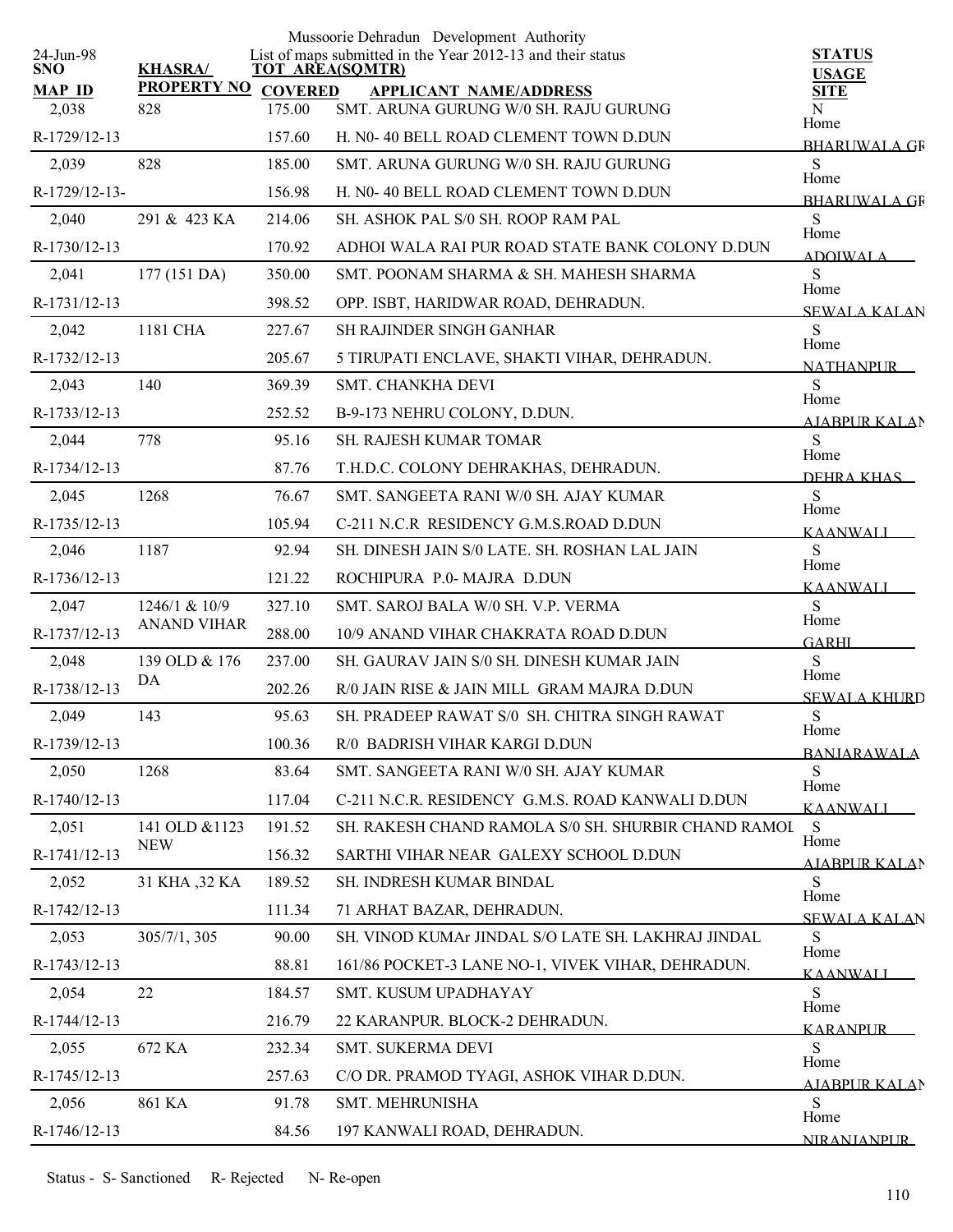Mussoorie Dehradun Development Authority

List of maps submitted in the Year 2012-13 and their status

24-Jun-98

| SNO / MAP ID | KHASRA/ PROPERTY NO | TOT AREA(SQMTR) / COVERED | APPLICANT NAME/ADDRESS | STATUS / USAGE / SITE |
|---|---|---|---|---|
| 2,038 | 828 | 175.00 | SMT. ARUNA GURUNG W/0 SH. RAJU GURUNG | N |
| R-1729/12-13 | | 157.60 | H. N0- 40 BELL ROAD CLEMENT TOWN D.DUN | Home BHARUWALA GR |
| 2,039 | 828 | 185.00 | SMT. ARUNA GURUNG W/0 SH. RAJU GURUNG | S |
| R-1729/12-13- | | 156.98 | H. N0- 40 BELL ROAD CLEMENT TOWN D.DUN | Home BHARUWALA GR |
| 2,040 | 291 & 423 KA | 214.06 | SH. ASHOK PAL S/0 SH. ROOP RAM PAL | S |
| R-1730/12-13 | | 170.92 | ADHOI WALA RAI PUR ROAD STATE BANK COLONY D.DUN | Home ADOIWALA |
| 2,041 | 177 (151 DA) | 350.00 | SMT. POONAM SHARMA & SH. MAHESH SHARMA | S |
| R-1731/12-13 | | 398.52 | OPP. ISBT, HARIDWAR ROAD, DEHRADUN. | Home SEWALA KALAN |
| 2,042 | 1181 CHA | 227.67 | SH RAJINDER SINGH GANHAR | S |
| R-1732/12-13 | | 205.67 | 5 TIRUPATI ENCLAVE, SHAKTI VIHAR, DEHRADUN. | Home NATHANPUR |
| 2,043 | 140 | 369.39 | SMT. CHANKHA DEVI | S |
| R-1733/12-13 | | 252.52 | B-9-173 NEHRU COLONY, D.DUN. | Home AJABPUR KALAN |
| 2,044 | 778 | 95.16 | SH. RAJESH KUMAR TOMAR | S |
| R-1734/12-13 | | 87.76 | T.H.D.C. COLONY DEHRAKHAS, DEHRADUN. | Home DEHRA KHAS |
| 2,045 | 1268 | 76.67 | SMT. SANGEETA RANI W/0 SH. AJAY KUMAR | S |
| R-1735/12-13 | | 105.94 | C-211 N.C.R RESIDENCY G.M.S.ROAD D.DUN | Home KAANWALI |
| 2,046 | 1187 | 92.94 | SH. DINESH JAIN S/0 LATE. SH. ROSHAN LAL JAIN | S |
| R-1736/12-13 | | 121.22 | ROCHIPURA P.0- MAJRA D.DUN | Home KAANWALI |
| 2,047 | 1246/1 & 10/9 ANAND VIHAR | 327.10 | SMT. SAROJ BALA W/0 SH. V.P. VERMA | S |
| R-1737/12-13 | | 288.00 | 10/9 ANAND VIHAR CHAKRATA ROAD D.DUN | Home GARHI |
| 2,048 | 139 OLD & 176 DA | 237.00 | SH. GAURAV JAIN S/0 SH. DINESH KUMAR JAIN | S |
| R-1738/12-13 | | 202.26 | R/0 JAIN RISE & JAIN MILL GRAM MAJRA D.DUN | Home SEWALA KHURD |
| 2,049 | 143 | 95.63 | SH. PRADEEP RAWAT S/0 SH. CHITRA SINGH RAWAT | S |
| R-1739/12-13 | | 100.36 | R/0 BADRISH VIHAR KARGI D.DUN | Home BANJARAWALA |
| 2,050 | 1268 | 83.64 | SMT. SANGEETA RANI W/0 SH. AJAY KUMAR | S |
| R-1740/12-13 | | 117.04 | C-211 N.C.R. RESIDENCY G.M.S. ROAD KANWALI D.DUN | Home KAANWALI |
| 2,051 | 141 OLD &1123 NEW | 191.52 | SH. RAKESH CHAND RAMOLA S/0 SH. SHURBIR CHAND RAMOL | S |
| R-1741/12-13 | | 156.32 | SARTHI VIHAR NEAR GALEXY SCHOOL D.DUN | Home AJABPUR KALAN |
| 2,052 | 31 KHA ,32 KA | 189.52 | SH. INDRESH KUMAR BINDAL | S |
| R-1742/12-13 | | 111.34 | 71 ARHAT BAZAR, DEHRADUN. | Home SEWALA KALAN |
| 2,053 | 305/7/1, 305 | 90.00 | SH. VINOD KUMAr JINDAL S/O LATE SH. LAKHRAJ JINDAL | S |
| R-1743/12-13 | | 88.81 | 161/86 POCKET-3 LANE NO-1, VIVEK VIHAR, DEHRADUN. | Home KAANWALI |
| 2,054 | 22 | 184.57 | SMT. KUSUM UPADHAYAY | S |
| R-1744/12-13 | | 216.79 | 22 KARANPUR. BLOCK-2 DEHRADUN. | Home KARANPUR |
| 2,055 | 672 KA | 232.34 | SMT. SUKERMA DEVI | S |
| R-1745/12-13 | | 257.63 | C/O DR. PRAMOD TYAGI, ASHOK VIHAR D.DUN. | Home AJABPUR KALAN |
| 2,056 | 861 KA | 91.78 | SMT. MEHRUNISHA | S |
| R-1746/12-13 | | 84.56 | 197 KANWALI ROAD, DEHRADUN. | Home NIRANJANPUR |

Status - S- Sanctioned R- Rejected N- Re-open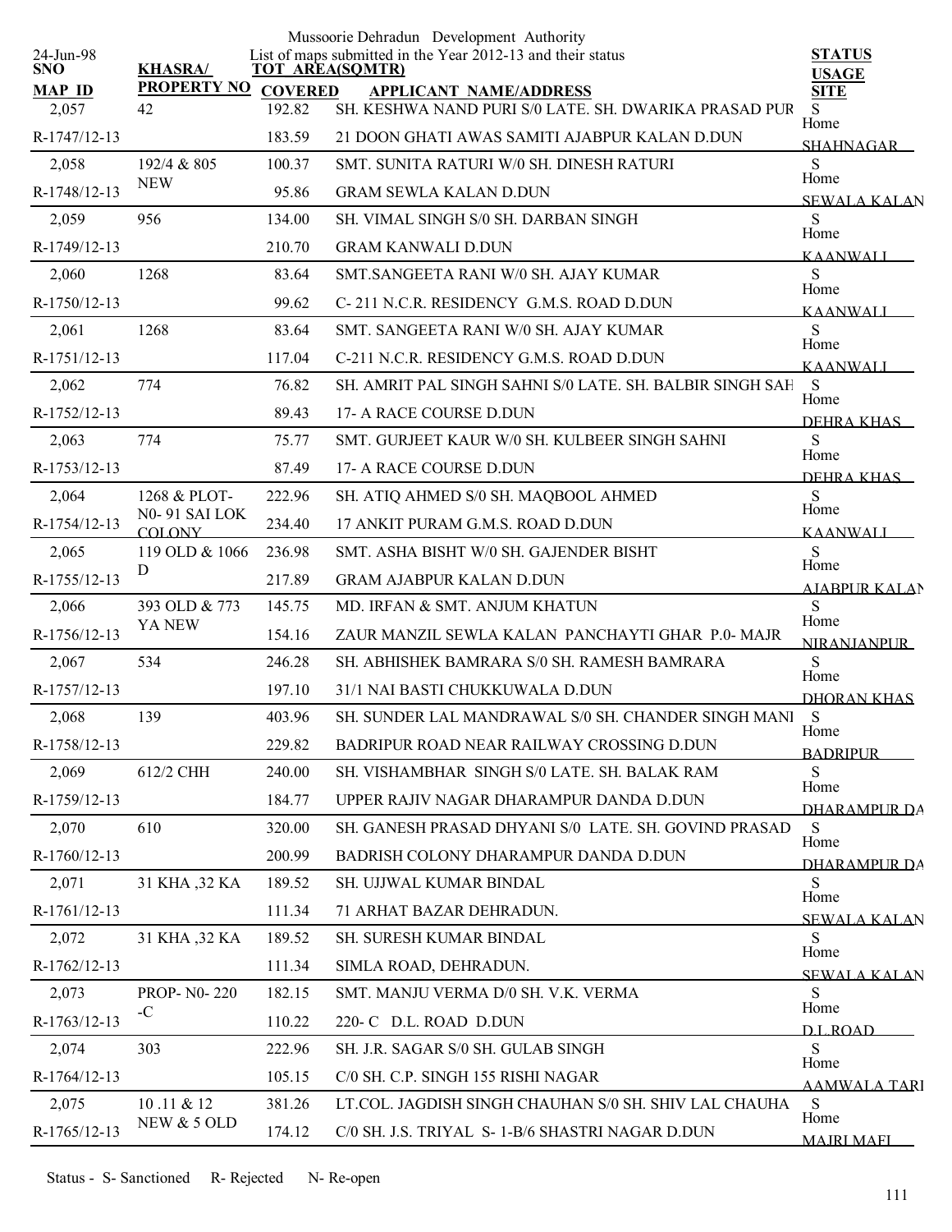Mussoorie Dehradun Development Authority

List of maps submitted in the Year 2012-13 and their status

24-Jun-98

| SNO / MAP ID | KHASRA/ PROPERTY NO | TOT AREA(SQMTR) / COVERED | APPLICANT NAME/ADDRESS | STATUS / USAGE / SITE |
|---|---|---|---|---|
| 2,057 | 42 | 192.82 | SH. KESHWA NAND PURI S/0 LATE. SH. DWARIKA PRASAD PUR | S |
| R-1747/12-13 | | 183.59 | 21 DOON GHATI AWAS SAMITI AJABPUR KALAN D.DUN | Home SHAHNAGAR |
| 2,058 | 192/4 & 805 NEW | 100.37 | SMT. SUNITA RATURI W/0 SH. DINESH RATURI | S |
| R-1748/12-13 | | 95.86 | GRAM SEWLA KALAN D.DUN | Home SEWALA KALAN |
| 2,059 | 956 | 134.00 | SH. VIMAL SINGH S/0 SH. DARBAN SINGH | S |
| R-1749/12-13 | | 210.70 | GRAM KANWALI D.DUN | Home KAANWALI |
| 2,060 | 1268 | 83.64 | SMT.SANGEETA RANI W/0 SH. AJAY KUMAR | S |
| R-1750/12-13 | | 99.62 | C- 211 N.C.R. RESIDENCY G.M.S. ROAD D.DUN | Home KAANWALI |
| 2,061 | 1268 | 83.64 | SMT. SANGEETA RANI W/0 SH. AJAY KUMAR | S |
| R-1751/12-13 | | 117.04 | C-211 N.C.R. RESIDENCY G.M.S. ROAD D.DUN | Home KAANWALI |
| 2,062 | 774 | 76.82 | SH. AMRIT PAL SINGH SAHNI S/0 LATE. SH. BALBIR SINGH SAH | S |
| R-1752/12-13 | | 89.43 | 17- A RACE COURSE D.DUN | Home DEHRA KHAS |
| 2,063 | 774 | 75.77 | SMT. GURJEET KAUR W/0 SH. KULBEER SINGH SAHNI | S |
| R-1753/12-13 | | 87.49 | 17- A RACE COURSE D.DUN | Home DEHRA KHAS |
| 2,064 | 1268 & PLOT- N0- 91 SAI LOK COLONY | 222.96 | SH. ATIQ AHMED S/0 SH. MAQBOOL AHMED | S |
| R-1754/12-13 | | 234.40 | 17 ANKIT PURAM G.M.S. ROAD D.DUN | Home KAANWALI |
| 2,065 | 119 OLD & 1066 D | 236.98 | SMT. ASHA BISHT W/0 SH. GAJENDER BISHT | S |
| R-1755/12-13 | | 217.89 | GRAM AJABPUR KALAN D.DUN | Home AJABPUR KALAN |
| 2,066 | 393 OLD & 773 YA NEW | 145.75 | MD. IRFAN & SMT. ANJUM KHATUN | S |
| R-1756/12-13 | | 154.16 | ZAUR MANZIL SEWLA KALAN PANCHAYTI GHAR P.0- MAJR | Home NIRANJANPUR |
| 2,067 | 534 | 246.28 | SH. ABHISHEK BAMRARA S/0 SH. RAMESH BAMRARA | S |
| R-1757/12-13 | | 197.10 | 31/1 NAI BASTI CHUKKUWALA D.DUN | Home DHORAN KHAS |
| 2,068 | 139 | 403.96 | SH. SUNDER LAL MANDRAWAL S/0 SH. CHANDER SINGH MANI | S |
| R-1758/12-13 | | 229.82 | BADRIPUR ROAD NEAR RAILWAY CROSSING D.DUN | Home BADRIPUR |
| 2,069 | 612/2 CHH | 240.00 | SH. VISHAMBHAR SINGH S/0 LATE. SH. BALAK RAM | S |
| R-1759/12-13 | | 184.77 | UPPER RAJIV NAGAR DHARAMPUR DANDA D.DUN | Home DHARAMPUR DA |
| 2,070 | 610 | 320.00 | SH. GANESH PRASAD DHYANI S/0 LATE. SH. GOVIND PRASAD | S |
| R-1760/12-13 | | 200.99 | BADRISH COLONY DHARAMPUR DANDA D.DUN | Home DHARAMPUR DA |
| 2,071 | 31 KHA ,32 KA | 189.52 | SH. UJJWAL KUMAR BINDAL | S |
| R-1761/12-13 | | 111.34 | 71 ARHAT BAZAR DEHRADUN. | Home SEWALA KALAN |
| 2,072 | 31 KHA ,32 KA | 189.52 | SH. SURESH KUMAR BINDAL | S |
| R-1762/12-13 | | 111.34 | SIMLA ROAD, DEHRADUN. | Home SEWALA KALAN |
| 2,073 | PROP- N0- 220 -C | 182.15 | SMT. MANJU VERMA D/0 SH. V.K. VERMA | S |
| R-1763/12-13 | | 110.22 | 220- C D.L. ROAD D.DUN | Home D.L.ROAD |
| 2,074 | 303 | 222.96 | SH. J.R. SAGAR S/0 SH. GULAB SINGH | S |
| R-1764/12-13 | | 105.15 | C/0 SH. C.P. SINGH 155 RISHI NAGAR | Home AAMWALA TARI |
| 2,075 | 10 .11 & 12 NEW & 5 OLD | 381.26 | LT.COL. JAGDISH SINGH CHAUHAN S/0 SH. SHIV LAL CHAUHA | S |
| R-1765/12-13 | | 174.12 | C/0 SH. J.S. TRIYAL S- 1-B/6 SHASTRI NAGAR D.DUN | Home MAJRI MAFI |

Status - S- Sanctioned R- Rejected N- Re-open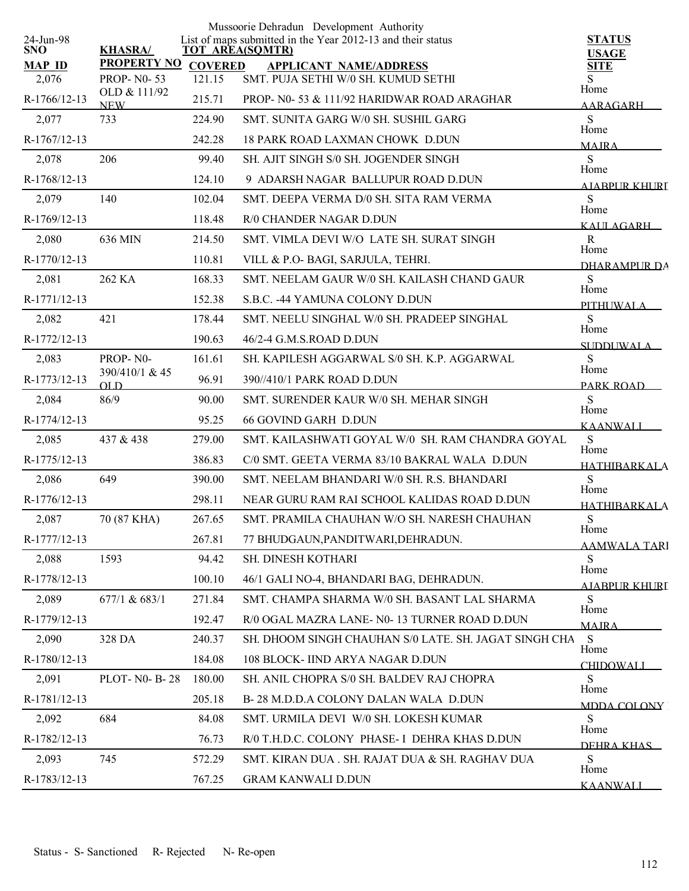Mussoorie Dehradun Development Authority

List of maps submitted in the Year 2012-13 and their status

24-Jun-98

| SNO / MAP ID | KHASRA/ PROPERTY NO | TOT AREA(SQMTR) / COVERED | APPLICANT NAME/ADDRESS | STATUS / USAGE / SITE |
|---|---|---|---|---|
| 2,076 | PROP- N0- 53 | 121.15 | SMT. PUJA SETHI W/0 SH. KUMUD SETHI | S |
| R-1766/12-13 | OLD & 111/92 NEW | 215.71 | PROP- N0- 53 & 111/92 HARIDWAR ROAD ARAGHAR | Home AARAGARH |
| 2,077 | 733 | 224.90 | SMT. SUNITA GARG W/0 SH. SUSHIL GARG | S |
| R-1767/12-13 | | 242.28 | 18 PARK ROAD LAXMAN CHOWK D.DUN | Home MAJRA |
| 2,078 | 206 | 99.40 | SH. AJIT SINGH S/0 SH. JOGENDER SINGH | S |
| R-1768/12-13 | | 124.10 | 9 ADARSH NAGAR BALLUPUR ROAD D.DUN | Home AJABPUR KHURD |
| 2,079 | 140 | 102.04 | SMT. DEEPA VERMA D/0 SH. SITA RAM VERMA | S |
| R-1769/12-13 | | 118.48 | R/0 CHANDER NAGAR D.DUN | Home KAULAGARH |
| 2,080 | 636 MIN | 214.50 | SMT. VIMLA DEVI W/O LATE SH. SURAT SINGH | R |
| R-1770/12-13 | | 110.81 | VILL & P.O- BAGI, SARJULA, TEHRI. | Home DHARAMPUR DA |
| 2,081 | 262 KA | 168.33 | SMT. NEELAM GAUR W/0 SH. KAILASH CHAND GAUR | S |
| R-1771/12-13 | | 152.38 | S.B.C. -44 YAMUNA COLONY D.DUN | Home PITHUWALA |
| 2,082 | 421 | 178.44 | SMT. NEELU SINGHAL W/0 SH. PRADEEP SINGHAL | S |
| R-1772/12-13 | | 190.63 | 46/2-4 G.M.S.ROAD D.DUN | Home SUDDUWALA |
| 2,083 | PROP- N0- | 161.61 | SH. KAPILESH AGGARWAL S/0 SH. K.P. AGGARWAL | S |
| R-1773/12-13 | 390/410/1 & 45 OLD | 96.91 | 390//410/1 PARK ROAD D.DUN | Home PARK ROAD |
| 2,084 | 86/9 | 90.00 | SMT. SURENDER KAUR W/0 SH. MEHAR SINGH | S |
| R-1774/12-13 | | 95.25 | 66 GOVIND GARH D.DUN | Home KAANWALI |
| 2,085 | 437 & 438 | 279.00 | SMT. KAILASHWATI GOYAL W/0 SH. RAM CHANDRA GOYAL | S |
| R-1775/12-13 | | 386.83 | C/0 SMT. GEETA VERMA 83/10 BAKRAL WALA D.DUN | Home HATHIBARKALA |
| 2,086 | 649 | 390.00 | SMT. NEELAM BHANDARI W/0 SH. R.S. BHANDARI | S |
| R-1776/12-13 | | 298.11 | NEAR GURU RAM RAI SCHOOL KALIDAS ROAD D.DUN | Home HATHIBARKALA |
| 2,087 | 70 (87 KHA) | 267.65 | SMT. PRAMILA CHAUHAN W/O SH. NARESH CHAUHAN | S |
| R-1777/12-13 | | 267.81 | 77 BHUDGAUN,PANDITWARI,DEHRADUN. | Home AAMWALA TARI |
| 2,088 | 1593 | 94.42 | SH. DINESH KOTHARI | S |
| R-1778/12-13 | | 100.10 | 46/1 GALI NO-4, BHANDARI BAG, DEHRADUN. | Home AJABPUR KHURD |
| 2,089 | 677/1 & 683/1 | 271.84 | SMT. CHAMPA SHARMA W/0 SH. BASANT LAL SHARMA | S |
| R-1779/12-13 | | 192.47 | R/0 OGAL MAZRA LANE- N0- 13 TURNER ROAD D.DUN | Home MAJRA |
| 2,090 | 328 DA | 240.37 | SH. DHOOM SINGH CHAUHAN S/0 LATE. SH. JAGAT SINGH CHA | S |
| R-1780/12-13 | | 184.08 | 108 BLOCK- IIND ARYA NAGAR D.DUN | Home CHIDOWALI |
| 2,091 | PLOT- N0- B- 28 | 180.00 | SH. ANIL CHOPRA S/0 SH. BALDEV RAJ CHOPRA | S |
| R-1781/12-13 | | 205.18 | B- 28 M.D.D.A COLONY DALAN WALA D.DUN | Home MDDA COLONY |
| 2,092 | 684 | 84.08 | SMT. URMILA DEVI W/0 SH. LOKESH KUMAR | S |
| R-1782/12-13 | | 76.73 | R/0 T.H.D.C. COLONY PHASE- I DEHRA KHAS D.DUN | Home DEHRA KHAS |
| 2,093 | 745 | 572.29 | SMT. KIRAN DUA . SH. RAJAT DUA & SH. RAGHAV DUA | S |
| R-1783/12-13 | | 767.25 | GRAM KANWALI D.DUN | Home KAANWALI |

Status - S- Sanctioned R- Rejected N- Re-open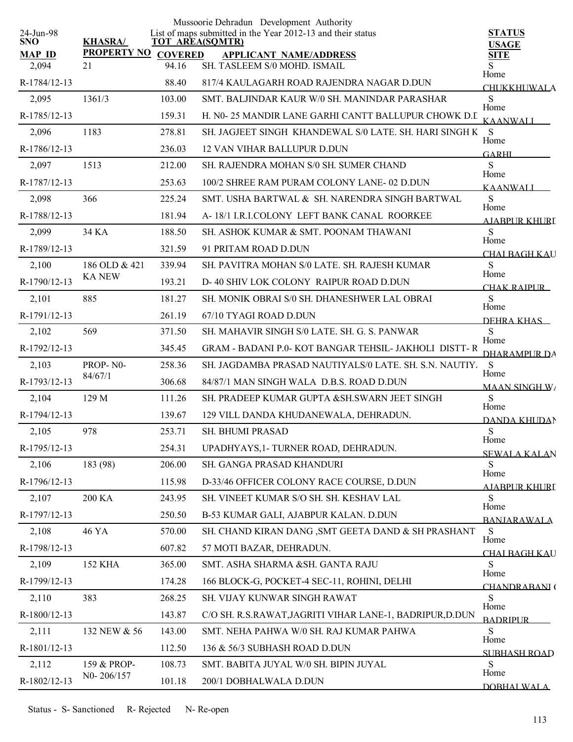Mussoorie Dehradun Development Authority

List of maps submitted in the Year 2012-13 and their status

24-Jun-98

| SNO / MAP ID | KHASRA/ PROPERTY NO | TOT AREA(SQMTR) / COVERED | APPLICANT NAME/ADDRESS | STATUS / USAGE / SITE |
|---|---|---|---|---|
| 2,094 | 21 | 94.16 | SH. TASLEEM S/0 MOHD. ISMAIL | S |
| R-1784/12-13 | | 88.40 | 817/4 KAULAGARH ROAD RAJENDRA NAGAR D.DUN | Home CHUKKHUWALA |
| 2,095 | 1361/3 | 103.00 | SMT. BALJINDAR KAUR W/0 SH. MANINDAR PARASHAR | S |
| R-1785/12-13 | | 159.31 | H. N0- 25 MANDIR LANE GARHI CANTT BALLUPUR CHOWK D.D | Home KAANWALI |
| 2,096 | 1183 | 278.81 | SH. JAGJEET SINGH KHANDEWAL S/0 LATE. SH. HARI SINGH K | S |
| R-1786/12-13 | | 236.03 | 12 VAN VIHAR BALLUPUR D.DUN | Home GARHI |
| 2,097 | 1513 | 212.00 | SH. RAJENDRA MOHAN S/0 SH. SUMER CHAND | S |
| R-1787/12-13 | | 253.63 | 100/2 SHREE RAM PURAM COLONY LANE- 02 D.DUN | Home KAANWALI |
| 2,098 | 366 | 225.24 | SMT. USHA BARTWAL & SH. NARENDRA SINGH BARTWAL | S |
| R-1788/12-13 | | 181.94 | A- 18/1 I.R.I.COLONY LEFT BANK CANAL ROORKEE | Home AJABPUR KHURD |
| 2,099 | 34 KA | 188.50 | SH. ASHOK KUMAR & SMT. POONAM THAWANI | S |
| R-1789/12-13 | | 321.59 | 91 PRITAM ROAD D.DUN | Home CHAI BAGH KAU |
| 2,100 | 186 OLD & 421 KA NEW | 339.94 | SH. PAVITRA MOHAN S/0 LATE. SH. RAJESH KUMAR | S |
| R-1790/12-13 | | 193.21 | D- 40 SHIV LOK COLONY RAIPUR ROAD D.DUN | Home CHAK RAIPUR |
| 2,101 | 885 | 181.27 | SH. MONIK OBRAI S/0 SH. DHANESHWER LAL OBRAI | S |
| R-1791/12-13 | | 261.19 | 67/10 TYAGI ROAD D.DUN | Home DEHRA KHAS |
| 2,102 | 569 | 371.50 | SH. MAHAVIR SINGH S/0 LATE. SH. G. S. PANWAR | S |
| R-1792/12-13 | | 345.45 | GRAM - BADANI P.0- KOT BANGAR TEHSIL- JAKHOLI DISTT- R | Home DHARAMPUR DA |
| 2,103 | PROP- N0- 84/67/1 | 258.36 | SH. JAGDAMBA PRASAD NAUTIYALS/0 LATE. SH. S.N. NAUTIY. | S |
| R-1793/12-13 | | 306.68 | 84/87/1 MAN SINGH WALA D.B.S. ROAD D.DUN | Home MAAN SINGH WA |
| 2,104 | 129 M | 111.26 | SH. PRADEEP KUMAR GUPTA &SH.SWARN JEET SINGH | S |
| R-1794/12-13 | | 139.67 | 129 VILL DANDA KHUDANEWALA, DEHRADUN. | Home DANDA KHUDAN |
| 2,105 | 978 | 253.71 | SH. BHUMI PRASAD | S |
| R-1795/12-13 | | 254.31 | UPADHYAYS,1- TURNER ROAD, DEHRADUN. | Home SEWALA KALAN |
| 2,106 | 183 (98) | 206.00 | SH. GANGA PRASAD KHANDURI | S |
| R-1796/12-13 | | 115.98 | D-33/46 OFFICER COLONY RACE COURSE, D.DUN | Home AJABPUR KHURD |
| 2,107 | 200 KA | 243.95 | SH. VINEET KUMAR S/O SH. SH. KESHAV LAL | S |
| R-1797/12-13 | | 250.50 | B-53 KUMAR GALI, AJABPUR KALAN. D.DUN | Home BANJARAWALA |
| 2,108 | 46 YA | 570.00 | SH. CHAND KIRAN DANG ,SMT GEETA DAND & SH PRASHANT | S |
| R-1798/12-13 | | 607.82 | 57 MOTI BAZAR, DEHRADUN. | Home CHAI BAGH KAU |
| 2,109 | 152 KHA | 365.00 | SMT. ASHA SHARMA &SH. GANTA RAJU | S |
| R-1799/12-13 | | 174.28 | 166 BLOCK-G, POCKET-4 SEC-11, ROHINI, DELHI | Home CHANDRABANI ( |
| 2,110 | 383 | 268.25 | SH. VIJAY KUNWAR SINGH RAWAT | S |
| R-1800/12-13 | | 143.87 | C/O SH. R.S.RAWAT,JAGRITI VIHAR LANE-1, BADRIPUR,D.DUN | Home BADRIPUR |
| 2,111 | 132 NEW & 56 | 143.00 | SMT. NEHA PAHWA W/0 SH. RAJ KUMAR PAHWA | S |
| R-1801/12-13 | | 112.50 | 136 & 56/3 SUBHASH ROAD D.DUN | Home SUBHASH ROAD |
| 2,112 | 159 & PROP- N0- 206/157 | 108.73 | SMT. BABITA JUYAL W/0 SH. BIPIN JUYAL | S |
| R-1802/12-13 | | 101.18 | 200/1 DOBHALWALA D.DUN | Home DOBHALWALA |

Status - S- Sanctioned R- Rejected N- Re-open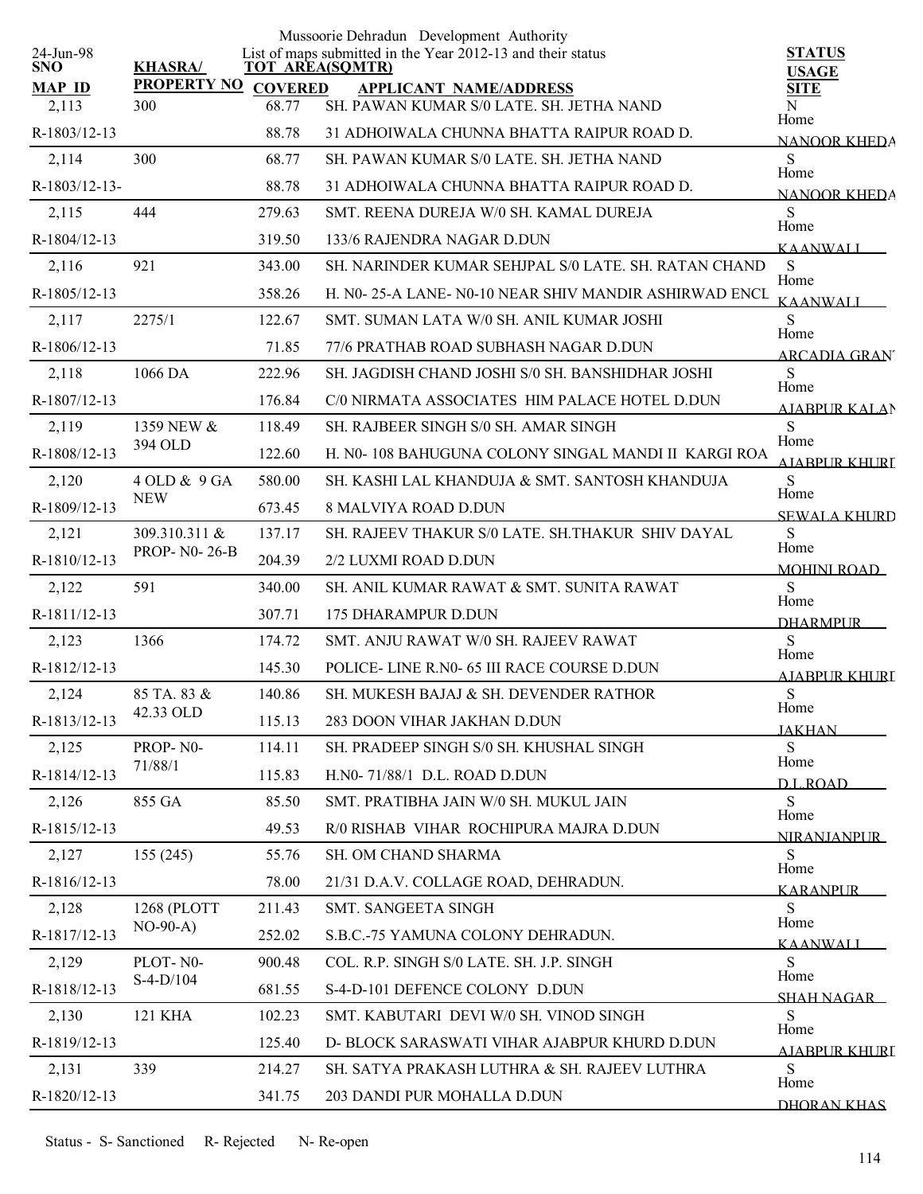Mussoorie Dehradun Development Authority

List of maps submitted in the Year 2012-13 and their status

24-Jun-98

| SNO / MAP ID | KHASRA/ PROPERTY NO | TOT AREA(SQMTR) / COVERED | APPLICANT NAME/ADDRESS | STATUS / USAGE / SITE |
|---|---|---|---|---|
| 2,113 | 300 | 68.77 | SH. PAWAN KUMAR S/0 LATE. SH. JETHA NAND | N |
| R-1803/12-13 | | 88.78 | 31 ADHOIWALA CHUNNA BHATTA RAIPUR ROAD D. | Home NANOOR KHEDA |
| 2,114 | 300 | 68.77 | SH. PAWAN KUMAR S/0 LATE. SH. JETHA NAND | S |
| R-1803/12-13- | | 88.78 | 31 ADHOIWALA CHUNNA BHATTA RAIPUR ROAD D. | Home NANOOR KHEDA |
| 2,115 | 444 | 279.63 | SMT. REENA DUREJA W/0 SH. KAMAL DUREJA | S |
| R-1804/12-13 | | 319.50 | 133/6 RAJENDRA NAGAR D.DUN | Home KAANWALI |
| 2,116 | 921 | 343.00 | SH. NARINDER KUMAR SEHJPAL S/0 LATE. SH. RATAN CHAND | S |
| R-1805/12-13 | | 358.26 | H. N0- 25-A LANE- N0-10 NEAR SHIV MANDIR ASHIRWAD ENCL | Home KAANWALI |
| 2,117 | 2275/1 | 122.67 | SMT. SUMAN LATA W/0 SH. ANIL KUMAR JOSHI | S |
| R-1806/12-13 | | 71.85 | 77/6 PRATHAB ROAD SUBHASH NAGAR D.DUN | Home ARCADIA GRANT |
| 2,118 | 1066 DA | 222.96 | SH. JAGDISH CHAND JOSHI S/0 SH. BANSHIDHAR JOSHI | S |
| R-1807/12-13 | | 176.84 | C/0 NIRMATA ASSOCIATES HIM PALACE HOTEL D.DUN | Home AJABPUR KALAN |
| 2,119 | 1359 NEW & 394 OLD | 118.49 | SH. RAJBEER SINGH S/0 SH. AMAR SINGH | S |
| R-1808/12-13 | | 122.60 | H. N0- 108 BAHUGUNA COLONY SINGAL MANDI II KARGI ROA | Home AJABPUR KHURD |
| 2,120 | 4 OLD & 9 GA NEW | 580.00 | SH. KASHI LAL KHANDUJA & SMT. SANTOSH KHANDUJA | S |
| R-1809/12-13 | | 673.45 | 8 MALVIYA ROAD D.DUN | Home SEWALA KHURD |
| 2,121 | 309.310.311 & PROP- N0- 26-B | 137.17 | SH. RAJEEV THAKUR S/0 LATE. SH.THAKUR SHIV DAYAL | S |
| R-1810/12-13 | | 204.39 | 2/2 LUXMI ROAD D.DUN | Home MOHINI ROAD |
| 2,122 | 591 | 340.00 | SH. ANIL KUMAR RAWAT & SMT. SUNITA RAWAT | S |
| R-1811/12-13 | | 307.71 | 175 DHARAMPUR D.DUN | Home DHARMPUR |
| 2,123 | 1366 | 174.72 | SMT. ANJU RAWAT W/0 SH. RAJEEV RAWAT | S |
| R-1812/12-13 | | 145.30 | POLICE- LINE R.N0- 65 III RACE COURSE D.DUN | Home AJABPUR KHURD |
| 2,124 | 85 TA. 83 & 42.33 OLD | 140.86 | SH. MUKESH BAJAJ & SH. DEVENDER RATHOR | S |
| R-1813/12-13 | | 115.13 | 283 DOON VIHAR JAKHAN D.DUN | Home JAKHAN |
| 2,125 | PROP- N0- 71/88/1 | 114.11 | SH. PRADEEP SINGH S/0 SH. KHUSHAL SINGH | S |
| R-1814/12-13 | | 115.83 | H.N0- 71/88/1 D.L. ROAD D.DUN | Home D.L.ROAD |
| 2,126 | 855 GA | 85.50 | SMT. PRATIBHA JAIN W/0 SH. MUKUL JAIN | S |
| R-1815/12-13 | | 49.53 | R/0 RISHAB VIHAR ROCHIPURA MAJRA D.DUN | Home NIRANJANPUR |
| 2,127 | 155 (245) | 55.76 | SH. OM CHAND SHARMA | S |
| R-1816/12-13 | | 78.00 | 21/31 D.A.V. COLLAGE ROAD, DEHRADUN. | Home KARANPUR |
| 2,128 | 1268 (PLOTT NO-90-A) | 211.43 | SMT. SANGEETA SINGH | S |
| R-1817/12-13 | | 252.02 | S.B.C.-75 YAMUNA COLONY DEHRADUN. | Home KAANWALI |
| 2,129 | PLOT- N0- S-4-D/104 | 900.48 | COL. R.P. SINGH S/0 LATE. SH. J.P. SINGH | S |
| R-1818/12-13 | | 681.55 | S-4-D-101 DEFENCE COLONY D.DUN | Home SHAH NAGAR |
| 2,130 | 121 KHA | 102.23 | SMT. KABUTARI DEVI W/0 SH. VINOD SINGH | S |
| R-1819/12-13 | | 125.40 | D- BLOCK SARASWATI VIHAR AJABPUR KHURD D.DUN | Home AJABPUR KHURD |
| 2,131 | 339 | 214.27 | SH. SATYA PRAKASH LUTHRA & SH. RAJEEV LUTHRA | S |
| R-1820/12-13 | | 341.75 | 203 DANDI PUR MOHALLA D.DUN | Home DHORAN KHAS |

Status - S- Sanctioned R- Rejected N- Re-open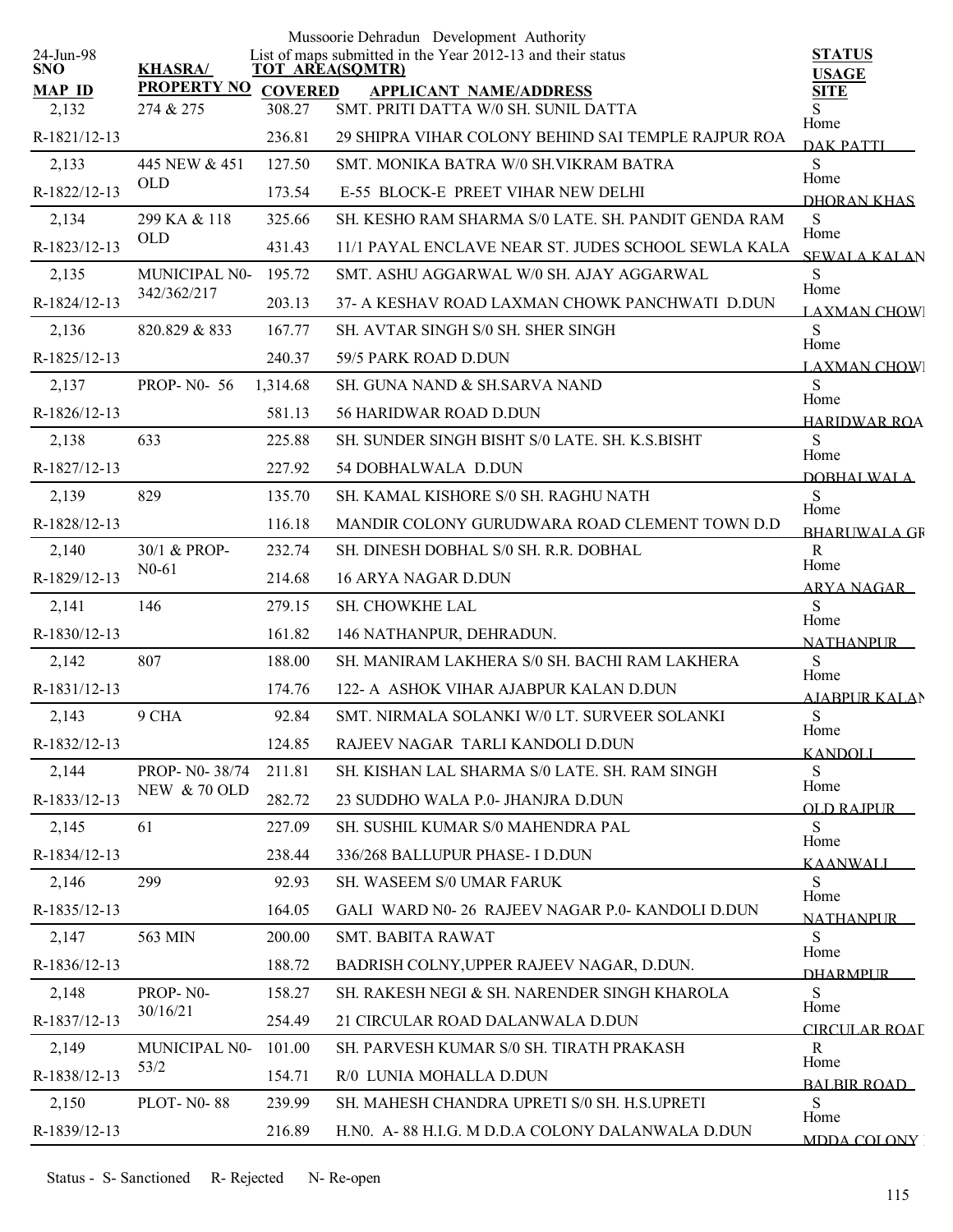Mussoorie Dehradun Development Authority

List of maps submitted in the Year 2012-13 and their status

24-Jun-98

| SNO / MAP ID | KHASRA/ PROPERTY NO | TOT AREA(SQMTR) / COVERED | APPLICANT NAME/ADDRESS | STATUS / USAGE / SITE |
|---|---|---|---|---|
| 2,132 | 274 & 275 | 308.27 | SMT. PRITI DATTA W/0 SH. SUNIL DATTA | S |
| R-1821/12-13 | | 236.81 | 29 SHIPRA VIHAR COLONY BEHIND SAI TEMPLE RAJPUR ROA | Home DAK PATTI |
| 2,133 | 445 NEW & 451 OLD | 127.50 | SMT. MONIKA BATRA W/0 SH.VIKRAM BATRA | S |
| R-1822/12-13 | | 173.54 | E-55 BLOCK-E PREET VIHAR NEW DELHI | Home DHORAN KHAS |
| 2,134 | 299 KA & 118 OLD | 325.66 | SH. KESHO RAM SHARMA S/0 LATE. SH. PANDIT GENDA RAM | S |
| R-1823/12-13 | | 431.43 | 11/1 PAYAL ENCLAVE NEAR ST. JUDES SCHOOL SEWLA KALA | Home SEWALA KALAN |
| 2,135 | MUNICIPAL N0-342/362/217 | 195.72 | SMT. ASHU AGGARWAL W/0 SH. AJAY AGGARWAL | S |
| R-1824/12-13 | | 203.13 | 37- A KESHAV ROAD LAXMAN CHOWK PANCHWATI D.DUN | Home LAXMAN CHOWI |
| 2,136 | 820.829 & 833 | 167.77 | SH. AVTAR SINGH S/0 SH. SHER SINGH | S |
| R-1825/12-13 | | 240.37 | 59/5 PARK ROAD D.DUN | Home LAXMAN CHOWI |
| 2,137 | PROP- N0- 56 | 1,314.68 | SH. GUNA NAND & SH.SARVA NAND | S |
| R-1826/12-13 | | 581.13 | 56 HARIDWAR ROAD D.DUN | Home HARIDWAR ROA |
| 2,138 | 633 | 225.88 | SH. SUNDER SINGH BISHT S/0 LATE. SH. K.S.BISHT | S |
| R-1827/12-13 | | 227.92 | 54 DOBHALWALA D.DUN | Home DOBHALWALA |
| 2,139 | 829 | 135.70 | SH. KAMAL KISHORE S/0 SH. RAGHU NATH | S |
| R-1828/12-13 | | 116.18 | MANDIR COLONY GURUDWARA ROAD CLEMENT TOWN D.D | Home BHARUWALA GR |
| 2,140 | 30/1 & PROP- N0-61 | 232.74 | SH. DINESH DOBHAL S/0 SH. R.R. DOBHAL | R |
| R-1829/12-13 | | 214.68 | 16 ARYA NAGAR D.DUN | Home ARYA NAGAR |
| 2,141 | 146 | 279.15 | SH. CHOWKHE LAL | S |
| R-1830/12-13 | | 161.82 | 146 NATHANPUR, DEHRADUN. | Home NATHANPUR |
| 2,142 | 807 | 188.00 | SH. MANIRAM LAKHERA S/0 SH. BACHI RAM LAKHERA | S |
| R-1831/12-13 | | 174.76 | 122- A ASHOK VIHAR AJABPUR KALAN D.DUN | Home AJABPUR KALAN |
| 2,143 | 9 CHA | 92.84 | SMT. NIRMALA SOLANKI W/0 LT. SURVEER SOLANKI | S |
| R-1832/12-13 | | 124.85 | RAJEEV NAGAR TARLI KANDOLI D.DUN | Home KANDOLI |
| 2,144 | PROP- N0- 38/74 NEW & 70 OLD | 211.81 | SH. KISHAN LAL SHARMA S/0 LATE. SH. RAM SINGH | S |
| R-1833/12-13 | | 282.72 | 23 SUDDHO WALA P.0- JHANJRA D.DUN | Home OLD RAJPUR |
| 2,145 | 61 | 227.09 | SH. SUSHIL KUMAR S/0 MAHENDRA PAL | S |
| R-1834/12-13 | | 238.44 | 336/268 BALLUPUR PHASE- I D.DUN | Home KAANWALI |
| 2,146 | 299 | 92.93 | SH. WASEEM S/0 UMAR FARUK | S |
| R-1835/12-13 | | 164.05 | GALI WARD N0- 26 RAJEEV NAGAR P.0- KANDOLI D.DUN | Home NATHANPUR |
| 2,147 | 563 MIN | 200.00 | SMT. BABITA RAWAT | S |
| R-1836/12-13 | | 188.72 | BADRISH COLNY,UPPER RAJEEV NAGAR, D.DUN. | Home DHARMPUR |
| 2,148 | PROP- N0-30/16/21 | 158.27 | SH. RAKESH NEGI & SH. NARENDER SINGH KHAROLA | S |
| R-1837/12-13 | | 254.49 | 21 CIRCULAR ROAD DALANWALA D.DUN | Home CIRCULAR ROAD |
| 2,149 | MUNICIPAL N0-53/2 | 101.00 | SH. PARVESH KUMAR S/0 SH. TIRATH PRAKASH | R |
| R-1838/12-13 | | 154.71 | R/0 LUNIA MOHALLA D.DUN | Home BALBIR ROAD |
| 2,150 | PLOT- N0- 88 | 239.99 | SH. MAHESH CHANDRA UPRETI S/0 SH. H.S.UPRETI | S |
| R-1839/12-13 | | 216.89 | H.N0. A- 88 H.I.G. M D.D.A COLONY DALANWALA D.DUN | Home MDDA COLONY |

Status - S- Sanctioned R- Rejected N- Re-open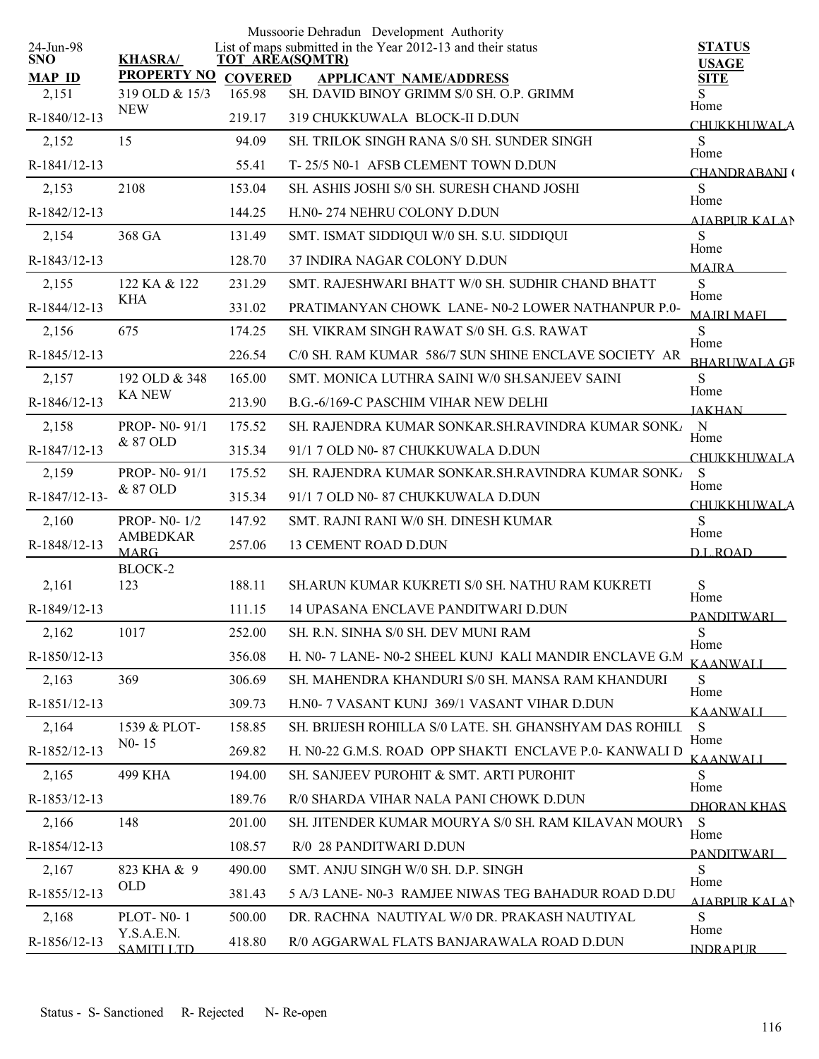Mussoorie Dehradun Development Authority

List of maps submitted in the Year 2012-13 and their status

24-Jun-98

| SNO / MAP ID | KHASRA/ PROPERTY NO | TOT AREA(SQMTR) COVERED | APPLICANT NAME/ADDRESS | STATUS USAGE SITE |
|---|---|---|---|---|
| 2,151 / R-1840/12-13 | 319 OLD & 15/3 NEW | 165.98 / 219.17 | SH. DAVID BINOY GRIMM S/0 SH. O.P. GRIMM / 319 CHUKKUWALA BLOCK-II D.DUN | S / Home / CHUKKHUWALA |
| 2,152 / R-1841/12-13 | 15 | 94.09 / 55.41 | SH. TRILOK SINGH RANA S/0 SH. SUNDER SINGH / T- 25/5 N0-1 AFSB CLEMENT TOWN D.DUN | S / Home / CHANDRABANI ( |
| 2,153 / R-1842/12-13 | 2108 | 153.04 / 144.25 | SH. ASHIS JOSHI S/0 SH. SURESH CHAND JOSHI / H.N0- 274 NEHRU COLONY D.DUN | S / Home / AJABPUR KALAN |
| 2,154 / R-1843/12-13 | 368 GA | 131.49 / 128.70 | SMT. ISMAT SIDDIQUI W/0 SH. S.U. SIDDIQUI / 37 INDIRA NAGAR COLONY D.DUN | S / Home / MAJRA |
| 2,155 / R-1844/12-13 | 122 KA & 122 KHA | 231.29 / 331.02 | SMT. RAJESHWARI BHATT W/0 SH. SUDHIR CHAND BHATT / PRATIMANYAN CHOWK LANE- N0-2 LOWER NATHANPUR P.0- | S / Home / MAJRI MAFI |
| 2,156 / R-1845/12-13 | 675 | 174.25 / 226.54 | SH. VIKRAM SINGH RAWAT S/0 SH. G.S. RAWAT / C/0 SH. RAM KUMAR 586/7 SUN SHINE ENCLAVE SOCIETY AR | S / Home / BHARUWALA GR |
| 2,157 / R-1846/12-13 | 192 OLD & 348 KA NEW | 165.00 / 213.90 | SMT. MONICA LUTHRA SAINI W/0 SH.SANJEEV SAINI / B.G.-6/169-C PASCHIM VIHAR NEW DELHI | S / Home / JAKHAN |
| 2,158 / R-1847/12-13 | PROP- N0- 91/1 & 87 OLD | 175.52 / 315.34 | SH. RAJENDRA KUMAR SONKAR.SH.RAVINDRA KUMAR SONKA / 91/1 7 OLD N0- 87 CHUKKUWALA D.DUN | N / Home / CHUKKHUWALA |
| 2,159 / R-1847/12-13- | PROP- N0- 91/1 & 87 OLD | 175.52 / 315.34 | SH. RAJENDRA KUMAR SONKAR.SH.RAVINDRA KUMAR SONKA / 91/1 7 OLD N0- 87 CHUKKUWALA D.DUN | S / Home / CHUKKHUWALA |
| 2,160 / R-1848/12-13 | PROP- N0- 1/2 AMBEDKAR MARG BLOCK-2 | 147.92 / 257.06 | SMT. RAJNI RANI W/0 SH. DINESH KUMAR / 13 CEMENT ROAD D.DUN | S / Home / D.L.ROAD |
| 2,161 / R-1849/12-13 | 123 | 188.11 / 111.15 | SH.ARUN KUMAR KUKRETI S/0 SH. NATHU RAM KUKRETI / 14 UPASANA ENCLAVE PANDITWARI D.DUN | S / Home / PANDITWARI |
| 2,162 / R-1850/12-13 | 1017 | 252.00 / 356.08 | SH. R.N. SINHA S/0 SH. DEV MUNI RAM / H. N0- 7 LANE- N0-2 SHEEL KUNJ KALI MANDIR ENCLAVE G.M | S / Home / KAANWALI |
| 2,163 / R-1851/12-13 | 369 | 306.69 / 309.73 | SH. MAHENDRA KHANDURI S/0 SH. MANSA RAM KHANDURI / H.N0- 7 VASANT KUNJ 369/1 VASANT VIHAR D.DUN | S / Home / KAANWALI |
| 2,164 / R-1852/12-13 | 1539 & PLOT- N0- 15 | 158.85 / 269.82 | SH. BRIJESH ROHILLA S/0 LATE. SH. GHANSHYAM DAS ROHILL / H. N0-22 G.M.S. ROAD OPP SHAKTI ENCLAVE P.0- KANWALI D | S / Home / KAANWALI |
| 2,165 / R-1853/12-13 | 499 KHA | 194.00 / 189.76 | SH. SANJEEV PUROHIT & SMT. ARTI PUROHIT / R/0 SHARDA VIHAR NALA PANI CHOWK D.DUN | S / Home / DHORAN KHAS |
| 2,166 / R-1854/12-13 | 148 | 201.00 / 108.57 | SH. JITENDER KUMAR MOURYA S/0 SH. RAM KILAVAN MOURY / R/0 28 PANDITWARI D.DUN | S / Home / PANDITWARI |
| 2,167 / R-1855/12-13 | 823 KHA & 9 OLD | 490.00 / 381.43 | SMT. ANJU SINGH W/0 SH. D.P. SINGH / 5 A/3 LANE- N0-3 RAMJEE NIWAS TEG BAHADUR ROAD D.DU | S / Home / AJABPUR KALAN |
| 2,168 / R-1856/12-13 | PLOT- N0- 1 Y.S.A.E.N. SAMITI LTD | 500.00 / 418.80 | DR. RACHNA NAUTIYAL W/0 DR. PRAKASH NAUTIYAL / R/0 AGGARWAL FLATS BANJARAWALA ROAD D.DUN | S / Home / INDRAPUR |

Status - S- Sanctioned R- Rejected N- Re-open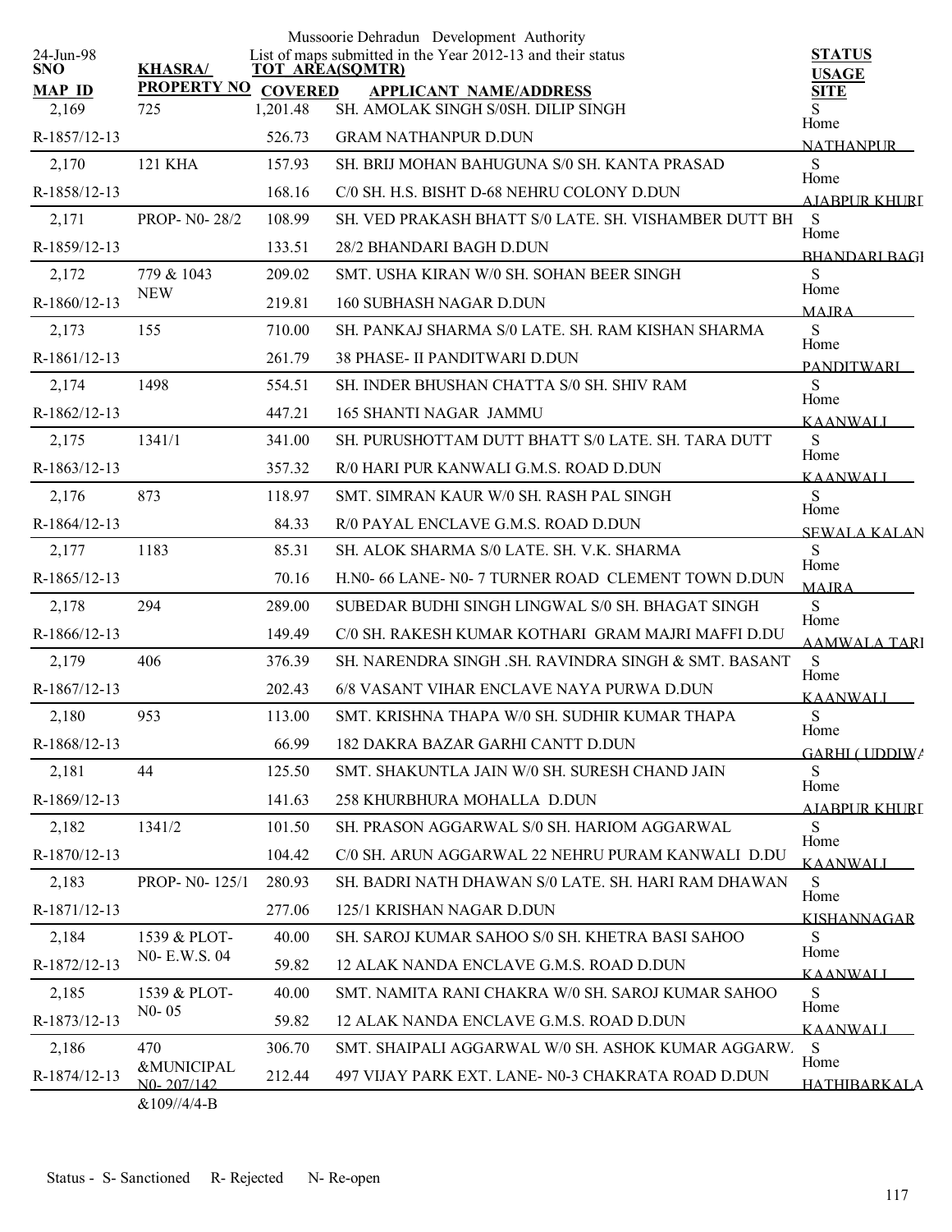Mussoorie Dehradun Development Authority

List of maps submitted in the Year 2012-13 and their status

24-Jun-98

| SNO / MAP ID | KHASRA/ PROPERTY NO | TOT AREA(SQMTR) / COVERED | APPLICANT NAME/ADDRESS | STATUS / USAGE / SITE |
|---|---|---|---|---|
| 2,169 | 725 | 1,201.48 | SH. AMOLAK SINGH S/0SH. DILIP SINGH | S |
| R-1857/12-13 | | 526.73 | GRAM NATHANPUR D.DUN | Home NATHANPUR |
| 2,170 | 121 KHA | 157.93 | SH. BRIJ MOHAN BAHUGUNA S/0 SH. KANTA PRASAD | S |
| R-1858/12-13 | | 168.16 | C/0 SH. H.S. BISHT D-68 NEHRU COLONY D.DUN | Home AJABPUR KHURD |
| 2,171 | PROP- N0- 28/2 | 108.99 | SH. VED PRAKASH BHATT S/0 LATE. SH. VISHAMBER DUTT BH | S |
| R-1859/12-13 | | 133.51 | 28/2 BHANDARI BAGH D.DUN | Home BHANDARI BAGH |
| 2,172 | 779 & 1043 NEW | 209.02 | SMT. USHA KIRAN W/0 SH. SOHAN BEER SINGH | S |
| R-1860/12-13 | | 219.81 | 160 SUBHASH NAGAR D.DUN | Home MAJRA |
| 2,173 | 155 | 710.00 | SH. PANKAJ SHARMA S/0 LATE. SH. RAM KISHAN SHARMA | S |
| R-1861/12-13 | | 261.79 | 38 PHASE- II PANDITWARI D.DUN | Home PANDITWARI |
| 2,174 | 1498 | 554.51 | SH. INDER BHUSHAN CHATTA S/0 SH. SHIV RAM | S |
| R-1862/12-13 | | 447.21 | 165 SHANTI NAGAR JAMMU | Home KAANWALI |
| 2,175 | 1341/1 | 341.00 | SH. PURUSHOTTAM DUTT BHATT S/0 LATE. SH. TARA DUTT | S |
| R-1863/12-13 | | 357.32 | R/0 HARI PUR KANWALI G.M.S. ROAD D.DUN | Home KAANWALI |
| 2,176 | 873 | 118.97 | SMT. SIMRAN KAUR W/0 SH. RASH PAL SINGH | S |
| R-1864/12-13 | | 84.33 | R/0 PAYAL ENCLAVE G.M.S. ROAD D.DUN | Home SEWALA KALAN |
| 2,177 | 1183 | 85.31 | SH. ALOK SHARMA S/0 LATE. SH. V.K. SHARMA | S |
| R-1865/12-13 | | 70.16 | H.N0- 66 LANE- N0- 7 TURNER ROAD CLEMENT TOWN D.DUN | Home MAJRA |
| 2,178 | 294 | 289.00 | SUBEDAR BUDHI SINGH LINGWAL S/0 SH. BHAGAT SINGH | S |
| R-1866/12-13 | | 149.49 | C/0 SH. RAKESH KUMAR KOTHARI GRAM MAJRI MAFFI D.DU | Home AAMWALA TARL |
| 2,179 | 406 | 376.39 | SH. NARENDRA SINGH .SH. RAVINDRA SINGH & SMT. BASANT | S |
| R-1867/12-13 | | 202.43 | 6/8 VASANT VIHAR ENCLAVE NAYA PURWA D.DUN | Home KAANWALI |
| 2,180 | 953 | 113.00 | SMT. KRISHNA THAPA W/0 SH. SUDHIR KUMAR THAPA | S |
| R-1868/12-13 | | 66.99 | 182 DAKRA BAZAR GARHI CANTT D.DUN | Home GARHI ( UDDIWA |
| 2,181 | 44 | 125.50 | SMT. SHAKUNTLA JAIN W/0 SH. SURESH CHAND JAIN | S |
| R-1869/12-13 | | 141.63 | 258 KHURBHURA MOHALLA D.DUN | Home AJABPUR KHURD |
| 2,182 | 1341/2 | 101.50 | SH. PRASON AGGARWAL S/0 SH. HARIOM AGGARWAL | S |
| R-1870/12-13 | | 104.42 | C/0 SH. ARUN AGGARWAL 22 NEHRU PURAM KANWALI D.DU | Home KAANWALI |
| 2,183 | PROP- N0- 125/1 | 280.93 | SH. BADRI NATH DHAWAN S/0 LATE. SH. HARI RAM DHAWAN | S |
| R-1871/12-13 | | 277.06 | 125/1 KRISHAN NAGAR D.DUN | Home KISHANNAGAR |
| 2,184 | 1539 & PLOT- N0- E.W.S. 04 | 40.00 | SH. SAROJ KUMAR SAHOO S/0 SH. KHETRA BASI SAHOO | S |
| R-1872/12-13 | | 59.82 | 12 ALAK NANDA ENCLAVE G.M.S. ROAD D.DUN | Home KAANWALI |
| 2,185 | 1539 & PLOT- N0- 05 | 40.00 | SMT. NAMITA RANI CHAKRA W/0 SH. SAROJ KUMAR SAHOO | S |
| R-1873/12-13 | | 59.82 | 12 ALAK NANDA ENCLAVE G.M.S. ROAD D.DUN | Home KAANWALI |
| 2,186 | 470 &MUNICIPAL N0- 207/142 &109//4/4-B | 306.70 | SMT. SHAIPALI AGGARWAL W/0 SH. ASHOK KUMAR AGGARW. | S |
| R-1874/12-13 | | 212.44 | 497 VIJAY PARK EXT. LANE- N0-3 CHAKRATA ROAD D.DUN | Home HATHIBARKALA |

Status - S- Sanctioned R- Rejected N- Re-open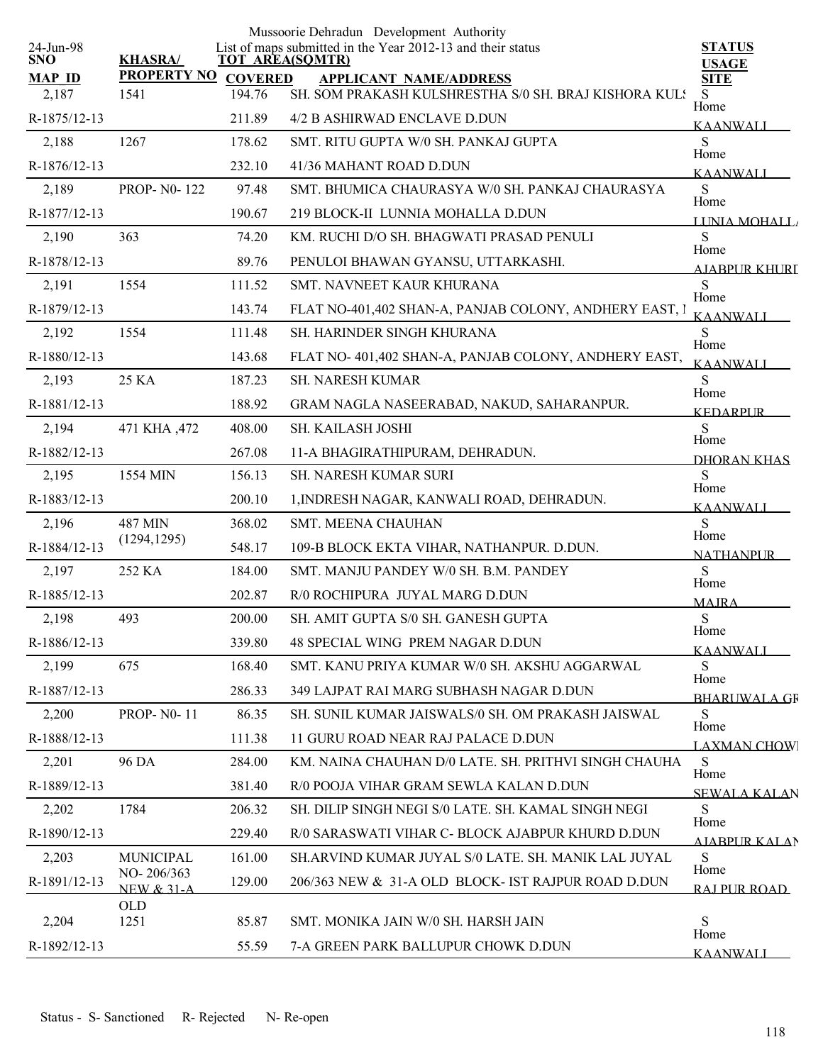Mussoorie Dehradun Development Authority

List of maps submitted in the Year 2012-13 and their status

24-Jun-98

| SNO / MAP_ID | KHASRA/ PROPERTY NO | TOT AREA(SQMTR) / COVERED | APPLICANT NAME/ADDRESS | STATUS / USAGE / SITE |
|---|---|---|---|---|
| 2,187 | 1541 | 194.76 | SH. SOM PRAKASH KULSHRESTHA S/0 SH. BRAJ KISHORA KULS | S |
| R-1875/12-13 | | 211.89 | 4/2 B ASHIRWAD ENCLAVE D.DUN | Home KAANWALI |
| 2,188 | 1267 | 178.62 | SMT. RITU GUPTA W/0 SH. PANKAJ GUPTA | S |
| R-1876/12-13 | | 232.10 | 41/36 MAHANT ROAD D.DUN | Home KAANWALI |
| 2,189 | PROP- N0- 122 | 97.48 | SMT. BHUMICA CHAURASYA W/0 SH. PANKAJ CHAURASYA | S |
| R-1877/12-13 | | 190.67 | 219 BLOCK-II LUNNIA MOHALLA D.DUN | Home LUNIA MOHALLA |
| 2,190 | 363 | 74.20 | KM. RUCHI D/O SH. BHAGWATI PRASAD PENULI | S |
| R-1878/12-13 | | 89.76 | PENULOI BHAWAN GYANSU, UTTARKASHI. | Home AJABPUR KHURD |
| 2,191 | 1554 | 111.52 | SMT. NAVNEET KAUR KHURANA | S |
| R-1879/12-13 | | 143.74 | FLAT NO-401,402 SHAN-A, PANJAB COLONY, ANDHERY EAST, I | Home KAANWALI |
| 2,192 | 1554 | 111.48 | SH. HARINDER SINGH KHURANA | S |
| R-1880/12-13 | | 143.68 | FLAT NO- 401,402 SHAN-A, PANJAB COLONY, ANDHERY EAST, | Home KAANWALI |
| 2,193 | 25 KA | 187.23 | SH. NARESH KUMAR | S |
| R-1881/12-13 | | 188.92 | GRAM NAGLA NASEERABAD, NAKUD, SAHARANPUR. | Home KEDARPUR |
| 2,194 | 471 KHA ,472 | 408.00 | SH. KAILASH JOSHI | S |
| R-1882/12-13 | | 267.08 | 11-A BHAGIRATHIPURAM, DEHRADUN. | Home DHORAN KHAS |
| 2,195 | 1554 MIN | 156.13 | SH. NARESH KUMAR SURI | S |
| R-1883/12-13 | | 200.10 | 1,INDRESH NAGAR, KANWALI ROAD, DEHRADUN. | Home KAANWALI |
| 2,196 | 487 MIN (1294,1295) | 368.02 | SMT. MEENA CHAUHAN | S |
| R-1884/12-13 | | 548.17 | 109-B BLOCK EKTA VIHAR, NATHANPUR. D.DUN. | Home NATHANPUR |
| 2,197 | 252 KA | 184.00 | SMT. MANJU PANDEY W/0 SH. B.M. PANDEY | S |
| R-1885/12-13 | | 202.87 | R/0 ROCHIPURA JUYAL MARG D.DUN | Home MAJRA |
| 2,198 | 493 | 200.00 | SH. AMIT GUPTA S/0 SH. GANESH GUPTA | S |
| R-1886/12-13 | | 339.80 | 48 SPECIAL WING PREM NAGAR D.DUN | Home KAANWALI |
| 2,199 | 675 | 168.40 | SMT. KANU PRIYA KUMAR W/0 SH. AKSHU AGGARWAL | S |
| R-1887/12-13 | | 286.33 | 349 LAJPAT RAI MARG SUBHASH NAGAR D.DUN | Home BHARUWALA GR |
| 2,200 | PROP- N0- 11 | 86.35 | SH. SUNIL KUMAR JAISWALS/0 SH. OM PRAKASH JAISWAL | S |
| R-1888/12-13 | | 111.38 | 11 GURU ROAD NEAR RAJ PALACE D.DUN | Home LAXMAN CHOWK |
| 2,201 | 96 DA | 284.00 | KM. NAINA CHAUHAN D/0 LATE. SH. PRITHVI SINGH CHAUHA | S |
| R-1889/12-13 | | 381.40 | R/0 POOJA VIHAR GRAM SEWLA KALAN D.DUN | Home SEWALA KALAN |
| 2,202 | 1784 | 206.32 | SH. DILIP SINGH NEGI S/0 LATE. SH. KAMAL SINGH NEGI | S |
| R-1890/12-13 | | 229.40 | R/0 SARASWATI VIHAR C- BLOCK AJABPUR KHURD D.DUN | Home AJABPUR KALAN |
| 2,203 | MUNICIPAL NO- 206/363 NEW & 31-A OLD | 161.00 | SH.ARVIND KUMAR JUYAL S/0 LATE. SH. MANIK LAL JUYAL | S |
| R-1891/12-13 | | 129.00 | 206/363 NEW & 31-A OLD BLOCK- IST RAJPUR ROAD D.DUN | Home RAJ PUR ROAD |
| 2,204 | 1251 | 85.87 | SMT. MONIKA JAIN W/0 SH. HARSH JAIN | S |
| R-1892/12-13 | | 55.59 | 7-A GREEN PARK BALLUPUR CHOWK D.DUN | Home KAANWALI |

Status - S- Sanctioned R- Rejected N- Re-open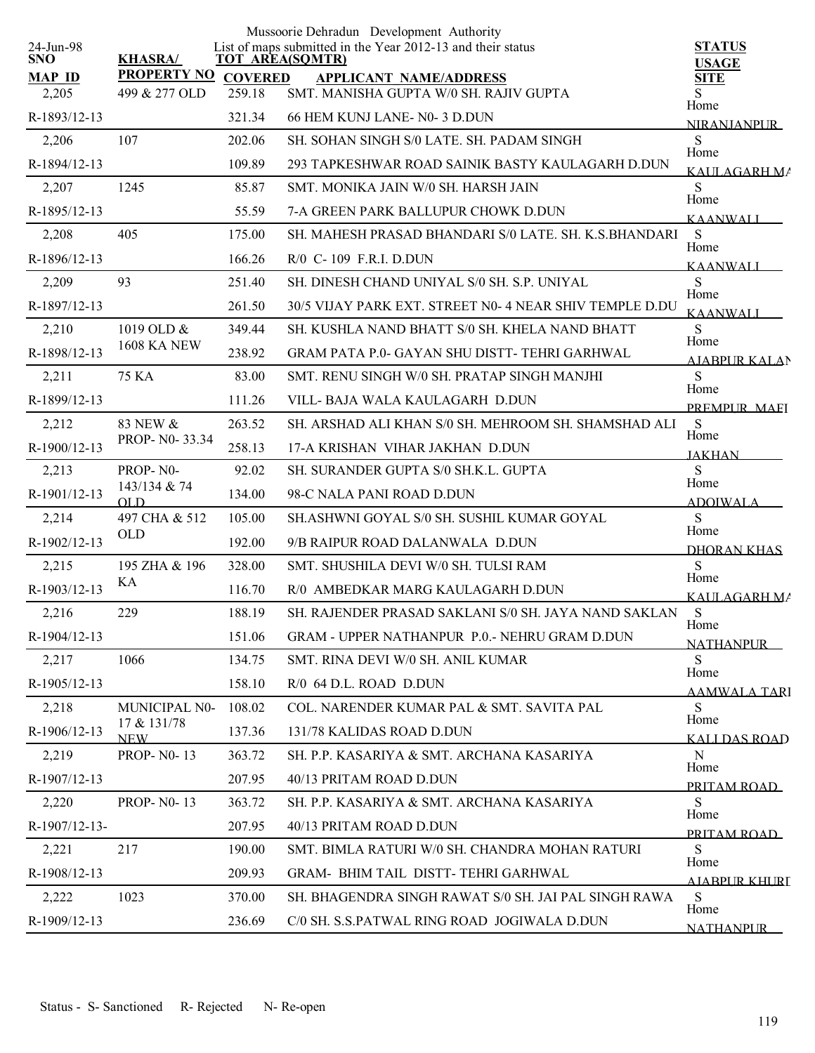Mussoorie Dehradun Development Authority

List of maps submitted in the Year 2012-13 and their status

24-Jun-98

| SNO / MAP ID | KHASRA/ PROPERTY NO | TOT AREA(SQMTR) / COVERED | APPLICANT NAME/ADDRESS | STATUS / USAGE / SITE |
|---|---|---|---|---|
| 2,205 / R-1893/12-13 | 499 & 277 OLD | 259.18 / 321.34 | SMT. MANISHA GUPTA W/0 SH. RAJIV GUPTA / 66 HEM KUNJ LANE- N0- 3 D.DUN | S / Home / NIRANJANPUR |
| 2,206 / R-1894/12-13 | 107 | 202.06 / 109.89 | SH. SOHAN SINGH S/0 LATE. SH. PADAM SINGH / 293 TAPKESHWAR ROAD SAINIK BASTY KAULAGARH D.DUN | S / Home / KAULAGARH MA |
| 2,207 / R-1895/12-13 | 1245 | 85.87 / 55.59 | SMT. MONIKA JAIN W/0 SH. HARSH JAIN / 7-A GREEN PARK BALLUPUR CHOWK D.DUN | S / Home / KAANWALI |
| 2,208 / R-1896/12-13 | 405 | 175.00 / 166.26 | SH. MAHESH PRASAD BHANDARI S/0 LATE. SH. K.S.BHANDARI / R/0 C- 109 F.R.I. D.DUN | S / Home / KAANWALI |
| 2,209 / R-1897/12-13 | 93 | 251.40 / 261.50 | SH. DINESH CHAND UNIYAL S/0 SH. S.P. UNIYAL / 30/5 VIJAY PARK EXT. STREET N0- 4 NEAR SHIV TEMPLE D.DU | S / Home / KAANWALI |
| 2,210 / R-1898/12-13 | 1019 OLD & 1608 KA NEW | 349.44 / 238.92 | SH. KUSHLA NAND BHATT S/0 SH. KHELA NAND BHATT / GRAM PATA P.0- GAYAN SHU DISTT- TEHRI GARHWAL | S / Home / AJABPUR KALAN |
| 2,211 / R-1899/12-13 | 75 KA | 83.00 / 111.26 | SMT. RENU SINGH W/0 SH. PRATAP SINGH MANJHI / VILL- BAJA WALA KAULAGARH D.DUN | S / Home / PREMPUR MAFI |
| 2,212 / R-1900/12-13 | 83 NEW & PROP- N0- 33.34 | 263.52 / 258.13 | SH. ARSHAD ALI KHAN S/0 SH. MEHROOM SH. SHAMSHAD ALI / 17-A KRISHAN VIHAR JAKHAN D.DUN | S / Home / JAKHAN |
| 2,213 / R-1901/12-13 | PROP- N0- 143/134 & 74 OLD | 92.02 / 134.00 | SH. SURANDER GUPTA S/0 SH.K.L. GUPTA / 98-C NALA PANI ROAD D.DUN | S / Home / ADOIWALA |
| 2,214 / R-1902/12-13 | 497 CHA & 512 OLD | 105.00 / 192.00 | SH.ASHWNI GOYAL S/0 SH. SUSHIL KUMAR GOYAL / 9/B RAIPUR ROAD DALANWALA D.DUN | S / Home / DHORAN KHAS |
| 2,215 / R-1903/12-13 | 195 ZHA & 196 KA | 328.00 / 116.70 | SMT. SHUSHILA DEVI W/0 SH. TULSI RAM / R/0 AMBEDKAR MARG KAULAGARH D.DUN | S / Home / KAULAGARH MA |
| 2,216 / R-1904/12-13 | 229 | 188.19 / 151.06 | SH. RAJENDER PRASAD SAKLANI S/0 SH. JAYA NAND SAKLAN / GRAM - UPPER NATHANPUR P.0.- NEHRU GRAM D.DUN | S / Home / NATHANPUR |
| 2,217 / R-1905/12-13 | 1066 | 134.75 / 158.10 | SMT. RINA DEVI W/0 SH. ANIL KUMAR / R/0 64 D.L. ROAD D.DUN | S / Home / AAMWALA TARI |
| 2,218 / R-1906/12-13 | MUNICIPAL N0- 17 & 131/78 NEW | 108.02 / 137.36 | COL. NARENDER KUMAR PAL & SMT. SAVITA PAL / 131/78 KALIDAS ROAD D.DUN | S / Home / KALI DAS ROAD |
| 2,219 / R-1907/12-13 | PROP- N0- 13 | 363.72 / 207.95 | SH. P.P. KASARIYA & SMT. ARCHANA KASARIYA / 40/13 PRITAM ROAD D.DUN | N / Home / PRITAM ROAD |
| 2,220 / R-1907/12-13- | PROP- N0- 13 | 363.72 / 207.95 | SH. P.P. KASARIYA & SMT. ARCHANA KASARIYA / 40/13 PRITAM ROAD D.DUN | S / Home / PRITAM ROAD |
| 2,221 / R-1908/12-13 | 217 | 190.00 / 209.93 | SMT. BIMLA RATURI W/0 SH. CHANDRA MOHAN RATURI / GRAM- BHIM TAIL DISTT- TEHRI GARHWAL | S / Home / AJABPUR KHURD |
| 2,222 / R-1909/12-13 | 1023 | 370.00 / 236.69 | SH. BHAGENDRA SINGH RAWAT S/0 SH. JAI PAL SINGH RAWA / C/0 SH. S.S.PATWAL RING ROAD JOGIWALA D.DUN | S / Home / NATHANPUR |

Status - S- Sanctioned R- Rejected N- Re-open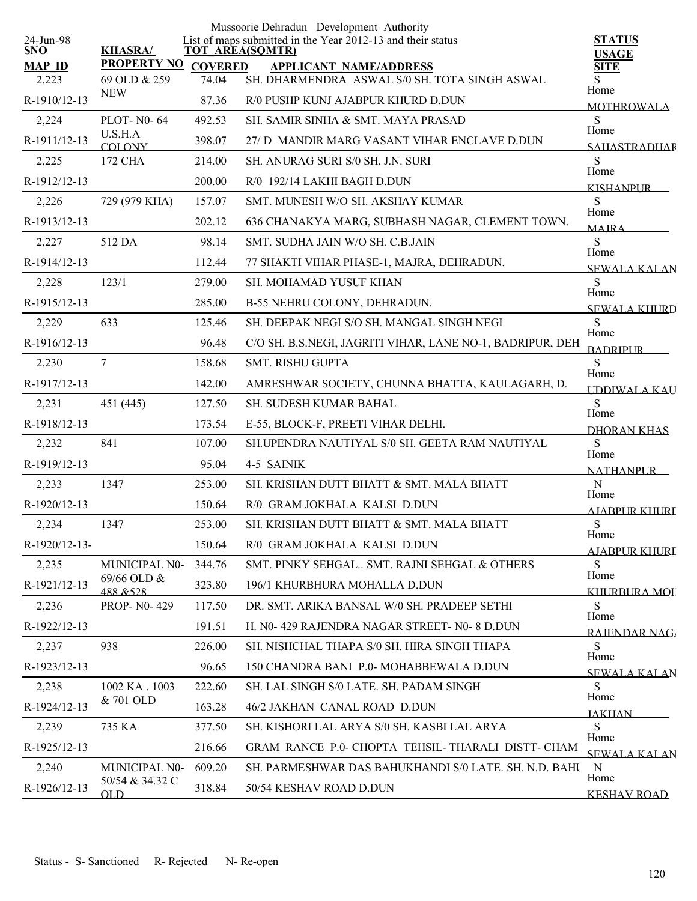Mussoorie Dehradun Development Authority

24-Jun-98

List of maps submitted in the Year 2012-13 and their status

| SNO / MAP_ID | KHASRA/ PROPERTY NO | TOT AREA(SQMTR) / COVERED | APPLICANT NAME/ADDRESS | STATUS / USAGE / SITE |
|---|---|---|---|---|
| 2,223 | 69 OLD & 259 NEW | 74.04 | SH. DHARMENDRA ASWAL S/0 SH. TOTA SINGH ASWAL | S Home |
| R-1910/12-13 | | 87.36 | R/0 PUSHP KUNJ AJABPUR KHURD D.DUN | MOTHROWALA |
| 2,224 | PLOT- N0- 64 U.S.H.A COLONY | 492.53 | SH. SAMIR SINHA & SMT. MAYA PRASAD | S Home |
| R-1911/12-13 | | 398.07 | 27/ D MANDIR MARG VASANT VIHAR ENCLAVE D.DUN | SAHASTRADHAR |
| 2,225 | 172 CHA | 214.00 | SH. ANURAG SURI S/0 SH. J.N. SURI | S Home |
| R-1912/12-13 | | 200.00 | R/0 192/14 LAKHI BAGH D.DUN | KISHANPUR |
| 2,226 | 729 (979 KHA) | 157.07 | SMT. MUNESH W/O SH. AKSHAY KUMAR | S Home |
| R-1913/12-13 | | 202.12 | 636 CHANAKYA MARG, SUBHASH NAGAR, CLEMENT TOWN. | MAJRA |
| 2,227 | 512 DA | 98.14 | SMT. SUDHA JAIN W/O SH. C.B.JAIN | S Home |
| R-1914/12-13 | | 112.44 | 77 SHAKTI VIHAR PHASE-1, MAJRA, DEHRADUN. | SEWALA KALAN |
| 2,228 | 123/1 | 279.00 | SH. MOHAMAD YUSUF KHAN | S Home |
| R-1915/12-13 | | 285.00 | B-55 NEHRU COLONY, DEHRADUN. | SEWALA KHURD |
| 2,229 | 633 | 125.46 | SH. DEEPAK NEGI S/O SH. MANGAL SINGH NEGI | S Home |
| R-1916/12-13 | | 96.48 | C/O SH. B.S.NEGI, JAGRITI VIHAR, LANE NO-1, BADRIPUR, DEH | BADRIPUR |
| 2,230 | 7 | 158.68 | SMT. RISHU GUPTA | S Home |
| R-1917/12-13 | | 142.00 | AMRESHWAR SOCIETY, CHUNNA BHATTA, KAULAGARH, D. | UDDIWALA KAU |
| 2,231 | 451 (445) | 127.50 | SH. SUDESH KUMAR BAHAL | S Home |
| R-1918/12-13 | | 173.54 | E-55, BLOCK-F, PREETI VIHAR DELHI. | DHORAN KHAS |
| 2,232 | 841 | 107.00 | SH.UPENDRA NAUTIYAL S/0 SH. GEETA RAM NAUTIYAL | S Home |
| R-1919/12-13 | | 95.04 | 4-5 SAINIK | NATHANPUR |
| 2,233 | 1347 | 253.00 | SH. KRISHAN DUTT BHATT & SMT. MALA BHATT | N Home |
| R-1920/12-13 | | 150.64 | R/0 GRAM JOKHALA KALSI D.DUN | AJABPUR KHURD |
| 2,234 | 1347 | 253.00 | SH. KRISHAN DUTT BHATT & SMT. MALA BHATT | S Home |
| R-1920/12-13- | | 150.64 | R/0 GRAM JOKHALA KALSI D.DUN | AJABPUR KHURD |
| 2,235 | MUNICIPAL N0- 69/66 OLD & 488 &528 | 344.76 | SMT. PINKY SEHGAL.. SMT. RAJNI SEHGAL & OTHERS | S Home |
| R-1921/12-13 | | 323.80 | 196/1 KHURBHURA MOHALLA D.DUN | KHURBURA MOH |
| 2,236 | PROP- N0- 429 | 117.50 | DR. SMT. ARIKA BANSAL W/0 SH. PRADEEP SETHI | S Home |
| R-1922/12-13 | | 191.51 | H. N0- 429 RAJENDRA NAGAR STREET- N0- 8 D.DUN | RAJENDAR NAGA |
| 2,237 | 938 | 226.00 | SH. NISHCHAL THAPA S/0 SH. HIRA SINGH THAPA | S Home |
| R-1923/12-13 | | 96.65 | 150 CHANDRA BANI P.0- MOHABBEWALA D.DUN | SEWALA KALAN |
| 2,238 | 1002 KA . 1003 & 701 OLD | 222.60 | SH. LAL SINGH S/0 LATE. SH. PADAM SINGH | S Home |
| R-1924/12-13 | | 163.28 | 46/2 JAKHAN CANAL ROAD D.DUN | JAKHAN |
| 2,239 | 735 KA | 377.50 | SH. KISHORI LAL ARYA S/0 SH. KASBI LAL ARYA | S Home |
| R-1925/12-13 | | 216.66 | GRAM RANCE P.0- CHOPTA TEHSIL- THARALI DISTT- CHAM | SEWALA KALAN |
| 2,240 | MUNICIPAL N0- 50/54 & 34.32 C OLD | 609.20 | SH. PARMESHWAR DAS BAHUKHANDI S/0 LATE. SH. N.D. BAHU | N Home |
| R-1926/12-13 | | 318.84 | 50/54 KESHAV ROAD D.DUN | KESHAV ROAD |

Status - S- Sanctioned R- Rejected N- Re-open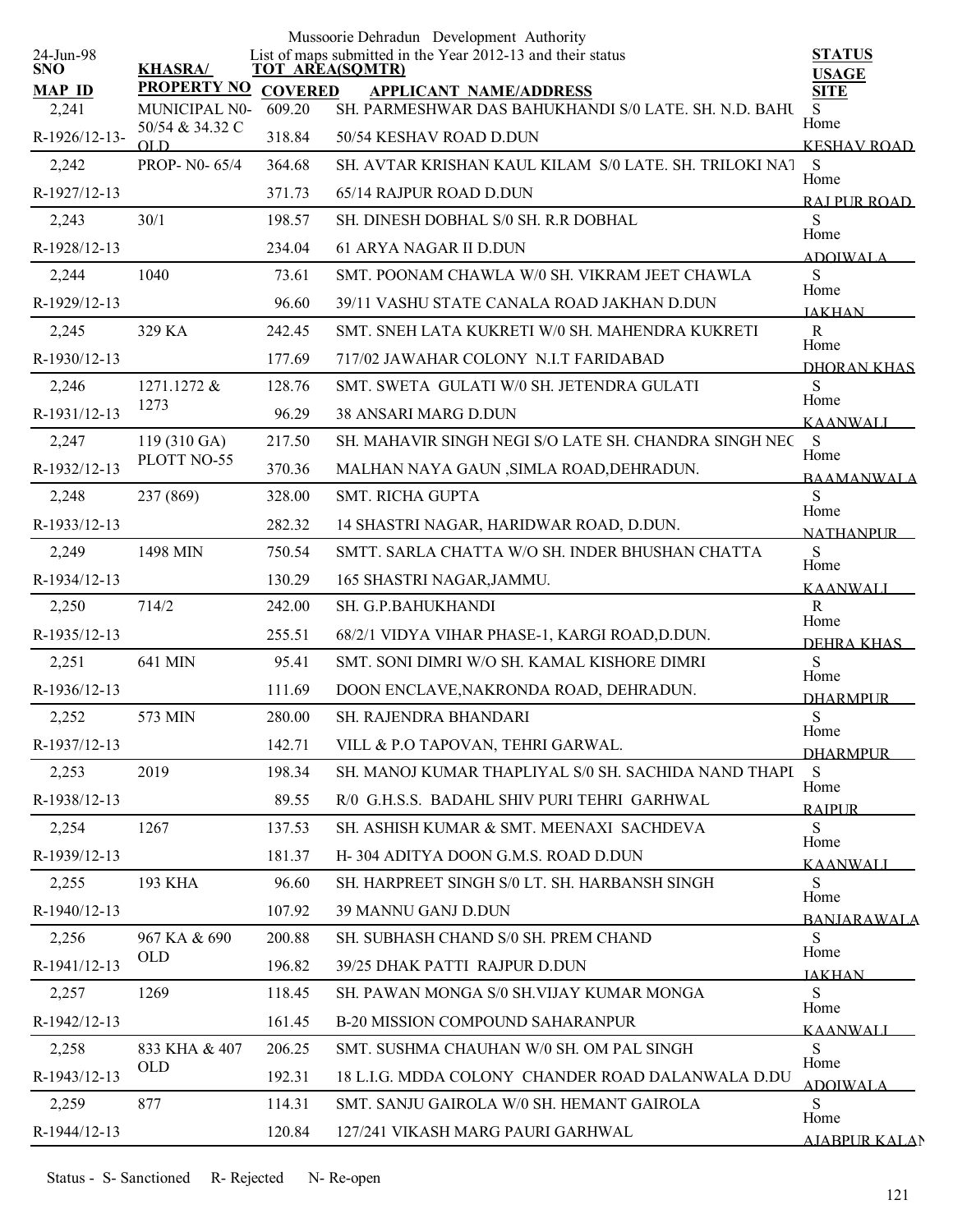Mussoorie Dehradun Development Authority

24-Jun-98

List of maps submitted in the Year 2012-13 and their status

| SNO / MAP ID | KHASRA/ PROPERTY NO | TOT AREA(SQMTR) / COVERED | APPLICANT NAME/ADDRESS | STATUS / USAGE / SITE |
|---|---|---|---|---|
| 2,241 | MUNICIPAL N0- 50/54 & 34.32 C OLD | 609.20 | SH. PARMESHWAR DAS BAHUKHANDI S/0 LATE. SH. N.D. BAHU | S |
| R-1926/12-13- | | 318.84 | 50/54 KESHAV ROAD D.DUN | Home<br>KESHAV ROAD |
| 2,242 | PROP- N0- 65/4 | 364.68 | SH. AVTAR KRISHAN KAUL KILAM S/0 LATE. SH. TRILOKI NAT | S |
| R-1927/12-13 | | 371.73 | 65/14 RAJPUR ROAD D.DUN | Home<br>RAJ PUR ROAD |
| 2,243 | 30/1 | 198.57 | SH. DINESH DOBHAL S/0 SH. R.R DOBHAL | S |
| R-1928/12-13 | | 234.04 | 61 ARYA NAGAR II D.DUN | Home<br>ADOIWALA |
| 2,244 | 1040 | 73.61 | SMT. POONAM CHAWLA W/0 SH. VIKRAM JEET CHAWLA | S |
| R-1929/12-13 | | 96.60 | 39/11 VASHU STATE CANALA ROAD JAKHAN D.DUN | Home<br>JAKHAN |
| 2,245 | 329 KA | 242.45 | SMT. SNEH LATA KUKRETI W/0 SH. MAHENDRA KUKRETI | R |
| R-1930/12-13 | | 177.69 | 717/02 JAWAHAR COLONY N.I.T FARIDABAD | Home<br>DHORAN KHAS |
| 2,246 | 1271.1272 & 1273 | 128.76 | SMT. SWETA GULATI W/0 SH. JETENDRA GULATI | S |
| R-1931/12-13 | | 96.29 | 38 ANSARI MARG D.DUN | Home<br>KAANWALI |
| 2,247 | 119 (310 GA) PLOTT NO-55 | 217.50 | SH. MAHAVIR SINGH NEGI S/O LATE SH. CHANDRA SINGH NEC | S |
| R-1932/12-13 | | 370.36 | MALHAN NAYA GAUN ,SIMLA ROAD,DEHRADUN. | Home<br>BAAMANWALA |
| 2,248 | 237 (869) | 328.00 | SMT. RICHA GUPTA | S |
| R-1933/12-13 | | 282.32 | 14 SHASTRI NAGAR, HARIDWAR ROAD, D.DUN. | Home<br>NATHANPUR |
| 2,249 | 1498 MIN | 750.54 | SMTT. SARLA CHATTA W/O SH. INDER BHUSHAN CHATTA | S |
| R-1934/12-13 | | 130.29 | 165 SHASTRI NAGAR,JAMMU. | Home<br>KAANWALI |
| 2,250 | 714/2 | 242.00 | SH. G.P.BAHUKHANDI | R |
| R-1935/12-13 | | 255.51 | 68/2/1 VIDYA VIHAR PHASE-1, KARGI ROAD,D.DUN. | Home<br>DEHRA KHAS |
| 2,251 | 641 MIN | 95.41 | SMT. SONI DIMRI W/O SH. KAMAL KISHORE DIMRI | S |
| R-1936/12-13 | | 111.69 | DOON ENCLAVE,NAKRONDA ROAD, DEHRADUN. | Home<br>DHARMPUR |
| 2,252 | 573 MIN | 280.00 | SH. RAJENDRA BHANDARI | S |
| R-1937/12-13 | | 142.71 | VILL & P.O TAPOVAN, TEHRI GARWAL. | Home<br>DHARMPUR |
| 2,253 | 2019 | 198.34 | SH. MANOJ KUMAR THAPLIYAL S/0 SH. SACHIDA NAND THAPL | S |
| R-1938/12-13 | | 89.55 | R/0 G.H.S.S. BADAHL SHIV PURI TEHRI GARHWAL | Home<br>RAIPUR |
| 2,254 | 1267 | 137.53 | SH. ASHISH KUMAR & SMT. MEENAXI SACHDEVA | S |
| R-1939/12-13 | | 181.37 | H- 304 ADITYA DOON G.M.S. ROAD D.DUN | Home<br>KAANWALI |
| 2,255 | 193 KHA | 96.60 | SH. HARPREET SINGH S/0 LT. SH. HARBANSH SINGH | S |
| R-1940/12-13 | | 107.92 | 39 MANNU GANJ D.DUN | Home<br>BANJARAWALA |
| 2,256 | 967 KA & 690 OLD | 200.88 | SH. SUBHASH CHAND S/0 SH. PREM CHAND | S |
| R-1941/12-13 | | 196.82 | 39/25 DHAK PATTI RAJPUR D.DUN | Home<br>JAKHAN |
| 2,257 | 1269 | 118.45 | SH. PAWAN MONGA S/0 SH.VIJAY KUMAR MONGA | S |
| R-1942/12-13 | | 161.45 | B-20 MISSION COMPOUND SAHARANPUR | Home<br>KAANWALI |
| 2,258 | 833 KHA & 407 OLD | 206.25 | SMT. SUSHMA CHAUHAN W/0 SH. OM PAL SINGH | S |
| R-1943/12-13 | | 192.31 | 18 L.I.G. MDDA COLONY CHANDER ROAD DALANWALA D.DU | Home<br>ADOIWALA |
| 2,259 | 877 | 114.31 | SMT. SANJU GAIROLA W/0 SH. HEMANT GAIROLA | S |
| R-1944/12-13 | | 120.84 | 127/241 VIKASH MARG PAURI GARHWAL | Home<br>AJABPUR KALAN |

Status - S- Sanctioned R- Rejected N- Re-open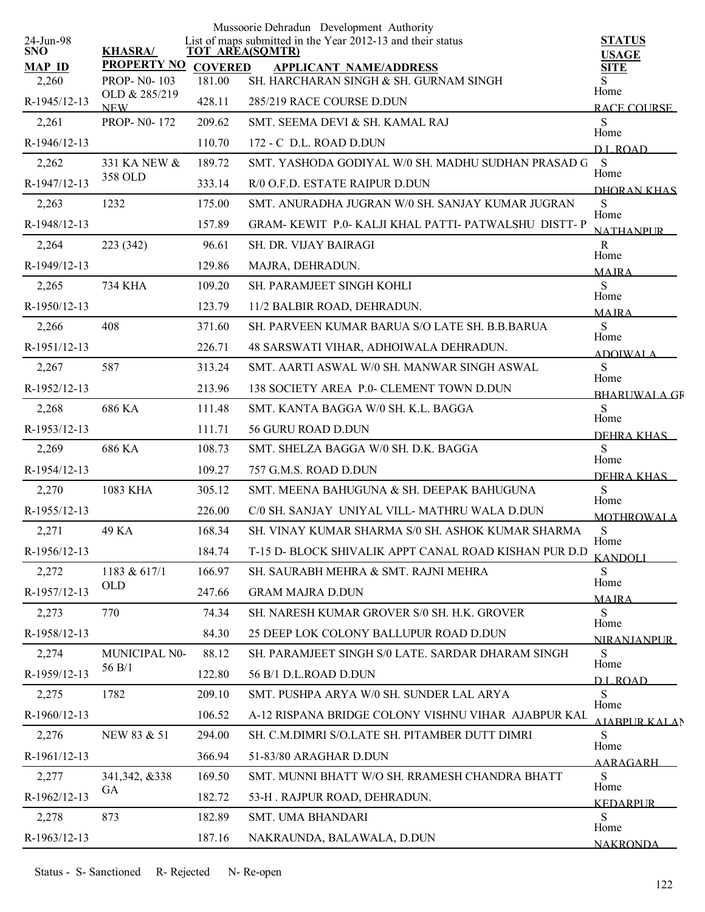Mussoorie Dehradun Development Authority

List of maps submitted in the Year 2012-13 and their status

24-Jun-98

| SNO / MAP ID | KHASRA/ PROPERTY NO | TOT AREA(SQMTR) / COVERED | APPLICANT NAME/ADDRESS | STATUS / USAGE / SITE |
|---|---|---|---|---|
| 2,260 | PROP- N0- 103 | 181.00 | SH. HARCHARAN SINGH & SH. GURNAM SINGH | S |
| R-1945/12-13 | OLD & 285/219 NEW | 428.11 | 285/219 RACE COURSE D.DUN | Home RACE COURSE |
| 2,261 | PROP- N0- 172 | 209.62 | SMT. SEEMA DEVI & SH. KAMAL RAJ | S |
| R-1946/12-13 | | 110.70 | 172 - C D.L. ROAD D.DUN | Home D.L.ROAD |
| 2,262 | 331 KA NEW & 358 OLD | 189.72 | SMT. YASHODA GODIYAL W/0 SH. MADHU SUDHAN PRASAD G | S |
| R-1947/12-13 | | 333.14 | R/0 O.F.D. ESTATE RAIPUR D.DUN | Home DHORAN KHAS |
| 2,263 | 1232 | 175.00 | SMT. ANURADHA JUGRAN W/0 SH. SANJAY KUMAR JUGRAN | S |
| R-1948/12-13 | | 157.89 | GRAM- KEWIT P.0- KALJI KHAL PATTI- PATWALSHU DISTT- P | Home NATHANPUR |
| 2,264 | 223 (342) | 96.61 | SH. DR. VIJAY BAIRAGI | R |
| R-1949/12-13 | | 129.86 | MAJRA, DEHRADUN. | Home MAJRA |
| 2,265 | 734 KHA | 109.20 | SH. PARAMJEET SINGH KOHLI | S |
| R-1950/12-13 | | 123.79 | 11/2 BALBIR ROAD, DEHRADUN. | Home MAJRA |
| 2,266 | 408 | 371.60 | SH. PARVEEN KUMAR BARUA S/O LATE SH. B.B.BARUA | S |
| R-1951/12-13 | | 226.71 | 48 SARSWATI VIHAR, ADHOIWALA DEHRADUN. | Home ADOIWALA |
| 2,267 | 587 | 313.24 | SMT. AARTI ASWAL W/0 SH. MANWAR SINGH ASWAL | S |
| R-1952/12-13 | | 213.96 | 138 SOCIETY AREA P.0- CLEMENT TOWN D.DUN | Home BHARUWALA GR |
| 2,268 | 686 KA | 111.48 | SMT. KANTA BAGGA W/0 SH. K.L. BAGGA | S |
| R-1953/12-13 | | 111.71 | 56 GURU ROAD D.DUN | Home DEHRA KHAS |
| 2,269 | 686 KA | 108.73 | SMT. SHELZA BAGGA W/0 SH. D.K. BAGGA | S |
| R-1954/12-13 | | 109.27 | 757 G.M.S. ROAD D.DUN | Home DEHRA KHAS |
| 2,270 | 1083 KHA | 305.12 | SMT. MEENA BAHUGUNA & SH. DEEPAK BAHUGUNA | S |
| R-1955/12-13 | | 226.00 | C/0 SH. SANJAY UNIYAL VILL- MATHRU WALA D.DUN | Home MOTHROWALA |
| 2,271 | 49 KA | 168.34 | SH. VINAY KUMAR SHARMA S/0 SH. ASHOK KUMAR SHARMA | S |
| R-1956/12-13 | | 184.74 | T-15 D- BLOCK SHIVALIK APPT CANAL ROAD KISHAN PUR D.D | Home KANDOLI |
| 2,272 | 1183 & 617/1 OLD | 166.97 | SH. SAURABH MEHRA & SMT. RAJNI MEHRA | S |
| R-1957/12-13 | | 247.66 | GRAM MAJRA D.DUN | Home MAJRA |
| 2,273 | 770 | 74.34 | SH. NARESH KUMAR GROVER S/0 SH. H.K. GROVER | S |
| R-1958/12-13 | | 84.30 | 25 DEEP LOK COLONY BALLUPUR ROAD D.DUN | Home NIRANJANPUR |
| 2,274 | MUNICIPAL N0- 56 B/1 | 88.12 | SH. PARAMJEET SINGH S/0 LATE. SARDAR DHARAM SINGH | S |
| R-1959/12-13 | | 122.80 | 56 B/1 D.L.ROAD D.DUN | Home D.L.ROAD |
| 2,275 | 1782 | 209.10 | SMT. PUSHPA ARYA W/0 SH. SUNDER LAL ARYA | S |
| R-1960/12-13 | | 106.52 | A-12 RISPANA BRIDGE COLONY VISHNU VIHAR AJABPUR KAL | Home AJABPUR KALAN |
| 2,276 | NEW 83 & 51 | 294.00 | SH. C.M.DIMRI S/O.LATE SH. PITAMBER DUTT DIMRI | S |
| R-1961/12-13 | | 366.94 | 51-83/80 ARAGHAR D.DUN | Home AARAGARH |
| 2,277 | 341,342, &338 GA | 169.50 | SMT. MUNNI BHATT W/O SH. RRAMESH CHANDRA BHATT | S |
| R-1962/12-13 | | 182.72 | 53-H . RAJPUR ROAD, DEHRADUN. | Home KEDARPUR |
| 2,278 | 873 | 182.89 | SMT. UMA BHANDARI | S |
| R-1963/12-13 | | 187.16 | NAKRAUNDA, BALAWALA, D.DUN | Home NAKRONDA |

Status - S- Sanctioned R- Rejected N- Re-open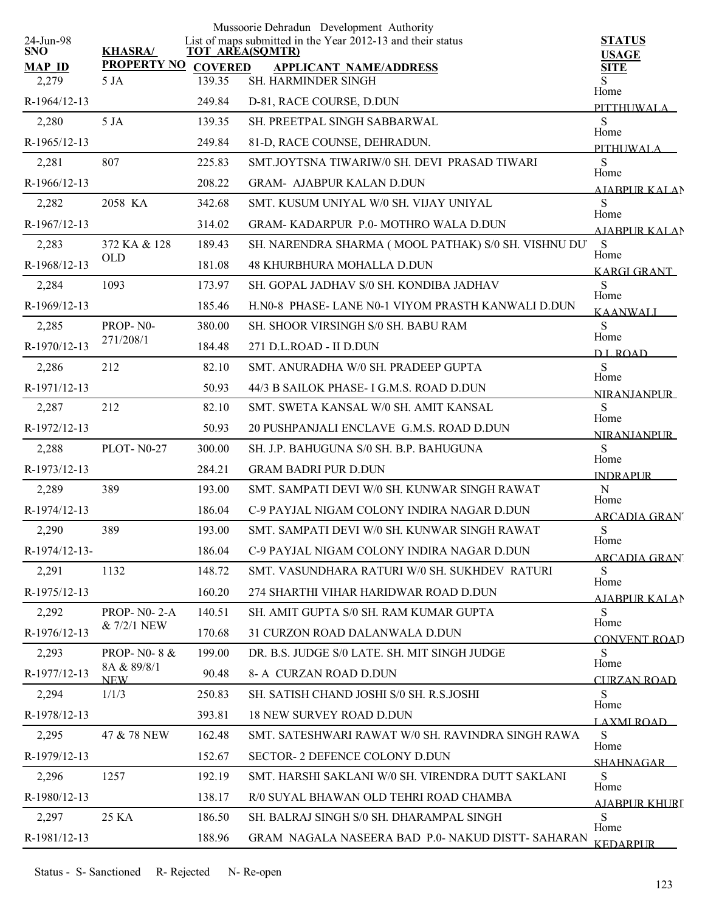Mussoorie Dehradun Development Authority

List of maps submitted in the Year 2012-13 and their status

24-Jun-98

| SNO / MAP ID | KHASRA/ PROPERTY NO | TOT AREA(SQMTR) / COVERED | APPLICANT NAME/ADDRESS | STATUS / USAGE / SITE |
|---|---|---|---|---|
| 2,279 | 5 JA | 139.35 | SH. HARMINDER SINGH | S |
| R-1964/12-13 | | 249.84 | D-81, RACE COURSE, D.DUN | Home<br>PITTHUWALA |
| 2,280 | 5 JA | 139.35 | SH. PREETPAL SINGH SABBARWAL | S |
| R-1965/12-13 | | 249.84 | 81-D, RACE COUNSE, DEHRADUN. | Home<br>PITHUWALA |
| 2,281 | 807 | 225.83 | SMT.JOYTSNA TIWARIW/0 SH. DEVI PRASAD TIWARI | S |
| R-1966/12-13 | | 208.22 | GRAM- AJABPUR KALAN D.DUN | Home<br>AJABPUR KALAN |
| 2,282 | 2058 KA | 342.68 | SMT. KUSUM UNIYAL W/0 SH. VIJAY UNIYAL | S |
| R-1967/12-13 | | 314.02 | GRAM- KADARPUR P.0- MOTHRO WALA D.DUN | Home<br>AJABPUR KALAN |
| 2,283 | 372 KA & 128 OLD | 189.43 | SH. NARENDRA SHARMA ( MOOL PATHAK) S/0 SH. VISHNU DUT | S |
| R-1968/12-13 | | 181.08 | 48 KHURBHURA MOHALLA D.DUN | Home<br>KARGI GRANT |
| 2,284 | 1093 | 173.97 | SH. GOPAL JADHAV S/0 SH. KONDIBA JADHAV | S |
| R-1969/12-13 | | 185.46 | H.N0-8 PHASE- LANE N0-1 VIYOM PRASTH KANWALI D.DUN | Home<br>KAANWALI |
| 2,285 | PROP- N0-271/208/1 | 380.00 | SH. SHOOR VIRSINGH S/0 SH. BABU RAM | S |
| R-1970/12-13 | | 184.48 | 271 D.L.ROAD - II D.DUN | Home<br>D.L.ROAD |
| 2,286 | 212 | 82.10 | SMT. ANURADHA W/0 SH. PRADEEP GUPTA | S |
| R-1971/12-13 | | 50.93 | 44/3 B SAILOK PHASE- I G.M.S. ROAD D.DUN | Home<br>NIRANJANPUR |
| 2,287 | 212 | 82.10 | SMT. SWETA KANSAL W/0 SH. AMIT KANSAL | S |
| R-1972/12-13 | | 50.93 | 20 PUSHPANJALI ENCLAVE G.M.S. ROAD D.DUN | Home<br>NIRANJANPUR |
| 2,288 | PLOT- N0-27 | 300.00 | SH. J.P. BAHUGUNA S/0 SH. B.P. BAHUGUNA | S |
| R-1973/12-13 | | 284.21 | GRAM BADRI PUR D.DUN | Home<br>INDRAPUR |
| 2,289 | 389 | 193.00 | SMT. SAMPATI DEVI W/0 SH. KUNWAR SINGH RAWAT | N |
| R-1974/12-13 | | 186.04 | C-9 PAYJAL NIGAM COLONY INDIRA NAGAR D.DUN | Home<br>ARCADIA GRANT |
| 2,290 | 389 | 193.00 | SMT. SAMPATI DEVI W/0 SH. KUNWAR SINGH RAWAT | S |
| R-1974/12-13- | | 186.04 | C-9 PAYJAL NIGAM COLONY INDIRA NAGAR D.DUN | Home<br>ARCADIA GRANT |
| 2,291 | 1132 | 148.72 | SMT. VASUNDHARA RATURI W/0 SH. SUKHDEV RATURI | S |
| R-1975/12-13 | | 160.20 | 274 SHARTHI VIHAR HARIDWAR ROAD D.DUN | Home<br>AJABPUR KALAN |
| 2,292 | PROP- N0- 2-A & 7/2/1 NEW | 140.51 | SH. AMIT GUPTA S/0 SH. RAM KUMAR GUPTA | S |
| R-1976/12-13 | | 170.68 | 31 CURZON ROAD DALANWALA D.DUN | Home<br>CONVENT ROAD |
| 2,293 | PROP- N0- 8 & 8A & 89/8/1 NEW | 199.00 | DR. B.S. JUDGE S/0 LATE. SH. MIT SINGH JUDGE | S |
| R-1977/12-13 | | 90.48 | 8- A CURZAN ROAD D.DUN | Home<br>CURZAN ROAD |
| 2,294 | 1/1/3 | 250.83 | SH. SATISH CHAND JOSHI S/0 SH. R.S.JOSHI | S |
| R-1978/12-13 | | 393.81 | 18 NEW SURVEY ROAD D.DUN | Home<br>LAXMI ROAD |
| 2,295 | 47 & 78 NEW | 162.48 | SMT. SATESHWARI RAWAT W/0 SH. RAVINDRA SINGH RAWA | S |
| R-1979/12-13 | | 152.67 | SECTOR- 2 DEFENCE COLONY D.DUN | Home<br>SHAHNAGAR |
| 2,296 | 1257 | 192.19 | SMT. HARSHI SAKLANI W/0 SH. VIRENDRA DUTT SAKLANI | S |
| R-1980/12-13 | | 138.17 | R/0 SUYAL BHAWAN OLD TEHRI ROAD CHAMBA | Home<br>AJABPUR KHURD |
| 2,297 | 25 KA | 186.50 | SH. BALRAJ SINGH S/0 SH. DHARAMPAL SINGH | S |
| R-1981/12-13 | | 188.96 | GRAM NAGALA NASEERA BAD P.0- NAKUD DISTT- SAHARAN | Home<br>KEDARPUR |

Status - S- Sanctioned R- Rejected N- Re-open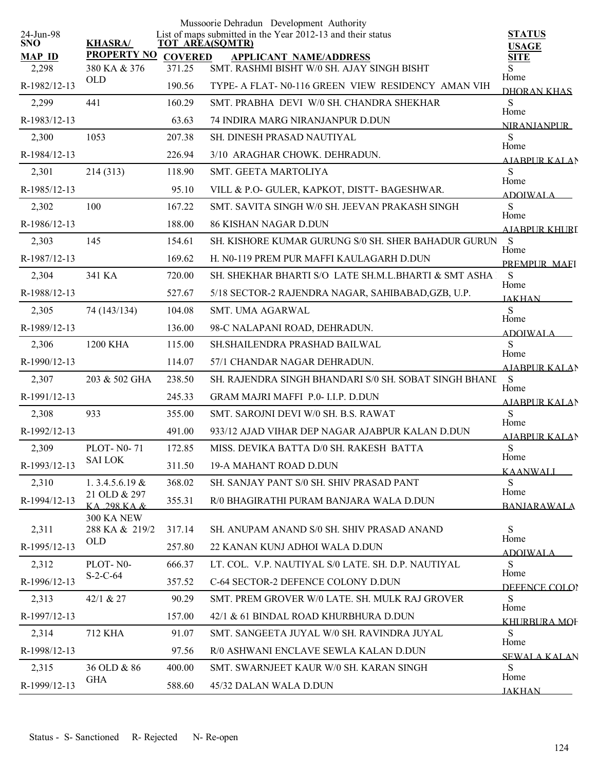Mussoorie Dehradun Development Authority

List of maps submitted in the Year 2012-13 and their status

24-Jun-98

| SNO / MAP_ID | KHASRA/ PROPERTY NO | TOT_AREA(SQMTR) / COVERED | APPLICANT_NAME/ADDRESS | STATUS / USAGE / SITE |
|---|---|---|---|---|
| 2,298 | 380 KA & 376 OLD | 371.25 | SMT. RASHMI BISHT W/0 SH. AJAY SINGH BISHT | S Home |
| R-1982/12-13 | | 190.56 | TYPE- A FLAT- N0-116 GREEN VIEW RESIDENCY AMAN VIH | DHORAN KHAS |
| 2,299 | 441 | 160.29 | SMT. PRABHA DEVI W/0 SH. CHANDRA SHEKHAR | S Home |
| R-1983/12-13 | | 63.63 | 74 INDIRA MARG NIRANJANPUR D.DUN | NIRANJANPUR |
| 2,300 | 1053 | 207.38 | SH. DINESH PRASAD NAUTIYAL | S Home |
| R-1984/12-13 | | 226.94 | 3/10 ARAGHAR CHOWK. DEHRADUN. | AJABPUR KALAN |
| 2,301 | 214 (313) | 118.90 | SMT. GEETA MARTOLIYA | S Home |
| R-1985/12-13 | | 95.10 | VILL & P.O- GULER, KAPKOT, DISTT- BAGESHWAR. | ADOIWALA |
| 2,302 | 100 | 167.22 | SMT. SAVITA SINGH W/0 SH. JEEVAN PRAKASH SINGH | S Home |
| R-1986/12-13 | | 188.00 | 86 KISHAN NAGAR D.DUN | AJABPUR KHURD |
| 2,303 | 145 | 154.61 | SH. KISHORE KUMAR GURUNG S/0 SH. SHER BAHADUR GURUN | S Home |
| R-1987/12-13 | | 169.62 | H. N0-119 PREM PUR MAFFI KAULAGARH D.DUN | PREMPUR MAFI |
| 2,304 | 341 KA | 720.00 | SH. SHEKHAR BHARTI S/O LATE SH.M.L.BHARTI & SMT ASHA | S Home |
| R-1988/12-13 | | 527.67 | 5/18 SECTOR-2 RAJENDRA NAGAR, SAHIBABAD,GZB, U.P. | JAKHAN |
| 2,305 | 74 (143/134) | 104.08 | SMT. UMA AGARWAL | S Home |
| R-1989/12-13 | | 136.00 | 98-C NALAPANI ROAD, DEHRADUN. | ADOIWALA |
| 2,306 | 1200 KHA | 115.00 | SH.SHAILENDRA PRASHAD BAILWAL | S Home |
| R-1990/12-13 | | 114.07 | 57/1 CHANDAR NAGAR DEHRADUN. | AJABPUR KALAN |
| 2,307 | 203 & 502 GHA | 238.50 | SH. RAJENDRA SINGH BHANDARI S/0 SH. SOBAT SINGH BHANDARI | S Home |
| R-1991/12-13 | | 245.33 | GRAM MAJRI MAFFI P.0- I.I.P. D.DUN | AJABPUR KALAN |
| 2,308 | 933 | 355.00 | SMT. SAROJNI DEVI W/0 SH. B.S. RAWAT | S Home |
| R-1992/12-13 | | 491.00 | 933/12 AJAD VIHAR DEP NAGAR AJABPUR KALAN D.DUN | AJABPUR KALAN |
| 2,309 | PLOT- N0- 71 SAI LOK | 172.85 | MISS. DEVIKA BATTA D/0 SH. RAKESH BATTA | S Home |
| R-1993/12-13 | | 311.50 | 19-A MAHANT ROAD D.DUN | KAANWALI |
| 2,310 | 1. 3.4.5.6.19 & 21 OLD & 297 KA ,298 KA & 300 KA NEW | 368.02 | SH. SANJAY PANT S/0 SH. SHIV PRASAD PANT | S Home |
| R-1994/12-13 | | 355.31 | R/0 BHAGIRATHI PURAM BANJARA WALA D.DUN | BANJARAWALA |
| 2,311 | 288 KA & 219/2 OLD | 317.14 | SH. ANUPAM ANAND S/0 SH. SHIV PRASAD ANAND | S Home |
| R-1995/12-13 | | 257.80 | 22 KANAN KUNJ ADHOI WALA D.DUN | ADOIWALA |
| 2,312 | PLOT- N0- S-2-C-64 | 666.37 | LT. COL. V.P. NAUTIYAL S/0 LATE. SH. D.P. NAUTIYAL | S Home |
| R-1996/12-13 | | 357.52 | C-64 SECTOR-2 DEFENCE COLONY D.DUN | DEFENCE COLONY |
| 2,313 | 42/1 & 27 | 90.29 | SMT. PREM GROVER W/0 LATE. SH. MULK RAJ GROVER | S Home |
| R-1997/12-13 | | 157.00 | 42/1 & 61 BINDAL ROAD KHURBHURA D.DUN | KHURBURA MOH |
| 2,314 | 712 KHA | 91.07 | SMT. SANGEETA JUYAL W/0 SH. RAVINDRA JUYAL | S Home |
| R-1998/12-13 | | 97.56 | R/0 ASHWANI ENCLAVE SEWLA KALAN D.DUN | SEWALA KALAN |
| 2,315 | 36 OLD & 86 GHA | 400.00 | SMT. SWARNJEET KAUR W/0 SH. KARAN SINGH | S Home |
| R-1999/12-13 | | 588.60 | 45/32 DALAN WALA D.DUN | JAKHAN |

Status - S- Sanctioned R- Rejected N- Re-open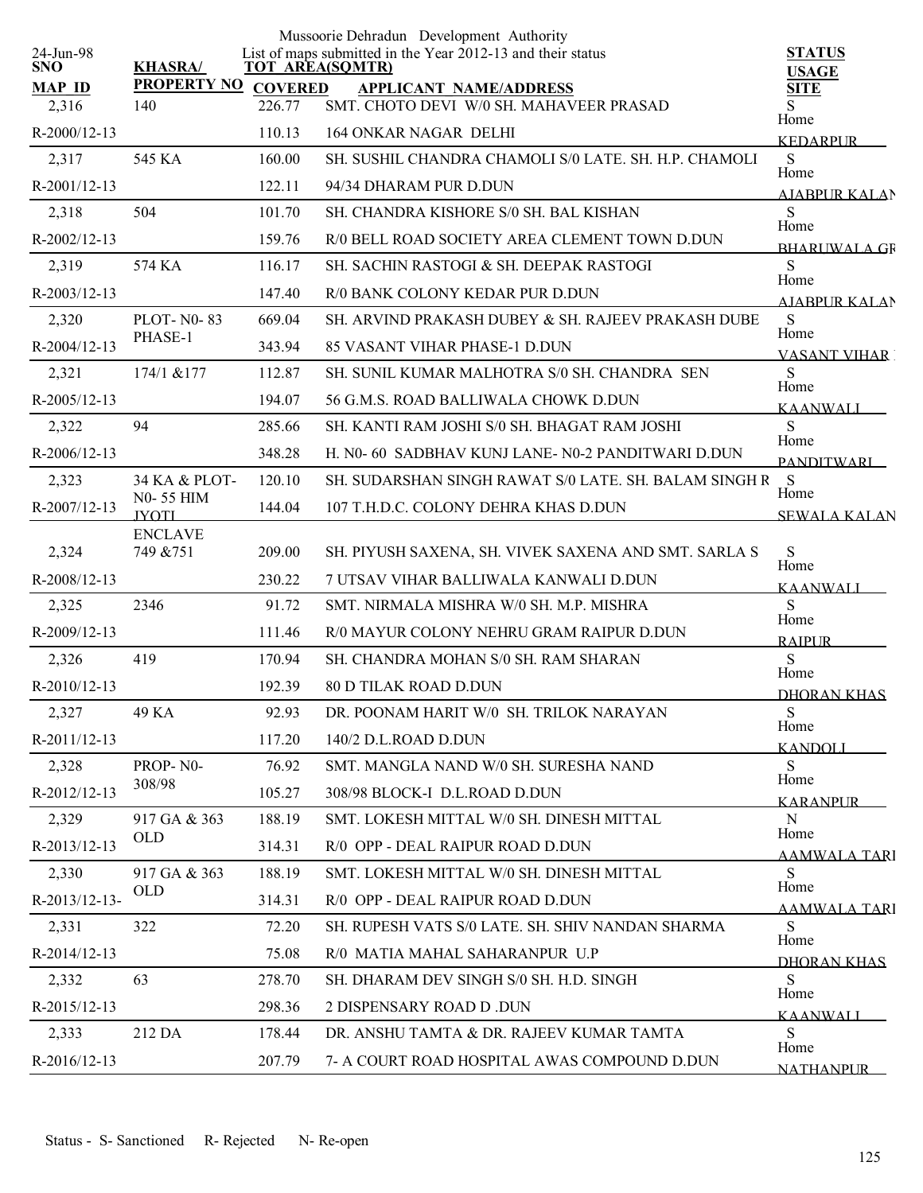Mussoorie Dehradun Development Authority

24-Jun-98

List of maps submitted in the Year 2012-13 and their status

| SNO / MAP ID | KHASRA/ PROPERTY NO | TOT AREA(SQMTR) / COVERED | APPLICANT NAME/ADDRESS | STATUS / USAGE / SITE |
|---|---|---|---|---|
| 2,316 | 140 | 226.77 | SMT. CHOTO DEVI W/0 SH. MAHAVEER PRASAD | S |
| R-2000/12-13 | | 110.13 | 164 ONKAR NAGAR DELHI | Home KEDARPUR |
| 2,317 | 545 KA | 160.00 | SH. SUSHIL CHANDRA CHAMOLI S/0 LATE. SH. H.P. CHAMOLI | S |
| R-2001/12-13 | | 122.11 | 94/34 DHARAM PUR D.DUN | Home AJABPUR KALAN |
| 2,318 | 504 | 101.70 | SH. CHANDRA KISHORE S/0 SH. BAL KISHAN | S |
| R-2002/12-13 | | 159.76 | R/0 BELL ROAD SOCIETY AREA CLEMENT TOWN D.DUN | Home BHARUWALA GR |
| 2,319 | 574 KA | 116.17 | SH. SACHIN RASTOGI & SH. DEEPAK RASTOGI | S |
| R-2003/12-13 | | 147.40 | R/0 BANK COLONY KEDAR PUR D.DUN | Home AJABPUR KALAN |
| 2,320 | PLOT- N0- 83 PHASE-1 | 669.04 | SH. ARVIND PRAKASH DUBEY & SH. RAJEEV PRAKASH DUBE | S |
| R-2004/12-13 | | 343.94 | 85 VASANT VIHAR PHASE-1 D.DUN | Home VASANT VIHAR |
| 2,321 | 174/1 &177 | 112.87 | SH. SUNIL KUMAR MALHOTRA S/0 SH. CHANDRA SEN | S |
| R-2005/12-13 | | 194.07 | 56 G.M.S. ROAD BALLIWALA CHOWK D.DUN | Home KAANWALI |
| 2,322 | 94 | 285.66 | SH. KANTI RAM JOSHI S/0 SH. BHAGAT RAM JOSHI | S |
| R-2006/12-13 | | 348.28 | H. N0- 60 SADBHAV KUNJ LANE- N0-2 PANDITWARI D.DUN | Home PANDITWARI |
| 2,323 | 34 KA & PLOT- N0- 55 HIM JYOTI ENCLAVE | 120.10 | SH. SUDARSHAN SINGH RAWAT S/0 LATE. SH. BALAM SINGH R | S |
| R-2007/12-13 | | 144.04 | 107 T.H.D.C. COLONY DEHRA KHAS D.DUN | Home SEWALA KALAN |
| 2,324 | 749 &751 | 209.00 | SH. PIYUSH SAXENA, SH. VIVEK SAXENA AND SMT. SARLA S | S |
| R-2008/12-13 | | 230.22 | 7 UTSAV VIHAR BALLIWALA KANWALI D.DUN | Home KAANWALI |
| 2,325 | 2346 | 91.72 | SMT. NIRMALA MISHRA W/0 SH. M.P. MISHRA | S |
| R-2009/12-13 | | 111.46 | R/0 MAYUR COLONY NEHRU GRAM RAIPUR D.DUN | Home RAIPUR |
| 2,326 | 419 | 170.94 | SH. CHANDRA MOHAN S/0 SH. RAM SHARAN | S |
| R-2010/12-13 | | 192.39 | 80 D TILAK ROAD D.DUN | Home DHORAN KHAS |
| 2,327 | 49 KA | 92.93 | DR. POONAM HARIT W/0 SH. TRILOK NARAYAN | S |
| R-2011/12-13 | | 117.20 | 140/2 D.L.ROAD D.DUN | Home KANDOLI |
| 2,328 | PROP- N0- 308/98 | 76.92 | SMT. MANGLA NAND W/0 SH. SURESHA NAND | S |
| R-2012/12-13 | | 105.27 | 308/98 BLOCK-I D.L.ROAD D.DUN | Home KARANPUR |
| 2,329 | 917 GA & 363 OLD | 188.19 | SMT. LOKESH MITTAL W/0 SH. DINESH MITTAL | N |
| R-2013/12-13 | | 314.31 | R/0 OPP - DEAL RAIPUR ROAD D.DUN | Home AAMWALA TARI |
| 2,330 | 917 GA & 363 OLD | 188.19 | SMT. LOKESH MITTAL W/0 SH. DINESH MITTAL | S |
| R-2013/12-13- | | 314.31 | R/0 OPP - DEAL RAIPUR ROAD D.DUN | Home AAMWALA TARI |
| 2,331 | 322 | 72.20 | SH. RUPESH VATS S/0 LATE. SH. SHIV NANDAN SHARMA | S |
| R-2014/12-13 | | 75.08 | R/0 MATIA MAHAL SAHARANPUR U.P | Home DHORAN KHAS |
| 2,332 | 63 | 278.70 | SH. DHARAM DEV SINGH S/0 SH. H.D. SINGH | S |
| R-2015/12-13 | | 298.36 | 2 DISPENSARY ROAD D .DUN | Home KAANWALI |
| 2,333 | 212 DA | 178.44 | DR. ANSHU TAMTA & DR. RAJEEV KUMAR TAMTA | S |
| R-2016/12-13 | | 207.79 | 7- A COURT ROAD HOSPITAL AWAS COMPOUND D.DUN | Home NATHANPUR |

Status - S- Sanctioned R- Rejected N- Re-open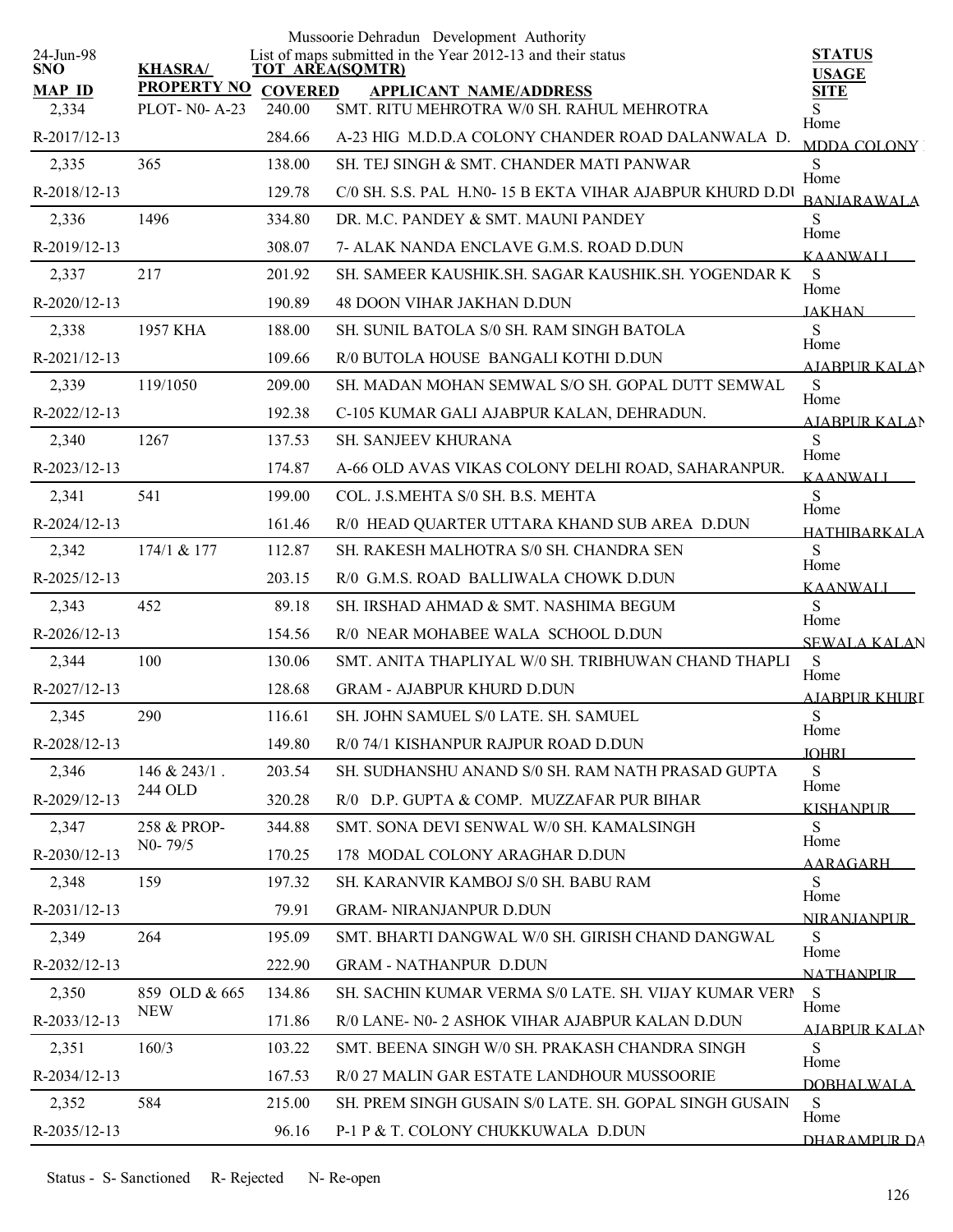Mussoorie Dehradun Development Authority

List of maps submitted in the Year 2012-13 and their status

24-Jun-98

| SNO / MAP ID | KHASRA/ PROPERTY NO | TOT AREA(SQMTR) / COVERED | APPLICANT NAME/ADDRESS | STATUS / USAGE / SITE |
|---|---|---|---|---|
| 2,334 | PLOT- N0- A-23 | 240.00 | SMT. RITU MEHROTRA W/0 SH. RAHUL MEHROTRA | S |
| R-2017/12-13 | | 284.66 | A-23 HIG M.D.D.A COLONY CHANDER ROAD DALANWALA D. | Home MDDA COLONY |
| 2,335 | 365 | 138.00 | SH. TEJ SINGH & SMT. CHANDER MATI PANWAR | S |
| R-2018/12-13 | | 129.78 | C/0 SH. S.S. PAL H.N0- 15 B EKTA VIHAR AJABPUR KHURD D.DU | Home BANJARAWALA |
| 2,336 | 1496 | 334.80 | DR. M.C. PANDEY & SMT. MAUNI PANDEY | S |
| R-2019/12-13 | | 308.07 | 7- ALAK NANDA ENCLAVE G.M.S. ROAD D.DUN | Home KAANWALI |
| 2,337 | 217 | 201.92 | SH. SAMEER KAUSHIK.SH. SAGAR KAUSHIK.SH. YOGENDAR K | S |
| R-2020/12-13 | | 190.89 | 48 DOON VIHAR JAKHAN D.DUN | Home JAKHAN |
| 2,338 | 1957 KHA | 188.00 | SH. SUNIL BATOLA S/0 SH. RAM SINGH BATOLA | S |
| R-2021/12-13 | | 109.66 | R/0 BUTOLA HOUSE BANGALI KOTHI D.DUN | Home AJABPUR KALAN |
| 2,339 | 119/1050 | 209.00 | SH. MADAN MOHAN SEMWAL S/O SH. GOPAL DUTT SEMWAL | S |
| R-2022/12-13 | | 192.38 | C-105 KUMAR GALI AJABPUR KALAN, DEHRADUN. | Home AJABPUR KALAN |
| 2,340 | 1267 | 137.53 | SH. SANJEEV KHURANA | S |
| R-2023/12-13 | | 174.87 | A-66 OLD AVAS VIKAS COLONY DELHI ROAD, SAHARANPUR. | Home KAANWALI |
| 2,341 | 541 | 199.00 | COL. J.S.MEHTA S/0 SH. B.S. MEHTA | S |
| R-2024/12-13 | | 161.46 | R/0 HEAD QUARTER UTTARA KHAND SUB AREA D.DUN | Home HATHIBARKALA |
| 2,342 | 174/1 & 177 | 112.87 | SH. RAKESH MALHOTRA S/0 SH. CHANDRA SEN | S |
| R-2025/12-13 | | 203.15 | R/0 G.M.S. ROAD BALLIWALA CHOWK D.DUN | Home KAANWALI |
| 2,343 | 452 | 89.18 | SH. IRSHAD AHMAD & SMT. NASHIMA BEGUM | S |
| R-2026/12-13 | | 154.56 | R/0 NEAR MOHABEE WALA SCHOOL D.DUN | Home SEWALA KALAN |
| 2,344 | 100 | 130.06 | SMT. ANITA THAPLIYAL W/0 SH. TRIBHUWAN CHAND THAPLI | S |
| R-2027/12-13 | | 128.68 | GRAM - AJABPUR KHURD D.DUN | Home AJABPUR KHURD |
| 2,345 | 290 | 116.61 | SH. JOHN SAMUEL S/0 LATE. SH. SAMUEL | S |
| R-2028/12-13 | | 149.80 | R/0 74/1 KISHANPUR RAJPUR ROAD D.DUN | Home JOHRI |
| 2,346 | 146 & 243/1 . 244 OLD | 203.54 | SH. SUDHANSHU ANAND S/0 SH. RAM NATH PRASAD GUPTA | S |
| R-2029/12-13 | | 320.28 | R/0 D.P. GUPTA & COMP. MUZZAFAR PUR BIHAR | Home KISHANPUR |
| 2,347 | 258 & PROP- N0- 79/5 | 344.88 | SMT. SONA DEVI SENWAL W/0 SH. KAMALSINGH | S |
| R-2030/12-13 | | 170.25 | 178 MODAL COLONY ARAGHAR D.DUN | Home AARAGARH |
| 2,348 | 159 | 197.32 | SH. KARANVIR KAMBOJ S/0 SH. BABU RAM | S |
| R-2031/12-13 | | 79.91 | GRAM- NIRANJANPUR D.DUN | Home NIRANJANPUR |
| 2,349 | 264 | 195.09 | SMT. BHARTI DANGWAL W/0 SH. GIRISH CHAND DANGWAL | S |
| R-2032/12-13 | | 222.90 | GRAM - NATHANPUR D.DUN | Home NATHANPUR |
| 2,350 | 859 OLD & 665 NEW | 134.86 | SH. SACHIN KUMAR VERMA S/0 LATE. SH. VIJAY KUMAR VERM | S |
| R-2033/12-13 | | 171.86 | R/0 LANE- N0- 2 ASHOK VIHAR AJABPUR KALAN D.DUN | Home AJABPUR KALAN |
| 2,351 | 160/3 | 103.22 | SMT. BEENA SINGH W/0 SH. PRAKASH CHANDRA SINGH | S |
| R-2034/12-13 | | 167.53 | R/0 27 MALIN GAR ESTATE LANDHOUR MUSSOORIE | Home DOBHALWALA |
| 2,352 | 584 | 215.00 | SH. PREM SINGH GUSAIN S/0 LATE. SH. GOPAL SINGH GUSAIN | S |
| R-2035/12-13 | | 96.16 | P-1 P & T. COLONY CHUKKUWALA D.DUN | Home DHARAMPUR DA |

Status - S- Sanctioned R- Rejected N- Re-open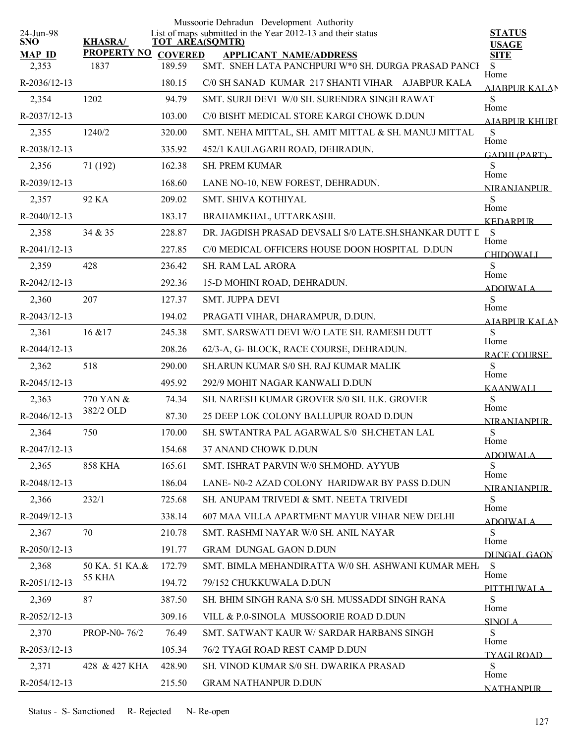Mussoorie Dehradun Development Authority

List of maps submitted in the Year 2012-13 and their status

24-Jun-98

| SNO / MAP ID | KHASRA/ PROPERTY NO | TOT AREA(SQMTR) / COVERED | APPLICANT NAME/ADDRESS | STATUS / USAGE / SITE |
|---|---|---|---|---|
| 2,353 | 1837 | 189.59 | SMT. SNEH LATA PANCHPURI W*0 SH. DURGA PRASAD PANCI | S |
| R-2036/12-13 | | 180.15 | C/0 SH SANAD KUMAR 217 SHANTI VIHAR AJABPUR KALA | Home AJABPUR KALAN |
| 2,354 | 1202 | 94.79 | SMT. SURJI DEVI W/0 SH. SURENDRA SINGH RAWAT | S |
| R-2037/12-13 | | 103.00 | C/0 BISHT MEDICAL STORE KARGI CHOWK D.DUN | Home AJABPUR KHURD |
| 2,355 | 1240/2 | 320.00 | SMT. NEHA MITTAL, SH. AMIT MITTAL & SH. MANUJ MITTAL | S |
| R-2038/12-13 | | 335.92 | 452/1 KAULAGARH ROAD, DEHRADUN. | Home GADHI (PART) |
| 2,356 | 71 (192) | 162.38 | SH. PREM KUMAR | S |
| R-2039/12-13 | | 168.60 | LANE NO-10, NEW FOREST, DEHRADUN. | Home NIRANJANPUR |
| 2,357 | 92 KA | 209.02 | SMT. SHIVA KOTHIYAL | S |
| R-2040/12-13 | | 183.17 | BRAHAMKHAL, UTTARKASHI. | Home KEDARPUR |
| 2,358 | 34 & 35 | 228.87 | DR. JAGDISH PRASAD DEVSALI S/0 LATE.SH.SHANKAR DUTT D | S |
| R-2041/12-13 | | 227.85 | C/0 MEDICAL OFFICERS HOUSE DOON HOSPITAL D.DUN | Home CHIDOWALI |
| 2,359 | 428 | 236.42 | SH. RAM LAL ARORA | S |
| R-2042/12-13 | | 292.36 | 15-D MOHINI ROAD, DEHRADUN. | Home ADOIWALA |
| 2,360 | 207 | 127.37 | SMT. JUPPA DEVI | S |
| R-2043/12-13 | | 194.02 | PRAGATI VIHAR, DHARAMPUR, D.DUN. | Home AJABPUR KALAN |
| 2,361 | 16 &17 | 245.38 | SMT. SARSWATI DEVI W/O LATE SH. RAMESH DUTT | S |
| R-2044/12-13 | | 208.26 | 62/3-A, G- BLOCK, RACE COURSE, DEHRADUN. | Home RACE COURSE |
| 2,362 | 518 | 290.00 | SH.ARUN KUMAR S/0 SH. RAJ KUMAR MALIK | S |
| R-2045/12-13 | | 495.92 | 292/9 MOHIT NAGAR KANWALI D.DUN | Home KAANWALI |
| 2,363 | 770 YAN & 382/2 OLD | 74.34 | SH. NARESH KUMAR GROVER S/0 SH. H.K. GROVER | S |
| R-2046/12-13 | | 87.30 | 25 DEEP LOK COLONY BALLUPUR ROAD D.DUN | Home NIRANJANPUR |
| 2,364 | 750 | 170.00 | SH. SWTANTRA PAL AGARWAL S/0 SH.CHETAN LAL | S |
| R-2047/12-13 | | 154.68 | 37 ANAND CHOWK D.DUN | Home ADOIWALA |
| 2,365 | 858 KHA | 165.61 | SMT. ISHRAT PARVIN W/0 SH.MOHD. AYYUB | S |
| R-2048/12-13 | | 186.04 | LANE- N0-2 AZAD COLONY HARIDWAR BY PASS D.DUN | Home NIRANJANPUR |
| 2,366 | 232/1 | 725.68 | SH. ANUPAM TRIVEDI & SMT. NEETA TRIVEDI | S |
| R-2049/12-13 | | 338.14 | 607 MAA VILLA APARTMENT MAYUR VIHAR NEW DELHI | Home ADOIWALA |
| 2,367 | 70 | 210.78 | SMT. RASHMI NAYAR W/0 SH. ANIL NAYAR | S |
| R-2050/12-13 | | 191.77 | GRAM DUNGAL GAON D.DUN | Home DUNGAL GAON |
| 2,368 | 50 KA. 51 KA.& 55 KHA | 172.79 | SMT. BIMLA MEHANDIRATTA W/0 SH. ASHWANI KUMAR MEH/ | S |
| R-2051/12-13 | | 194.72 | 79/152 CHUKKUWALA D.DUN | Home PITTHUWALA |
| 2,369 | 87 | 387.50 | SH. BHIM SINGH RANA S/0 SH. MUSSADDI SINGH RANA | S |
| R-2052/12-13 | | 309.16 | VILL & P.0-SINOLA MUSSOORIE ROAD D.DUN | Home SINOLA |
| 2,370 | PROP-N0- 76/2 | 76.49 | SMT. SATWANT KAUR W/ SARDAR HARBANS SINGH | S |
| R-2053/12-13 | | 105.34 | 76/2 TYAGI ROAD REST CAMP D.DUN | Home TYAGI ROAD |
| 2,371 | 428 & 427 KHA | 428.90 | SH. VINOD KUMAR S/0 SH. DWARIKA PRASAD | S |
| R-2054/12-13 | | 215.50 | GRAM NATHANPUR D.DUN | Home NATHANPUR |

Status - S- Sanctioned R- Rejected N- Re-open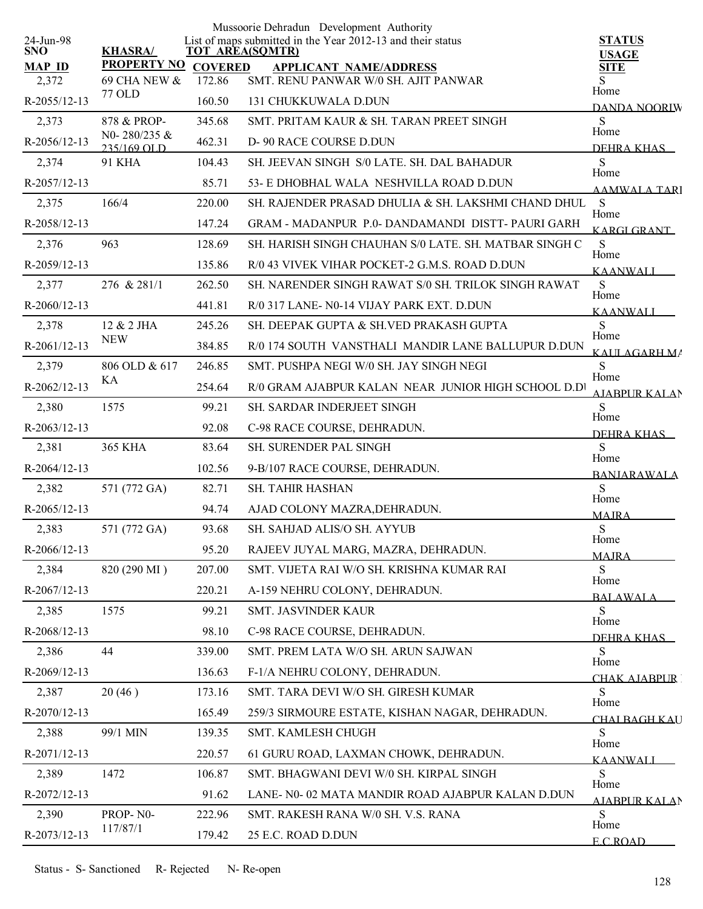Mussoorie Dehradun Development Authority

List of maps submitted in the Year 2012-13 and their status

24-Jun-98

| SNO / MAP ID | KHASRA/ PROPERTY NO | TOT AREA(SQMTR) COVERED | APPLICANT NAME/ADDRESS | STATUS USAGE SITE |
|---|---|---|---|---|
| 2,372 | 69 CHA NEW & 77 OLD | 172.86 | SMT. RENU PANWAR W/0 SH. AJIT PANWAR | S Home |
| R-2055/12-13 | | 160.50 | 131 CHUKKUWALA D.DUN | DANDA NOORIW |
| 2,373 | 878 & PROP-N0- 280/235 & 235/169 OLD | 345.68 | SMT. PRITAM KAUR & SH. TARAN PREET SINGH | S Home |
| R-2056/12-13 | | 462.31 | D- 90 RACE COURSE D.DUN | DEHRA KHAS |
| 2,374 | 91 KHA | 104.43 | SH. JEEVAN SINGH S/0 LATE. SH. DAL BAHADUR | S Home |
| R-2057/12-13 | | 85.71 | 53- E DHOBHAL WALA NESHVILLA ROAD D.DUN | AAMWALA TARI |
| 2,375 | 166/4 | 220.00 | SH. RAJENDER PRASAD DHULIA & SH. LAKSHMI CHAND DHUL | S Home |
| R-2058/12-13 | | 147.24 | GRAM - MADANPUR P.0- DANDAMANDI DISTT- PAURI GARH | KARGI GRANT |
| 2,376 | 963 | 128.69 | SH. HARISH SINGH CHAUHAN S/0 LATE. SH. MATBAR SINGH C | S Home |
| R-2059/12-13 | | 135.86 | R/0 43 VIVEK VIHAR POCKET-2 G.M.S. ROAD D.DUN | KAANWALI |
| 2,377 | 276 & 281/1 | 262.50 | SH. NARENDER SINGH RAWAT S/0 SH. TRILOK SINGH RAWAT | S Home |
| R-2060/12-13 | | 441.81 | R/0 317 LANE- N0-14 VIJAY PARK EXT. D.DUN | KAANWALI |
| 2,378 | 12 & 2 JHA NEW | 245.26 | SH. DEEPAK GUPTA & SH.VED PRAKASH GUPTA | S Home |
| R-2061/12-13 | | 384.85 | R/0 174 SOUTH VANSTHALI MANDIR LANE BALLUPUR D.DUN | KAULAGARH MA |
| 2,379 | 806 OLD & 617 KA | 246.85 | SMT. PUSHPA NEGI W/0 SH. JAY SINGH NEGI | S Home |
| R-2062/12-13 | | 254.64 | R/0 GRAM AJABPUR KALAN NEAR JUNIOR HIGH SCHOOL D.DU | AJABPUR KALAN |
| 2,380 | 1575 | 99.21 | SH. SARDAR INDERJEET SINGH | S Home |
| R-2063/12-13 | | 92.08 | C-98 RACE COURSE, DEHRADUN. | DEHRA KHAS |
| 2,381 | 365 KHA | 83.64 | SH. SURENDER PAL SINGH | S Home |
| R-2064/12-13 | | 102.56 | 9-B/107 RACE COURSE, DEHRADUN. | BANJARAWALA |
| 2,382 | 571 (772 GA) | 82.71 | SH. TAHIR HASHAN | S Home |
| R-2065/12-13 | | 94.74 | AJAD COLONY MAZRA,DEHRADUN. | MAJRA |
| 2,383 | 571 (772 GA) | 93.68 | SH. SAHJAD ALIS/O SH. AYYUB | S Home |
| R-2066/12-13 | | 95.20 | RAJEEV JUYAL MARG, MAZRA, DEHRADUN. | MAJRA |
| 2,384 | 820 (290 MI ) | 207.00 | SMT. VIJETA RAI W/O SH. KRISHNA KUMAR RAI | S Home |
| R-2067/12-13 | | 220.21 | A-159 NEHRU COLONY, DEHRADUN. | BALAWALA |
| 2,385 | 1575 | 99.21 | SMT. JASVINDER KAUR | S Home |
| R-2068/12-13 | | 98.10 | C-98 RACE COURSE, DEHRADUN. | DEHRA KHAS |
| 2,386 | 44 | 339.00 | SMT. PREM LATA W/O SH. ARUN SAJWAN | S Home |
| R-2069/12-13 | | 136.63 | F-1/A NEHRU COLONY, DEHRADUN. | CHAK AJABPUR |
| 2,387 | 20 (46 ) | 173.16 | SMT. TARA DEVI W/O SH. GIRESH KUMAR | S Home |
| R-2070/12-13 | | 165.49 | 259/3 SIRMOURE ESTATE, KISHAN NAGAR, DEHRADUN. | CHAI BAGH KAU |
| 2,388 | 99/1 MIN | 139.35 | SMT. KAMLESH CHUGH | S Home |
| R-2071/12-13 | | 220.57 | 61 GURU ROAD, LAXMAN CHOWK, DEHRADUN. | KAANWALI |
| 2,389 | 1472 | 106.87 | SMT. BHAGWANI DEVI W/0 SH. KIRPAL SINGH | S Home |
| R-2072/12-13 | | 91.62 | LANE- N0- 02 MATA MANDIR ROAD AJABPUR KALAN D.DUN | AJABPUR KALAN |
| 2,390 | PROP- N0- 117/87/1 | 222.96 | SMT. RAKESH RANA W/0 SH. V.S. RANA | S Home |
| R-2073/12-13 | | 179.42 | 25 E.C. ROAD D.DUN | E.C.ROAD |

Status - S- Sanctioned R- Rejected N- Re-open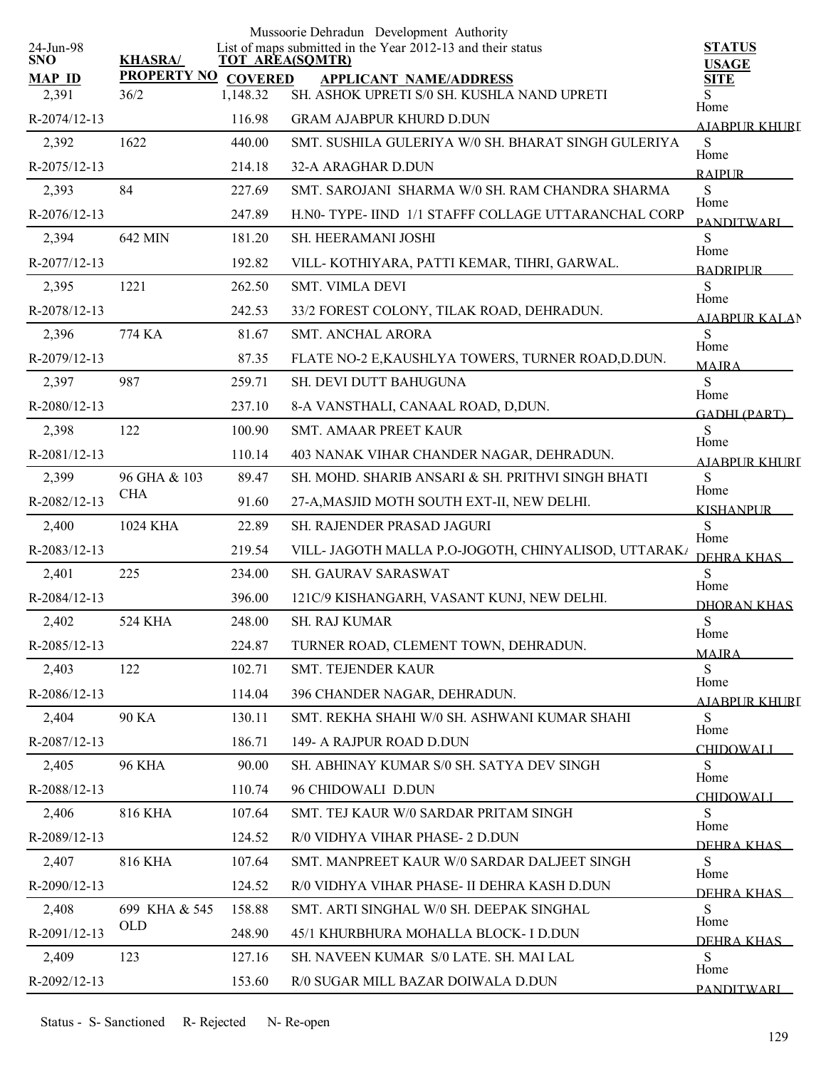Mussoorie Dehradun Development Authority

List of maps submitted in the Year 2012-13 and their status

24-Jun-98

| SNO / MAP ID | KHASRA/ PROPERTY NO | TOT AREA(SQMTR) / COVERED | APPLICANT NAME/ADDRESS | STATUS / USAGE / SITE |
|---|---|---|---|---|
| 2,391 / R-2074/12-13 | 36/2 | 1,148.32 / 116.98 | SH. ASHOK UPRETI S/0 SH. KUSHLA NAND UPRETI / GRAM AJABPUR KHURD D.DUN | S / Home / AJABPUR KHURD |
| 2,392 / R-2075/12-13 | 1622 | 440.00 / 214.18 | SMT. SUSHILA GULERIYA W/0 SH. BHARAT SINGH GULERIYA / 32-A ARAGHAR D.DUN | S / Home / RAIPUR |
| 2,393 / R-2076/12-13 | 84 | 227.69 / 247.89 | SMT. SAROJANI SHARMA W/0 SH. RAM CHANDRA SHARMA / H.N0- TYPE- IIND 1/1 STAFFF COLLAGE UTTARANCHAL CORP | S / Home / PANDITWARI |
| 2,394 / R-2077/12-13 | 642 MIN | 181.20 / 192.82 | SH. HEERAMANI JOSHI / VILL- KOTHIYARA, PATTI KEMAR, TIHRI, GARWAL. | S / Home / BADRIPUR |
| 2,395 / R-2078/12-13 | 1221 | 262.50 / 242.53 | SMT. VIMLA DEVI / 33/2 FOREST COLONY, TILAK ROAD, DEHRADUN. | S / Home / AJABPUR KALAN |
| 2,396 / R-2079/12-13 | 774 KA | 81.67 / 87.35 | SMT. ANCHAL ARORA / FLATE NO-2 E,KAUSHLYA TOWERS, TURNER ROAD,D.DUN. | S / Home / MAJRA |
| 2,397 / R-2080/12-13 | 987 | 259.71 / 237.10 | SH. DEVI DUTT BAHUGUNA / 8-A VANSTHALI, CANAAL ROAD, D,DUN. | S / Home / GADHI (PART) |
| 2,398 / R-2081/12-13 | 122 | 100.90 / 110.14 | SMT. AMAAR PREET KAUR / 403 NANAK VIHAR CHANDER NAGAR, DEHRADUN. | S / Home / AJABPUR KHURD |
| 2,399 / R-2082/12-13 | 96 GHA & 103 CHA | 89.47 / 91.60 | SH. MOHD. SHARIB ANSARI & SH. PRITHVI SINGH BHATI / 27-A,MASJID MOTH SOUTH EXT-II, NEW DELHI. | S / Home / KISHANPUR |
| 2,400 / R-2083/12-13 | 1024 KHA | 22.89 / 219.54 | SH. RAJENDER PRASAD JAGURI / VILL- JAGOTH MALLA P.O-JOGOTH, CHINYALISOD, UTTARAKA | S / Home / DEHRA KHAS |
| 2,401 / R-2084/12-13 | 225 | 234.00 / 396.00 | SH. GAURAV SARASWAT / 121C/9 KISHANGARH, VASANT KUNJ, NEW DELHI. | S / Home / DHORAN KHAS |
| 2,402 / R-2085/12-13 | 524 KHA | 248.00 / 224.87 | SH. RAJ KUMAR / TURNER ROAD, CLEMENT TOWN, DEHRADUN. | S / Home / MAJRA |
| 2,403 / R-2086/12-13 | 122 | 102.71 / 114.04 | SMT. TEJENDER KAUR / 396 CHANDER NAGAR, DEHRADUN. | S / Home / AJABPUR KHURD |
| 2,404 / R-2087/12-13 | 90 KA | 130.11 / 186.71 | SMT. REKHA SHAHI W/0 SH. ASHWANI KUMAR SHAHI / 149- A RAJPUR ROAD D.DUN | S / Home / CHIDOWALI |
| 2,405 / R-2088/12-13 | 96 KHA | 90.00 / 110.74 | SH. ABHINAY KUMAR S/0 SH. SATYA DEV SINGH / 96 CHIDOWALI D.DUN | S / Home / CHIDOWALI |
| 2,406 / R-2089/12-13 | 816 KHA | 107.64 / 124.52 | SMT. TEJ KAUR W/0 SARDAR PRITAM SINGH / R/0 VIDHYA VIHAR PHASE- 2 D.DUN | S / Home / DEHRA KHAS |
| 2,407 / R-2090/12-13 | 816 KHA | 107.64 / 124.52 | SMT. MANPREET KAUR W/0 SARDAR DALJEET SINGH / R/0 VIDHYA VIHAR PHASE- II DEHRA KASH D.DUN | S / Home / DEHRA KHAS |
| 2,408 / R-2091/12-13 | 699 KHA & 545 OLD | 158.88 / 248.90 | SMT. ARTI SINGHAL W/0 SH. DEEPAK SINGHAL / 45/1 KHURBHURA MOHALLA BLOCK- I D.DUN | S / Home / DEHRA KHAS |
| 2,409 / R-2092/12-13 | 123 | 127.16 / 153.60 | SH. NAVEEN KUMAR S/0 LATE. SH. MAI LAL / R/0 SUGAR MILL BAZAR DOIWALA D.DUN | S / Home / PANDITWARI |

Status - S- Sanctioned R- Rejected N- Re-open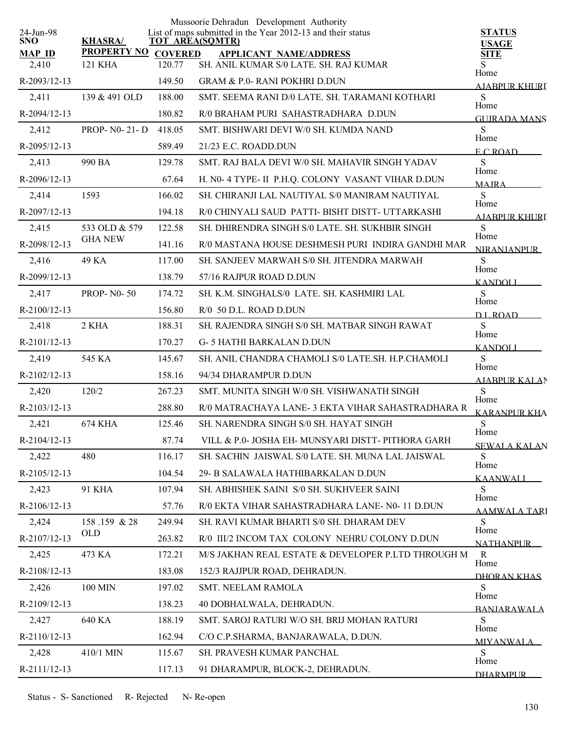Mussoorie Dehradun Development Authority

24-Jun-98 List of maps submitted in the Year 2012-13 and their status

| SNO / MAP ID | KHASRA/ PROPERTY NO | TOT AREA(SQMTR) / COVERED | APPLICANT NAME/ADDRESS | STATUS / USAGE / SITE |
|---|---|---|---|---|
| 2,410 | 121 KHA | 120.77 | SH. ANIL KUMAR S/0 LATE. SH. RAJ KUMAR | S |
| R-2093/12-13 | | 149.50 | GRAM & P.0- RANI POKHRI D.DUN | Home AJABPUR KHURD |
| 2,411 | 139 & 491 OLD | 188.00 | SMT. SEEMA RANI D/0 LATE. SH. TARAMANI KOTHARI | S |
| R-2094/12-13 | | 180.82 | R/0 BRAHAM PURI SAHASTRADHARA D.DUN | Home GUJRADA MANS |
| 2,412 | PROP- N0- 21- D | 418.05 | SMT. BISHWARI DEVI W/0 SH. KUMDA NAND | S |
| R-2095/12-13 | | 589.49 | 21/23 E.C. ROADD.DUN | Home E.C.ROAD |
| 2,413 | 990 BA | 129.78 | SMT. RAJ BALA DEVI W/0 SH. MAHAVIR SINGH YADAV | S |
| R-2096/12-13 | | 67.64 | H. N0- 4 TYPE- II P.H.Q. COLONY VASANT VIHAR D.DUN | Home MAJRA |
| 2,414 | 1593 | 166.02 | SH. CHIRANJI LAL NAUTIYAL S/0 MANIRAM NAUTIYAL | S |
| R-2097/12-13 | | 194.18 | R/0 CHINYALI SAUD PATTI- BISHT DISTT- UTTARKASHI | Home AJABPUR KHURD |
| 2,415 | 533 OLD & 579 GHA NEW | 122.58 | SH. DHIRENDRA SINGH S/0 LATE. SH. SUKHBIR SINGH | S |
| R-2098/12-13 | | 141.16 | R/0 MASTANA HOUSE DESHMESH PURI INDIRA GANDHI MAR | Home NIRANJANPUR |
| 2,416 | 49 KA | 117.00 | SH. SANJEEV MARWAH S/0 SH. JITENDRA MARWAH | S |
| R-2099/12-13 | | 138.79 | 57/16 RAJPUR ROAD D.DUN | Home KANDOLI |
| 2,417 | PROP- N0- 50 | 174.72 | SH. K.M. SINGHALS/0 LATE. SH. KASHMIRI LAL | S |
| R-2100/12-13 | | 156.80 | R/0 50 D.L. ROAD D.DUN | Home D.L.ROAD |
| 2,418 | 2 KHA | 188.31 | SH. RAJENDRA SINGH S/0 SH. MATBAR SINGH RAWAT | S |
| R-2101/12-13 | | 170.27 | G- 5 HATHI BARKALAN D.DUN | Home KANDOLI |
| 2,419 | 545 KA | 145.67 | SH. ANIL CHANDRA CHAMOLI S/0 LATE.SH. H.P.CHAMOLI | S |
| R-2102/12-13 | | 158.16 | 94/34 DHARAMPUR D.DUN | Home AJABPUR KALAN |
| 2,420 | 120/2 | 267.23 | SMT. MUNITA SINGH W/0 SH. VISHWANATH SINGH | S |
| R-2103/12-13 | | 288.80 | R/0 MATRACHAYA LANE- 3 EKTA VIHAR SAHASTRADHARA R | Home KARANPUR KHA |
| 2,421 | 674 KHA | 125.46 | SH. NARENDRA SINGH S/0 SH. HAYAT SINGH | S |
| R-2104/12-13 | | 87.74 | VILL & P.0- JOSHA EH- MUNSYARI DISTT- PITHORA GARH | Home SEWALA KALAN |
| 2,422 | 480 | 116.17 | SH. SACHIN JAISWAL S/0 LATE. SH. MUNA LAL JAISWAL | S |
| R-2105/12-13 | | 104.54 | 29- B SALAWALA HATHIBARKALAN D.DUN | Home KAANWALI |
| 2,423 | 91 KHA | 107.94 | SH. ABHISHEK SAINI S/0 SH. SUKHVEER SAINI | S |
| R-2106/12-13 | | 57.76 | R/0 EKTA VIHAR SAHASTRADHARA LANE- N0- 11 D.DUN | Home AAMWALA TARI |
| 2,424 | 158 .159 & 28 OLD | 249.94 | SH. RAVI KUMAR BHARTI S/0 SH. DHARAM DEV | S |
| R-2107/12-13 | | 263.82 | R/0 III/2 INCOM TAX COLONY NEHRU COLONY D.DUN | Home NATHANPUR |
| 2,425 | 473 KA | 172.21 | M/S JAKHAN REAL ESTATE & DEVELOPER P.LTD THROUGH M | R |
| R-2108/12-13 | | 183.08 | 152/3 RAJJPUR ROAD, DEHRADUN. | Home DHORAN KHAS |
| 2,426 | 100 MIN | 197.02 | SMT. NEELAM RAMOLA | S |
| R-2109/12-13 | | 138.23 | 40 DOBHALWALA, DEHRADUN. | Home BANJARAWALA |
| 2,427 | 640 KA | 188.19 | SMT. SAROJ RATURI W/O SH. BRIJ MOHAN RATURI | S |
| R-2110/12-13 | | 162.94 | C/O C.P.SHARMA, BANJARAWALA, D.DUN. | Home MIYANWALA |
| 2,428 | 410/1 MIN | 115.67 | SH. PRAVESH KUMAR PANCHAL | S |
| R-2111/12-13 | | 117.13 | 91 DHARAMPUR, BLOCK-2, DEHRADUN. | Home DHARMPUR |

Status - S- Sanctioned R- Rejected N- Re-open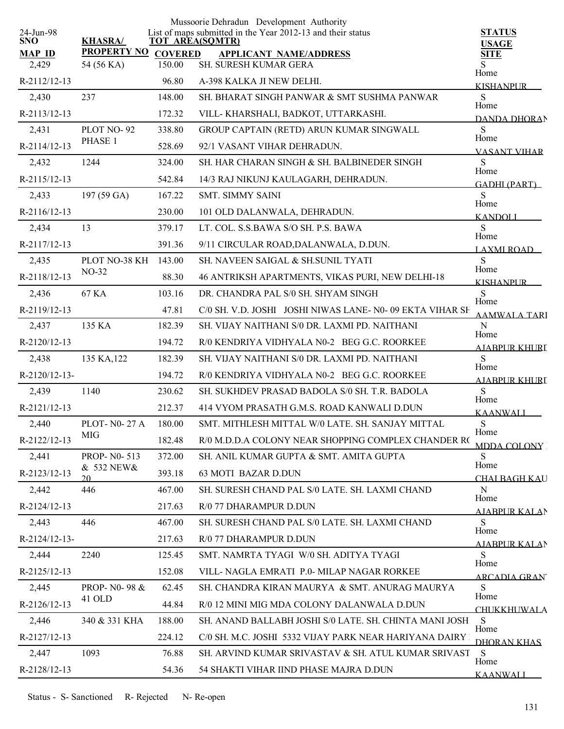Mussoorie Dehradun Development Authority

List of maps submitted in the Year 2012-13 and their status

24-Jun-98

| SNO / MAP ID | KHASRA/ PROPERTY NO | TOT AREA(SQMTR) / COVERED | APPLICANT NAME/ADDRESS | STATUS / USAGE / SITE |
|---|---|---|---|---|
| 2,429 | 54 (56 KA) | 150.00 | SH. SURESH KUMAR GERA | S |
| R-2112/12-13 | | 96.80 | A-398 KALKA JI NEW DELHI. | Home KISHANPUR |
| 2,430 | 237 | 148.00 | SH. BHARAT SINGH PANWAR & SMT SUSHMA PANWAR | S |
| R-2113/12-13 | | 172.32 | VILL- KHARSHALI, BADKOT, UTTARKASHI. | Home DANDA DHORAN |
| 2,431 | PLOT NO- 92 PHASE 1 | 338.80 | GROUP CAPTAIN (RETD) ARUN KUMAR SINGWALL | S |
| R-2114/12-13 | | 528.69 | 92/1 VASANT VIHAR DEHRADUN. | Home VASANT VIHAR |
| 2,432 | 1244 | 324.00 | SH. HAR CHARAN SINGH & SH. BALBINEDER SINGH | S |
| R-2115/12-13 | | 542.84 | 14/3 RAJ NIKUNJ KAULAGARH, DEHRADUN. | Home GADHI (PART) |
| 2,433 | 197 (59 GA) | 167.22 | SMT. SIMMY SAINI | S |
| R-2116/12-13 | | 230.00 | 101 OLD DALANWALA, DEHRADUN. | Home KANDOLI |
| 2,434 | 13 | 379.17 | LT. COL. S.S.BAWA S/O SH. P.S. BAWA | S |
| R-2117/12-13 | | 391.36 | 9/11 CIRCULAR ROAD,DALANWALA, D.DUN. | Home LAXMI ROAD |
| 2,435 | PLOT NO-38 KH NO-32 | 143.00 | SH. NAVEEN SAIGAL & SH.SUNIL TYATI | S |
| R-2118/12-13 | | 88.30 | 46 ANTRIKSH APARTMENTS, VIKAS PURI, NEW DELHI-18 | Home KISHANPUR |
| 2,436 | 67 KA | 103.16 | DR. CHANDRA PAL S/0 SH. SHYAM SINGH | S |
| R-2119/12-13 | | 47.81 | C/0 SH. V.D. JOSHI JOSHI NIWAS LANE- N0- 09 EKTA VIHAR SH | Home AAMWALA TARI |
| 2,437 | 135 KA | 182.39 | SH. VIJAY NAITHANI S/0 DR. LAXMI PD. NAITHANI | N |
| R-2120/12-13 | | 194.72 | R/0 KENDRIYA VIDHYALA N0-2 BEG G.C. ROORKEE | Home AJABPUR KHURD |
| 2,438 | 135 KA,122 | 182.39 | SH. VIJAY NAITHANI S/0 DR. LAXMI PD. NAITHANI | S |
| R-2120/12-13- | | 194.72 | R/0 KENDRIYA VIDHYALA N0-2 BEG G.C. ROORKEE | Home AJABPUR KHURD |
| 2,439 | 1140 | 230.62 | SH. SUKHDEV PRASAD BADOLA S/0 SH. T.R. BADOLA | S |
| R-2121/12-13 | | 212.37 | 414 VYOM PRASATH G.M.S. ROAD KANWALI D.DUN | Home KAANWALI |
| 2,440 | PLOT- N0- 27 A MIG | 180.00 | SMT. MITHLESH MITTAL W/0 LATE. SH. SANJAY MITTAL | S |
| R-2122/12-13 | | 182.48 | R/0 M.D.D.A COLONY NEAR SHOPPING COMPLEX CHANDER RO | Home MDDA COLONY |
| 2,441 | PROP- N0- 513 & 532 NEW& 20 | 372.00 | SH. ANIL KUMAR GUPTA & SMT. AMITA GUPTA | S |
| R-2123/12-13 | | 393.18 | 63 MOTI BAZAR D.DUN | Home CHAI BAGH KAU |
| 2,442 | 446 | 467.00 | SH. SURESH CHAND PAL S/0 LATE. SH. LAXMI CHAND | N |
| R-2124/12-13 | | 217.63 | R/0 77 DHARAMPUR D.DUN | Home AJABPUR KALAN |
| 2,443 | 446 | 467.00 | SH. SURESH CHAND PAL S/0 LATE. SH. LAXMI CHAND | S |
| R-2124/12-13- | | 217.63 | R/0 77 DHARAMPUR D.DUN | Home AJABPUR KALAN |
| 2,444 | 2240 | 125.45 | SMT. NAMRTA TYAGI W/0 SH. ADITYA TYAGI | S |
| R-2125/12-13 | | 152.08 | VILL- NAGLA EMRATI P.0- MILAP NAGAR RORKEE | Home ARCADIA GRANT |
| 2,445 | PROP- N0- 98 & 41 OLD | 62.45 | SH. CHANDRA KIRAN MAURYA & SMT. ANURAG MAURYA | S |
| R-2126/12-13 | | 44.84 | R/0 12 MINI MIG MDA COLONY DALANWALA D.DUN | Home CHUKKHUWALA |
| 2,446 | 340 & 331 KHA | 188.00 | SH. ANAND BALLABH JOSHI S/0 LATE. SH. CHINTA MANI JOSH | S |
| R-2127/12-13 | | 224.12 | C/0 SH. M.C. JOSHI 5332 VIJAY PARK NEAR HARIYANA DAIRY | Home DHORAN KHAS |
| 2,447 | 1093 | 76.88 | SH. ARVIND KUMAR SRIVASTAV & SH. ATUL KUMAR SRIVAST | S |
| R-2128/12-13 | | 54.36 | 54 SHAKTI VIHAR IIND PHASE MAJRA D.DUN | Home KAANWALI |

Status - S- Sanctioned R- Rejected N- Re-open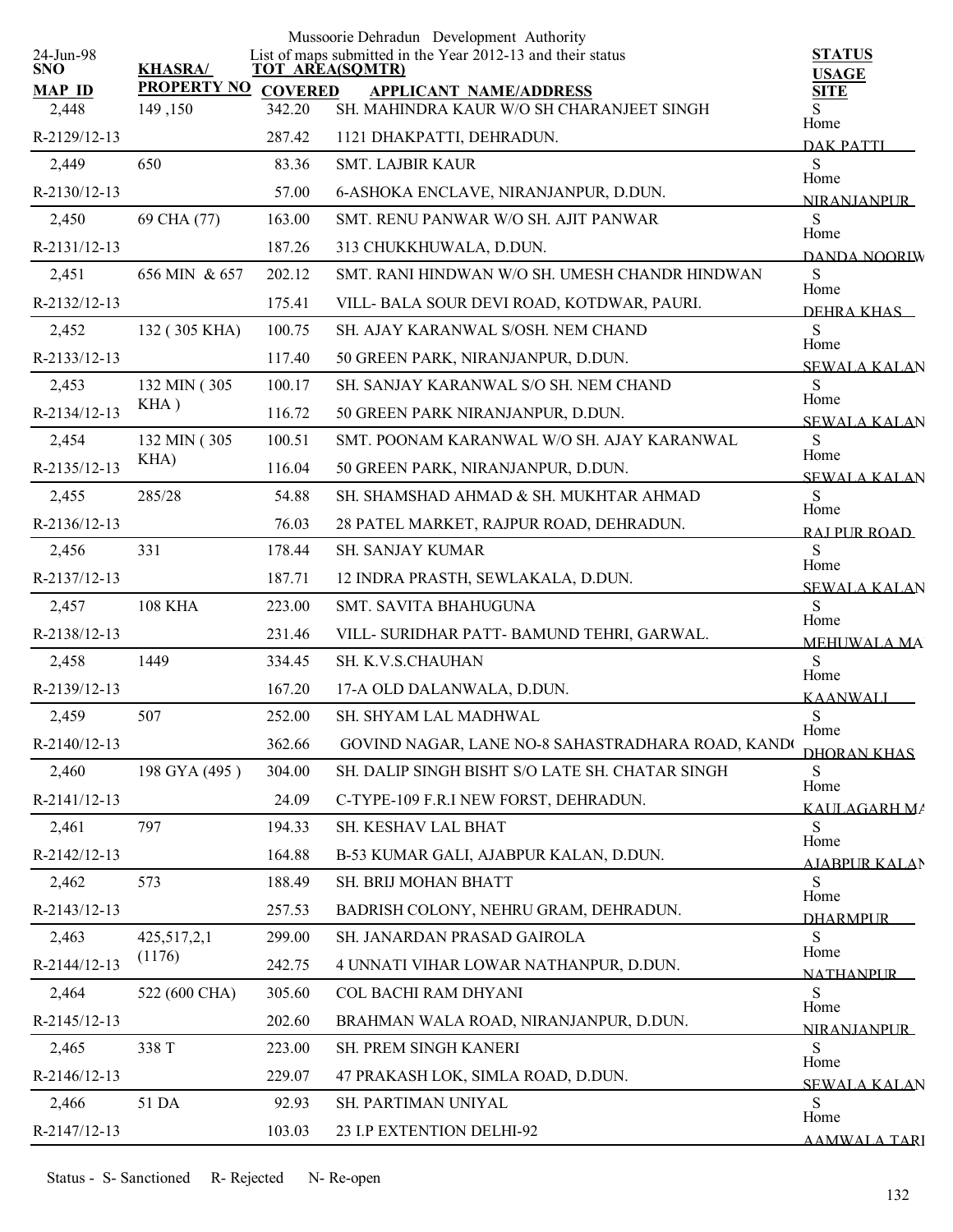Mussoorie Dehradun Development Authority

List of maps submitted in the Year 2012-13 and their status

24-Jun-98

| SNO / MAP_ID | KHASRA/ PROPERTY NO | TOT AREA(SQMTR) / COVERED | APPLICANT NAME/ADDRESS | STATUS / USAGE / SITE |
|---|---|---|---|---|
| 2,448 | 149 ,150 | 342.20 | SH. MAHINDRA KAUR W/O SH CHARANJEET SINGH | S |
| R-2129/12-13 | | 287.42 | 1121 DHAKPATTI, DEHRADUN. | Home DAK PATTI |
| 2,449 | 650 | 83.36 | SMT. LAJBIR KAUR | S |
| R-2130/12-13 | | 57.00 | 6-ASHOKA ENCLAVE, NIRANJANPUR, D.DUN. | Home NIRANJANPUR |
| 2,450 | 69 CHA (77) | 163.00 | SMT. RENU PANWAR W/O SH. AJIT PANWAR | S |
| R-2131/12-13 | | 187.26 | 313 CHUKKHUWALA, D.DUN. | Home DANDA NOORIW |
| 2,451 | 656 MIN & 657 | 202.12 | SMT. RANI HINDWAN W/O SH. UMESH CHANDR HINDWAN | S |
| R-2132/12-13 | | 175.41 | VILL- BALA SOUR DEVI ROAD, KOTDWAR, PAURI. | Home DEHRA KHAS |
| 2,452 | 132 ( 305 KHA) | 100.75 | SH. AJAY KARANWAL S/OSH. NEM CHAND | S |
| R-2133/12-13 | | 117.40 | 50 GREEN PARK, NIRANJANPUR, D.DUN. | Home SEWALA KALAN |
| 2,453 | 132 MIN ( 305 KHA ) | 100.17 | SH. SANJAY KARANWAL S/O SH. NEM CHAND | S |
| R-2134/12-13 | | 116.72 | 50 GREEN PARK NIRANJANPUR, D.DUN. | Home SEWALA KALAN |
| 2,454 | 132 MIN ( 305 KHA) | 100.51 | SMT. POONAM KARANWAL W/O SH. AJAY KARANWAL | S |
| R-2135/12-13 | | 116.04 | 50 GREEN PARK, NIRANJANPUR, D.DUN. | Home SEWALA KALAN |
| 2,455 | 285/28 | 54.88 | SH. SHAMSHAD AHMAD & SH. MUKHTAR AHMAD | S |
| R-2136/12-13 | | 76.03 | 28 PATEL MARKET, RAJPUR ROAD, DEHRADUN. | Home RAJ PUR ROAD |
| 2,456 | 331 | 178.44 | SH. SANJAY KUMAR | S |
| R-2137/12-13 | | 187.71 | 12 INDRA PRASTH, SEWLAKALA, D.DUN. | Home SEWALA KALAN |
| 2,457 | 108 KHA | 223.00 | SMT. SAVITA BHAHUGUNA | S |
| R-2138/12-13 | | 231.46 | VILL- SURIDHAR PATT- BAMUND TEHRI, GARWAL. | Home MEHUWALA MA |
| 2,458 | 1449 | 334.45 | SH. K.V.S.CHAUHAN | S |
| R-2139/12-13 | | 167.20 | 17-A OLD DALANWALA, D.DUN. | Home KAANWALI |
| 2,459 | 507 | 252.00 | SH. SHYAM LAL MADHWAL | S |
| R-2140/12-13 | | 362.66 | GOVIND NAGAR, LANE NO-8 SAHASTRADHARA ROAD, KAND( | Home DHORAN KHAS |
| 2,460 | 198 GYA (495 ) | 304.00 | SH. DALIP SINGH BISHT S/O LATE SH. CHATAR SINGH | S |
| R-2141/12-13 | | 24.09 | C-TYPE-109 F.R.I NEW FORST, DEHRADUN. | Home KAULAGARH MA |
| 2,461 | 797 | 194.33 | SH. KESHAV LAL BHAT | S |
| R-2142/12-13 | | 164.88 | B-53 KUMAR GALI, AJABPUR KALAN, D.DUN. | Home AJABPUR KALAN |
| 2,462 | 573 | 188.49 | SH. BRIJ MOHAN BHATT | S |
| R-2143/12-13 | | 257.53 | BADRISH COLONY, NEHRU GRAM, DEHRADUN. | Home DHARMPUR |
| 2,463 | 425,517,2,1 (1176) | 299.00 | SH. JANARDAN PRASAD GAIROLA | S |
| R-2144/12-13 | | 242.75 | 4 UNNATI VIHAR LOWAR NATHANPUR, D.DUN. | Home NATHANPUR |
| 2,464 | 522 (600 CHA) | 305.60 | COL BACHI RAM DHYANI | S |
| R-2145/12-13 | | 202.60 | BRAHMAN WALA ROAD, NIRANJANPUR, D.DUN. | Home NIRANJANPUR |
| 2,465 | 338 T | 223.00 | SH. PREM SINGH KANERI | S |
| R-2146/12-13 | | 229.07 | 47 PRAKASH LOK, SIMLA ROAD, D.DUN. | Home SEWALA KALAN |
| 2,466 | 51 DA | 92.93 | SH. PARTIMAN UNIYAL | S |
| R-2147/12-13 | | 103.03 | 23 I.P EXTENTION DELHI-92 | Home AAMWALA TARI |

Status - S- Sanctioned R- Rejected N- Re-open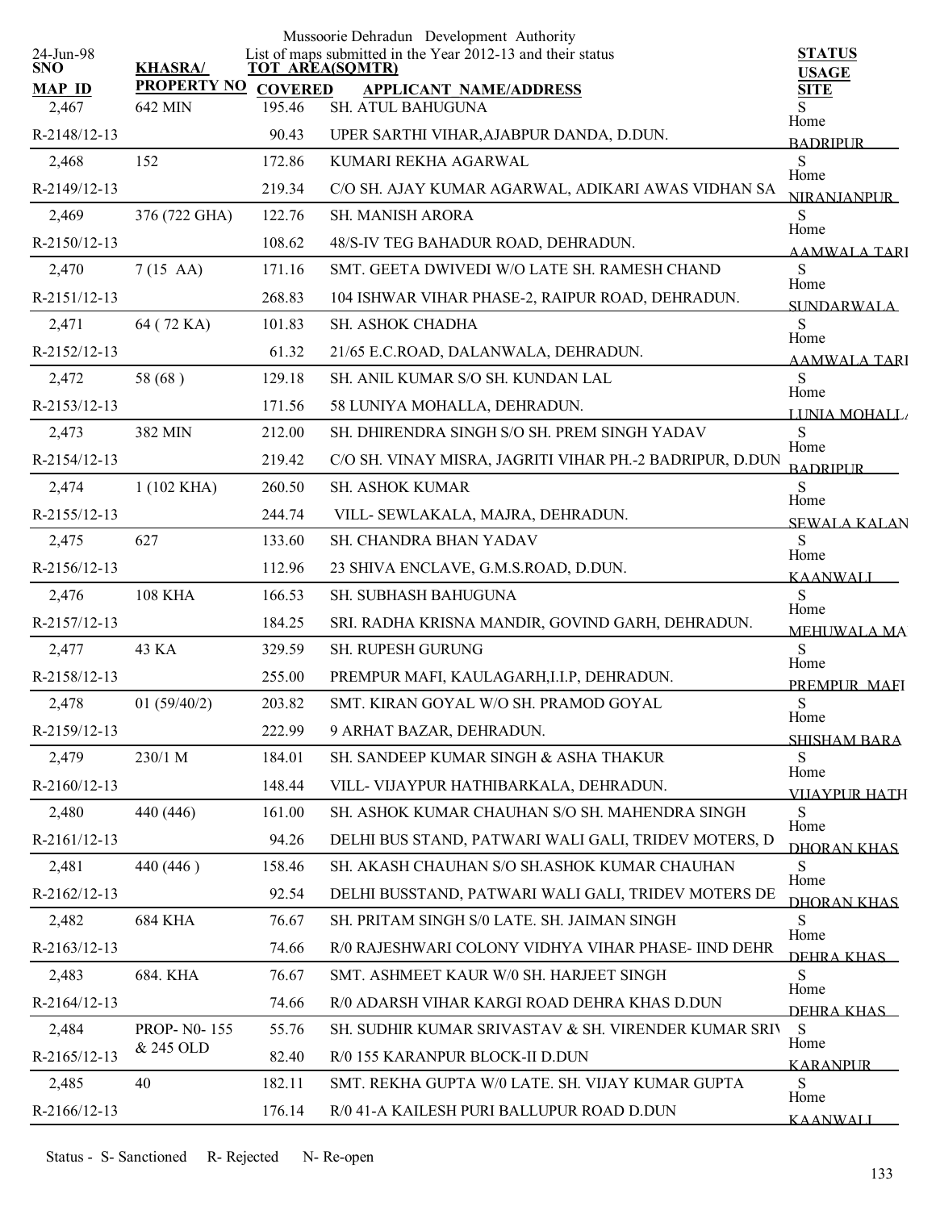Mussoorie Dehradun Development Authority

List of maps submitted in the Year 2012-13 and their status

24-Jun-98

| SNO / MAP ID | KHASRA/ PROPERTY NO | TOT AREA(SQMTR) / COVERED | APPLICANT NAME/ADDRESS | STATUS / USAGE / SITE |
|---|---|---|---|---|
| 2,467 | 642 MIN | 195.46 | SH. ATUL BAHUGUNA | S |
| R-2148/12-13 | | 90.43 | UPER SARTHI VIHAR,AJABPUR DANDA, D.DUN. | Home BADRIPUR |
| 2,468 | 152 | 172.86 | KUMARI REKHA AGARWAL | S |
| R-2149/12-13 | | 219.34 | C/O SH. AJAY KUMAR AGARWAL, ADIKARI AWAS VIDHAN SA | Home NIRANJANPUR |
| 2,469 | 376 (722 GHA) | 122.76 | SH. MANISH ARORA | S |
| R-2150/12-13 | | 108.62 | 48/S-IV TEG BAHADUR ROAD, DEHRADUN. | Home AAMWALA TARI |
| 2,470 | 7 (15 AA) | 171.16 | SMT. GEETA DWIVEDI W/O LATE SH. RAMESH CHAND | S |
| R-2151/12-13 | | 268.83 | 104 ISHWAR VIHAR PHASE-2, RAIPUR ROAD, DEHRADUN. | Home SUNDARWALA |
| 2,471 | 64 ( 72 KA) | 101.83 | SH. ASHOK CHADHA | S |
| R-2152/12-13 | | 61.32 | 21/65 E.C.ROAD, DALANWALA, DEHRADUN. | Home AAMWALA TARI |
| 2,472 | 58 (68 ) | 129.18 | SH. ANIL KUMAR S/O SH. KUNDAN LAL | S |
| R-2153/12-13 | | 171.56 | 58 LUNIYA MOHALLA, DEHRADUN. | Home LUNIA MOHALL |
| 2,473 | 382 MIN | 212.00 | SH. DHIRENDRA SINGH S/O SH. PREM SINGH YADAV | S |
| R-2154/12-13 | | 219.42 | C/O SH. VINAY MISRA, JAGRITI VIHAR PH.-2 BADRIPUR, D.DUN | Home BADRIPUR |
| 2,474 | 1 (102 KHA) | 260.50 | SH. ASHOK KUMAR | S |
| R-2155/12-13 | | 244.74 | VILL- SEWLAKALA, MAJRA, DEHRADUN. | Home SEWALA KALAN |
| 2,475 | 627 | 133.60 | SH. CHANDRA BHAN YADAV | S |
| R-2156/12-13 | | 112.96 | 23 SHIVA ENCLAVE, G.M.S.ROAD, D.DUN. | Home KAANWALI |
| 2,476 | 108 KHA | 166.53 | SH. SUBHASH BAHUGUNA | S |
| R-2157/12-13 | | 184.25 | SRI. RADHA KRISNA MANDIR, GOVIND GARH, DEHRADUN. | Home MEHUWALA MA |
| 2,477 | 43 KA | 329.59 | SH. RUPESH GURUNG | S |
| R-2158/12-13 | | 255.00 | PREMPUR MAFI, KAULAGARH,I.I.P, DEHRADUN. | Home PREMPUR MAFI |
| 2,478 | 01 (59/40/2) | 203.82 | SMT. KIRAN GOYAL W/O SH. PRAMOD GOYAL | S |
| R-2159/12-13 | | 222.99 | 9 ARHAT BAZAR, DEHRADUN. | Home SHISHAM BARA |
| 2,479 | 230/1 M | 184.01 | SH. SANDEEP KUMAR SINGH & ASHA THAKUR | S |
| R-2160/12-13 | | 148.44 | VILL- VIJAYPUR HATHIBARKALA, DEHRADUN. | Home VIJAYPUR HATH |
| 2,480 | 440 (446) | 161.00 | SH. ASHOK KUMAR CHAUHAN S/O SH. MAHENDRA SINGH | S |
| R-2161/12-13 | | 94.26 | DELHI BUS STAND, PATWARI WALI GALI, TRIDEV MOTERS, D | Home DHORAN KHAS |
| 2,481 | 440 (446 ) | 158.46 | SH. AKASH CHAUHAN S/O SH.ASHOK KUMAR CHAUHAN | S |
| R-2162/12-13 | | 92.54 | DELHI BUSSTAND, PATWARI WALI GALI, TRIDEV MOTERS DE | Home DHORAN KHAS |
| 2,482 | 684 KHA | 76.67 | SH. PRITAM SINGH S/0 LATE. SH. JAIMAN SINGH | S |
| R-2163/12-13 | | 74.66 | R/0 RAJESHWARI COLONY VIDHYA VIHAR PHASE- IIND DEHR | Home DEHRA KHAS |
| 2,483 | 684. KHA | 76.67 | SMT. ASHMEET KAUR W/0 SH. HARJEET SINGH | S |
| R-2164/12-13 | | 74.66 | R/0 ADARSH VIHAR KARGI ROAD DEHRA KHAS D.DUN | Home DEHRA KHAS |
| 2,484 | PROP- N0- 155 & 245 OLD | 55.76 | SH. SUDHIR KUMAR SRIVASTAV & SH. VIRENDER KUMAR SRIV | S |
| R-2165/12-13 | | 82.40 | R/0 155 KARANPUR BLOCK-II D.DUN | Home KARANPUR |
| 2,485 | 40 | 182.11 | SMT. REKHA GUPTA W/0 LATE. SH. VIJAY KUMAR GUPTA | S |
| R-2166/12-13 | | 176.14 | R/0 41-A KAILESH PURI BALLUPUR ROAD D.DUN | Home KAANWALI |

Status - S- Sanctioned R- Rejected N- Re-open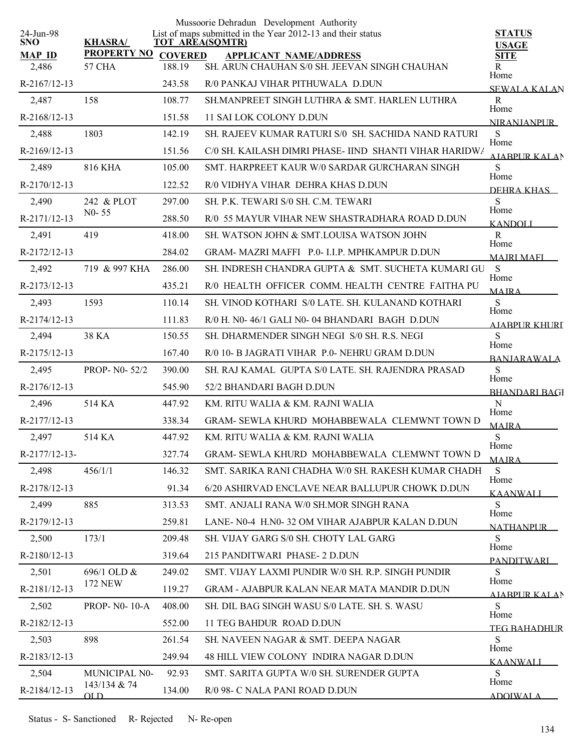Mussoorie Dehradun Development Authority

List of maps submitted in the Year 2012-13 and their status

24-Jun-98

| SNO / MAP ID | KHASRA/ PROPERTY NO | TOT AREA(SQMTR) / COVERED | APPLICANT NAME/ADDRESS | STATUS / USAGE / SITE |
|---|---|---|---|---|
| 2,486 | 57 CHA | 188.19 | SH. ARUN CHAUHAN S/0 SH. JEEVAN SINGH CHAUHAN | R Home |
| R-2167/12-13 | | 243.58 | R/0 PANKAJ VIHAR PITHUWALA D.DUN | SEWALA KALAN |
| 2,487 | 158 | 108.77 | SH.MANPREET SINGH LUTHRA & SMT. HARLEN LUTHRA | R Home |
| R-2168/12-13 | | 151.58 | 11 SAI LOK COLONY D.DUN | NIRANJANPUR |
| 2,488 | 1803 | 142.19 | SH. RAJEEV KUMAR RATURI S/0 SH. SACHIDA NAND RATURI | S Home |
| R-2169/12-13 | | 151.56 | C/0 SH. KAILASH DIMRI PHASE- IIND SHANTI VIHAR HARIDWA | AJABPUR KALAN |
| 2,489 | 816 KHA | 105.00 | SMT. HARPREET KAUR W/0 SARDAR GURCHARAN SINGH | S Home |
| R-2170/12-13 | | 122.52 | R/0 VIDHYA VIHAR DEHRA KHAS D.DUN | DEHRA KHAS |
| 2,490 | 242 & PLOT N0- 55 | 297.00 | SH. P.K. TEWARI S/0 SH. C.M. TEWARI | S Home |
| R-2171/12-13 | | 288.50 | R/0 55 MAYUR VIHAR NEW SHASTRADHARA ROAD D.DUN | KANDOLI |
| 2,491 | 419 | 418.00 | SH. WATSON JOHN & SMT.LOUISA WATSON JOHN | R Home |
| R-2172/12-13 | | 284.02 | GRAM- MAZRI MAFFI P.0- I.I.P. MPHKAMPUR D.DUN | MAJRI MAFI |
| 2,492 | 719 & 997 KHA | 286.00 | SH. INDRESH CHANDRA GUPTA & SMT. SUCHETA KUMARI GU | S Home |
| R-2173/12-13 | | 435.21 | R/0 HEALTH OFFICER COMM. HEALTH CENTRE FAITHA PU | MAJRA |
| 2,493 | 1593 | 110.14 | SH. VINOD KOTHARI S/0 LATE. SH. KULANAND KOTHARI | S Home |
| R-2174/12-13 | | 111.83 | R/0 H. N0- 46/1 GALI N0- 04 BHANDARI BAGH D.DUN | AJABPUR KHURD |
| 2,494 | 38 KA | 150.55 | SH. DHARMENDER SINGH NEGI S/0 SH. R.S. NEGI | S Home |
| R-2175/12-13 | | 167.40 | R/0 10- B JAGRATI VIHAR P.0- NEHRU GRAM D.DUN | BANJARAWALA |
| 2,495 | PROP- N0- 52/2 | 390.00 | SH. RAJ KAMAL GUPTA S/0 LATE. SH. RAJENDRA PRASAD | S Home |
| R-2176/12-13 | | 545.90 | 52/2 BHANDARI BAGH D.DUN | BHANDARI BAGH |
| 2,496 | 514 KA | 447.92 | KM. RITU WALIA & KM. RAJNI WALIA | N Home |
| R-2177/12-13 | | 338.34 | GRAM- SEWLA KHURD MOHABBEWALA CLEMWNT TOWN D | MAJRA |
| 2,497 | 514 KA | 447.92 | KM. RITU WALIA & KM. RAJNI WALIA | S Home |
| R-2177/12-13- | | 327.74 | GRAM- SEWLA KHURD MOHABBEWALA CLEMWNT TOWN D | MAJRA |
| 2,498 | 456/1/1 | 146.32 | SMT. SARIKA RANI CHADHA W/0 SH. RAKESH KUMAR CHADH | S Home |
| R-2178/12-13 | | 91.34 | 6/20 ASHIRVAD ENCLAVE NEAR BALLUPUR CHOWK D.DUN | KAANWALI |
| 2,499 | 885 | 313.53 | SMT. ANJALI RANA W/0 SH.MOR SINGH RANA | S Home |
| R-2179/12-13 | | 259.81 | LANE- N0-4 H.N0- 32 OM VIHAR AJABPUR KALAN D.DUN | NATHANPUR |
| 2,500 | 173/1 | 209.48 | SH. VIJAY GARG S/0 SH. CHOTY LAL GARG | S Home |
| R-2180/12-13 | | 319.64 | 215 PANDITWARI PHASE- 2 D.DUN | PANDITWARI |
| 2,501 | 696/1 OLD & 172 NEW | 249.02 | SMT. VIJAY LAXMI PUNDIR W/0 SH. R.P. SINGH PUNDIR | S Home |
| R-2181/12-13 | | 119.27 | GRAM - AJABPUR KALAN NEAR MATA MANDIR D.DUN | AJABPUR KALAN |
| 2,502 | PROP- N0- 10-A | 408.00 | SH. DIL BAG SINGH WASU S/0 LATE. SH. S. WASU | S Home |
| R-2182/12-13 | | 552.00 | 11 TEG BAHDUR ROAD D.DUN | TEG BAHADHUR |
| 2,503 | 898 | 261.54 | SH. NAVEEN NAGAR & SMT. DEEPA NAGAR | S Home |
| R-2183/12-13 | | 249.94 | 48 HILL VIEW COLONY INDIRA NAGAR D.DUN | KAANWALI |
| 2,504 | MUNICIPAL N0- 143/134 & 74 OLD | 92.93 | SMT. SARITA GUPTA W/0 SH. SURENDER GUPTA | S Home |
| R-2184/12-13 | | 134.00 | R/0 98- C NALA PANI ROAD D.DUN | ADOIWALA |

Status - S- Sanctioned R- Rejected N- Re-open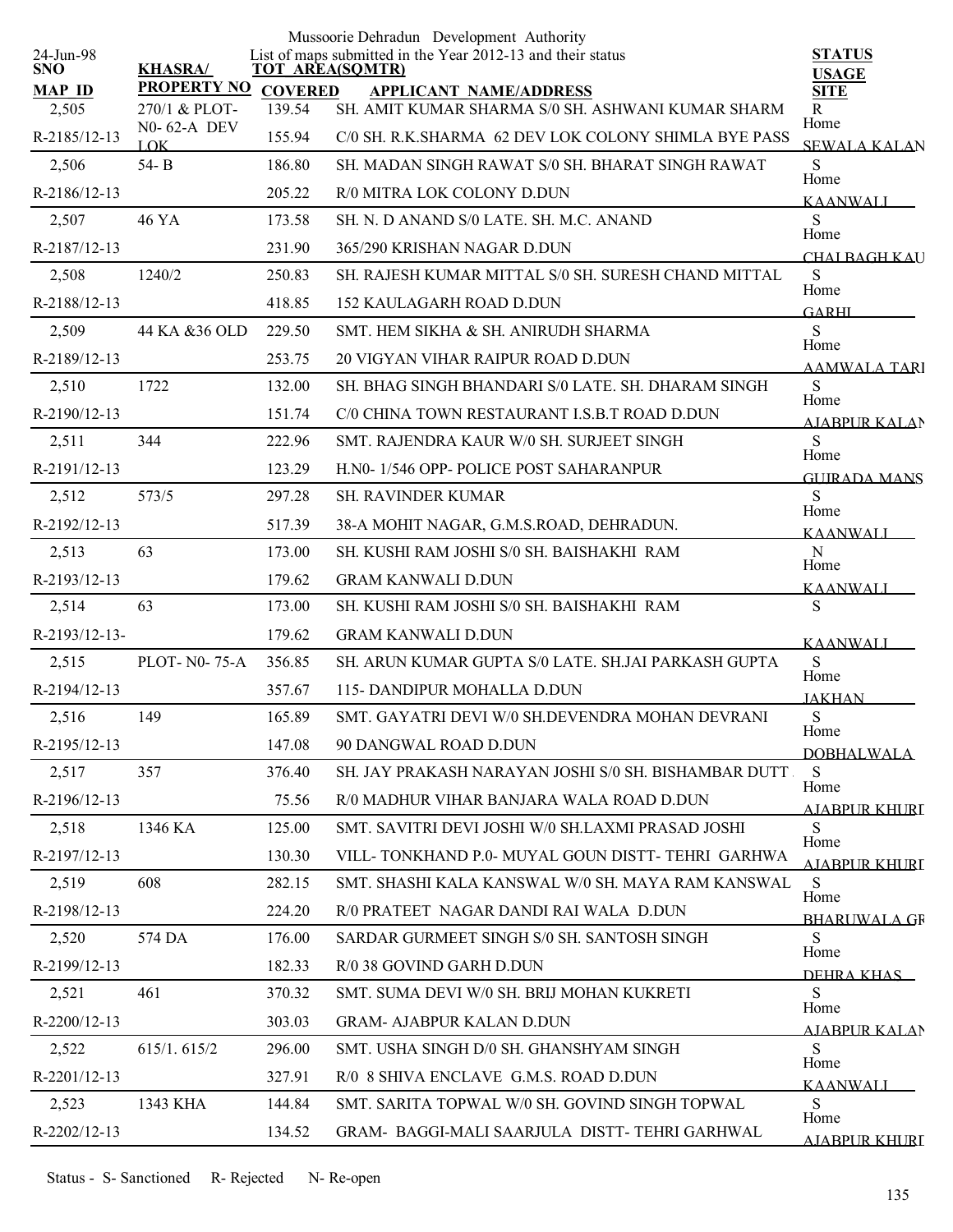Mussoorie Dehradun Development Authority

List of maps submitted in the Year 2012-13 and their status

24-Jun-98

| SNO / MAP ID | KHASRA/ PROPERTY NO | TOT AREA(SQMTR) / COVERED | APPLICANT NAME/ADDRESS | STATUS / USAGE / SITE |
|---|---|---|---|---|
| 2,505 | 270/1 & PLOT-N0- 62-A DEV LOK | 139.54 | SH. AMIT KUMAR SHARMA S/0 SH. ASHWANI KUMAR SHARM | R |
| R-2185/12-13 | | 155.94 | C/0 SH. R.K.SHARMA 62 DEV LOK COLONY SHIMLA BYE PASS | Home SEWALA KALAN |
| 2,506 | 54- B | 186.80 | SH. MADAN SINGH RAWAT S/0 SH. BHARAT SINGH RAWAT | S |
| R-2186/12-13 | | 205.22 | R/0 MITRA LOK COLONY D.DUN | Home KAANWALI |
| 2,507 | 46 YA | 173.58 | SH. N. D ANAND S/0 LATE. SH. M.C. ANAND | S |
| R-2187/12-13 | | 231.90 | 365/290 KRISHAN NAGAR D.DUN | Home CHALBAGH KAU |
| 2,508 | 1240/2 | 250.83 | SH. RAJESH KUMAR MITTAL S/0 SH. SURESH CHAND MITTAL | S |
| R-2188/12-13 | | 418.85 | 152 KAULAGARH ROAD D.DUN | Home GARHI |
| 2,509 | 44 KA &36 OLD | 229.50 | SMT. HEM SIKHA & SH. ANIRUDH SHARMA | S |
| R-2189/12-13 | | 253.75 | 20 VIGYAN VIHAR RAIPUR ROAD D.DUN | Home AAMWALA TARI |
| 2,510 | 1722 | 132.00 | SH. BHAG SINGH BHANDARI S/0 LATE. SH. DHARAM SINGH | S |
| R-2190/12-13 | | 151.74 | C/0 CHINA TOWN RESTAURANT I.S.B.T ROAD D.DUN | Home AJABPUR KALAN |
| 2,511 | 344 | 222.96 | SMT. RAJENDRA KAUR W/0 SH. SURJEET SINGH | S |
| R-2191/12-13 | | 123.29 | H.N0- 1/546 OPP- POLICE POST SAHARANPUR | Home GUJRADA MANS |
| 2,512 | 573/5 | 297.28 | SH. RAVINDER KUMAR | S |
| R-2192/12-13 | | 517.39 | 38-A MOHIT NAGAR, G.M.S.ROAD, DEHRADUN. | Home KAANWALI |
| 2,513 | 63 | 173.00 | SH. KUSHI RAM JOSHI S/0 SH. BAISHAKHI RAM | N |
| R-2193/12-13 | | 179.62 | GRAM KANWALI D.DUN | Home KAANWALI |
| 2,514 | 63 | 173.00 | SH. KUSHI RAM JOSHI S/0 SH. BAISHAKHI RAM | S |
| R-2193/12-13- | | 179.62 | GRAM KANWALI D.DUN | KAANWALI |
| 2,515 | PLOT- N0- 75-A | 356.85 | SH. ARUN KUMAR GUPTA S/0 LATE. SH.JAI PARKASH GUPTA | S |
| R-2194/12-13 | | 357.67 | 115- DANDIPUR MOHALLA D.DUN | Home JAKHAN |
| 2,516 | 149 | 165.89 | SMT. GAYATRI DEVI W/0 SH.DEVENDRA MOHAN DEVRANI | S |
| R-2195/12-13 | | 147.08 | 90 DANGWAL ROAD D.DUN | Home DOBHALWALA |
| 2,517 | 357 | 376.40 | SH. JAY PRAKASH NARAYAN JOSHI S/0 SH. BISHAMBAR DUTT | S |
| R-2196/12-13 | | 75.56 | R/0 MADHUR VIHAR BANJARA WALA ROAD D.DUN | Home AJABPUR KHURD |
| 2,518 | 1346 KA | 125.00 | SMT. SAVITRI DEVI JOSHI W/0 SH.LAXMI PRASAD JOSHI | S |
| R-2197/12-13 | | 130.30 | VILL- TONKHAND P.0- MUYAL GOUN DISTT- TEHRI GARHWA | Home AJABPUR KHURD |
| 2,519 | 608 | 282.15 | SMT. SHASHI KALA KANSWAL W/0 SH. MAYA RAM KANSWAL | S |
| R-2198/12-13 | | 224.20 | R/0 PRATEET NAGAR DANDI RAI WALA D.DUN | Home BHARUWALA GR |
| 2,520 | 574 DA | 176.00 | SARDAR GURMEET SINGH S/0 SH. SANTOSH SINGH | S |
| R-2199/12-13 | | 182.33 | R/0 38 GOVIND GARH D.DUN | Home DEHRA KHAS |
| 2,521 | 461 | 370.32 | SMT. SUMA DEVI W/0 SH. BRIJ MOHAN KUKRETI | S |
| R-2200/12-13 | | 303.03 | GRAM- AJABPUR KALAN D.DUN | Home AJABPUR KALAN |
| 2,522 | 615/1. 615/2 | 296.00 | SMT. USHA SINGH D/0 SH. GHANSHYAM SINGH | S |
| R-2201/12-13 | | 327.91 | R/0 8 SHIVA ENCLAVE G.M.S. ROAD D.DUN | Home KAANWALI |
| 2,523 | 1343 KHA | 144.84 | SMT. SARITA TOPWAL W/0 SH. GOVIND SINGH TOPWAL | S |
| R-2202/12-13 | | 134.52 | GRAM- BAGGI-MALI SAARJULA DISTT- TEHRI GARHWAL | Home AJABPUR KHURD |

Status - S- Sanctioned R- Rejected N- Re-open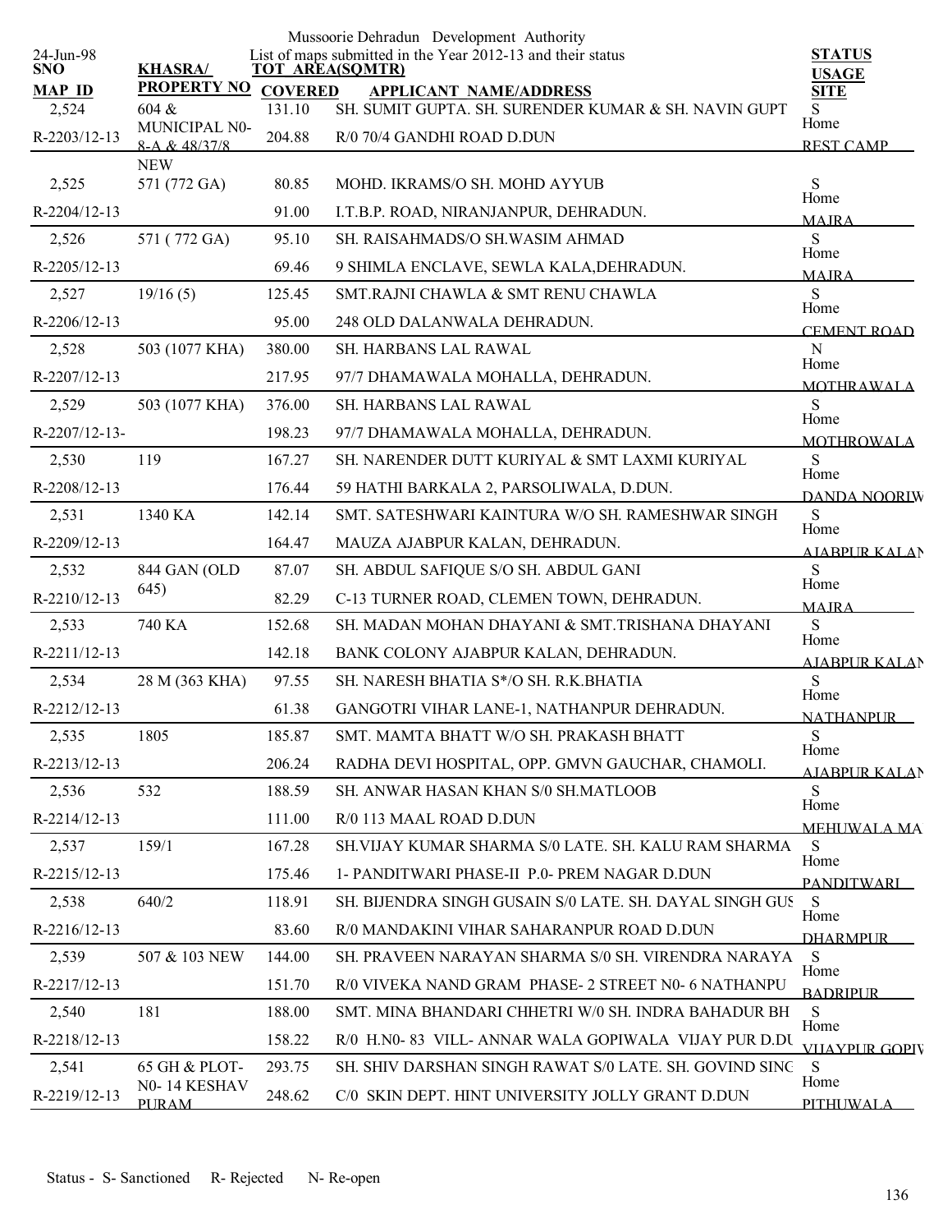Mussoorie Dehradun Development Authority

List of maps submitted in the Year 2012-13 and their status

24-Jun-98

| SNO / MAP ID | KHASRA/ PROPERTY NO | TOT AREA(SQMTR) / COVERED | APPLICANT NAME/ADDRESS | STATUS / USAGE / SITE |
|---|---|---|---|---|
| 2,524 | 604 & | 131.10 | SH. SUMIT GUPTA. SH. SURENDER KUMAR & SH. NAVIN GUPT | S |
| R-2203/12-13 | MUNICIPAL N0-8-A & 48/37/8 NEW | 204.88 | R/0 70/4 GANDHI ROAD D.DUN | Home REST CAMP |
| 2,525 | 571 (772 GA) | 80.85 | MOHD. IKRAMS/O SH. MOHD AYYUB | S |
| R-2204/12-13 | | 91.00 | I.T.B.P. ROAD, NIRANJANPUR, DEHRADUN. | Home MAJRA |
| 2,526 | 571 ( 772 GA) | 95.10 | SH. RAISAHMADS/O SH.WASIM AHMAD | S |
| R-2205/12-13 | | 69.46 | 9 SHIMLA ENCLAVE, SEWLA KALA,DEHRADUN. | Home MAJRA |
| 2,527 | 19/16 (5) | 125.45 | SMT.RAJNI CHAWLA & SMT RENU CHAWLA | S |
| R-2206/12-13 | | 95.00 | 248 OLD DALANWALA DEHRADUN. | Home CEMENT ROAD |
| 2,528 | 503 (1077 KHA) | 380.00 | SH. HARBANS LAL RAWAL | N |
| R-2207/12-13 | | 217.95 | 97/7 DHAMAWALA MOHALLA, DEHRADUN. | Home MOTHRAWALA |
| 2,529 | 503 (1077 KHA) | 376.00 | SH. HARBANS LAL RAWAL | S |
| R-2207/12-13- | | 198.23 | 97/7 DHAMAWALA MOHALLA, DEHRADUN. | Home MOTHROWALA |
| 2,530 | 119 | 167.27 | SH. NARENDER DUTT KURIYAL & SMT LAXMI KURIYAL | S |
| R-2208/12-13 | | 176.44 | 59 HATHI BARKALA 2, PARSOLIWALA, D.DUN. | Home DANDA NOORIW |
| 2,531 | 1340 KA | 142.14 | SMT. SATESHWARI KAINTURA W/O SH. RAMESHWAR SINGH | S |
| R-2209/12-13 | | 164.47 | MAUZA AJABPUR KALAN, DEHRADUN. | Home AJABPUR KALAN |
| 2,532 | 844 GAN (OLD 645) | 87.07 | SH. ABDUL SAFIQUE S/O SH. ABDUL GANI | S |
| R-2210/12-13 | | 82.29 | C-13 TURNER ROAD, CLEMEN TOWN, DEHRADUN. | Home MAJRA |
| 2,533 | 740 KA | 152.68 | SH. MADAN MOHAN DHAYANI & SMT.TRISHANA DHAYANI | S |
| R-2211/12-13 | | 142.18 | BANK COLONY AJABPUR KALAN, DEHRADUN. | Home AJABPUR KALAN |
| 2,534 | 28 M (363 KHA) | 97.55 | SH. NARESH BHATIA S*/O SH. R.K.BHATIA | S |
| R-2212/12-13 | | 61.38 | GANGOTRI VIHAR LANE-1, NATHANPUR DEHRADUN. | Home NATHANPUR |
| 2,535 | 1805 | 185.87 | SMT. MAMTA BHATT W/O SH. PRAKASH BHATT | S |
| R-2213/12-13 | | 206.24 | RADHA DEVI HOSPITAL, OPP. GMVN GAUCHAR, CHAMOLI. | Home AJABPUR KALAN |
| 2,536 | 532 | 188.59 | SH. ANWAR HASAN KHAN S/0 SH.MATLOOB | S |
| R-2214/12-13 | | 111.00 | R/0 113 MAAL ROAD D.DUN | Home MEHUWALA MA |
| 2,537 | 159/1 | 167.28 | SH.VIJAY KUMAR SHARMA S/0 LATE. SH. KALU RAM SHARMA | S |
| R-2215/12-13 | | 175.46 | 1- PANDITWARI PHASE-II P.0- PREM NAGAR D.DUN | Home PANDITWARI |
| 2,538 | 640/2 | 118.91 | SH. BIJENDRA SINGH GUSAIN S/0 LATE. SH. DAYAL SINGH GUS | S |
| R-2216/12-13 | | 83.60 | R/0 MANDAKINI VIHAR SAHARANPUR ROAD D.DUN | Home DHARMPUR |
| 2,539 | 507 & 103 NEW | 144.00 | SH. PRAVEEN NARAYAN SHARMA S/0 SH. VIRENDRA NARAYA | S |
| R-2217/12-13 | | 151.70 | R/0 VIVEKA NAND GRAM PHASE- 2 STREET N0- 6 NATHANPU | Home BADRIPUR |
| 2,540 | 181 | 188.00 | SMT. MINA BHANDARI CHHETRI W/0 SH. INDRA BAHADUR BH | S |
| R-2218/12-13 | | 158.22 | R/0 H.N0- 83 VILL- ANNAR WALA GOPIWALA VIJAY PUR D.DU | Home VIJAYPUR GOPIV |
| 2,541 | 65 GH & PLOT- N0- 14 KESHAV PURAM | 293.75 | SH. SHIV DARSHAN SINGH RAWAT S/0 LATE. SH. GOVIND SING | S |
| R-2219/12-13 | | 248.62 | C/0 SKIN DEPT. HINT UNIVERSITY JOLLY GRANT D.DUN | Home PITHUWALA |

Status - S- Sanctioned R- Rejected N- Re-open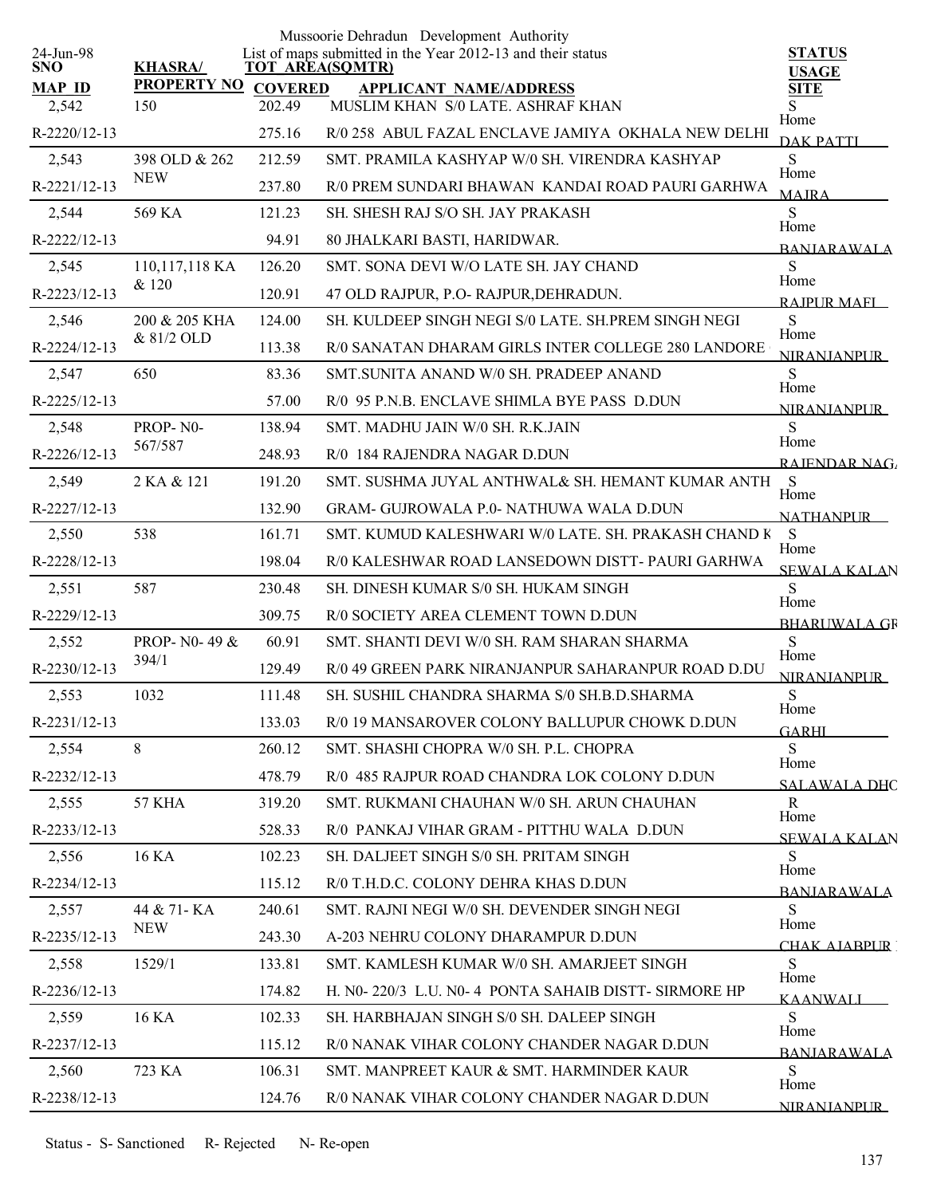Mussoorie Dehradun Development Authority

List of maps submitted in the Year 2012-13 and their status

24-Jun-98

| SNO / MAP ID | KHASRA/ PROPERTY NO | TOT AREA(SQMTR) COVERED | APPLICANT NAME/ADDRESS | STATUS USAGE SITE |
|---|---|---|---|---|
| 2,542 | 150 | 202.49 | MUSLIM KHAN S/0 LATE. ASHRAF KHAN | S Home |
| R-2220/12-13 | | 275.16 | R/0 258 ABUL FAZAL ENCLAVE JAMIYA OKHALA NEW DELHI | DAK PATTI |
| 2,543 | 398 OLD & 262 NEW | 212.59 | SMT. PRAMILA KASHYAP W/0 SH. VIRENDRA KASHYAP | S Home |
| R-2221/12-13 | | 237.80 | R/0 PREM SUNDARI BHAWAN KANDAI ROAD PAURI GARHWA | MAJRA |
| 2,544 | 569 KA | 121.23 | SH. SHESH RAJ S/O SH. JAY PRAKASH | S Home |
| R-2222/12-13 | | 94.91 | 80 JHALKARI BASTI, HARIDWAR. | BANJARAWALA |
| 2,545 | 110,117,118 KA & 120 | 126.20 | SMT. SONA DEVI W/O LATE SH. JAY CHAND | S Home |
| R-2223/12-13 | | 120.91 | 47 OLD RAJPUR, P.O- RAJPUR,DEHRADUN. | RAJPUR MAFI |
| 2,546 | 200 & 205 KHA & 81/2 OLD | 124.00 | SH. KULDEEP SINGH NEGI S/0 LATE. SH.PREM SINGH NEGI | S Home |
| R-2224/12-13 | | 113.38 | R/0 SANATAN DHARAM GIRLS INTER COLLEGE 280 LANDORE | NIRANJANPUR |
| 2,547 | 650 | 83.36 | SMT.SUNITA ANAND W/0 SH. PRADEEP ANAND | S Home |
| R-2225/12-13 | | 57.00 | R/0 95 P.N.B. ENCLAVE SHIMLA BYE PASS D.DUN | NIRANJANPUR |
| 2,548 | PROP- N0- 567/587 | 138.94 | SMT. MADHU JAIN W/0 SH. R.K.JAIN | S Home |
| R-2226/12-13 | | 248.93 | R/0 184 RAJENDRA NAGAR D.DUN | RAJENDAR NAG |
| 2,549 | 2 KA & 121 | 191.20 | SMT. SUSHMA JUYAL ANTHWAL& SH. HEMANT KUMAR ANTH | S Home |
| R-2227/12-13 | | 132.90 | GRAM- GUJROWALA P.0- NATHUWA WALA D.DUN | NATHANPUR |
| 2,550 | 538 | 161.71 | SMT. KUMUD KALESHWARI W/0 LATE. SH. PRAKASH CHAND K | S Home |
| R-2228/12-13 | | 198.04 | R/0 KALESHWAR ROAD LANSEDOWN DISTT- PAURI GARHWA | SEWALA KALAN |
| 2,551 | 587 | 230.48 | SH. DINESH KUMAR S/0 SH. HUKAM SINGH | S Home |
| R-2229/12-13 | | 309.75 | R/0 SOCIETY AREA CLEMENT TOWN D.DUN | BHARUWALA GR |
| 2,552 | PROP- N0- 49 & 394/1 | 60.91 | SMT. SHANTI DEVI W/0 SH. RAM SHARAN SHARMA | S Home |
| R-2230/12-13 | | 129.49 | R/0 49 GREEN PARK NIRANJANPUR SAHARANPUR ROAD D.DU | NIRANJANPUR |
| 2,553 | 1032 | 111.48 | SH. SUSHIL CHANDRA SHARMA S/0 SH.B.D.SHARMA | S Home |
| R-2231/12-13 | | 133.03 | R/0 19 MANSAROVER COLONY BALLUPUR CHOWK D.DUN | GARHI |
| 2,554 | 8 | 260.12 | SMT. SHASHI CHOPRA W/0 SH. P.L. CHOPRA | S Home |
| R-2232/12-13 | | 478.79 | R/0 485 RAJPUR ROAD CHANDRA LOK COLONY D.DUN | SALAWALA DHC |
| 2,555 | 57 KHA | 319.20 | SMT. RUKMANI CHAUHAN W/0 SH. ARUN CHAUHAN | R Home |
| R-2233/12-13 | | 528.33 | R/0 PANKAJ VIHAR GRAM - PITTHU WALA D.DUN | SEWALA KALAN |
| 2,556 | 16 KA | 102.23 | SH. DALJEET SINGH S/0 SH. PRITAM SINGH | S Home |
| R-2234/12-13 | | 115.12 | R/0 T.H.D.C. COLONY DEHRA KHAS D.DUN | BANJARAWALA |
| 2,557 | 44 & 71- KA NEW | 240.61 | SMT. RAJNI NEGI W/0 SH. DEVENDER SINGH NEGI | S Home |
| R-2235/12-13 | | 243.30 | A-203 NEHRU COLONY DHARAMPUR D.DUN | CHAK AJABPUR |
| 2,558 | 1529/1 | 133.81 | SMT. KAMLESH KUMAR W/0 SH. AMARJEET SINGH | S Home |
| R-2236/12-13 | | 174.82 | H. N0- 220/3 L.U. N0- 4 PONTA SAHAIB DISTT- SIRMORE HP | KAANWALI |
| 2,559 | 16 KA | 102.33 | SH. HARBHAJAN SINGH S/0 SH. DALEEP SINGH | S Home |
| R-2237/12-13 | | 115.12 | R/0 NANAK VIHAR COLONY CHANDER NAGAR D.DUN | BANJARAWALA |
| 2,560 | 723 KA | 106.31 | SMT. MANPREET KAUR & SMT. HARMINDER KAUR | S Home |
| R-2238/12-13 | | 124.76 | R/0 NANAK VIHAR COLONY CHANDER NAGAR D.DUN | NIRANJANPUR |

Status - S- Sanctioned R- Rejected N- Re-open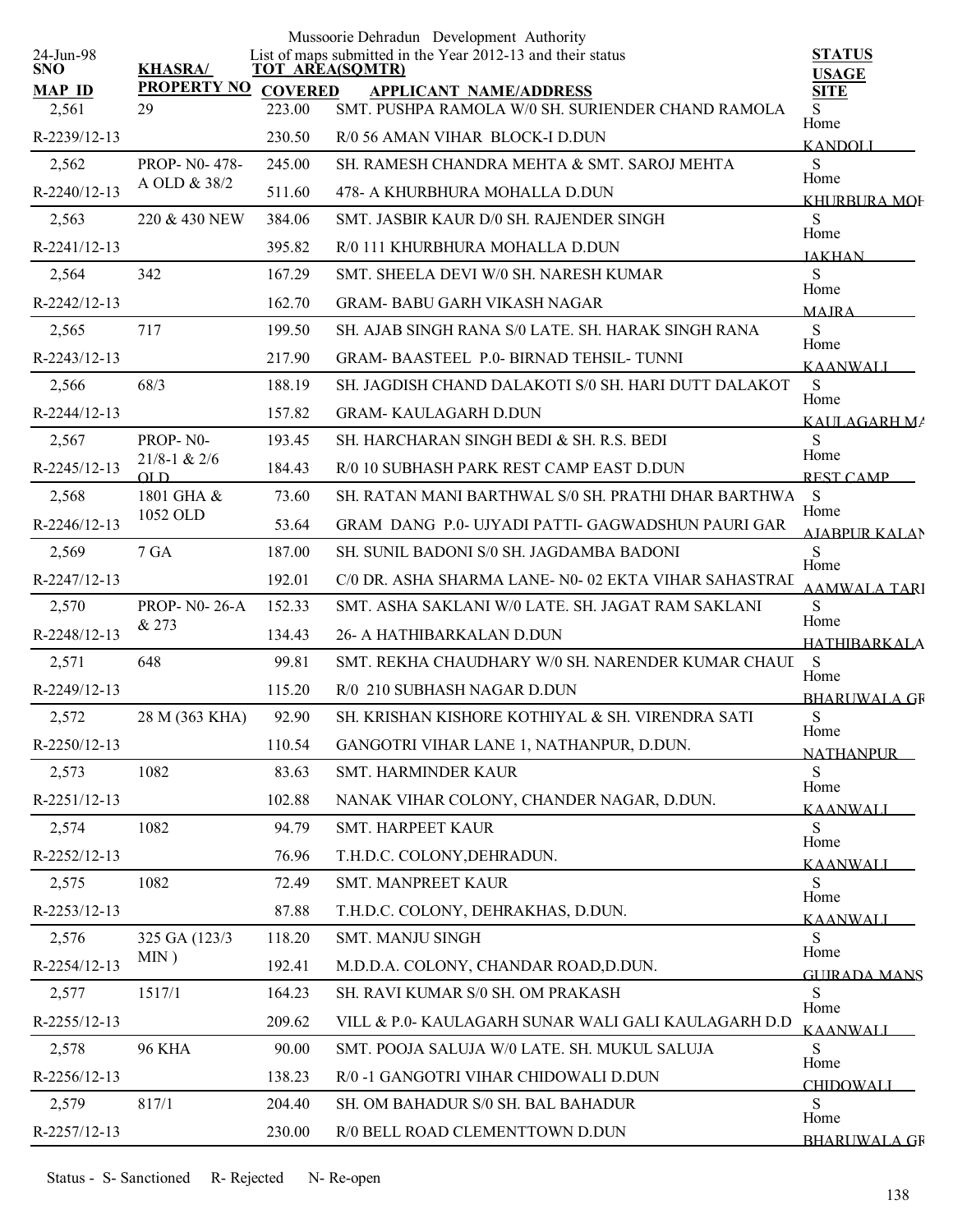Mussoorie Dehradun Development Authority

24-Jun-98

List of maps submitted in the Year 2012-13 and their status

| SNO | KHASRA/ PROPERTY NO | TOT AREA(SQMTR) COVERED | APPLICANT NAME/ADDRESS | STATUS USAGE SITE |
|---|---|---|---|---|
| 2,561 | 29 | 223.00 | SMT. PUSHPA RAMOLA W/0 SH. SURIENDER CHAND RAMOLA | S Home |
| R-2239/12-13 | | 230.50 | R/0 56 AMAN VIHAR BLOCK-I D.DUN | KANDOLI |
| 2,562 | PROP- N0- 478- A OLD & 38/2 | 245.00 | SH. RAMESH CHANDRA MEHTA & SMT. SAROJ MEHTA | S Home |
| R-2240/12-13 | | 511.60 | 478- A KHURBHURA MOHALLA D.DUN | KHURBURA MOH |
| 2,563 | 220 & 430 NEW | 384.06 | SMT. JASBIR KAUR D/0 SH. RAJENDER SINGH | S Home |
| R-2241/12-13 | | 395.82 | R/0 111 KHURBHURA MOHALLA D.DUN | JAKHAN |
| 2,564 | 342 | 167.29 | SMT. SHEELA DEVI W/0 SH. NARESH KUMAR | S Home |
| R-2242/12-13 | | 162.70 | GRAM- BABU GARH VIKASH NAGAR | MAJRA |
| 2,565 | 717 | 199.50 | SH. AJAB SINGH RANA S/0 LATE. SH. HARAK SINGH RANA | S Home |
| R-2243/12-13 | | 217.90 | GRAM- BAASTEEL P.0- BIRNAD TEHSIL- TUNNI | KAANWALI |
| 2,566 | 68/3 | 188.19 | SH. JAGDISH CHAND DALAKOTI S/0 SH. HARI DUTT DALAKOT | S Home |
| R-2244/12-13 | | 157.82 | GRAM- KAULAGARH D.DUN | KAULAGARH MA |
| 2,567 | PROP- N0- 21/8-1 & 2/6 OLD | 193.45 | SH. HARCHARAN SINGH BEDI & SH. R.S. BEDI | S Home |
| R-2245/12-13 | | 184.43 | R/0 10 SUBHASH PARK REST CAMP EAST D.DUN | REST CAMP |
| 2,568 | 1801 GHA & 1052 OLD | 73.60 | SH. RATAN MANI BARTHWAL S/0 SH. PRATHI DHAR BARTHWA | S Home |
| R-2246/12-13 | | 53.64 | GRAM DANG P.0- UJYADI PATTI- GAGWADSHUN PAURI GAR | AJABPUR KALAN |
| 2,569 | 7 GA | 187.00 | SH. SUNIL BADONI S/0 SH. JAGDAMBA BADONI | S Home |
| R-2247/12-13 | | 192.01 | C/0 DR. ASHA SHARMA LANE- N0- 02 EKTA VIHAR SAHASTRAD | AAMWALA TARI |
| 2,570 | PROP- N0- 26-A & 273 | 152.33 | SMT. ASHA SAKLANI W/0 LATE. SH. JAGAT RAM SAKLANI | S Home |
| R-2248/12-13 | | 134.43 | 26- A HATHIBARKALAN D.DUN | HATHIBARKALA |
| 2,571 | 648 | 99.81 | SMT. REKHA CHAUDHARY W/0 SH. NARENDER KUMAR CHAUD | S Home |
| R-2249/12-13 | | 115.20 | R/0 210 SUBHASH NAGAR D.DUN | BHARUWALA GR |
| 2,572 | 28 M (363 KHA) | 92.90 | SH. KRISHAN KISHORE KOTHIYAL & SH. VIRENDRA SATI | S Home |
| R-2250/12-13 | | 110.54 | GANGOTRI VIHAR LANE 1, NATHANPUR, D.DUN. | NATHANPUR |
| 2,573 | 1082 | 83.63 | SMT. HARMINDER KAUR | S Home |
| R-2251/12-13 | | 102.88 | NANAK VIHAR COLONY, CHANDER NAGAR, D.DUN. | KAANWALI |
| 2,574 | 1082 | 94.79 | SMT. HARPEET KAUR | S Home |
| R-2252/12-13 | | 76.96 | T.H.D.C. COLONY,DEHRADUN. | KAANWALI |
| 2,575 | 1082 | 72.49 | SMT. MANPREET KAUR | S Home |
| R-2253/12-13 | | 87.88 | T.H.D.C. COLONY, DEHRAKHAS, D.DUN. | KAANWALI |
| 2,576 | 325 GA (123/3 MIN ) | 118.20 | SMT. MANJU SINGH | S Home |
| R-2254/12-13 | | 192.41 | M.D.D.A. COLONY, CHANDAR ROAD,D.DUN. | GUJRADA MANS |
| 2,577 | 1517/1 | 164.23 | SH. RAVI KUMAR S/0 SH. OM PRAKASH | S Home |
| R-2255/12-13 | | 209.62 | VILL & P.0- KAULAGARH SUNAR WALI GALI KAULAGARH D.D | KAANWALI |
| 2,578 | 96 KHA | 90.00 | SMT. POOJA SALUJA W/0 LATE. SH. MUKUL SALUJA | S Home |
| R-2256/12-13 | | 138.23 | R/0 -1 GANGOTRI VIHAR CHIDOWALI D.DUN | CHIDOWALI |
| 2,579 | 817/1 | 204.40 | SH. OM BAHADUR S/0 SH. BAL BAHADUR | S Home |
| R-2257/12-13 | | 230.00 | R/0 BELL ROAD CLEMENTTOWN D.DUN | BHARUWALA GR |

Status - S- Sanctioned R- Rejected N- Re-open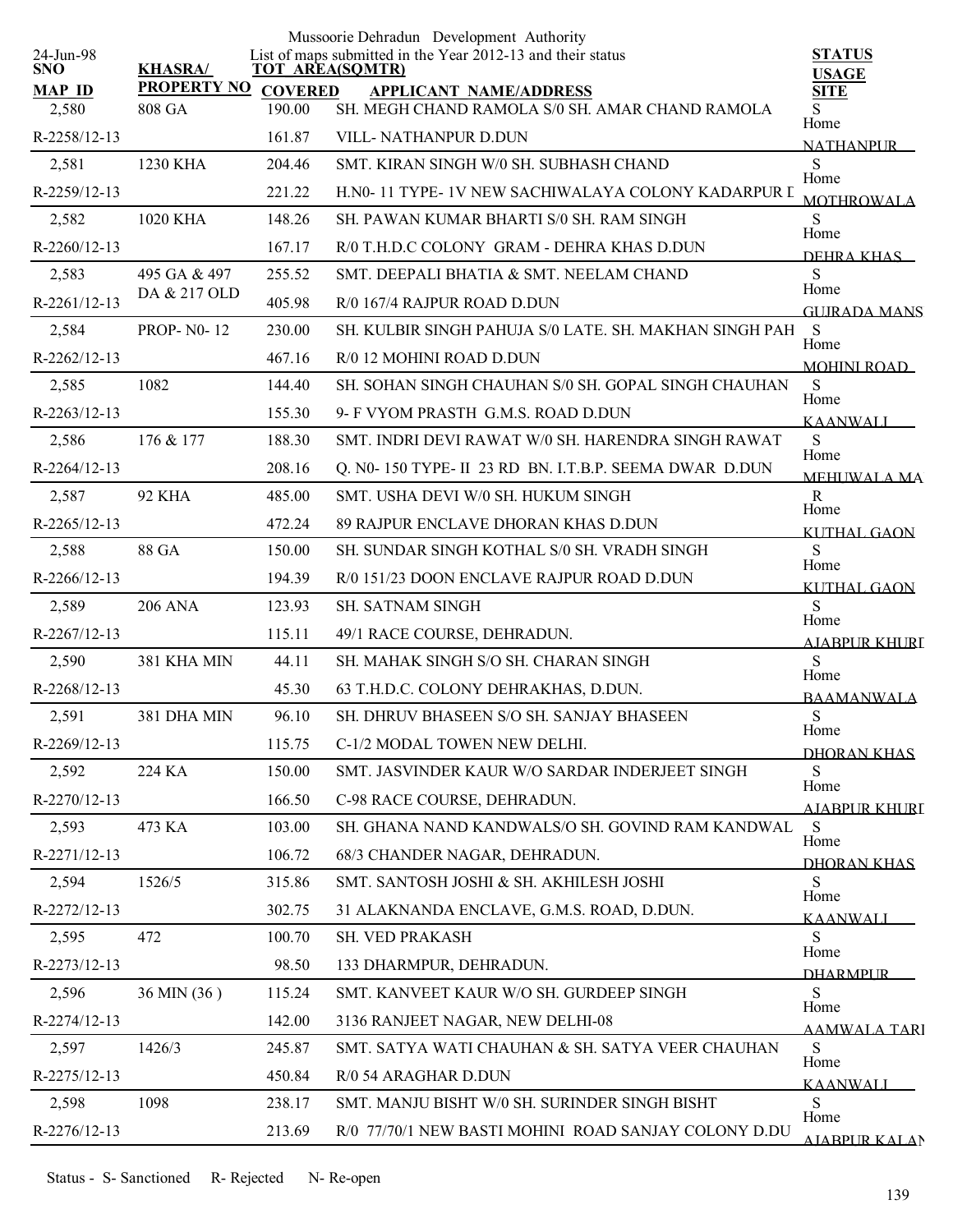Mussoorie Dehradun Development Authority

24-Jun-98

List of maps submitted in the Year 2012-13 and their status

| SNO / MAP ID | KHASRA/ PROPERTY NO | TOT AREA(SQMTR) / COVERED | APPLICANT NAME/ADDRESS | STATUS / USAGE / SITE |
|---|---|---|---|---|
| 2,580 | 808 GA | 190.00 | SH. MEGH CHAND RAMOLA S/0 SH. AMAR CHAND RAMOLA | S |
| R-2258/12-13 | | 161.87 | VILL- NATHANPUR D.DUN | Home NATHANPUR |
| 2,581 | 1230 KHA | 204.46 | SMT. KIRAN SINGH W/0 SH. SUBHASH CHAND | S |
| R-2259/12-13 | | 221.22 | H.N0- 11 TYPE- 1V NEW SACHIWALAYA COLONY KADARPUR I | Home MOTHROWALA |
| 2,582 | 1020 KHA | 148.26 | SH. PAWAN KUMAR BHARTI S/0 SH. RAM SINGH | S |
| R-2260/12-13 | | 167.17 | R/0 T.H.D.C COLONY GRAM - DEHRA KHAS D.DUN | Home DEHRA KHAS |
| 2,583 | 495 GA & 497 DA & 217 OLD | 255.52 | SMT. DEEPALI BHATIA & SMT. NEELAM CHAND | S |
| R-2261/12-13 | | 405.98 | R/0 167/4 RAJPUR ROAD D.DUN | Home GUJRADA MANS |
| 2,584 | PROP- N0- 12 | 230.00 | SH. KULBIR SINGH PAHUJA S/0 LATE. SH. MAKHAN SINGH PAH | S |
| R-2262/12-13 | | 467.16 | R/0 12 MOHINI ROAD D.DUN | Home MOHINI ROAD |
| 2,585 | 1082 | 144.40 | SH. SOHAN SINGH CHAUHAN S/0 SH. GOPAL SINGH CHAUHAN | S |
| R-2263/12-13 | | 155.30 | 9- F VYOM PRASTH G.M.S. ROAD D.DUN | Home KAANWALI |
| 2,586 | 176 & 177 | 188.30 | SMT. INDRI DEVI RAWAT W/0 SH. HARENDRA SINGH RAWAT | S |
| R-2264/12-13 | | 208.16 | Q. N0- 150 TYPE- II 23 RD BN. I.T.B.P. SEEMA DWAR D.DUN | Home MEHUWALA MA |
| 2,587 | 92 KHA | 485.00 | SMT. USHA DEVI W/0 SH. HUKUM SINGH | R |
| R-2265/12-13 | | 472.24 | 89 RAJPUR ENCLAVE DHORAN KHAS D.DUN | Home KUTHAL GAON |
| 2,588 | 88 GA | 150.00 | SH. SUNDAR SINGH KOTHAL S/0 SH. VRADH SINGH | S |
| R-2266/12-13 | | 194.39 | R/0 151/23 DOON ENCLAVE RAJPUR ROAD D.DUN | Home KUTHAL GAON |
| 2,589 | 206 ANA | 123.93 | SH. SATNAM SINGH | S |
| R-2267/12-13 | | 115.11 | 49/1 RACE COURSE, DEHRADUN. | Home AJABPUR KHURI |
| 2,590 | 381 KHA MIN | 44.11 | SH. MAHAK SINGH S/O SH. CHARAN SINGH | S |
| R-2268/12-13 | | 45.30 | 63 T.H.D.C. COLONY DEHRAKHAS, D.DUN. | Home BAAMANWALA |
| 2,591 | 381 DHA MIN | 96.10 | SH. DHRUV BHASEEN S/O SH. SANJAY BHASEEN | S |
| R-2269/12-13 | | 115.75 | C-1/2 MODAL TOWEN NEW DELHI. | Home DHORAN KHAS |
| 2,592 | 224 KA | 150.00 | SMT. JASVINDER KAUR W/O SARDAR INDERJEET SINGH | S |
| R-2270/12-13 | | 166.50 | C-98 RACE COURSE, DEHRADUN. | Home AJABPUR KHURI |
| 2,593 | 473 KA | 103.00 | SH. GHANA NAND KANDWALS/O SH. GOVIND RAM KANDWAL | S |
| R-2271/12-13 | | 106.72 | 68/3 CHANDER NAGAR, DEHRADUN. | Home DHORAN KHAS |
| 2,594 | 1526/5 | 315.86 | SMT. SANTOSH JOSHI & SH. AKHILESH JOSHI | S |
| R-2272/12-13 | | 302.75 | 31 ALAKNANDA ENCLAVE, G.M.S. ROAD, D.DUN. | Home KAANWALI |
| 2,595 | 472 | 100.70 | SH. VED PRAKASH | S |
| R-2273/12-13 | | 98.50 | 133 DHARMPUR, DEHRADUN. | Home DHARMPUR |
| 2,596 | 36 MIN (36 ) | 115.24 | SMT. KANVEET KAUR W/O SH. GURDEEP SINGH | S |
| R-2274/12-13 | | 142.00 | 3136 RANJEET NAGAR, NEW DELHI-08 | Home AAMWALA TARI |
| 2,597 | 1426/3 | 245.87 | SMT. SATYA WATI CHAUHAN & SH. SATYA VEER CHAUHAN | S |
| R-2275/12-13 | | 450.84 | R/0 54 ARAGHAR D.DUN | Home KAANWALI |
| 2,598 | 1098 | 238.17 | SMT. MANJU BISHT W/0 SH. SURINDER SINGH BISHT | S |
| R-2276/12-13 | | 213.69 | R/0 77/70/1 NEW BASTI MOHINI ROAD SANJAY COLONY D.DU | Home AJABPUR KALAN |

Status - S- Sanctioned R- Rejected N- Re-open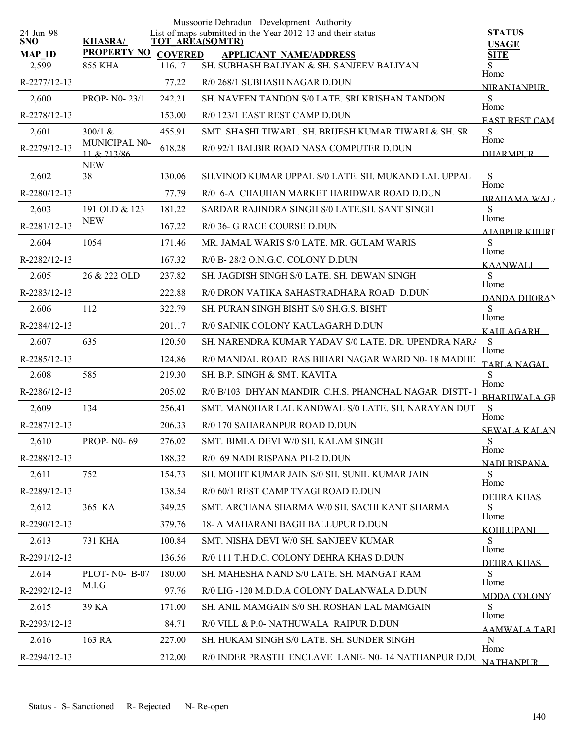Mussoorie Dehradun Development Authority

List of maps submitted in the Year 2012-13 and their status

24-Jun-98

| SNO / MAP_ID | KHASRA/ PROPERTY NO | TOT_AREA(SQMTR) / COVERED | APPLICANT NAME/ADDRESS | STATUS / USAGE / SITE |
|---|---|---|---|---|
| 2,599 | 855 KHA | 116.17 | SH. SUBHASH BALIYAN & SH. SANJEEV BALIYAN | S |
| R-2277/12-13 | | 77.22 | R/0 268/1 SUBHASH NAGAR D.DUN | Home NIRANJANPUR |
| 2,600 | PROP- N0- 23/1 | 242.21 | SH. NAVEEN TANDON S/0 LATE. SRI KRISHAN TANDON | S |
| R-2278/12-13 | | 153.00 | R/0 123/1 EAST REST CAMP D.DUN | Home EAST REST CAM |
| 2,601 | 300/1 & MUNICIPAL N0- 11 & 213/86 NEW | 455.91 | SMT. SHASHI TIWARI . SH. BRIJESH KUMAR TIWARI & SH. SR | S |
| R-2279/12-13 | | 618.28 | R/0 92/1 BALBIR ROAD NASA COMPUTER D.DUN | Home DHARMPUR |
| 2,602 | 38 | 130.06 | SH.VINOD KUMAR UPPAL S/0 LATE. SH. MUKAND LAL UPPAL | S |
| R-2280/12-13 | | 77.79 | R/0 6-A CHAUHAN MARKET HARIDWAR ROAD D.DUN | Home BRAHAMA WAL |
| 2,603 | 191 OLD & 123 NEW | 181.22 | SARDAR RAJINDRA SINGH S/0 LATE.SH. SANT SINGH | S |
| R-2281/12-13 | | 167.22 | R/0 36- G RACE COURSE D.DUN | Home AJABPUR KHURD |
| 2,604 | 1054 | 171.46 | MR. JAMAL WARIS S/0 LATE. MR. GULAM WARIS | S |
| R-2282/12-13 | | 167.32 | R/0 B- 28/2 O.N.G.C. COLONY D.DUN | Home KAANWALI |
| 2,605 | 26 & 222 OLD | 237.82 | SH. JAGDISH SINGH S/0 LATE. SH. DEWAN SINGH | S |
| R-2283/12-13 | | 222.88 | R/0 DRON VATIKA SAHASTRADHARA ROAD D.DUN | Home DANDA DHORAN |
| 2,606 | 112 | 322.79 | SH. PURAN SINGH BISHT S/0 SH.G.S. BISHT | S |
| R-2284/12-13 | | 201.17 | R/0 SAINIK COLONY KAULAGARH D.DUN | Home KAULAGARH |
| 2,607 | 635 | 120.50 | SH. NARENDRA KUMAR YADAV S/0 LATE. DR. UPENDRA NARA | S |
| R-2285/12-13 | | 124.86 | R/0 MANDAL ROAD RAS BIHARI NAGAR WARD N0- 18 MADHE | Home TARLA NAGAL |
| 2,608 | 585 | 219.30 | SH. B.P. SINGH & SMT. KAVITA | S |
| R-2286/12-13 | | 205.02 | R/0 B/103 DHYAN MANDIR C.H.S. PHANCHAL NAGAR DISTT- I | Home BHARUWALA GR |
| 2,609 | 134 | 256.41 | SMT. MANOHAR LAL KANDWAL S/0 LATE. SH. NARAYAN DUT | S |
| R-2287/12-13 | | 206.33 | R/0 170 SAHARANPUR ROAD D.DUN | Home SEWALA KALAN |
| 2,610 | PROP- N0- 69 | 276.02 | SMT. BIMLA DEVI W/0 SH. KALAM SINGH | S |
| R-2288/12-13 | | 188.32 | R/0 69 NADI RISPANA PH-2 D.DUN | Home NADI RISPANA |
| 2,611 | 752 | 154.73 | SH. MOHIT KUMAR JAIN S/0 SH. SUNIL KUMAR JAIN | S |
| R-2289/12-13 | | 138.54 | R/0 60/1 REST CAMP TYAGI ROAD D.DUN | Home DEHRA KHAS |
| 2,612 | 365 KA | 349.25 | SMT. ARCHANA SHARMA W/0 SH. SACHI KANT SHARMA | S |
| R-2290/12-13 | | 379.76 | 18- A MAHARANI BAGH BALLUPUR D.DUN | Home KOHLUPANI |
| 2,613 | 731 KHA | 100.84 | SMT. NISHA DEVI W/0 SH. SANJEEV KUMAR | S |
| R-2291/12-13 | | 136.56 | R/0 111 T.H.D.C. COLONY DEHRA KHAS D.DUN | Home DEHRA KHAS |
| 2,614 | PLOT- N0- B-07 M.I.G. | 180.00 | SH. MAHESHA NAND S/0 LATE. SH. MANGAT RAM | S |
| R-2292/12-13 | | 97.76 | R/0 LIG -120 M.D.D.A COLONY DALANWALA D.DUN | Home MDDA COLONY |
| 2,615 | 39 KA | 171.00 | SH. ANIL MAMGAIN S/0 SH. ROSHAN LAL MAMGAIN | S |
| R-2293/12-13 | | 84.71 | R/0 VILL & P.0- NATHUWALA RAIPUR D.DUN | Home AAMWALA TARI |
| 2,616 | 163 RA | 227.00 | SH. HUKAM SINGH S/0 LATE. SH. SUNDER SINGH | N |
| R-2294/12-13 | | 212.00 | R/0 INDER PRASTH ENCLAVE LANE- N0- 14 NATHANPUR D.DU | Home NATHANPUR |

Status - S- Sanctioned R- Rejected N- Re-open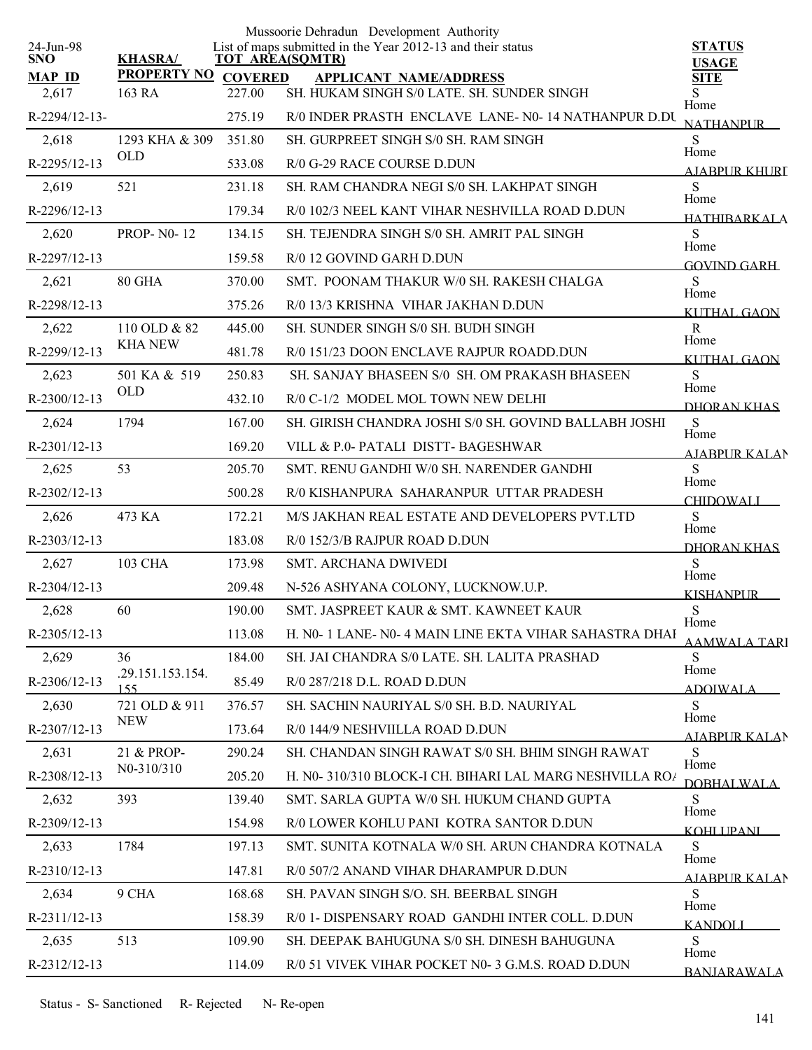Mussoorie Dehradun Development Authority

List of maps submitted in the Year 2012-13 and their status

| SNO / MAP ID | KHASRA/ PROPERTY NO | TOT AREA(SQMTR) / COVERED | APPLICANT NAME/ADDRESS | STATUS / USAGE / SITE |
|---|---|---|---|---|
| 2,617 | 163 RA | 227.00 | SH. HUKAM SINGH S/0 LATE. SH. SUNDER SINGH | S |
| R-2294/12-13- | | 275.19 | R/0 INDER PRASTH ENCLAVE LANE- N0- 14 NATHANPUR D.DU | Home NATHANPUR |
| 2,618 | 1293 KHA & 309 OLD | 351.80 | SH. GURPREET SINGH S/0 SH. RAM SINGH | S |
| R-2295/12-13 | | 533.08 | R/0 G-29 RACE COURSE D.DUN | Home AJABPUR KHURD |
| 2,619 | 521 | 231.18 | SH. RAM CHANDRA NEGI S/0 SH. LAKHPAT SINGH | S |
| R-2296/12-13 | | 179.34 | R/0 102/3 NEEL KANT VIHAR NESHVILLA ROAD D.DUN | Home HATHIBARKALA |
| 2,620 | PROP- N0- 12 | 134.15 | SH. TEJENDRA SINGH S/0 SH. AMRIT PAL SINGH | S |
| R-2297/12-13 | | 159.58 | R/0 12 GOVIND GARH D.DUN | Home GOVIND GARH |
| 2,621 | 80 GHA | 370.00 | SMT. POONAM THAKUR W/0 SH. RAKESH CHALGA | S |
| R-2298/12-13 | | 375.26 | R/0 13/3 KRISHNA VIHAR JAKHAN D.DUN | Home KUTHAL GAON |
| 2,622 | 110 OLD & 82 KHA NEW | 445.00 | SH. SUNDER SINGH S/0 SH. BUDH SINGH | R |
| R-2299/12-13 | | 481.78 | R/0 151/23 DOON ENCLAVE RAJPUR ROADD.DUN | Home KUTHAL GAON |
| 2,623 | 501 KA & 519 OLD | 250.83 | SH. SANJAY BHASEEN S/0 SH. OM PRAKASH BHASEEN | S |
| R-2300/12-13 | | 432.10 | R/0 C-1/2 MODEL MOL TOWN NEW DELHI | Home DHORAN KHAS |
| 2,624 | 1794 | 167.00 | SH. GIRISH CHANDRA JOSHI S/0 SH. GOVIND BALLABH JOSHI | S |
| R-2301/12-13 | | 169.20 | VILL & P.0- PATALI DISTT- BAGESHWAR | Home AJABPUR KALAN |
| 2,625 | 53 | 205.70 | SMT. RENU GANDHI W/0 SH. NARENDER GANDHI | S |
| R-2302/12-13 | | 500.28 | R/0 KISHANPURA SAHARANPUR UTTAR PRADESH | Home CHIDOWALI |
| 2,626 | 473 KA | 172.21 | M/S JAKHAN REAL ESTATE AND DEVELOPERS PVT.LTD | S |
| R-2303/12-13 | | 183.08 | R/0 152/3/B RAJPUR ROAD D.DUN | Home DHORAN KHAS |
| 2,627 | 103 CHA | 173.98 | SMT. ARCHANA DWIVEDI | S |
| R-2304/12-13 | | 209.48 | N-526 ASHYANA COLONY, LUCKNOW.U.P. | Home KISHANPUR |
| 2,628 | 60 | 190.00 | SMT. JASPREET KAUR & SMT. KAWNEET KAUR | S |
| R-2305/12-13 | | 113.08 | H. N0- 1 LANE- N0- 4 MAIN LINE EKTA VIHAR SAHASTRA DHAR | Home AAMWALA TARI |
| 2,629 | 36 .29.151.153.154.155 | 184.00 | SH. JAI CHANDRA S/0 LATE. SH. LALITA PRASHAD | S |
| R-2306/12-13 | | 85.49 | R/0 287/218 D.L. ROAD D.DUN | Home ADOIWALA |
| 2,630 | 721 OLD & 911 NEW | 376.57 | SH. SACHIN NAURIYAL S/0 SH. B.D. NAURIYAL | S |
| R-2307/12-13 | | 173.64 | R/0 144/9 NESHVIILLA ROAD D.DUN | Home AJABPUR KALAN |
| 2,631 | 21 & PROP- N0-310/310 | 290.24 | SH. CHANDAN SINGH RAWAT S/0 SH. BHIM SINGH RAWAT | S |
| R-2308/12-13 | | 205.20 | H. N0- 310/310 BLOCK-I CH. BIHARI LAL MARG NESHVILLA ROA | Home DOBHALWALA |
| 2,632 | 393 | 139.40 | SMT. SARLA GUPTA W/0 SH. HUKUM CHAND GUPTA | S |
| R-2309/12-13 | | 154.98 | R/0 LOWER KOHLU PANI KOTRA SANTOR D.DUN | Home KOHLUPANI |
| 2,633 | 1784 | 197.13 | SMT. SUNITA KOTNALA W/0 SH. ARUN CHANDRA KOTNALA | S |
| R-2310/12-13 | | 147.81 | R/0 507/2 ANAND VIHAR DHARAMPUR D.DUN | Home AJABPUR KALAN |
| 2,634 | 9 CHA | 168.68 | SH. PAVAN SINGH S/O. SH. BEERBAL SINGH | S |
| R-2311/12-13 | | 158.39 | R/0 1- DISPENSARY ROAD GANDHI INTER COLL. D.DUN | Home KANDOLI |
| 2,635 | 513 | 109.90 | SH. DEEPAK BAHUGUNA S/0 SH. DINESH BAHUGUNA | S |
| R-2312/12-13 | | 114.09 | R/0 51 VIVEK VIHAR POCKET N0- 3 G.M.S. ROAD D.DUN | Home BANJARAWALA |

Status - S- Sanctioned R- Rejected N- Re-open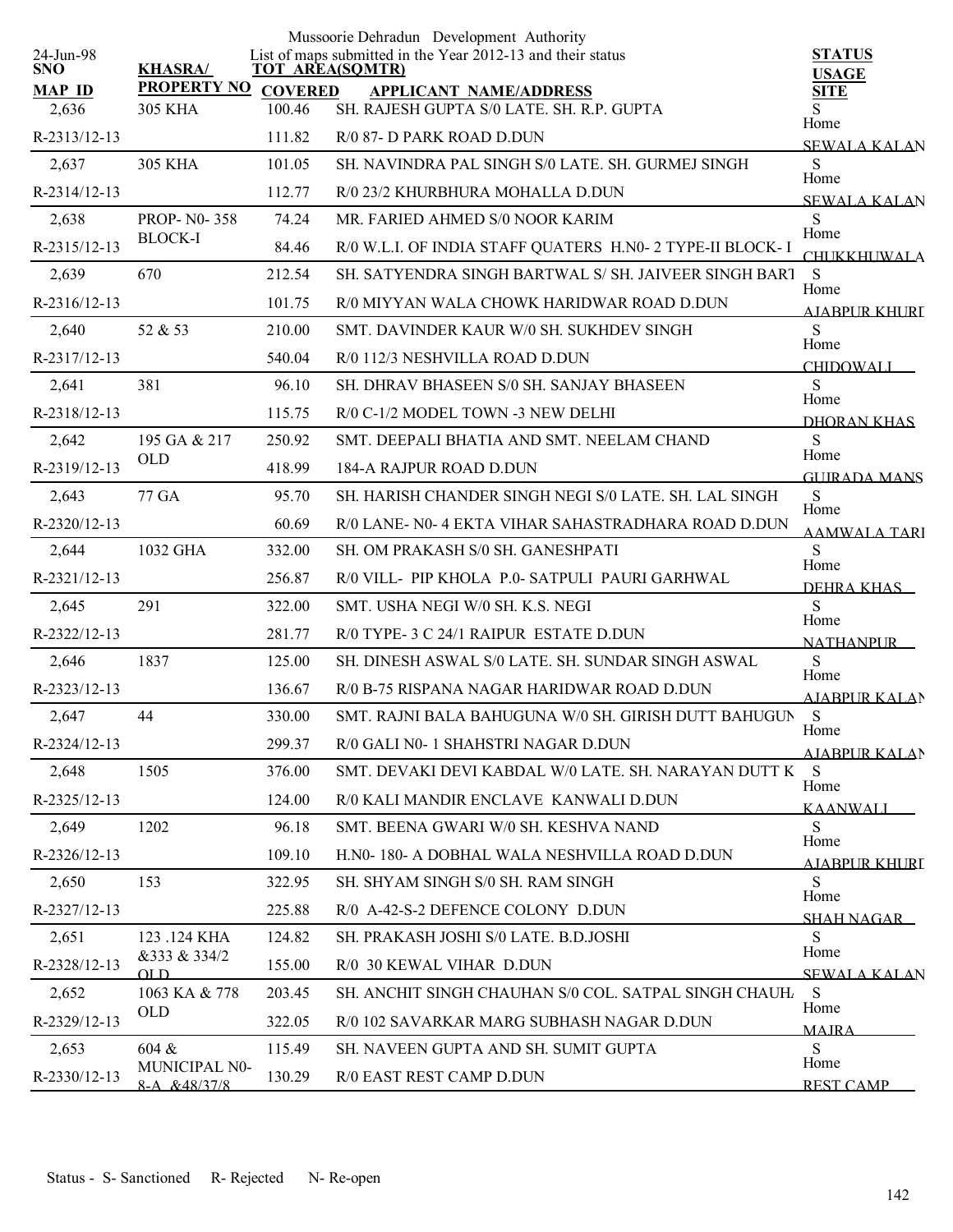Mussoorie Dehradun Development Authority

24-Jun-98

List of maps submitted in the Year 2012-13 and their status

| SNO / MAP_ID | KHASRA/ PROPERTY NO | TOT AREA(SQMTR) / COVERED | APPLICANT NAME/ADDRESS | STATUS / USAGE / SITE |
|---|---|---|---|---|
| 2,636 | 305 KHA | 100.46 | SH. RAJESH GUPTA S/0 LATE. SH. R.P. GUPTA | S |
| R-2313/12-13 | | 111.82 | R/0 87- D PARK ROAD D.DUN | Home SEWALA KALAN |
| 2,637 | 305 KHA | 101.05 | SH. NAVINDRA PAL SINGH S/0 LATE. SH. GURMEJ SINGH | S |
| R-2314/12-13 | | 112.77 | R/0 23/2 KHURBHURA MOHALLA D.DUN | Home SEWALA KALAN |
| 2,638 | PROP- N0- 358 BLOCK-I | 74.24 | MR. FARIED AHMED S/0 NOOR KARIM | S |
| R-2315/12-13 | | 84.46 | R/0 W.L.I. OF INDIA STAFF QUATERS H.N0- 2 TYPE-II BLOCK- I | Home CHUKKHUWALA |
| 2,639 | 670 | 212.54 | SH. SATYENDRA SINGH BARTWAL S/ SH. JAIVEER SINGH BART | S |
| R-2316/12-13 | | 101.75 | R/0 MIYYAN WALA CHOWK HARIDWAR ROAD D.DUN | Home AJABPUR KHURD |
| 2,640 | 52 & 53 | 210.00 | SMT. DAVINDER KAUR W/0 SH. SUKHDEV SINGH | S |
| R-2317/12-13 | | 540.04 | R/0 112/3 NESHVILLA ROAD D.DUN | Home CHIDOWALI |
| 2,641 | 381 | 96.10 | SH. DHRAV BHASEEN S/0 SH. SANJAY BHASEEN | S |
| R-2318/12-13 | | 115.75 | R/0 C-1/2 MODEL TOWN -3 NEW DELHI | Home DHORAN KHAS |
| 2,642 | 195 GA & 217 OLD | 250.92 | SMT. DEEPALI BHATIA AND SMT. NEELAM CHAND | S |
| R-2319/12-13 | | 418.99 | 184-A RAJPUR ROAD D.DUN | Home GUJRADA MANS |
| 2,643 | 77 GA | 95.70 | SH. HARISH CHANDER SINGH NEGI S/0 LATE. SH. LAL SINGH | S |
| R-2320/12-13 | | 60.69 | R/0 LANE- N0- 4 EKTA VIHAR SAHASTRADHARA ROAD D.DUN | Home AAMWALA TARI |
| 2,644 | 1032 GHA | 332.00 | SH. OM PRAKASH S/0 SH. GANESHPATI | S |
| R-2321/12-13 | | 256.87 | R/0 VILL- PIP KHOLA P.0- SATPULI PAURI GARHWAL | Home DEHRA KHAS |
| 2,645 | 291 | 322.00 | SMT. USHA NEGI W/0 SH. K.S. NEGI | S |
| R-2322/12-13 | | 281.77 | R/0 TYPE- 3 C 24/1 RAIPUR ESTATE D.DUN | Home NATHANPUR |
| 2,646 | 1837 | 125.00 | SH. DINESH ASWAL S/0 LATE. SH. SUNDAR SINGH ASWAL | S |
| R-2323/12-13 | | 136.67 | R/0 B-75 RISPANA NAGAR HARIDWAR ROAD D.DUN | Home AJABPUR KALAN |
| 2,647 | 44 | 330.00 | SMT. RAJNI BALA BAHUGUNA W/0 SH. GIRISH DUTT BAHUGUN | S |
| R-2324/12-13 | | 299.37 | R/0 GALI N0- 1 SHAHSTRI NAGAR D.DUN | Home AJABPUR KALAN |
| 2,648 | 1505 | 376.00 | SMT. DEVAKI DEVI KABDAL W/0 LATE. SH. NARAYAN DUTT K | S |
| R-2325/12-13 | | 124.00 | R/0 KALI MANDIR ENCLAVE KANWALI D.DUN | Home KAANWALI |
| 2,649 | 1202 | 96.18 | SMT. BEENA GWARI W/0 SH. KESHVA NAND | S |
| R-2326/12-13 | | 109.10 | H.N0- 180- A DOBHAL WALA NESHVILLA ROAD D.DUN | Home AJABPUR KHURD |
| 2,650 | 153 | 322.95 | SH. SHYAM SINGH S/0 SH. RAM SINGH | S |
| R-2327/12-13 | | 225.88 | R/0 A-42-S-2 DEFENCE COLONY D.DUN | Home SHAH NAGAR |
| 2,651 | 123 .124 KHA &333 & 334/2 OLD | 124.82 | SH. PRAKASH JOSHI S/0 LATE. B.D.JOSHI | S |
| R-2328/12-13 | | 155.00 | R/0 30 KEWAL VIHAR D.DUN | Home SEWALA KALAN |
| 2,652 | 1063 KA & 778 OLD | 203.45 | SH. ANCHIT SINGH CHAUHAN S/0 COL. SATPAL SINGH CHAUH | S |
| R-2329/12-13 | | 322.05 | R/0 102 SAVARKAR MARG SUBHASH NAGAR D.DUN | Home MAJRA |
| 2,653 | 604 & MUNICIPAL N0- 8-A &48/37/8 | 115.49 | SH. NAVEEN GUPTA AND SH. SUMIT GUPTA | S |
| R-2330/12-13 | | 130.29 | R/0 EAST REST CAMP D.DUN | Home REST CAMP |

Status - S- Sanctioned R- Rejected N- Re-open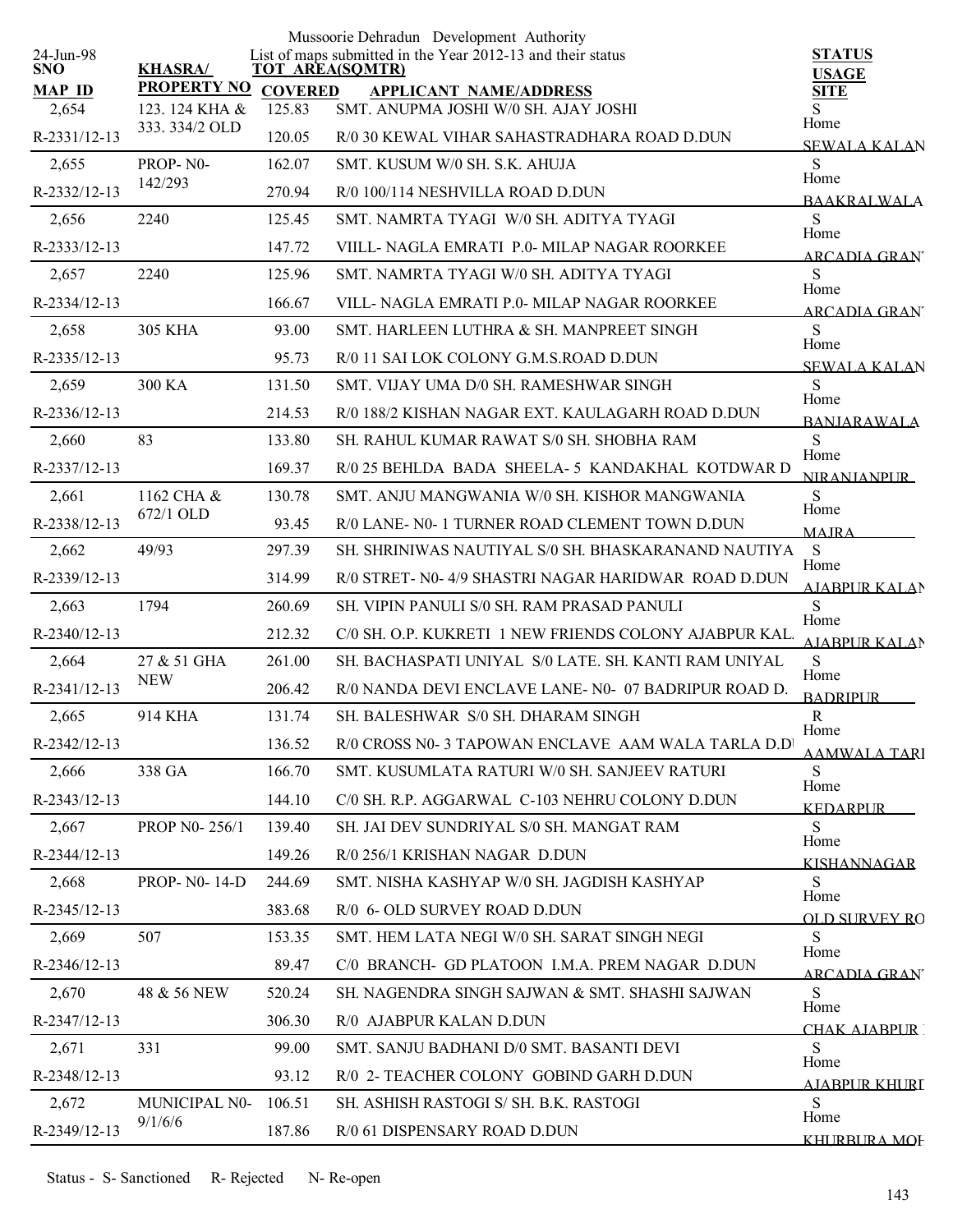Mussoorie Dehradun Development Authority

List of maps submitted in the Year 2012-13 and their status

24-Jun-98

| SNO / MAP_ID | KHASRA/ PROPERTY NO | TOT AREA(SQMTR) COVERED | APPLICANT NAME/ADDRESS | STATUS USAGE SITE |
|---|---|---|---|---|
| 2,654 | 123. 124 KHA & | 125.83 | SMT. ANUPMA JOSHI W/0 SH. AJAY JOSHI | S |
| R-2331/12-13 | 333. 334/2 OLD | 120.05 | R/0 30 KEWAL VIHAR SAHASTRADHARA ROAD D.DUN | Home SEWALA KALAN |
| 2,655 | PROP- N0- | 162.07 | SMT. KUSUM W/0 SH. S.K. AHUJA | S |
| R-2332/12-13 | 142/293 | 270.94 | R/0 100/114 NESHVILLA ROAD D.DUN | Home BAAKRALWALA |
| 2,656 | 2240 | 125.45 | SMT. NAMRTA TYAGI W/0 SH. ADITYA TYAGI | S |
| R-2333/12-13 | | 147.72 | VIILL- NAGLA EMRATI P.0- MILAP NAGAR ROORKEE | Home ARCADIA GRANT |
| 2,657 | 2240 | 125.96 | SMT. NAMRTA TYAGI W/0 SH. ADITYA TYAGI | S |
| R-2334/12-13 | | 166.67 | VILL- NAGLA EMRATI P.0- MILAP NAGAR ROORKEE | Home ARCADIA GRANT |
| 2,658 | 305 KHA | 93.00 | SMT. HARLEEN LUTHRA & SH. MANPREET SINGH | S |
| R-2335/12-13 | | 95.73 | R/0 11 SAI LOK COLONY G.M.S.ROAD D.DUN | Home SEWALA KALAN |
| 2,659 | 300 KA | 131.50 | SMT. VIJAY UMA D/0 SH. RAMESHWAR SINGH | S |
| R-2336/12-13 | | 214.53 | R/0 188/2 KISHAN NAGAR EXT. KAULAGARH ROAD D.DUN | Home BANJARAWALA |
| 2,660 | 83 | 133.80 | SH. RAHUL KUMAR RAWAT S/0 SH. SHOBHA RAM | S |
| R-2337/12-13 | | 169.37 | R/0 25 BEHLDA BADA SHEELA- 5 KANDAKHAL KOTDWAR D | Home NIRANJANPUR |
| 2,661 | 1162 CHA & | 130.78 | SMT. ANJU MANGWANIA W/0 SH. KISHOR MANGWANIA | S |
| R-2338/12-13 | 672/1 OLD | 93.45 | R/0 LANE- N0- 1 TURNER ROAD CLEMENT TOWN D.DUN | Home MAJRA |
| 2,662 | 49/93 | 297.39 | SH. SHRINIWAS NAUTIYAL S/0 SH. BHASKARANAND NAUTIYA | S |
| R-2339/12-13 | | 314.99 | R/0 STRET- N0- 4/9 SHASTRI NAGAR HARIDWAR ROAD D.DUN | Home AJABPUR KALAN |
| 2,663 | 1794 | 260.69 | SH. VIPIN PANULI S/0 SH. RAM PRASAD PANULI | S |
| R-2340/12-13 | | 212.32 | C/0 SH. O.P. KUKRETI 1 NEW FRIENDS COLONY AJABPUR KAL | Home AJABPUR KALAN |
| 2,664 | 27 & 51 GHA | 261.00 | SH. BACHASPATI UNIYAL S/0 LATE. SH. KANTI RAM UNIYAL | S |
| R-2341/12-13 | NEW | 206.42 | R/0 NANDA DEVI ENCLAVE LANE- N0- 07 BADRIPUR ROAD D. | Home BADRIPUR |
| 2,665 | 914 KHA | 131.74 | SH. BALESHWAR S/0 SH. DHARAM SINGH | R |
| R-2342/12-13 | | 136.52 | R/0 CROSS N0- 3 TAPOWAN ENCLAVE AAM WALA TARLA D.D | Home AAMWALA TARL |
| 2,666 | 338 GA | 166.70 | SMT. KUSUMLATA RATURI W/0 SH. SANJEEV RATURI | S |
| R-2343/12-13 | | 144.10 | C/0 SH. R.P. AGGARWAL C-103 NEHRU COLONY D.DUN | Home KEDARPUR |
| 2,667 | PROP N0- 256/1 | 139.40 | SH. JAI DEV SUNDRIYAL S/0 SH. MANGAT RAM | S |
| R-2344/12-13 | | 149.26 | R/0 256/1 KRISHAN NAGAR D.DUN | Home KISHANNAGAR |
| 2,668 | PROP- N0- 14-D | 244.69 | SMT. NISHA KASHYAP W/0 SH. JAGDISH KASHYAP | S |
| R-2345/12-13 | | 383.68 | R/0 6- OLD SURVEY ROAD D.DUN | Home OLD SURVEY RO |
| 2,669 | 507 | 153.35 | SMT. HEM LATA NEGI W/0 SH. SARAT SINGH NEGI | S |
| R-2346/12-13 | | 89.47 | C/0 BRANCH- GD PLATOON I.M.A. PREM NAGAR D.DUN | Home ARCADIA GRANT |
| 2,670 | 48 & 56 NEW | 520.24 | SH. NAGENDRA SINGH SAJWAN & SMT. SHASHI SAJWAN | S |
| R-2347/12-13 | | 306.30 | R/0 AJABPUR KALAN D.DUN | Home CHAK AJABPUR |
| 2,671 | 331 | 99.00 | SMT. SANJU BADHANI D/0 SMT. BASANTI DEVI | S |
| R-2348/12-13 | | 93.12 | R/0 2- TEACHER COLONY GOBIND GARH D.DUN | Home AJABPUR KHURD |
| 2,672 | MUNICIPAL N0- | 106.51 | SH. ASHISH RASTOGI S/ SH. B.K. RASTOGI | S |
| R-2349/12-13 | 9/1/6/6 | 187.86 | R/0 61 DISPENSARY ROAD D.DUN | Home KHURBURA MOH |

Status - S- Sanctioned R- Rejected N- Re-open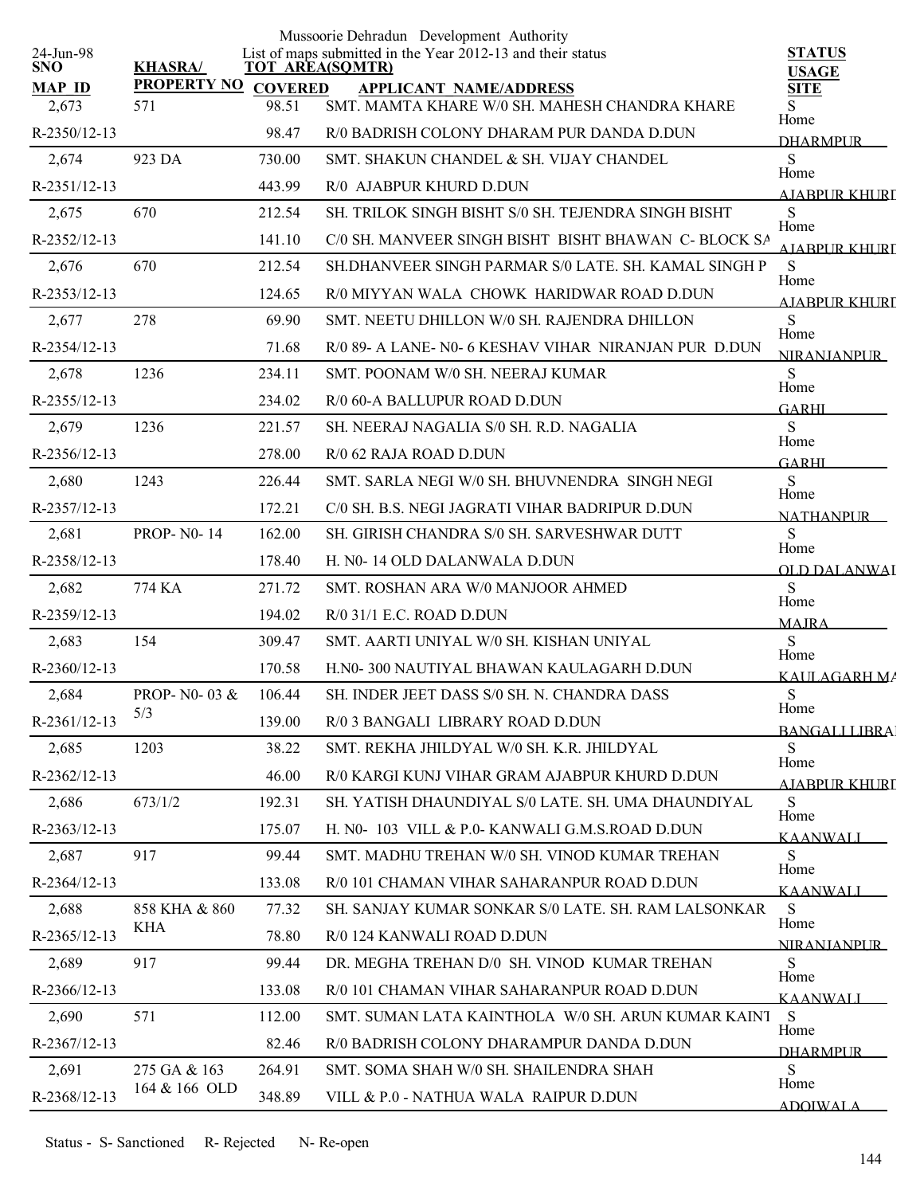Mussoorie Dehradun Development Authority

List of maps submitted in the Year 2012-13 and their status

24-Jun-98

| SNO / MAP_ID | KHASRA/ PROPERTY NO | TOT AREA(SQMTR) / COVERED | APPLICANT NAME/ADDRESS | STATUS / USAGE / SITE |
|---|---|---|---|---|
| 2,673 | 571 | 98.51 | SMT. MAMTA KHARE W/0 SH. MAHESH CHANDRA KHARE | S |
| R-2350/12-13 | | 98.47 | R/0 BADRISH COLONY DHARAM PUR DANDA D.DUN | Home DHARMPUR |
| 2,674 | 923 DA | 730.00 | SMT. SHAKUN CHANDEL & SH. VIJAY CHANDEL | S |
| R-2351/12-13 | | 443.99 | R/0 AJABPUR KHURD D.DUN | Home AJABPUR KHURD |
| 2,675 | 670 | 212.54 | SH. TRILOK SINGH BISHT S/0 SH. TEJENDRA SINGH BISHT | S |
| R-2352/12-13 | | 141.10 | C/0 SH. MANVEER SINGH BISHT BISHT BHAWAN C- BLOCK SA | Home AJABPUR KHURD |
| 2,676 | 670 | 212.54 | SH.DHANVEER SINGH PARMAR S/0 LATE. SH. KAMAL SINGH P | S |
| R-2353/12-13 | | 124.65 | R/0 MIYYAN WALA CHOWK HARIDWAR ROAD D.DUN | Home AJABPUR KHURD |
| 2,677 | 278 | 69.90 | SMT. NEETU DHILLON W/0 SH. RAJENDRA DHILLON | S |
| R-2354/12-13 | | 71.68 | R/0 89- A LANE- N0- 6 KESHAV VIHAR NIRANJAN PUR D.DUN | Home NIRANJANPUR |
| 2,678 | 1236 | 234.11 | SMT. POONAM W/0 SH. NEERAJ KUMAR | S |
| R-2355/12-13 | | 234.02 | R/0 60-A BALLUPUR ROAD D.DUN | Home GARHI |
| 2,679 | 1236 | 221.57 | SH. NEERAJ NAGALIA S/0 SH. R.D. NAGALIA | S |
| R-2356/12-13 | | 278.00 | R/0 62 RAJA ROAD D.DUN | Home GARHI |
| 2,680 | 1243 | 226.44 | SMT. SARLA NEGI W/0 SH. BHUVNENDRA SINGH NEGI | S |
| R-2357/12-13 | | 172.21 | C/0 SH. B.S. NEGI JAGRATI VIHAR BADRIPUR D.DUN | Home NATHANPUR |
| 2,681 | PROP- N0- 14 | 162.00 | SH. GIRISH CHANDRA S/0 SH. SARVESHWAR DUTT | S |
| R-2358/12-13 | | 178.40 | H. N0- 14 OLD DALANWALA D.DUN | Home OLD DALANWAL |
| 2,682 | 774 KA | 271.72 | SMT. ROSHAN ARA W/0 MANJOOR AHMED | S |
| R-2359/12-13 | | 194.02 | R/0 31/1 E.C. ROAD D.DUN | Home MAJRA |
| 2,683 | 154 | 309.47 | SMT. AARTI UNIYAL W/0 SH. KISHAN UNIYAL | S |
| R-2360/12-13 | | 170.58 | H.N0- 300 NAUTIYAL BHAWAN KAULAGARH D.DUN | Home KAULAGARH MA |
| 2,684 | PROP- N0- 03 & 5/3 | 106.44 | SH. INDER JEET DASS S/0 SH. N. CHANDRA DASS | S |
| R-2361/12-13 | | 139.00 | R/0 3 BANGALI LIBRARY ROAD D.DUN | Home BANGALI LIBRA |
| 2,685 | 1203 | 38.22 | SMT. REKHA JHILDYAL W/0 SH. K.R. JHILDYAL | S |
| R-2362/12-13 | | 46.00 | R/0 KARGI KUNJ VIHAR GRAM AJABPUR KHURD D.DUN | Home AJABPUR KHURD |
| 2,686 | 673/1/2 | 192.31 | SH. YATISH DHAUNDIYAL S/0 LATE. SH. UMA DHAUNDIYAL | S |
| R-2363/12-13 | | 175.07 | H. N0- 103 VILL & P.0- KANWALI G.M.S.ROAD D.DUN | Home KAANWALI |
| 2,687 | 917 | 99.44 | SMT. MADHU TREHAN W/0 SH. VINOD KUMAR TREHAN | S |
| R-2364/12-13 | | 133.08 | R/0 101 CHAMAN VIHAR SAHARANPUR ROAD D.DUN | Home KAANWALI |
| 2,688 | 858 KHA & 860 KHA | 77.32 | SH. SANJAY KUMAR SONKAR S/0 LATE. SH. RAM LALSONKAR | S |
| R-2365/12-13 | | 78.80 | R/0 124 KANWALI ROAD D.DUN | Home NIRANJANPUR |
| 2,689 | 917 | 99.44 | DR. MEGHA TREHAN D/0 SH. VINOD KUMAR TREHAN | S |
| R-2366/12-13 | | 133.08 | R/0 101 CHAMAN VIHAR SAHARANPUR ROAD D.DUN | Home KAANWALI |
| 2,690 | 571 | 112.00 | SMT. SUMAN LATA KAINTHOLA W/0 SH. ARUN KUMAR KAINT | S |
| R-2367/12-13 | | 82.46 | R/0 BADRISH COLONY DHARAMPUR DANDA D.DUN | Home DHARMPUR |
| 2,691 | 275 GA & 163 164 & 166 OLD | 264.91 | SMT. SOMA SHAH W/0 SH. SHAILENDRA SHAH | S |
| R-2368/12-13 | | 348.89 | VILL & P.0 - NATHUA WALA RAIPUR D.DUN | Home ADOIWALA |

Status - S- Sanctioned R- Rejected N- Re-open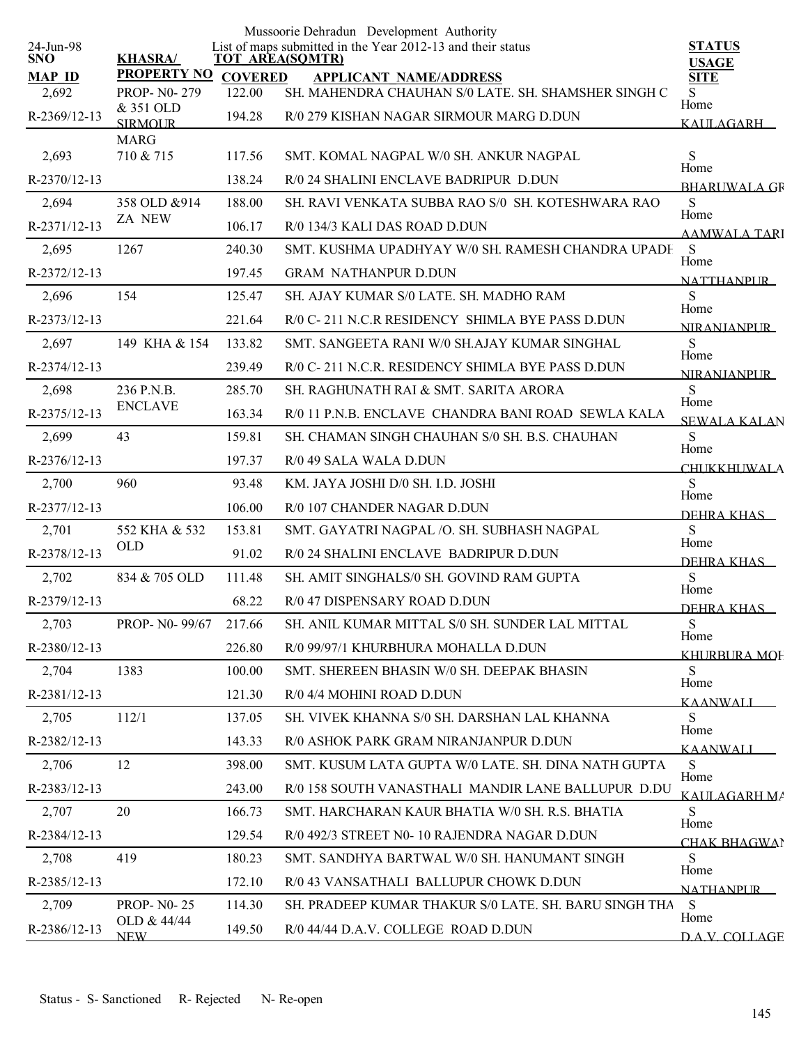Mussoorie Dehradun Development Authority

List of maps submitted in the Year 2012-13 and their status

24-Jun-98

| SNO / MAP ID | KHASRA/ PROPERTY NO | TOT AREA(SQMTR) / COVERED | APPLICANT NAME/ADDRESS | STATUS / USAGE / SITE |
|---|---|---|---|---|
| 2,692 / R-2369/12-13 | PROP- N0- 279 & 351 OLD SIRMOUR MARG | 122.00 / 194.28 | SH. MAHENDRA CHAUHAN S/0 LATE. SH. SHAMSHER SINGH C R/0 279 KISHAN NAGAR SIRMOUR MARG D.DUN | S Home KAULAGARH |
| 2,693 / R-2370/12-13 | 710 & 715 | 117.56 / 138.24 | SMT. KOMAL NAGPAL W/0 SH. ANKUR NAGPAL R/0 24 SHALINI ENCLAVE BADRIPUR D.DUN | S Home BHARUWALA GR |
| 2,694 / R-2371/12-13 | 358 OLD &914 ZA NEW | 188.00 / 106.17 | SH. RAVI VENKATA SUBBA RAO S/0 SH. KOTESHWARA RAO R/0 134/3 KALI DAS ROAD D.DUN | S Home AAMWALA TARI |
| 2,695 / R-2372/12-13 | 1267 | 240.30 / 197.45 | SMT. KUSHMA UPADHYAY W/0 SH. RAMESH CHANDRA UPADH GRAM NATHANPUR D.DUN | S Home NATTHANPUR |
| 2,696 / R-2373/12-13 | 154 | 125.47 / 221.64 | SH. AJAY KUMAR S/0 LATE. SH. MADHO RAM R/0 C- 211 N.C.R RESIDENCY SHIMLA BYE PASS D.DUN | S Home NIRANJANPUR |
| 2,697 / R-2374/12-13 | 149 KHA & 154 | 133.82 / 239.49 | SMT. SANGEETA RANI W/0 SH.AJAY KUMAR SINGHAL R/0 C- 211 N.C.R. RESIDENCY SHIMLA BYE PASS D.DUN | S Home NIRANJANPUR |
| 2,698 / R-2375/12-13 | 236 P.N.B. ENCLAVE | 285.70 / 163.34 | SH. RAGHUNATH RAI & SMT. SARITA ARORA R/0 11 P.N.B. ENCLAVE CHANDRA BANI ROAD SEWLA KALA | S Home SEWALA KALAN |
| 2,699 / R-2376/12-13 | 43 | 159.81 / 197.37 | SH. CHAMAN SINGH CHAUHAN S/0 SH. B.S. CHAUHAN R/0 49 SALA WALA D.DUN | S Home CHUKKHUWALA |
| 2,700 / R-2377/12-13 | 960 | 93.48 / 106.00 | KM. JAYA JOSHI D/0 SH. I.D. JOSHI R/0 107 CHANDER NAGAR D.DUN | S Home DEHRA KHAS |
| 2,701 / R-2378/12-13 | 552 KHA & 532 OLD | 153.81 / 91.02 | SMT. GAYATRI NAGPAL /O. SH. SUBHASH NAGPAL R/0 24 SHALINI ENCLAVE BADRIPUR D.DUN | S Home DEHRA KHAS |
| 2,702 / R-2379/12-13 | 834 & 705 OLD | 111.48 / 68.22 | SH. AMIT SINGHALS/0 SH. GOVIND RAM GUPTA R/0 47 DISPENSARY ROAD D.DUN | S Home DEHRA KHAS |
| 2,703 / R-2380/12-13 | PROP- N0- 99/67 | 217.66 / 226.80 | SH. ANIL KUMAR MITTAL S/0 SH. SUNDER LAL MITTAL R/0 99/97/1 KHURBHURA MOHALLA D.DUN | S Home KHURBURA MOH |
| 2,704 / R-2381/12-13 | 1383 | 100.00 / 121.30 | SMT. SHEREEN BHASIN W/0 SH. DEEPAK BHASIN R/0 4/4 MOHINI ROAD D.DUN | S Home KAANWALI |
| 2,705 / R-2382/12-13 | 112/1 | 137.05 / 143.33 | SH. VIVEK KHANNA S/0 SH. DARSHAN LAL KHANNA R/0 ASHOK PARK GRAM NIRANJANPUR D.DUN | S Home KAANWALI |
| 2,706 / R-2383/12-13 | 12 | 398.00 / 243.00 | SMT. KUSUM LATA GUPTA W/0 LATE. SH. DINA NATH GUPTA R/0 158 SOUTH VANASTHALI MANDIR LANE BALLUPUR D.DU | S Home KAULAGARH MA |
| 2,707 / R-2384/12-13 | 20 | 166.73 / 129.54 | SMT. HARCHARAN KAUR BHATIA W/0 SH. R.S. BHATIA R/0 492/3 STREET N0- 10 RAJENDRA NAGAR D.DUN | S Home CHAK BHAGWAN |
| 2,708 / R-2385/12-13 | 419 | 180.23 / 172.10 | SMT. SANDHYA BARTWAL W/0 SH. HANUMANT SINGH R/0 43 VANSATHALI BALLUPUR CHOWK D.DUN | S Home NATHANPUR |
| 2,709 / R-2386/12-13 | PROP- N0- 25 OLD & 44/44 NEW | 114.30 / 149.50 | SH. PRADEEP KUMAR THAKUR S/0 LATE. SH. BARU SINGH THA R/0 44/44 D.A.V. COLLEGE ROAD D.DUN | S Home D.A.V. COLLAGE |

Status - S- Sanctioned R- Rejected N- Re-open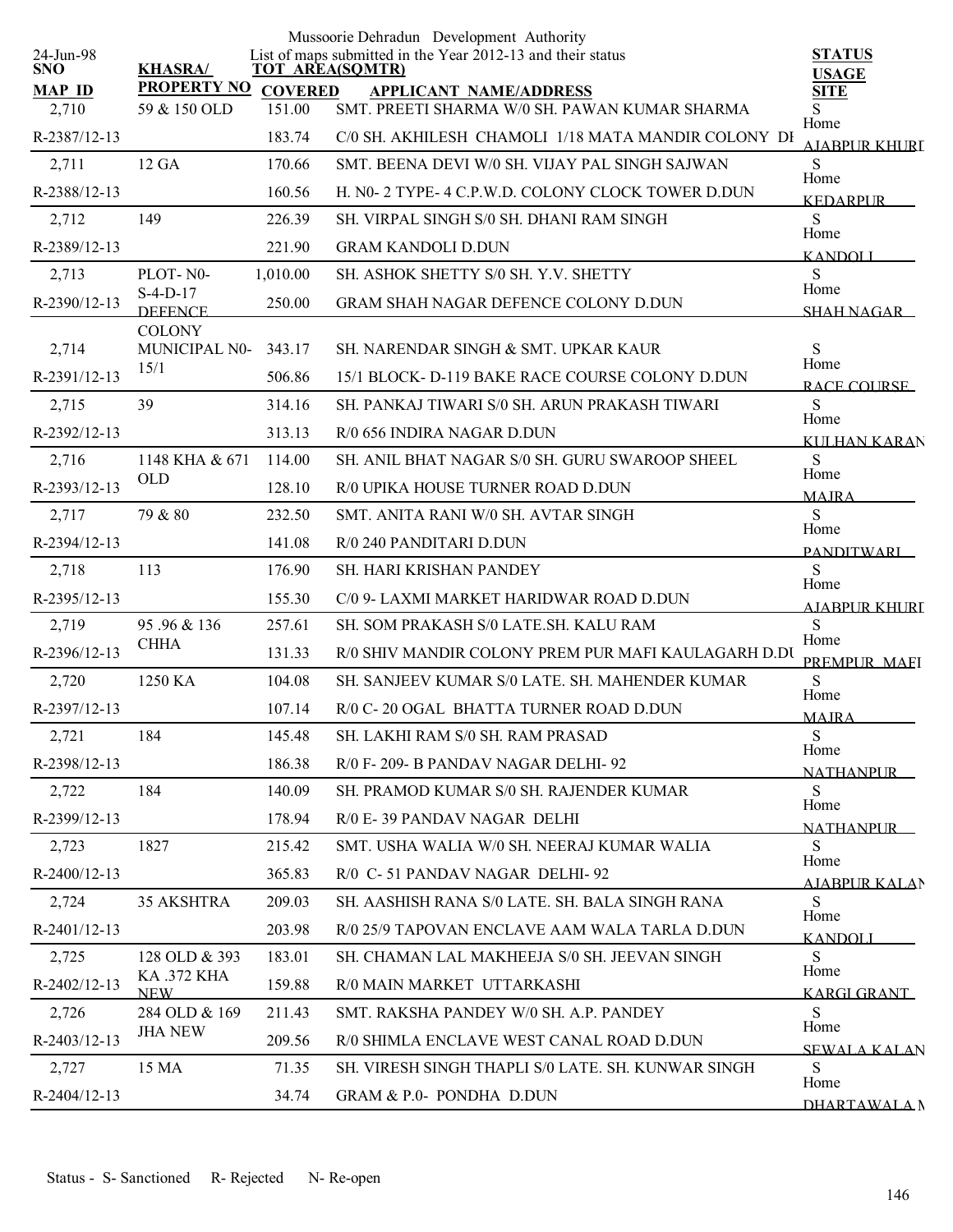Mussoorie Dehradun Development Authority

List of maps submitted in the Year 2012-13 and their status

24-Jun-98

| SNO / MAP ID | KHASRA/ PROPERTY NO | TOT AREA(SQMTR) COVERED | APPLICANT NAME/ADDRESS | STATUS / USAGE / SITE |
|---|---|---|---|---|
| 2,710 | 59 & 150 OLD | 151.00 | SMT. PREETI SHARMA W/0 SH. PAWAN KUMAR SHARMA | S |
| R-2387/12-13 | | 183.74 | C/0 SH. AKHILESH CHAMOLI 1/18 MATA MANDIR COLONY DI | Home AJABPUR KHURD |
| 2,711 | 12 GA | 170.66 | SMT. BEENA DEVI W/0 SH. VIJAY PAL SINGH SAJWAN | S |
| R-2388/12-13 | | 160.56 | H. N0- 2 TYPE- 4 C.P.W.D. COLONY CLOCK TOWER D.DUN | Home KEDARPUR |
| 2,712 | 149 | 226.39 | SH. VIRPAL SINGH S/0 SH. DHANI RAM SINGH | S |
| R-2389/12-13 | | 221.90 | GRAM KANDOLI D.DUN | Home KANDOLI |
| 2,713 | PLOT- N0- S-4-D-17 DEFENCE COLONY | 1,010.00 | SH. ASHOK SHETTY S/0 SH. Y.V. SHETTY | S |
| R-2390/12-13 | | 250.00 | GRAM SHAH NAGAR DEFENCE COLONY D.DUN | Home SHAH NAGAR |
| 2,714 | MUNICIPAL N0- 15/1 | 343.17 | SH. NARENDAR SINGH & SMT. UPKAR KAUR | S |
| R-2391/12-13 | | 506.86 | 15/1 BLOCK- D-119 BAKE RACE COURSE COLONY D.DUN | Home RACE COURSE |
| 2,715 | 39 | 314.16 | SH. PANKAJ TIWARI S/0 SH. ARUN PRAKASH TIWARI | S |
| R-2392/12-13 | | 313.13 | R/0 656 INDIRA NAGAR D.DUN | Home KULHAN KARAN |
| 2,716 | 1148 KHA & 671 OLD | 114.00 | SH. ANIL BHAT NAGAR S/0 SH. GURU SWAROOP SHEEL | S |
| R-2393/12-13 | | 128.10 | R/0 UPIKA HOUSE TURNER ROAD D.DUN | Home MAJRA |
| 2,717 | 79 & 80 | 232.50 | SMT. ANITA RANI W/0 SH. AVTAR SINGH | S |
| R-2394/12-13 | | 141.08 | R/0 240 PANDITARI D.DUN | Home PANDITWARI |
| 2,718 | 113 | 176.90 | SH. HARI KRISHAN PANDEY | S |
| R-2395/12-13 | | 155.30 | C/0 9- LAXMI MARKET HARIDWAR ROAD D.DUN | Home AJABPUR KHURD |
| 2,719 | 95 .96 & 136 CHHA | 257.61 | SH. SOM PRAKASH S/0 LATE.SH. KALU RAM | S |
| R-2396/12-13 | | 131.33 | R/0 SHIV MANDIR COLONY PREM PUR MAFI KAULAGARH D.DU | Home PREMPUR MAFI |
| 2,720 | 1250 KA | 104.08 | SH. SANJEEV KUMAR S/0 LATE. SH. MAHENDER KUMAR | S |
| R-2397/12-13 | | 107.14 | R/0 C- 20 OGAL BHATTA TURNER ROAD D.DUN | Home MAJRA |
| 2,721 | 184 | 145.48 | SH. LAKHI RAM S/0 SH. RAM PRASAD | S |
| R-2398/12-13 | | 186.38 | R/0 F- 209- B PANDAV NAGAR DELHI- 92 | Home NATHANPUR |
| 2,722 | 184 | 140.09 | SH. PRAMOD KUMAR S/0 SH. RAJENDER KUMAR | S |
| R-2399/12-13 | | 178.94 | R/0 E- 39 PANDAV NAGAR DELHI | Home NATHANPUR |
| 2,723 | 1827 | 215.42 | SMT. USHA WALIA W/0 SH. NEERAJ KUMAR WALIA | S |
| R-2400/12-13 | | 365.83 | R/0 C- 51 PANDAV NAGAR DELHI- 92 | Home AJABPUR KALAN |
| 2,724 | 35 AKSHTRA | 209.03 | SH. AASHISH RANA S/0 LATE. SH. BALA SINGH RANA | S |
| R-2401/12-13 | | 203.98 | R/0 25/9 TAPOVAN ENCLAVE AAM WALA TARLA D.DUN | Home KANDOLI |
| 2,725 | 128 OLD & 393 KA .372 KHA NEW | 183.01 | SH. CHAMAN LAL MAKHEEJA S/0 SH. JEEVAN SINGH | S |
| R-2402/12-13 | | 159.88 | R/0 MAIN MARKET UTTARKASHI | Home KARGI GRANT |
| 2,726 | 284 OLD & 169 JHA NEW | 211.43 | SMT. RAKSHA PANDEY W/0 SH. A.P. PANDEY | S |
| R-2403/12-13 | | 209.56 | R/0 SHIMLA ENCLAVE WEST CANAL ROAD D.DUN | Home SEWALA KALAN |
| 2,727 | 15 MA | 71.35 | SH. VIRESH SINGH THAPLI S/0 LATE. SH. KUNWAR SINGH | S |
| R-2404/12-13 | | 34.74 | GRAM & P.0- PONDHA D.DUN | Home DHARTAWALA N |

Status - S- Sanctioned R- Rejected N- Re-open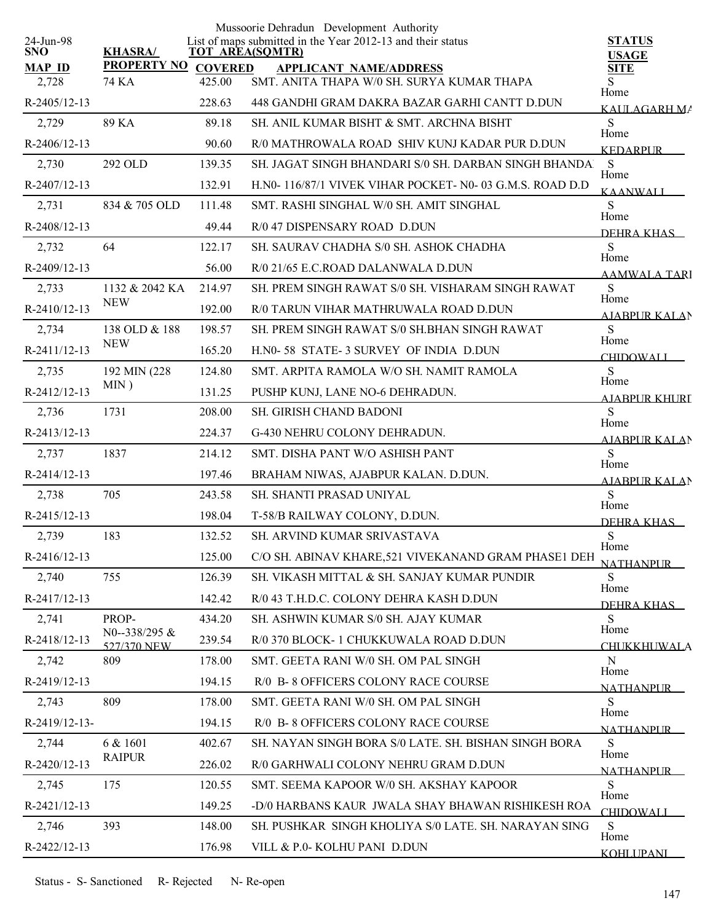Mussoorie Dehradun Development Authority

List of maps submitted in the Year 2012-13 and their status

24-Jun-98

| SNO / MAP ID | KHASRA/ PROPERTY NO | TOT AREA(SQMTR) / COVERED | APPLICANT NAME/ADDRESS | STATUS / USAGE / SITE |
|---|---|---|---|---|
| 2,728 | 74 KA | 425.00 | SMT. ANITA THAPA W/0 SH. SURYA KUMAR THAPA | S Home |
| R-2405/12-13 | | 228.63 | 448 GANDHI GRAM DAKRA BAZAR GARHI CANTT D.DUN | KAULAGARH MA |
| 2,729 | 89 KA | 89.18 | SH. ANIL KUMAR BISHT & SMT. ARCHNA BISHT | S Home |
| R-2406/12-13 | | 90.60 | R/0 MATHROWALA ROAD SHIV KUNJ KADAR PUR D.DUN | KEDARPUR |
| 2,730 | 292 OLD | 139.35 | SH. JAGAT SINGH BHANDARI S/0 SH. DARBAN SINGH BHANDA | S Home |
| R-2407/12-13 | | 132.91 | H.N0- 116/87/1 VIVEK VIHAR POCKET- N0- 03 G.M.S. ROAD D.D | KAANWALI |
| 2,731 | 834 & 705 OLD | 111.48 | SMT. RASHI SINGHAL W/0 SH. AMIT SINGHAL | S Home |
| R-2408/12-13 | | 49.44 | R/0 47 DISPENSARY ROAD D.DUN | DEHRA KHAS |
| 2,732 | 64 | 122.17 | SH. SAURAV CHADHA S/0 SH. ASHOK CHADHA | S Home |
| R-2409/12-13 | | 56.00 | R/0 21/65 E.C.ROAD DALANWALA D.DUN | AAMWALA TARI |
| 2,733 | 1132 & 2042 KA NEW | 214.97 | SH. PREM SINGH RAWAT S/0 SH. VISHARAM SINGH RAWAT | S Home |
| R-2410/12-13 | | 192.00 | R/0 TARUN VIHAR MATHRUWALA ROAD D.DUN | AJABPUR KALAN |
| 2,734 | 138 OLD & 188 NEW | 198.57 | SH. PREM SINGH RAWAT S/0 SH.BHAN SINGH RAWAT | S Home |
| R-2411/12-13 | | 165.20 | H.N0- 58 STATE- 3 SURVEY OF INDIA D.DUN | CHIDOWALI |
| 2,735 | 192 MIN (228 MIN ) | 124.80 | SMT. ARPITA RAMOLA W/O SH. NAMIT RAMOLA | S Home |
| R-2412/12-13 | | 131.25 | PUSHP KUNJ, LANE NO-6 DEHRADUN. | AJABPUR KHURD |
| 2,736 | 1731 | 208.00 | SH. GIRISH CHAND BADONI | S Home |
| R-2413/12-13 | | 224.37 | G-430 NEHRU COLONY DEHRADUN. | AJABPUR KALAN |
| 2,737 | 1837 | 214.12 | SMT. DISHA PANT W/O ASHISH PANT | S Home |
| R-2414/12-13 | | 197.46 | BRAHAM NIWAS, AJABPUR KALAN. D.DUN. | AJABPUR KALAN |
| 2,738 | 705 | 243.58 | SH. SHANTI PRASAD UNIYAL | S Home |
| R-2415/12-13 | | 198.04 | T-58/B RAILWAY COLONY, D.DUN. | DEHRA KHAS |
| 2,739 | 183 | 132.52 | SH. ARVIND KUMAR SRIVASTAVA | S Home |
| R-2416/12-13 | | 125.00 | C/O SH. ABINAV KHARE,521 VIVEKANAND GRAM PHASE1 DEH | NATHANPUR |
| 2,740 | 755 | 126.39 | SH. VIKASH MITTAL & SH. SANJAY KUMAR PUNDIR | S Home |
| R-2417/12-13 | | 142.42 | R/0 43 T.H.D.C. COLONY DEHRA KASH D.DUN | DEHRA KHAS |
| 2,741 | PROP- N0--338/295 & 527/370 NEW | 434.20 | SH. ASHWIN KUMAR S/0 SH. AJAY KUMAR | S Home |
| R-2418/12-13 | | 239.54 | R/0 370 BLOCK- 1 CHUKKUWALA ROAD D.DUN | CHUKKHUWALA |
| 2,742 | 809 | 178.00 | SMT. GEETA RANI W/0 SH. OM PAL SINGH | N Home |
| R-2419/12-13 | | 194.15 | R/0 B- 8 OFFICERS COLONY RACE COURSE | NATHANPUR |
| 2,743 | 809 | 178.00 | SMT. GEETA RANI W/0 SH. OM PAL SINGH | S Home |
| R-2419/12-13- | | 194.15 | R/0 B- 8 OFFICERS COLONY RACE COURSE | NATHANPUR |
| 2,744 | 6 & 1601 RAIPUR | 402.67 | SH. NAYAN SINGH BORA S/0 LATE. SH. BISHAN SINGH BORA | S Home |
| R-2420/12-13 | | 226.02 | R/0 GARHWALI COLONY NEHRU GRAM D.DUN | NATHANPUR |
| 2,745 | 175 | 120.55 | SMT. SEEMA KAPOOR W/0 SH. AKSHAY KAPOOR | S Home |
| R-2421/12-13 | | 149.25 | -D/0 HARBANS KAUR JWALA SHAY BHAWAN RISHIKESH ROA | CHIDOWALI |
| 2,746 | 393 | 148.00 | SH. PUSHKAR SINGH KHOLIYA S/0 LATE. SH. NARAYAN SING | S Home |
| R-2422/12-13 | | 176.98 | VILL & P.0- KOLHU PANI D.DUN | KOHLUPANI |

Status - S- Sanctioned R- Rejected N- Re-open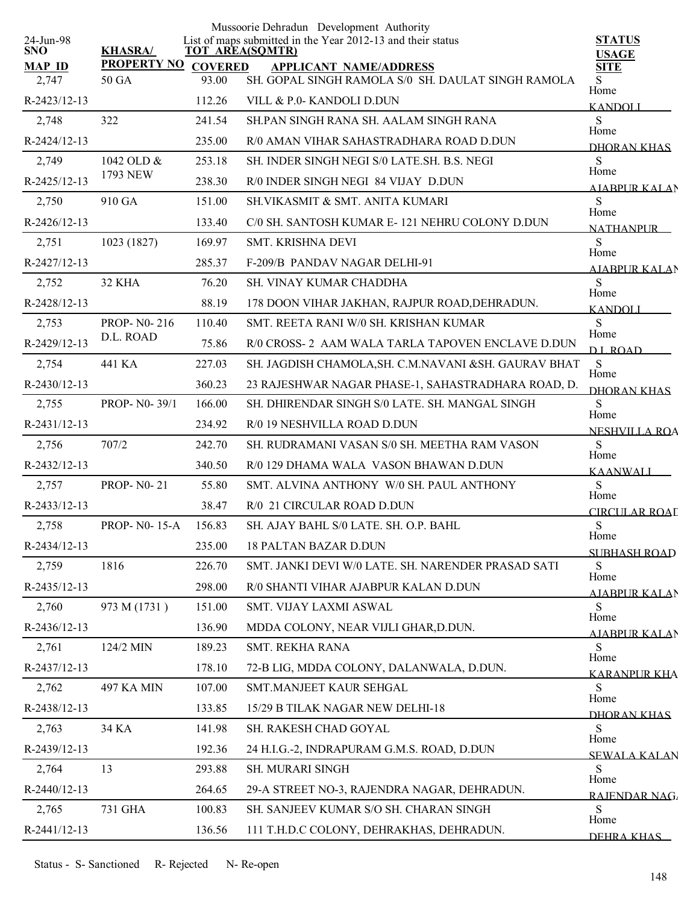Mussoorie Dehradun Development Authority

List of maps submitted in the Year 2012-13 and their status

24-Jun-98

| SNO / MAP ID | KHASRA/ PROPERTY NO | TOT AREA(SQMTR) / COVERED | APPLICANT NAME/ADDRESS | STATUS / USAGE / SITE |
|---|---|---|---|---|
| 2,747 | 50 GA | 93.00 | SH. GOPAL SINGH RAMOLA S/0 SH. DAULAT SINGH RAMOLA | S |
| R-2423/12-13 | | 112.26 | VILL & P.0- KANDOLI D.DUN | Home KANDOLI |
| 2,748 | 322 | 241.54 | SH.PAN SINGH RANA SH. AALAM SINGH RANA | S |
| R-2424/12-13 | | 235.00 | R/0 AMAN VIHAR SAHASTRADHARA ROAD D.DUN | Home DHORAN KHAS |
| 2,749 | 1042 OLD & 1793 NEW | 253.18 | SH. INDER SINGH NEGI S/0 LATE.SH. B.S. NEGI | S |
| R-2425/12-13 | | 238.30 | R/0 INDER SINGH NEGI 84 VIJAY D.DUN | Home AJABPUR KALAN |
| 2,750 | 910 GA | 151.00 | SH.VIKASMIT & SMT. ANITA KUMARI | S |
| R-2426/12-13 | | 133.40 | C/0 SH. SANTOSH KUMAR E- 121 NEHRU COLONY D.DUN | Home NATHANPUR |
| 2,751 | 1023 (1827) | 169.97 | SMT. KRISHNA DEVI | S |
| R-2427/12-13 | | 285.37 | F-209/B PANDAV NAGAR DELHI-91 | Home AJABPUR KALAN |
| 2,752 | 32 KHA | 76.20 | SH. VINAY KUMAR CHADDHA | S |
| R-2428/12-13 | | 88.19 | 178 DOON VIHAR JAKHAN, RAJPUR ROAD,DEHRADUN. | Home KANDOLI |
| 2,753 | PROP- N0- 216 D.L. ROAD | 110.40 | SMT. REETA RANI W/0 SH. KRISHAN KUMAR | S |
| R-2429/12-13 | | 75.86 | R/0 CROSS- 2 AAM WALA TARLA TAPOVEN ENCLAVE D.DUN | Home D.L.ROAD |
| 2,754 | 441 KA | 227.03 | SH. JAGDISH CHAMOLA,SH. C.M.NAVANI &SH. GAURAV BHAT | S |
| R-2430/12-13 | | 360.23 | 23 RAJESHWAR NAGAR PHASE-1, SAHASTRADHARA ROAD, D. | Home DHORAN KHAS |
| 2,755 | PROP- N0- 39/1 | 166.00 | SH. DHIRENDAR SINGH S/0 LATE. SH. MANGAL SINGH | S |
| R-2431/12-13 | | 234.92 | R/0 19 NESHVILLA ROAD D.DUN | Home NESHVILLA ROA |
| 2,756 | 707/2 | 242.70 | SH. RUDRAMANI VASAN S/0 SH. MEETHA RAM VASON | S |
| R-2432/12-13 | | 340.50 | R/0 129 DHAMA WALA VASON BHAWAN D.DUN | Home KAANWALI |
| 2,757 | PROP- N0- 21 | 55.80 | SMT. ALVINA ANTHONY W/0 SH. PAUL ANTHONY | S |
| R-2433/12-13 | | 38.47 | R/0 21 CIRCULAR ROAD D.DUN | Home CIRCULAR ROAD |
| 2,758 | PROP- N0- 15-A | 156.83 | SH. AJAY BAHL S/0 LATE. SH. O.P. BAHL | S |
| R-2434/12-13 | | 235.00 | 18 PALTAN BAZAR D.DUN | Home SUBHASH ROAD |
| 2,759 | 1816 | 226.70 | SMT. JANKI DEVI W/0 LATE. SH. NARENDER PRASAD SATI | S |
| R-2435/12-13 | | 298.00 | R/0 SHANTI VIHAR AJABPUR KALAN D.DUN | Home AJABPUR KALAN |
| 2,760 | 973 M (1731 ) | 151.00 | SMT. VIJAY LAXMI ASWAL | S |
| R-2436/12-13 | | 136.90 | MDDA COLONY, NEAR VIJLI GHAR,D.DUN. | Home AJABPUR KALAN |
| 2,761 | 124/2 MIN | 189.23 | SMT. REKHA RANA | S |
| R-2437/12-13 | | 178.10 | 72-B LIG, MDDA COLONY, DALANWALA, D.DUN. | Home KARANPUR KHA |
| 2,762 | 497 KA MIN | 107.00 | SMT.MANJEET KAUR SEHGAL | S |
| R-2438/12-13 | | 133.85 | 15/29 B TILAK NAGAR NEW DELHI-18 | Home DHORAN KHAS |
| 2,763 | 34 KA | 141.98 | SH. RAKESH CHAD GOYAL | S |
| R-2439/12-13 | | 192.36 | 24 H.I.G.-2, INDRAPURAM G.M.S. ROAD, D.DUN | Home SEWALA KALAN |
| 2,764 | 13 | 293.88 | SH. MURARI SINGH | S |
| R-2440/12-13 | | 264.65 | 29-A STREET NO-3, RAJENDRA NAGAR, DEHRADUN. | Home RAJENDAR NAGA |
| 2,765 | 731 GHA | 100.83 | SH. SANJEEV KUMAR S/O SH. CHARAN SINGH | S |
| R-2441/12-13 | | 136.56 | 111 T.H.D.C COLONY, DEHRAKHAS, DEHRADUN. | Home DEHRA KHAS |

Status - S- Sanctioned R- Rejected N- Re-open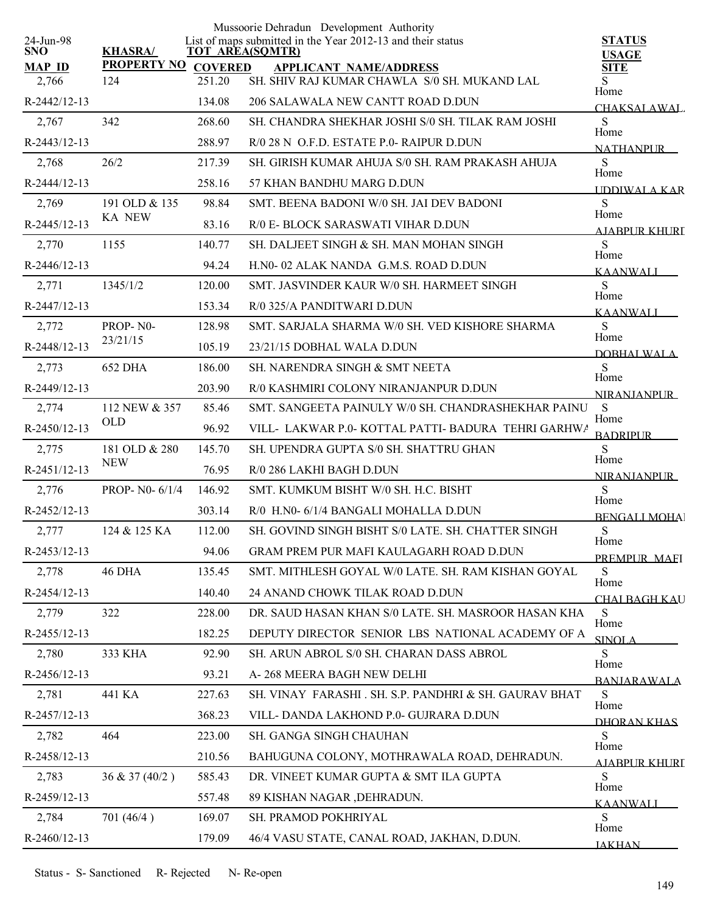Mussoorie Dehradun Development Authority

List of maps submitted in the Year 2012-13 and their status

24-Jun-98

| SNO / MAP ID | KHASRA/ PROPERTY NO | TOT AREA(SQMTR) COVERED | APPLICANT NAME/ADDRESS | STATUS USAGE SITE |
|---|---|---|---|---|
| 2,766 | 124 | 251.20 | SH. SHIV RAJ KUMAR CHAWLA S/0 SH. MUKAND LAL | S Home |
| R-2442/12-13 | | 134.08 | 206 SALAWALA NEW CANTT ROAD D.DUN | CHAKSALAWAL |
| 2,767 | 342 | 268.60 | SH. CHANDRA SHEKHAR JOSHI S/0 SH. TILAK RAM JOSHI | S Home |
| R-2443/12-13 | | 288.97 | R/0 28 N O.F.D. ESTATE P.0- RAIPUR D.DUN | NATHANPUR |
| 2,768 | 26/2 | 217.39 | SH. GIRISH KUMAR AHUJA S/0 SH. RAM PRAKASH AHUJA | S Home |
| R-2444/12-13 | | 258.16 | 57 KHAN BANDHU MARG D.DUN | UDDIWALA KAR |
| 2,769 | 191 OLD & 135 KA NEW | 98.84 | SMT. BEENA BADONI W/0 SH. JAI DEV BADONI | S Home |
| R-2445/12-13 | | 83.16 | R/0 E- BLOCK SARASWATI VIHAR D.DUN | AJABPUR KHURD |
| 2,770 | 1155 | 140.77 | SH. DALJEET SINGH & SH. MAN MOHAN SINGH | S Home |
| R-2446/12-13 | | 94.24 | H.N0- 02 ALAK NANDA G.M.S. ROAD D.DUN | KAANWALI |
| 2,771 | 1345/1/2 | 120.00 | SMT. JASVINDER KAUR W/0 SH. HARMEET SINGH | S Home |
| R-2447/12-13 | | 153.34 | R/0 325/A PANDITWARI D.DUN | KAANWALI |
| 2,772 | PROP- N0- 23/21/15 | 128.98 | SMT. SARJALA SHARMA W/0 SH. VED KISHORE SHARMA | S Home |
| R-2448/12-13 | | 105.19 | 23/21/15 DOBHAL WALA D.DUN | DOBHALWALA |
| 2,773 | 652 DHA | 186.00 | SH. NARENDRA SINGH & SMT NEETA | S Home |
| R-2449/12-13 | | 203.90 | R/0 KASHMIRI COLONY NIRANJANPUR D.DUN | NIRANJANPUR |
| 2,774 | 112 NEW & 357 OLD | 85.46 | SMT. SANGEETA PAINULY W/0 SH. CHANDRASHEKHAR PAINU | S Home |
| R-2450/12-13 | | 96.92 | VILL- LAKWAR P.0- KOTTAL PATTI- BADURA TEHRI GARHWA | BADRIPUR |
| 2,775 | 181 OLD & 280 NEW | 145.70 | SH. UPENDRA GUPTA S/0 SH. SHATTRU GHAN | S Home |
| R-2451/12-13 | | 76.95 | R/0 286 LAKHI BAGH D.DUN | NIRANJANPUR |
| 2,776 | PROP- N0- 6/1/4 | 146.92 | SMT. KUMKUM BISHT W/0 SH. H.C. BISHT | S Home |
| R-2452/12-13 | | 303.14 | R/0 H.N0- 6/1/4 BANGALI MOHALLA D.DUN | BENGALI MOHAI |
| 2,777 | 124 & 125 KA | 112.00 | SH. GOVIND SINGH BISHT S/0 LATE. SH. CHATTER SINGH | S Home |
| R-2453/12-13 | | 94.06 | GRAM PREM PUR MAFI KAULAGARH ROAD D.DUN | PREMPUR MAFI |
| 2,778 | 46 DHA | 135.45 | SMT. MITHLESH GOYAL W/0 LATE. SH. RAM KISHAN GOYAL | S Home |
| R-2454/12-13 | | 140.40 | 24 ANAND CHOWK TILAK ROAD D.DUN | CHAI BAGH KAU |
| 2,779 | 322 | 228.00 | DR. SAUD HASAN KHAN S/0 LATE. SH. MASROOR HASAN KHA | S Home |
| R-2455/12-13 | | 182.25 | DEPUTY DIRECTOR SENIOR LBS NATIONAL ACADEMY OF A | SINOLA |
| 2,780 | 333 KHA | 92.90 | SH. ARUN ABROL S/0 SH. CHARAN DASS ABROL | S Home |
| R-2456/12-13 | | 93.21 | A- 268 MEERA BAGH NEW DELHI | BANJARAWALA |
| 2,781 | 441 KA | 227.63 | SH. VINAY FARASHI . SH. S.P. PANDHRI & SH. GAURAV BHAT | S Home |
| R-2457/12-13 | | 368.23 | VILL- DANDA LAKHOND P.0- GUJRARA D.DUN | DHORAN KHAS |
| 2,782 | 464 | 223.00 | SH. GANGA SINGH CHAUHAN | S Home |
| R-2458/12-13 | | 210.56 | BAHUGUNA COLONY, MOTHRAWALA ROAD, DEHRADUN. | AJABPUR KHURD |
| 2,783 | 36 & 37 (40/2 ) | 585.43 | DR. VINEET KUMAR GUPTA & SMT ILA GUPTA | S Home |
| R-2459/12-13 | | 557.48 | 89 KISHAN NAGAR ,DEHRADUN. | KAANWALI |
| 2,784 | 701 (46/4 ) | 169.07 | SH. PRAMOD POKHRIYAL | S Home |
| R-2460/12-13 | | 179.09 | 46/4 VASU STATE, CANAL ROAD, JAKHAN, D.DUN. | JAKHAN |

Status - S- Sanctioned R- Rejected N- Re-open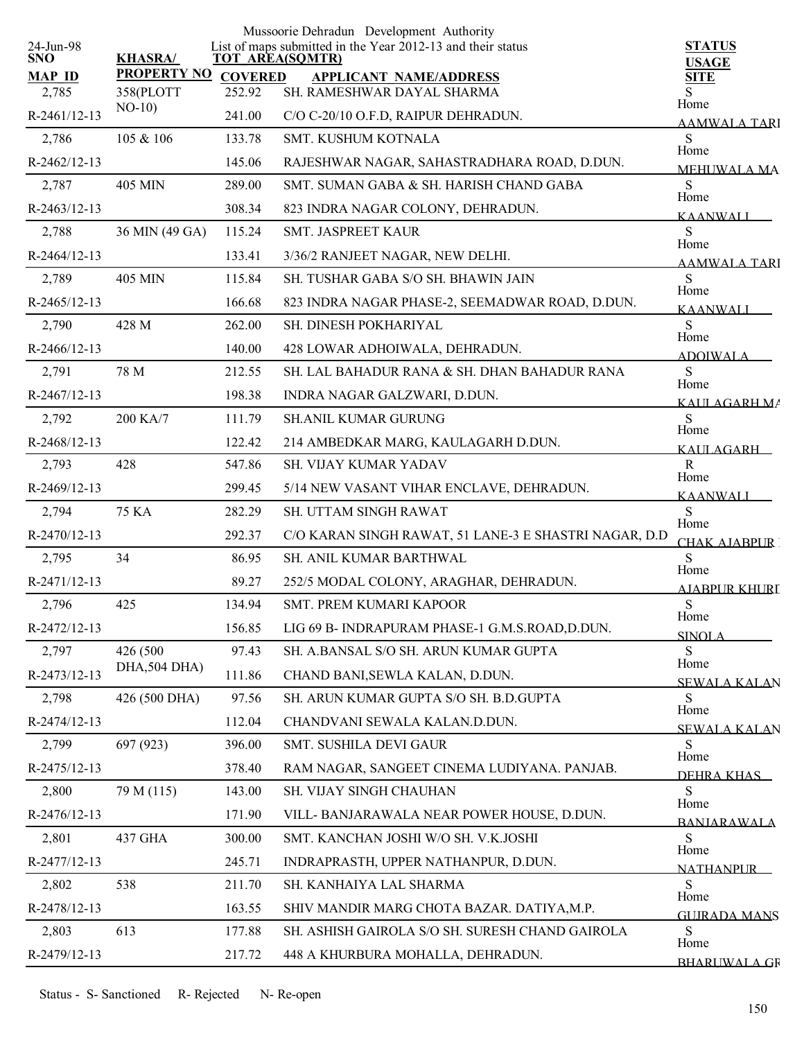Mussoorie Dehradun Development Authority

24-Jun-98

List of maps submitted in the Year 2012-13 and their status

| SNO / MAP ID | KHASRA/ PROPERTY NO | TOT AREA(SQMTR) / COVERED | APPLICANT NAME/ADDRESS | STATUS / USAGE / SITE |
|---|---|---|---|---|
| 2,785 | 358(PLOTT NO-10) | 252.92 | SH. RAMESHWAR DAYAL SHARMA | S Home |
| R-2461/12-13 | | 241.00 | C/O C-20/10 O.F.D, RAIPUR DEHRADUN. | AAMWALA TARI |
| 2,786 | 105 & 106 | 133.78 | SMT. KUSHUM KOTNALA | S Home |
| R-2462/12-13 | | 145.06 | RAJESHWAR NAGAR, SAHASTRADHARA ROAD, D.DUN. | MEHUWALA MA |
| 2,787 | 405 MIN | 289.00 | SMT. SUMAN GABA & SH. HARISH CHAND GABA | S Home |
| R-2463/12-13 | | 308.34 | 823 INDRA NAGAR COLONY, DEHRADUN. | KAANWALI |
| 2,788 | 36 MIN (49 GA) | 115.24 | SMT. JASPREET KAUR | S Home |
| R-2464/12-13 | | 133.41 | 3/36/2 RANJEET NAGAR, NEW DELHI. | AAMWALA TARI |
| 2,789 | 405 MIN | 115.84 | SH. TUSHAR GABA S/O SH. BHAWIN JAIN | S Home |
| R-2465/12-13 | | 166.68 | 823 INDRA NAGAR PHASE-2, SEEMADWAR ROAD, D.DUN. | KAANWALI |
| 2,790 | 428 M | 262.00 | SH. DINESH POKHARIYAL | S Home |
| R-2466/12-13 | | 140.00 | 428 LOWAR ADHOIWALA, DEHRADUN. | ADOIWALA |
| 2,791 | 78 M | 212.55 | SH. LAL BAHADUR RANA & SH. DHAN BAHADUR RANA | S Home |
| R-2467/12-13 | | 198.38 | INDRA NAGAR GALZWARI, D.DUN. | KAULAGARH MA |
| 2,792 | 200 KA/7 | 111.79 | SH.ANIL KUMAR GURUNG | S Home |
| R-2468/12-13 | | 122.42 | 214 AMBEDKAR MARG, KAULAGARH D.DUN. | KAULAGARH |
| 2,793 | 428 | 547.86 | SH. VIJAY KUMAR YADAV | R Home |
| R-2469/12-13 | | 299.45 | 5/14 NEW VASANT VIHAR ENCLAVE, DEHRADUN. | KAANWALI |
| 2,794 | 75 KA | 282.29 | SH. UTTAM SINGH RAWAT | S Home |
| R-2470/12-13 | | 292.37 | C/O KARAN SINGH RAWAT, 51 LANE-3 E SHASTRI NAGAR, D.D | CHAK AJABPUR |
| 2,795 | 34 | 86.95 | SH. ANIL KUMAR BARTHWAL | S Home |
| R-2471/12-13 | | 89.27 | 252/5 MODAL COLONY, ARAGHAR, DEHRADUN. | AJABPUR KHURD |
| 2,796 | 425 | 134.94 | SMT. PREM KUMARI KAPOOR | S Home |
| R-2472/12-13 | | 156.85 | LIG 69 B- INDRAPURAM PHASE-1 G.M.S.ROAD,D.DUN. | SINOLA |
| 2,797 | 426 (500 DHA,504 DHA) | 97.43 | SH. A.BANSAL S/O SH. ARUN KUMAR GUPTA | S Home |
| R-2473/12-13 | | 111.86 | CHAND BANI,SEWLA KALAN, D.DUN. | SEWALA KALAN |
| 2,798 | 426 (500 DHA) | 97.56 | SH. ARUN KUMAR GUPTA S/O SH. B.D.GUPTA | S Home |
| R-2474/12-13 | | 112.04 | CHANDVANI SEWALA KALAN.D.DUN. | SEWALA KALAN |
| 2,799 | 697 (923) | 396.00 | SMT. SUSHILA DEVI GAUR | S Home |
| R-2475/12-13 | | 378.40 | RAM NAGAR, SANGEET CINEMA LUDIYANA. PANJAB. | DEHRA KHAS |
| 2,800 | 79 M (115) | 143.00 | SH. VIJAY SINGH CHAUHAN | S Home |
| R-2476/12-13 | | 171.90 | VILL- BANJARAWALA NEAR POWER HOUSE, D.DUN. | BANJARAWALA |
| 2,801 | 437 GHA | 300.00 | SMT. KANCHAN JOSHI W/O SH. V.K.JOSHI | S Home |
| R-2477/12-13 | | 245.71 | INDRAPRASTH, UPPER NATHANPUR, D.DUN. | NATHANPUR |
| 2,802 | 538 | 211.70 | SH. KANHAIYA LAL SHARMA | S Home |
| R-2478/12-13 | | 163.55 | SHIV MANDIR MARG CHOTA BAZAR. DATIYA,M.P. | GUJRADA MANS |
| 2,803 | 613 | 177.88 | SH. ASHISH GAIROLA S/O SH. SURESH CHAND GAIROLA | S Home |
| R-2479/12-13 | | 217.72 | 448 A KHURBURA MOHALLA, DEHRADUN. | BHARUWALA GR |

Status - S- Sanctioned R- Rejected N- Re-open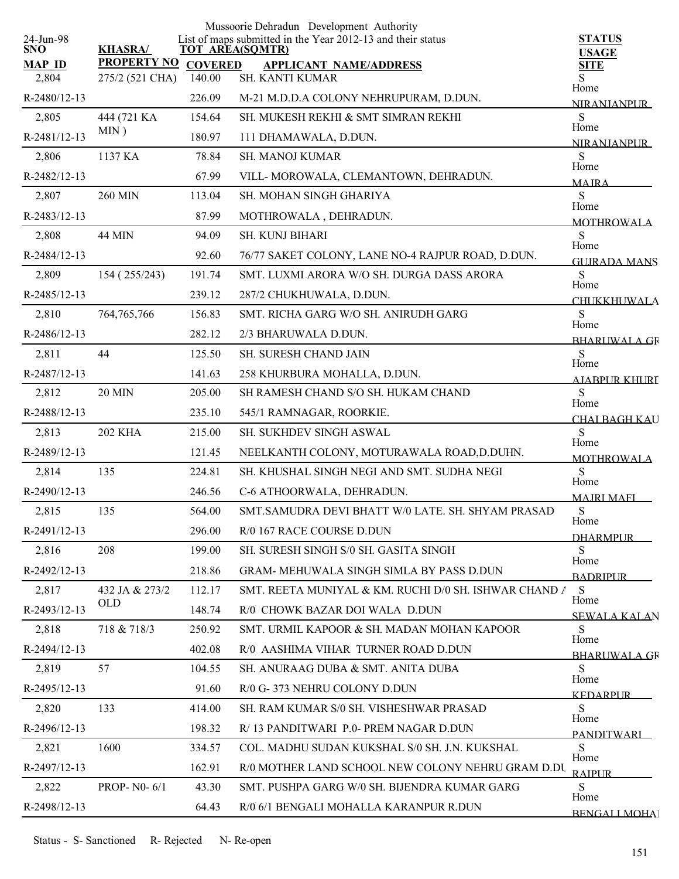Mussoorie Dehradun Development Authority

List of maps submitted in the Year 2012-13 and their status

24-Jun-98

| SNO / MAP ID | KHASRA/ PROPERTY NO | TOT AREA(SQMTR) COVERED | APPLICANT NAME/ADDRESS | STATUS USAGE SITE |
|---|---|---|---|---|
| 2,804 | 275/2 (521 CHA) | 140.00 | SH. KANTI KUMAR | S Home |
| R-2480/12-13 | | 226.09 | M-21 M.D.D.A COLONY NEHRUPURAM, D.DUN. | NIRANJANPUR |
| 2,805 | 444 (721 KA MIN ) | 154.64 | SH. MUKESH REKHI & SMT SIMRAN REKHI | S Home |
| R-2481/12-13 | | 180.97 | 111 DHAMAWALA, D.DUN. | NIRANJANPUR |
| 2,806 | 1137 KA | 78.84 | SH. MANOJ KUMAR | S Home |
| R-2482/12-13 | | 67.99 | VILL- MOROWALA, CLEMANTOWN, DEHRADUN. | MAJRA |
| 2,807 | 260 MIN | 113.04 | SH. MOHAN SINGH GHARIYA | S Home |
| R-2483/12-13 | | 87.99 | MOTHROWALA , DEHRADUN. | MOTHROWALA |
| 2,808 | 44 MIN | 94.09 | SH. KUNJ BIHARI | S Home |
| R-2484/12-13 | | 92.60 | 76/77 SAKET COLONY, LANE NO-4 RAJPUR ROAD, D.DUN. | GUJRADA MANS |
| 2,809 | 154 ( 255/243) | 191.74 | SMT. LUXMI ARORA W/O SH. DURGA DASS ARORA | S Home |
| R-2485/12-13 | | 239.12 | 287/2 CHUKHUWALA, D.DUN. | CHUKKHUWALA |
| 2,810 | 764,765,766 | 156.83 | SMT. RICHA GARG W/O SH. ANIRUDH GARG | S Home |
| R-2486/12-13 | | 282.12 | 2/3 BHARUWALA D.DUN. | BHARUWALA GR |
| 2,811 | 44 | 125.50 | SH. SURESH CHAND JAIN | S Home |
| R-2487/12-13 | | 141.63 | 258 KHURBURA MOHALLA, D.DUN. | AJABPUR KHURD |
| 2,812 | 20 MIN | 205.00 | SH RAMESH CHAND S/O SH. HUKAM CHAND | S Home |
| R-2488/12-13 | | 235.10 | 545/1 RAMNAGAR, ROORKIE. | CHAI BAGH KAU |
| 2,813 | 202 KHA | 215.00 | SH. SUKHDEV SINGH ASWAL | S Home |
| R-2489/12-13 | | 121.45 | NEELKANTH COLONY, MOTURAWALA ROAD,D.DUHN. | MOTHROWALA |
| 2,814 | 135 | 224.81 | SH. KHUSHAL SINGH NEGI AND SMT. SUDHA NEGI | S Home |
| R-2490/12-13 | | 246.56 | C-6 ATHOORWALA, DEHRADUN. | MAJRI MAFI |
| 2,815 | 135 | 564.00 | SMT.SAMUDRA DEVI BHATT W/0 LATE. SH. SHYAM PRASAD | S Home |
| R-2491/12-13 | | 296.00 | R/0 167 RACE COURSE D.DUN | DHARMPUR |
| 2,816 | 208 | 199.00 | SH. SURESH SINGH S/0 SH. GASITA SINGH | S Home |
| R-2492/12-13 | | 218.86 | GRAM- MEHUWALA SINGH SIMLA BY PASS D.DUN | BADRIPUR |
| 2,817 | 432 JA & 273/2 OLD | 112.17 | SMT. REETA MUNIYAL & KM. RUCHI D/0 SH. ISHWAR CHAND A | S Home |
| R-2493/12-13 | | 148.74 | R/0 CHOWK BAZAR DOI WALA D.DUN | SEWALA KALAN |
| 2,818 | 718 & 718/3 | 250.92 | SMT. URMIL KAPOOR & SH. MADAN MOHAN KAPOOR | S Home |
| R-2494/12-13 | | 402.08 | R/0 AASHIMA VIHAR TURNER ROAD D.DUN | BHARUWALA GR |
| 2,819 | 57 | 104.55 | SH. ANURAAG DUBA & SMT. ANITA DUBA | S Home |
| R-2495/12-13 | | 91.60 | R/0 G- 373 NEHRU COLONY D.DUN | KEDARPUR |
| 2,820 | 133 | 414.00 | SH. RAM KUMAR S/0 SH. VISHESHWAR PRASAD | S Home |
| R-2496/12-13 | | 198.32 | R/ 13 PANDITWARI P.0- PREM NAGAR D.DUN | PANDITWARI |
| 2,821 | 1600 | 334.57 | COL. MADHU SUDAN KUKSHAL S/0 SH. J.N. KUKSHAL | S Home |
| R-2497/12-13 | | 162.91 | R/0 MOTHER LAND SCHOOL NEW COLONY NEHRU GRAM D.DU | RAIPUR |
| 2,822 | PROP- N0- 6/1 | 43.30 | SMT. PUSHPA GARG W/0 SH. BIJENDRA KUMAR GARG | S Home |
| R-2498/12-13 | | 64.43 | R/0 6/1 BENGALI MOHALLA KARANPUR R.DUN | BENGALI MOHAL |

Status - S- Sanctioned R- Rejected N- Re-open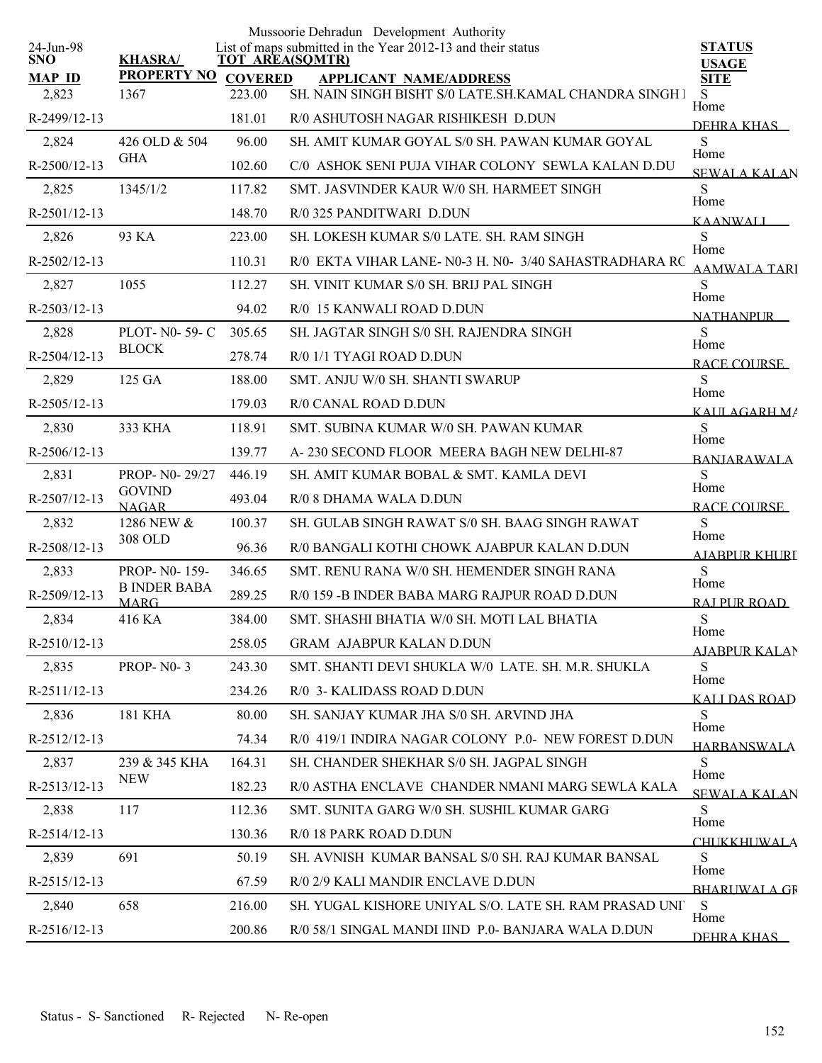Mussoorie Dehradun Development Authority

List of maps submitted in the Year 2012-13 and their status

24-Jun-98

| SNO / MAP ID | KHASRA/ PROPERTY NO | TOT AREA(SQMTR) COVERED | APPLICANT NAME/ADDRESS | STATUS USAGE SITE |
|---|---|---|---|---|
| 2,823 | 1367 | 223.00 | SH. NAIN SINGH BISHT S/0 LATE.SH.KAMAL CHANDRA SINGH I | S Home |
| R-2499/12-13 | | 181.01 | R/0 ASHUTOSH NAGAR RISHIKESH D.DUN | DEHRA KHAS |
| 2,824 | 426 OLD & 504 GHA | 96.00 | SH. AMIT KUMAR GOYAL S/0 SH. PAWAN KUMAR GOYAL | S Home |
| R-2500/12-13 | | 102.60 | C/0 ASHOK SENI PUJA VIHAR COLONY SEWLA KALAN D.DU | SEWALA KALAN |
| 2,825 | 1345/1/2 | 117.82 | SMT. JASVINDER KAUR W/0 SH. HARMEET SINGH | S Home |
| R-2501/12-13 | | 148.70 | R/0 325 PANDITWARI D.DUN | KAANWALI |
| 2,826 | 93 KA | 223.00 | SH. LOKESH KUMAR S/0 LATE. SH. RAM SINGH | S Home |
| R-2502/12-13 | | 110.31 | R/0 EKTA VIHAR LANE- N0-3 H. N0- 3/40 SAHASTRADHARA RC | AAMWALA TARI |
| 2,827 | 1055 | 112.27 | SH. VINIT KUMAR S/0 SH. BRIJ PAL SINGH | S Home |
| R-2503/12-13 | | 94.02 | R/0 15 KANWALI ROAD D.DUN | NATHANPUR |
| 2,828 | PLOT- N0- 59- C BLOCK | 305.65 | SH. JAGTAR SINGH S/0 SH. RAJENDRA SINGH | S Home |
| R-2504/12-13 | | 278.74 | R/0 1/1 TYAGI ROAD D.DUN | RACE COURSE |
| 2,829 | 125 GA | 188.00 | SMT. ANJU W/0 SH. SHANTI SWARUP | S Home |
| R-2505/12-13 | | 179.03 | R/0 CANAL ROAD D.DUN | KAULAGARH MA |
| 2,830 | 333 KHA | 118.91 | SMT. SUBINA KUMAR W/0 SH. PAWAN KUMAR | S Home |
| R-2506/12-13 | | 139.77 | A- 230 SECOND FLOOR MEERA BAGH NEW DELHI-87 | BANJARAWALA |
| 2,831 | PROP- N0- 29/27 GOVIND NAGAR | 446.19 | SH. AMIT KUMAR BOBAL & SMT. KAMLA DEVI | S Home |
| R-2507/12-13 | | 493.04 | R/0 8 DHAMA WALA D.DUN | RACE COURSE |
| 2,832 | 1286 NEW & 308 OLD | 100.37 | SH. GULAB SINGH RAWAT S/0 SH. BAAG SINGH RAWAT | S Home |
| R-2508/12-13 | | 96.36 | R/0 BANGALI KOTHI CHOWK AJABPUR KALAN D.DUN | AJABPUR KHURD |
| 2,833 | PROP- N0- 159-B INDER BABA MARG | 346.65 | SMT. RENU RANA W/0 SH. HEMENDER SINGH RANA | S Home |
| R-2509/12-13 | | 289.25 | R/0 159 -B INDER BABA MARG RAJPUR ROAD D.DUN | RAJ PUR ROAD |
| 2,834 | 416 KA | 384.00 | SMT. SHASHI BHATIA W/0 SH. MOTI LAL BHATIA | S Home |
| R-2510/12-13 | | 258.05 | GRAM AJABPUR KALAN D.DUN | AJABPUR KALAN |
| 2,835 | PROP- N0- 3 | 243.30 | SMT. SHANTI DEVI SHUKLA W/0 LATE. SH. M.R. SHUKLA | S Home |
| R-2511/12-13 | | 234.26 | R/0 3- KALIDASS ROAD D.DUN | KALI DAS ROAD |
| 2,836 | 181 KHA | 80.00 | SH. SANJAY KUMAR JHA S/0 SH. ARVIND JHA | S Home |
| R-2512/12-13 | | 74.34 | R/0 419/1 INDIRA NAGAR COLONY P.0- NEW FOREST D.DUN | HARBANSWALA |
| 2,837 | 239 & 345 KHA NEW | 164.31 | SH. CHANDER SHEKHAR S/0 SH. JAGPAL SINGH | S Home |
| R-2513/12-13 | | 182.23 | R/0 ASTHA ENCLAVE CHANDER NMANI MARG SEWLA KALA | SEWALA KALAN |
| 2,838 | 117 | 112.36 | SMT. SUNITA GARG W/0 SH. SUSHIL KUMAR GARG | S Home |
| R-2514/12-13 | | 130.36 | R/0 18 PARK ROAD D.DUN | CHUKKHUWALA |
| 2,839 | 691 | 50.19 | SH. AVNISH KUMAR BANSAL S/0 SH. RAJ KUMAR BANSAL | S Home |
| R-2515/12-13 | | 67.59 | R/0 2/9 KALI MANDIR ENCLAVE D.DUN | BHARUWALA GR |
| 2,840 | 658 | 216.00 | SH. YUGAL KISHORE UNIYAL S/O. LATE SH. RAM PRASAD UNI | S Home |
| R-2516/12-13 | | 200.86 | R/0 58/1 SINGAL MANDI IIND P.0- BANJARA WALA D.DUN | DEHRA KHAS |

Status - S- Sanctioned R- Rejected N- Re-open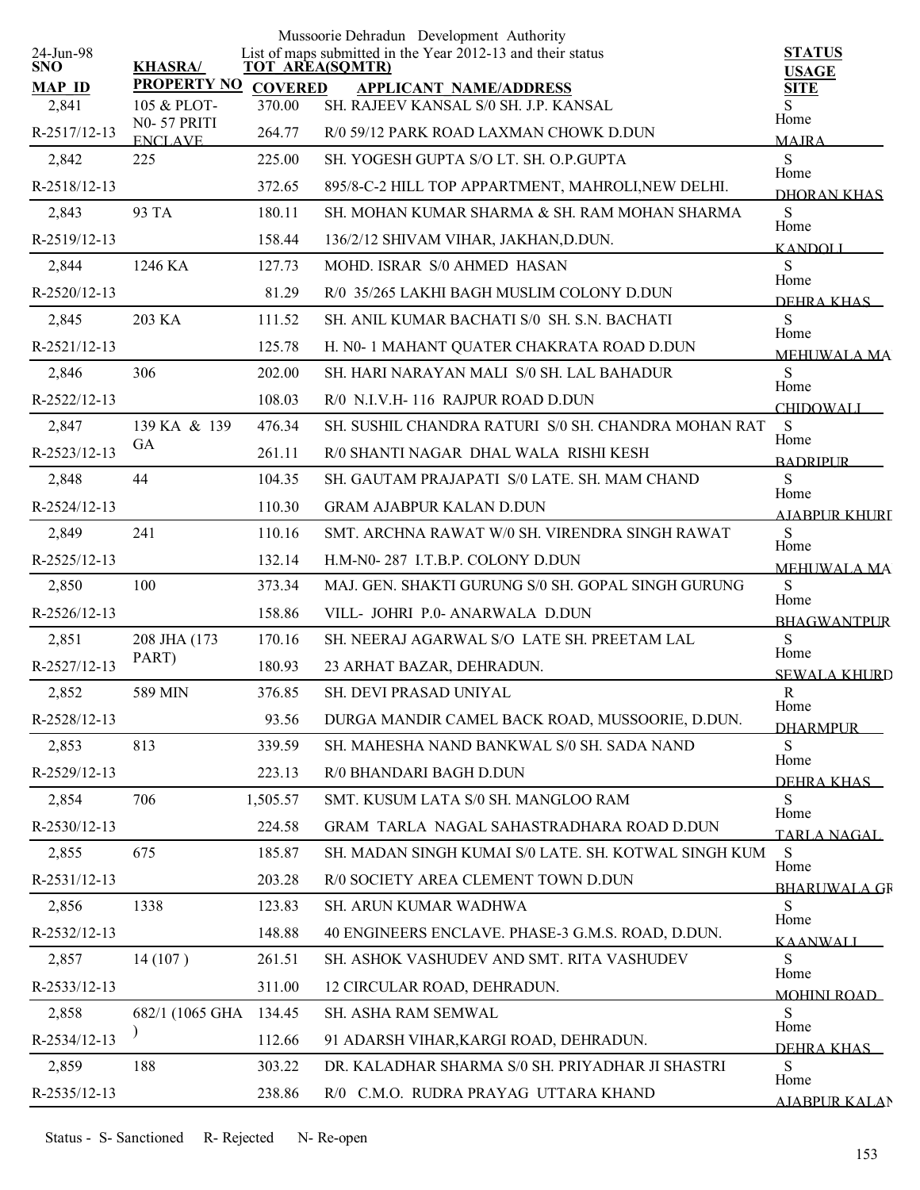Mussoorie Dehradun Development Authority

List of maps submitted in the Year 2012-13 and their status

24-Jun-98

| SNO / MAP_ID | KHASRA/ PROPERTY NO | TOT AREA(SQMTR) COVERED | APPLICANT NAME/ADDRESS | STATUS USAGE SITE |
|---|---|---|---|---|
| 2,841 | 105 & PLOT-N0- 57 PRITI ENCLAVE | 370.00 | SH. RAJEEV KANSAL S/0 SH. J.P. KANSAL | S |
| R-2517/12-13 | | 264.77 | R/0 59/12 PARK ROAD LAXMAN CHOWK D.DUN | Home MAJRA |
| 2,842 | 225 | 225.00 | SH. YOGESH GUPTA S/O LT. SH. O.P.GUPTA | S |
| R-2518/12-13 | | 372.65 | 895/8-C-2 HILL TOP APPARTMENT, MAHROLI,NEW DELHI. | Home DHORAN KHAS |
| 2,843 | 93 TA | 180.11 | SH. MOHAN KUMAR SHARMA & SH. RAM MOHAN SHARMA | S |
| R-2519/12-13 | | 158.44 | 136/2/12 SHIVAM VIHAR, JAKHAN,D.DUN. | Home KANDOLI |
| 2,844 | 1246 KA | 127.73 | MOHD. ISRAR S/0 AHMED HASAN | S |
| R-2520/12-13 | | 81.29 | R/0 35/265 LAKHI BAGH MUSLIM COLONY D.DUN | Home DEHRA KHAS |
| 2,845 | 203 KA | 111.52 | SH. ANIL KUMAR BACHATI S/0 SH. S.N. BACHATI | S |
| R-2521/12-13 | | 125.78 | H. N0- 1 MAHANT QUATER CHAKRATA ROAD D.DUN | Home MEHUWALA MA |
| 2,846 | 306 | 202.00 | SH. HARI NARAYAN MALI S/0 SH. LAL BAHADUR | S |
| R-2522/12-13 | | 108.03 | R/0 N.I.V.H- 116 RAJPUR ROAD D.DUN | Home CHIDOWALI |
| 2,847 | 139 KA & 139 GA | 476.34 | SH. SUSHIL CHANDRA RATURI S/0 SH. CHANDRA MOHAN RAT | S |
| R-2523/12-13 | | 261.11 | R/0 SHANTI NAGAR DHAL WALA RISHI KESH | Home BADRIPUR |
| 2,848 | 44 | 104.35 | SH. GAUTAM PRAJAPATI S/0 LATE. SH. MAM CHAND | S |
| R-2524/12-13 | | 110.30 | GRAM AJABPUR KALAN D.DUN | Home AJABPUR KHURD |
| 2,849 | 241 | 110.16 | SMT. ARCHNA RAWAT W/0 SH. VIRENDRA SINGH RAWAT | S |
| R-2525/12-13 | | 132.14 | H.M-N0- 287 I.T.B.P. COLONY D.DUN | Home MEHUWALA MA |
| 2,850 | 100 | 373.34 | MAJ. GEN. SHAKTI GURUNG S/0 SH. GOPAL SINGH GURUNG | S |
| R-2526/12-13 | | 158.86 | VILL- JOHRI P.0- ANARWALA D.DUN | Home BHAGWANTPUR |
| 2,851 | 208 JHA (173 PART) | 170.16 | SH. NEERAJ AGARWAL S/O LATE SH. PREETAM LAL | S |
| R-2527/12-13 | | 180.93 | 23 ARHAT BAZAR, DEHRADUN. | Home SEWALA KHURD |
| 2,852 | 589 MIN | 376.85 | SH. DEVI PRASAD UNIYAL | R |
| R-2528/12-13 | | 93.56 | DURGA MANDIR CAMEL BACK ROAD, MUSSOORIE, D.DUN. | Home DHARMPUR |
| 2,853 | 813 | 339.59 | SH. MAHESHA NAND BANKWAL S/0 SH. SADA NAND | S |
| R-2529/12-13 | | 223.13 | R/0 BHANDARI BAGH D.DUN | Home DEHRA KHAS |
| 2,854 | 706 | 1,505.57 | SMT. KUSUM LATA S/0 SH. MANGLOO RAM | S |
| R-2530/12-13 | | 224.58 | GRAM TARLA NAGAL SAHASTRADHARA ROAD D.DUN | Home TARLA NAGAL |
| 2,855 | 675 | 185.87 | SH. MADAN SINGH KUMAI S/0 LATE. SH. KOTWAL SINGH KUM | S |
| R-2531/12-13 | | 203.28 | R/0 SOCIETY AREA CLEMENT TOWN D.DUN | Home BHARUWALA GR |
| 2,856 | 1338 | 123.83 | SH. ARUN KUMAR WADHWA | S |
| R-2532/12-13 | | 148.88 | 40 ENGINEERS ENCLAVE. PHASE-3 G.M.S. ROAD, D.DUN. | Home KAANWALI |
| 2,857 | 14 (107 ) | 261.51 | SH. ASHOK VASHUDEV AND SMT. RITA VASHUDEV | S |
| R-2533/12-13 | | 311.00 | 12 CIRCULAR ROAD, DEHRADUN. | Home MOHINI ROAD |
| 2,858 | 682/1 (1065 GHA ) | 134.45 | SH. ASHA RAM SEMWAL | S |
| R-2534/12-13 | | 112.66 | 91 ADARSH VIHAR,KARGI ROAD, DEHRADUN. | Home DEHRA KHAS |
| 2,859 | 188 | 303.22 | DR. KALADHAR SHARMA S/0 SH. PRIYADHAR JI SHASTRI | S |
| R-2535/12-13 | | 238.86 | R/0 C.M.O. RUDRA PRAYAG UTTARA KHAND | Home AJABPUR KALAN |

Status - S- Sanctioned R- Rejected N- Re-open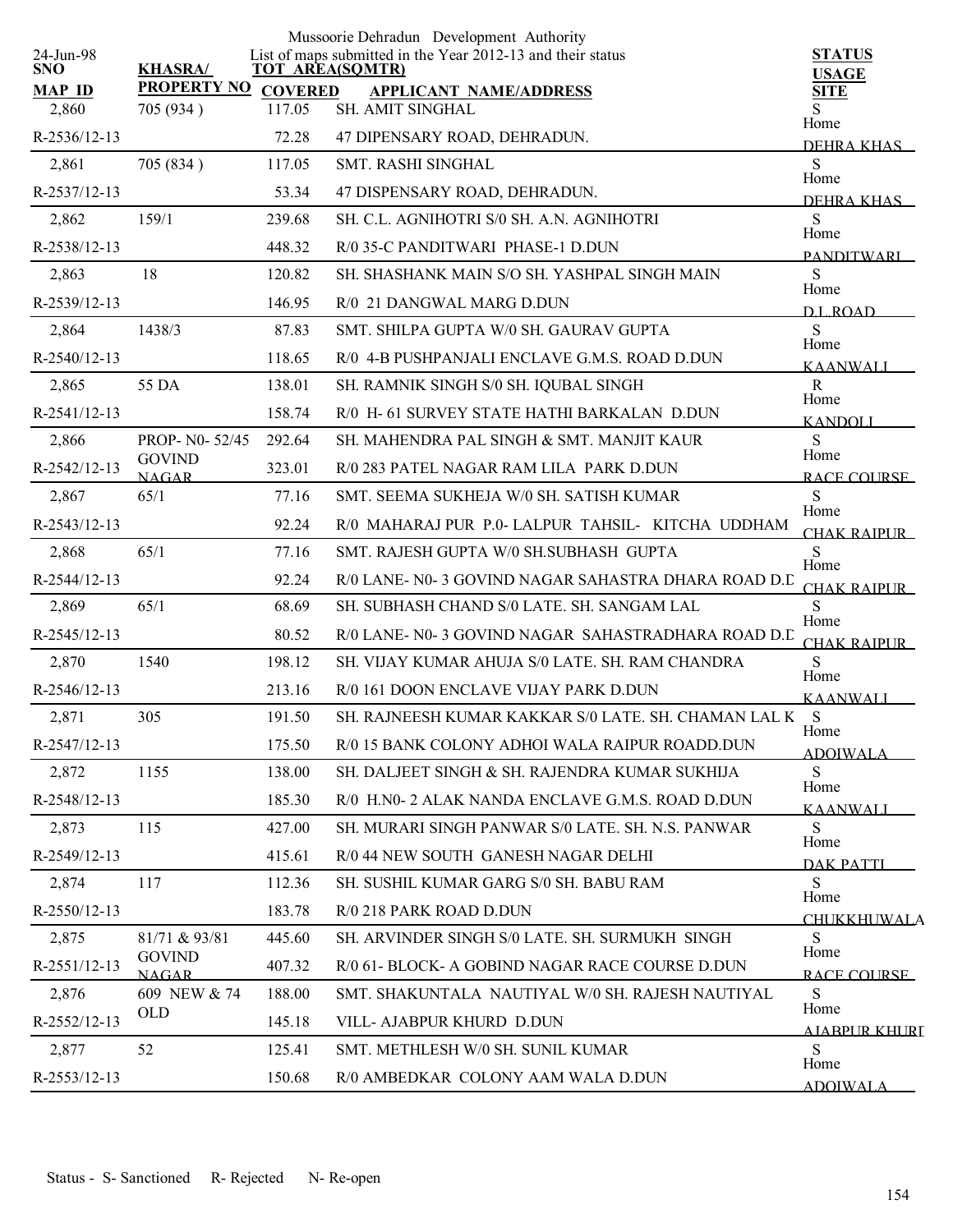Mussoorie Dehradun Development Authority

List of maps submitted in the Year 2012-13 and their status

24-Jun-98

| SNO / MAP ID | KHASRA/ PROPERTY NO | TOT AREA(SQMTR) / COVERED | APPLICANT NAME/ADDRESS | STATUS / USAGE / SITE |
|---|---|---|---|---|
| 2,860 | 705 (934 ) | 117.05 | SH. AMIT SINGHAL | S |
| R-2536/12-13 | | 72.28 | 47 DIPENSARY ROAD, DEHRADUN. | Home DEHRA KHAS |
| 2,861 | 705 (834 ) | 117.05 | SMT. RASHI SINGHAL | S |
| R-2537/12-13 | | 53.34 | 47 DISPENSARY ROAD, DEHRADUN. | Home DEHRA KHAS |
| 2,862 | 159/1 | 239.68 | SH. C.L. AGNIHOTRI S/0 SH. A.N. AGNIHOTRI | S |
| R-2538/12-13 | | 448.32 | R/0 35-C PANDITWARI PHASE-1 D.DUN | Home PANDITWARI |
| 2,863 | 18 | 120.82 | SH. SHASHANK MAIN S/O SH. YASHPAL SINGH MAIN | S |
| R-2539/12-13 | | 146.95 | R/0 21 DANGWAL MARG D.DUN | Home D.L.ROAD |
| 2,864 | 1438/3 | 87.83 | SMT. SHILPA GUPTA W/0 SH. GAURAV GUPTA | S |
| R-2540/12-13 | | 118.65 | R/0 4-B PUSHPANJALI ENCLAVE G.M.S. ROAD D.DUN | Home KAANWALI |
| 2,865 | 55 DA | 138.01 | SH. RAMNIK SINGH S/0 SH. IQUBAL SINGH | R |
| R-2541/12-13 | | 158.74 | R/0 H- 61 SURVEY STATE HATHI BARKALAN D.DUN | Home KANDOLI |
| 2,866 | PROP- N0- 52/45 GOVIND NAGAR | 292.64 | SH. MAHENDRA PAL SINGH & SMT. MANJIT KAUR | S |
| R-2542/12-13 | | 323.01 | R/0 283 PATEL NAGAR RAM LILA PARK D.DUN | Home RACE COURSE |
| 2,867 | 65/1 | 77.16 | SMT. SEEMA SUKHEJA W/0 SH. SATISH KUMAR | S |
| R-2543/12-13 | | 92.24 | R/0 MAHARAJ PUR P.0- LALPUR TAHSIL- KITCHA UDDHAM | Home CHAK RAIPUR |
| 2,868 | 65/1 | 77.16 | SMT. RAJESH GUPTA W/0 SH.SUBHASH GUPTA | S |
| R-2544/12-13 | | 92.24 | R/0 LANE- N0- 3 GOVIND NAGAR SAHASTRA DHARA ROAD D.D | Home CHAK RAIPUR |
| 2,869 | 65/1 | 68.69 | SH. SUBHASH CHAND S/0 LATE. SH. SANGAM LAL | S |
| R-2545/12-13 | | 80.52 | R/0 LANE- N0- 3 GOVIND NAGAR SAHASTRADHARA ROAD D.D | Home CHAK RAIPUR |
| 2,870 | 1540 | 198.12 | SH. VIJAY KUMAR AHUJA S/0 LATE. SH. RAM CHANDRA | S |
| R-2546/12-13 | | 213.16 | R/0 161 DOON ENCLAVE VIJAY PARK D.DUN | Home KAANWALI |
| 2,871 | 305 | 191.50 | SH. RAJNEESH KUMAR KAKKAR S/0 LATE. SH. CHAMAN LAL K | S |
| R-2547/12-13 | | 175.50 | R/0 15 BANK COLONY ADHOI WALA RAIPUR ROADD.DUN | Home ADOIWALA |
| 2,872 | 1155 | 138.00 | SH. DALJEET SINGH & SH. RAJENDRA KUMAR SUKHIJA | S |
| R-2548/12-13 | | 185.30 | R/0 H.N0- 2 ALAK NANDA ENCLAVE G.M.S. ROAD D.DUN | Home KAANWALI |
| 2,873 | 115 | 427.00 | SH. MURARI SINGH PANWAR S/0 LATE. SH. N.S. PANWAR | S |
| R-2549/12-13 | | 415.61 | R/0 44 NEW SOUTH GANESH NAGAR DELHI | Home DAK PATTI |
| 2,874 | 117 | 112.36 | SH. SUSHIL KUMAR GARG S/0 SH. BABU RAM | S |
| R-2550/12-13 | | 183.78 | R/0 218 PARK ROAD D.DUN | Home CHUKKHUWALA |
| 2,875 | 81/71 & 93/81 GOVIND NAGAR | 445.60 | SH. ARVINDER SINGH S/0 LATE. SH. SURMUKH SINGH | S |
| R-2551/12-13 | | 407.32 | R/0 61- BLOCK- A GOBIND NAGAR RACE COURSE D.DUN | Home RACE COURSE |
| 2,876 | 609 NEW & 74 OLD | 188.00 | SMT. SHAKUNTALA NAUTIYAL W/0 SH. RAJESH NAUTIYAL | S |
| R-2552/12-13 | | 145.18 | VILL- AJABPUR KHURD D.DUN | Home AJABPUR KHURD |
| 2,877 | 52 | 125.41 | SMT. METHLESH W/0 SH. SUNIL KUMAR | S |
| R-2553/12-13 | | 150.68 | R/0 AMBEDKAR COLONY AAM WALA D.DUN | Home ADOIWALA |

Status - S- Sanctioned R- Rejected N- Re-open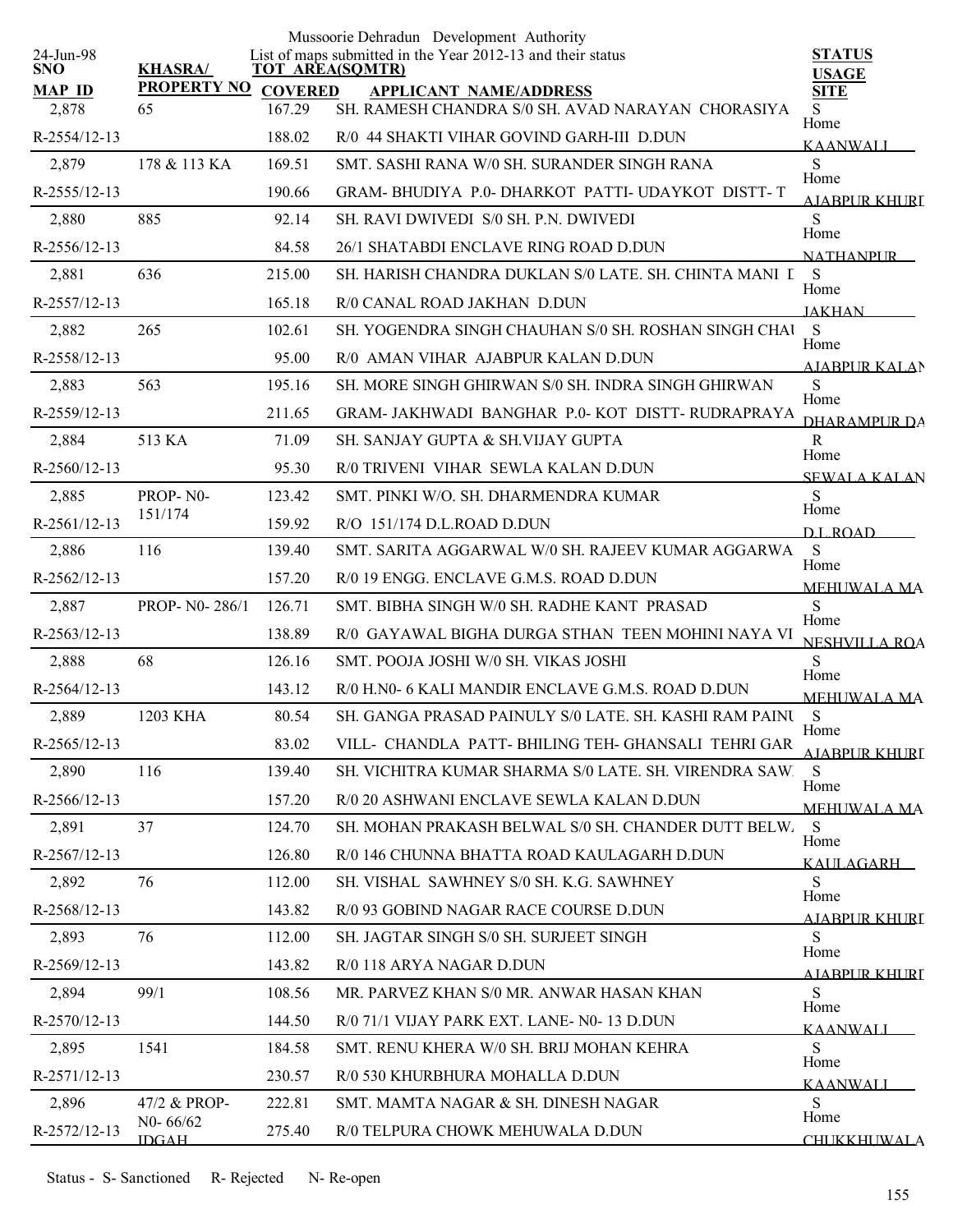Mussoorie Dehradun Development Authority

List of maps submitted in the Year 2012-13 and their status

24-Jun-98

| SNO / MAP ID | KHASRA/ PROPERTY NO | TOT AREA(SQMTR) / COVERED | APPLICANT NAME/ADDRESS | STATUS / USAGE / SITE |
|---|---|---|---|---|
| 2,878 | 65 | 167.29 | SH. RAMESH CHANDRA S/0 SH. AVAD NARAYAN CHORASIYA | S |
| R-2554/12-13 | | 188.02 | R/0 44 SHAKTI VIHAR GOVIND GARH-III D.DUN | Home KAANWALI |
| 2,879 | 178 & 113 KA | 169.51 | SMT. SASHI RANA W/0 SH. SURANDER SINGH RANA | S |
| R-2555/12-13 | | 190.66 | GRAM- BHUDIYA P.0- DHARKOT PATTI- UDAYKOT DISTT- T | Home AJABPUR KHURD |
| 2,880 | 885 | 92.14 | SH. RAVI DWIVEDI S/0 SH. P.N. DWIVEDI | S |
| R-2556/12-13 | | 84.58 | 26/1 SHATABDI ENCLAVE RING ROAD D.DUN | Home NATHANPUR |
| 2,881 | 636 | 215.00 | SH. HARISH CHANDRA DUKLAN S/0 LATE. SH. CHINTA MANI D | S |
| R-2557/12-13 | | 165.18 | R/0 CANAL ROAD JAKHAN D.DUN | Home JAKHAN |
| 2,882 | 265 | 102.61 | SH. YOGENDRA SINGH CHAUHAN S/0 SH. ROSHAN SINGH CHAU | S |
| R-2558/12-13 | | 95.00 | R/0 AMAN VIHAR AJABPUR KALAN D.DUN | Home AJABPUR KALAN |
| 2,883 | 563 | 195.16 | SH. MORE SINGH GHIRWAN S/0 SH. INDRA SINGH GHIRWAN | S |
| R-2559/12-13 | | 211.65 | GRAM- JAKHWADI BANGHAR P.0- KOT DISTT- RUDRAPRAYA | Home DHARAMPUR DA |
| 2,884 | 513 KA | 71.09 | SH. SANJAY GUPTA & SH.VIJAY GUPTA | R |
| R-2560/12-13 | | 95.30 | R/0 TRIVENI VIHAR SEWLA KALAN D.DUN | Home SEWALA KALAN |
| 2,885 | PROP- N0- 151/174 | 123.42 | SMT. PINKI W/O. SH. DHARMENDRA KUMAR | S |
| R-2561/12-13 | | 159.92 | R/O 151/174 D.L.ROAD D.DUN | Home D.L.ROAD |
| 2,886 | 116 | 139.40 | SMT. SARITA AGGARWAL W/0 SH. RAJEEV KUMAR AGGARWA | S |
| R-2562/12-13 | | 157.20 | R/0 19 ENGG. ENCLAVE G.M.S. ROAD D.DUN | Home MEHUWALA MA |
| 2,887 | PROP- N0- 286/1 | 126.71 | SMT. BIBHA SINGH W/0 SH. RADHE KANT PRASAD | S |
| R-2563/12-13 | | 138.89 | R/0 GAYAWAL BIGHA DURGA STHAN TEEN MOHINI NAYA VI | Home NESHVILLA ROA |
| 2,888 | 68 | 126.16 | SMT. POOJA JOSHI W/0 SH. VIKAS JOSHI | S |
| R-2564/12-13 | | 143.12 | R/0 H.N0- 6 KALI MANDIR ENCLAVE G.M.S. ROAD D.DUN | Home MEHUWALA MA |
| 2,889 | 1203 KHA | 80.54 | SH. GANGA PRASAD PAINULY S/0 LATE. SH. KASHI RAM PAINU | S |
| R-2565/12-13 | | 83.02 | VILL- CHANDLA PATT- BHILING TEH- GHANSALI TEHRI GAR | Home AJABPUR KHURD |
| 2,890 | 116 | 139.40 | SH. VICHITRA KUMAR SHARMA S/0 LATE. SH. VIRENDRA SAW | S |
| R-2566/12-13 | | 157.20 | R/0 20 ASHWANI ENCLAVE SEWLA KALAN D.DUN | Home MEHUWALA MA |
| 2,891 | 37 | 124.70 | SH. MOHAN PRAKASH BELWAL S/0 SH. CHANDER DUTT BELW | S |
| R-2567/12-13 | | 126.80 | R/0 146 CHUNNA BHATTA ROAD KAULAGARH D.DUN | Home KAULAGARH |
| 2,892 | 76 | 112.00 | SH. VISHAL SAWHNEY S/0 SH. K.G. SAWHNEY | S |
| R-2568/12-13 | | 143.82 | R/0 93 GOBIND NAGAR RACE COURSE D.DUN | Home AJABPUR KHURD |
| 2,893 | 76 | 112.00 | SH. JAGTAR SINGH S/0 SH. SURJEET SINGH | S |
| R-2569/12-13 | | 143.82 | R/0 118 ARYA NAGAR D.DUN | Home AJABPUR KHURD |
| 2,894 | 99/1 | 108.56 | MR. PARVEZ KHAN S/0 MR. ANWAR HASAN KHAN | S |
| R-2570/12-13 | | 144.50 | R/0 71/1 VIJAY PARK EXT. LANE- N0- 13 D.DUN | Home KAANWALI |
| 2,895 | 1541 | 184.58 | SMT. RENU KHERA W/0 SH. BRIJ MOHAN KEHRA | S |
| R-2571/12-13 | | 230.57 | R/0 530 KHURBHURA MOHALLA D.DUN | Home KAANWALI |
| 2,896 | 47/2 & PROP- N0- 66/62 IDGAH | 222.81 | SMT. MAMTA NAGAR & SH. DINESH NAGAR | S |
| R-2572/12-13 | | 275.40 | R/0 TELPURA CHOWK MEHUWALA D.DUN | Home CHUKKHUWALA |

Status - S- Sanctioned R- Rejected N- Re-open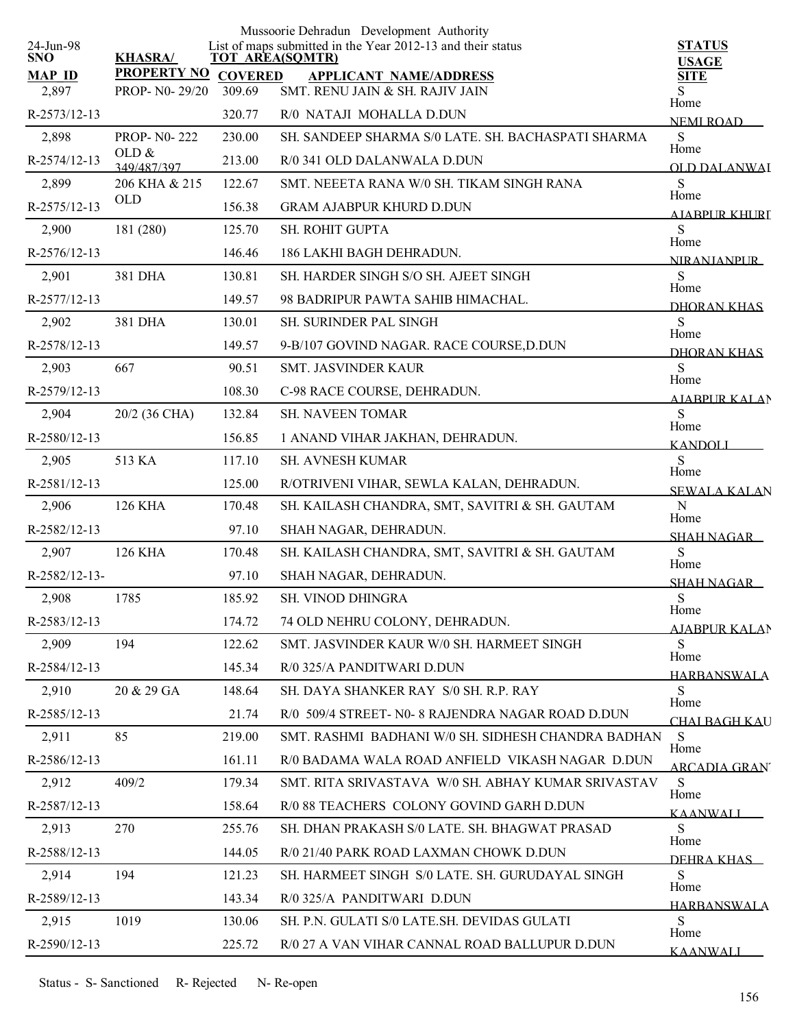Mussoorie Dehradun Development Authority

24-Jun-98

List of maps submitted in the Year 2012-13 and their status

| SNO / MAP ID | KHASRA/ PROPERTY NO | TOT AREA(SQMTR) / COVERED | APPLICANT NAME/ADDRESS | STATUS / USAGE / SITE |
|---|---|---|---|---|
| 2,897 | PROP- N0- 29/20 | 309.69 | SMT. RENU JAIN & SH. RAJIV JAIN | S |
| R-2573/12-13 | | 320.77 | R/0 NATAJI MOHALLA D.DUN | Home NEMI ROAD |
| 2,898 | PROP- N0- 222 OLD & 349/487/397 | 230.00 | SH. SANDEEP SHARMA S/0 LATE. SH. BACHASPATI SHARMA | S |
| R-2574/12-13 | | 213.00 | R/0 341 OLD DALANWALA D.DUN | Home OLD DALANWAL |
| 2,899 | 206 KHA & 215 OLD | 122.67 | SMT. NEEETA RANA W/0 SH. TIKAM SINGH RANA | S |
| R-2575/12-13 | | 156.38 | GRAM AJABPUR KHURD D.DUN | Home AJABPUR KHURI |
| 2,900 | 181 (280) | 125.70 | SH. ROHIT GUPTA | S |
| R-2576/12-13 | | 146.46 | 186 LAKHI BAGH DEHRADUN. | Home NIRANJANPUR |
| 2,901 | 381 DHA | 130.81 | SH. HARDER SINGH S/O SH. AJEET SINGH | S |
| R-2577/12-13 | | 149.57 | 98 BADRIPUR PAWTA SAHIB HIMACHAL. | Home DHORAN KHAS |
| 2,902 | 381 DHA | 130.01 | SH. SURINDER PAL SINGH | S |
| R-2578/12-13 | | 149.57 | 9-B/107 GOVIND NAGAR. RACE COURSE,D.DUN | Home DHORAN KHAS |
| 2,903 | 667 | 90.51 | SMT. JASVINDER KAUR | S |
| R-2579/12-13 | | 108.30 | C-98 RACE COURSE, DEHRADUN. | Home AJABPUR KALAN |
| 2,904 | 20/2 (36 CHA) | 132.84 | SH. NAVEEN TOMAR | S |
| R-2580/12-13 | | 156.85 | 1 ANAND VIHAR JAKHAN, DEHRADUN. | Home KANDOLI |
| 2,905 | 513 KA | 117.10 | SH. AVNESH KUMAR | S |
| R-2581/12-13 | | 125.00 | R/OTRIVENI VIHAR, SEWLA KALAN, DEHRADUN. | Home SEWALA KALAN |
| 2,906 | 126 KHA | 170.48 | SH. KAILASH CHANDRA, SMT, SAVITRI & SH. GAUTAM | N |
| R-2582/12-13 | | 97.10 | SHAH NAGAR, DEHRADUN. | Home SHAH NAGAR |
| 2,907 | 126 KHA | 170.48 | SH. KAILASH CHANDRA, SMT, SAVITRI & SH. GAUTAM | S |
| R-2582/12-13- | | 97.10 | SHAH NAGAR, DEHRADUN. | Home SHAH NAGAR |
| 2,908 | 1785 | 185.92 | SH. VINOD DHINGRA | S |
| R-2583/12-13 | | 174.72 | 74 OLD NEHRU COLONY, DEHRADUN. | Home AJABPUR KALAN |
| 2,909 | 194 | 122.62 | SMT. JASVINDER KAUR W/0 SH. HARMEET SINGH | S |
| R-2584/12-13 | | 145.34 | R/0 325/A PANDITWARI D.DUN | Home HARBANSWALA |
| 2,910 | 20 & 29 GA | 148.64 | SH. DAYA SHANKER RAY S/0 SH. R.P. RAY | S |
| R-2585/12-13 | | 21.74 | R/0 509/4 STREET- N0- 8 RAJENDRA NAGAR ROAD D.DUN | Home CHAI BAGH KAU |
| 2,911 | 85 | 219.00 | SMT. RASHMI BADHANI W/0 SH. SIDHESH CHANDRA BADHAN | S |
| R-2586/12-13 | | 161.11 | R/0 BADAMA WALA ROAD ANFIELD VIKASH NAGAR D.DUN | Home ARCADIA GRANT |
| 2,912 | 409/2 | 179.34 | SMT. RITA SRIVASTAVA W/0 SH. ABHAY KUMAR SRIVASTAV | S |
| R-2587/12-13 | | 158.64 | R/0 88 TEACHERS COLONY GOVIND GARH D.DUN | Home KAANWALI |
| 2,913 | 270 | 255.76 | SH. DHAN PRAKASH S/0 LATE. SH. BHAGWAT PRASAD | S |
| R-2588/12-13 | | 144.05 | R/0 21/40 PARK ROAD LAXMAN CHOWK D.DUN | Home DEHRA KHAS |
| 2,914 | 194 | 121.23 | SH. HARMEET SINGH S/0 LATE. SH. GURUDAYAL SINGH | S |
| R-2589/12-13 | | 143.34 | R/0 325/A PANDITWARI D.DUN | Home HARBANSWALA |
| 2,915 | 1019 | 130.06 | SH. P.N. GULATI S/0 LATE.SH. DEVIDAS GULATI | S |
| R-2590/12-13 | | 225.72 | R/0 27 A VAN VIHAR CANNAL ROAD BALLUPUR D.DUN | Home KAANWALI |

Status - S- Sanctioned R- Rejected N- Re-open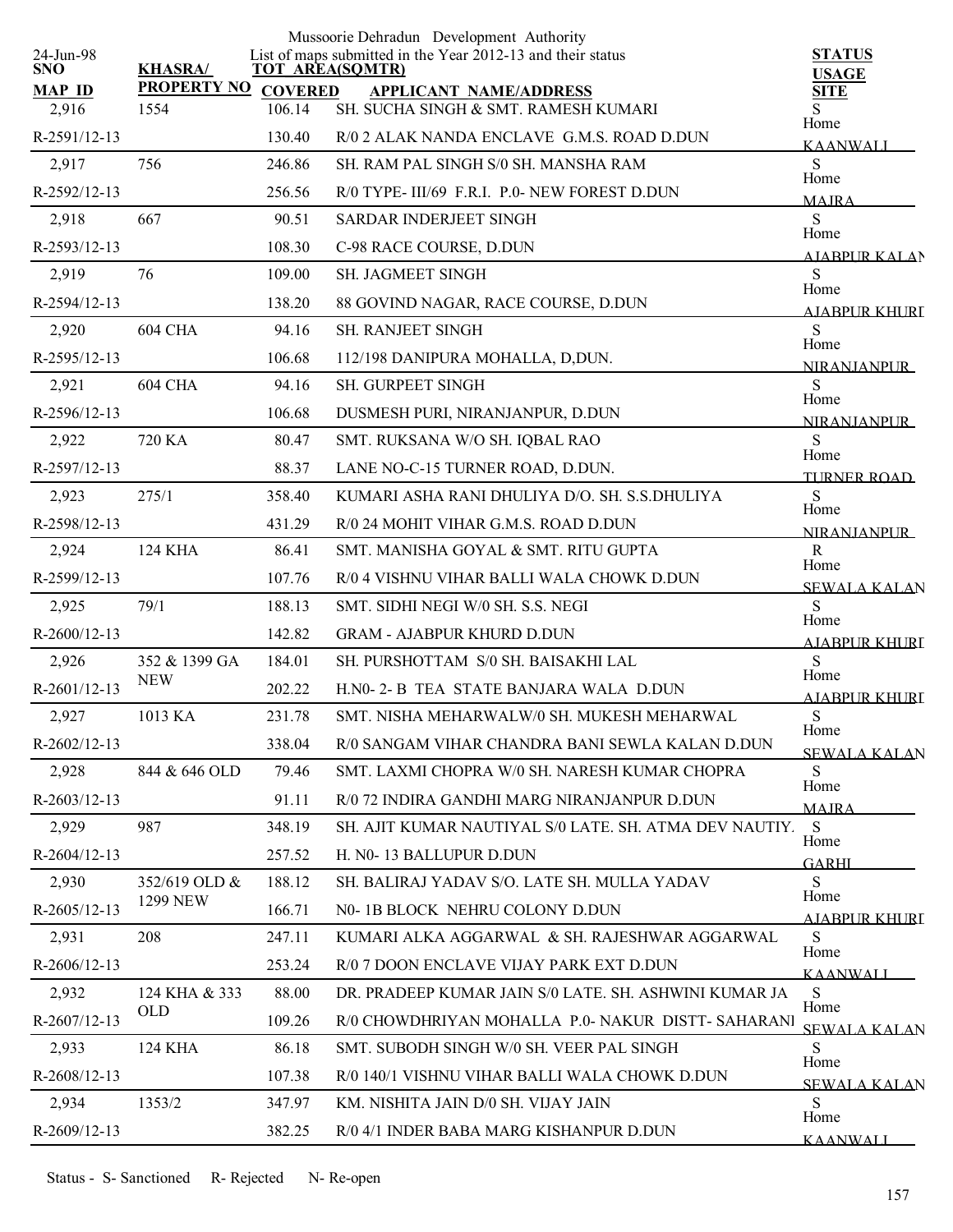Mussoorie Dehradun Development Authority

24-Jun-98 List of maps submitted in the Year 2012-13 and their status

| SNO / MAP ID | KHASRA/ PROPERTY NO | TOT AREA(SQMTR) COVERED | APPLICANT NAME/ADDRESS | STATUS USAGE SITE |
|---|---|---|---|---|
| 2,916 | 1554 | 106.14 | SH. SUCHA SINGH & SMT. RAMESH KUMARI | S Home |
| R-2591/12-13 | | 130.40 | R/0 2 ALAK NANDA ENCLAVE G.M.S. ROAD D.DUN | KAANWALI |
| 2,917 | 756 | 246.86 | SH. RAM PAL SINGH S/0 SH. MANSHA RAM | S Home |
| R-2592/12-13 | | 256.56 | R/0 TYPE- III/69 F.R.I. P.0- NEW FOREST D.DUN | MAJRA |
| 2,918 | 667 | 90.51 | SARDAR INDERJEET SINGH | S Home |
| R-2593/12-13 | | 108.30 | C-98 RACE COURSE, D.DUN | AJABPUR KALAN |
| 2,919 | 76 | 109.00 | SH. JAGMEET SINGH | S Home |
| R-2594/12-13 | | 138.20 | 88 GOVIND NAGAR, RACE COURSE, D.DUN | AJABPUR KHURD |
| 2,920 | 604 CHA | 94.16 | SH. RANJEET SINGH | S Home |
| R-2595/12-13 | | 106.68 | 112/198 DANIPURA MOHALLA, D,DUN. | NIRANJANPUR |
| 2,921 | 604 CHA | 94.16 | SH. GURPEET SINGH | S Home |
| R-2596/12-13 | | 106.68 | DUSMESH PURI, NIRANJANPUR, D.DUN | NIRANJANPUR |
| 2,922 | 720 KA | 80.47 | SMT. RUKSANA W/O SH. IQBAL RAO | S Home |
| R-2597/12-13 | | 88.37 | LANE NO-C-15 TURNER ROAD, D.DUN. | TURNER ROAD |
| 2,923 | 275/1 | 358.40 | KUMARI ASHA RANI DHULIYA D/O. SH. S.S.DHULIYA | S Home |
| R-2598/12-13 | | 431.29 | R/0 24 MOHIT VIHAR G.M.S. ROAD D.DUN | NIRANJANPUR |
| 2,924 | 124 KHA | 86.41 | SMT. MANISHA GOYAL & SMT. RITU GUPTA | R Home |
| R-2599/12-13 | | 107.76 | R/0 4 VISHNU VIHAR BALLI WALA CHOWK D.DUN | SEWALA KALAN |
| 2,925 | 79/1 | 188.13 | SMT. SIDHI NEGI W/0 SH. S.S. NEGI | S Home |
| R-2600/12-13 | | 142.82 | GRAM - AJABPUR KHURD D.DUN | AJABPUR KHURD |
| 2,926 | 352 & 1399 GA NEW | 184.01 | SH. PURSHOTTAM S/0 SH. BAISAKHI LAL | S Home |
| R-2601/12-13 | | 202.22 | H.N0- 2- B TEA STATE BANJARA WALA D.DUN | AJABPUR KHURD |
| 2,927 | 1013 KA | 231.78 | SMT. NISHA MEHARWALW/0 SH. MUKESH MEHARWAL | S Home |
| R-2602/12-13 | | 338.04 | R/0 SANGAM VIHAR CHANDRA BANI SEWLA KALAN D.DUN | SEWALA KALAN |
| 2,928 | 844 & 646 OLD | 79.46 | SMT. LAXMI CHOPRA W/0 SH. NARESH KUMAR CHOPRA | S Home |
| R-2603/12-13 | | 91.11 | R/0 72 INDIRA GANDHI MARG NIRANJANPUR D.DUN | MAJRA |
| 2,929 | 987 | 348.19 | SH. AJIT KUMAR NAUTIYAL S/0 LATE. SH. ATMA DEV NAUTIY. | S Home |
| R-2604/12-13 | | 257.52 | H. N0- 13 BALLUPUR D.DUN | GARHI |
| 2,930 | 352/619 OLD & 1299 NEW | 188.12 | SH. BALIRAJ YADAV S/O. LATE SH. MULLA YADAV | S Home |
| R-2605/12-13 | | 166.71 | N0- 1B BLOCK NEHRU COLONY D.DUN | AJABPUR KHURD |
| 2,931 | 208 | 247.11 | KUMARI ALKA AGGARWAL & SH. RAJESHWAR AGGARWAL | S Home |
| R-2606/12-13 | | 253.24 | R/0 7 DOON ENCLAVE VIJAY PARK EXT D.DUN | KAANWALI |
| 2,932 | 124 KHA & 333 OLD | 88.00 | DR. PRADEEP KUMAR JAIN S/0 LATE. SH. ASHWINI KUMAR JA | S Home |
| R-2607/12-13 | | 109.26 | R/0 CHOWDHRIYAN MOHALLA P.0- NAKUR DISTT- SAHARANI | SEWALA KALAN |
| 2,933 | 124 KHA | 86.18 | SMT. SUBODH SINGH W/0 SH. VEER PAL SINGH | S Home |
| R-2608/12-13 | | 107.38 | R/0 140/1 VISHNU VIHAR BALLI WALA CHOWK D.DUN | SEWALA KALAN |
| 2,934 | 1353/2 | 347.97 | KM. NISHITA JAIN D/0 SH. VIJAY JAIN | S Home |
| R-2609/12-13 | | 382.25 | R/0 4/1 INDER BABA MARG KISHANPUR D.DUN | KAANWALI |

Status - S- Sanctioned R- Rejected N- Re-open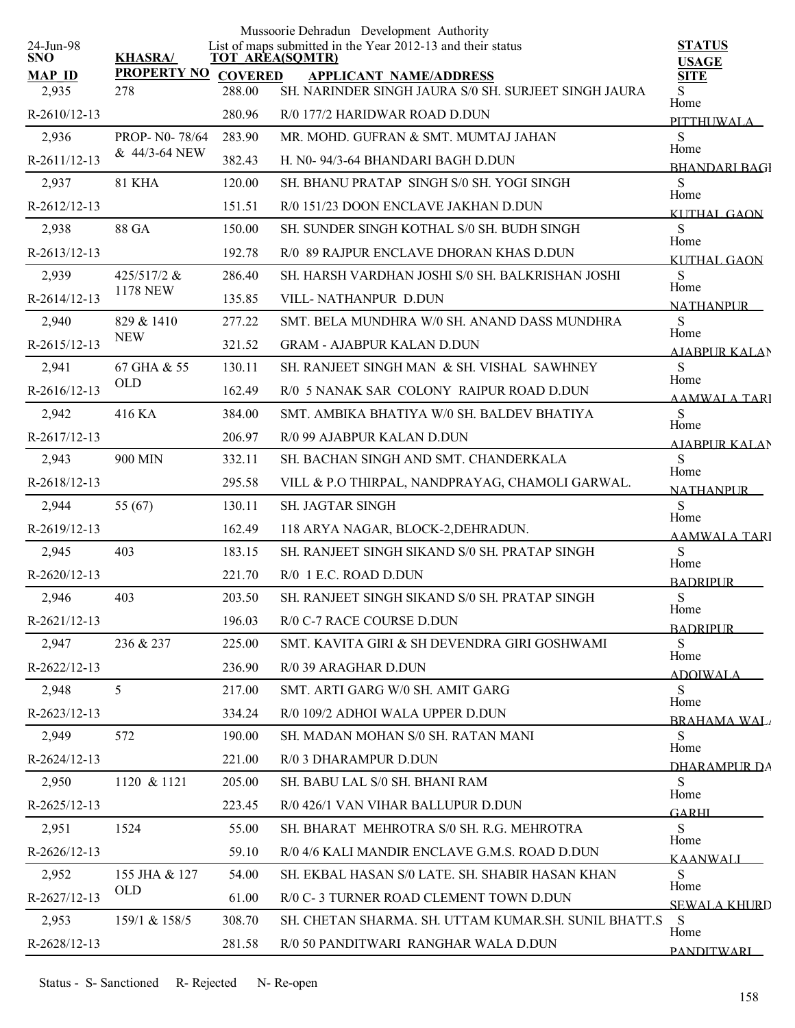Mussoorie Dehradun Development Authority

List of maps submitted in the Year 2012-13 and their status

24-Jun-98

| SNO / MAP ID | KHASRA/ PROPERTY NO | TOT AREA(SQMTR) / COVERED | APPLICANT NAME/ADDRESS | STATUS / USAGE / SITE |
|---|---|---|---|---|
| 2,935 | 278 | 288.00 | SH. NARINDER SINGH JAURA S/0 SH. SURJEET SINGH JAURA | S |
| R-2610/12-13 | | 280.96 | R/0 177/2 HARIDWAR ROAD D.DUN | Home PITTHUWALA |
| 2,936 | PROP- N0- 78/64 & 44/3-64 NEW | 283.90 | MR. MOHD. GUFRAN & SMT. MUMTAJ JAHAN | S |
| R-2611/12-13 | | 382.43 | H. N0- 94/3-64 BHANDARI BAGH D.DUN | Home BHANDARI BAGH |
| 2,937 | 81 KHA | 120.00 | SH. BHANU PRATAP SINGH S/0 SH. YOGI SINGH | S |
| R-2612/12-13 | | 151.51 | R/0 151/23 DOON ENCLAVE JAKHAN D.DUN | Home KUTHAL GAON |
| 2,938 | 88 GA | 150.00 | SH. SUNDER SINGH KOTHAL S/0 SH. BUDH SINGH | S |
| R-2613/12-13 | | 192.78 | R/0 89 RAJPUR ENCLAVE DHORAN KHAS D.DUN | Home KUTHAL GAON |
| 2,939 | 425/517/2 & 1178 NEW | 286.40 | SH. HARSH VARDHAN JOSHI S/0 SH. BALKRISHAN JOSHI | S |
| R-2614/12-13 | | 135.85 | VILL- NATHANPUR D.DUN | Home NATHANPUR |
| 2,940 | 829 & 1410 NEW | 277.22 | SMT. BELA MUNDHRA W/0 SH. ANAND DASS MUNDHRA | S |
| R-2615/12-13 | | 321.52 | GRAM - AJABPUR KALAN D.DUN | Home AJABPUR KALAN |
| 2,941 | 67 GHA & 55 OLD | 130.11 | SH. RANJEET SINGH MAN & SH. VISHAL SAWHNEY | S |
| R-2616/12-13 | | 162.49 | R/0 5 NANAK SAR COLONY RAIPUR ROAD D.DUN | Home AAMWALA TARI |
| 2,942 | 416 KA | 384.00 | SMT. AMBIKA BHATIYA W/0 SH. BALDEV BHATIYA | S |
| R-2617/12-13 | | 206.97 | R/0 99 AJABPUR KALAN D.DUN | Home AJABPUR KALAN |
| 2,943 | 900 MIN | 332.11 | SH. BACHAN SINGH AND SMT. CHANDERKALA | S |
| R-2618/12-13 | | 295.58 | VILL & P.O THIRPAL, NANDPRAYAG, CHAMOLI GARWAL. | Home NATHANPUR |
| 2,944 | 55 (67) | 130.11 | SH. JAGTAR SINGH | S |
| R-2619/12-13 | | 162.49 | 118 ARYA NAGAR, BLOCK-2,DEHRADUN. | Home AAMWALA TARI |
| 2,945 | 403 | 183.15 | SH. RANJEET SINGH SIKAND S/0 SH. PRATAP SINGH | S |
| R-2620/12-13 | | 221.70 | R/0 1 E.C. ROAD D.DUN | Home BADRIPUR |
| 2,946 | 403 | 203.50 | SH. RANJEET SINGH SIKAND S/0 SH. PRATAP SINGH | S |
| R-2621/12-13 | | 196.03 | R/0 C-7 RACE COURSE D.DUN | Home BADRIPUR |
| 2,947 | 236 & 237 | 225.00 | SMT. KAVITA GIRI & SH DEVENDRA GIRI GOSHWAMI | S |
| R-2622/12-13 | | 236.90 | R/0 39 ARAGHAR D.DUN | Home ADOIWALA |
| 2,948 | 5 | 217.00 | SMT. ARTI GARG W/0 SH. AMIT GARG | S |
| R-2623/12-13 | | 334.24 | R/0 109/2 ADHOI WALA UPPER D.DUN | Home BRAHAMA WALA |
| 2,949 | 572 | 190.00 | SH. MADAN MOHAN S/0 SH. RATAN MANI | S |
| R-2624/12-13 | | 221.00 | R/0 3 DHARAMPUR D.DUN | Home DHARAMPUR DA |
| 2,950 | 1120 & 1121 | 205.00 | SH. BABU LAL S/0 SH. BHANI RAM | S |
| R-2625/12-13 | | 223.45 | R/0 426/1 VAN VIHAR BALLUPUR D.DUN | Home GARHI |
| 2,951 | 1524 | 55.00 | SH. BHARAT MEHROTRA S/0 SH. R.G. MEHROTRA | S |
| R-2626/12-13 | | 59.10 | R/0 4/6 KALI MANDIR ENCLAVE G.M.S. ROAD D.DUN | Home KAANWALI |
| 2,952 | 155 JHA & 127 OLD | 54.00 | SH. EKBAL HASAN S/0 LATE. SH. SHABIR HASAN KHAN | S |
| R-2627/12-13 | | 61.00 | R/0 C- 3 TURNER ROAD CLEMENT TOWN D.DUN | Home SEWALA KHURD |
| 2,953 | 159/1 & 158/5 | 308.70 | SH. CHETAN SHARMA. SH. UTTAM KUMAR.SH. SUNIL BHATT.S | S |
| R-2628/12-13 | | 281.58 | R/0 50 PANDITWARI RANGHAR WALA D.DUN | Home PANDITWARI |

Status - S- Sanctioned R- Rejected N- Re-open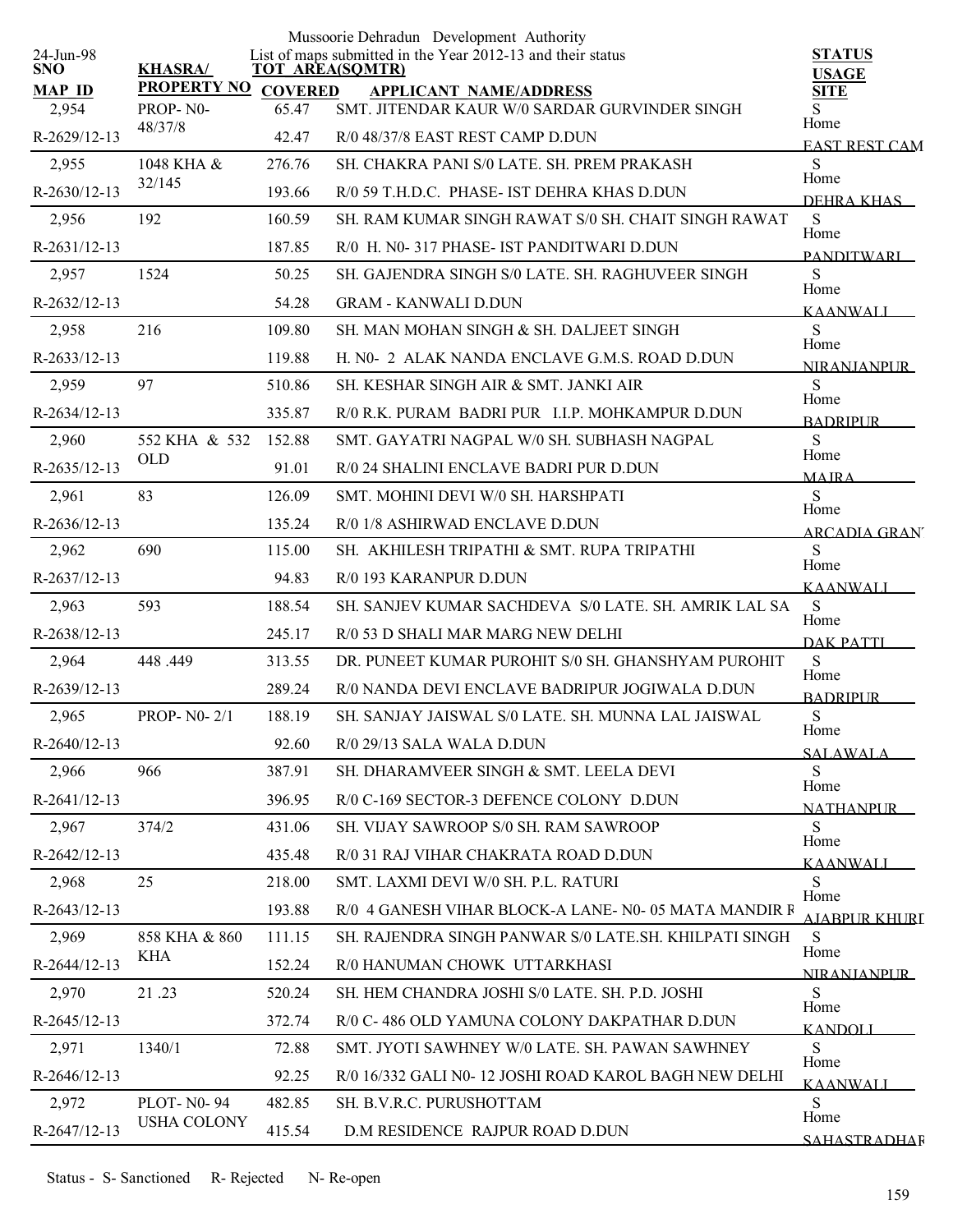Mussoorie Dehradun Development Authority

List of maps submitted in the Year 2012-13 and their status

24-Jun-98

| SNO / MAP ID | KHASRA/ PROPERTY NO | TOT AREA(SQMTR) COVERED | APPLICANT NAME/ADDRESS | STATUS USAGE SITE |
|---|---|---|---|---|
| 2,954 | PROP- N0- 48/37/8 | 65.47 | SMT. JITENDAR KAUR W/0 SARDAR GURVINDER SINGH | S Home |
| R-2629/12-13 | | 42.47 | R/0 48/37/8 EAST REST CAMP D.DUN | EAST REST CAM |
| 2,955 | 1048 KHA & 32/145 | 276.76 | SH. CHAKRA PANI S/0 LATE. SH. PREM PRAKASH | S Home |
| R-2630/12-13 | | 193.66 | R/0 59 T.H.D.C. PHASE- IST DEHRA KHAS D.DUN | DEHRA KHAS |
| 2,956 | 192 | 160.59 | SH. RAM KUMAR SINGH RAWAT S/0 SH. CHAIT SINGH RAWAT | S Home |
| R-2631/12-13 | | 187.85 | R/0 H. N0- 317 PHASE- IST PANDITWARI D.DUN | PANDITWARI |
| 2,957 | 1524 | 50.25 | SH. GAJENDRA SINGH S/0 LATE. SH. RAGHUVEER SINGH | S Home |
| R-2632/12-13 | | 54.28 | GRAM - KANWALI D.DUN | KAANWALI |
| 2,958 | 216 | 109.80 | SH. MAN MOHAN SINGH & SH. DALJEET SINGH | S Home |
| R-2633/12-13 | | 119.88 | H. N0- 2 ALAK NANDA ENCLAVE G.M.S. ROAD D.DUN | NIRANJANPUR |
| 2,959 | 97 | 510.86 | SH. KESHAR SINGH AIR & SMT. JANKI AIR | S Home |
| R-2634/12-13 | | 335.87 | R/0 R.K. PURAM BADRI PUR I.I.P. MOHKAMPUR D.DUN | BADRIPUR |
| 2,960 | 552 KHA & 532 OLD | 152.88 | SMT. GAYATRI NAGPAL W/0 SH. SUBHASH NAGPAL | S Home |
| R-2635/12-13 | | 91.01 | R/0 24 SHALINI ENCLAVE BADRI PUR D.DUN | MAJRA |
| 2,961 | 83 | 126.09 | SMT. MOHINI DEVI W/0 SH. HARSHPATI | S Home |
| R-2636/12-13 | | 135.24 | R/0 1/8 ASHIRWAD ENCLAVE D.DUN | ARCADIA GRANT |
| 2,962 | 690 | 115.00 | SH. AKHILESH TRIPATHI & SMT. RUPA TRIPATHI | S Home |
| R-2637/12-13 | | 94.83 | R/0 193 KARANPUR D.DUN | KAANWALI |
| 2,963 | 593 | 188.54 | SH. SANJEV KUMAR SACHDEVA S/0 LATE. SH. AMRIK LAL SA | S Home |
| R-2638/12-13 | | 245.17 | R/0 53 D SHALI MAR MARG NEW DELHI | DAK PATTI |
| 2,964 | 448 .449 | 313.55 | DR. PUNEET KUMAR PUROHIT S/0 SH. GHANSHYAM PUROHIT | S Home |
| R-2639/12-13 | | 289.24 | R/0 NANDA DEVI ENCLAVE BADRIPUR JOGIWALA D.DUN | BADRIPUR |
| 2,965 | PROP- N0- 2/1 | 188.19 | SH. SANJAY JAISWAL S/0 LATE. SH. MUNNA LAL JAISWAL | S Home |
| R-2640/12-13 | | 92.60 | R/0 29/13 SALA WALA D.DUN | SALAWALA |
| 2,966 | 966 | 387.91 | SH. DHARAMVEER SINGH & SMT. LEELA DEVI | S Home |
| R-2641/12-13 | | 396.95 | R/0 C-169 SECTOR-3 DEFENCE COLONY D.DUN | NATHANPUR |
| 2,967 | 374/2 | 431.06 | SH. VIJAY SAWROOP S/0 SH. RAM SAWROOP | S Home |
| R-2642/12-13 | | 435.48 | R/0 31 RAJ VIHAR CHAKRATA ROAD D.DUN | KAANWALI |
| 2,968 | 25 | 218.00 | SMT. LAXMI DEVI W/0 SH. P.L. RATURI | S Home |
| R-2643/12-13 | | 193.88 | R/0 4 GANESH VIHAR BLOCK-A LANE- N0- 05 MATA MANDIR R | AJABPUR KHURD |
| 2,969 | 858 KHA & 860 KHA | 111.15 | SH. RAJENDRA SINGH PANWAR S/0 LATE.SH. KHILPATI SINGH | S Home |
| R-2644/12-13 | | 152.24 | R/0 HANUMAN CHOWK UTTARKHASI | NIRANJANPUR |
| 2,970 | 21 .23 | 520.24 | SH. HEM CHANDRA JOSHI S/0 LATE. SH. P.D. JOSHI | S Home |
| R-2645/12-13 | | 372.74 | R/0 C- 486 OLD YAMUNA COLONY DAKPATHAR D.DUN | KANDOLI |
| 2,971 | 1340/1 | 72.88 | SMT. JYOTI SAWHNEY W/0 LATE. SH. PAWAN SAWHNEY | S Home |
| R-2646/12-13 | | 92.25 | R/0 16/332 GALI N0- 12 JOSHI ROAD KAROL BAGH NEW DELHI | KAANWALI |
| 2,972 | PLOT- N0- 94 USHA COLONY | 482.85 | SH. B.V.R.C. PURUSHOTTAM | S Home |
| R-2647/12-13 | | 415.54 | D.M RESIDENCE RAJPUR ROAD D.DUN | SAHASTRADHAR |

Status - S- Sanctioned R- Rejected N- Re-open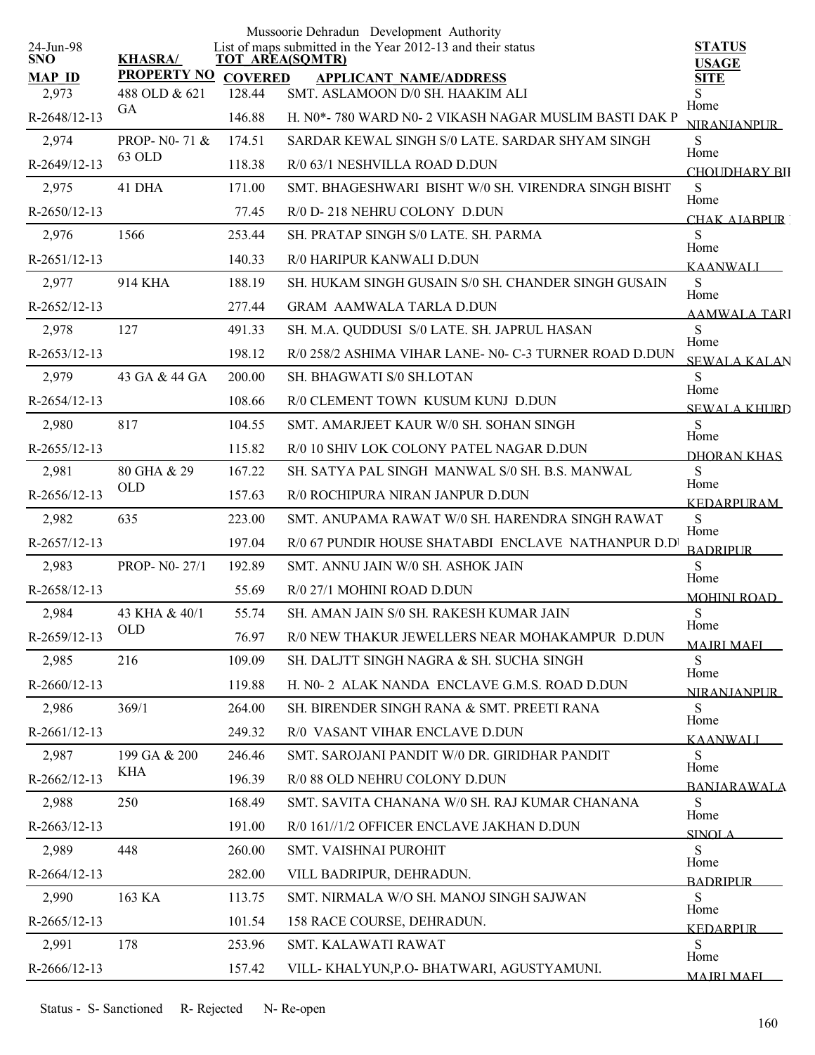Mussoorie Dehradun Development Authority

24-Jun-98

List of maps submitted in the Year 2012-13 and their status

| SNO / MAP ID | KHASRA/ PROPERTY NO | TOT AREA(SQMTR) COVERED | APPLICANT NAME/ADDRESS | STATUS USAGE SITE |
|---|---|---|---|---|
| 2,973 | 488 OLD & 621 GA | 128.44 | SMT. ASLAMOON D/0 SH. HAAKIM ALI | S |
| R-2648/12-13 | | 146.88 | H. N0*- 780 WARD N0- 2 VIKASH NAGAR MUSLIM BASTI DAK P | Home NIRANJANPUR |
| 2,974 | PROP- N0- 71 & 63 OLD | 174.51 | SARDAR KEWAL SINGH S/0 LATE. SARDAR SHYAM SINGH | S |
| R-2649/12-13 | | 118.38 | R/0 63/1 NESHVILLA ROAD D.DUN | Home CHOUDHARY BII |
| 2,975 | 41 DHA | 171.00 | SMT. BHAGESHWARI BISHT W/0 SH. VIRENDRA SINGH BISHT | S |
| R-2650/12-13 | | 77.45 | R/0 D- 218 NEHRU COLONY D.DUN | Home CHAK AJABPUR |
| 2,976 | 1566 | 253.44 | SH. PRATAP SINGH S/0 LATE. SH. PARMA | S |
| R-2651/12-13 | | 140.33 | R/0 HARIPUR KANWALI D.DUN | Home KAANWALI |
| 2,977 | 914 KHA | 188.19 | SH. HUKAM SINGH GUSAIN S/0 SH. CHANDER SINGH GUSAIN | S |
| R-2652/12-13 | | 277.44 | GRAM AAMWALA TARLA D.DUN | Home AAMWALA TARI |
| 2,978 | 127 | 491.33 | SH. M.A. QUDDUSI S/0 LATE. SH. JAPRUL HASAN | S |
| R-2653/12-13 | | 198.12 | R/0 258/2 ASHIMA VIHAR LANE- N0- C-3 TURNER ROAD D.DUN | Home SEWALA KALAN |
| 2,979 | 43 GA & 44 GA | 200.00 | SH. BHAGWATI S/0 SH.LOTAN | S |
| R-2654/12-13 | | 108.66 | R/0 CLEMENT TOWN KUSUM KUNJ D.DUN | Home SEWALA KHURD |
| 2,980 | 817 | 104.55 | SMT. AMARJEET KAUR W/0 SH. SOHAN SINGH | S |
| R-2655/12-13 | | 115.82 | R/0 10 SHIV LOK COLONY PATEL NAGAR D.DUN | Home DHORAN KHAS |
| 2,981 | 80 GHA & 29 OLD | 167.22 | SH. SATYA PAL SINGH MANWAL S/0 SH. B.S. MANWAL | S |
| R-2656/12-13 | | 157.63 | R/0 ROCHIPURA NIRAN JANPUR D.DUN | Home KEDARPURAM |
| 2,982 | 635 | 223.00 | SMT. ANUPAMA RAWAT W/0 SH. HARENDRA SINGH RAWAT | S |
| R-2657/12-13 | | 197.04 | R/0 67 PUNDIR HOUSE SHATABDI ENCLAVE NATHANPUR D.D | Home BADRIPUR |
| 2,983 | PROP- N0- 27/1 | 192.89 | SMT. ANNU JAIN W/0 SH. ASHOK JAIN | S |
| R-2658/12-13 | | 55.69 | R/0 27/1 MOHINI ROAD D.DUN | Home MOHINI ROAD |
| 2,984 | 43 KHA & 40/1 OLD | 55.74 | SH. AMAN JAIN S/0 SH. RAKESH KUMAR JAIN | S |
| R-2659/12-13 | | 76.97 | R/0 NEW THAKUR JEWELLERS NEAR MOHAKAMPUR D.DUN | Home MAJRI MAFI |
| 2,985 | 216 | 109.09 | SH. DALJTT SINGH NAGRA & SH. SUCHA SINGH | S |
| R-2660/12-13 | | 119.88 | H. N0- 2 ALAK NANDA ENCLAVE G.M.S. ROAD D.DUN | Home NIRANJANPUR |
| 2,986 | 369/1 | 264.00 | SH. BIRENDER SINGH RANA & SMT. PREETI RANA | S |
| R-2661/12-13 | | 249.32 | R/0 VASANT VIHAR ENCLAVE D.DUN | Home KAANWALI |
| 2,987 | 199 GA & 200 KHA | 246.46 | SMT. SAROJANI PANDIT W/0 DR. GIRIDHAR PANDIT | S |
| R-2662/12-13 | | 196.39 | R/0 88 OLD NEHRU COLONY D.DUN | Home BANJARAWALA |
| 2,988 | 250 | 168.49 | SMT. SAVITA CHANANA W/0 SH. RAJ KUMAR CHANANA | S |
| R-2663/12-13 | | 191.00 | R/0 161//1/2 OFFICER ENCLAVE JAKHAN D.DUN | Home SINOLA |
| 2,989 | 448 | 260.00 | SMT. VAISHNAI PUROHIT | S |
| R-2664/12-13 | | 282.00 | VILL BADRIPUR, DEHRADUN. | Home BADRIPUR |
| 2,990 | 163 KA | 113.75 | SMT. NIRMALA W/O SH. MANOJ SINGH SAJWAN | S |
| R-2665/12-13 | | 101.54 | 158 RACE COURSE, DEHRADUN. | Home KEDARPUR |
| 2,991 | 178 | 253.96 | SMT. KALAWATI RAWAT | S |
| R-2666/12-13 | | 157.42 | VILL- KHALYUN,P.O- BHATWARI, AGUSTYAMUNI. | Home MAJRI MAFI |

Status - S- Sanctioned R- Rejected N- Re-open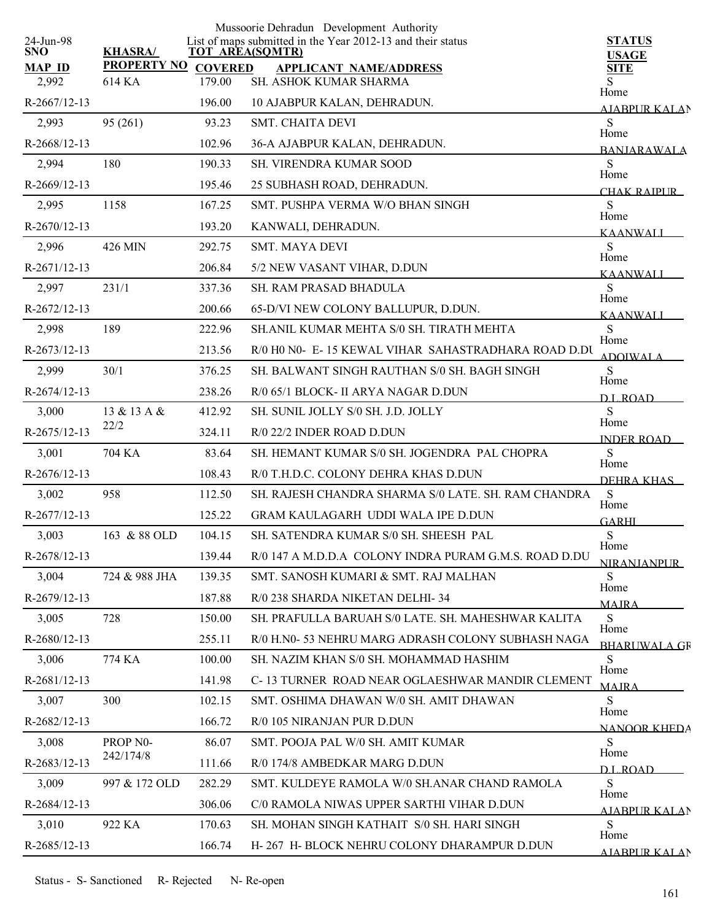Mussoorie Dehradun Development Authority

List of maps submitted in the Year 2012-13 and their status

24-Jun-98

| SNO / MAP ID | KHASRA/ PROPERTY NO | TOT AREA(SQMTR) / COVERED | APPLICANT NAME/ADDRESS | STATUS / USAGE / SITE |
|---|---|---|---|---|
| 2,992 / R-2667/12-13 | 614 KA | 179.00 / 196.00 | SH. ASHOK KUMAR SHARMA / 10 AJABPUR KALAN, DEHRADUN. | S / Home / AJABPUR KALAN |
| 2,993 / R-2668/12-13 | 95 (261) | 93.23 / 102.96 | SMT. CHAITA DEVI / 36-A AJABPUR KALAN, DEHRADUN. | S / Home / BANJARAWALA |
| 2,994 / R-2669/12-13 | 180 | 190.33 / 195.46 | SH. VIRENDRA KUMAR SOOD / 25 SUBHASH ROAD, DEHRADUN. | S / Home / CHAK RAIPUR |
| 2,995 / R-2670/12-13 | 1158 | 167.25 / 193.20 | SMT. PUSHPA VERMA W/O BHAN SINGH / KANWALI, DEHRADUN. | S / Home / KAANWALI |
| 2,996 / R-2671/12-13 | 426 MIN | 292.75 / 206.84 | SMT. MAYA DEVI / 5/2 NEW VASANT VIHAR, D.DUN | S / Home / KAANWALI |
| 2,997 / R-2672/12-13 | 231/1 | 337.36 / 200.66 | SH. RAM PRASAD BHADULA / 65-D/VI NEW COLONY BALLUPUR, D.DUN. | S / Home / KAANWALI |
| 2,998 / R-2673/12-13 | 189 | 222.96 / 213.56 | SH.ANIL KUMAR MEHTA S/0 SH. TIRATH MEHTA / R/0 H0 N0- E- 15 KEWAL VIHAR SAHASTRADHARA ROAD D.DU | S / Home / ADOIWALA |
| 2,999 / R-2674/12-13 | 30/1 | 376.25 / 238.26 | SH. BALWANT SINGH RAUTHAN S/0 SH. BAGH SINGH / R/0 65/1 BLOCK- II ARYA NAGAR D.DUN | S / Home / D.L.ROAD |
| 3,000 / R-2675/12-13 | 13 & 13 A & 22/2 | 412.92 / 324.11 | SH. SUNIL JOLLY S/0 SH. J.D. JOLLY / R/0 22/2 INDER ROAD D.DUN | S / Home / INDER ROAD |
| 3,001 / R-2676/12-13 | 704 KA | 83.64 / 108.43 | SH. HEMANT KUMAR S/0 SH. JOGENDRA PAL CHOPRA / R/0 T.H.D.C. COLONY DEHRA KHAS D.DUN | S / Home / DEHRA KHAS |
| 3,002 / R-2677/12-13 | 958 | 112.50 / 125.22 | SH. RAJESH CHANDRA SHARMA S/0 LATE. SH. RAM CHANDRA / GRAM KAULAGARH UDDI WALA IPE D.DUN | S / Home / GARHI |
| 3,003 / R-2678/12-13 | 163 & 88 OLD | 104.15 / 139.44 | SH. SATENDRA KUMAR S/0 SH. SHEESH PAL / R/0 147 A M.D.D.A COLONY INDRA PURAM G.M.S. ROAD D.DU | S / Home / NIRANJANPUR |
| 3,004 / R-2679/12-13 | 724 & 988 JHA | 139.35 / 187.88 | SMT. SANOSH KUMARI & SMT. RAJ MALHAN / R/0 238 SHARDA NIKETAN DELHI- 34 | S / Home / MAJRA |
| 3,005 / R-2680/12-13 | 728 | 150.00 / 255.11 | SH. PRAFULLA BARUAH S/0 LATE. SH. MAHESHWAR KALITA / R/0 H.N0- 53 NEHRU MARG ADRASH COLONY SUBHASH NAGA | S / Home / BHARUWALA GR |
| 3,006 / R-2681/12-13 | 774 KA | 100.00 / 141.98 | SH. NAZIM KHAN S/0 SH. MOHAMMAD HASHIM / C- 13 TURNER ROAD NEAR OGLAESHWAR MANDIR CLEMENT | S / Home / MAJRA |
| 3,007 / R-2682/12-13 | 300 | 102.15 / 166.72 | SMT. OSHIMA DHAWAN W/0 SH. AMIT DHAWAN / R/0 105 NIRANJAN PUR D.DUN | S / Home / NANOOR KHEDA |
| 3,008 / R-2683/12-13 | PROP N0- 242/174/8 | 86.07 / 111.66 | SMT. POOJA PAL W/0 SH. AMIT KUMAR / R/0 174/8 AMBEDKAR MARG D.DUN | S / Home / D.L.ROAD |
| 3,009 / R-2684/12-13 | 997 & 172 OLD | 282.29 / 306.06 | SMT. KULDEYE RAMOLA W/0 SH.ANAR CHAND RAMOLA / C/0 RAMOLA NIWAS UPPER SARTHI VIHAR D.DUN | S / Home / AJABPUR KALAN |
| 3,010 / R-2685/12-13 | 922 KA | 170.63 / 166.74 | SH. MOHAN SINGH KATHAIT S/0 SH. HARI SINGH / H- 267 H- BLOCK NEHRU COLONY DHARAMPUR D.DUN | S / Home / AJABPUR KALAN |

Status - S- Sanctioned R- Rejected N- Re-open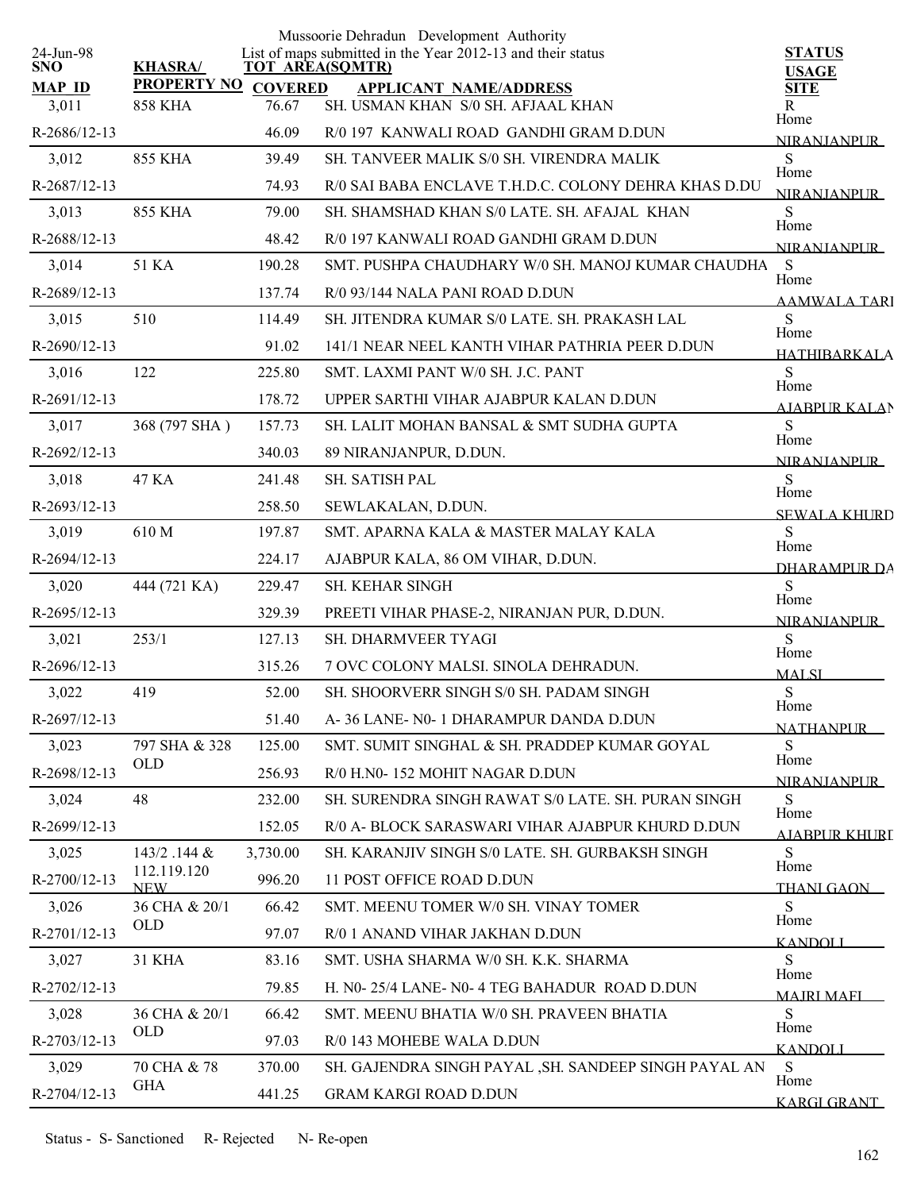Mussoorie Dehradun Development Authority

List of maps submitted in the Year 2012-13 and their status

24-Jun-98

| SNO / MAP ID | KHASRA/ PROPERTY NO | TOT AREA(SQMTR) / COVERED | APPLICANT NAME/ADDRESS | STATUS / USAGE / SITE |
|---|---|---|---|---|
| 3,011 | 858 KHA | 76.67 | SH. USMAN KHAN S/0 SH. AFJAAL KHAN | R |
| R-2686/12-13 | | 46.09 | R/0 197 KANWALI ROAD GANDHI GRAM D.DUN | Home NIRANJANPUR |
| 3,012 | 855 KHA | 39.49 | SH. TANVEER MALIK S/0 SH. VIRENDRA MALIK | S |
| R-2687/12-13 | | 74.93 | R/0 SAI BABA ENCLAVE T.H.D.C. COLONY DEHRA KHAS D.DU | Home NIRANJANPUR |
| 3,013 | 855 KHA | 79.00 | SH. SHAMSHAD KHAN S/0 LATE. SH. AFAJAL KHAN | S |
| R-2688/12-13 | | 48.42 | R/0 197 KANWALI ROAD GANDHI GRAM D.DUN | Home NIRANJANPUR |
| 3,014 | 51 KA | 190.28 | SMT. PUSHPA CHAUDHARY W/0 SH. MANOJ KUMAR CHAUDHA | S |
| R-2689/12-13 | | 137.74 | R/0 93/144 NALA PANI ROAD D.DUN | Home AAMWALA TARI |
| 3,015 | 510 | 114.49 | SH. JITENDRA KUMAR S/0 LATE. SH. PRAKASH LAL | S |
| R-2690/12-13 | | 91.02 | 141/1 NEAR NEEL KANTH VIHAR PATHRIA PEER D.DUN | Home HATHIBARKALA |
| 3,016 | 122 | 225.80 | SMT. LAXMI PANT W/0 SH. J.C. PANT | S |
| R-2691/12-13 | | 178.72 | UPPER SARTHI VIHAR AJABPUR KALAN D.DUN | Home AJABPUR KALAN |
| 3,017 | 368 (797 SHA ) | 157.73 | SH. LALIT MOHAN BANSAL & SMT SUDHA GUPTA | S |
| R-2692/12-13 | | 340.03 | 89 NIRANJANPUR, D.DUN. | Home NIRANJANPUR |
| 3,018 | 47 KA | 241.48 | SH. SATISH PAL | S |
| R-2693/12-13 | | 258.50 | SEWLAKALAN, D.DUN. | Home SEWALA KHURD |
| 3,019 | 610 M | 197.87 | SMT. APARNA KALA & MASTER MALAY KALA | S |
| R-2694/12-13 | | 224.17 | AJABPUR KALA, 86 OM VIHAR, D.DUN. | Home DHARAMPUR DA |
| 3,020 | 444 (721 KA) | 229.47 | SH. KEHAR SINGH | S |
| R-2695/12-13 | | 329.39 | PREETI VIHAR PHASE-2, NIRANJAN PUR, D.DUN. | Home NIRANJANPUR |
| 3,021 | 253/1 | 127.13 | SH. DHARMVEER TYAGI | S |
| R-2696/12-13 | | 315.26 | 7 OVC COLONY MALSI. SINOLA DEHRADUN. | Home MALSI |
| 3,022 | 419 | 52.00 | SH. SHOORVERR SINGH S/0 SH. PADAM SINGH | S |
| R-2697/12-13 | | 51.40 | A- 36 LANE- N0- 1 DHARAMPUR DANDA D.DUN | Home NATHANPUR |
| 3,023 | 797 SHA & 328 OLD | 125.00 | SMT. SUMIT SINGHAL & SH. PRADDEP KUMAR GOYAL | S |
| R-2698/12-13 | | 256.93 | R/0 H.N0- 152 MOHIT NAGAR D.DUN | Home NIRANJANPUR |
| 3,024 | 48 | 232.00 | SH. SURENDRA SINGH RAWAT S/0 LATE. SH. PURAN SINGH | S |
| R-2699/12-13 | | 152.05 | R/0 A- BLOCK SARASWARI VIHAR AJABPUR KHURD D.DUN | Home AJABPUR KHURD |
| 3,025 | 143/2 .144 & 112.119.120 NEW | 3,730.00 | SH. KARANJIV SINGH S/0 LATE. SH. GURBAKSH SINGH | S |
| R-2700/12-13 | | 996.20 | 11 POST OFFICE ROAD D.DUN | Home THANI GAON |
| 3,026 | 36 CHA & 20/1 OLD | 66.42 | SMT. MEENU TOMER W/0 SH. VINAY TOMER | S |
| R-2701/12-13 | | 97.07 | R/0 1 ANAND VIHAR JAKHAN D.DUN | Home KANDOLI |
| 3,027 | 31 KHA | 83.16 | SMT. USHA SHARMA W/0 SH. K.K. SHARMA | S |
| R-2702/12-13 | | 79.85 | H. N0- 25/4 LANE- N0- 4 TEG BAHADUR ROAD D.DUN | Home MAJRI MAFI |
| 3,028 | 36 CHA & 20/1 OLD | 66.42 | SMT. MEENU BHATIA W/0 SH. PRAVEEN BHATIA | S |
| R-2703/12-13 | | 97.03 | R/0 143 MOHEBE WALA D.DUN | Home KANDOLI |
| 3,029 | 70 CHA & 78 GHA | 370.00 | SH. GAJENDRA SINGH PAYAL ,SH. SANDEEP SINGH PAYAL AN | S |
| R-2704/12-13 | | 441.25 | GRAM KARGI ROAD D.DUN | Home KARGI GRANT |

Status - S- Sanctioned R- Rejected N- Re-open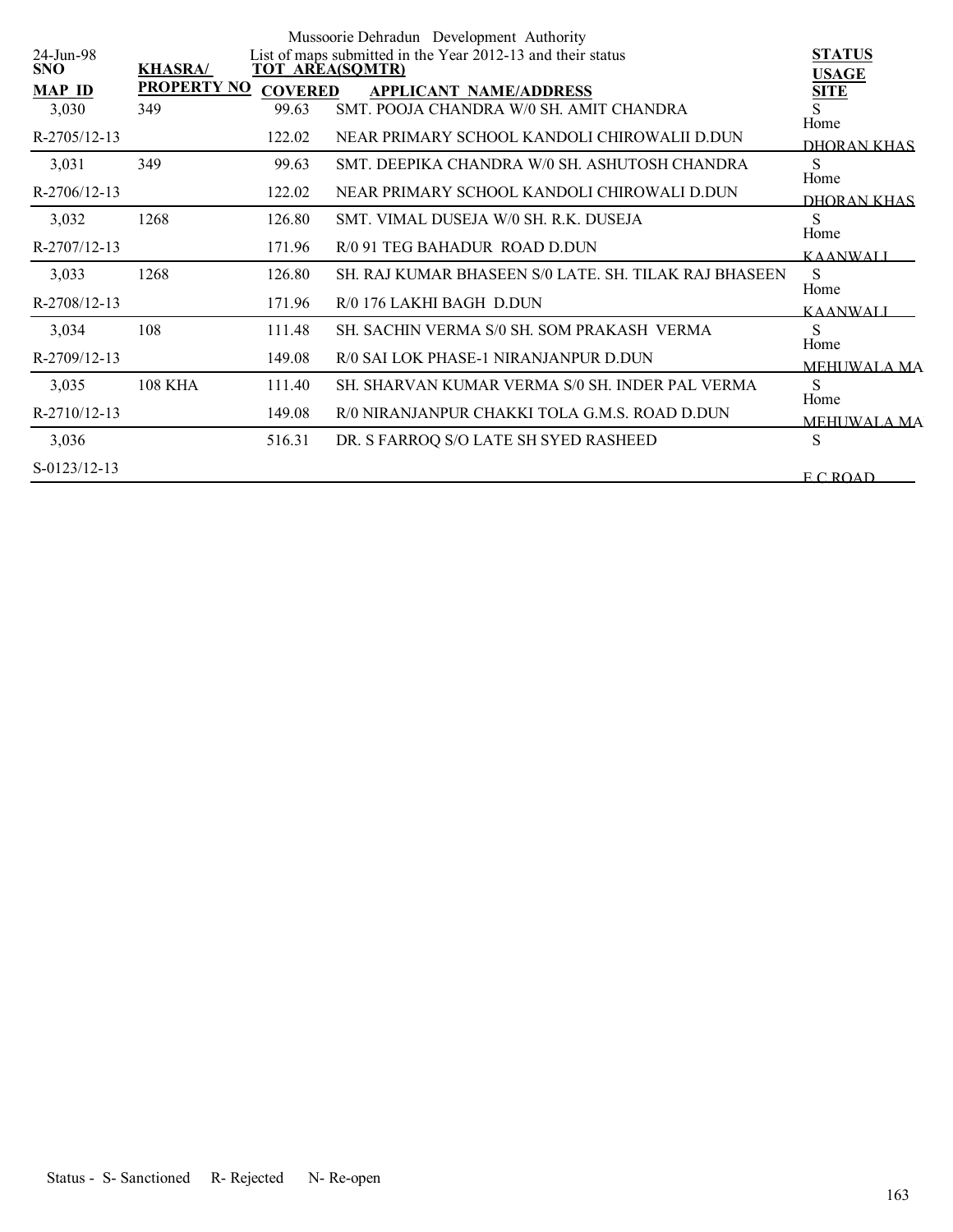Mussoorie Dehradun Development Authority

24-Jun-98

List of maps submitted in the Year 2012-13 and their status

| SNO / MAP ID | KHASRA/ PROPERTY NO | TOT AREA(SQMTR) / COVERED | APPLICANT NAME/ADDRESS | STATUS / USAGE / SITE |
|---|---|---|---|---|
| 3,030 | 349 | 99.63 | SMT. POOJA CHANDRA W/0 SH. AMIT CHANDRA | S |
| R-2705/12-13 | | 122.02 | NEAR PRIMARY SCHOOL KANDOLI CHIROWALII D.DUN | Home DHORAN KHAS |
| 3,031 | 349 | 99.63 | SMT. DEEPIKA CHANDRA W/0 SH. ASHUTOSH CHANDRA | S |
| R-2706/12-13 | | 122.02 | NEAR PRIMARY SCHOOL KANDOLI CHIROWALI D.DUN | Home DHORAN KHAS |
| 3,032 | 1268 | 126.80 | SMT. VIMAL DUSEJA W/0 SH. R.K. DUSEJA | S |
| R-2707/12-13 | | 171.96 | R/0 91 TEG BAHADUR ROAD D.DUN | Home KAANWALI |
| 3,033 | 1268 | 126.80 | SH. RAJ KUMAR BHASEEN S/0 LATE. SH. TILAK RAJ BHASEEN | S |
| R-2708/12-13 | | 171.96 | R/0 176 LAKHI BAGH D.DUN | Home KAANWALI |
| 3,034 | 108 | 111.48 | SH. SACHIN VERMA S/0 SH. SOM PRAKASH VERMA | S |
| R-2709/12-13 | | 149.08 | R/0 SAI LOK PHASE-1 NIRANJANPUR D.DUN | Home MEHUWALA MA |
| 3,035 | 108 KHA | 111.40 | SH. SHARVAN KUMAR VERMA S/0 SH. INDER PAL VERMA | S |
| R-2710/12-13 | | 149.08 | R/0 NIRANJANPUR CHAKKI TOLA G.M.S. ROAD D.DUN | Home MEHUWALA MA |
| 3,036 | | 516.31 | DR. S FARROQ S/O LATE SH SYED RASHEED | S |
| S-0123/12-13 | | | | E C ROAD |

Status - S- Sanctioned R- Rejected N- Re-open